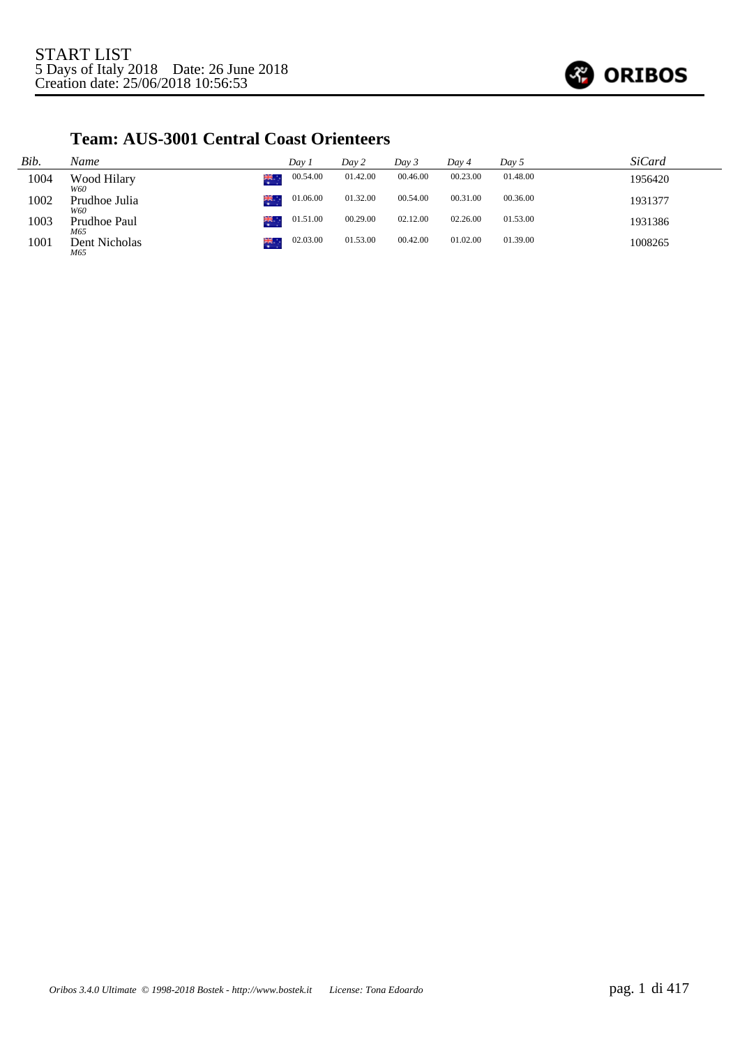START LIST
5 Days of Italy 2018    Date: 26 June 2018
Creation date: 25/06/2018 10:56:53

## Team: AUS-3001 Central Coast Orienteers

| *Bib.* | *Name* | *Day 1* | *Day 2* | *Day 3* | *Day 4* | *Day 5* | *SiCard* |
|---|---|---|---|---|---|---|---|
| 1004 | Wood Hilary *W60* | 00.54.00 | 01.42.00 | 00.46.00 | 00.23.00 | 01.48.00 | 1956420 |
| 1002 | Prudhoe Julia *W60* | 01.06.00 | 01.32.00 | 00.54.00 | 00.31.00 | 00.36.00 | 1931377 |
| 1003 | Prudhoe Paul *M65* | 01.51.00 | 00.29.00 | 02.12.00 | 02.26.00 | 01.53.00 | 1931386 |
| 1001 | Dent Nicholas *M65* | 02.03.00 | 01.53.00 | 00.42.00 | 01.02.00 | 01.39.00 | 1008265 |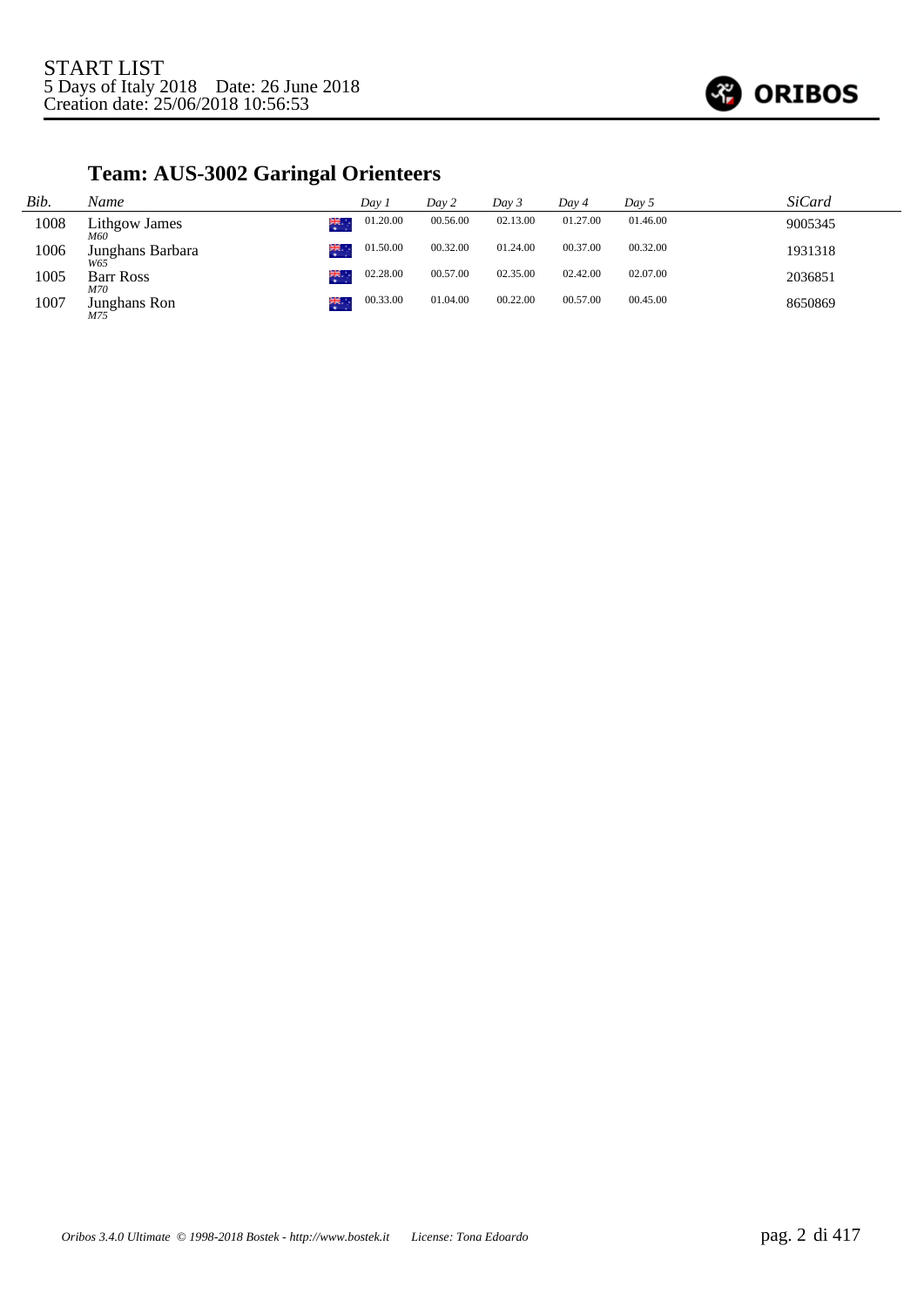START LIST
5 Days of Italy 2018 Date: 26 June 2018
Creation date: 25/06/2018 10:56:53

## Team: AUS-3002 Garingal Orienteers

| Bib. | Name | Day 1 | Day 2 | Day 3 | Day 4 | Day 5 | SiCard |
|---|---|---|---|---|---|---|---|
| 1008 | Lithgow James *M60* | 01.20.00 | 00.56.00 | 02.13.00 | 01.27.00 | 01.46.00 | 9005345 |
| 1006 | Junghans Barbara *W65* | 01.50.00 | 00.32.00 | 01.24.00 | 00.37.00 | 00.32.00 | 1931318 |
| 1005 | Barr Ross *M70* | 02.28.00 | 00.57.00 | 02.35.00 | 02.42.00 | 02.07.00 | 2036851 |
| 1007 | Junghans Ron *M75* | 00.33.00 | 01.04.00 | 00.22.00 | 00.57.00 | 00.45.00 | 8650869 |

*Oribos 3.4.0 Ultimate © 1998-2018 Bostek - http://www.bostek.it License: Tona Edoardo*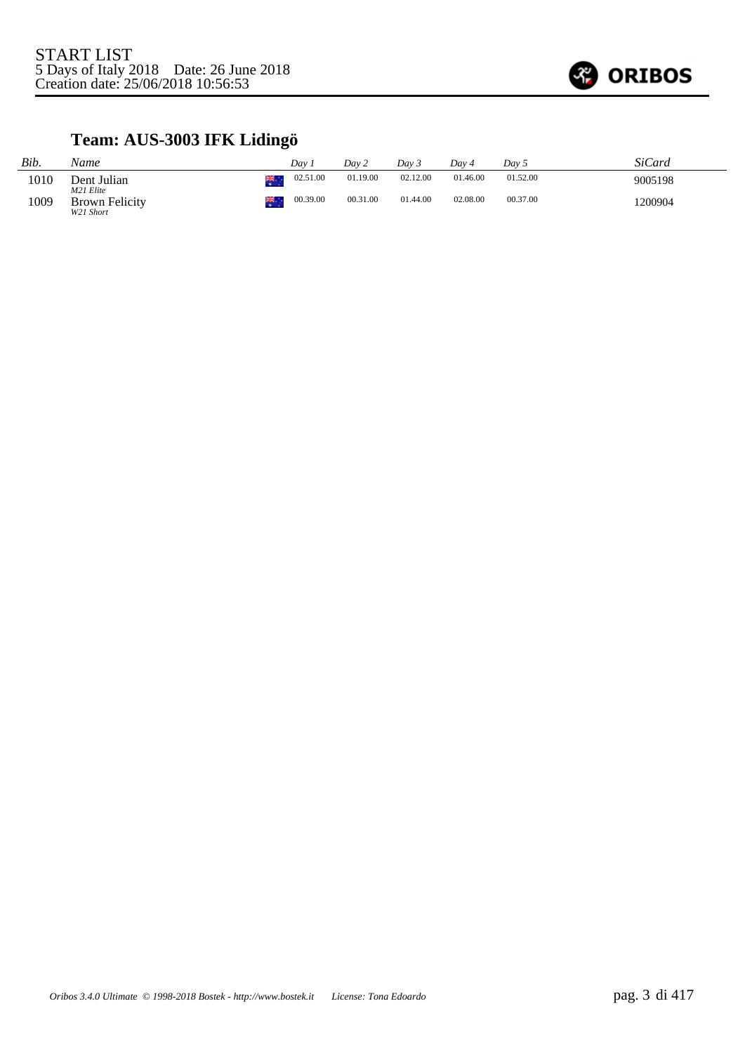START LIST
5 Days of Italy 2018 Date: 26 June 2018
Creation date: 25/06/2018 10:56:53

## Team: AUS-3003 IFK Lidingö

| Bib. | Name | Day 1 | Day 2 | Day 3 | Day 4 | Day 5 | SiCard |
|---|---|---|---|---|---|---|---|
| 1010 | Dent Julian *M21 Elite* | 02.51.00 | 01.19.00 | 02.12.00 | 01.46.00 | 01.52.00 | 9005198 |
| 1009 | Brown Felicity *W21 Short* | 00.39.00 | 00.31.00 | 01.44.00 | 02.08.00 | 00.37.00 | 1200904 |

*Oribos 3.4.0 Ultimate © 1998-2018 Bostek - http://www.bostek.it License: Tona Edoardo*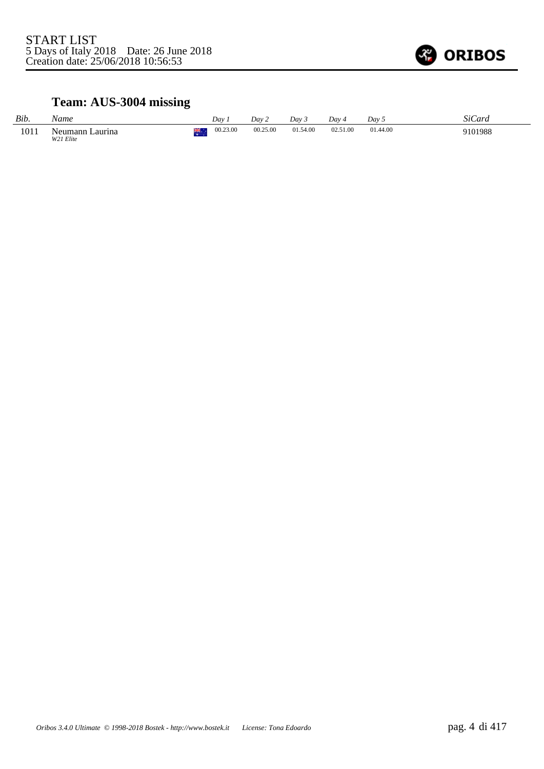START LIST
5 Days of Italy 2018    Date: 26 June 2018
Creation date: 25/06/2018 10:56:53

## Team: AUS-3004 missing

| Bib. | Name | | Day 1 | Day 2 | Day 3 | Day 4 | Day 5 | SiCard |
|---|---|---|---|---|---|---|---|---|
| 1011 | Neumann Laurina *W21 Elite* | AUS | 00.23.00 | 00.25.00 | 01.54.00 | 02.51.00 | 01.44.00 | 9101988 |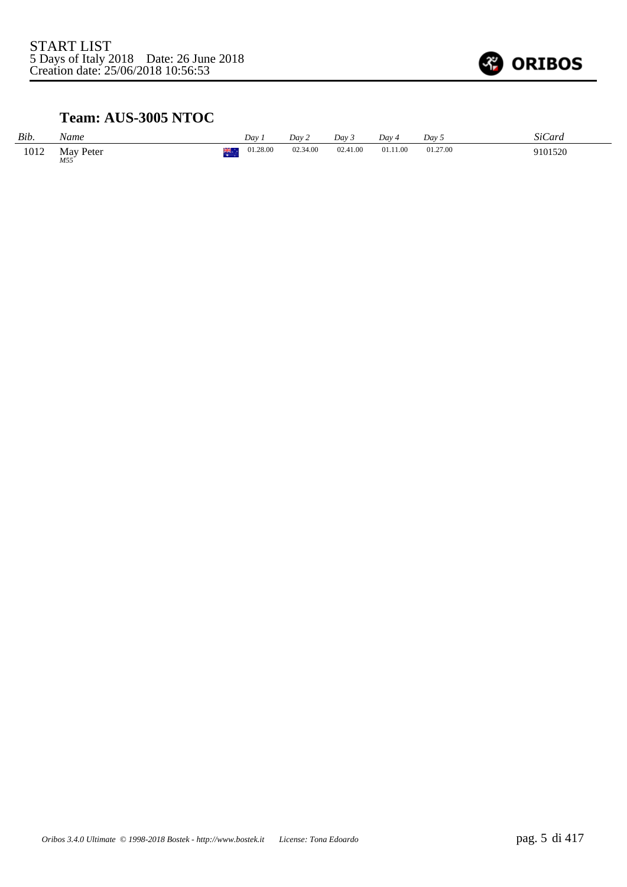START LIST
5 Days of Italy 2018    Date: 26 June 2018
Creation date: 25/06/2018 10:56:53

## Team: AUS-3005 NTOC

| *Bib.* | *Name* | *Day 1* | *Day 2* | *Day 3* | *Day 4* | *Day 5* | *SiCard* |
|---|---|---|---|---|---|---|---|
| 1012 | May Peter *M55* | 01.28.00 | 02.34.00 | 02.41.00 | 01.11.00 | 01.27.00 | 9101520 |

*Oribos 3.4.0 Ultimate © 1998-2018 Bostek - http://www.bostek.it    License: Tona Edoardo*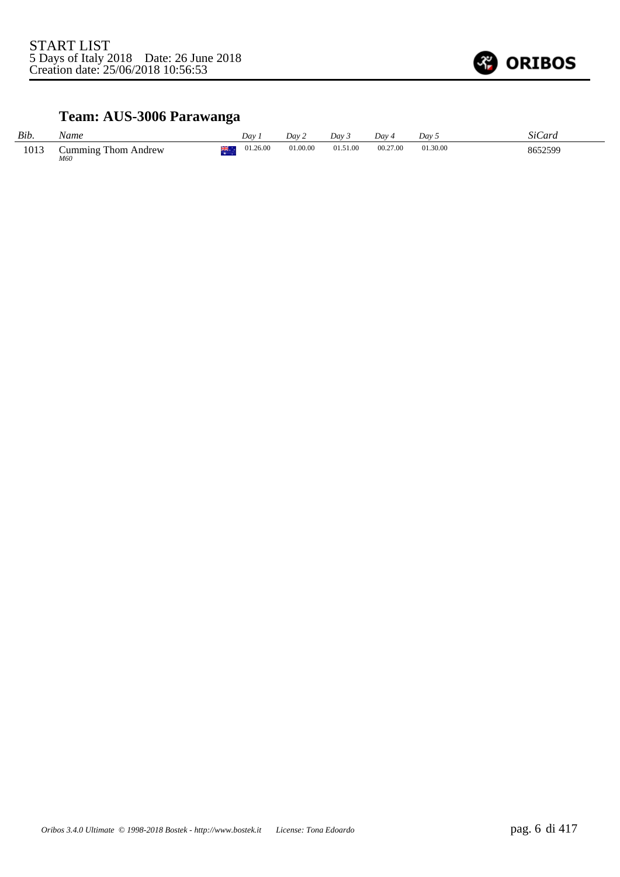START LIST
5 Days of Italy 2018    Date: 26 June 2018
Creation date: 25/06/2018 10:56:53

## Team: AUS-3006 Parawanga

| *Bib.* | *Name* | | *Day 1* | *Day 2* | *Day 3* | *Day 4* | *Day 5* | *SiCard* |
|---|---|---|---|---|---|---|---|---|
| 1013 | Cumming Thom Andrew *M60* | | 01.26.00 | 01.00.00 | 01.51.00 | 00.27.00 | 01.30.00 | 8652599 |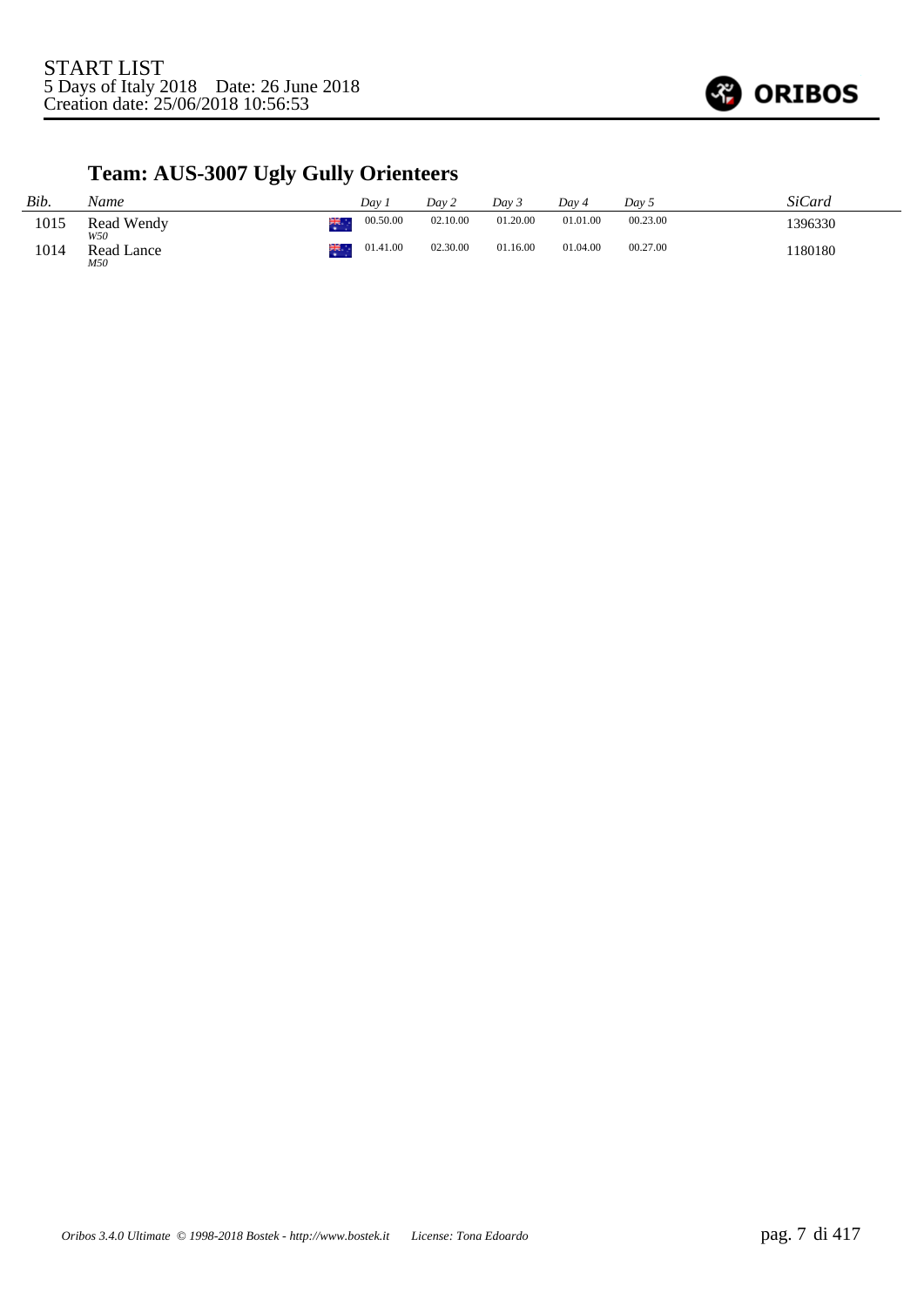START LIST
5 Days of Italy 2018    Date: 26 June 2018
Creation date: 25/06/2018 10:56:53

## Team: AUS-3007 Ugly Gully Orienteers

| Bib. | Name | Day 1 | Day 2 | Day 3 | Day 4 | Day 5 | SiCard |
|---|---|---|---|---|---|---|---|
| 1015 | Read Wendy *W50* | 00.50.00 | 02.10.00 | 01.20.00 | 01.01.00 | 00.23.00 | 1396330 |
| 1014 | Read Lance *M50* | 01.41.00 | 02.30.00 | 01.16.00 | 01.04.00 | 00.27.00 | 1180180 |

*Oribos 3.4.0 Ultimate © 1998-2018 Bostek - http://www.bostek.it    License: Tona Edoardo*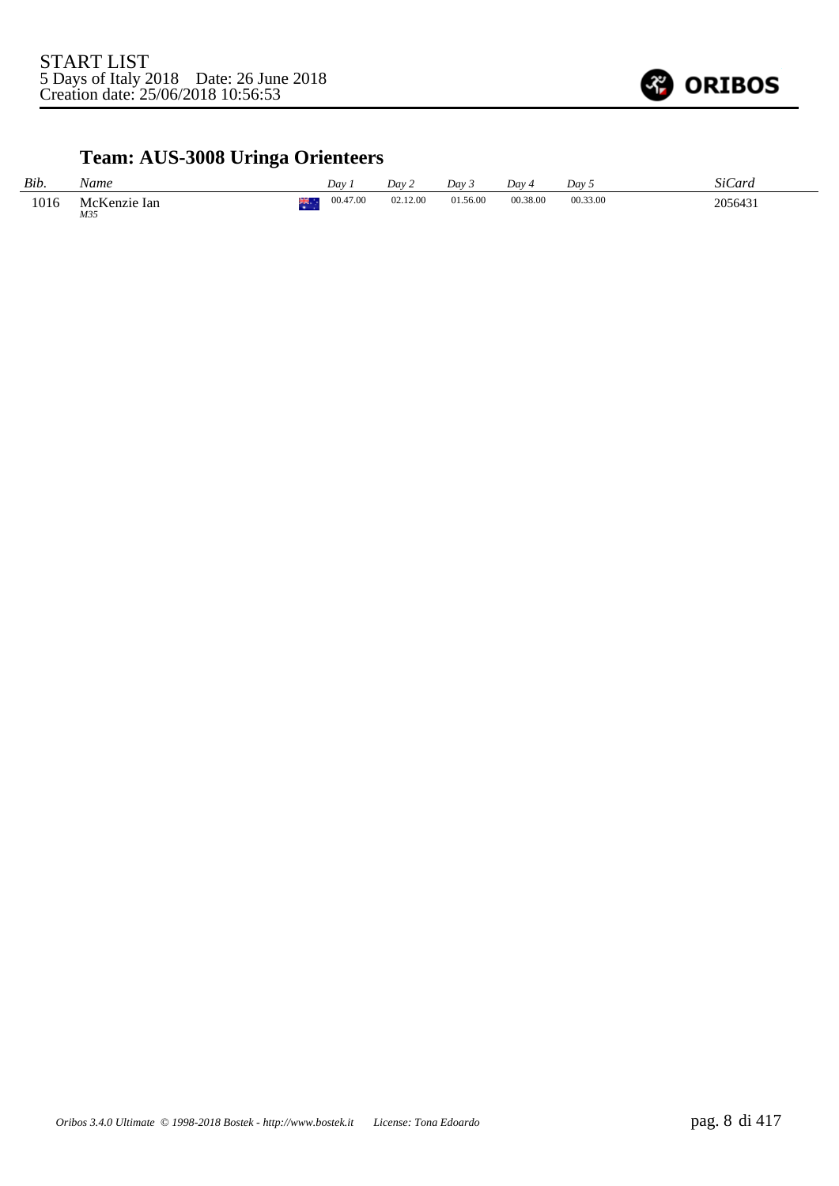START LIST
5 Days of Italy 2018 Date: 26 June 2018
Creation date: 25/06/2018 10:56:53

## Team: AUS-3008 Uringa Orienteers

| *Bib.* | *Name* | | *Day 1* | *Day 2* | *Day 3* | *Day 4* | *Day 5* | *SiCard* |
|---|---|---|---|---|---|---|---|---|
| 1016 | McKenzie Ian<br>*M35* | AUS | 00.47.00 | 02.12.00 | 01.56.00 | 00.38.00 | 00.33.00 | 2056431 |

*Oribos 3.4.0 Ultimate © 1998-2018 Bostek - http://www.bostek.it License: Tona Edoardo*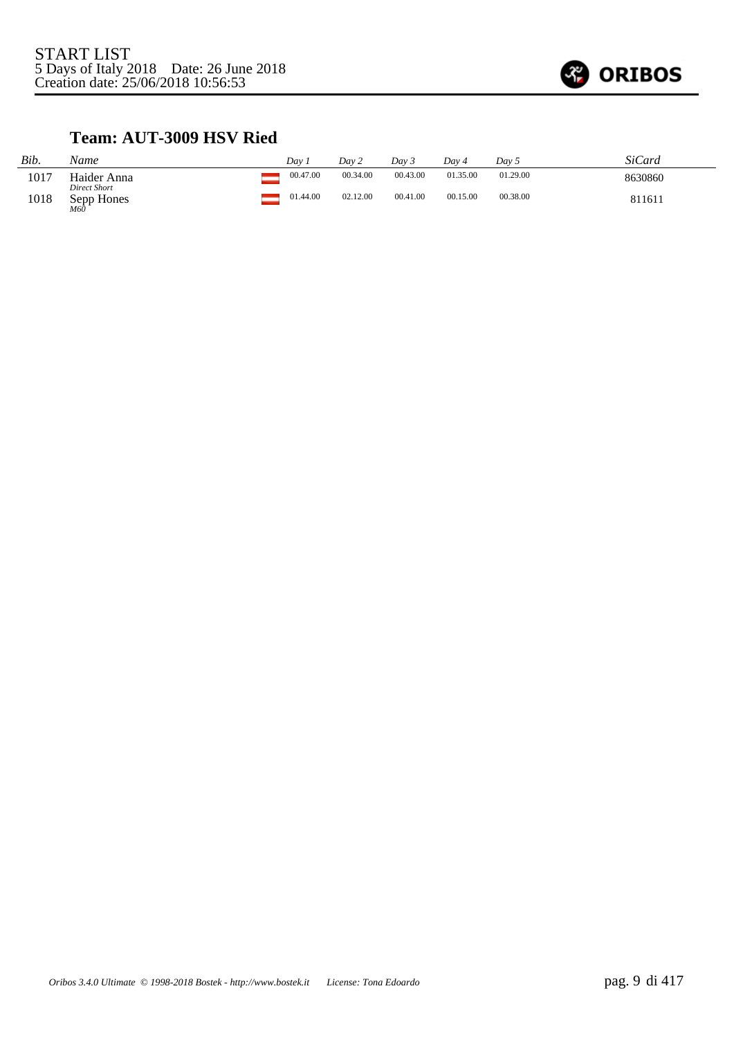START LIST
5 Days of Italy 2018 Date: 26 June 2018
Creation date: 25/06/2018 10:56:53

## Team: AUT-3009 HSV Ried

| *Bib.* | *Name* | | *Day 1* | *Day 2* | *Day 3* | *Day 4* | *Day 5* | *SiCard* |
|---|---|---|---|---|---|---|---|---|
| 1017 | Haider Anna<br>*Direct Short* | | 00.47.00 | 00.34.00 | 00.43.00 | 01.35.00 | 01.29.00 | 8630860 |
| 1018 | Sepp Hones<br>*M60* | | 01.44.00 | 02.12.00 | 00.41.00 | 00.15.00 | 00.38.00 | 811611 |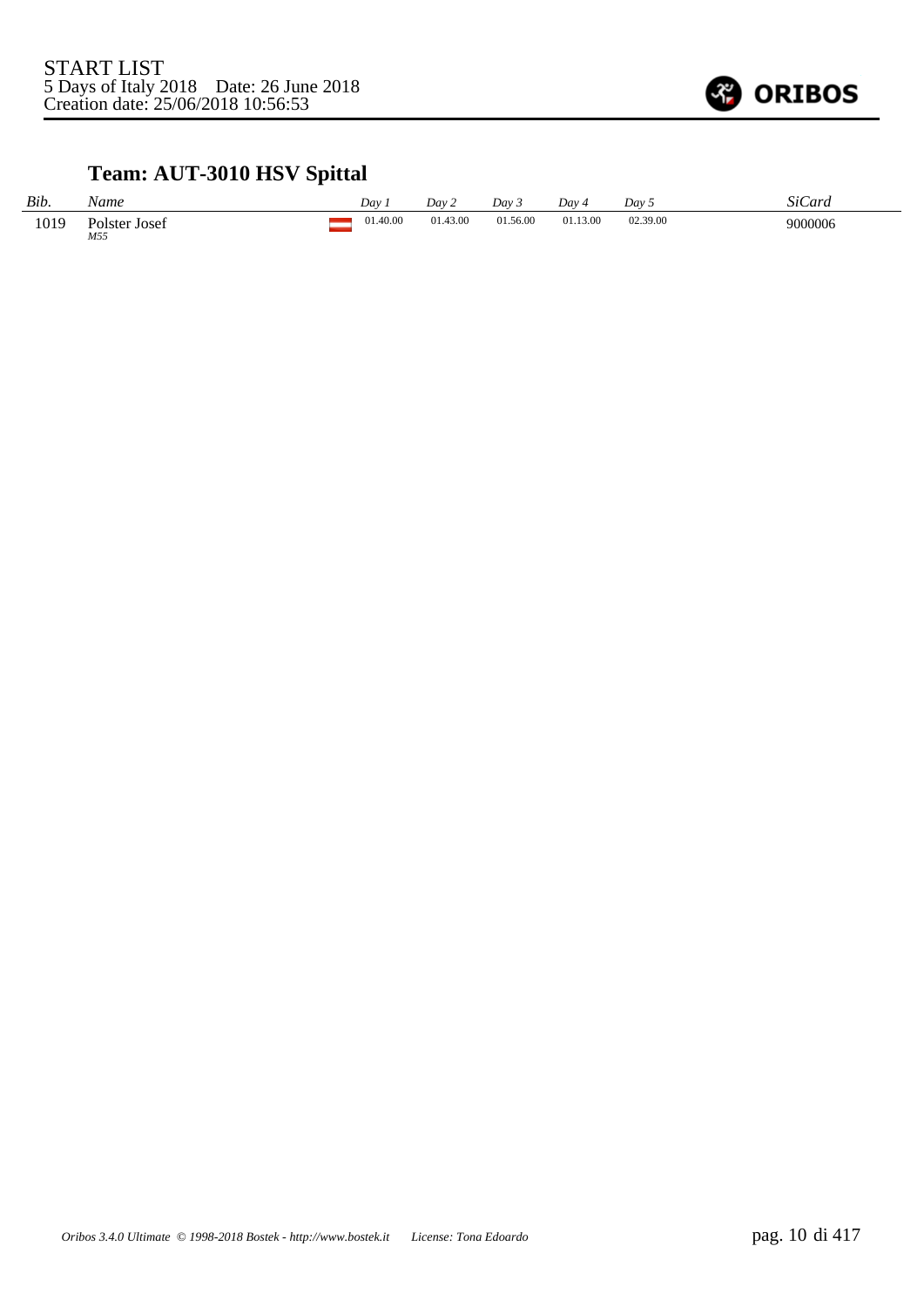START LIST
5 Days of Italy 2018    Date: 26 June 2018
Creation date: 25/06/2018 10:56:53

## Team: AUT-3010 HSV Spittal

| *Bib.* | *Name* | | *Day 1* | *Day 2* | *Day 3* | *Day 4* | *Day 5* | *SiCard* |
|---|---|---|---|---|---|---|---|---|
| 1019 | Polster Josef *M55* | | 01.40.00 | 01.43.00 | 01.56.00 | 01.13.00 | 02.39.00 | 9000006 |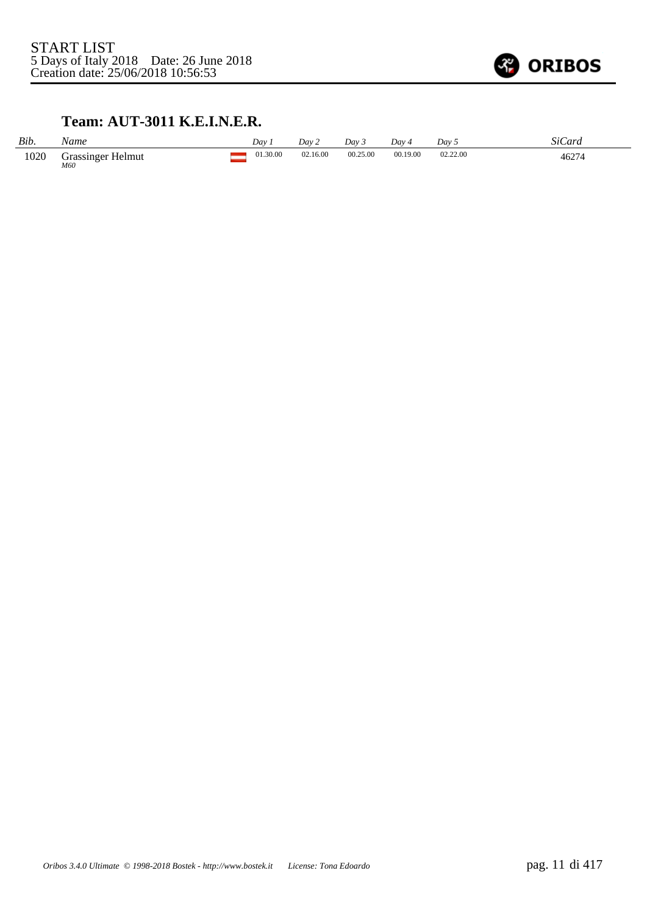START LIST
5 Days of Italy 2018 Date: 26 June 2018
Creation date: 25/06/2018 10:56:53

## Team: AUT-3011 K.E.I.N.E.R.

| *Bib.* | *Name* | | *Day 1* | *Day 2* | *Day 3* | *Day 4* | *Day 5* | *SiCard* |
|---|---|---|---|---|---|---|---|---|
| 1020 | Grassinger Helmut *M60* | | 01.30.00 | 02.16.00 | 00.25.00 | 00.19.00 | 02.22.00 | 46274 |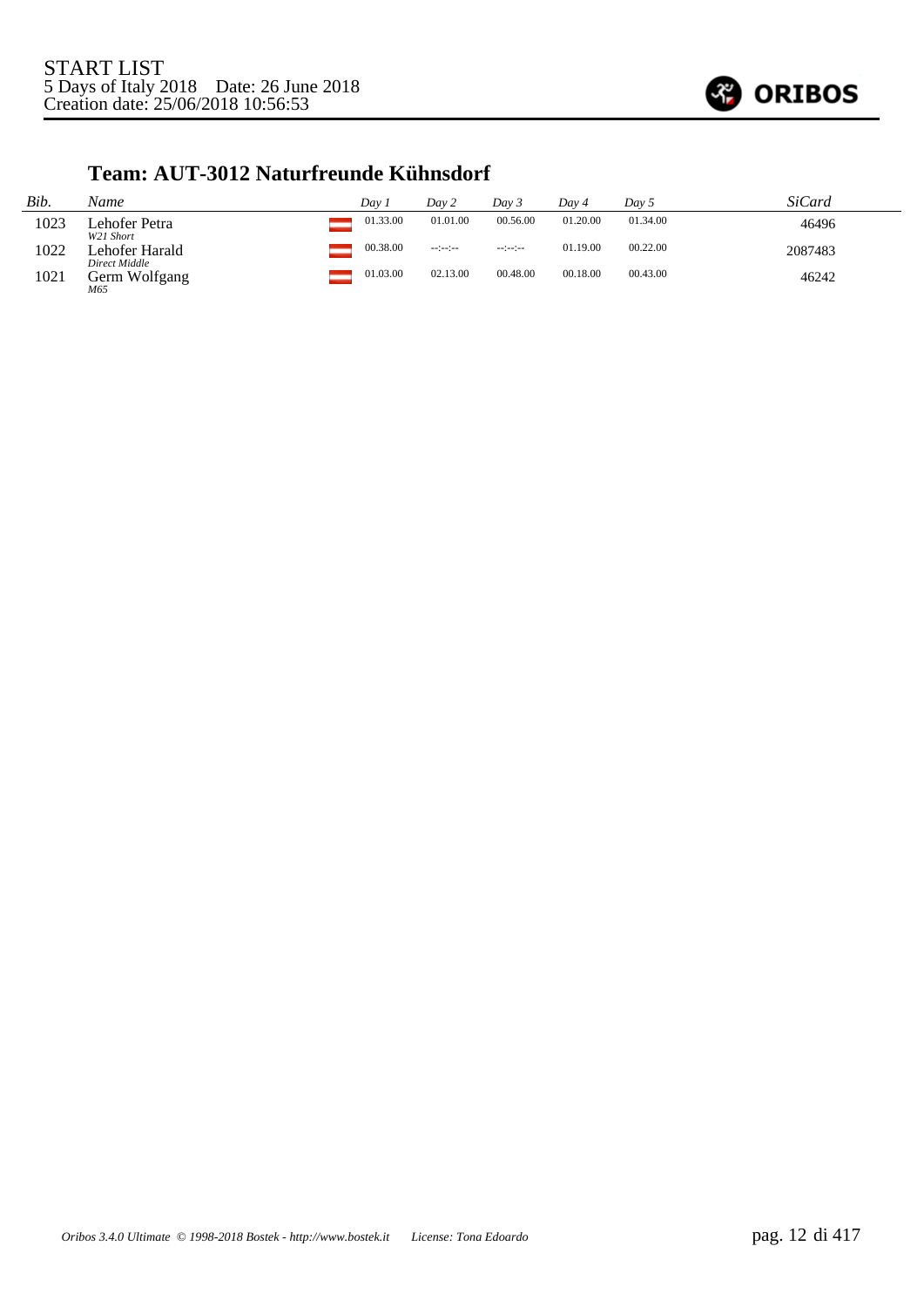START LIST
5 Days of Italy 2018    Date: 26 June 2018
Creation date: 25/06/2018 10:56:53

## Team: AUT-3012 Naturfreunde Kühnsdorf

| Bib. | Name | | Day 1 | Day 2 | Day 3 | Day 4 | Day 5 | SiCard |
|---|---|---|---|---|---|---|---|---|
| 1023 | Lehofer Petra<br>*W21 Short* | | 01.33.00 | 01.01.00 | 00.56.00 | 01.20.00 | 01.34.00 | 46496 |
| 1022 | Lehofer Harald<br>*Direct Middle* | | 00.38.00 | --:--:-- | --:--:-- | 01.19.00 | 00.22.00 | 2087483 |
| 1021 | Germ Wolfgang<br>*M65* | | 01.03.00 | 02.13.00 | 00.48.00 | 00.18.00 | 00.43.00 | 46242 |

*Oribos 3.4.0 Ultimate © 1998-2018 Bostek - http://www.bostek.it    License: Tona Edoardo*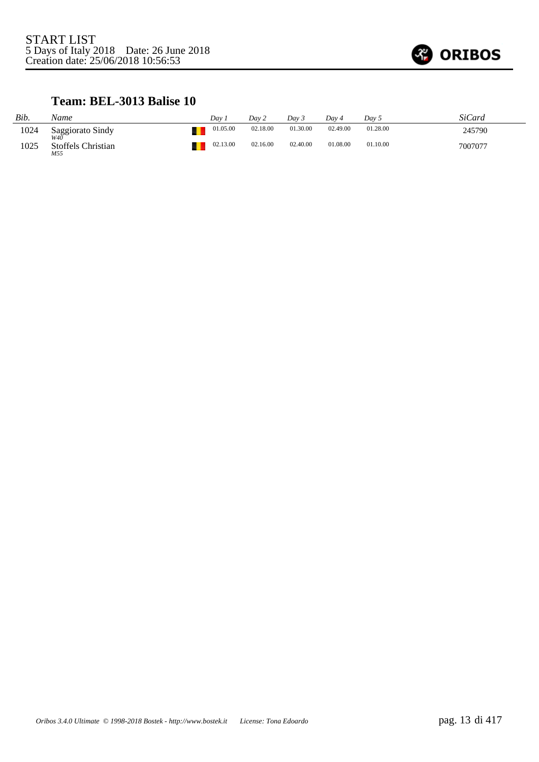START LIST
5 Days of Italy 2018 Date: 26 June 2018
Creation date: 25/06/2018 10:56:53

## Team: BEL-3013 Balise 10

| Bib. | Name | | Day 1 | Day 2 | Day 3 | Day 4 | Day 5 | SiCard |
|---|---|---|---|---|---|---|---|---|
| 1024 | Saggiorato Sindy *W40* | | 01.05.00 | 02.18.00 | 01.30.00 | 02.49.00 | 01.28.00 | 245790 |
| 1025 | Stoffels Christian *M55* | | 02.13.00 | 02.16.00 | 02.40.00 | 01.08.00 | 01.10.00 | 7007077 |

*Oribos 3.4.0 Ultimate © 1998-2018 Bostek - http://www.bostek.it License: Tona Edoardo*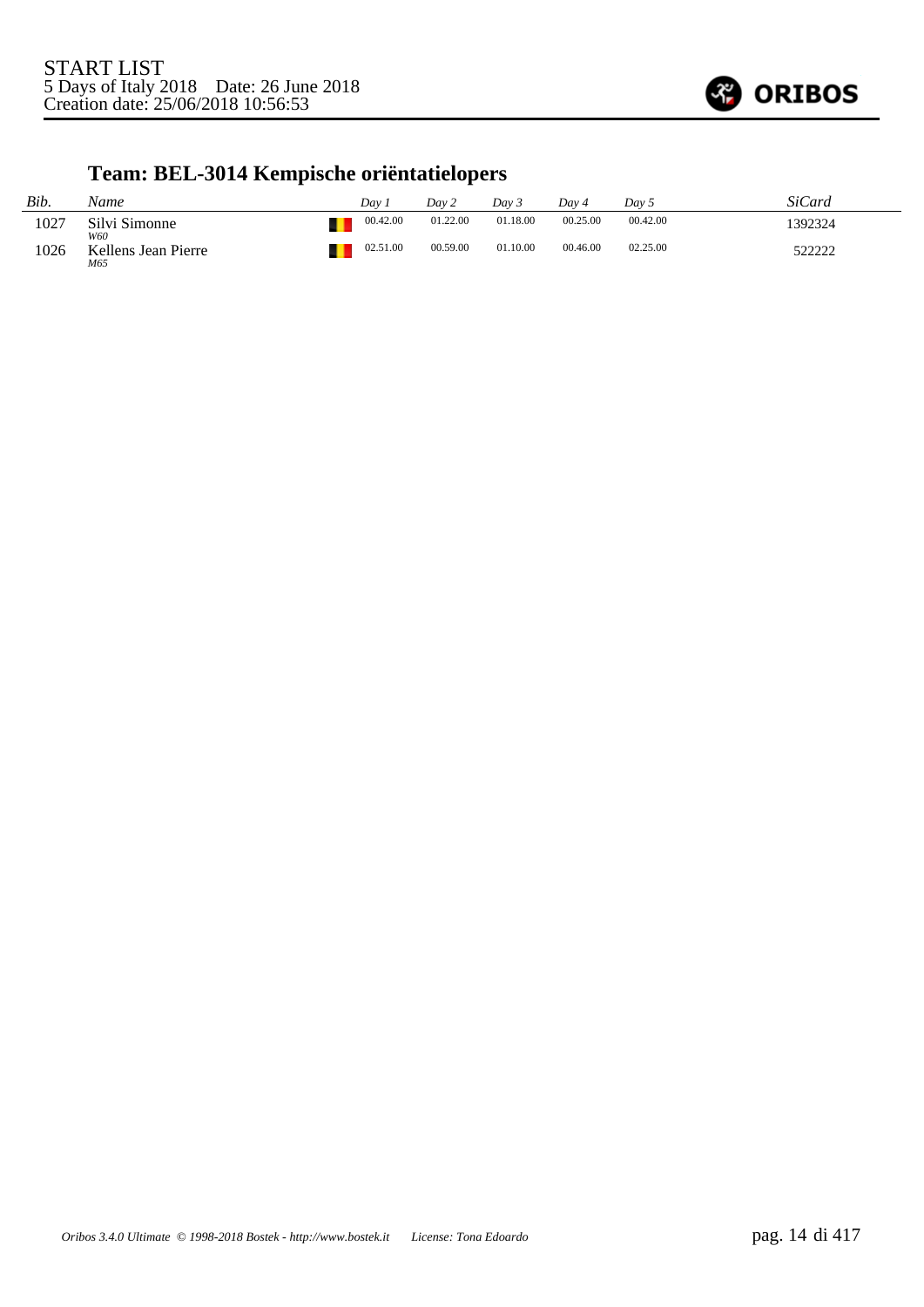START LIST
5 Days of Italy 2018 Date: 26 June 2018
Creation date: 25/06/2018 10:56:53

## Team: BEL-3014 Kempische oriëntatielopers

| Bib. | Name | | Day 1 | Day 2 | Day 3 | Day 4 | Day 5 | SiCard |
|---|---|---|---|---|---|---|---|---|
| 1027 | Silvi Simonne<br>*W60* | | 00.42.00 | 01.22.00 | 01.18.00 | 00.25.00 | 00.42.00 | 1392324 |
| 1026 | Kellens Jean Pierre<br>*M65* | | 02.51.00 | 00.59.00 | 01.10.00 | 00.46.00 | 02.25.00 | 522222 |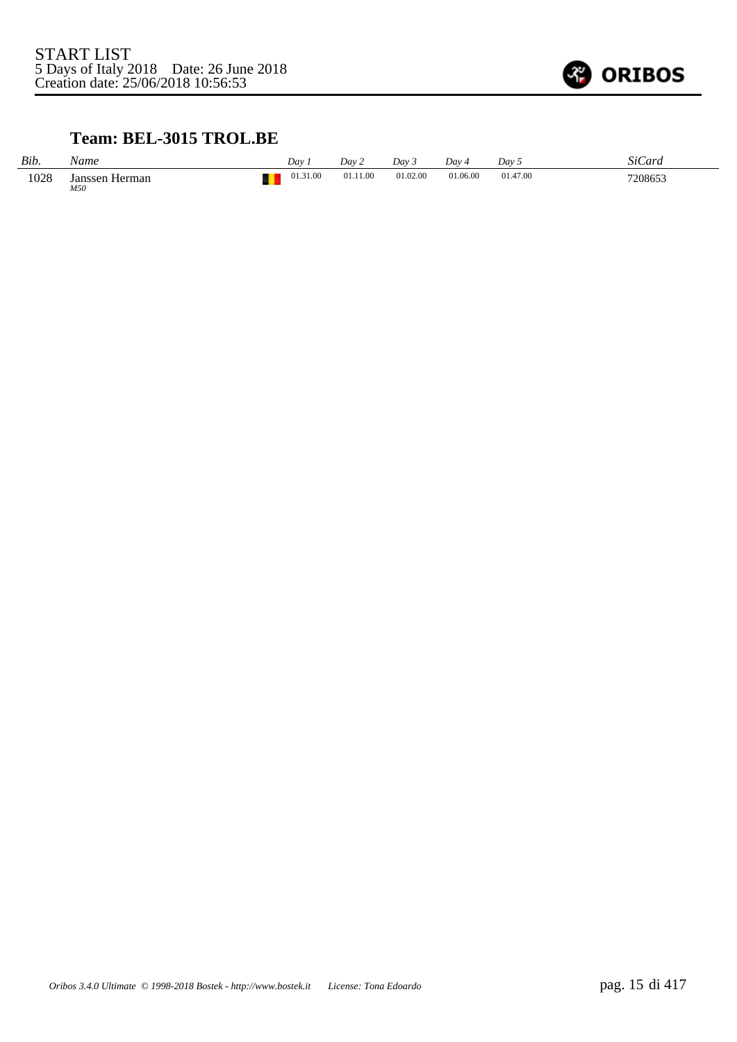START LIST
5 Days of Italy 2018    Date: 26 June 2018
Creation date: 25/06/2018 10:56:53

### Team: BEL-3015 TROL.BE

| *Bib.* | *Name* | *Day 1* | *Day 2* | *Day 3* | *Day 4* | *Day 5* | *SiCard* |
|---|---|---|---|---|---|---|---|
| 1028 | Janssen Herman *M50* | 01.31.00 | 01.11.00 | 01.02.00 | 01.06.00 | 01.47.00 | 7208653 |

*Oribos 3.4.0 Ultimate © 1998-2018 Bostek - http://www.bostek.it    License: Tona Edoardo*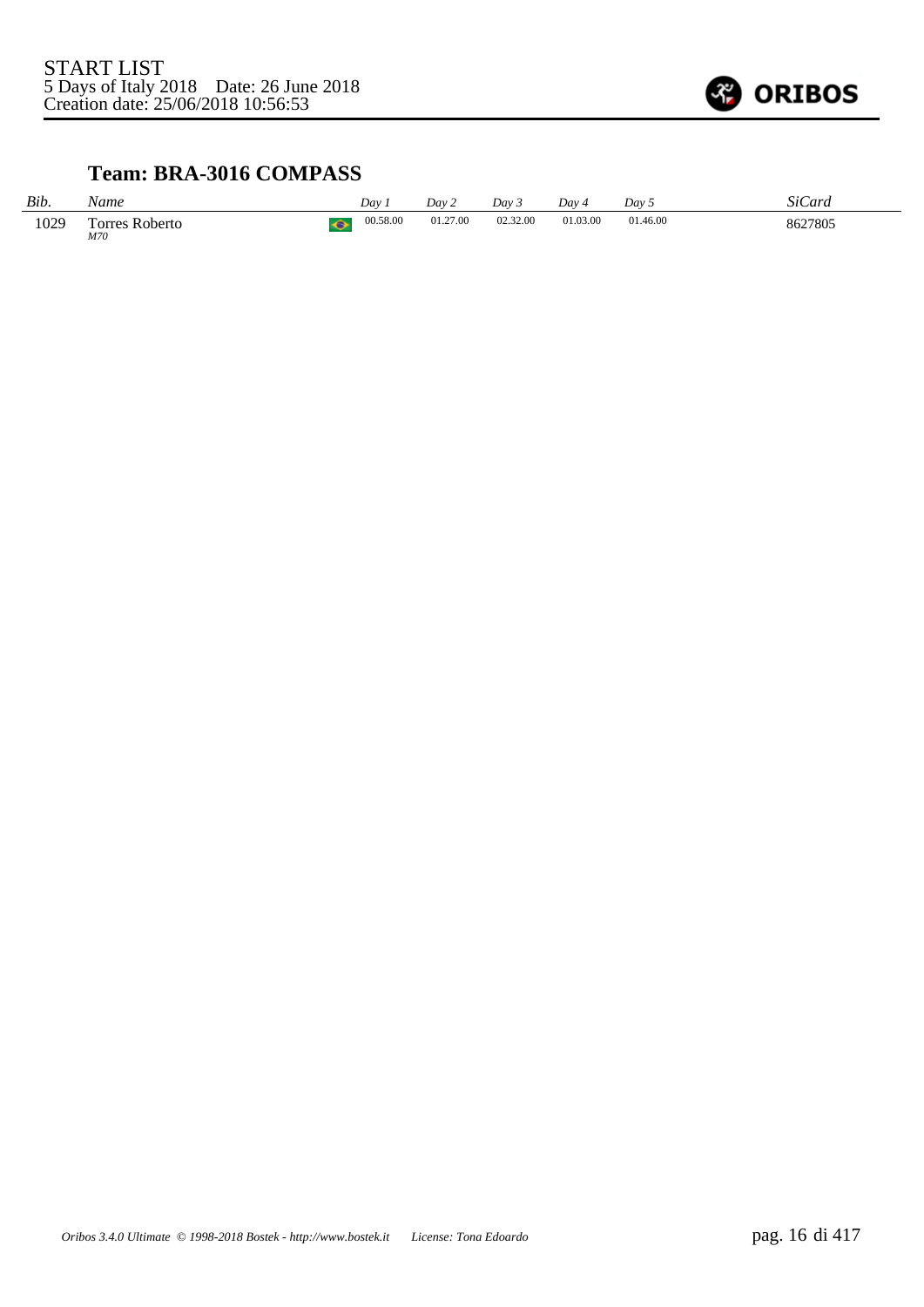START LIST
5 Days of Italy 2018    Date: 26 June 2018
Creation date: 25/06/2018 10:56:53

## Team: BRA-3016 COMPASS

| *Bib.* | *Name* | | *Day 1* | *Day 2* | *Day 3* | *Day 4* | *Day 5* | *SiCard* |
|---|---|---|---|---|---|---|---|---|
| 1029 | Torres Roberto *M70* | | 00.58.00 | 01.27.00 | 02.32.00 | 01.03.00 | 01.46.00 | 8627805 |

*Oribos 3.4.0 Ultimate © 1998-2018 Bostek - http://www.bostek.it     License: Tona Edoardo*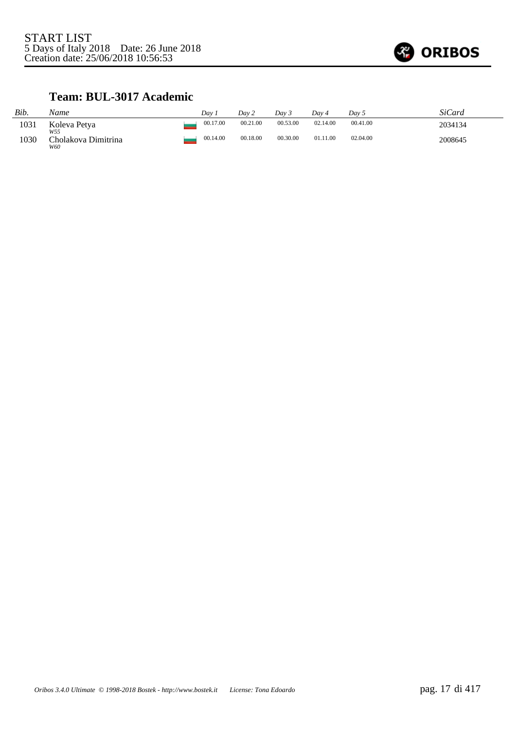START LIST
5 Days of Italy 2018    Date: 26 June 2018
Creation date: 25/06/2018 10:56:53

## Team: BUL-3017 Academic

| *Bib.* | *Name* | | *Day 1* | *Day 2* | *Day 3* | *Day 4* | *Day 5* | *SiCard* |
|---|---|---|---|---|---|---|---|---|
| 1031 | Koleva Petya *W55* | | 00.17.00 | 00.21.00 | 00.53.00 | 02.14.00 | 00.41.00 | 2034134 |
| 1030 | Cholakova Dimitrina *W60* | | 00.14.00 | 00.18.00 | 00.30.00 | 01.11.00 | 02.04.00 | 2008645 |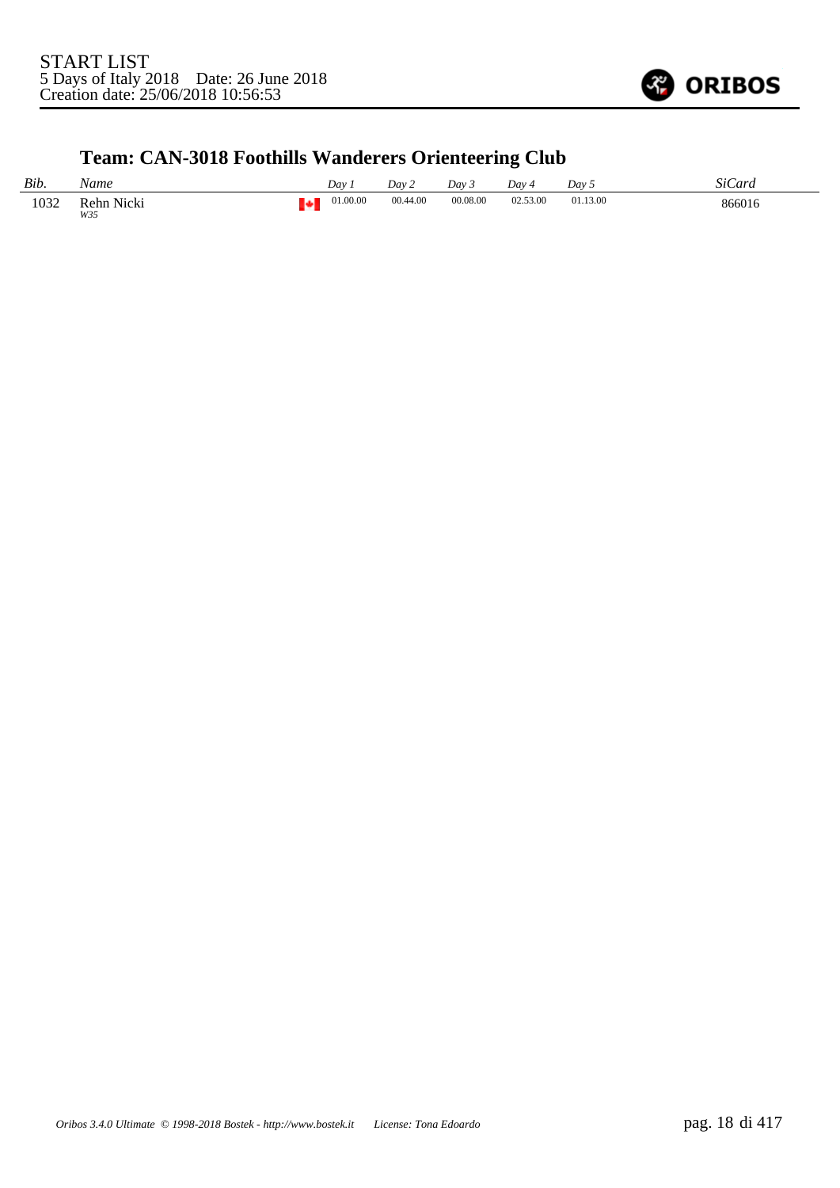START LIST
5 Days of Italy 2018    Date: 26 June 2018
Creation date: 25/06/2018 10:56:53

## Team: CAN-3018 Foothills Wanderers Orienteering Club

| *Bib.* | *Name* | | *Day 1* | *Day 2* | *Day 3* | *Day 4* | *Day 5* | *SiCard* |
|---|---|---|---|---|---|---|---|---|
| 1032 | Rehn Nicki *W35* | | 01.00.00 | 00.44.00 | 00.08.00 | 02.53.00 | 01.13.00 | 866016 |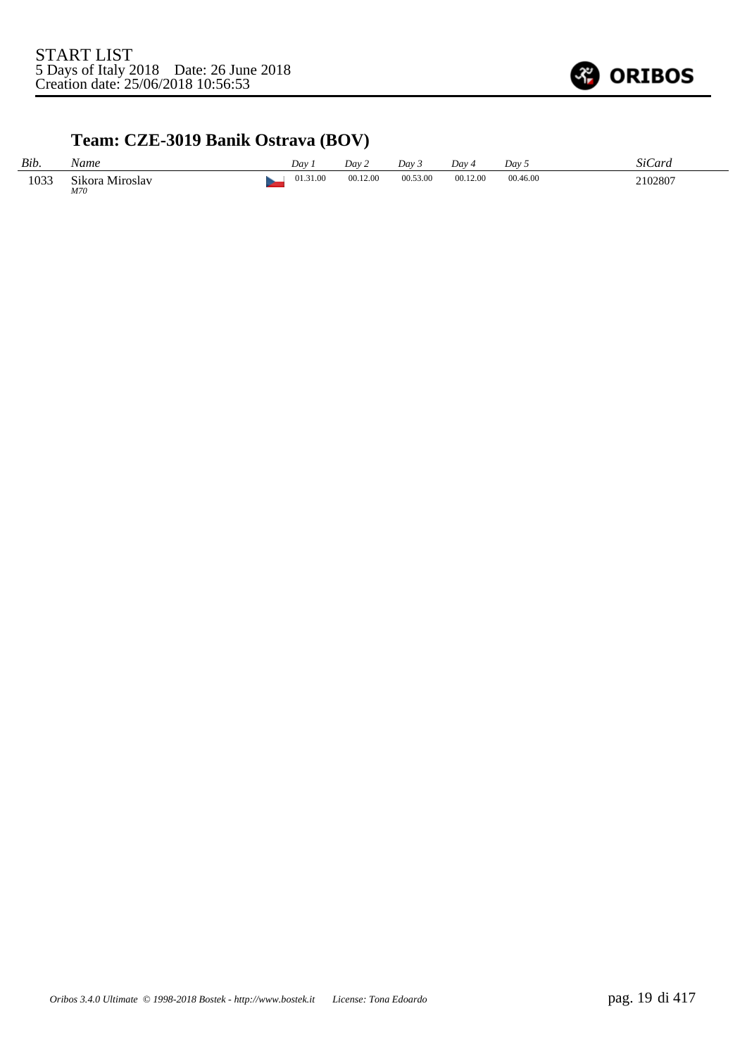START LIST
5 Days of Italy 2018 Date: 26 June 2018
Creation date: 25/06/2018 10:56:53

## Team: CZE-3019 Banik Ostrava (BOV)

| *Bib.* | *Name* | | *Day 1* | *Day 2* | *Day 3* | *Day 4* | *Day 5* | *SiCard* |
|---|---|---|---|---|---|---|---|---|
| 1033 | Sikora Miroslav *M70* | | 01.31.00 | 00.12.00 | 00.53.00 | 00.12.00 | 00.46.00 | 2102807 |

*Oribos 3.4.0 Ultimate © 1998-2018 Bostek - http://www.bostek.it License: Tona Edoardo*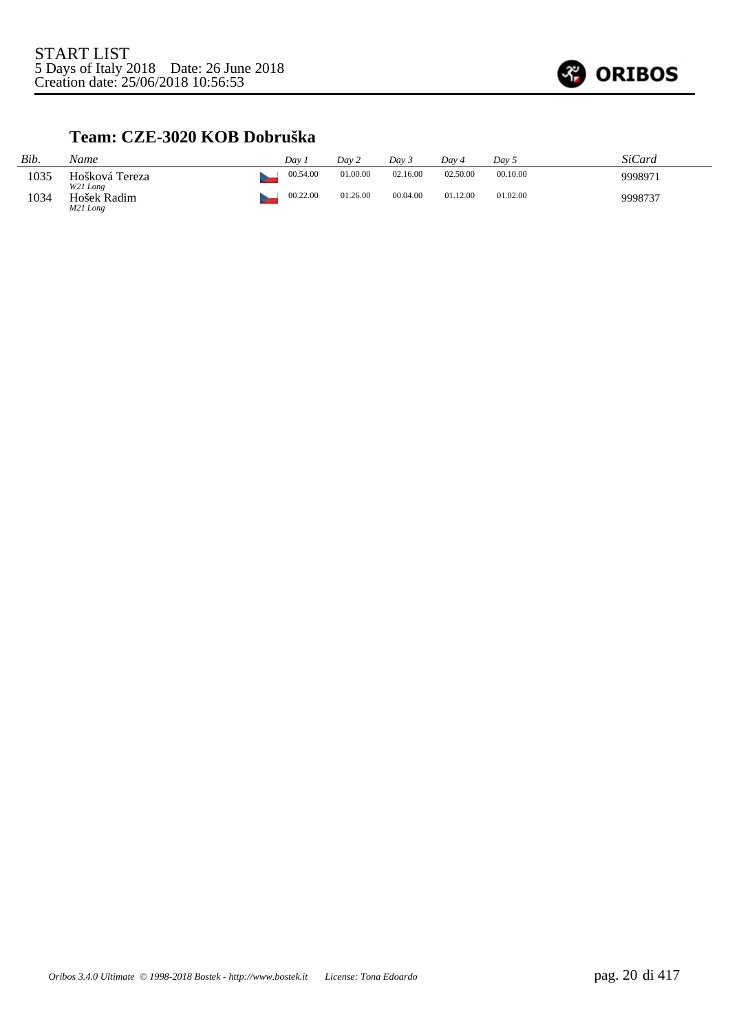START LIST
5 Days of Italy 2018 Date: 26 June 2018
Creation date: 25/06/2018 10:56:53

## Team: CZE-3020 KOB Dobruška

| Bib. | Name | Day 1 | Day 2 | Day 3 | Day 4 | Day 5 | SiCard |
|---|---|---|---|---|---|---|---|
| 1035 | Hošková Tereza *W21 Long* | 00.54.00 | 01.00.00 | 02.16.00 | 02.50.00 | 00.10.00 | 9998971 |
| 1034 | Hošek Radim *M21 Long* | 00.22.00 | 01.26.00 | 00.04.00 | 01.12.00 | 01.02.00 | 9998737 |

*Oribos 3.4.0 Ultimate © 1998-2018 Bostek - http://www.bostek.it License: Tona Edoardo*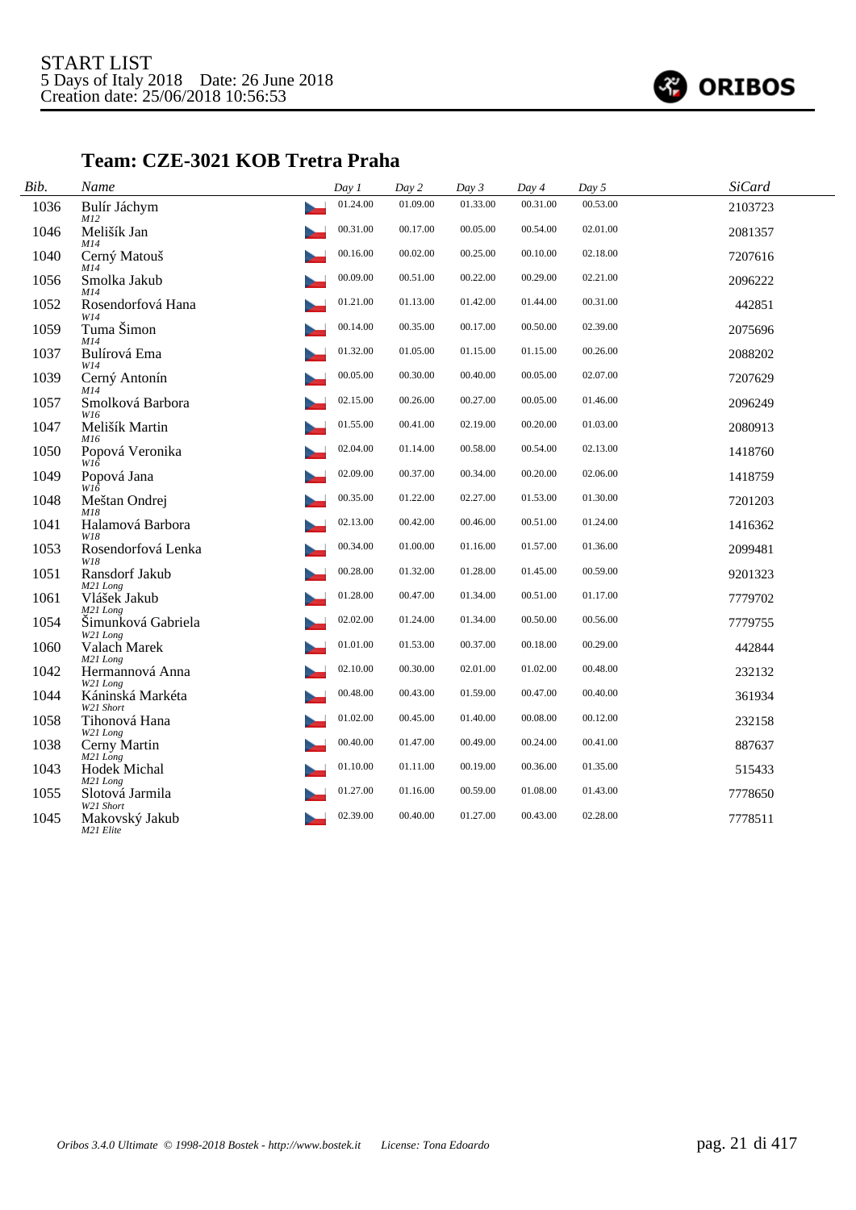START LIST
5 Days of Italy 2018 Date: 26 June 2018
Creation date: 25/06/2018 10:56:53

## Team: CZE-3021 KOB Tretra Praha

| Bib. | Name | Day 1 | Day 2 | Day 3 | Day 4 | Day 5 | SiCard |
|---|---|---|---|---|---|---|---|
| 1036 | Bulír Jáchym *M12* | 01.24.00 | 01.09.00 | 01.33.00 | 00.31.00 | 00.53.00 | 2103723 |
| 1046 | Melišík Jan *M14* | 00.31.00 | 00.17.00 | 00.05.00 | 00.54.00 | 02.01.00 | 2081357 |
| 1040 | Cerný Matouš *M14* | 00.16.00 | 00.02.00 | 00.25.00 | 00.10.00 | 02.18.00 | 7207616 |
| 1056 | Smolka Jakub *M14* | 00.09.00 | 00.51.00 | 00.22.00 | 00.29.00 | 02.21.00 | 2096222 |
| 1052 | Rosendorfová Hana *W14* | 01.21.00 | 01.13.00 | 01.42.00 | 01.44.00 | 00.31.00 | 442851 |
| 1059 | Tuma Šimon *M14* | 00.14.00 | 00.35.00 | 00.17.00 | 00.50.00 | 02.39.00 | 2075696 |
| 1037 | Bulírová Ema *W14* | 01.32.00 | 01.05.00 | 01.15.00 | 01.15.00 | 00.26.00 | 2088202 |
| 1039 | Cerný Antonín *M14* | 00.05.00 | 00.30.00 | 00.40.00 | 00.05.00 | 02.07.00 | 7207629 |
| 1057 | Smolková Barbora *W16* | 02.15.00 | 00.26.00 | 00.27.00 | 00.05.00 | 01.46.00 | 2096249 |
| 1047 | Melišík Martin *M16* | 01.55.00 | 00.41.00 | 02.19.00 | 00.20.00 | 01.03.00 | 2080913 |
| 1050 | Popová Veronika *W16* | 02.04.00 | 01.14.00 | 00.58.00 | 00.54.00 | 02.13.00 | 1418760 |
| 1049 | Popová Jana *W16* | 02.09.00 | 00.37.00 | 00.34.00 | 00.20.00 | 02.06.00 | 1418759 |
| 1048 | Meštan Ondrej *M18* | 00.35.00 | 01.22.00 | 02.27.00 | 01.53.00 | 01.30.00 | 7201203 |
| 1041 | Halamová Barbora *W18* | 02.13.00 | 00.42.00 | 00.46.00 | 00.51.00 | 01.24.00 | 1416362 |
| 1053 | Rosendorfová Lenka *W18* | 00.34.00 | 01.00.00 | 01.16.00 | 01.57.00 | 01.36.00 | 2099481 |
| 1051 | Ransdorf Jakub *M21 Long* | 00.28.00 | 01.32.00 | 01.28.00 | 01.45.00 | 00.59.00 | 9201323 |
| 1061 | Vlášek Jakub *M21 Long* | 01.28.00 | 00.47.00 | 01.34.00 | 00.51.00 | 01.17.00 | 7779702 |
| 1054 | Šimunková Gabriela *W21 Long* | 02.02.00 | 01.24.00 | 01.34.00 | 00.50.00 | 00.56.00 | 7779755 |
| 1060 | Valach Marek *M21 Long* | 01.01.00 | 01.53.00 | 00.37.00 | 00.18.00 | 00.29.00 | 442844 |
| 1042 | Hermannová Anna *W21 Long* | 02.10.00 | 00.30.00 | 02.01.00 | 01.02.00 | 00.48.00 | 232132 |
| 1044 | Káninská Markéta *W21 Short* | 00.48.00 | 00.43.00 | 01.59.00 | 00.47.00 | 00.40.00 | 361934 |
| 1058 | Tihonová Hana *W21 Long* | 01.02.00 | 00.45.00 | 01.40.00 | 00.08.00 | 00.12.00 | 232158 |
| 1038 | Cerny Martin *M21 Long* | 00.40.00 | 01.47.00 | 00.49.00 | 00.24.00 | 00.41.00 | 887637 |
| 1043 | Hodek Michal *M21 Long* | 01.10.00 | 01.11.00 | 00.19.00 | 00.36.00 | 01.35.00 | 515433 |
| 1055 | Slotová Jarmila *W21 Short* | 01.27.00 | 01.16.00 | 00.59.00 | 01.08.00 | 01.43.00 | 7778650 |
| 1045 | Makovský Jakub *M21 Elite* | 02.39.00 | 00.40.00 | 01.27.00 | 00.43.00 | 02.28.00 | 7778511 |

*Oribos 3.4.0 Ultimate © 1998-2018 Bostek - http://www.bostek.it License: Tona Edoardo*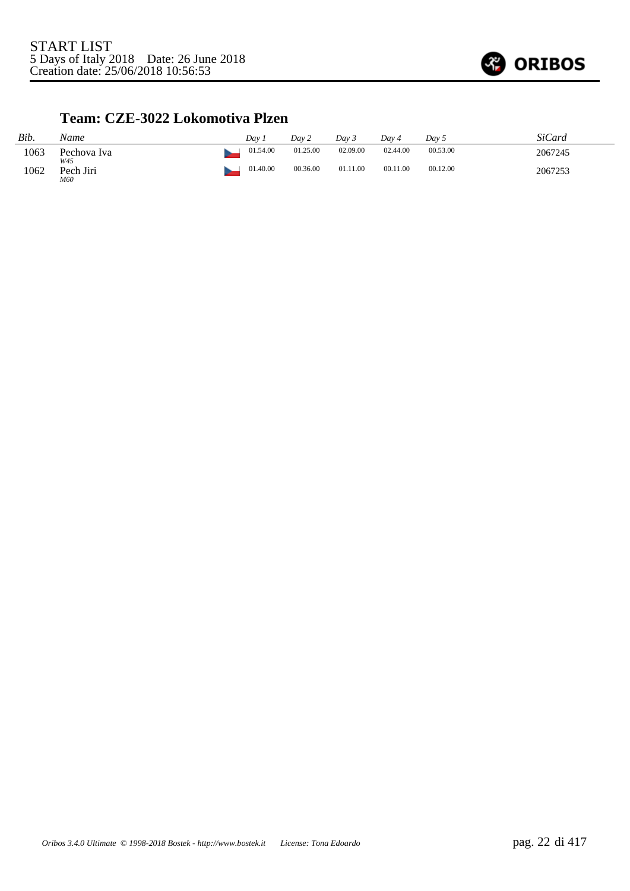START LIST
5 Days of Italy 2018 Date: 26 June 2018
Creation date: 25/06/2018 10:56:53

## Team: CZE-3022 Lokomotiva Plzen

| *Bib.* | *Name* | | *Day 1* | *Day 2* | *Day 3* | *Day 4* | *Day 5* | *SiCard* |
|---|---|---|---|---|---|---|---|---|
| 1063 | Pechova Iva *W45* | | 01.54.00 | 01.25.00 | 02.09.00 | 02.44.00 | 00.53.00 | 2067245 |
| 1062 | Pech Jiri *M60* | | 01.40.00 | 00.36.00 | 01.11.00 | 00.11.00 | 00.12.00 | 2067253 |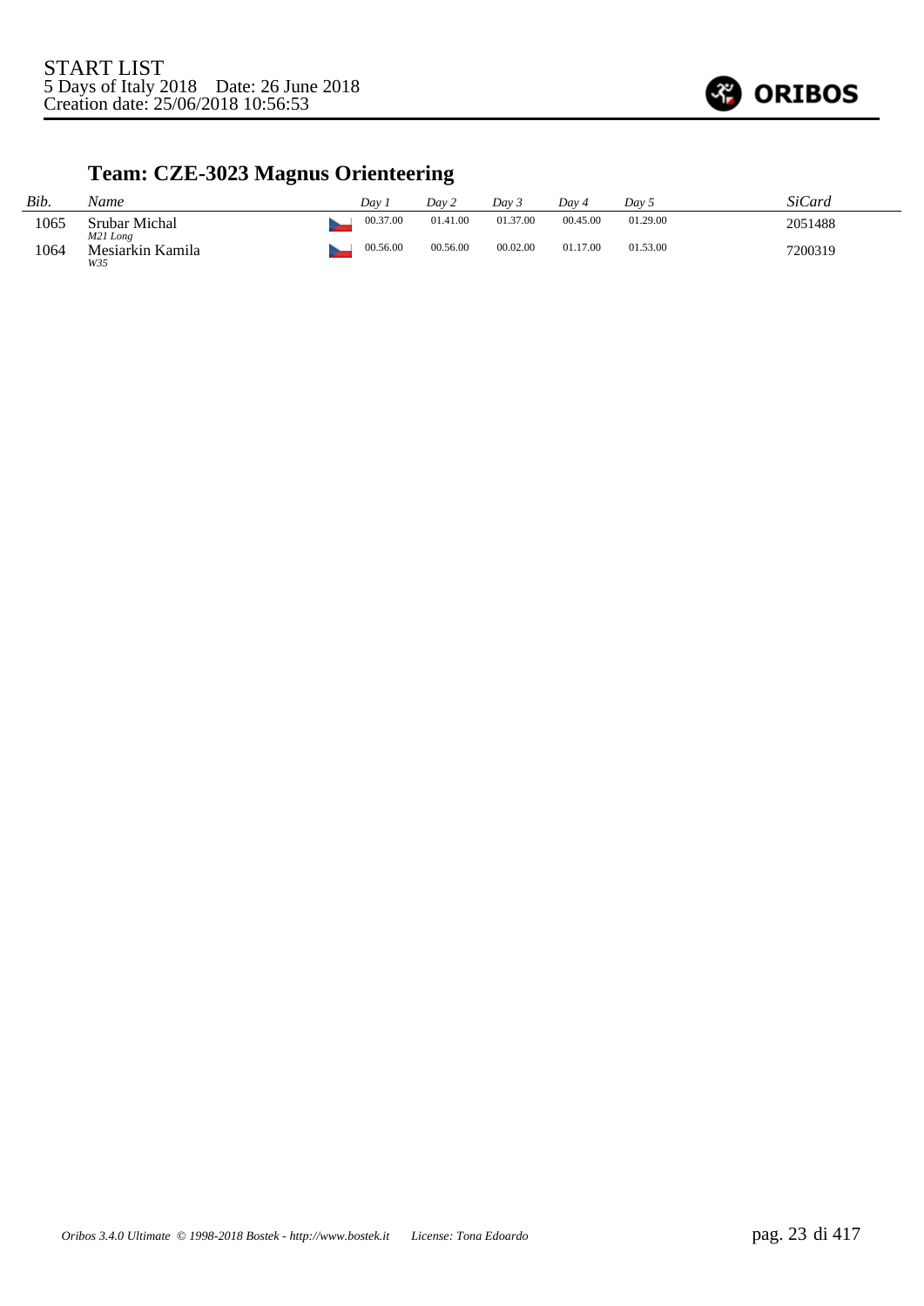START LIST
5 Days of Italy 2018    Date: 26 June 2018
Creation date: 25/06/2018 10:56:53

## Team: CZE-3023 Magnus Orienteering

| Bib. | Name | | Day 1 | Day 2 | Day 3 | Day 4 | Day 5 | SiCard |
|---|---|---|---|---|---|---|---|---|
| 1065 | Srubar Michal *M21 Long* | | 00.37.00 | 01.41.00 | 01.37.00 | 00.45.00 | 01.29.00 | 2051488 |
| 1064 | Mesiarkin Kamila *W35* | | 00.56.00 | 00.56.00 | 00.02.00 | 01.17.00 | 01.53.00 | 7200319 |

*Oribos 3.4.0 Ultimate © 1998-2018 Bostek - http://www.bostek.it    License: Tona Edoardo*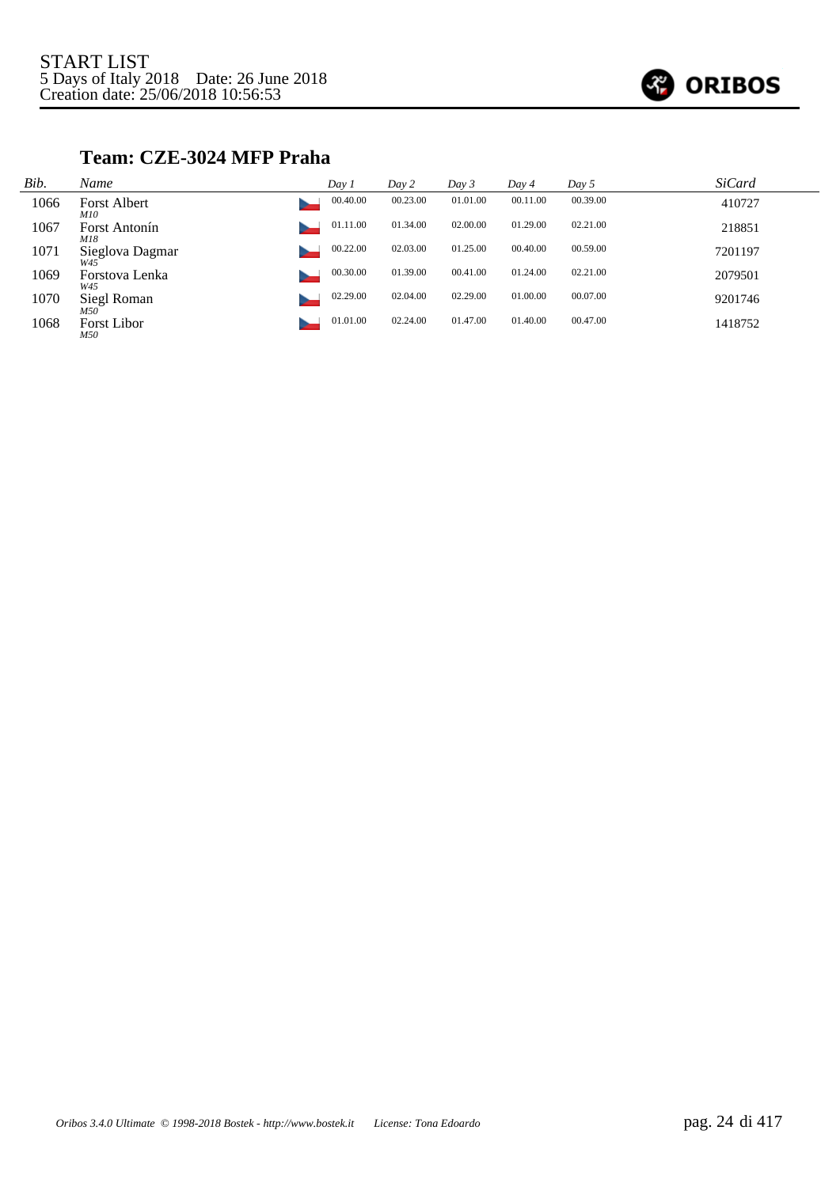START LIST
5 Days of Italy 2018    Date: 26 June 2018
Creation date: 25/06/2018 10:56:53

## Team: CZE-3024 MFP Praha

| Bib. | Name | | Day 1 | Day 2 | Day 3 | Day 4 | Day 5 | SiCard |
|---|---|---|---|---|---|---|---|---|
| 1066 | Forst Albert *M10* | | 00.40.00 | 00.23.00 | 01.01.00 | 00.11.00 | 00.39.00 | 410727 |
| 1067 | Forst Antonín *M18* | | 01.11.00 | 01.34.00 | 02.00.00 | 01.29.00 | 02.21.00 | 218851 |
| 1071 | Sieglova Dagmar *W45* | | 00.22.00 | 02.03.00 | 01.25.00 | 00.40.00 | 00.59.00 | 7201197 |
| 1069 | Forstova Lenka *W45* | | 00.30.00 | 01.39.00 | 00.41.00 | 01.24.00 | 02.21.00 | 2079501 |
| 1070 | Siegl Roman *M50* | | 02.29.00 | 02.04.00 | 02.29.00 | 01.00.00 | 00.07.00 | 9201746 |
| 1068 | Forst Libor *M50* | | 01.01.00 | 02.24.00 | 01.47.00 | 01.40.00 | 00.47.00 | 1418752 |

*Oribos 3.4.0 Ultimate © 1998-2018 Bostek - http://www.bostek.it*    *License: Tona Edoardo*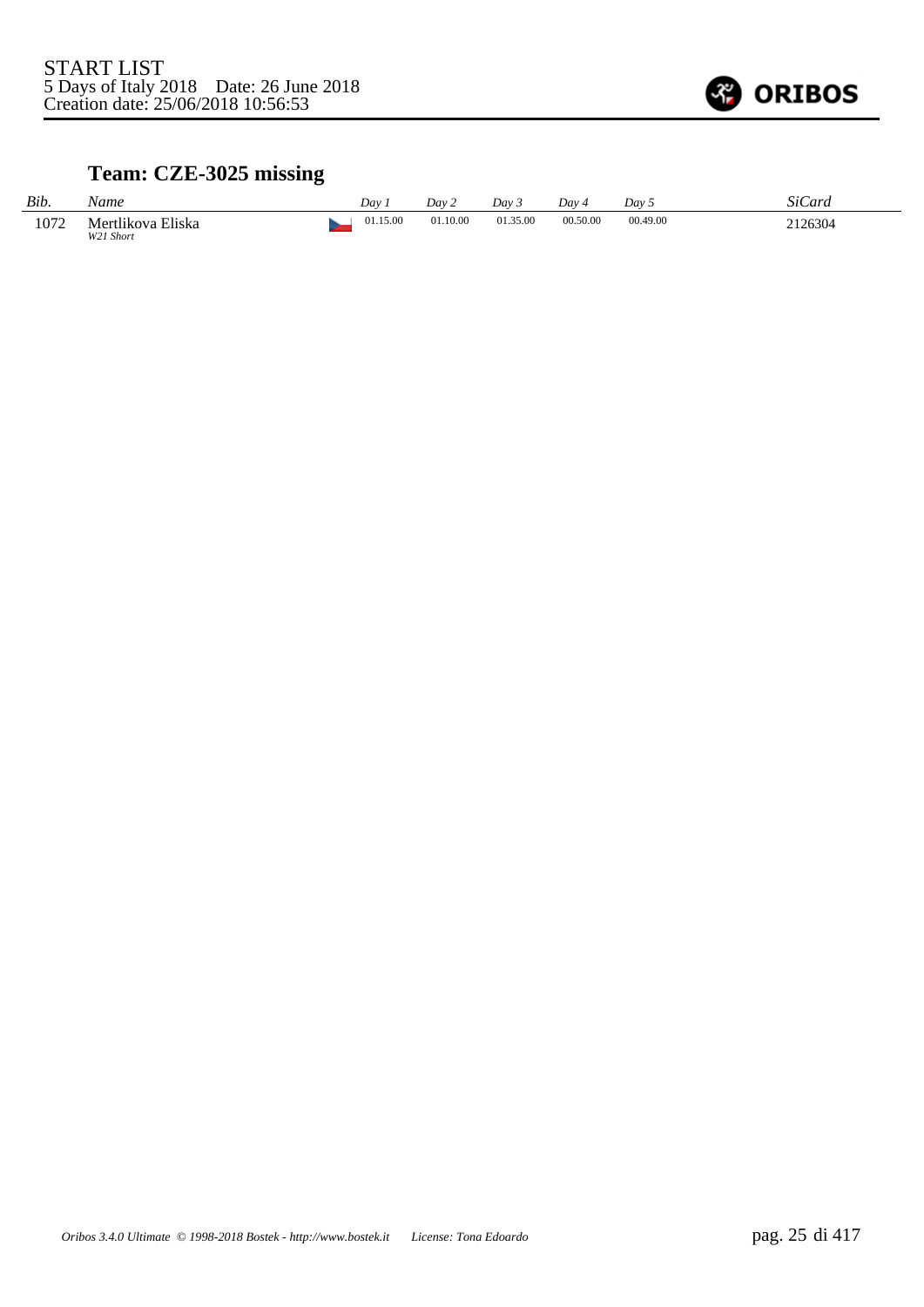START LIST
5 Days of Italy 2018 Date: 26 June 2018
Creation date: 25/06/2018 10:56:53

## Team: CZE-3025 missing

| *Bib.* | *Name* | *Day 1* | *Day 2* | *Day 3* | *Day 4* | *Day 5* | *SiCard* |
|---|---|---|---|---|---|---|---|
| 1072 | Mertlikova Eliska *W21 Short* | 01.15.00 | 01.10.00 | 01.35.00 | 00.50.00 | 00.49.00 | 2126304 |

*Oribos 3.4.0 Ultimate © 1998-2018 Bostek - http://www.bostek.it License: Tona Edoardo*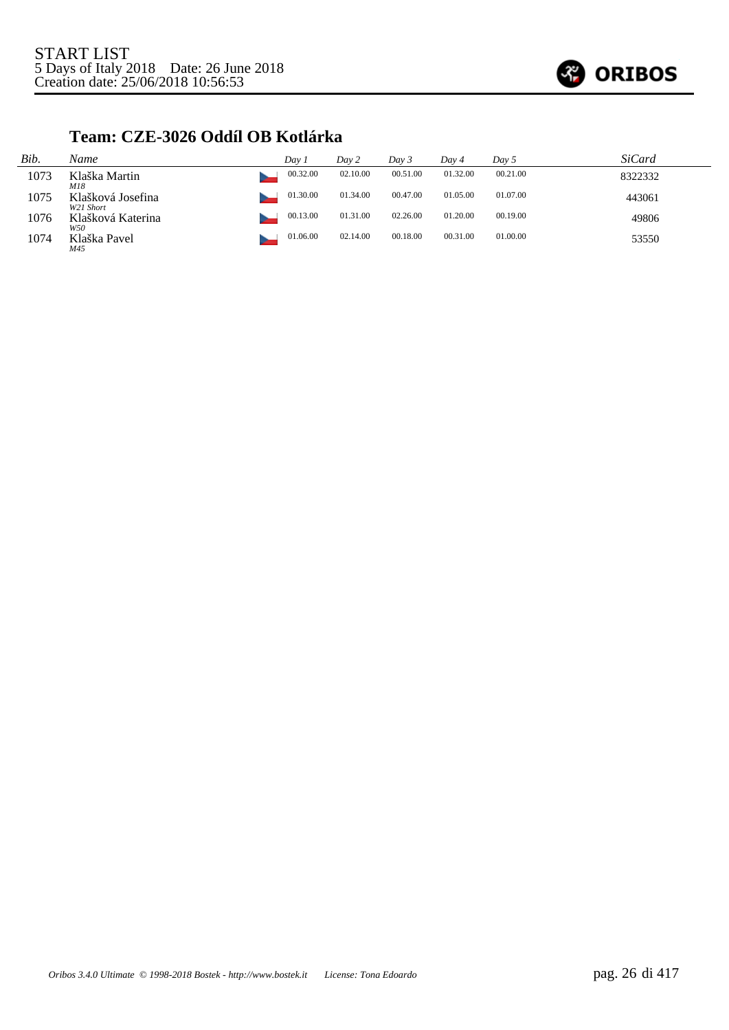START LIST
5 Days of Italy 2018 Date: 26 June 2018
Creation date: 25/06/2018 10:56:53

## Team: CZE-3026 Oddíl OB Kotlárka

| Bib. | Name | Day 1 | Day 2 | Day 3 | Day 4 | Day 5 | SiCard |
|---|---|---|---|---|---|---|---|
| 1073 | Klaška Martin<br>*M18* | 00.32.00 | 02.10.00 | 00.51.00 | 01.32.00 | 00.21.00 | 8322332 |
| 1075 | Klašková Josefina<br>*W21 Short* | 01.30.00 | 01.34.00 | 00.47.00 | 01.05.00 | 01.07.00 | 443061 |
| 1076 | Klašková Katerina<br>*W50* | 00.13.00 | 01.31.00 | 02.26.00 | 01.20.00 | 00.19.00 | 49806 |
| 1074 | Klaška Pavel<br>*M45* | 01.06.00 | 02.14.00 | 00.18.00 | 00.31.00 | 01.00.00 | 53550 |

*Oribos 3.4.0 Ultimate © 1998-2018 Bostek - http://www.bostek.it License: Tona Edoardo*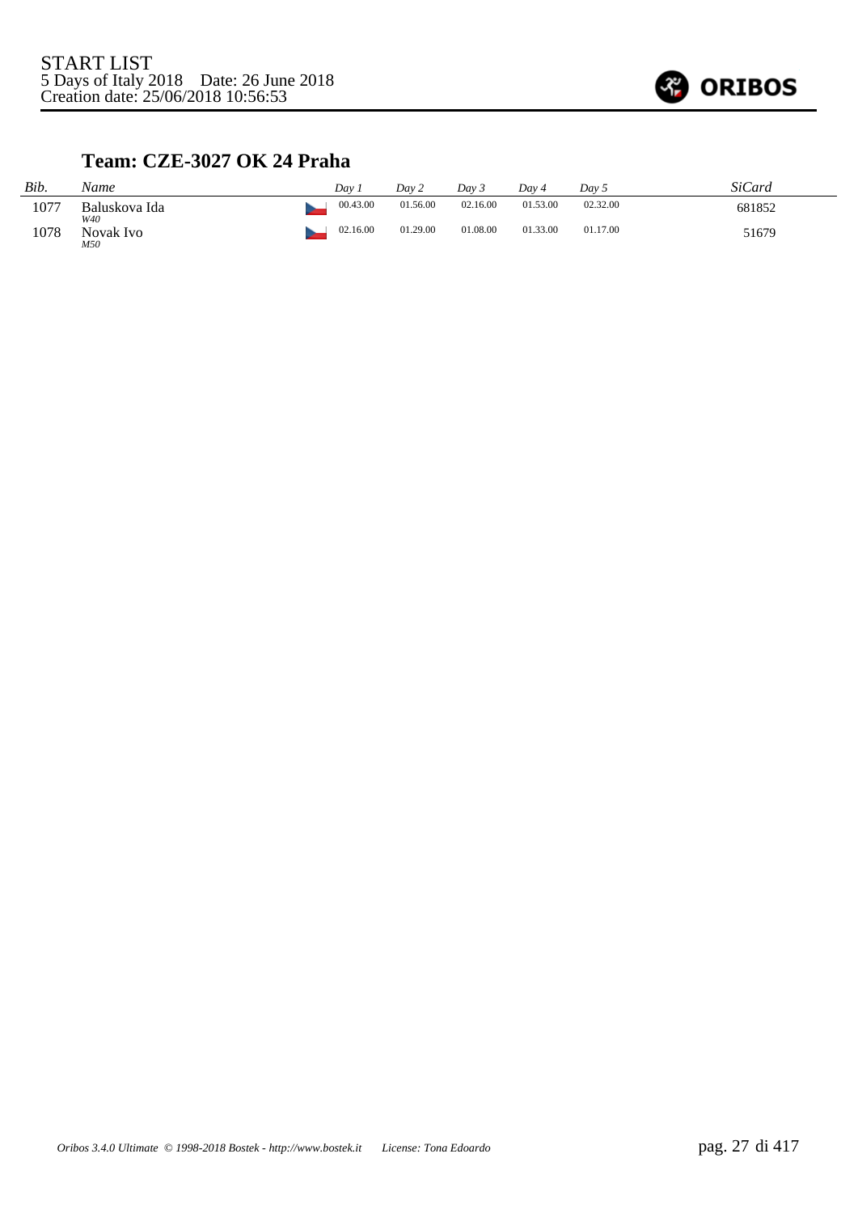START LIST
5 Days of Italy 2018    Date: 26 June 2018
Creation date: 25/06/2018 10:56:53

### Team: CZE-3027 OK 24 Praha

| *Bib.* | *Name* | | *Day 1* | *Day 2* | *Day 3* | *Day 4* | *Day 5* | *SiCard* |
|---|---|---|---|---|---|---|---|---|
| 1077 | Baluskova Ida *W40* | | 00.43.00 | 01.56.00 | 02.16.00 | 01.53.00 | 02.32.00 | 681852 |
| 1078 | Novak Ivo *M50* | | 02.16.00 | 01.29.00 | 01.08.00 | 01.33.00 | 01.17.00 | 51679 |

*Oribos 3.4.0 Ultimate © 1998-2018 Bostek - http://www.bostek.it    License: Tona Edoardo*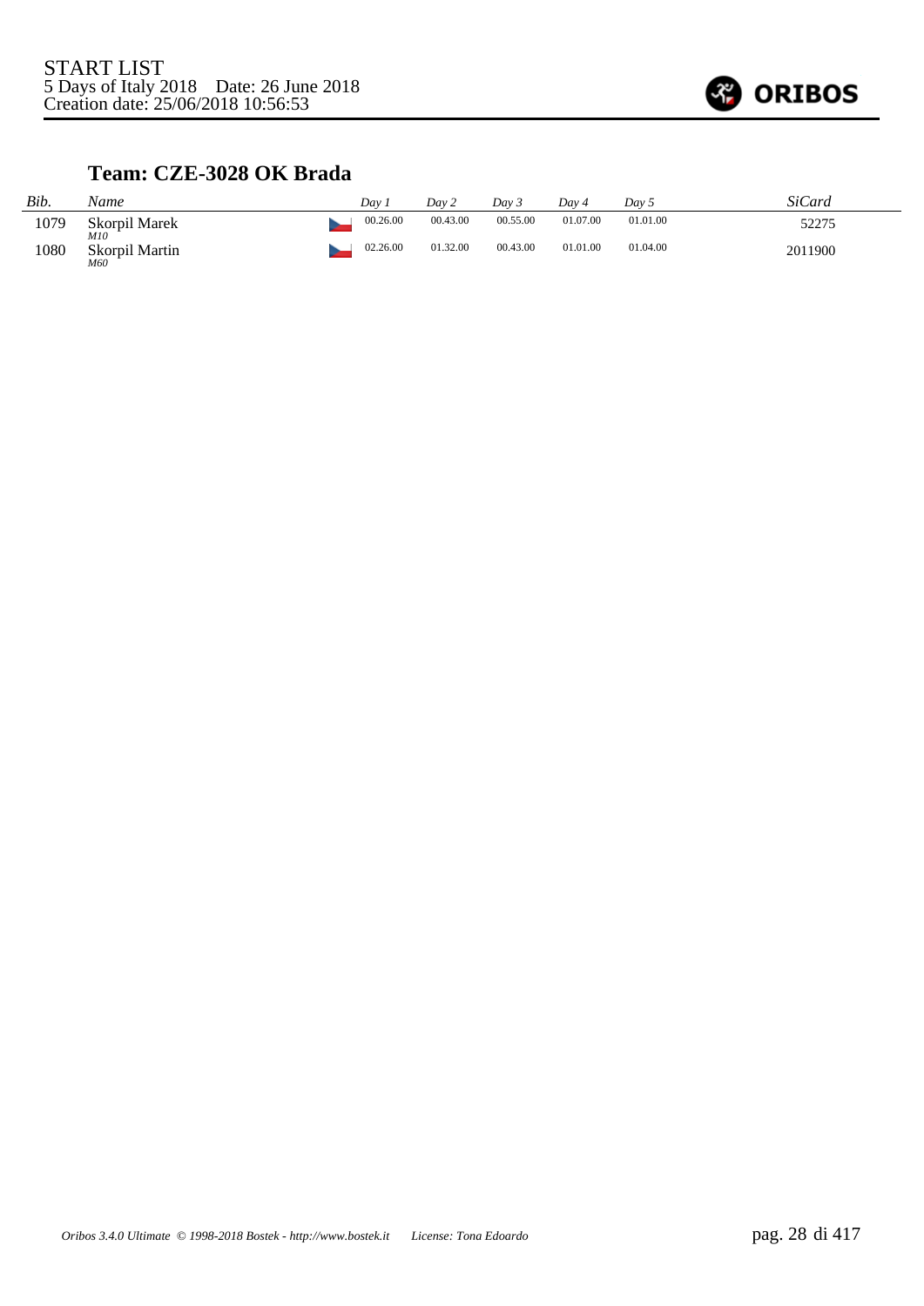START LIST
5 Days of Italy 2018 Date: 26 June 2018
Creation date: 25/06/2018 10:56:53

ORIBOS

### Team: CZE-3028 OK Brada

| *Bib.* | *Name* | | *Day 1* | *Day 2* | *Day 3* | *Day 4* | *Day 5* | *SiCard* |
|---|---|---|---|---|---|---|---|---|
| 1079 | Skorpil Marek *M10* | | 00.26.00 | 00.43.00 | 00.55.00 | 01.07.00 | 01.01.00 | 52275 |
| 1080 | Skorpil Martin *M60* | | 02.26.00 | 01.32.00 | 00.43.00 | 01.01.00 | 01.04.00 | 2011900 |

*Oribos 3.4.0 Ultimate © 1998-2018 Bostek - http://www.bostek.it License: Tona Edoardo*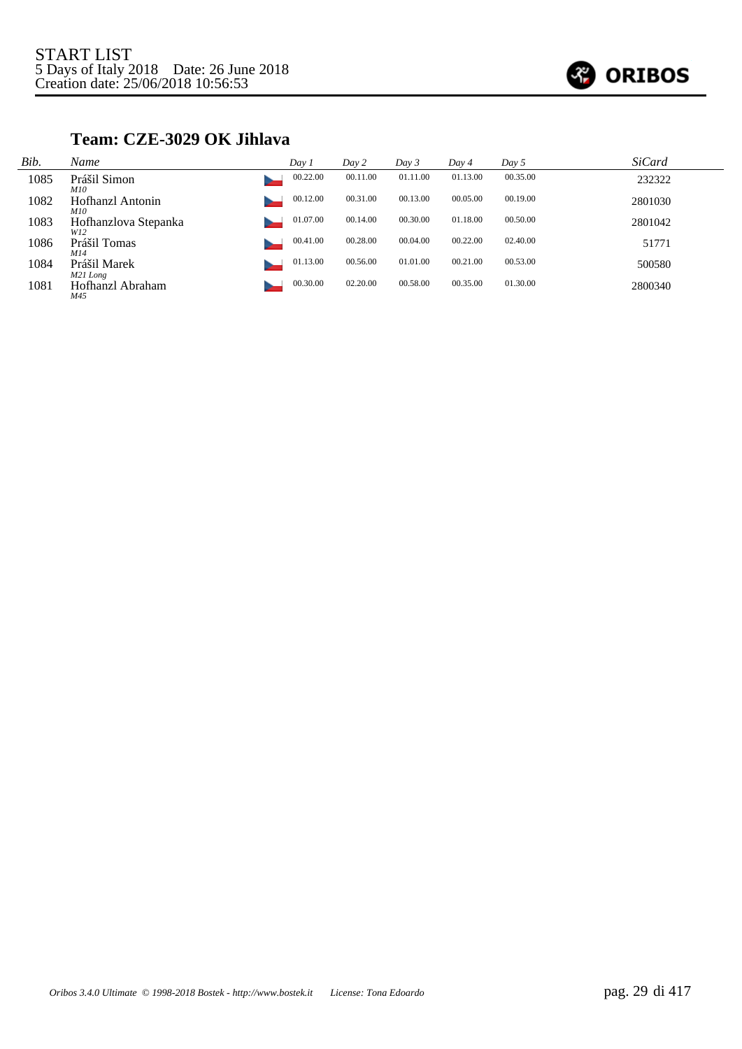START LIST
5 Days of Italy 2018    Date: 26 June 2018
Creation date: 25/06/2018 10:56:53

## Team: CZE-3029 OK Jihlava

| *Bib.* | *Name* | *Day 1* | *Day 2* | *Day 3* | *Day 4* | *Day 5* | *SiCard* |
|---|---|---|---|---|---|---|---|
| 1085 | Prášil Simon *M10* | 00.22.00 | 00.11.00 | 01.11.00 | 01.13.00 | 00.35.00 | 232322 |
| 1082 | Hofhanzl Antonin *M10* | 00.12.00 | 00.31.00 | 00.13.00 | 00.05.00 | 00.19.00 | 2801030 |
| 1083 | Hofhanzlova Stepanka *W12* | 01.07.00 | 00.14.00 | 00.30.00 | 01.18.00 | 00.50.00 | 2801042 |
| 1086 | Prášil Tomas *M14* | 00.41.00 | 00.28.00 | 00.04.00 | 00.22.00 | 02.40.00 | 51771 |
| 1084 | Prášil Marek *M21 Long* | 01.13.00 | 00.56.00 | 01.01.00 | 00.21.00 | 00.53.00 | 500580 |
| 1081 | Hofhanzl Abraham *M45* | 00.30.00 | 02.20.00 | 00.58.00 | 00.35.00 | 01.30.00 | 2800340 |

*Oribos 3.4.0 Ultimate © 1998-2018 Bostek - http://www.bostek.it    License: Tona Edoardo*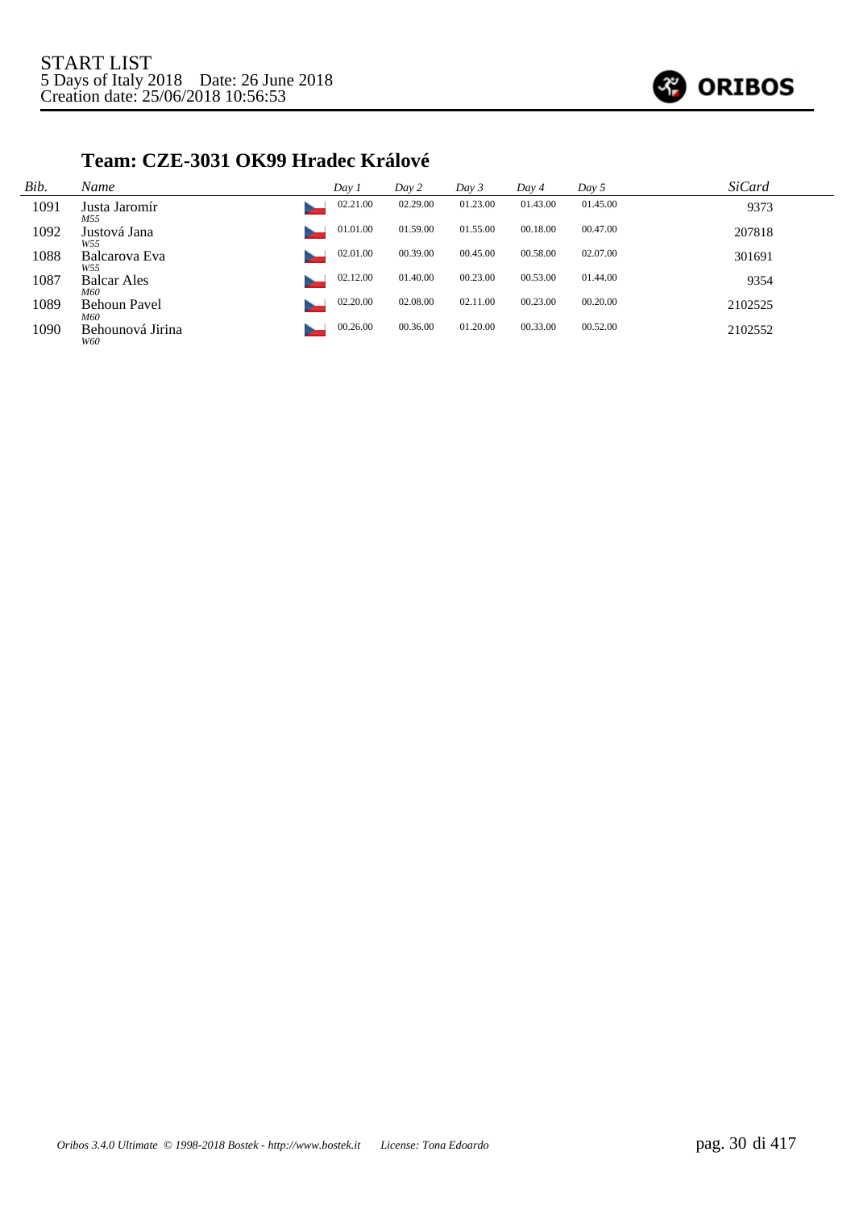START LIST
5 Days of Italy 2018    Date: 26 June 2018
Creation date: 25/06/2018 10:56:53

## Team: CZE-3031 OK99 Hradec Králové

| Bib. | Name | Day 1 | Day 2 | Day 3 | Day 4 | Day 5 | SiCard |
|---|---|---|---|---|---|---|---|
| 1091 | Justa Jaromír *M55* | 02.21.00 | 02.29.00 | 01.23.00 | 01.43.00 | 01.45.00 | 9373 |
| 1092 | Justová Jana *W55* | 01.01.00 | 01.59.00 | 01.55.00 | 00.18.00 | 00.47.00 | 207818 |
| 1088 | Balcarova Eva *W55* | 02.01.00 | 00.39.00 | 00.45.00 | 00.58.00 | 02.07.00 | 301691 |
| 1087 | Balcar Ales *M60* | 02.12.00 | 01.40.00 | 00.23.00 | 00.53.00 | 01.44.00 | 9354 |
| 1089 | Behoun Pavel *M60* | 02.20.00 | 02.08.00 | 02.11.00 | 00.23.00 | 00.20.00 | 2102525 |
| 1090 | Behounová Jirina *W60* | 00.26.00 | 00.36.00 | 01.20.00 | 00.33.00 | 00.52.00 | 2102552 |

*Oribos 3.4.0 Ultimate © 1998-2018 Bostek - http://www.bostek.it    License: Tona Edoardo*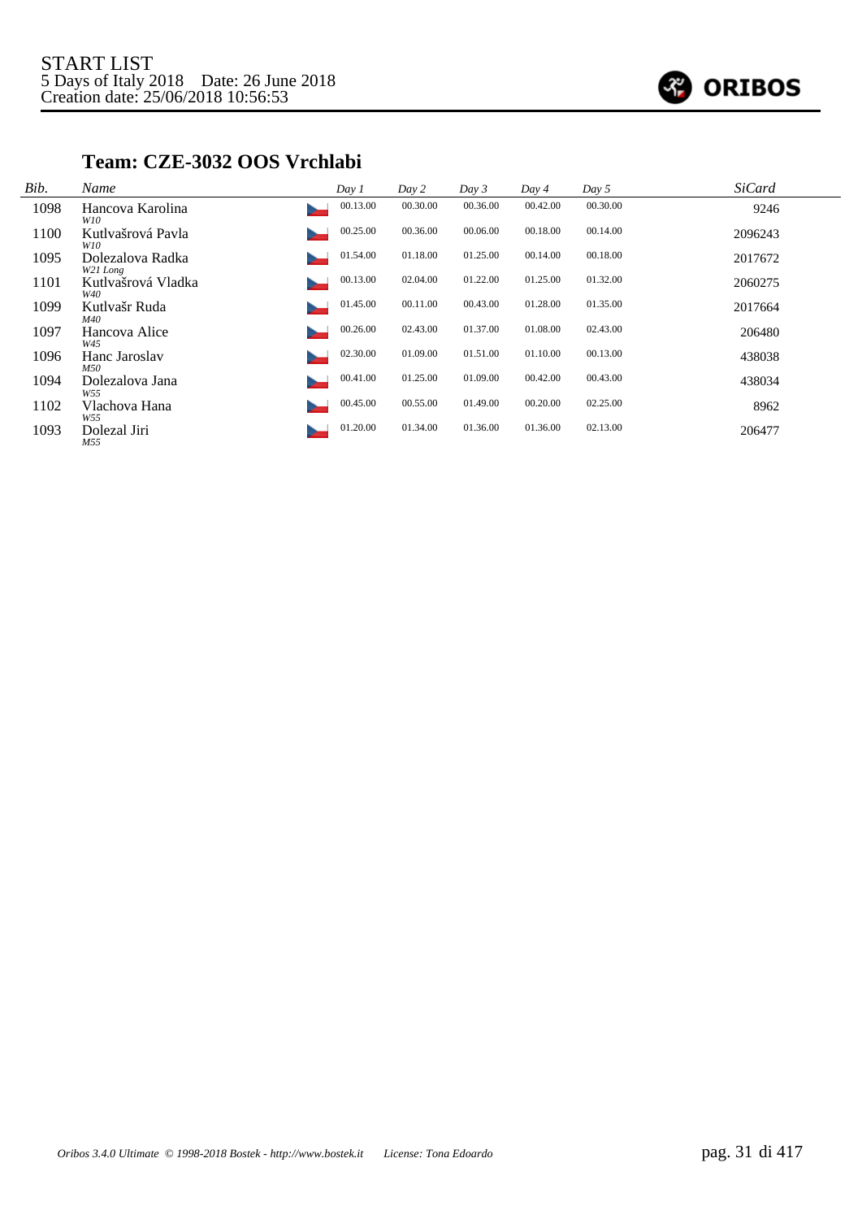START LIST
5 Days of Italy 2018 Date: 26 June 2018
Creation date: 25/06/2018 10:56:53

## Team: CZE-3032 OOS Vrchlabi

| Bib. | Name | Day 1 | Day 2 | Day 3 | Day 4 | Day 5 | SiCard |
|---|---|---|---|---|---|---|---|
| 1098 | Hancova Karolina *W10* | 00.13.00 | 00.30.00 | 00.36.00 | 00.42.00 | 00.30.00 | 9246 |
| 1100 | Kutlvašrová Pavla *W10* | 00.25.00 | 00.36.00 | 00.06.00 | 00.18.00 | 00.14.00 | 2096243 |
| 1095 | Dolezalova Radka *W21 Long* | 01.54.00 | 01.18.00 | 01.25.00 | 00.14.00 | 00.18.00 | 2017672 |
| 1101 | Kutlvašrová Vladka *W40* | 00.13.00 | 02.04.00 | 01.22.00 | 01.25.00 | 01.32.00 | 2060275 |
| 1099 | Kutlvašr Ruda *M40* | 01.45.00 | 00.11.00 | 00.43.00 | 01.28.00 | 01.35.00 | 2017664 |
| 1097 | Hancova Alice *W45* | 00.26.00 | 02.43.00 | 01.37.00 | 01.08.00 | 02.43.00 | 206480 |
| 1096 | Hanc Jaroslav *M50* | 02.30.00 | 01.09.00 | 01.51.00 | 01.10.00 | 00.13.00 | 438038 |
| 1094 | Dolezalova Jana *W55* | 00.41.00 | 01.25.00 | 01.09.00 | 00.42.00 | 00.43.00 | 438034 |
| 1102 | Vlachova Hana *W55* | 00.45.00 | 00.55.00 | 01.49.00 | 00.20.00 | 02.25.00 | 8962 |
| 1093 | Dolezal Jiri *M55* | 01.20.00 | 01.34.00 | 01.36.00 | 01.36.00 | 02.13.00 | 206477 |

*Oribos 3.4.0 Ultimate © 1998-2018 Bostek - http://www.bostek.it License: Tona Edoardo*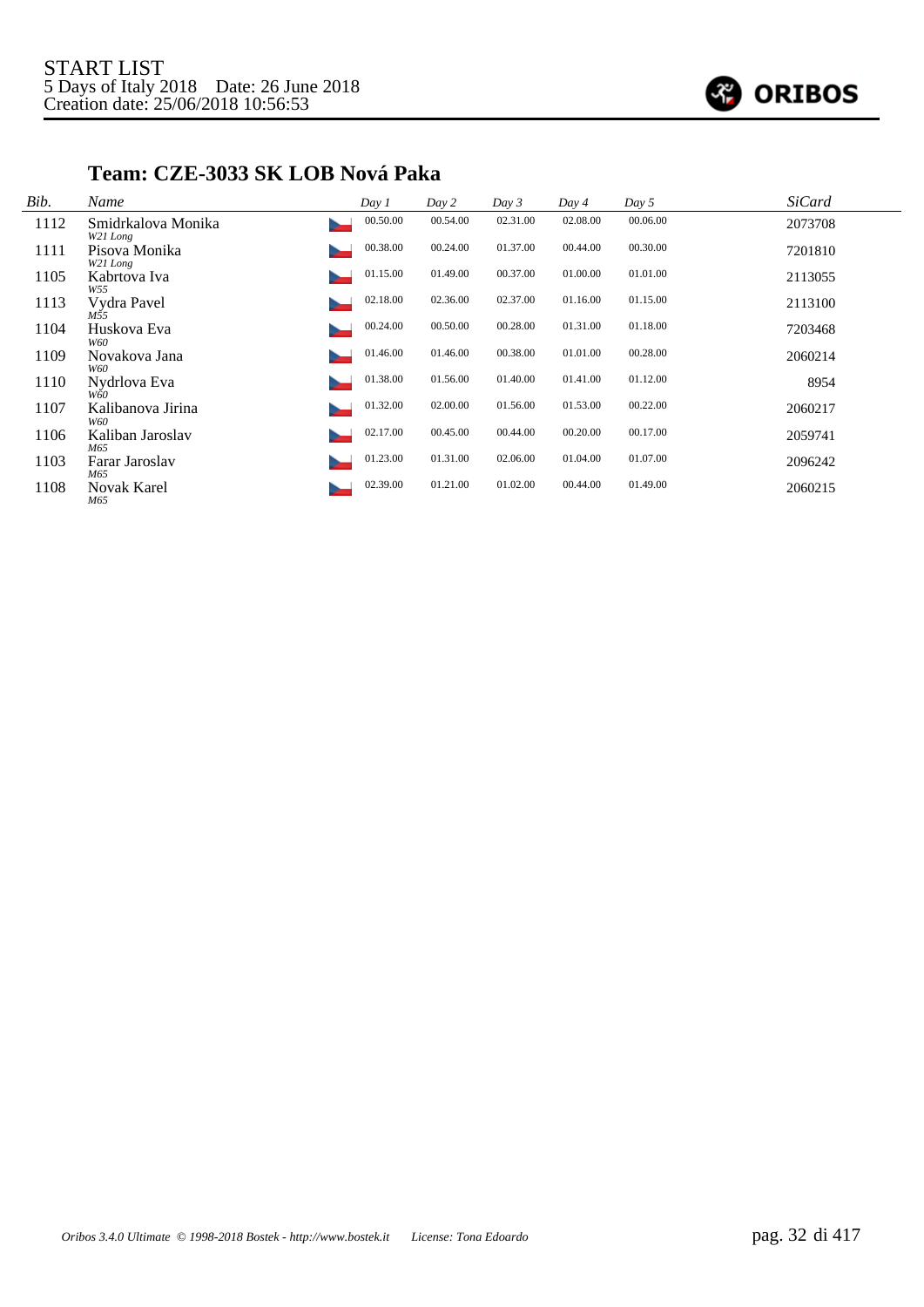START LIST
5 Days of Italy 2018 Date: 26 June 2018
Creation date: 25/06/2018 10:56:53

## Team: CZE-3033 SK LOB Nová Paka

| Bib. | Name | Day 1 | Day 2 | Day 3 | Day 4 | Day 5 | SiCard |
|---|---|---|---|---|---|---|---|
| 1112 | Smidrkalova Monika *W21 Long* | 00.50.00 | 00.54.00 | 02.31.00 | 02.08.00 | 00.06.00 | 2073708 |
| 1111 | Pisova Monika *W21 Long* | 00.38.00 | 00.24.00 | 01.37.00 | 00.44.00 | 00.30.00 | 7201810 |
| 1105 | Kabrtova Iva *W55* | 01.15.00 | 01.49.00 | 00.37.00 | 01.00.00 | 01.01.00 | 2113055 |
| 1113 | Vydra Pavel *M55* | 02.18.00 | 02.36.00 | 02.37.00 | 01.16.00 | 01.15.00 | 2113100 |
| 1104 | Huskova Eva *W60* | 00.24.00 | 00.50.00 | 00.28.00 | 01.31.00 | 01.18.00 | 7203468 |
| 1109 | Novakova Jana *W60* | 01.46.00 | 01.46.00 | 00.38.00 | 01.01.00 | 00.28.00 | 2060214 |
| 1110 | Nydrlova Eva *W60* | 01.38.00 | 01.56.00 | 01.40.00 | 01.41.00 | 01.12.00 | 8954 |
| 1107 | Kalibanova Jirina *W60* | 01.32.00 | 02.00.00 | 01.56.00 | 01.53.00 | 00.22.00 | 2060217 |
| 1106 | Kaliban Jaroslav *M65* | 02.17.00 | 00.45.00 | 00.44.00 | 00.20.00 | 00.17.00 | 2059741 |
| 1103 | Farar Jaroslav *M65* | 01.23.00 | 01.31.00 | 02.06.00 | 01.04.00 | 01.07.00 | 2096242 |
| 1108 | Novak Karel *M65* | 02.39.00 | 01.21.00 | 01.02.00 | 00.44.00 | 01.49.00 | 2060215 |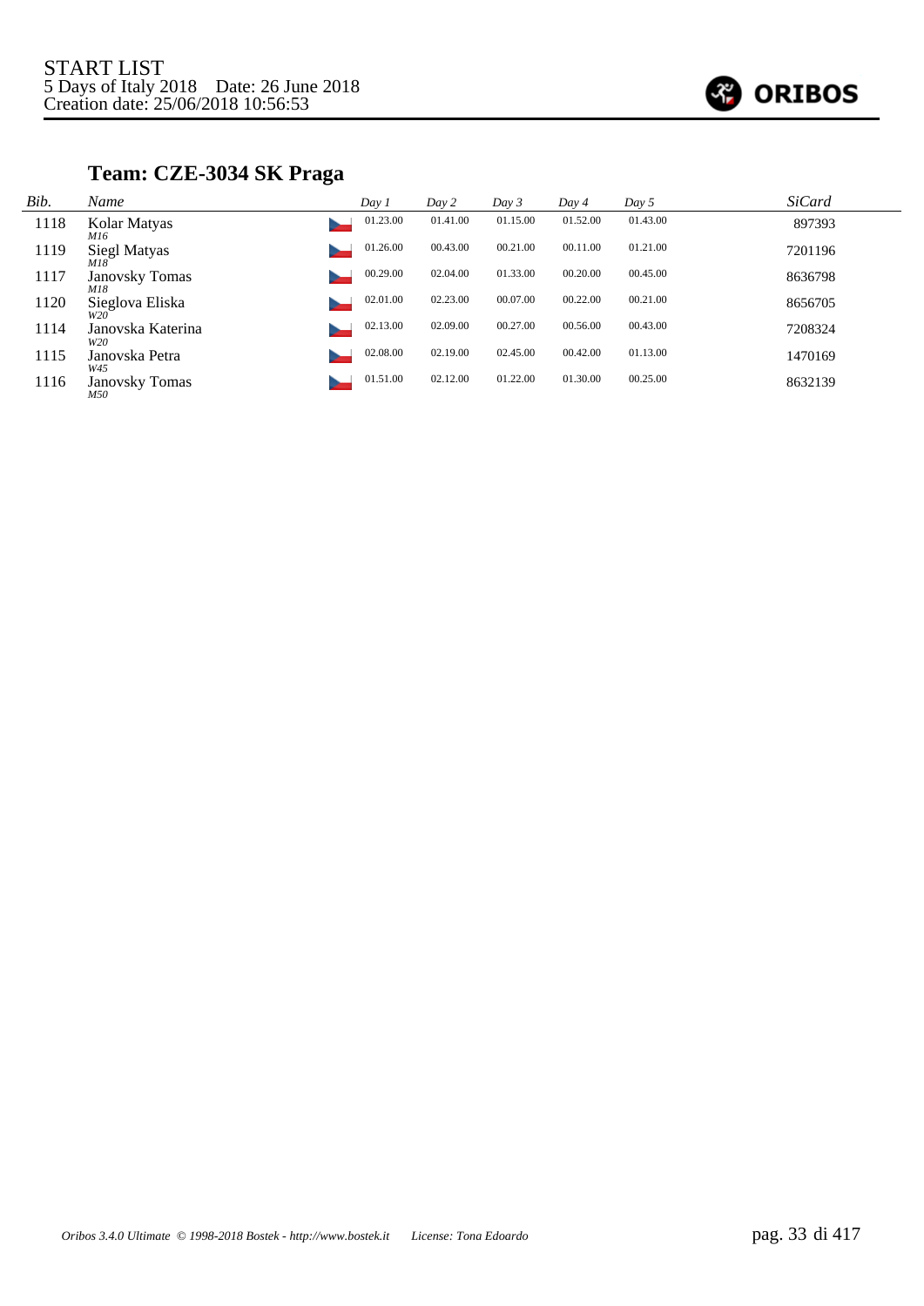START LIST
5 Days of Italy 2018    Date: 26 June 2018
Creation date: 25/06/2018 10:56:53

## Team: CZE-3034 SK Praga

| Bib. | Name | Day 1 | Day 2 | Day 3 | Day 4 | Day 5 | SiCard |
|---|---|---|---|---|---|---|---|
| 1118 | Kolar Matyas *M16* | 01.23.00 | 01.41.00 | 01.15.00 | 01.52.00 | 01.43.00 | 897393 |
| 1119 | Siegl Matyas *M18* | 01.26.00 | 00.43.00 | 00.21.00 | 00.11.00 | 01.21.00 | 7201196 |
| 1117 | Janovsky Tomas *M18* | 00.29.00 | 02.04.00 | 01.33.00 | 00.20.00 | 00.45.00 | 8636798 |
| 1120 | Sieglova Eliska *W20* | 02.01.00 | 02.23.00 | 00.07.00 | 00.22.00 | 00.21.00 | 8656705 |
| 1114 | Janovska Katerina *W20* | 02.13.00 | 02.09.00 | 00.27.00 | 00.56.00 | 00.43.00 | 7208324 |
| 1115 | Janovska Petra *W45* | 02.08.00 | 02.19.00 | 02.45.00 | 00.42.00 | 01.13.00 | 1470169 |
| 1116 | Janovsky Tomas *M50* | 01.51.00 | 02.12.00 | 01.22.00 | 01.30.00 | 00.25.00 | 8632139 |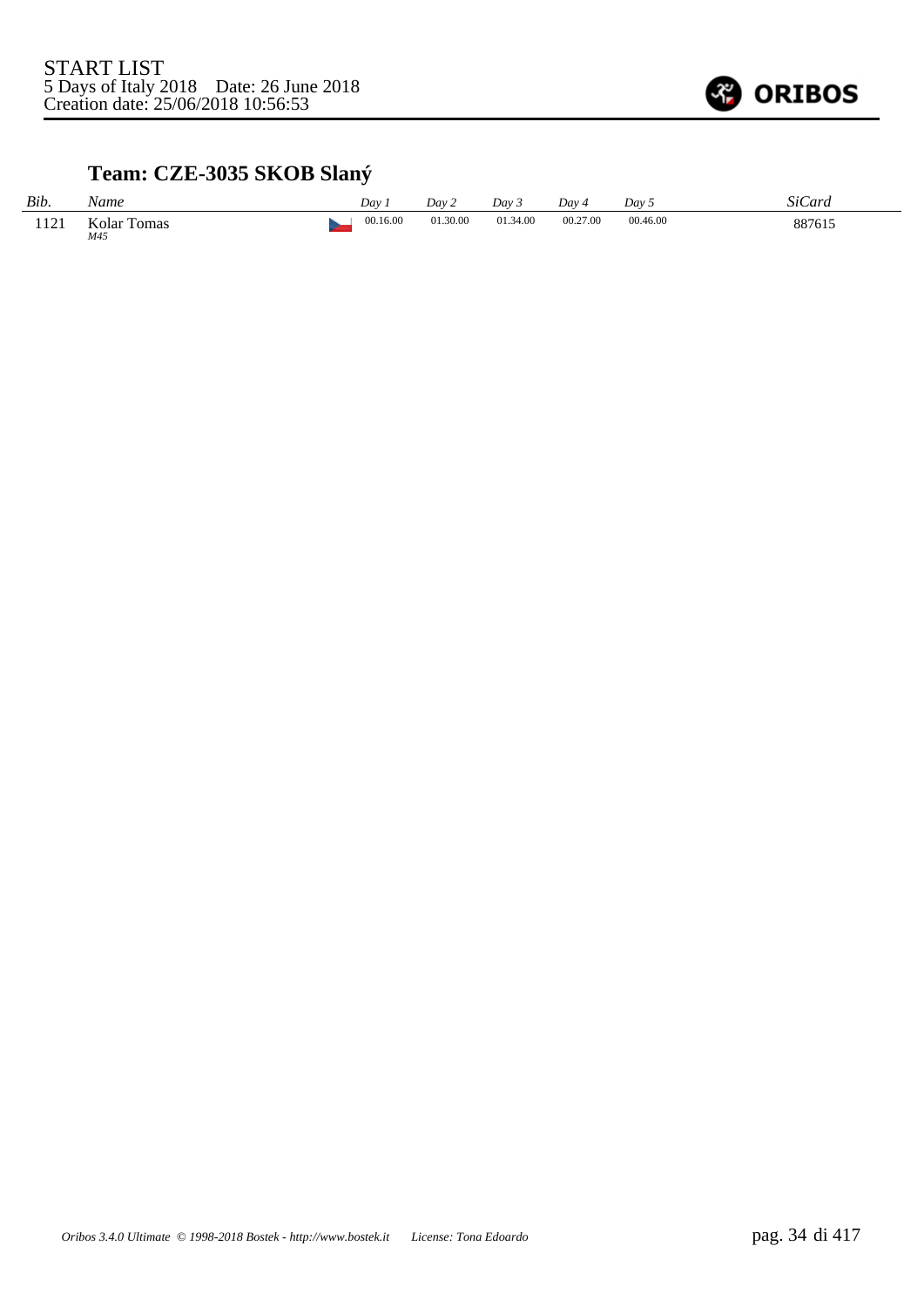START LIST
5 Days of Italy 2018 Date: 26 June 2018
Creation date: 25/06/2018 10:56:53

## Team: CZE-3035 SKOB Slaný

| Bib. | Name | Day 1 | Day 2 | Day 3 | Day 4 | Day 5 | SiCard |
|---|---|---|---|---|---|---|---|
| 1121 | Kolar Tomas *M45* | 00.16.00 | 01.30.00 | 01.34.00 | 00.27.00 | 00.46.00 | 887615 |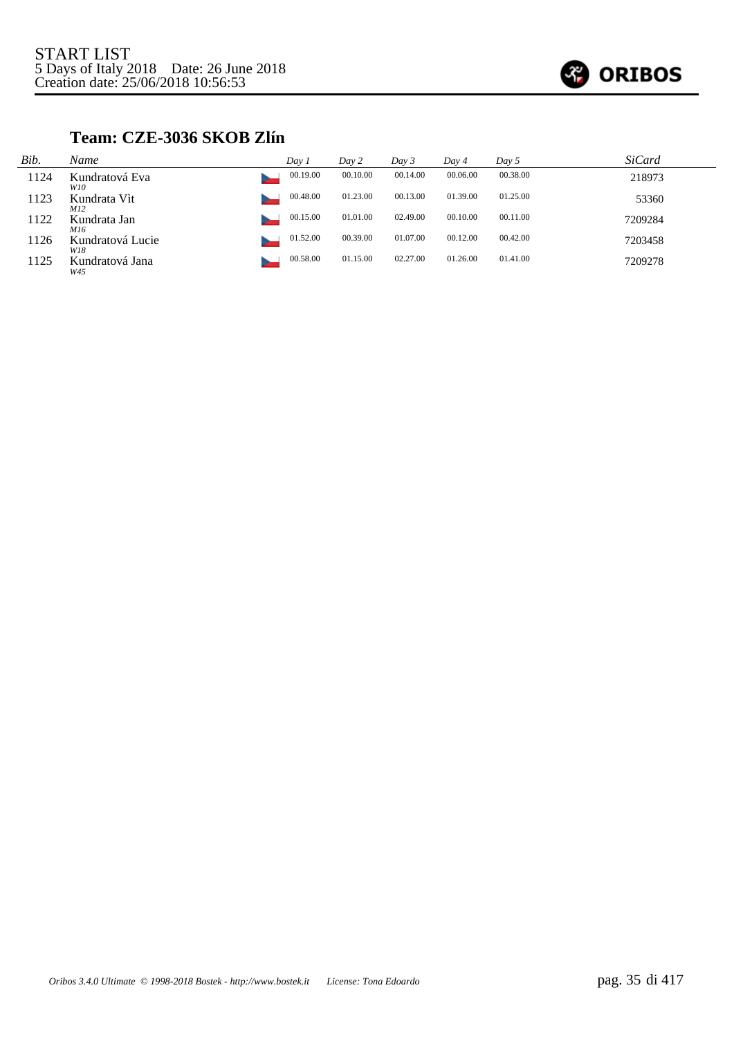START LIST
5 Days of Italy 2018 Date: 26 June 2018
Creation date: 25/06/2018 10:56:53

## Team: CZE-3036 SKOB Zlín

| Bib. | Name | Day 1 | Day 2 | Day 3 | Day 4 | Day 5 | SiCard |
|---|---|---|---|---|---|---|---|
| 1124 | Kundratová Eva *W10* | 00.19.00 | 00.10.00 | 00.14.00 | 00.06.00 | 00.38.00 | 218973 |
| 1123 | Kundrata Vìt *M12* | 00.48.00 | 01.23.00 | 00.13.00 | 01.39.00 | 01.25.00 | 53360 |
| 1122 | Kundrata Jan *M16* | 00.15.00 | 01.01.00 | 02.49.00 | 00.10.00 | 00.11.00 | 7209284 |
| 1126 | Kundratová Lucie *W18* | 01.52.00 | 00.39.00 | 01.07.00 | 00.12.00 | 00.42.00 | 7203458 |
| 1125 | Kundratová Jana *W45* | 00.58.00 | 01.15.00 | 02.27.00 | 01.26.00 | 01.41.00 | 7209278 |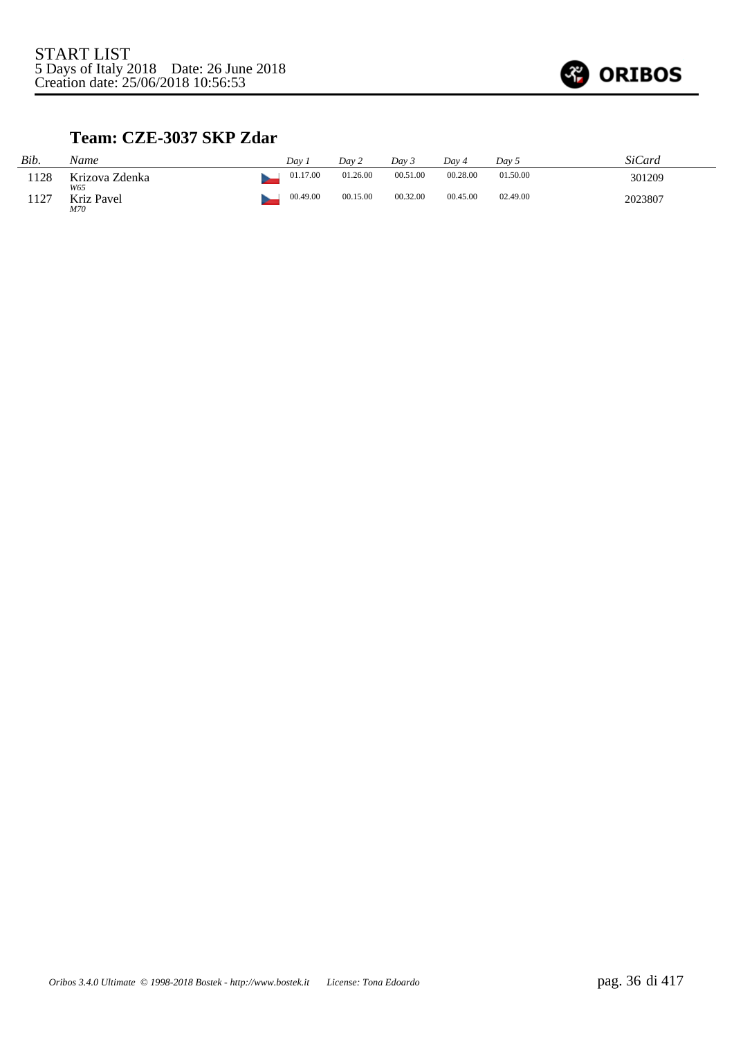START LIST
5 Days of Italy 2018 Date: 26 June 2018
Creation date: 25/06/2018 10:56:53

## Team: CZE-3037 SKP Zdar

| *Bib.* | *Name* | | *Day 1* | *Day 2* | *Day 3* | *Day 4* | *Day 5* | *SiCard* |
|---|---|---|---|---|---|---|---|---|
| 1128 | Krizova Zdenka *W65* | | 01.17.00 | 01.26.00 | 00.51.00 | 00.28.00 | 01.50.00 | 301209 |
| 1127 | Kriz Pavel *M70* | | 00.49.00 | 00.15.00 | 00.32.00 | 00.45.00 | 02.49.00 | 2023807 |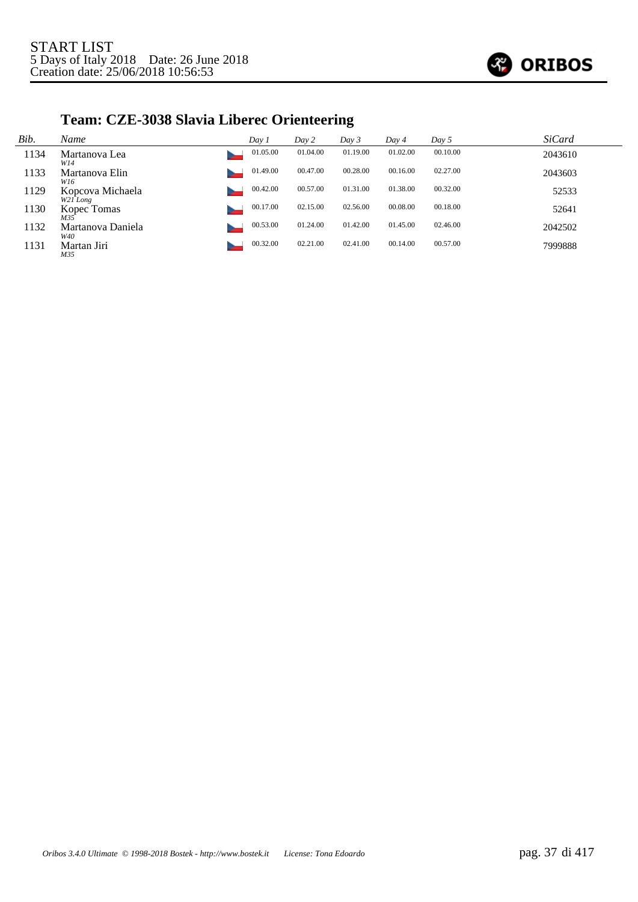START LIST
5 Days of Italy 2018    Date: 26 June 2018
Creation date: 25/06/2018 10:56:53

## Team: CZE-3038 Slavia Liberec Orienteering

| Bib. | Name | Day 1 | Day 2 | Day 3 | Day 4 | Day 5 | SiCard |
|---|---|---|---|---|---|---|---|
| 1134 | Martanova Lea *W14* | 01.05.00 | 01.04.00 | 01.19.00 | 01.02.00 | 00.10.00 | 2043610 |
| 1133 | Martanova Elin *W16* | 01.49.00 | 00.47.00 | 00.28.00 | 00.16.00 | 02.27.00 | 2043603 |
| 1129 | Kopcova Michaela *W21 Long* | 00.42.00 | 00.57.00 | 01.31.00 | 01.38.00 | 00.32.00 | 52533 |
| 1130 | Kopec Tomas *M35* | 00.17.00 | 02.15.00 | 02.56.00 | 00.08.00 | 00.18.00 | 52641 |
| 1132 | Martanova Daniela *W40* | 00.53.00 | 01.24.00 | 01.42.00 | 01.45.00 | 02.46.00 | 2042502 |
| 1131 | Martan Jiri *M35* | 00.32.00 | 02.21.00 | 02.41.00 | 00.14.00 | 00.57.00 | 7999888 |

*Oribos 3.4.0 Ultimate © 1998-2018 Bostek - http://www.bostek.it    License: Tona Edoardo*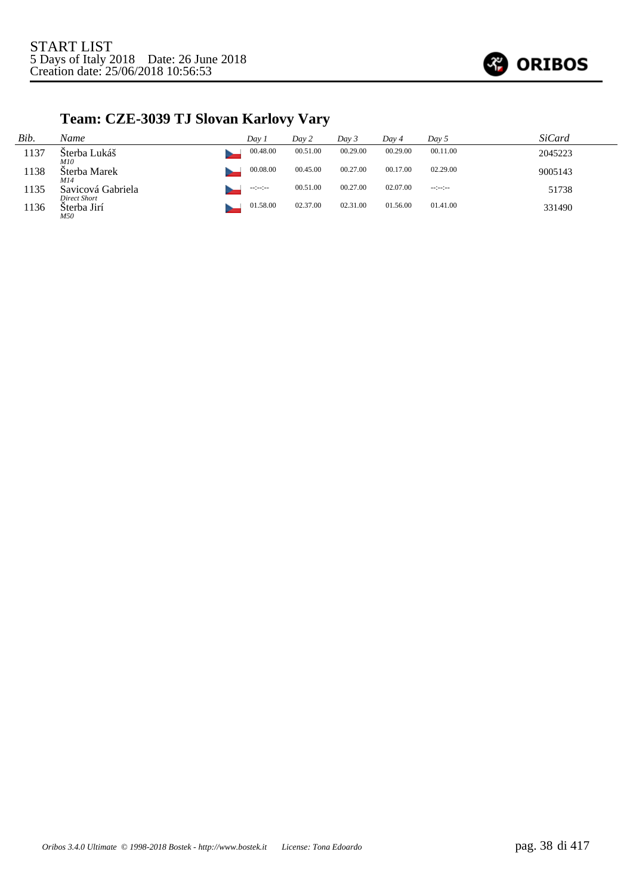START LIST
5 Days of Italy 2018 Date: 26 June 2018
Creation date: 25/06/2018 10:56:53

## Team: CZE-3039 TJ Slovan Karlovy Vary

| *Bib.* | *Name* | | *Day 1* | *Day 2* | *Day 3* | *Day 4* | *Day 5* | *SiCard* |
|---|---|---|---|---|---|---|---|---|
| 1137 | Šterba Lukáš *M10* | | 00.48.00 | 00.51.00 | 00.29.00 | 00.29.00 | 00.11.00 | 2045223 |
| 1138 | Šterba Marek *M14* | | 00.08.00 | 00.45.00 | 00.27.00 | 00.17.00 | 02.29.00 | 9005143 |
| 1135 | Savicová Gabriela *Direct Short* | | --:--:-- | 00.51.00 | 00.27.00 | 02.07.00 | --:--:-- | 51738 |
| 1136 | Šterba Jirí *M50* | | 01.58.00 | 02.37.00 | 02.31.00 | 01.56.00 | 01.41.00 | 331490 |

*Oribos 3.4.0 Ultimate © 1998-2018 Bostek - http://www.bostek.it License: Tona Edoardo*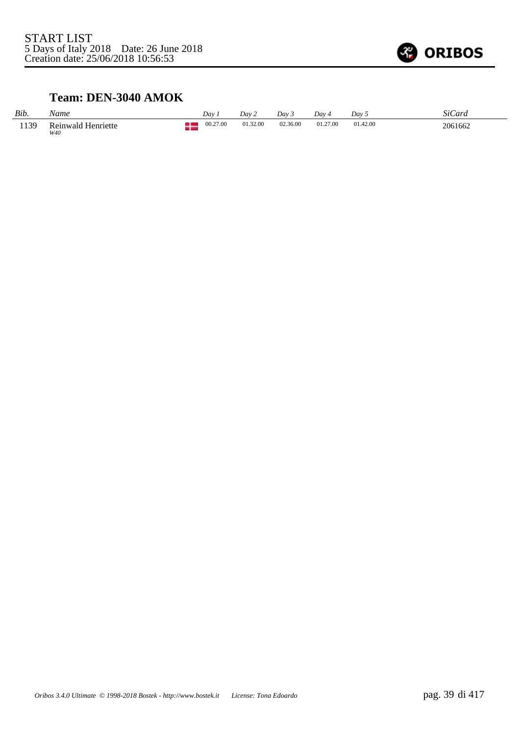START LIST
5 Days of Italy 2018    Date: 26 June 2018
Creation date: 25/06/2018 10:56:53

### Team: DEN-3040 AMOK

| *Bib.* | *Name* | *Day 1* | *Day 2* | *Day 3* | *Day 4* | *Day 5* | *SiCard* |
|---|---|---|---|---|---|---|---|
| 1139 | Reinwald Henriette<br>*W40* | 00.27.00 | 01.32.00 | 02.36.00 | 01.27.00 | 01.42.00 | 2061662 |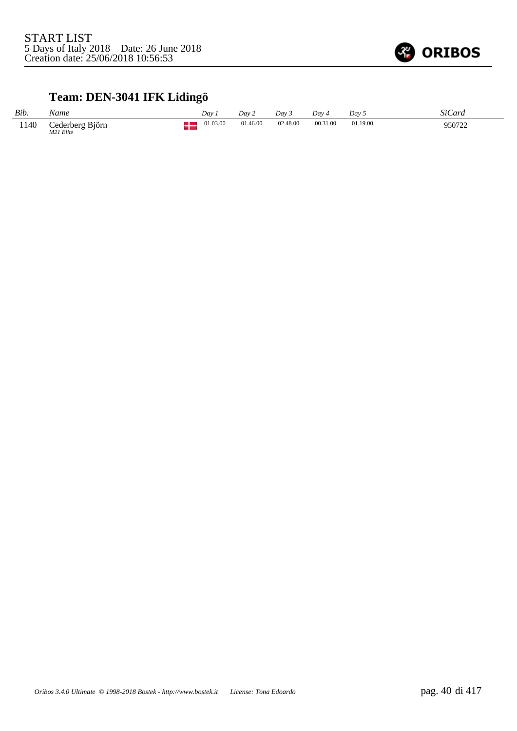START LIST
5 Days of Italy 2018 Date: 26 June 2018
Creation date: 25/06/2018 10:56:53

## Team: DEN-3041 IFK Lidingö

| *Bib.* | *Name* | | *Day 1* | *Day 2* | *Day 3* | *Day 4* | *Day 5* | *SiCard* |
|---|---|---|---|---|---|---|---|---|
| 1140 | Cederberg Björn *M21 Elite* | | 01.03.00 | 01.46.00 | 02.48.00 | 00.31.00 | 01.19.00 | 950722 |

*Oribos 3.4.0 Ultimate © 1998-2018 Bostek - http://www.bostek.it License: Tona Edoardo*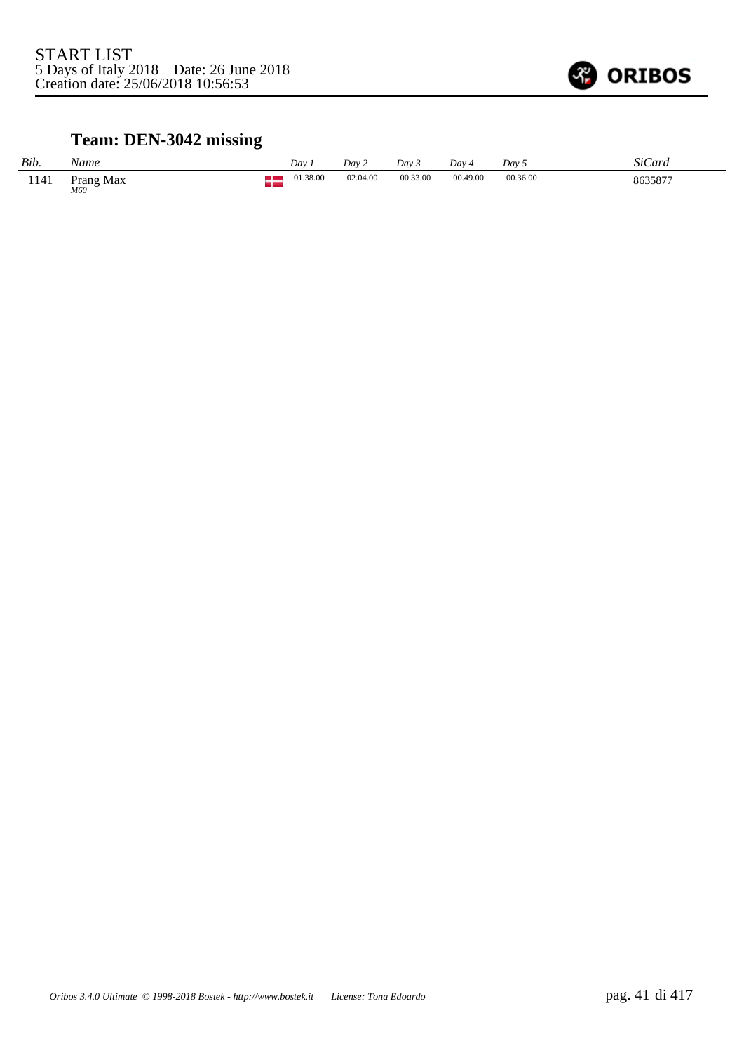START LIST
5 Days of Italy 2018 Date: 26 June 2018
Creation date: 25/06/2018 10:56:53

## Team: DEN-3042 missing

| Bib. | Name | Day 1 | Day 2 | Day 3 | Day 4 | Day 5 | SiCard |
|---|---|---|---|---|---|---|---|
| 1141 | Prang Max *M60* | 01.38.00 | 02.04.00 | 00.33.00 | 00.49.00 | 00.36.00 | 8635877 |

*Oribos 3.4.0 Ultimate © 1998-2018 Bostek - http://www.bostek.it License: Tona Edoardo*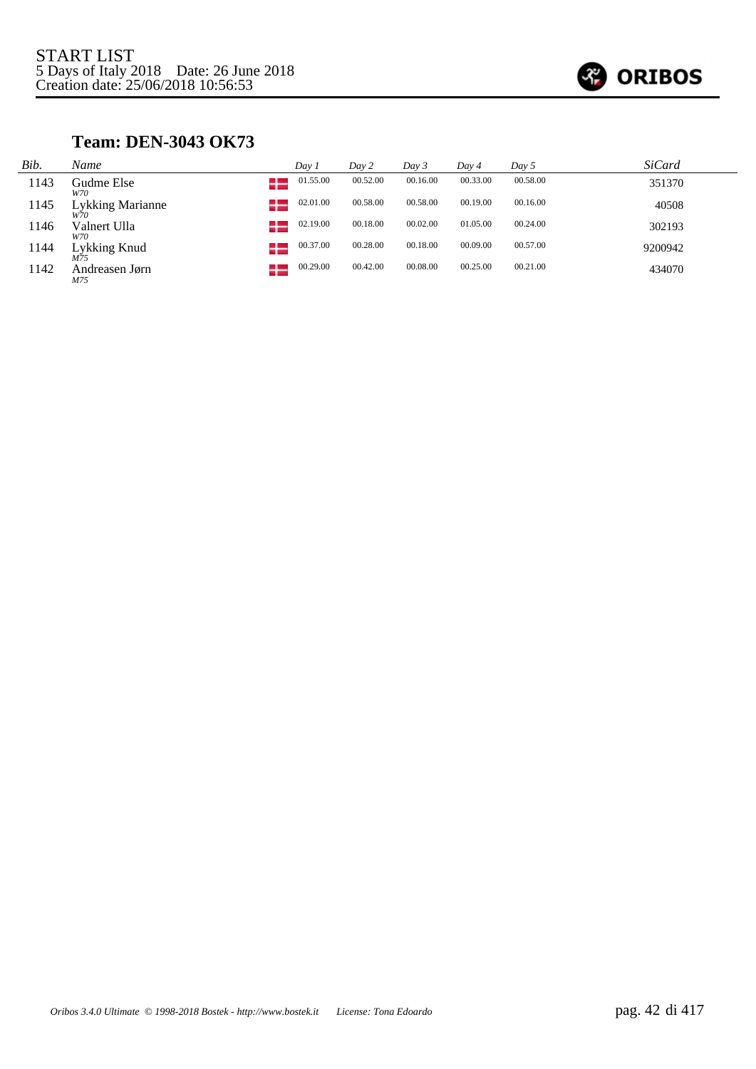START LIST
5 Days of Italy 2018 Date: 26 June 2018
Creation date: 25/06/2018 10:56:53

## Team: DEN-3043 OK73

| Bib. | Name | | Day 1 | Day 2 | Day 3 | Day 4 | Day 5 | SiCard |
|---|---|---|---|---|---|---|---|---|
| 1143 | Gudme Else *W70* | DEN | 01.55.00 | 00.52.00 | 00.16.00 | 00.33.00 | 00.58.00 | 351370 |
| 1145 | Lykking Marianne *W70* | DEN | 02.01.00 | 00.58.00 | 00.58.00 | 00.19.00 | 00.16.00 | 40508 |
| 1146 | Valnert Ulla *W70* | DEN | 02.19.00 | 00.18.00 | 00.02.00 | 01.05.00 | 00.24.00 | 302193 |
| 1144 | Lykking Knud *M75* | DEN | 00.37.00 | 00.28.00 | 00.18.00 | 00.09.00 | 00.57.00 | 9200942 |
| 1142 | Andreasen Jørn *M75* | DEN | 00.29.00 | 00.42.00 | 00.08.00 | 00.25.00 | 00.21.00 | 434070 |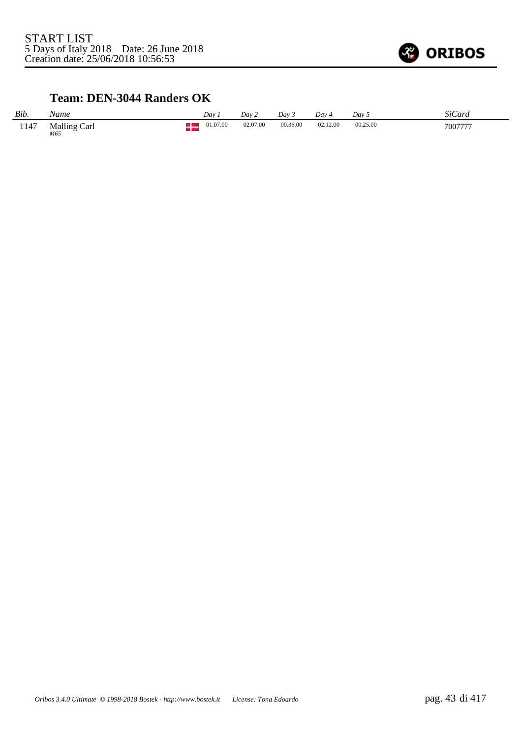START LIST
5 Days of Italy 2018 Date: 26 June 2018
Creation date: 25/06/2018 10:56:53

### Team: DEN-3044 Randers OK

| *Bib.* | *Name* | *Day 1* | *Day 2* | *Day 3* | *Day 4* | *Day 5* | *SiCard* |
|---|---|---|---|---|---|---|---|
| 1147 | Malling Carl *M65* | 01.07.00 | 02.07.00 | 00.36.00 | 02.12.00 | 00.25.00 | 7007777 |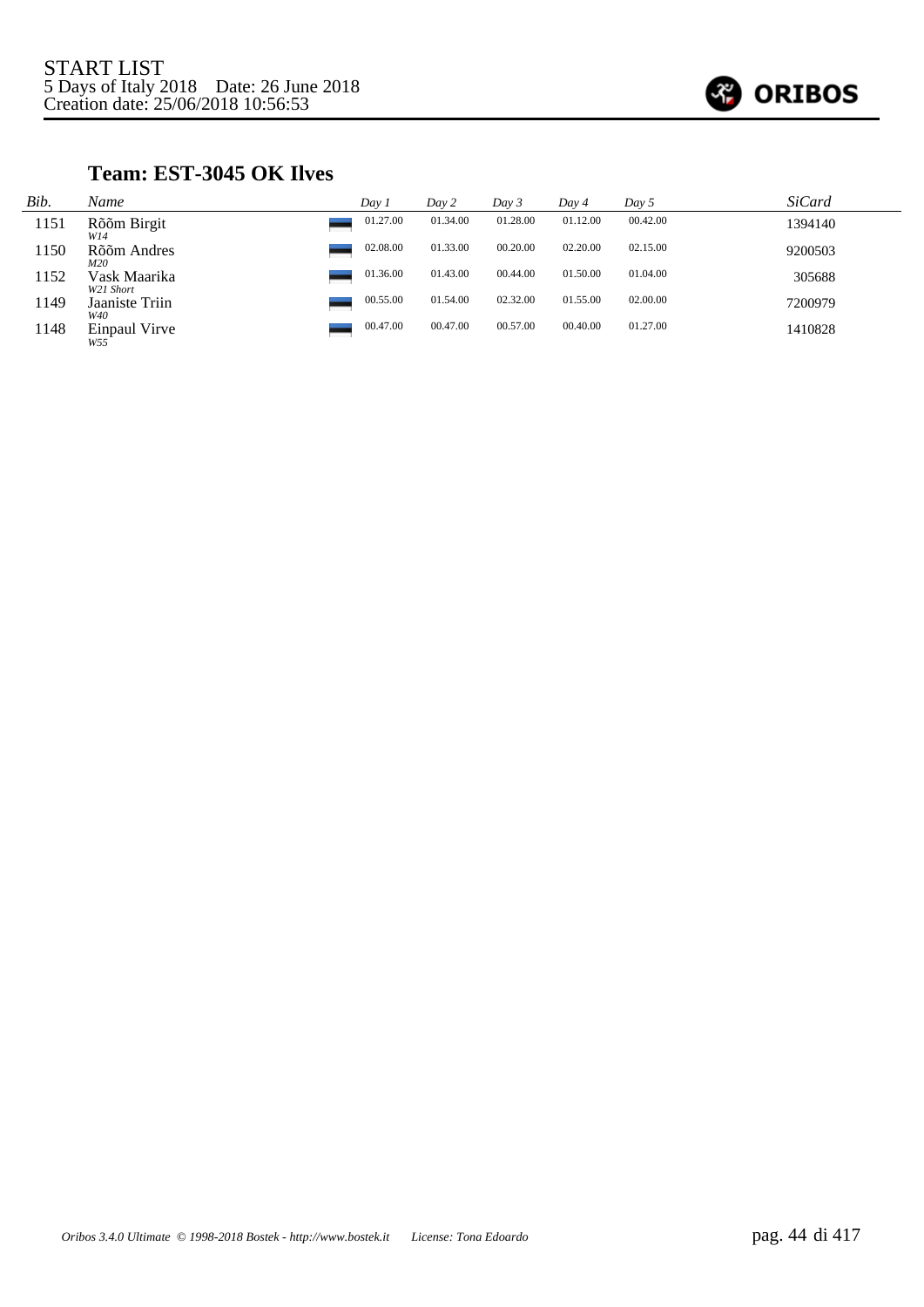START LIST
5 Days of Italy 2018 Date: 26 June 2018
Creation date: 25/06/2018 10:56:53

## Team: EST-3045 OK Ilves

| *Bib.* | *Name* | *Day 1* | *Day 2* | *Day 3* | *Day 4* | *Day 5* | *SiCard* |
|---|---|---|---|---|---|---|---|
| 1151 | Rõõm Birgit *W14* | 01.27.00 | 01.34.00 | 01.28.00 | 01.12.00 | 00.42.00 | 1394140 |
| 1150 | Rõõm Andres *M20* | 02.08.00 | 01.33.00 | 00.20.00 | 02.20.00 | 02.15.00 | 9200503 |
| 1152 | Vask Maarika *W21 Short* | 01.36.00 | 01.43.00 | 00.44.00 | 01.50.00 | 01.04.00 | 305688 |
| 1149 | Jaaniste Triin *W40* | 00.55.00 | 01.54.00 | 02.32.00 | 01.55.00 | 02.00.00 | 7200979 |
| 1148 | Einpaul Virve *W55* | 00.47.00 | 00.47.00 | 00.57.00 | 00.40.00 | 01.27.00 | 1410828 |

*Oribos 3.4.0 Ultimate © 1998-2018 Bostek - http://www.bostek.it License: Tona Edoardo*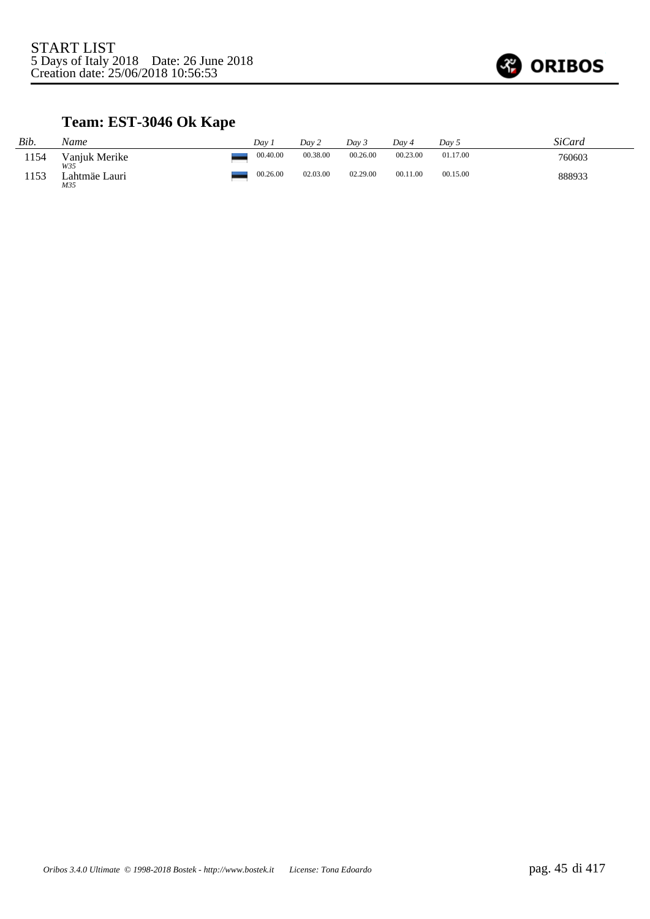START LIST
5 Days of Italy 2018 Date: 26 June 2018
Creation date: 25/06/2018 10:56:53

## Team: EST-3046 Ok Kape

| *Bib.* | *Name* | | *Day 1* | *Day 2* | *Day 3* | *Day 4* | *Day 5* | *SiCard* |
|---|---|---|---|---|---|---|---|---|
| 1154 | Vanjuk Merike *W35* | | 00.40.00 | 00.38.00 | 00.26.00 | 00.23.00 | 01.17.00 | 760603 |
| 1153 | Lahtmäe Lauri *M35* | | 00.26.00 | 02.03.00 | 02.29.00 | 00.11.00 | 00.15.00 | 888933 |

*Oribos 3.4.0 Ultimate © 1998-2018 Bostek - http://www.bostek.it License: Tona Edoardo*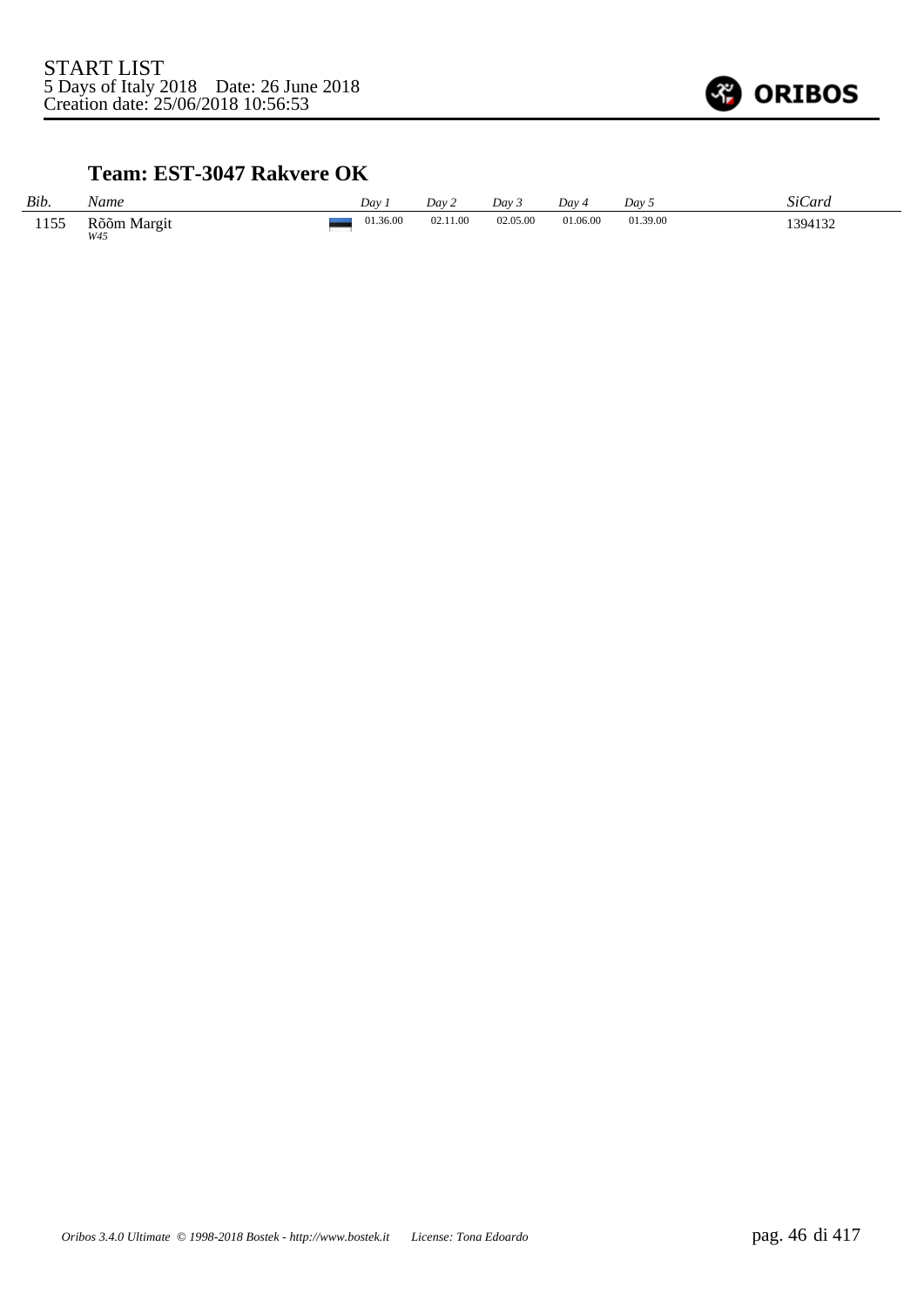START LIST
5 Days of Italy 2018    Date: 26 June 2018
Creation date: 25/06/2018 10:56:53

### Team: EST-3047 Rakvere OK

| *Bib.* | *Name* | | *Day 1* | *Day 2* | *Day 3* | *Day 4* | *Day 5* | *SiCard* |
|---|---|---|---|---|---|---|---|---|
| 1155 | Rõõm Margit *W45* | | 01.36.00 | 02.11.00 | 02.05.00 | 01.06.00 | 01.39.00 | 1394132 |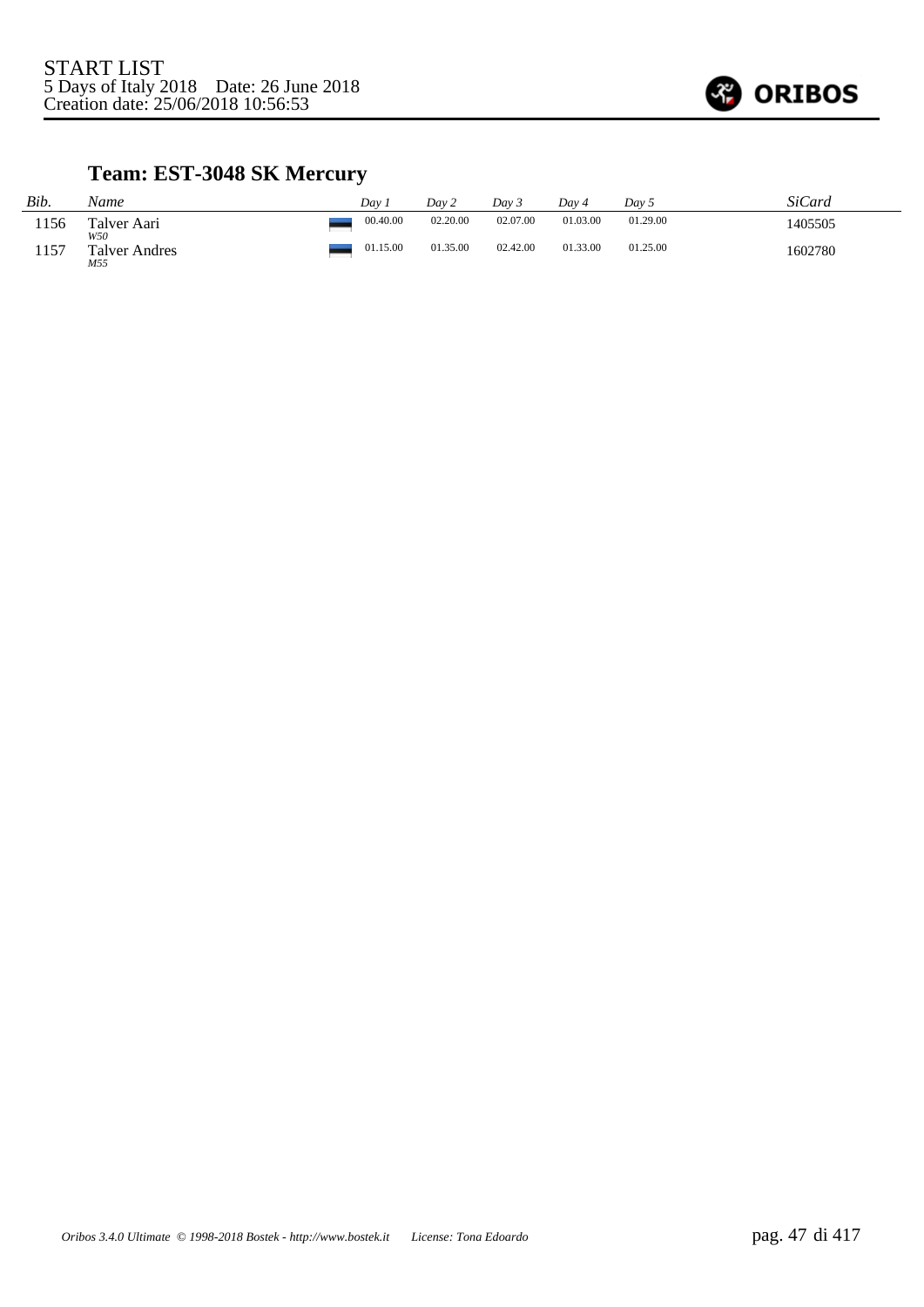START LIST
5 Days of Italy 2018 Date: 26 June 2018
Creation date: 25/06/2018 10:56:53

## Team: EST-3048 SK Mercury

| *Bib.* | *Name* | | *Day 1* | *Day 2* | *Day 3* | *Day 4* | *Day 5* | *SiCard* |
|---|---|---|---|---|---|---|---|---|
| 1156 | Talver Aari *W50* | | 00.40.00 | 02.20.00 | 02.07.00 | 01.03.00 | 01.29.00 | 1405505 |
| 1157 | Talver Andres *M55* | | 01.15.00 | 01.35.00 | 02.42.00 | 01.33.00 | 01.25.00 | 1602780 |

*Oribos 3.4.0 Ultimate © 1998-2018 Bostek - http://www.bostek.it License: Tona Edoardo*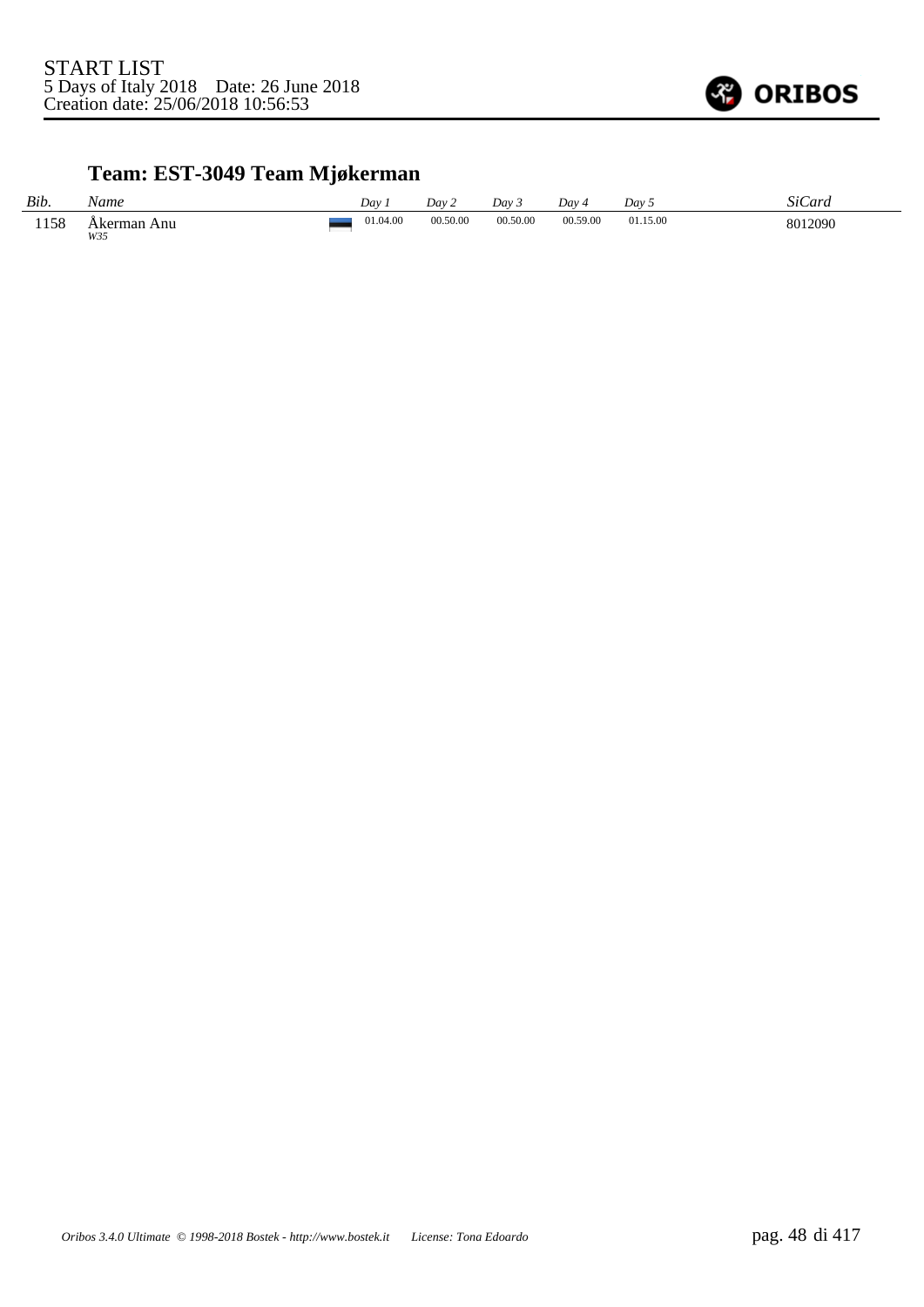START LIST
5 Days of Italy 2018    Date: 26 June 2018
Creation date: 25/06/2018 10:56:53

## Team: EST-3049 Team Mjøkerman

| *Bib.* | *Name* | | *Day 1* | *Day 2* | *Day 3* | *Day 4* | *Day 5* | *SiCard* |
|---|---|---|---|---|---|---|---|---|
| 1158 | Åkerman Anu *W35* | | 01.04.00 | 00.50.00 | 00.50.00 | 00.59.00 | 01.15.00 | 8012090 |

*Oribos 3.4.0 Ultimate © 1998-2018 Bostek - http://www.bostek.it    License: Tona Edoardo*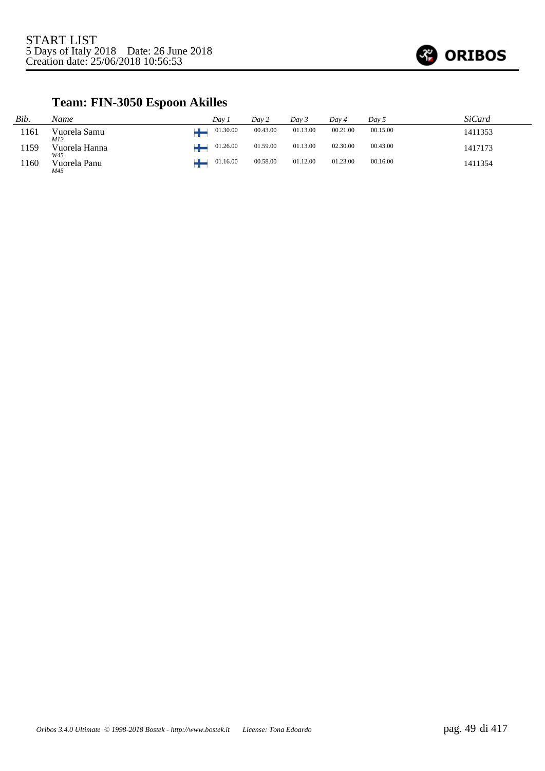START LIST
5 Days of Italy 2018 Date: 26 June 2018
Creation date: 25/06/2018 10:56:53

## Team: FIN-3050 Espoon Akilles

| *Bib.* | *Name* | | *Day 1* | *Day 2* | *Day 3* | *Day 4* | *Day 5* | *SiCard* |
|---|---|---|---|---|---|---|---|---|
| 1161 | Vuorela Samu *M12* | FIN | 01.30.00 | 00.43.00 | 01.13.00 | 00.21.00 | 00.15.00 | 1411353 |
| 1159 | Vuorela Hanna *W45* | FIN | 01.26.00 | 01.59.00 | 01.13.00 | 02.30.00 | 00.43.00 | 1417173 |
| 1160 | Vuorela Panu *M45* | FIN | 01.16.00 | 00.58.00 | 01.12.00 | 01.23.00 | 00.16.00 | 1411354 |

*Oribos 3.4.0 Ultimate © 1998-2018 Bostek - http://www.bostek.it License: Tona Edoardo*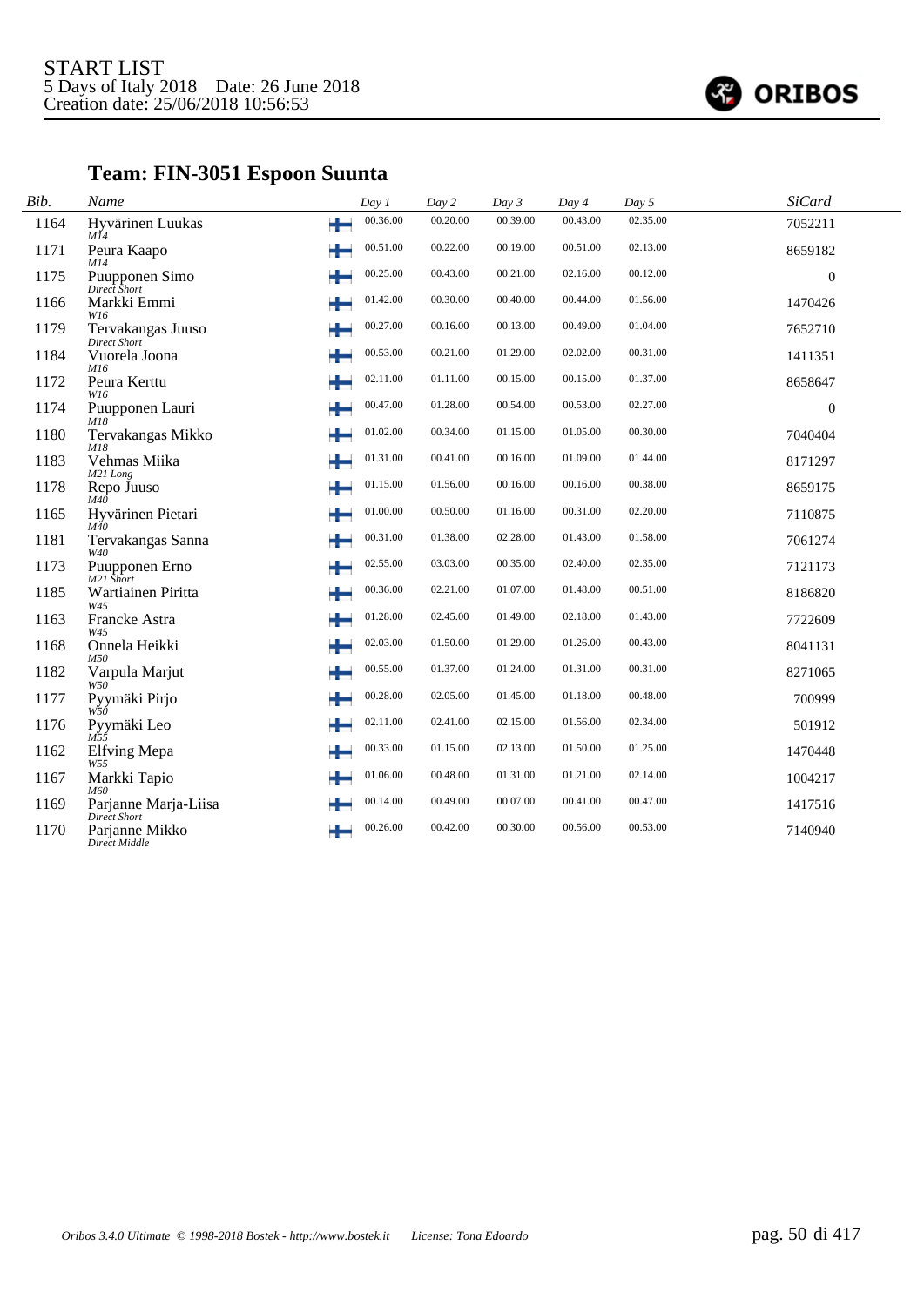START LIST
5 Days of Italy 2018    Date: 26 June 2018
Creation date: 25/06/2018 10:56:53

## Team: FIN-3051 Espoon Suunta

| Bib. | Name | | Day 1 | Day 2 | Day 3 | Day 4 | Day 5 | SiCard |
|---|---|---|---|---|---|---|---|---|
| 1164 | Hyvärinen Luukas *M14* | FIN | 00.36.00 | 00.20.00 | 00.39.00 | 00.43.00 | 02.35.00 | 7052211 |
| 1171 | Peura Kaapo *M14* | FIN | 00.51.00 | 00.22.00 | 00.19.00 | 00.51.00 | 02.13.00 | 8659182 |
| 1175 | Puupponen Simo *Direct Short* | FIN | 00.25.00 | 00.43.00 | 00.21.00 | 02.16.00 | 00.12.00 | 0 |
| 1166 | Markki Emmi *W16* | FIN | 01.42.00 | 00.30.00 | 00.40.00 | 00.44.00 | 01.56.00 | 1470426 |
| 1179 | Tervakangas Juuso *Direct Short* | FIN | 00.27.00 | 00.16.00 | 00.13.00 | 00.49.00 | 01.04.00 | 7652710 |
| 1184 | Vuorela Joona *M16* | FIN | 00.53.00 | 00.21.00 | 01.29.00 | 02.02.00 | 00.31.00 | 1411351 |
| 1172 | Peura Kerttu *W16* | FIN | 02.11.00 | 01.11.00 | 00.15.00 | 00.15.00 | 01.37.00 | 8658647 |
| 1174 | Puupponen Lauri *M18* | FIN | 00.47.00 | 01.28.00 | 00.54.00 | 00.53.00 | 02.27.00 | 0 |
| 1180 | Tervakangas Mikko *M18* | FIN | 01.02.00 | 00.34.00 | 01.15.00 | 01.05.00 | 00.30.00 | 7040404 |
| 1183 | Vehmas Miika *M21 Long* | FIN | 01.31.00 | 00.41.00 | 00.16.00 | 01.09.00 | 01.44.00 | 8171297 |
| 1178 | Repo Juuso *M40* | FIN | 01.15.00 | 01.56.00 | 00.16.00 | 00.16.00 | 00.38.00 | 8659175 |
| 1165 | Hyvärinen Pietari *M40* | FIN | 01.00.00 | 00.50.00 | 01.16.00 | 00.31.00 | 02.20.00 | 7110875 |
| 1181 | Tervakangas Sanna *W40* | FIN | 00.31.00 | 01.38.00 | 02.28.00 | 01.43.00 | 01.58.00 | 7061274 |
| 1173 | Puupponen Erno *M21 Short* | FIN | 02.55.00 | 03.03.00 | 00.35.00 | 02.40.00 | 02.35.00 | 7121173 |
| 1185 | Wartiainen Piritta *W45* | FIN | 00.36.00 | 02.21.00 | 01.07.00 | 01.48.00 | 00.51.00 | 8186820 |
| 1163 | Francke Astra *W45* | FIN | 01.28.00 | 02.45.00 | 01.49.00 | 02.18.00 | 01.43.00 | 7722609 |
| 1168 | Onnela Heikki *M50* | FIN | 02.03.00 | 01.50.00 | 01.29.00 | 01.26.00 | 00.43.00 | 8041131 |
| 1182 | Varpula Marjut *W50* | FIN | 00.55.00 | 01.37.00 | 01.24.00 | 01.31.00 | 00.31.00 | 8271065 |
| 1177 | Pyymäki Pirjo *W50* | FIN | 00.28.00 | 02.05.00 | 01.45.00 | 01.18.00 | 00.48.00 | 700999 |
| 1176 | Pyymäki Leo *M55* | FIN | 02.11.00 | 02.41.00 | 02.15.00 | 01.56.00 | 02.34.00 | 501912 |
| 1162 | Elfving Mepa *W55* | FIN | 00.33.00 | 01.15.00 | 02.13.00 | 01.50.00 | 01.25.00 | 1470448 |
| 1167 | Markki Tapio *M60* | FIN | 01.06.00 | 00.48.00 | 01.31.00 | 01.21.00 | 02.14.00 | 1004217 |
| 1169 | Parjanne Marja-Liisa *Direct Short* | FIN | 00.14.00 | 00.49.00 | 00.07.00 | 00.41.00 | 00.47.00 | 1417516 |
| 1170 | Parjanne Mikko *Direct Middle* | FIN | 00.26.00 | 00.42.00 | 00.30.00 | 00.56.00 | 00.53.00 | 7140940 |

*Oribos 3.4.0 Ultimate © 1998-2018 Bostek - http://www.bostek.it    License: Tona Edoardo*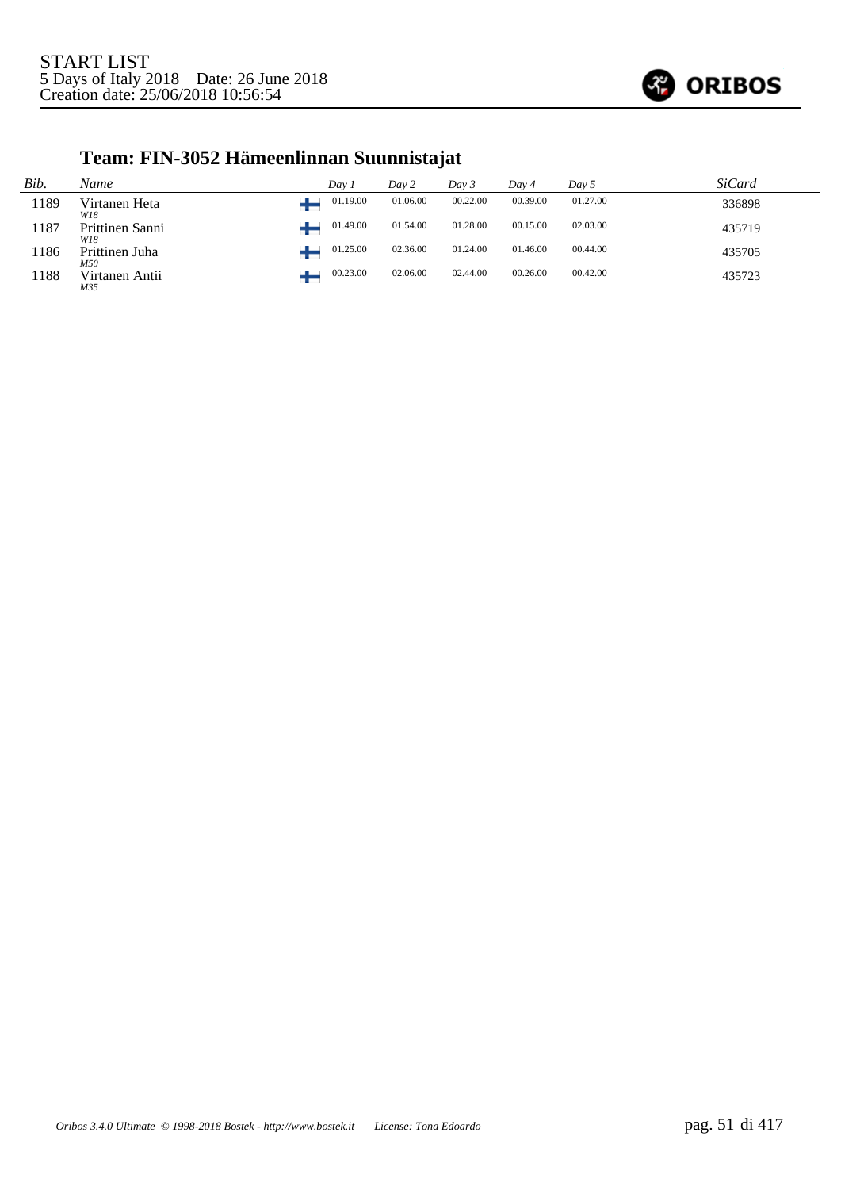START LIST
5 Days of Italy 2018 Date: 26 June 2018
Creation date: 25/06/2018 10:56:54

## Team: FIN-3052 Hämeenlinnan Suunnistajat

| Bib. | Name | | Day 1 | Day 2 | Day 3 | Day 4 | Day 5 | SiCard |
|---|---|---|---|---|---|---|---|---|
| 1189 | Virtanen Heta *W18* | FIN | 01.19.00 | 01.06.00 | 00.22.00 | 00.39.00 | 01.27.00 | 336898 |
| 1187 | Prittinen Sanni *W18* | FIN | 01.49.00 | 01.54.00 | 01.28.00 | 00.15.00 | 02.03.00 | 435719 |
| 1186 | Prittinen Juha *M50* | FIN | 01.25.00 | 02.36.00 | 01.24.00 | 01.46.00 | 00.44.00 | 435705 |
| 1188 | Virtanen Antii *M35* | FIN | 00.23.00 | 02.06.00 | 02.44.00 | 00.26.00 | 00.42.00 | 435723 |

*Oribos 3.4.0 Ultimate © 1998-2018 Bostek - http://www.bostek.it License: Tona Edoardo*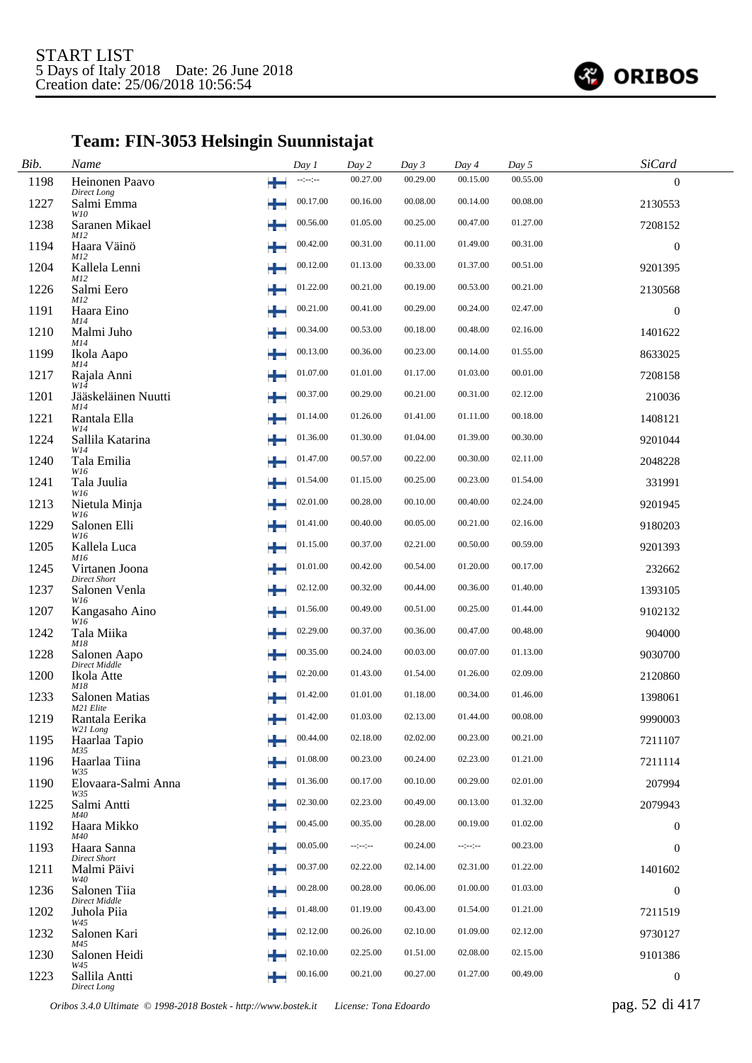START LIST
5 Days of Italy 2018 Date: 26 June 2018
Creation date: 25/06/2018 10:56:54

## Team: FIN-3053 Helsingin Suunnistajat

| Bib. | Name | | Day 1 | Day 2 | Day 3 | Day 4 | Day 5 | SiCard |
|---|---|---|---|---|---|---|---|---|
| 1198 | Heinonen Paavo *Direct Long* | | --:--:-- | 00.27.00 | 00.29.00 | 00.15.00 | 00.55.00 | 0 |
| 1227 | Salmi Emma *W10* | | 00.17.00 | 00.16.00 | 00.08.00 | 00.14.00 | 00.08.00 | 2130553 |
| 1238 | Saranen Mikael *M12* | | 00.56.00 | 01.05.00 | 00.25.00 | 00.47.00 | 01.27.00 | 7208152 |
| 1194 | Haara Väinö *M12* | | 00.42.00 | 00.31.00 | 00.11.00 | 01.49.00 | 00.31.00 | 0 |
| 1204 | Kallela Lenni *M12* | | 00.12.00 | 01.13.00 | 00.33.00 | 01.37.00 | 00.51.00 | 9201395 |
| 1226 | Salmi Eero *M12* | | 01.22.00 | 00.21.00 | 00.19.00 | 00.53.00 | 00.21.00 | 2130568 |
| 1191 | Haara Eino *M14* | | 00.21.00 | 00.41.00 | 00.29.00 | 00.24.00 | 02.47.00 | 0 |
| 1210 | Malmi Juho *M14* | | 00.34.00 | 00.53.00 | 00.18.00 | 00.48.00 | 02.16.00 | 1401622 |
| 1199 | Ikola Aapo *M14* | | 00.13.00 | 00.36.00 | 00.23.00 | 00.14.00 | 01.55.00 | 8633025 |
| 1217 | Rajala Anni *W14* | | 01.07.00 | 01.01.00 | 01.17.00 | 01.03.00 | 00.01.00 | 7208158 |
| 1201 | Jääskeläinen Nuutti *M14* | | 00.37.00 | 00.29.00 | 00.21.00 | 00.31.00 | 02.12.00 | 210036 |
| 1221 | Rantala Ella *W14* | | 01.14.00 | 01.26.00 | 01.41.00 | 01.11.00 | 00.18.00 | 1408121 |
| 1224 | Sallila Katarina *W14* | | 01.36.00 | 01.30.00 | 01.04.00 | 01.39.00 | 00.30.00 | 9201044 |
| 1240 | Tala Emilia *W16* | | 01.47.00 | 00.57.00 | 00.22.00 | 00.30.00 | 02.11.00 | 2048228 |
| 1241 | Tala Juulia *W16* | | 01.54.00 | 01.15.00 | 00.25.00 | 00.23.00 | 01.54.00 | 331991 |
| 1213 | Nietula Minja *W16* | | 02.01.00 | 00.28.00 | 00.10.00 | 00.40.00 | 02.24.00 | 9201945 |
| 1229 | Salonen Elli *W16* | | 01.41.00 | 00.40.00 | 00.05.00 | 00.21.00 | 02.16.00 | 9180203 |
| 1205 | Kallela Luca *M16* | | 01.15.00 | 00.37.00 | 02.21.00 | 00.50.00 | 00.59.00 | 9201393 |
| 1245 | Virtanen Joona *Direct Short* | | 01.01.00 | 00.42.00 | 00.54.00 | 01.20.00 | 00.17.00 | 232662 |
| 1237 | Salonen Venla *W16* | | 02.12.00 | 00.32.00 | 00.44.00 | 00.36.00 | 01.40.00 | 1393105 |
| 1207 | Kangasaho Aino *W16* | | 01.56.00 | 00.49.00 | 00.51.00 | 00.25.00 | 01.44.00 | 9102132 |
| 1242 | Tala Miika *M18* | | 02.29.00 | 00.37.00 | 00.36.00 | 00.47.00 | 00.48.00 | 904000 |
| 1228 | Salonen Aapo *Direct Middle* | | 00.35.00 | 00.24.00 | 00.03.00 | 00.07.00 | 01.13.00 | 9030700 |
| 1200 | Ikola Atte *M18* | | 02.20.00 | 01.43.00 | 01.54.00 | 01.26.00 | 02.09.00 | 2120860 |
| 1233 | Salonen Matias *M21 Elite* | | 01.42.00 | 01.01.00 | 01.18.00 | 00.34.00 | 01.46.00 | 1398061 |
| 1219 | Rantala Eerika *W21 Long* | | 01.42.00 | 01.03.00 | 02.13.00 | 01.44.00 | 00.08.00 | 9990003 |
| 1195 | Haarlaa Tapio *M35* | | 00.44.00 | 02.18.00 | 02.02.00 | 00.23.00 | 00.21.00 | 7211107 |
| 1196 | Haarlaa Tiina *W35* | | 01.08.00 | 00.23.00 | 00.24.00 | 02.23.00 | 01.21.00 | 7211114 |
| 1190 | Elovaara-Salmi Anna *W35* | | 01.36.00 | 00.17.00 | 00.10.00 | 00.29.00 | 02.01.00 | 207994 |
| 1225 | Salmi Antti *M40* | | 02.30.00 | 02.23.00 | 00.49.00 | 00.13.00 | 01.32.00 | 2079943 |
| 1192 | Haara Mikko *M40* | | 00.45.00 | 00.35.00 | 00.28.00 | 00.19.00 | 01.02.00 | 0 |
| 1193 | Haara Sanna *Direct Short* | | 00.05.00 | --:--:-- | 00.24.00 | --:--:-- | 00.23.00 | 0 |
| 1211 | Malmi Päivi *W40* | | 00.37.00 | 02.22.00 | 02.14.00 | 02.31.00 | 01.22.00 | 1401602 |
| 1236 | Salonen Tiia *Direct Middle* | | 00.28.00 | 00.28.00 | 00.06.00 | 01.00.00 | 01.03.00 | 0 |
| 1202 | Juhola Piia *W45* | | 01.48.00 | 01.19.00 | 00.43.00 | 01.54.00 | 01.21.00 | 7211519 |
| 1232 | Salonen Kari *M45* | | 02.12.00 | 00.26.00 | 02.10.00 | 01.09.00 | 02.12.00 | 9730127 |
| 1230 | Salonen Heidi *W45* | | 02.10.00 | 02.25.00 | 01.51.00 | 02.08.00 | 02.15.00 | 9101386 |
| 1223 | Sallila Antti *Direct Long* | | 00.16.00 | 00.21.00 | 00.27.00 | 01.27.00 | 00.49.00 | 0 |

*Oribos 3.4.0 Ultimate © 1998-2018 Bostek - http://www.bostek.it License: Tona Edoardo*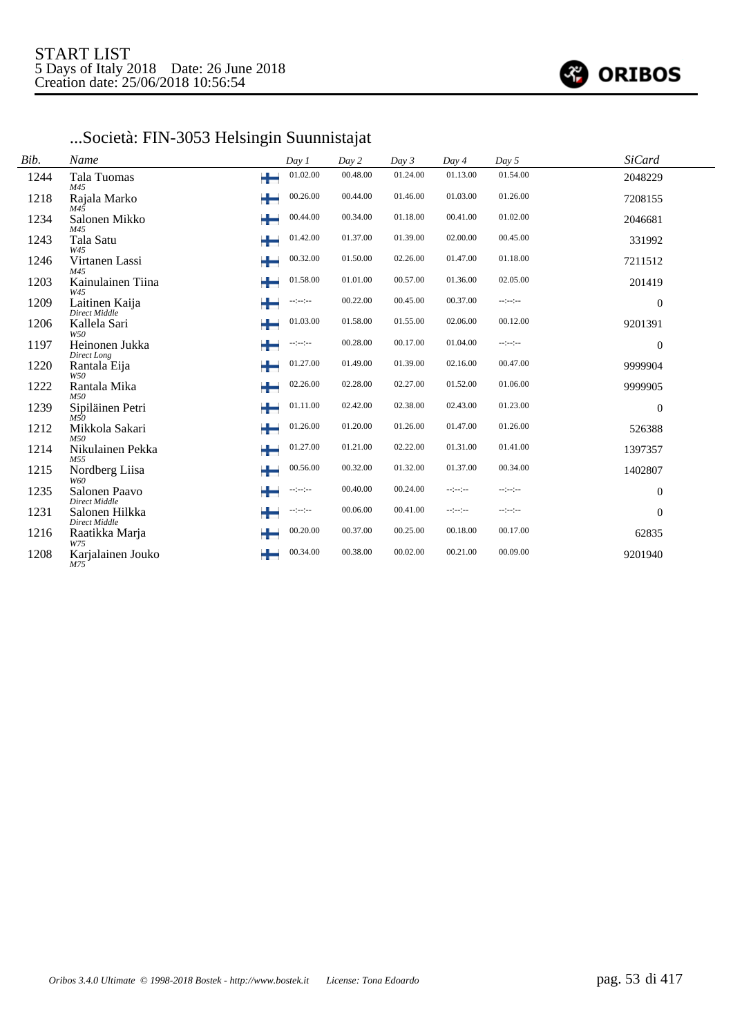START LIST
5 Days of Italy 2018 Date: 26 June 2018
Creation date: 25/06/2018 10:56:54

## ...Società: FIN-3053 Helsingin Suunnistajat

| Bib. | Name | Day 1 | Day 2 | Day 3 | Day 4 | Day 5 | SiCard |
|---|---|---|---|---|---|---|---|
| 1244 | Tala Tuomas<br>M45 | 01.02.00 | 00.48.00 | 01.24.00 | 01.13.00 | 01.54.00 | 2048229 |
| 1218 | Rajala Marko<br>M45 | 00.26.00 | 00.44.00 | 01.46.00 | 01.03.00 | 01.26.00 | 7208155 |
| 1234 | Salonen Mikko<br>M45 | 00.44.00 | 00.34.00 | 01.18.00 | 00.41.00 | 01.02.00 | 2046681 |
| 1243 | Tala Satu<br>W45 | 01.42.00 | 01.37.00 | 01.39.00 | 02.00.00 | 00.45.00 | 331992 |
| 1246 | Virtanen Lassi<br>M45 | 00.32.00 | 01.50.00 | 02.26.00 | 01.47.00 | 01.18.00 | 7211512 |
| 1203 | Kainulainen Tiina<br>W45 | 01.58.00 | 01.01.00 | 00.57.00 | 01.36.00 | 02.05.00 | 201419 |
| 1209 | Laitinen Kaija<br>Direct Middle | --:--:-- | 00.22.00 | 00.45.00 | 00.37.00 | --:--:-- | 0 |
| 1206 | Kallela Sari<br>W50 | 01.03.00 | 01.58.00 | 01.55.00 | 02.06.00 | 00.12.00 | 9201391 |
| 1197 | Heinonen Jukka<br>Direct Long | --:--:-- | 00.28.00 | 00.17.00 | 01.04.00 | --:--:-- | 0 |
| 1220 | Rantala Eija<br>W50 | 01.27.00 | 01.49.00 | 01.39.00 | 02.16.00 | 00.47.00 | 9999904 |
| 1222 | Rantala Mika<br>M50 | 02.26.00 | 02.28.00 | 02.27.00 | 01.52.00 | 01.06.00 | 9999905 |
| 1239 | Sipiläinen Petri<br>M50 | 01.11.00 | 02.42.00 | 02.38.00 | 02.43.00 | 01.23.00 | 0 |
| 1212 | Mikkola Sakari<br>M50 | 01.26.00 | 01.20.00 | 01.26.00 | 01.47.00 | 01.26.00 | 526388 |
| 1214 | Nikulainen Pekka<br>M55 | 01.27.00 | 01.21.00 | 02.22.00 | 01.31.00 | 01.41.00 | 1397357 |
| 1215 | Nordberg Liisa<br>W60 | 00.56.00 | 00.32.00 | 01.32.00 | 01.37.00 | 00.34.00 | 1402807 |
| 1235 | Salonen Paavo<br>Direct Middle | --:--:-- | 00.40.00 | 00.24.00 | --:--:-- | --:--:-- | 0 |
| 1231 | Salonen Hilkka<br>Direct Middle | --:--:-- | 00.06.00 | 00.41.00 | --:--:-- | --:--:-- | 0 |
| 1216 | Raatikka Marja<br>W75 | 00.20.00 | 00.37.00 | 00.25.00 | 00.18.00 | 00.17.00 | 62835 |
| 1208 | Karjalainen Jouko<br>M75 | 00.34.00 | 00.38.00 | 00.02.00 | 00.21.00 | 00.09.00 | 9201940 |

*Oribos 3.4.0 Ultimate © 1998-2018 Bostek - http://www.bostek.it License: Tona Edoardo*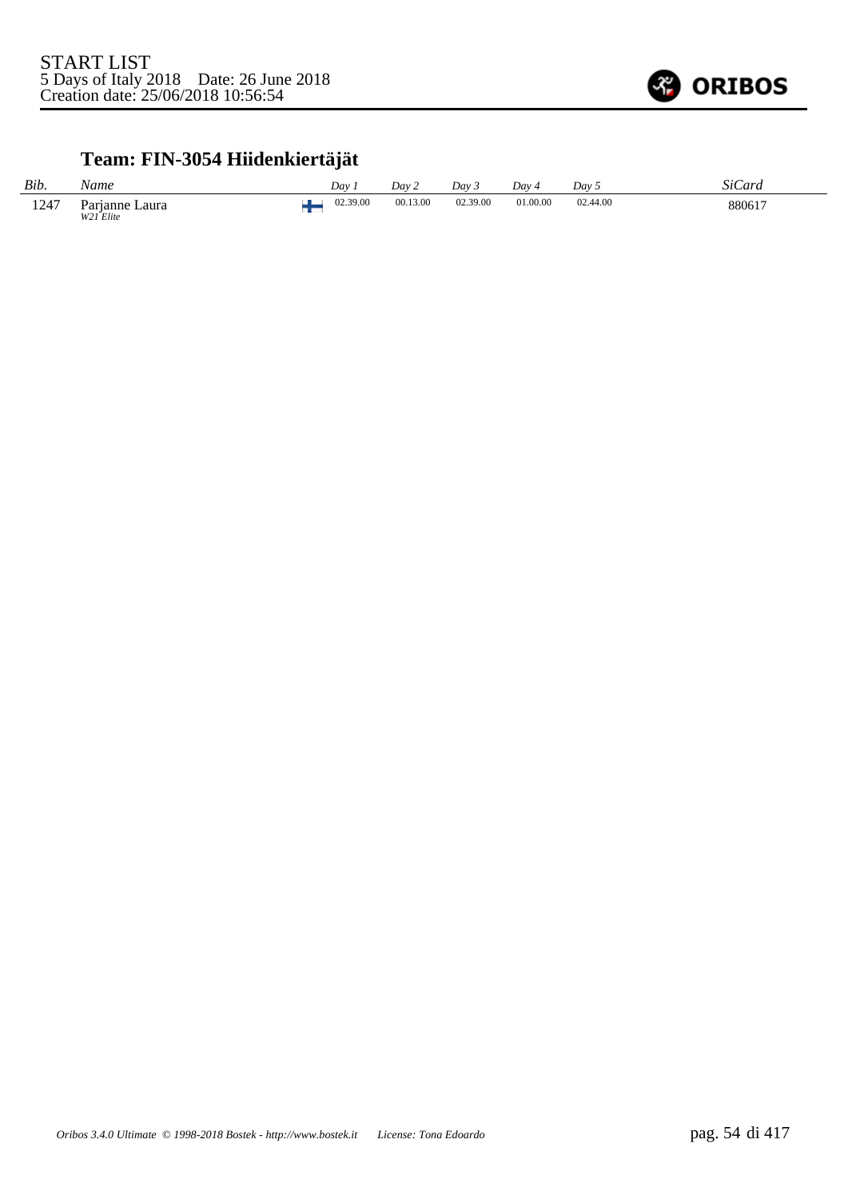START LIST
5 Days of Italy 2018 Date: 26 June 2018
Creation date: 25/06/2018 10:56:54

## Team: FIN-3054 Hiidenkiertäjät

| *Bib.* | *Name* | | *Day 1* | *Day 2* | *Day 3* | *Day 4* | *Day 5* | *SiCard* |
|---|---|---|---|---|---|---|---|---|
| 1247 | Parjanne Laura *W21 Elite* | FIN | 02.39.00 | 00.13.00 | 02.39.00 | 01.00.00 | 02.44.00 | 880617 |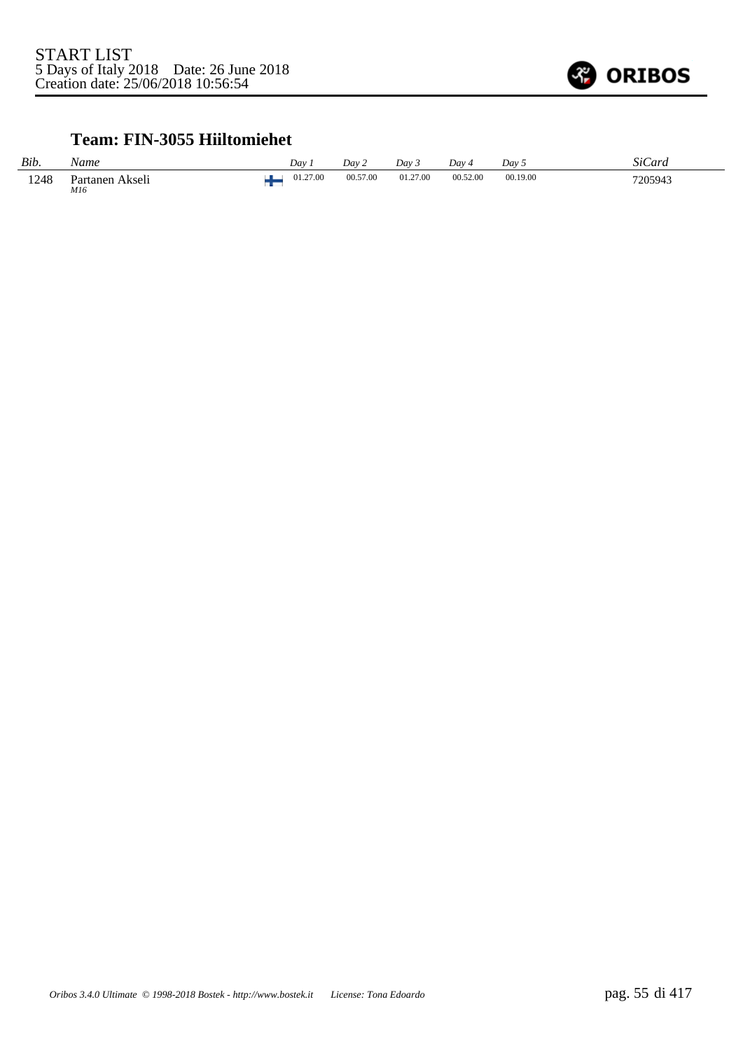START LIST
5 Days of Italy 2018 Date: 26 June 2018
Creation date: 25/06/2018 10:56:54

## Team: FIN-3055 Hiiltomiehet

| Bib. | Name | | Day 1 | Day 2 | Day 3 | Day 4 | Day 5 | SiCard |
|---|---|---|---|---|---|---|---|---|
| 1248 | Partanen Akseli *M16* | FIN | 01.27.00 | 00.57.00 | 01.27.00 | 00.52.00 | 00.19.00 | 7205943 |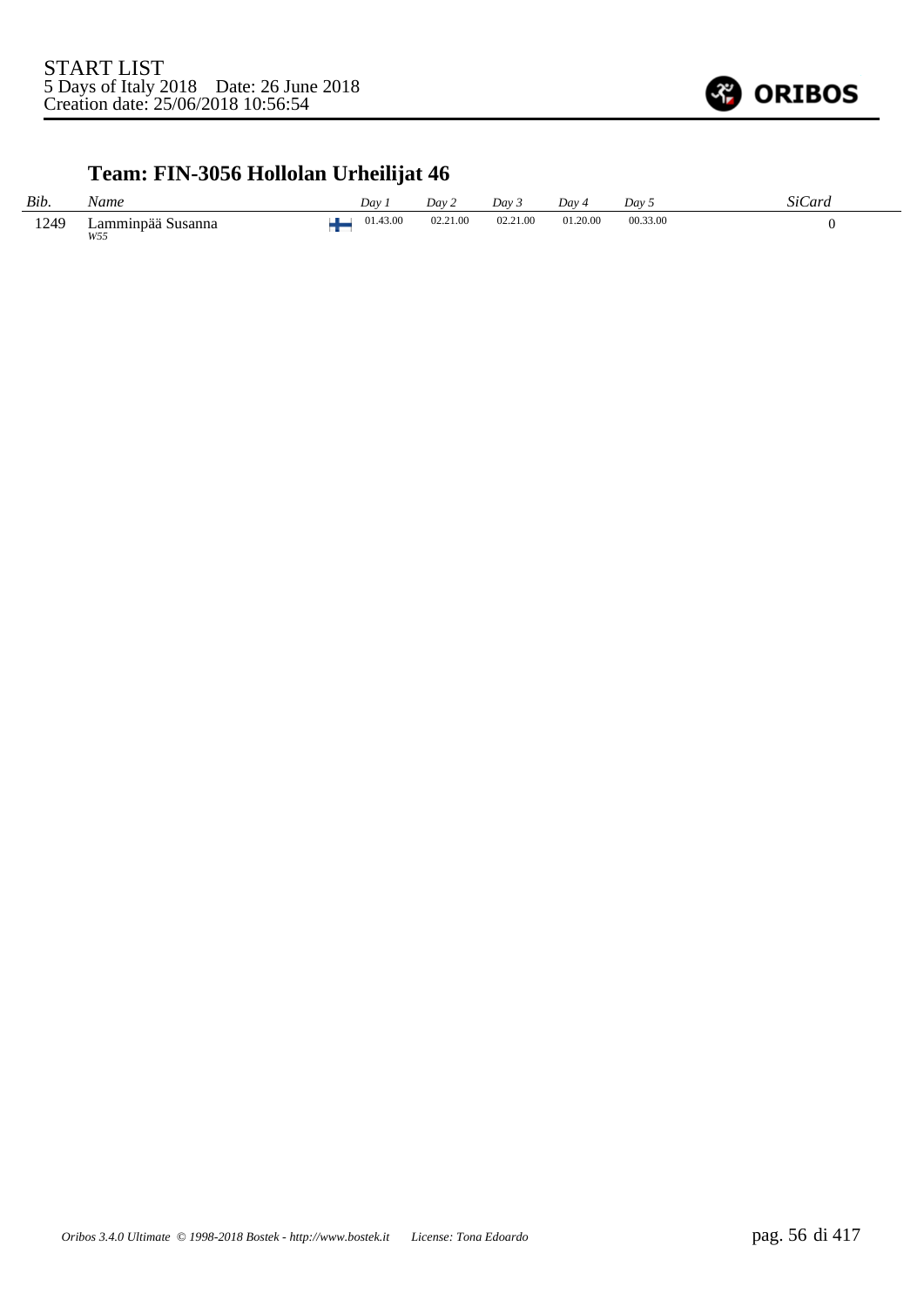## Team: FIN-3056 Hollolan Urheilijat 46

| Bib. | Name | | Day 1 | Day 2 | Day 3 | Day 4 | Day 5 | SiCard |
|---|---|---|---|---|---|---|---|---|
| 1249 | Lamminpää Susanna *W55* | | 01.43.00 | 02.21.00 | 02.21.00 | 01.20.00 | 00.33.00 | 0 |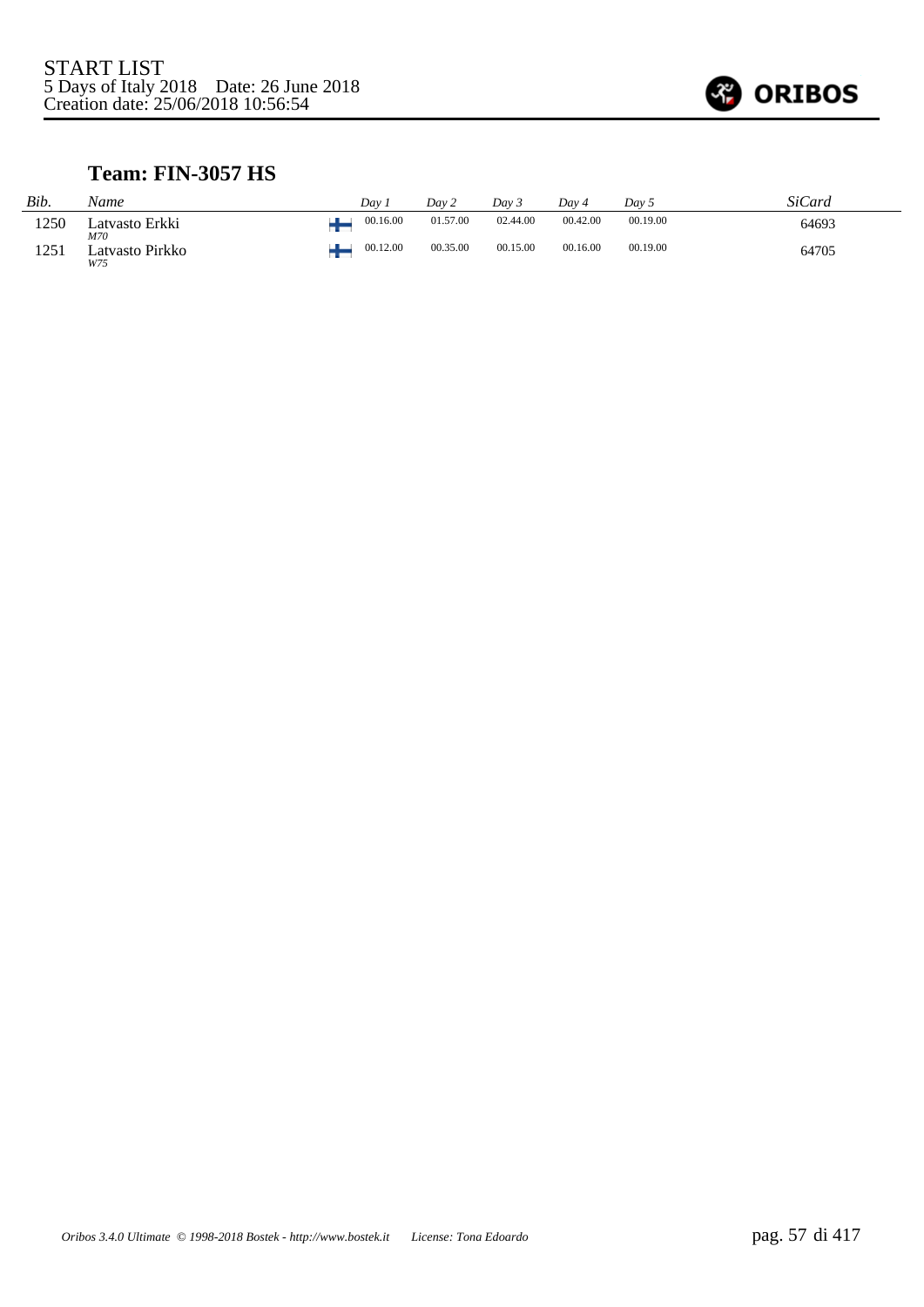START LIST
5 Days of Italy 2018    Date: 26 June 2018
Creation date: 25/06/2018 10:56:54

## Team: FIN-3057 HS

| *Bib.* | *Name* | | *Day 1* | *Day 2* | *Day 3* | *Day 4* | *Day 5* | *SiCard* |
|---|---|---|---|---|---|---|---|---|
| 1250 | Latvasto Erkki *M70* | FIN | 00.16.00 | 01.57.00 | 02.44.00 | 00.42.00 | 00.19.00 | 64693 |
| 1251 | Latvasto Pirkko *W75* | FIN | 00.12.00 | 00.35.00 | 00.15.00 | 00.16.00 | 00.19.00 | 64705 |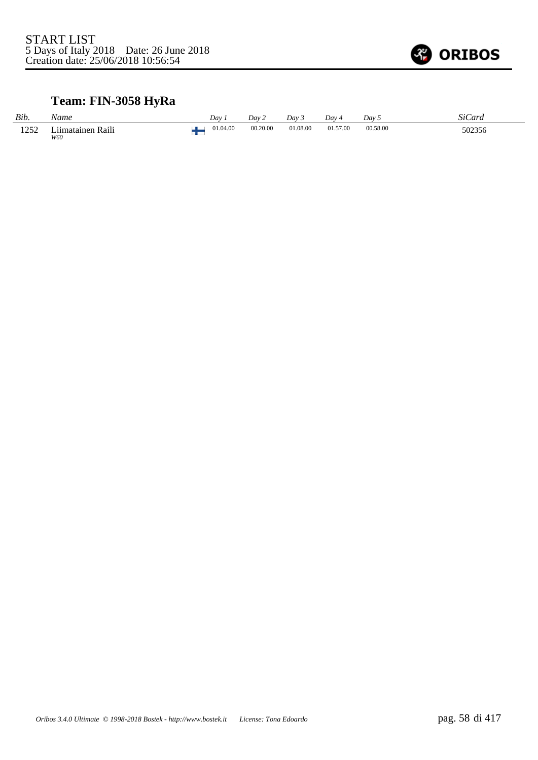START LIST
5 Days of Italy 2018    Date: 26 June 2018
Creation date: 25/06/2018 10:56:54

## Team: FIN-3058 HyRa

| *Bib.* | *Name* | | *Day 1* | *Day 2* | *Day 3* | *Day 4* | *Day 5* | *SiCard* |
|---|---|---|---|---|---|---|---|---|
| 1252 | Liimatainen Raili *W60* | FIN | 01.04.00 | 00.20.00 | 01.08.00 | 01.57.00 | 00.58.00 | 502356 |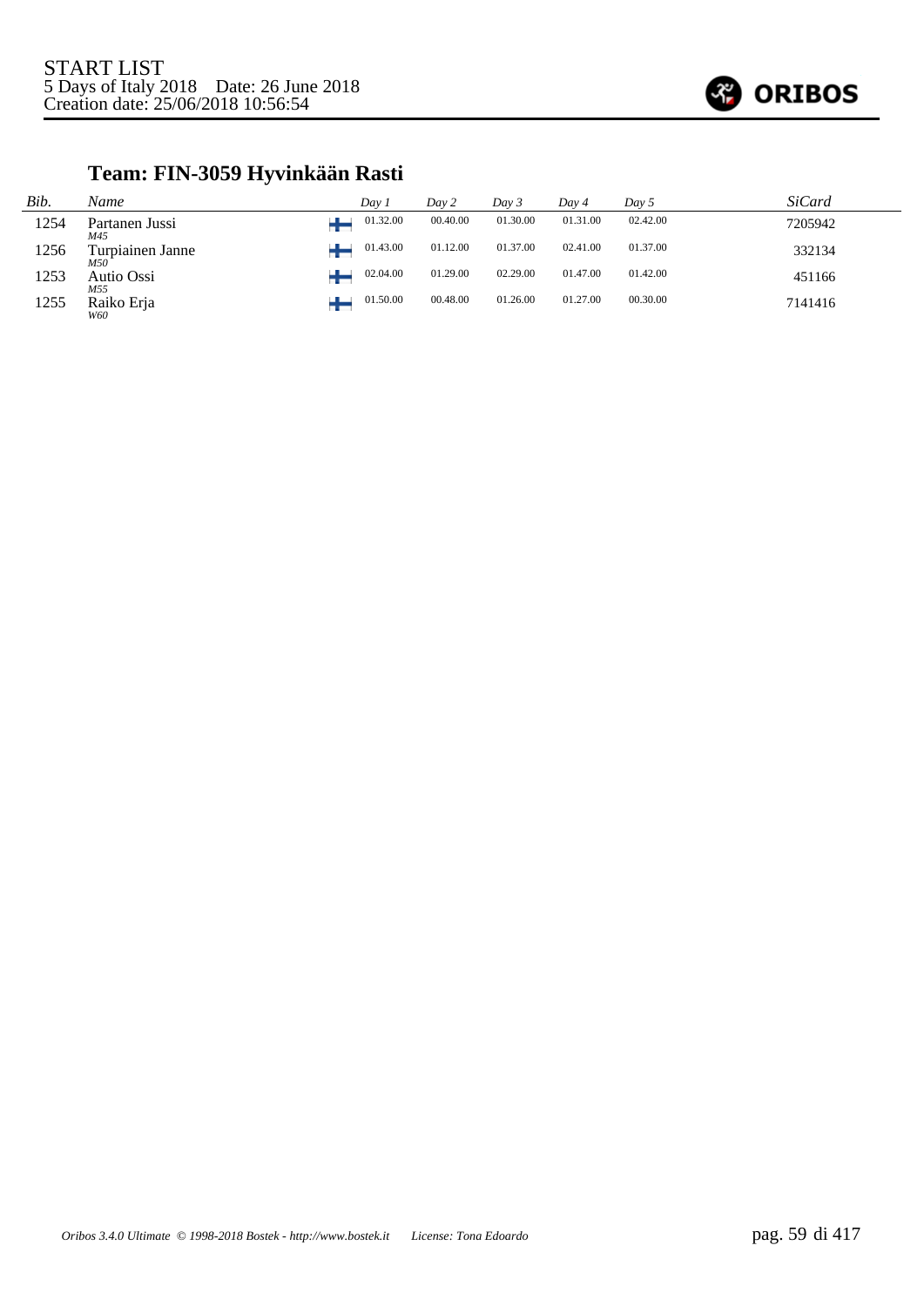START LIST
5 Days of Italy 2018    Date: 26 June 2018
Creation date: 25/06/2018 10:56:54

## Team: FIN-3059 Hyvinkään Rasti

| *Bib.* | *Name* | | *Day 1* | *Day 2* | *Day 3* | *Day 4* | *Day 5* | *SiCard* |
|---|---|---|---|---|---|---|---|---|
| 1254 | Partanen Jussi *M45* | FIN | 01.32.00 | 00.40.00 | 01.30.00 | 01.31.00 | 02.42.00 | 7205942 |
| 1256 | Turpiainen Janne *M50* | FIN | 01.43.00 | 01.12.00 | 01.37.00 | 02.41.00 | 01.37.00 | 332134 |
| 1253 | Autio Ossi *M55* | FIN | 02.04.00 | 01.29.00 | 02.29.00 | 01.47.00 | 01.42.00 | 451166 |
| 1255 | Raiko Erja *W60* | FIN | 01.50.00 | 00.48.00 | 01.26.00 | 01.27.00 | 00.30.00 | 7141416 |

*Oribos 3.4.0 Ultimate © 1998-2018 Bostek - http://www.bostek.it    License: Tona Edoardo*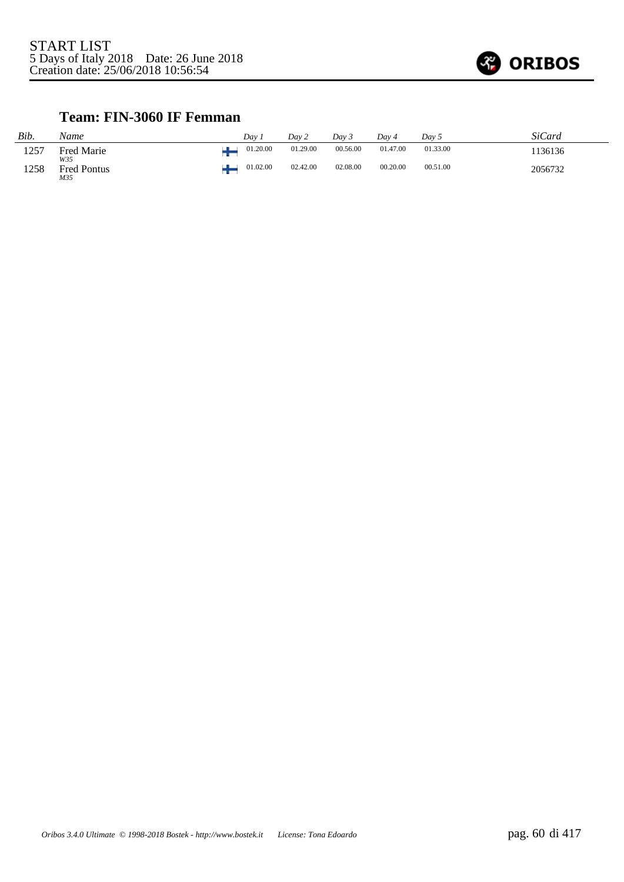START LIST
5 Days of Italy 2018    Date: 26 June 2018
Creation date: 25/06/2018 10:56:54

### Team: FIN-3060 IF Femman

| *Bib.* | *Name* | | *Day 1* | *Day 2* | *Day 3* | *Day 4* | *Day 5* | *SiCard* |
|---|---|---|---|---|---|---|---|---|
| 1257 | Fred Marie *W35* | FIN | 01.20.00 | 01.29.00 | 00.56.00 | 01.47.00 | 01.33.00 | 1136136 |
| 1258 | Fred Pontus *M35* | FIN | 01.02.00 | 02.42.00 | 02.08.00 | 00.20.00 | 00.51.00 | 2056732 |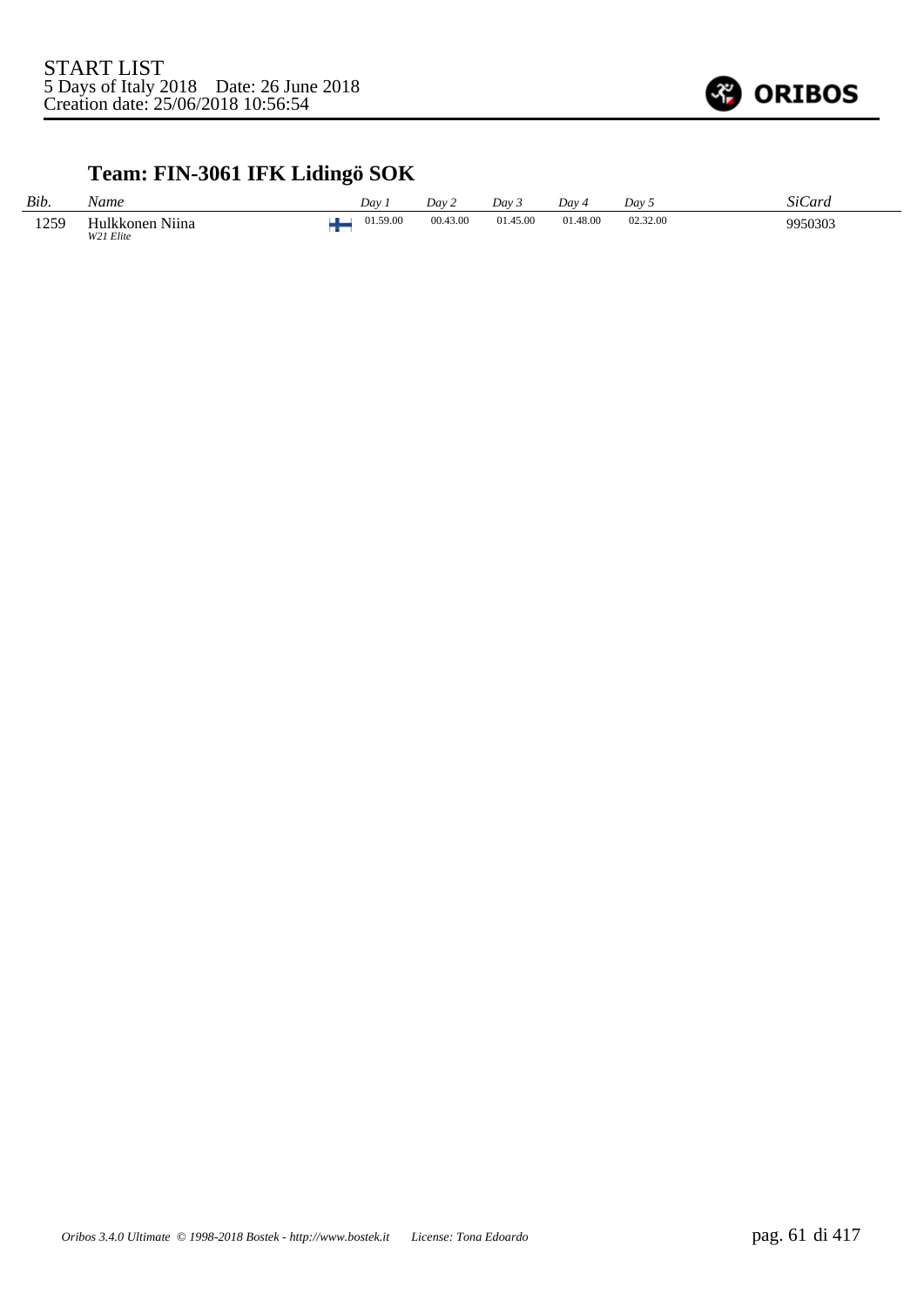START LIST
5 Days of Italy 2018    Date: 26 June 2018
Creation date: 25/06/2018 10:56:54

## Team: FIN-3061 IFK Lidingö SOK

| *Bib.* | *Name* | | *Day 1* | *Day 2* | *Day 3* | *Day 4* | *Day 5* | *SiCard* |
|---|---|---|---|---|---|---|---|---|
| 1259 | Hulkkonen Niina<br>*W21 Elite* | | 01.59.00 | 00.43.00 | 01.45.00 | 01.48.00 | 02.32.00 | 9950303 |

*Oribos 3.4.0 Ultimate © 1998-2018 Bostek - http://www.bostek.it    License: Tona Edoardo*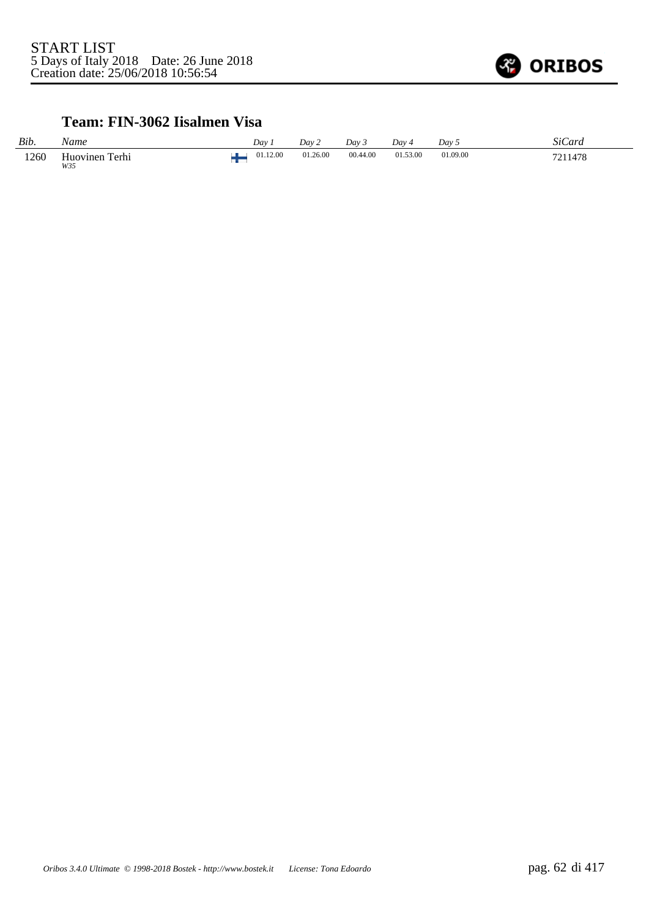START LIST
5 Days of Italy 2018 Date: 26 June 2018
Creation date: 25/06/2018 10:56:54

### Team: FIN-3062 Iisalmen Visa

| Bib. | Name | | Day 1 | Day 2 | Day 3 | Day 4 | Day 5 | SiCard |
|---|---|---|---|---|---|---|---|---|
| 1260 | Huovinen Terhi *W35* | FIN | 01.12.00 | 01.26.00 | 00.44.00 | 01.53.00 | 01.09.00 | 7211478 |

*Oribos 3.4.0 Ultimate © 1998-2018 Bostek - http://www.bostek.it License: Tona Edoardo*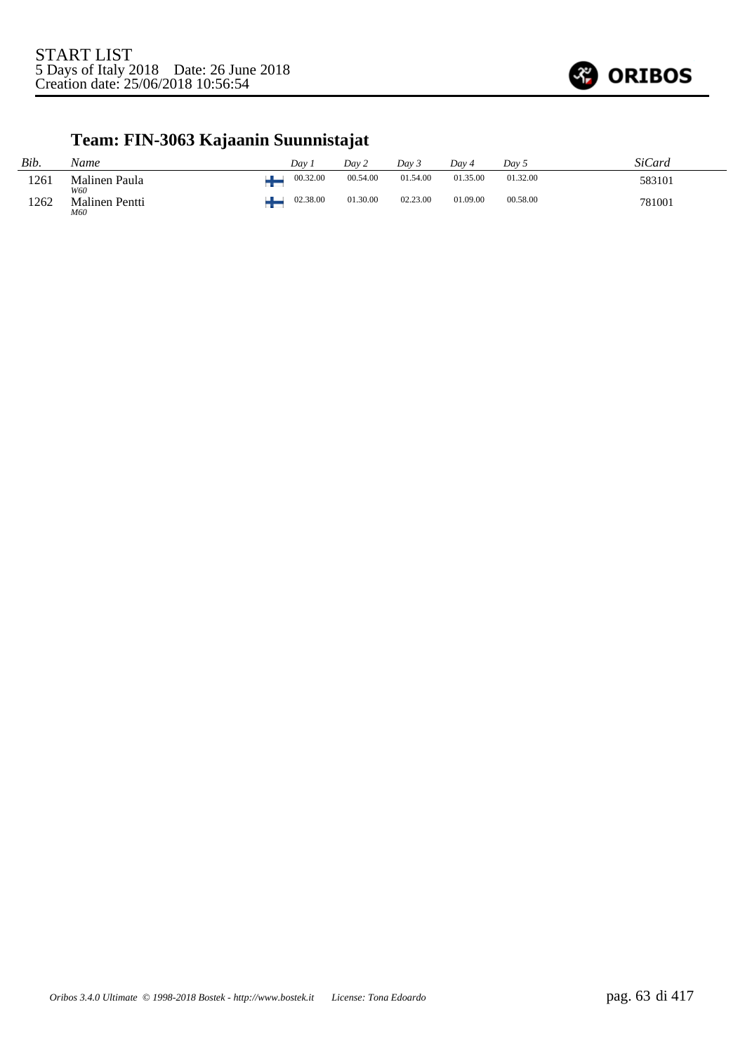START LIST
5 Days of Italy 2018 Date: 26 June 2018
Creation date: 25/06/2018 10:56:54

## Team: FIN-3063 Kajaanin Suunnistajat

| Bib. | Name | | Day 1 | Day 2 | Day 3 | Day 4 | Day 5 | SiCard |
|---|---|---|---|---|---|---|---|---|
| 1261 | Malinen Paula *W60* | FIN | 00.32.00 | 00.54.00 | 01.54.00 | 01.35.00 | 01.32.00 | 583101 |
| 1262 | Malinen Pentti *M60* | FIN | 02.38.00 | 01.30.00 | 02.23.00 | 01.09.00 | 00.58.00 | 781001 |

*Oribos 3.4.0 Ultimate © 1998-2018 Bostek - http://www.bostek.it License: Tona Edoardo*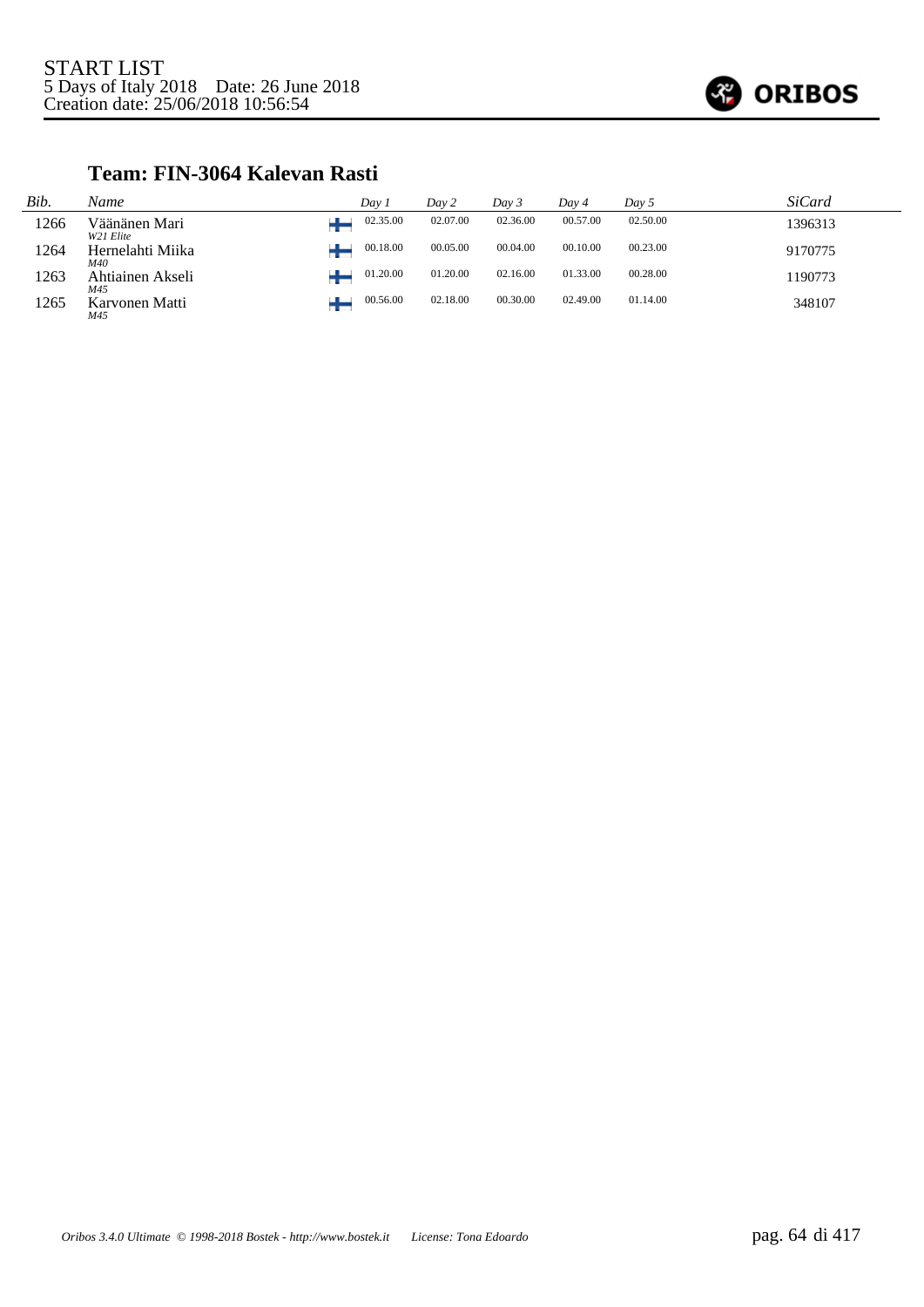START LIST
5 Days of Italy 2018 Date: 26 June 2018
Creation date: 25/06/2018 10:56:54

### Team: FIN-3064 Kalevan Rasti

| *Bib.* | *Name* | *Day 1* | *Day 2* | *Day 3* | *Day 4* | *Day 5* | *SiCard* |
|---|---|---|---|---|---|---|---|
| 1266 | Väänänen Mari *W21 Elite* | 02.35.00 | 02.07.00 | 02.36.00 | 00.57.00 | 02.50.00 | 1396313 |
| 1264 | Hernelahti Miika *M40* | 00.18.00 | 00.05.00 | 00.04.00 | 00.10.00 | 00.23.00 | 9170775 |
| 1263 | Ahtiainen Akseli *M45* | 01.20.00 | 01.20.00 | 02.16.00 | 01.33.00 | 00.28.00 | 1190773 |
| 1265 | Karvonen Matti *M45* | 00.56.00 | 02.18.00 | 00.30.00 | 02.49.00 | 01.14.00 | 348107 |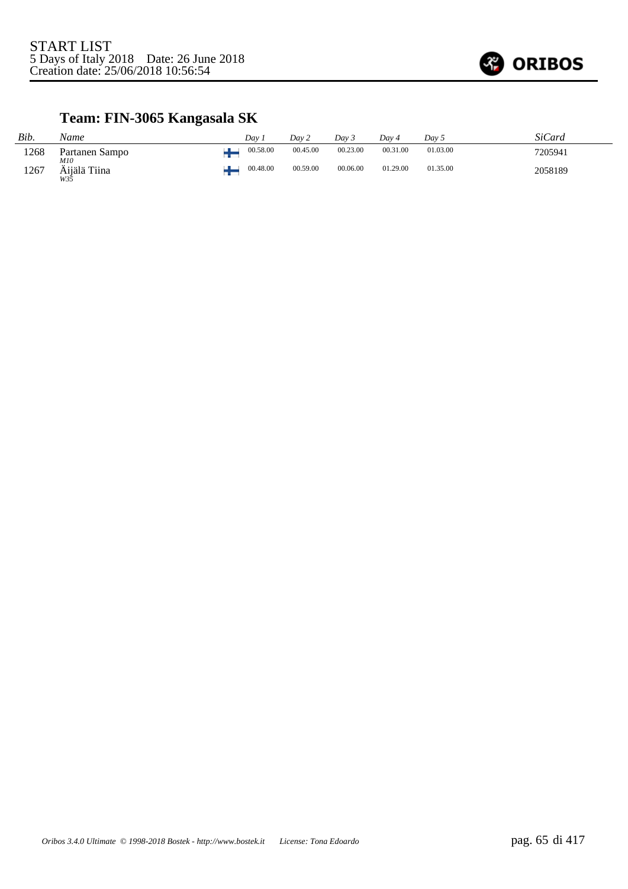START LIST
5 Days of Italy 2018    Date: 26 June 2018
Creation date: 25/06/2018 10:56:54

## Team: FIN-3065 Kangasala SK

| *Bib.* | *Name* | | *Day 1* | *Day 2* | *Day 3* | *Day 4* | *Day 5* | *SiCard* |
|---|---|---|---|---|---|---|---|---|
| 1268 | Partanen Sampo *M10* | FIN | 00.58.00 | 00.45.00 | 00.23.00 | 00.31.00 | 01.03.00 | 7205941 |
| 1267 | Äijälä Tiina *W35* | FIN | 00.48.00 | 00.59.00 | 00.06.00 | 01.29.00 | 01.35.00 | 2058189 |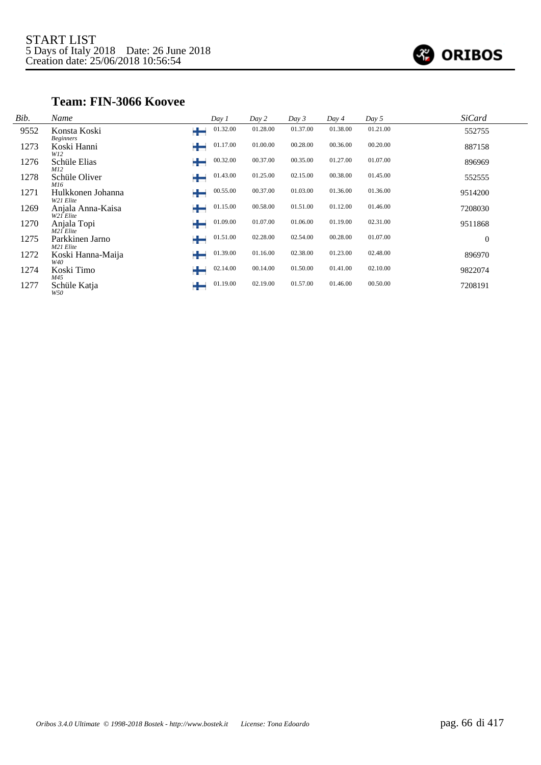START LIST
5 Days of Italy 2018 Date: 26 June 2018
Creation date: 25/06/2018 10:56:54

## Team: FIN-3066 Koovee

| Bib. | Name | | Day 1 | Day 2 | Day 3 | Day 4 | Day 5 | SiCard |
|---|---|---|---|---|---|---|---|---|
| 9552 | Konsta Koski *Beginners* | FIN | 01.32.00 | 01.28.00 | 01.37.00 | 01.38.00 | 01.21.00 | 552755 |
| 1273 | Koski Hanni *W12* | FIN | 01.17.00 | 01.00.00 | 00.28.00 | 00.36.00 | 00.20.00 | 887158 |
| 1276 | Schüle Elias *M12* | FIN | 00.32.00 | 00.37.00 | 00.35.00 | 01.27.00 | 01.07.00 | 896969 |
| 1278 | Schüle Oliver *M16* | FIN | 01.43.00 | 01.25.00 | 02.15.00 | 00.38.00 | 01.45.00 | 552555 |
| 1271 | Hulkkonen Johanna *W21 Elite* | FIN | 00.55.00 | 00.37.00 | 01.03.00 | 01.36.00 | 01.36.00 | 9514200 |
| 1269 | Anjala Anna-Kaisa *W21 Elite* | FIN | 01.15.00 | 00.58.00 | 01.51.00 | 01.12.00 | 01.46.00 | 7208030 |
| 1270 | Anjala Topi *M21 Elite* | FIN | 01.09.00 | 01.07.00 | 01.06.00 | 01.19.00 | 02.31.00 | 9511868 |
| 1275 | Parkkinen Jarno *M21 Elite* | FIN | 01.51.00 | 02.28.00 | 02.54.00 | 00.28.00 | 01.07.00 | 0 |
| 1272 | Koski Hanna-Maija *W40* | FIN | 01.39.00 | 01.16.00 | 02.38.00 | 01.23.00 | 02.48.00 | 896970 |
| 1274 | Koski Timo *M45* | FIN | 02.14.00 | 00.14.00 | 01.50.00 | 01.41.00 | 02.10.00 | 9822074 |
| 1277 | Schüle Katja *W50* | FIN | 01.19.00 | 02.19.00 | 01.57.00 | 01.46.00 | 00.50.00 | 7208191 |

*Oribos 3.4.0 Ultimate © 1998-2018 Bostek - http://www.bostek.it License: Tona Edoardo*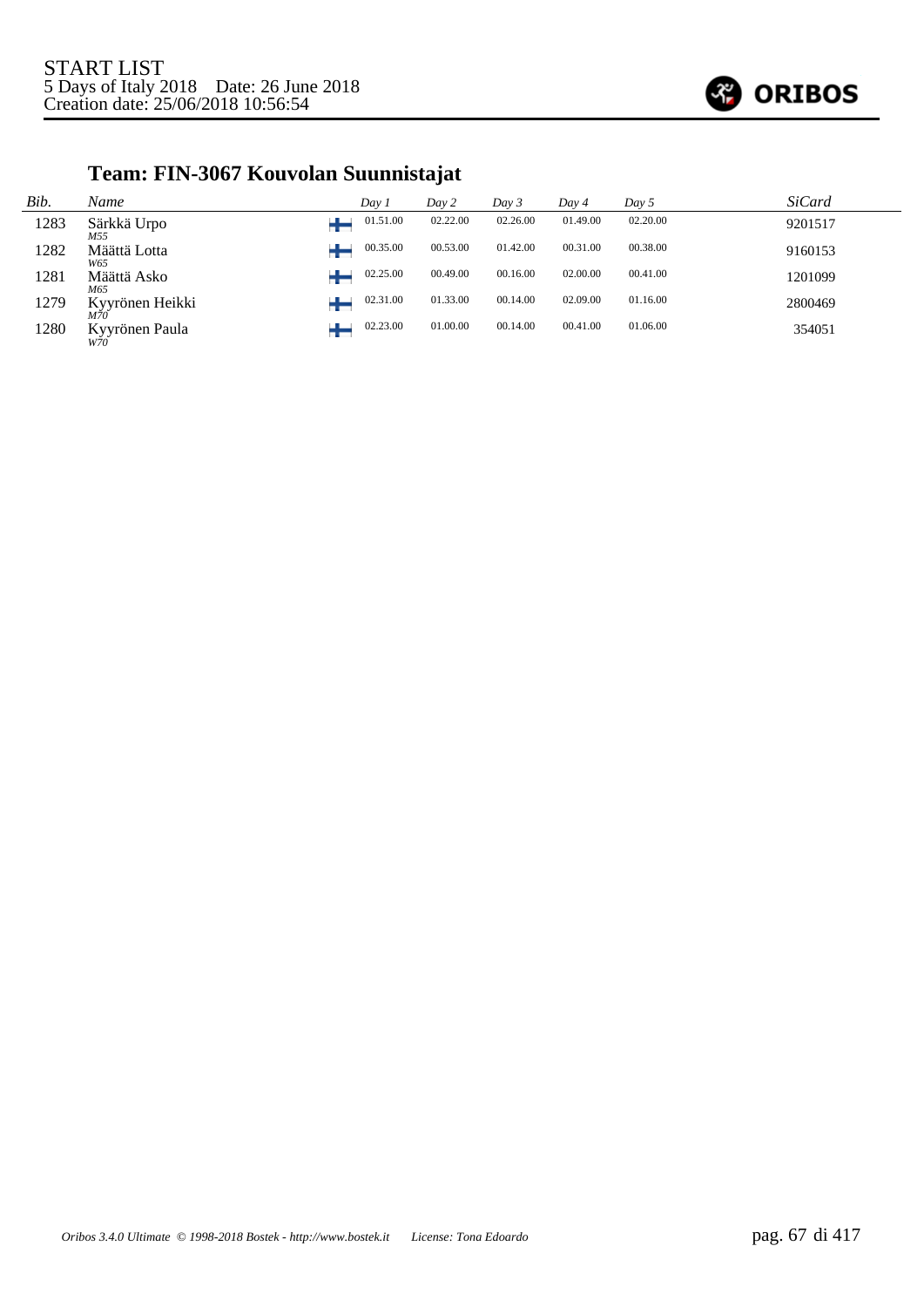START LIST
5 Days of Italy 2018    Date: 26 June 2018
Creation date: 25/06/2018 10:56:54

## Team: FIN-3067 Kouvolan Suunnistajat

| Bib. | Name | Day 1 | Day 2 | Day 3 | Day 4 | Day 5 | SiCard |
|---|---|---|---|---|---|---|---|
| 1283 | Särkkä Urpo *M55* | 01.51.00 | 02.22.00 | 02.26.00 | 01.49.00 | 02.20.00 | 9201517 |
| 1282 | Määttä Lotta *W65* | 00.35.00 | 00.53.00 | 01.42.00 | 00.31.00 | 00.38.00 | 9160153 |
| 1281 | Määttä Asko *M65* | 02.25.00 | 00.49.00 | 00.16.00 | 02.00.00 | 00.41.00 | 1201099 |
| 1279 | Kyyrönen Heikki *M70* | 02.31.00 | 01.33.00 | 00.14.00 | 02.09.00 | 01.16.00 | 2800469 |
| 1280 | Kyyrönen Paula *W70* | 02.23.00 | 01.00.00 | 00.14.00 | 00.41.00 | 01.06.00 | 354051 |

*Oribos 3.4.0 Ultimate © 1998-2018 Bostek - http://www.bostek.it    License: Tona Edoardo*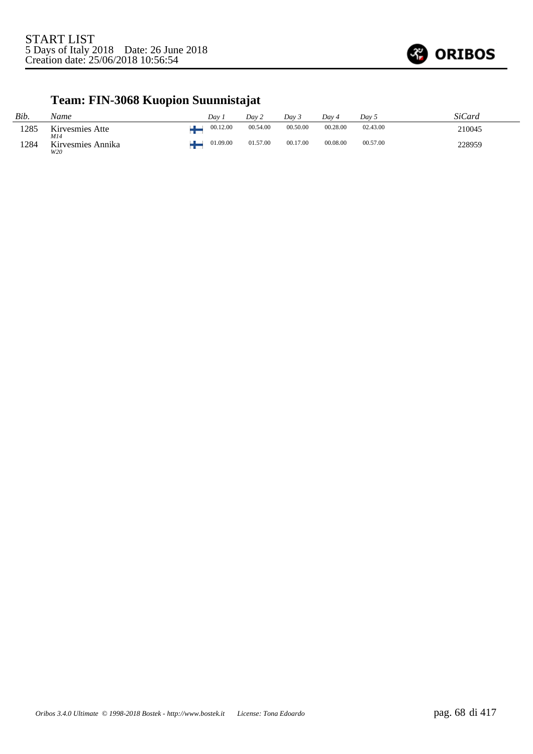START LIST
5 Days of Italy 2018    Date: 26 June 2018
Creation date: 25/06/2018 10:56:54

## Team: FIN-3068 Kuopion Suunnistajat

| *Bib.* | *Name* | | *Day 1* | *Day 2* | *Day 3* | *Day 4* | *Day 5* | *SiCard* |
|---|---|---|---|---|---|---|---|---|
| 1285 | Kirvesmies Atte *M14* | FIN | 00.12.00 | 00.54.00 | 00.50.00 | 00.28.00 | 02.43.00 | 210045 |
| 1284 | Kirvesmies Annika *W20* | FIN | 01.09.00 | 01.57.00 | 00.17.00 | 00.08.00 | 00.57.00 | 228959 |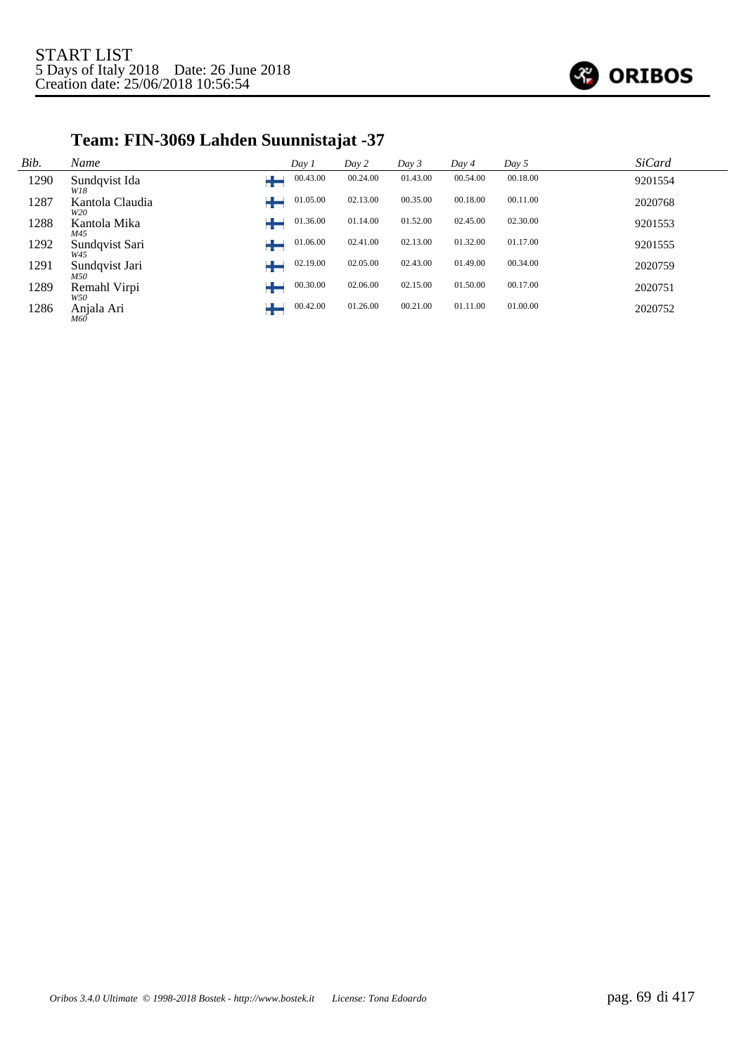START LIST
5 Days of Italy 2018 Date: 26 June 2018
Creation date: 25/06/2018 10:56:54

## Team: FIN-3069 Lahden Suunnistajat -37

| *Bib.* | *Name* | | *Day 1* | *Day 2* | *Day 3* | *Day 4* | *Day 5* | *SiCard* |
|---|---|---|---|---|---|---|---|---|
| 1290 | Sundqvist Ida *W18* | FIN | 00.43.00 | 00.24.00 | 01.43.00 | 00.54.00 | 00.18.00 | 9201554 |
| 1287 | Kantola Claudia *W20* | FIN | 01.05.00 | 02.13.00 | 00.35.00 | 00.18.00 | 00.11.00 | 2020768 |
| 1288 | Kantola Mika *M45* | FIN | 01.36.00 | 01.14.00 | 01.52.00 | 02.45.00 | 02.30.00 | 9201553 |
| 1292 | Sundqvist Sari *W45* | FIN | 01.06.00 | 02.41.00 | 02.13.00 | 01.32.00 | 01.17.00 | 9201555 |
| 1291 | Sundqvist Jari *M50* | FIN | 02.19.00 | 02.05.00 | 02.43.00 | 01.49.00 | 00.34.00 | 2020759 |
| 1289 | Remahl Virpi *W50* | FIN | 00.30.00 | 02.06.00 | 02.15.00 | 01.50.00 | 00.17.00 | 2020751 |
| 1286 | Anjala Ari *M60* | FIN | 00.42.00 | 01.26.00 | 00.21.00 | 01.11.00 | 01.00.00 | 2020752 |

*Oribos 3.4.0 Ultimate © 1998-2018 Bostek - http://www.bostek.it License: Tona Edoardo*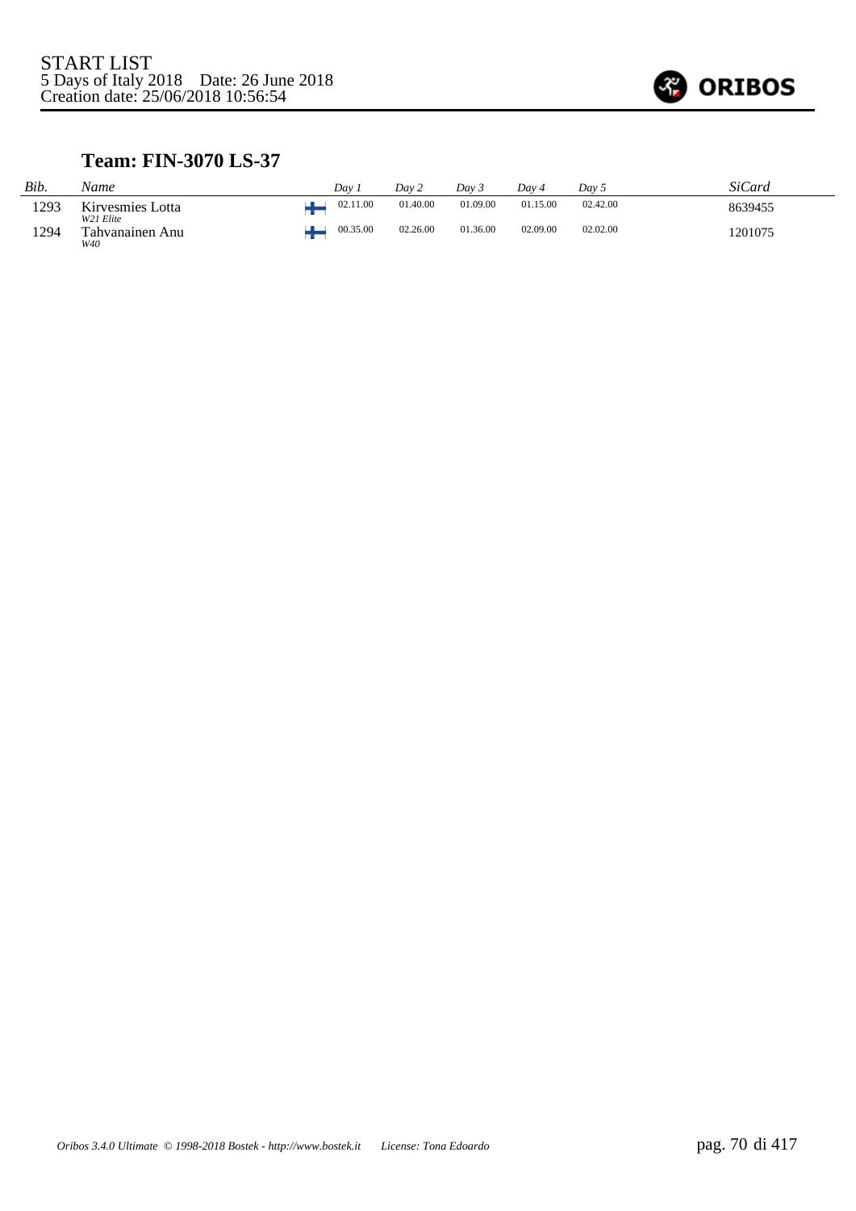START LIST
5 Days of Italy 2018    Date: 26 June 2018
Creation date: 25/06/2018 10:56:54

### Team: FIN-3070 LS-37

| Bib. | Name | | Day 1 | Day 2 | Day 3 | Day 4 | Day 5 | SiCard |
|---|---|---|---|---|---|---|---|---|
| 1293 | Kirvesmies Lotta<br>*W21 Elite* | FIN | 02.11.00 | 01.40.00 | 01.09.00 | 01.15.00 | 02.42.00 | 8639455 |
| 1294 | Tahvanainen Anu<br>*W40* | FIN | 00.35.00 | 02.26.00 | 01.36.00 | 02.09.00 | 02.02.00 | 1201075 |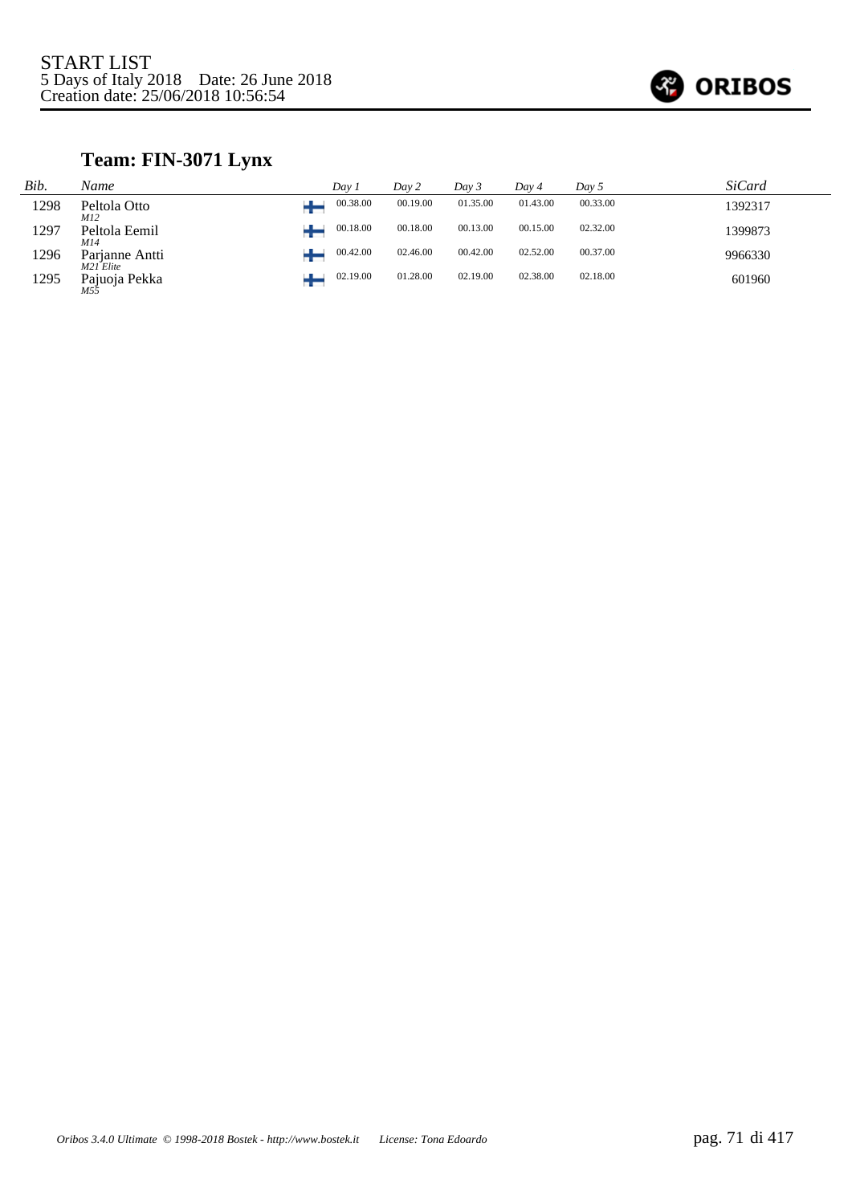START LIST
5 Days of Italy 2018 Date: 26 June 2018
Creation date: 25/06/2018 10:56:54

## Team: FIN-3071 Lynx

| Bib. | Name | | Day 1 | Day 2 | Day 3 | Day 4 | Day 5 | SiCard |
|---|---|---|---|---|---|---|---|---|
| 1298 | Peltola Otto<br>*M12* | FIN | 00.38.00 | 00.19.00 | 01.35.00 | 01.43.00 | 00.33.00 | 1392317 |
| 1297 | Peltola Eemil<br>*M14* | FIN | 00.18.00 | 00.18.00 | 00.13.00 | 00.15.00 | 02.32.00 | 1399873 |
| 1296 | Parjanne Antti<br>*M21 Elite* | FIN | 00.42.00 | 02.46.00 | 00.42.00 | 02.52.00 | 00.37.00 | 9966330 |
| 1295 | Pajuoja Pekka<br>*M55* | FIN | 02.19.00 | 01.28.00 | 02.19.00 | 02.38.00 | 02.18.00 | 601960 |

*Oribos 3.4.0 Ultimate © 1998-2018 Bostek - http://www.bostek.it License: Tona Edoardo*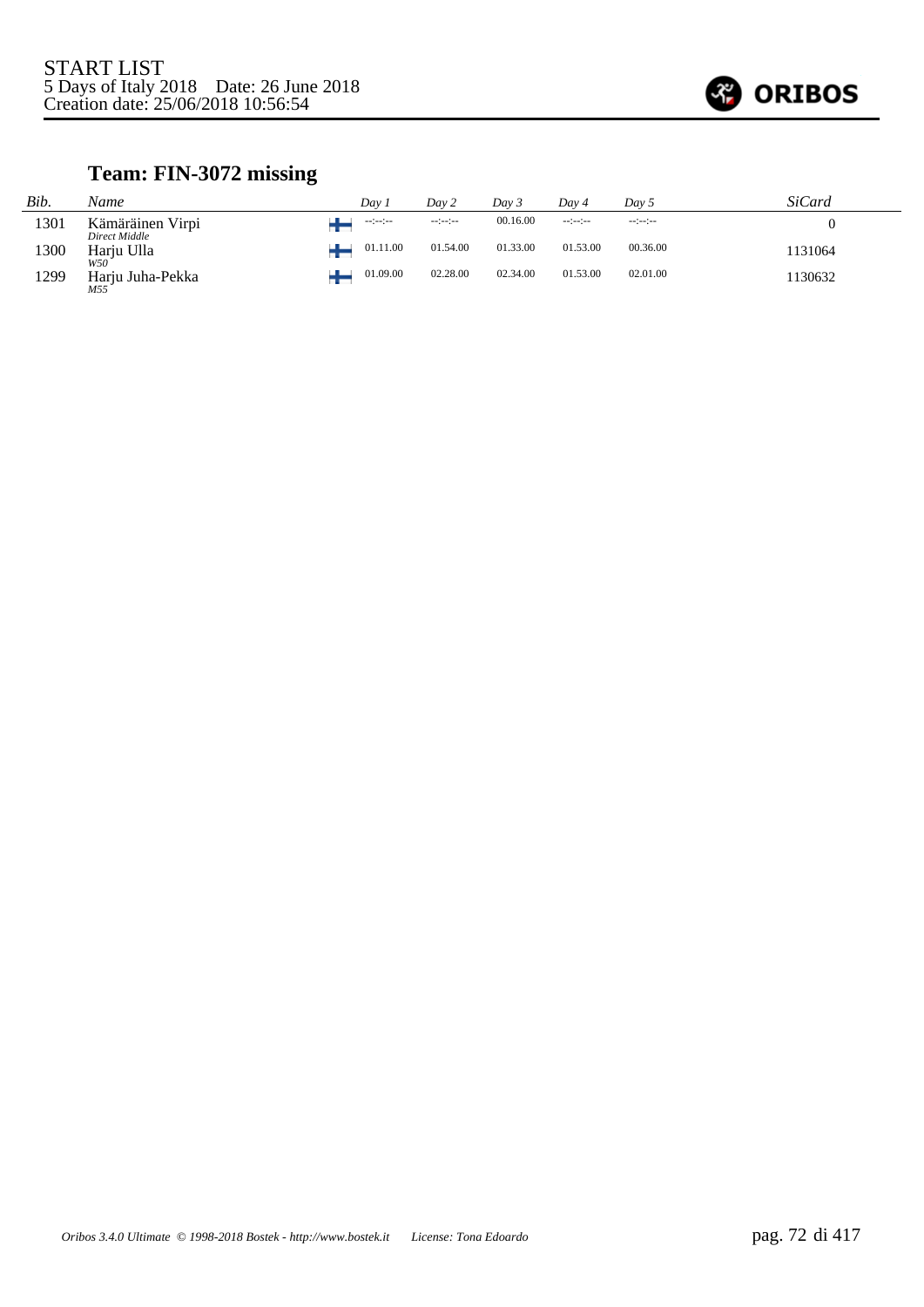START LIST
5 Days of Italy 2018    Date: 26 June 2018
Creation date: 25/06/2018 10:56:54

## Team: FIN-3072 missing

| *Bib.* | *Name* | | *Day 1* | *Day 2* | *Day 3* | *Day 4* | *Day 5* | *SiCard* |
|---|---|---|---|---|---|---|---|---|
| 1301 | Kämäräinen Virpi<br>*Direct Middle* | FIN | --:--:-- | --:--:-- | 00.16.00 | --:--:-- | --:--:-- | 0 |
| 1300 | Harju Ulla<br>*W50* | FIN | 01.11.00 | 01.54.00 | 01.33.00 | 01.53.00 | 00.36.00 | 1131064 |
| 1299 | Harju Juha-Pekka<br>*M55* | FIN | 01.09.00 | 02.28.00 | 02.34.00 | 01.53.00 | 02.01.00 | 1130632 |

*Oribos 3.4.0 Ultimate © 1998-2018 Bostek - http://www.bostek.it    License: Tona Edoardo*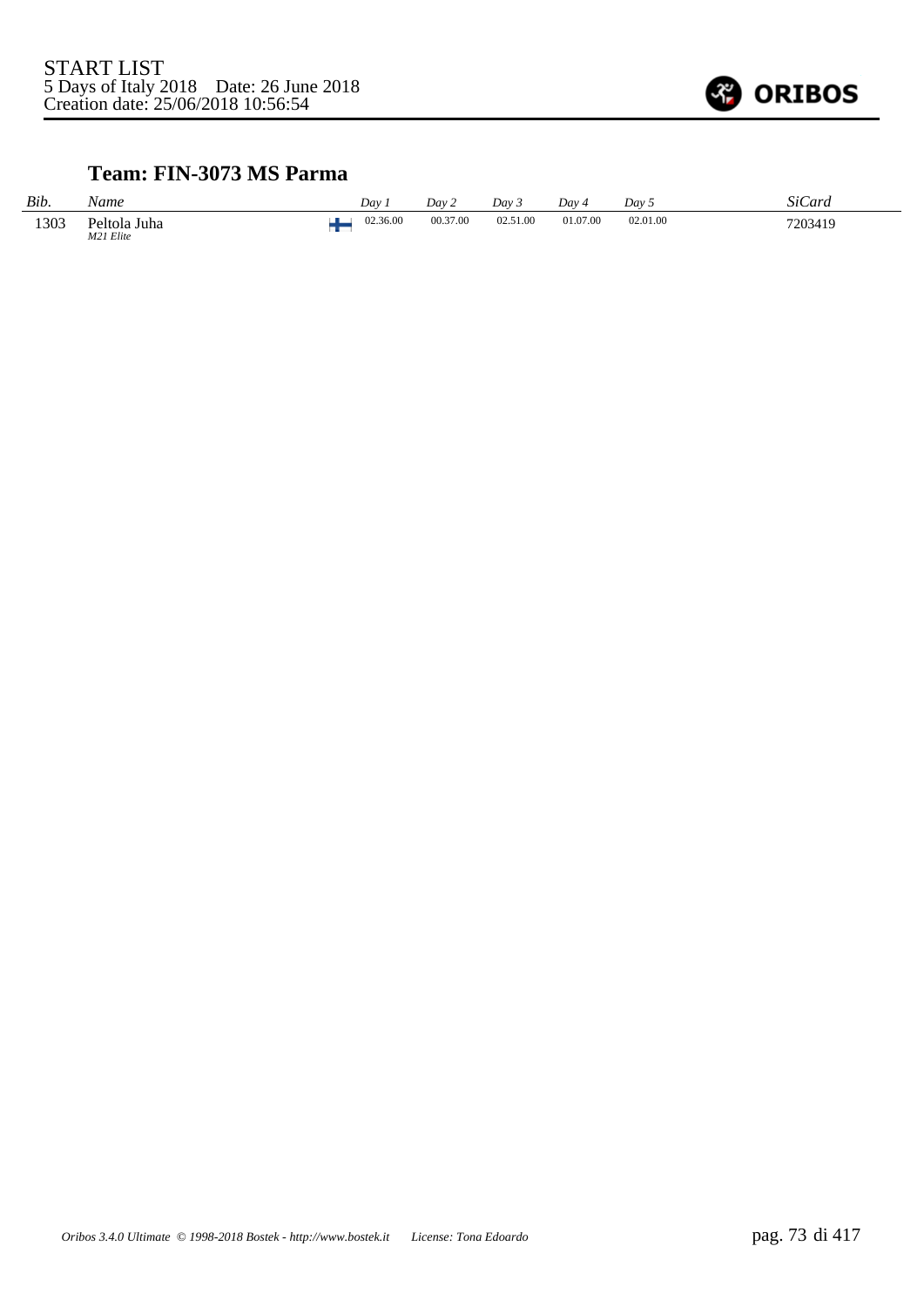START LIST
5 Days of Italy 2018    Date: 26 June 2018
Creation date: 25/06/2018 10:56:54

### Team: FIN-3073 MS Parma

| *Bib.* | *Name* | | *Day 1* | *Day 2* | *Day 3* | *Day 4* | *Day 5* | *SiCard* |
|---|---|---|---|---|---|---|---|---|
| 1303 | Peltola Juha *M21 Elite* | FIN | 02.36.00 | 00.37.00 | 02.51.00 | 01.07.00 | 02.01.00 | 7203419 |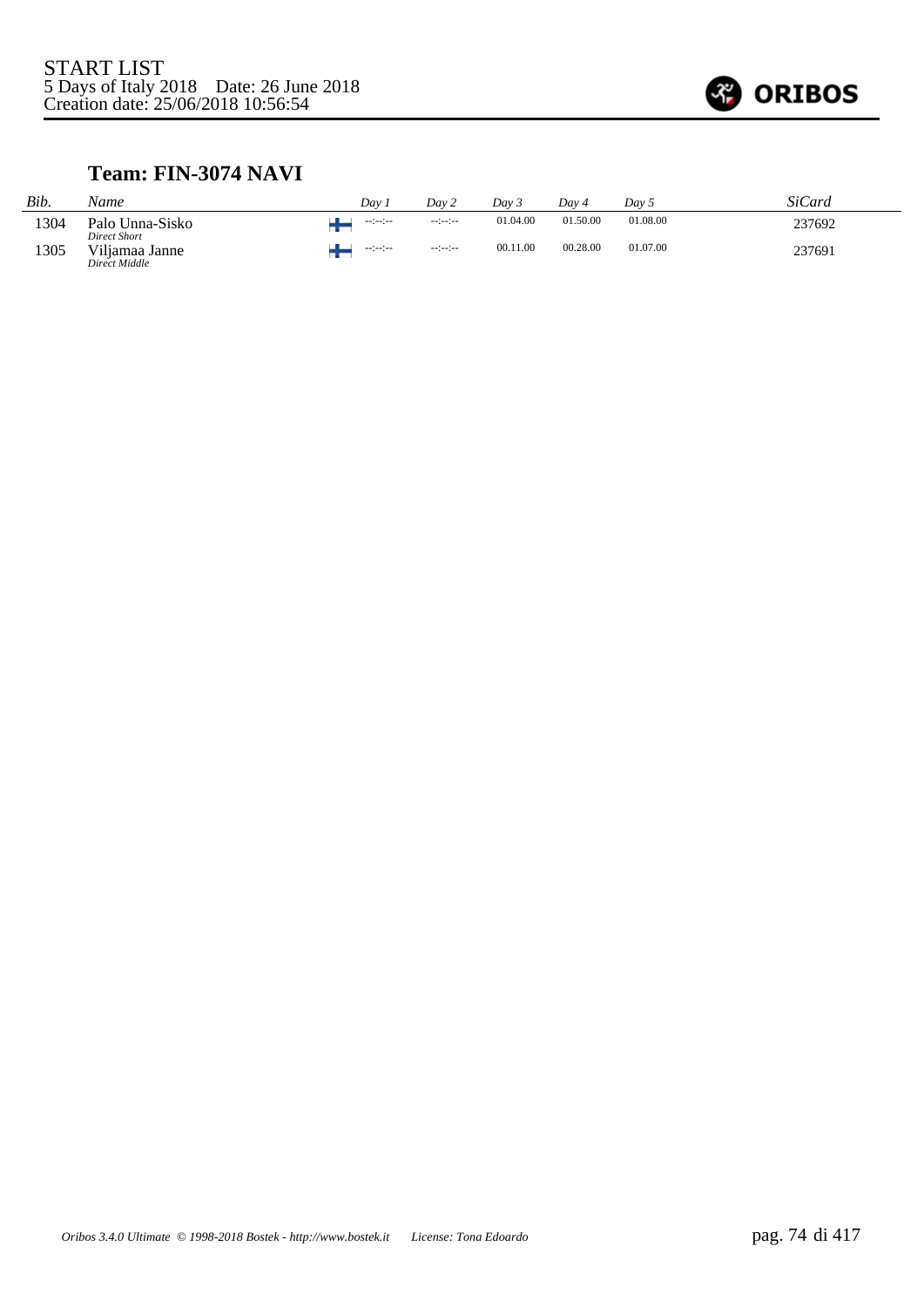START LIST
5 Days of Italy 2018 Date: 26 June 2018
Creation date: 25/06/2018 10:56:54

## Team: FIN-3074 NAVI

| *Bib.* | *Name* | | *Day 1* | *Day 2* | *Day 3* | *Day 4* | *Day 5* | *SiCard* |
|---|---|---|---|---|---|---|---|---|
| 1304 | Palo Unna-Sisko *Direct Short* | FIN | --:--:-- | --:--:-- | 01.04.00 | 01.50.00 | 01.08.00 | 237692 |
| 1305 | Viljamaa Janne *Direct Middle* | FIN | --:--:-- | --:--:-- | 00.11.00 | 00.28.00 | 01.07.00 | 237691 |

*Oribos 3.4.0 Ultimate © 1998-2018 Bostek - http://www.bostek.it License: Tona Edoardo*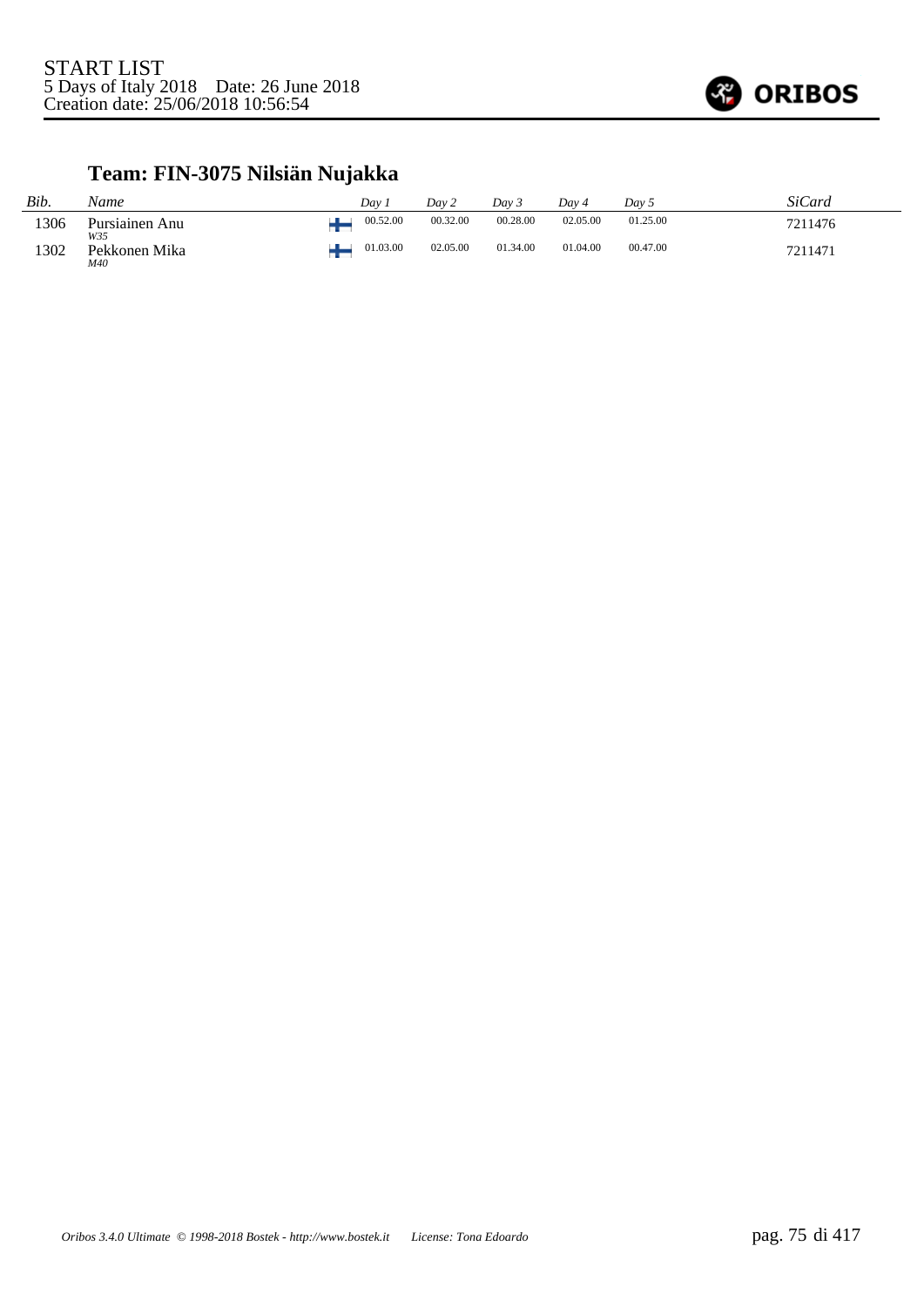START LIST
5 Days of Italy 2018    Date: 26 June 2018
Creation date: 25/06/2018 10:56:54

## Team: FIN-3075 Nilsiän Nujakka

| *Bib.* | *Name* | | *Day 1* | *Day 2* | *Day 3* | *Day 4* | *Day 5* | *SiCard* |
|---|---|---|---|---|---|---|---|---|
| 1306 | Pursiainen Anu *W35* | FIN | 00.52.00 | 00.32.00 | 00.28.00 | 02.05.00 | 01.25.00 | 7211476 |
| 1302 | Pekkonen Mika *M40* | FIN | 01.03.00 | 02.05.00 | 01.34.00 | 01.04.00 | 00.47.00 | 7211471 |

*Oribos 3.4.0 Ultimate © 1998-2018 Bostek - http://www.bostek.it    License: Tona Edoardo*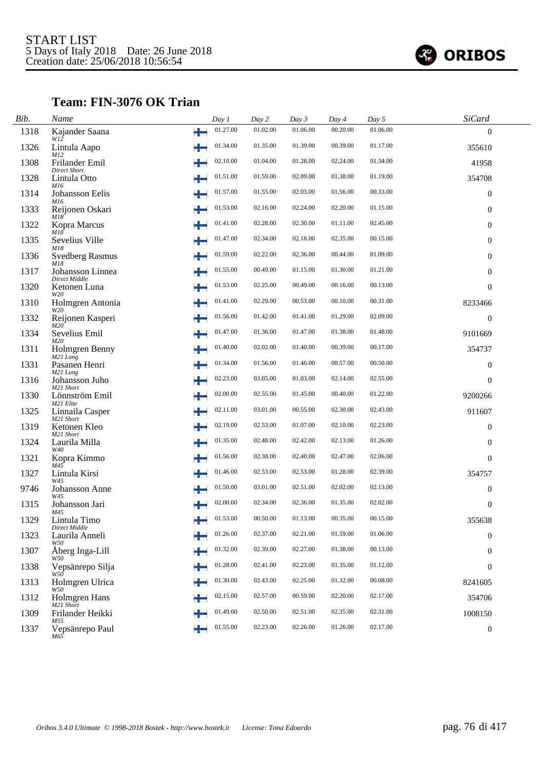START LIST
5 Days of Italy 2018    Date: 26 June 2018
Creation date: 25/06/2018 10:56:54

ORIBOS

## Team: FIN-3076 OK Trian

| Bib. | Name | | Day 1 | Day 2 | Day 3 | Day 4 | Day 5 | SiCard |
|---|---|---|---|---|---|---|---|---|
| 1318 | Kajander Saana *W12* | | 01.27.00 | 01.02.00 | 01.06.00 | 00.20.00 | 01.06.00 | 0 |
| 1326 | Lintula Aapo *M12* | | 01.34.00 | 01.35.00 | 01.39.00 | 00.39.00 | 01.17.00 | 355610 |
| 1308 | Frilander Emil *Direct Short* | | 02.10.00 | 01.04.00 | 01.28.00 | 02.24.00 | 01.34.00 | 41958 |
| 1328 | Lintula Otto *M16* | | 01.51.00 | 01.59.00 | 02.09.00 | 01.38.00 | 01.19.00 | 354708 |
| 1314 | Johansson Eelis *M16* | | 01.57.00 | 01.55.00 | 02.03.00 | 01.56.00 | 00.33.00 | 0 |
| 1333 | Reijonen Oskari *M18* | | 01.53.00 | 02.16.00 | 02.24.00 | 02.20.00 | 01.15.00 | 0 |
| 1322 | Kopra Marcus *M18* | | 01.41.00 | 02.28.00 | 02.30.00 | 01.11.00 | 02.45.00 | 0 |
| 1335 | Sevelius Ville *M18* | | 01.47.00 | 02.34.00 | 02.18.00 | 02.35.00 | 00.15.00 | 0 |
| 1336 | Svedberg Rasmus *M18* | | 01.59.00 | 02.22.00 | 02.36.00 | 00.44.00 | 01.09.00 | 0 |
| 1317 | Johansson Linnea *Direct Middle* | | 01.55.00 | 00.49.00 | 01.15.00 | 01.30.00 | 01.21.00 | 0 |
| 1320 | Ketonen Luna *W20* | | 01.53.00 | 02.25.00 | 00.49.00 | 00.16.00 | 00.13.00 | 0 |
| 1310 | Holmgren Antonia *W20* | | 01.41.00 | 02.29.00 | 00.53.00 | 00.10.00 | 00.31.00 | 8233466 |
| 1332 | Reijonen Kasperi *M20* | | 01.56.00 | 01.42.00 | 01.41.00 | 01.29.00 | 02.09.00 | 0 |
| 1334 | Sevelius Emil *M20* | | 01.47.00 | 01.36.00 | 01.47.00 | 01.38.00 | 01.48.00 | 9101669 |
| 1311 | Holmgren Benny *M21 Long* | | 01.40.00 | 02.02.00 | 01.40.00 | 00.39.00 | 00.17.00 | 354737 |
| 1331 | Pasanen Henri *M21 Long* | | 01.34.00 | 01.56.00 | 01.46.00 | 00.57.00 | 00.50.00 | 0 |
| 1316 | Johansson Juho *M21 Short* | | 02.23.00 | 03.05.00 | 01.03.00 | 02.14.00 | 02.55.00 | 0 |
| 1330 | Lönnström Emil *M21 Elite* | | 02.00.00 | 02.55.00 | 01.45.00 | 00.40.00 | 01.22.00 | 9200266 |
| 1325 | Linnaila Casper *M21 Short* | | 02.11.00 | 03.01.00 | 00.55.00 | 02.30.00 | 02.43.00 | 911607 |
| 1319 | Ketonen Kleo *M21 Short* | | 02.19.00 | 02.53.00 | 01.07.00 | 02.10.00 | 02.23.00 | 0 |
| 1324 | Laurila Milla *W40* | | 01.35.00 | 02.48.00 | 02.42.00 | 02.13.00 | 01.26.00 | 0 |
| 1321 | Kopra Kimmo *M45* | | 01.56.00 | 02.38.00 | 02.40.00 | 02.47.00 | 02.06.00 | 0 |
| 1327 | Lintula Kirsi *W45* | | 01.46.00 | 02.53.00 | 02.53.00 | 01.28.00 | 02.39.00 | 354757 |
| 9746 | Johansson Anne *W45* | | 01.50.00 | 03.01.00 | 02.51.00 | 02.02.00 | 02.13.00 | 0 |
| 1315 | Johansson Jari *M45* | | 02.00.00 | 02.34.00 | 02.36.00 | 01.35.00 | 02.02.00 | 0 |
| 1329 | Lintula Timo *Direct Middle* | | 01.53.00 | 00.50.00 | 01.13.00 | 00.35.00 | 00.15.00 | 355638 |
| 1323 | Laurila Anneli *W50* | | 01.26.00 | 02.37.00 | 02.21.00 | 01.59.00 | 01.06.00 | 0 |
| 1307 | Åberg Inga-Lill *W50* | | 01.32.00 | 02.39.00 | 02.27.00 | 01.38.00 | 00.13.00 | 0 |
| 1338 | Vepsänrepo Silja *W50* | | 01.28.00 | 02.41.00 | 02.23.00 | 01.35.00 | 01.12.00 | 0 |
| 1313 | Holmgren Ulrica *W50* | | 01.30.00 | 02.43.00 | 02.25.00 | 01.32.00 | 00.08.00 | 8241605 |
| 1312 | Holmgren Hans *M21 Short* | | 02.15.00 | 02.57.00 | 00.59.00 | 02.20.00 | 02.17.00 | 354706 |
| 1309 | Frilander Heikki *M55* | | 01.49.00 | 02.50.00 | 02.51.00 | 02.35.00 | 02.31.00 | 1008150 |
| 1337 | Vepsänrepo Paul *M65* | | 01.55.00 | 02.23.00 | 02.26.00 | 01.26.00 | 02.17.00 | 0 |

*Oribos 3.4.0 Ultimate © 1998-2018 Bostek - http://www.bostek.it    License: Tona Edoardo*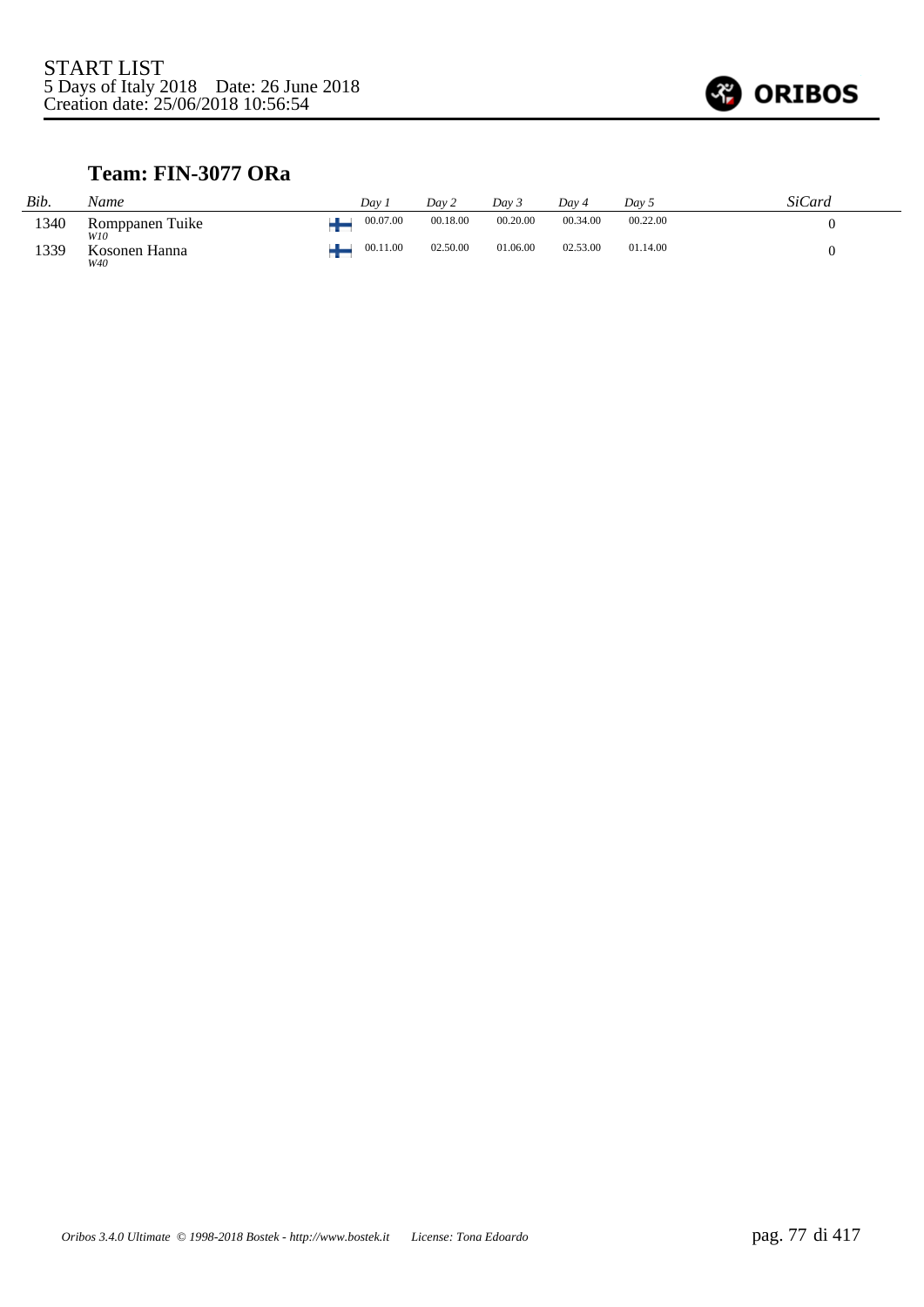START LIST
5 Days of Italy 2018    Date: 26 June 2018
Creation date: 25/06/2018 10:56:54

## Team: FIN-3077 ORa

| *Bib.* | *Name* | | *Day 1* | *Day 2* | *Day 3* | *Day 4* | *Day 5* | *SiCard* |
|---|---|---|---|---|---|---|---|---|
| 1340 | Romppanen Tuike *W10* | FIN | 00.07.00 | 00.18.00 | 00.20.00 | 00.34.00 | 00.22.00 | 0 |
| 1339 | Kosonen Hanna *W40* | FIN | 00.11.00 | 02.50.00 | 01.06.00 | 02.53.00 | 01.14.00 | 0 |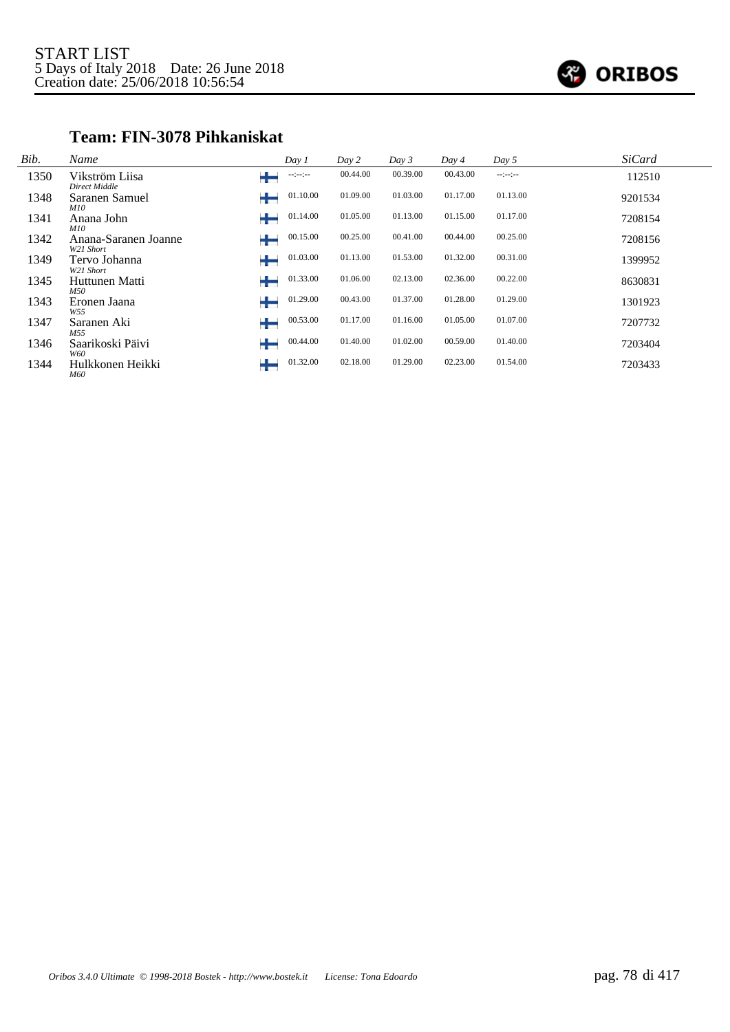START LIST
5 Days of Italy 2018 Date: 26 June 2018
Creation date: 25/06/2018 10:56:54

## Team: FIN-3078 Pihkaniskat

| Bib. | Name | | Day 1 | Day 2 | Day 3 | Day 4 | Day 5 | SiCard |
|---|---|---|---|---|---|---|---|---|
| 1350 | Vikström Liisa<br>*Direct Middle* | FIN | --:--:-- | 00.44.00 | 00.39.00 | 00.43.00 | --:--:-- | 112510 |
| 1348 | Saranen Samuel<br>*M10* | FIN | 01.10.00 | 01.09.00 | 01.03.00 | 01.17.00 | 01.13.00 | 9201534 |
| 1341 | Anana John<br>*M10* | FIN | 01.14.00 | 01.05.00 | 01.13.00 | 01.15.00 | 01.17.00 | 7208154 |
| 1342 | Anana-Saranen Joanne<br>*W21 Short* | FIN | 00.15.00 | 00.25.00 | 00.41.00 | 00.44.00 | 00.25.00 | 7208156 |
| 1349 | Tervo Johanna<br>*W21 Short* | FIN | 01.03.00 | 01.13.00 | 01.53.00 | 01.32.00 | 00.31.00 | 1399952 |
| 1345 | Huttunen Matti<br>*M50* | FIN | 01.33.00 | 01.06.00 | 02.13.00 | 02.36.00 | 00.22.00 | 8630831 |
| 1343 | Eronen Jaana<br>*W55* | FIN | 01.29.00 | 00.43.00 | 01.37.00 | 01.28.00 | 01.29.00 | 1301923 |
| 1347 | Saranen Aki<br>*M55* | FIN | 00.53.00 | 01.17.00 | 01.16.00 | 01.05.00 | 01.07.00 | 7207732 |
| 1346 | Saarikoski Päivi<br>*W60* | FIN | 00.44.00 | 01.40.00 | 01.02.00 | 00.59.00 | 01.40.00 | 7203404 |
| 1344 | Hulkkonen Heikki<br>*M60* | FIN | 01.32.00 | 02.18.00 | 01.29.00 | 02.23.00 | 01.54.00 | 7203433 |

*Oribos 3.4.0 Ultimate © 1998-2018 Bostek - http://www.bostek.it License: Tona Edoardo*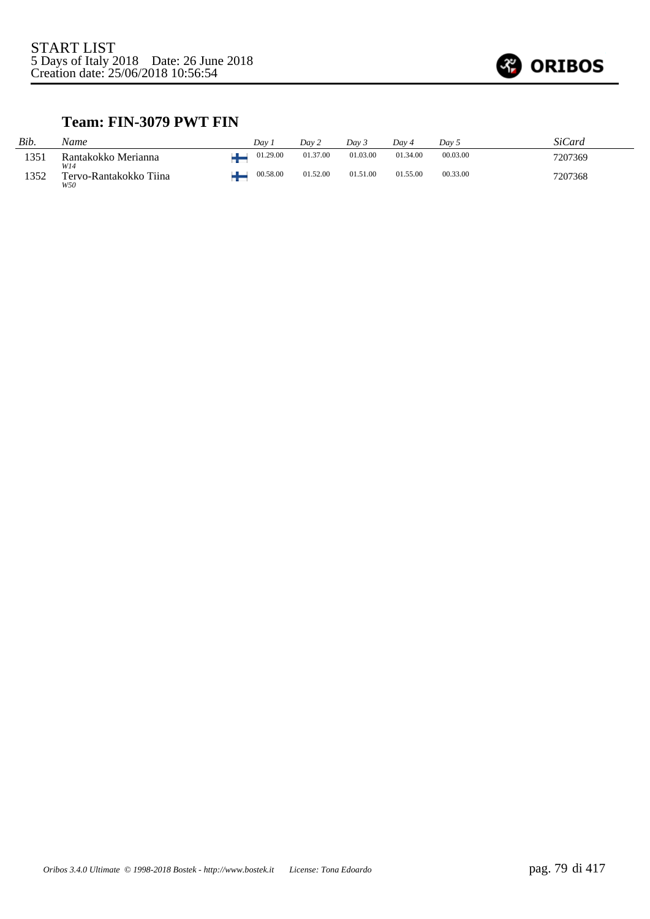START LIST
5 Days of Italy 2018    Date: 26 June 2018
Creation date: 25/06/2018 10:56:54

## Team: FIN-3079 PWT FIN

| Bib. | Name | Day 1 | Day 2 | Day 3 | Day 4 | Day 5 | SiCard |
|---|---|---|---|---|---|---|---|
| 1351 | Rantakokko Merianna *W14* | 01.29.00 | 01.37.00 | 01.03.00 | 01.34.00 | 00.03.00 | 7207369 |
| 1352 | Tervo-Rantakokko Tiina *W50* | 00.58.00 | 01.52.00 | 01.51.00 | 01.55.00 | 00.33.00 | 7207368 |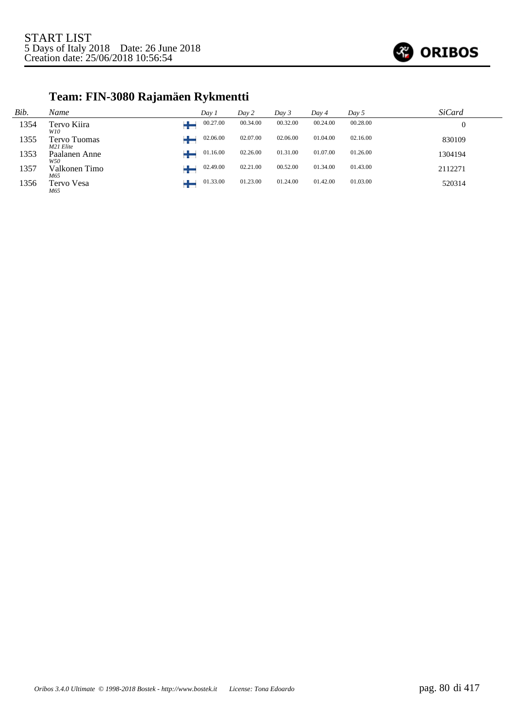START LIST
5 Days of Italy 2018    Date: 26 June 2018
Creation date: 25/06/2018 10:56:54

ORIBOS

## Team: FIN-3080 Rajamäen Rykmentti

| *Bib.* | *Name* | | *Day 1* | *Day 2* | *Day 3* | *Day 4* | *Day 5* | *SiCard* |
|---|---|---|---|---|---|---|---|---|
| 1354 | Tervo Kiira<br>*W10* | FIN | 00.27.00 | 00.34.00 | 00.32.00 | 00.24.00 | 00.28.00 | 0 |
| 1355 | Tervo Tuomas<br>*M21 Elite* | FIN | 02.06.00 | 02.07.00 | 02.06.00 | 01.04.00 | 02.16.00 | 830109 |
| 1353 | Paalanen Anne<br>*W50* | FIN | 01.16.00 | 02.26.00 | 01.31.00 | 01.07.00 | 01.26.00 | 1304194 |
| 1357 | Valkonen Timo<br>*M65* | FIN | 02.49.00 | 02.21.00 | 00.52.00 | 01.34.00 | 01.43.00 | 2112271 |
| 1356 | Tervo Vesa<br>*M65* | FIN | 01.33.00 | 01.23.00 | 01.24.00 | 01.42.00 | 01.03.00 | 520314 |

*Oribos 3.4.0 Ultimate © 1998-2018 Bostek - http://www.bostek.it    License: Tona Edoardo*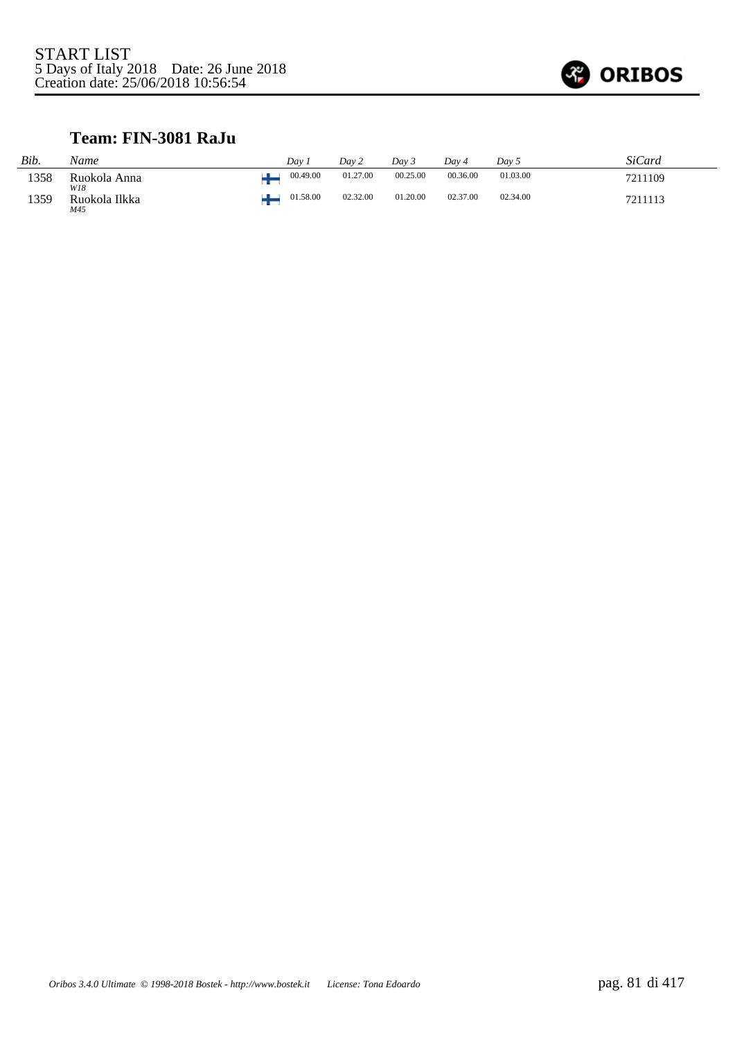START LIST
5 Days of Italy 2018 Date: 26 June 2018
Creation date: 25/06/2018 10:56:54

### Team: FIN-3081 RaJu

| *Bib.* | *Name* | | *Day 1* | *Day 2* | *Day 3* | *Day 4* | *Day 5* | *SiCard* |
|---|---|---|---|---|---|---|---|---|
| 1358 | Ruokola Anna *W18* | FIN | 00.49.00 | 01.27.00 | 00.25.00 | 00.36.00 | 01.03.00 | 7211109 |
| 1359 | Ruokola Ilkka *M45* | FIN | 01.58.00 | 02.32.00 | 01.20.00 | 02.37.00 | 02.34.00 | 7211113 |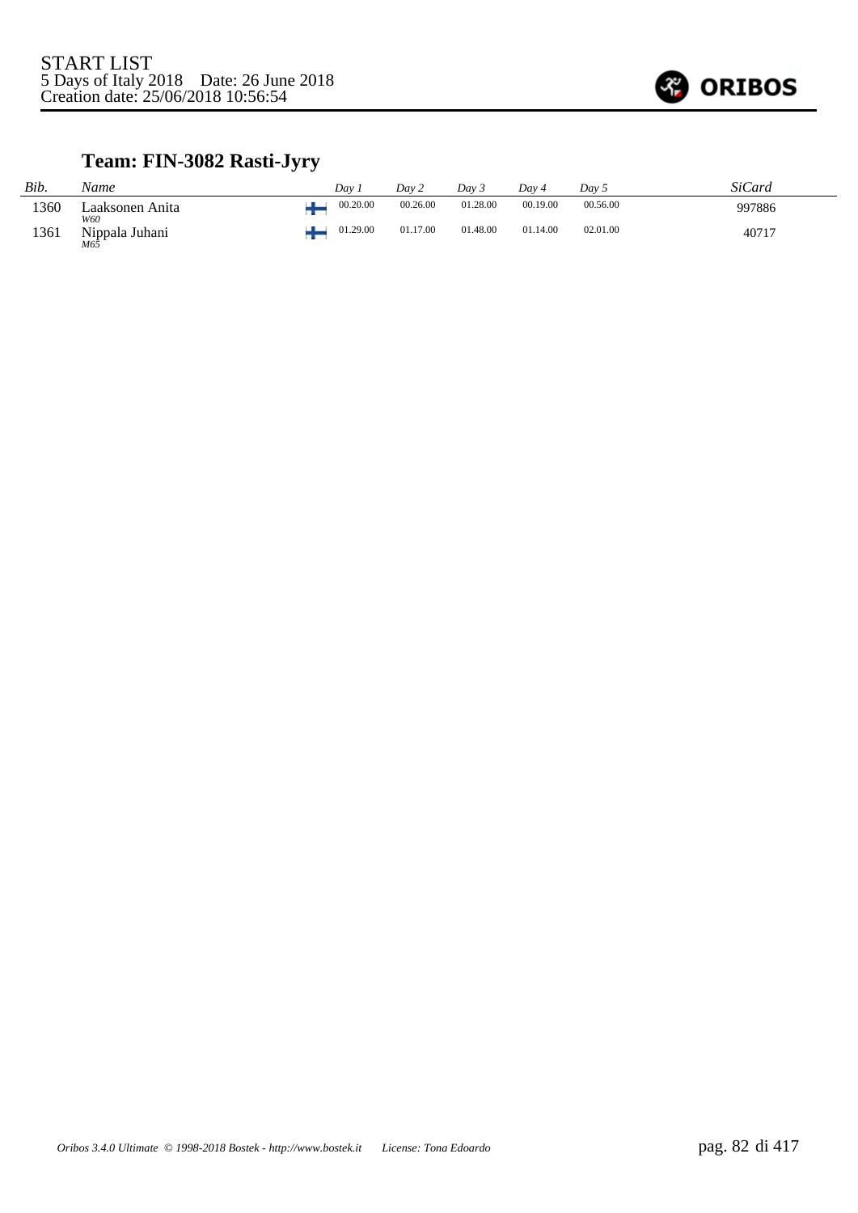START LIST
5 Days of Italy 2018    Date: 26 June 2018
Creation date: 25/06/2018 10:56:54

## Team: FIN-3082 Rasti-Jyry

| *Bib.* | *Name* | | *Day 1* | *Day 2* | *Day 3* | *Day 4* | *Day 5* | *SiCard* |
|---|---|---|---|---|---|---|---|---|
| 1360 | Laaksonen Anita *W60* | FIN | 00.20.00 | 00.26.00 | 01.28.00 | 00.19.00 | 00.56.00 | 997886 |
| 1361 | Nippala Juhani *M65* | FIN | 01.29.00 | 01.17.00 | 01.48.00 | 01.14.00 | 02.01.00 | 40717 |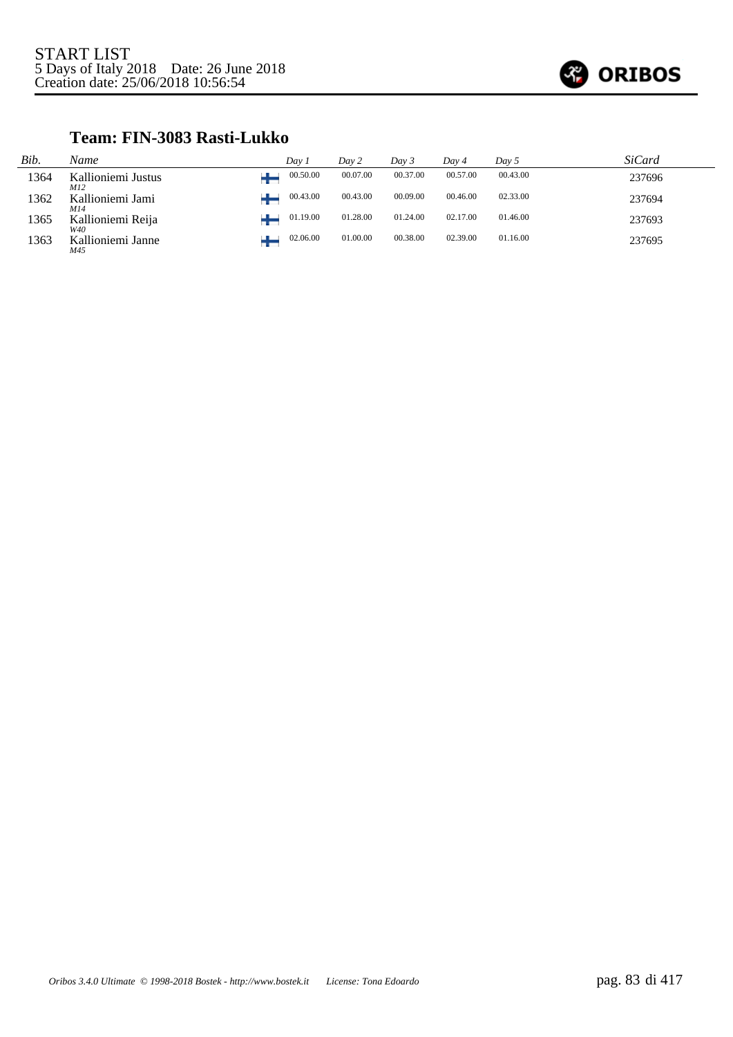START LIST
5 Days of Italy 2018 Date: 26 June 2018
Creation date: 25/06/2018 10:56:54

## Team: FIN-3083 Rasti-Lukko

| Bib. | Name | Day 1 | Day 2 | Day 3 | Day 4 | Day 5 | SiCard |
|---|---|---|---|---|---|---|---|
| 1364 | Kallioniemi Justus *M12* | 00.50.00 | 00.07.00 | 00.37.00 | 00.57.00 | 00.43.00 | 237696 |
| 1362 | Kallioniemi Jami *M14* | 00.43.00 | 00.43.00 | 00.09.00 | 00.46.00 | 02.33.00 | 237694 |
| 1365 | Kallioniemi Reija *W40* | 01.19.00 | 01.28.00 | 01.24.00 | 02.17.00 | 01.46.00 | 237693 |
| 1363 | Kallioniemi Janne *M45* | 02.06.00 | 01.00.00 | 00.38.00 | 02.39.00 | 01.16.00 | 237695 |

*Oribos 3.4.0 Ultimate © 1998-2018 Bostek - http://www.bostek.it License: Tona Edoardo*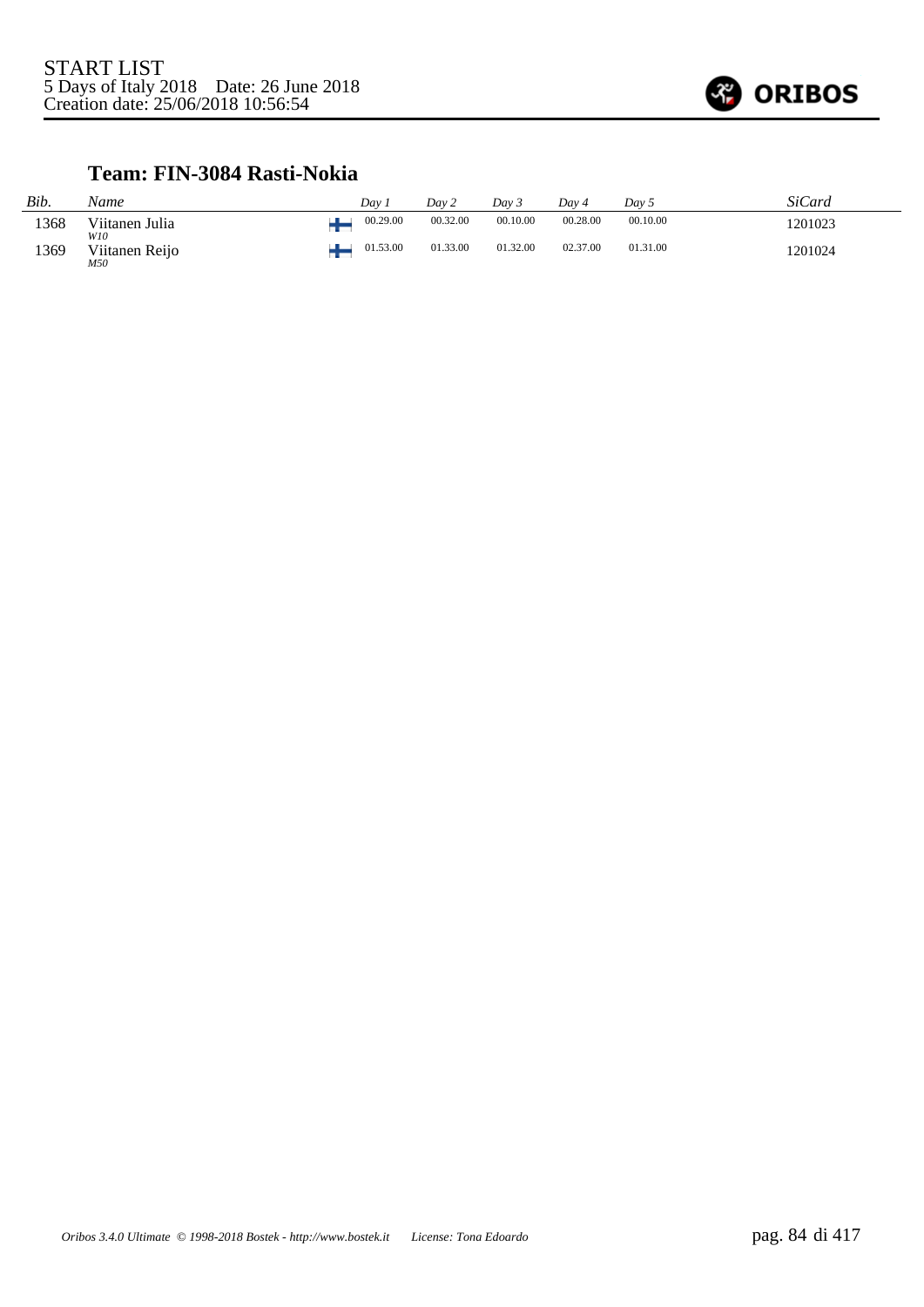START LIST
5 Days of Italy 2018    Date: 26 June 2018
Creation date: 25/06/2018 10:56:54

### Team: FIN-3084 Rasti-Nokia

| Bib. | Name | | Day 1 | Day 2 | Day 3 | Day 4 | Day 5 | SiCard |
|---|---|---|---|---|---|---|---|---|
| 1368 | Viitanen Julia<br>*W10* | FIN | 00.29.00 | 00.32.00 | 00.10.00 | 00.28.00 | 00.10.00 | 1201023 |
| 1369 | Viitanen Reijo<br>*M50* | FIN | 01.53.00 | 01.33.00 | 01.32.00 | 02.37.00 | 01.31.00 | 1201024 |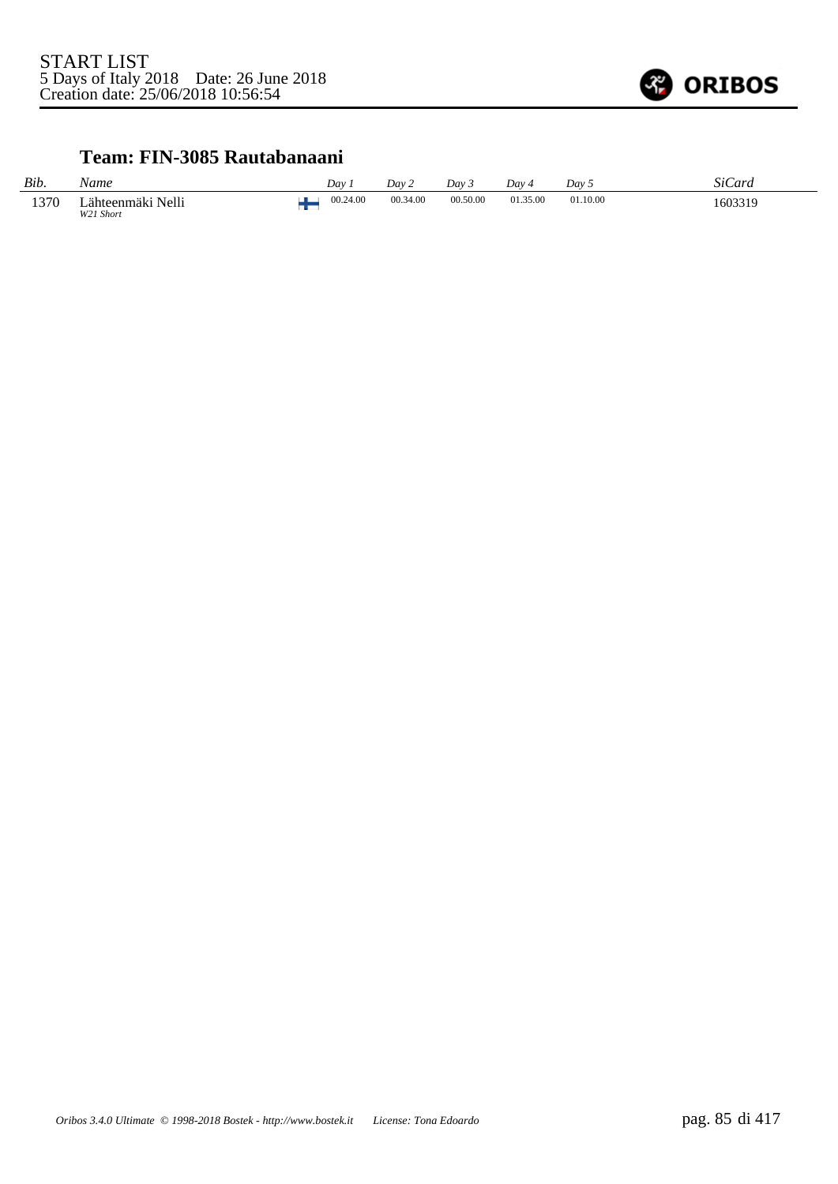START LIST
5 Days of Italy 2018    Date: 26 June 2018
Creation date: 25/06/2018 10:56:54

### Team: FIN-3085 Rautabanaani

| *Bib.* | *Name* | | *Day 1* | *Day 2* | *Day 3* | *Day 4* | *Day 5* | *SiCard* |
|---|---|---|---|---|---|---|---|---|
| 1370 | Lähteenmäki Nelli *W21 Short* | FIN | 00.24.00 | 00.34.00 | 00.50.00 | 01.35.00 | 01.10.00 | 1603319 |

*Oribos 3.4.0 Ultimate © 1998-2018 Bostek - http://www.bostek.it    License: Tona Edoardo*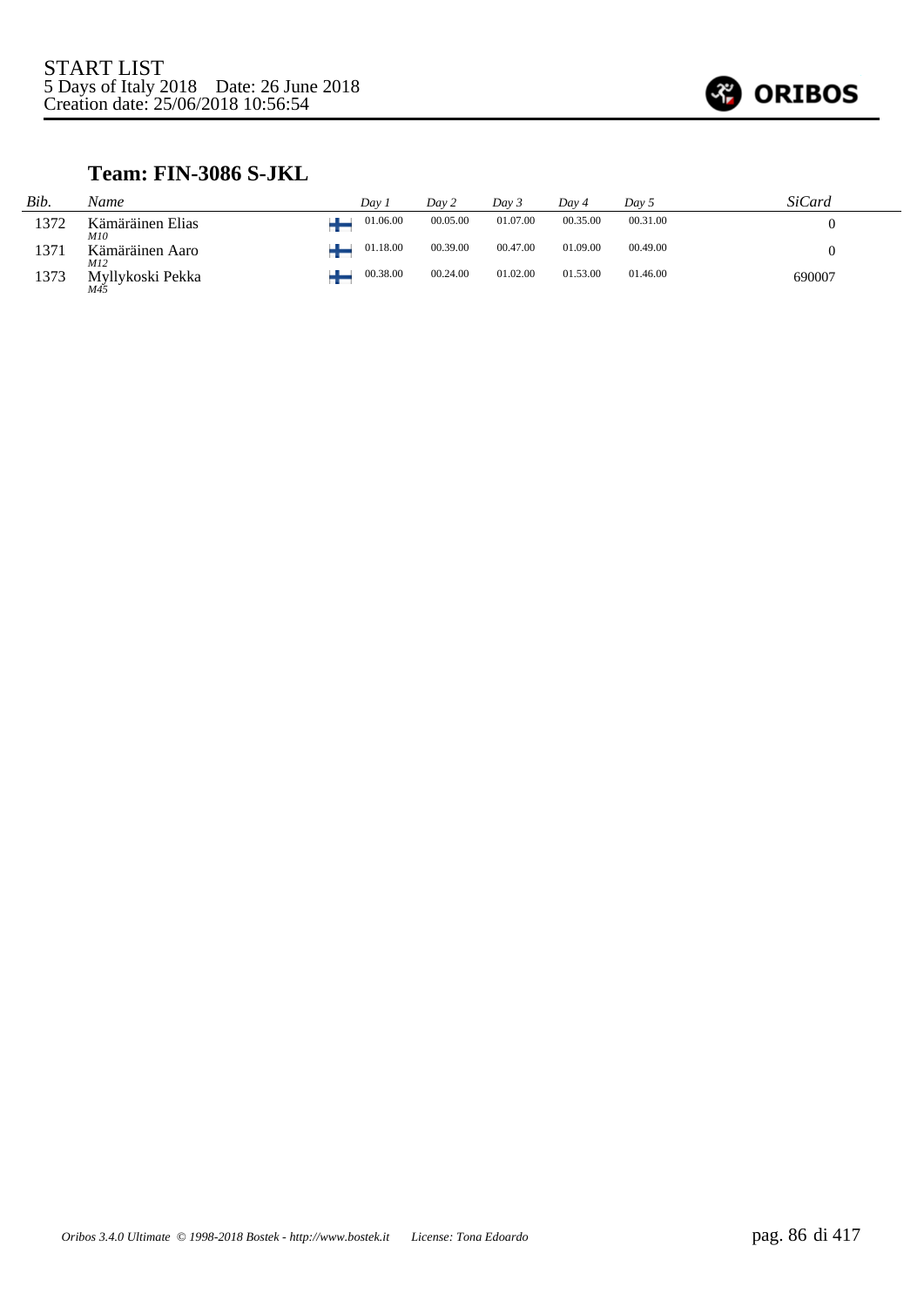START LIST
5 Days of Italy 2018 Date: 26 June 2018
Creation date: 25/06/2018 10:56:54

### Team: FIN-3086 S-JKL

| Bib. | Name | Day 1 | Day 2 | Day 3 | Day 4 | Day 5 | SiCard |
|---|---|---|---|---|---|---|---|
| 1372 | Kämäräinen Elias *M10* | 01.06.00 | 00.05.00 | 01.07.00 | 00.35.00 | 00.31.00 | 0 |
| 1371 | Kämäräinen Aaro *M12* | 01.18.00 | 00.39.00 | 00.47.00 | 01.09.00 | 00.49.00 | 0 |
| 1373 | Myllykoski Pekka *M45* | 00.38.00 | 00.24.00 | 01.02.00 | 01.53.00 | 01.46.00 | 690007 |

*Oribos 3.4.0 Ultimate © 1998-2018 Bostek - http://www.bostek.it License: Tona Edoardo*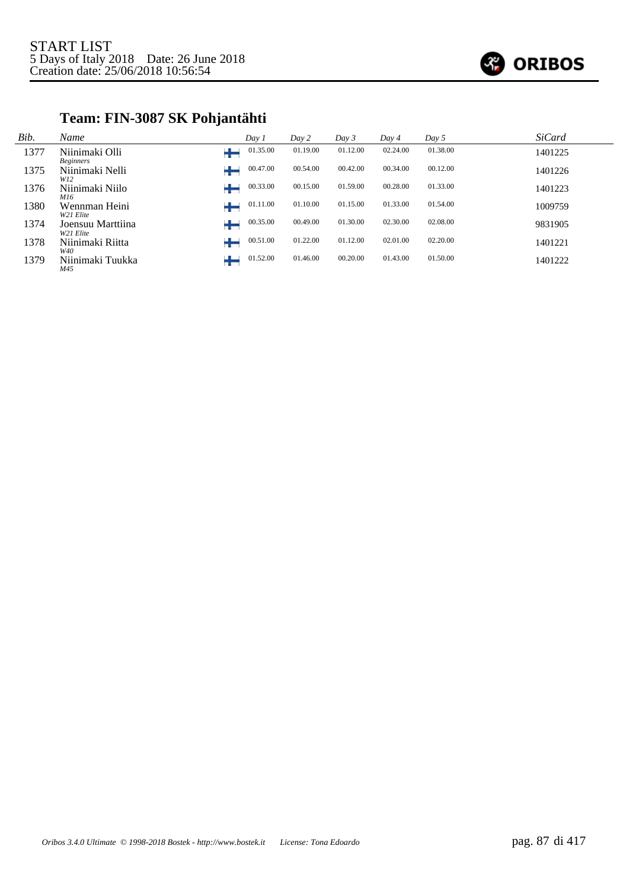START LIST
5 Days of Italy 2018 Date: 26 June 2018
Creation date: 25/06/2018 10:56:54

## Team: FIN-3087 SK Pohjantähti

| Bib. | Name | | Day 1 | Day 2 | Day 3 | Day 4 | Day 5 | SiCard |
|---|---|---|---|---|---|---|---|---|
| 1377 | Niinimaki Olli<br>*Beginners* | FIN | 01.35.00 | 01.19.00 | 01.12.00 | 02.24.00 | 01.38.00 | 1401225 |
| 1375 | Niinimaki Nelli<br>*W12* | FIN | 00.47.00 | 00.54.00 | 00.42.00 | 00.34.00 | 00.12.00 | 1401226 |
| 1376 | Niinimaki Niilo<br>*M16* | FIN | 00.33.00 | 00.15.00 | 01.59.00 | 00.28.00 | 01.33.00 | 1401223 |
| 1380 | Wennman Heini<br>*W21 Elite* | FIN | 01.11.00 | 01.10.00 | 01.15.00 | 01.33.00 | 01.54.00 | 1009759 |
| 1374 | Joensuu Marttiina<br>*W21 Elite* | FIN | 00.35.00 | 00.49.00 | 01.30.00 | 02.30.00 | 02.08.00 | 9831905 |
| 1378 | Niinimaki Riitta<br>*W40* | FIN | 00.51.00 | 01.22.00 | 01.12.00 | 02.01.00 | 02.20.00 | 1401221 |
| 1379 | Niinimaki Tuukka<br>*M45* | FIN | 01.52.00 | 01.46.00 | 00.20.00 | 01.43.00 | 01.50.00 | 1401222 |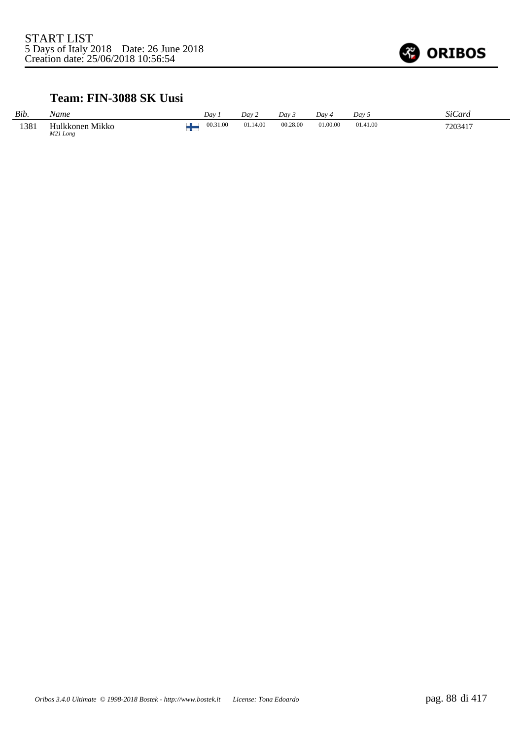START LIST
5 Days of Italy 2018 Date: 26 June 2018
Creation date: 25/06/2018 10:56:54

## Team: FIN-3088 SK Uusi

| *Bib.* | *Name* | | *Day 1* | *Day 2* | *Day 3* | *Day 4* | *Day 5* | *SiCard* |
|---|---|---|---|---|---|---|---|---|
| 1381 | Hulkkonen Mikko *M21 Long* | FIN | 00.31.00 | 01.14.00 | 00.28.00 | 01.00.00 | 01.41.00 | 7203417 |

*Oribos 3.4.0 Ultimate © 1998-2018 Bostek - http://www.bostek.it License: Tona Edoardo*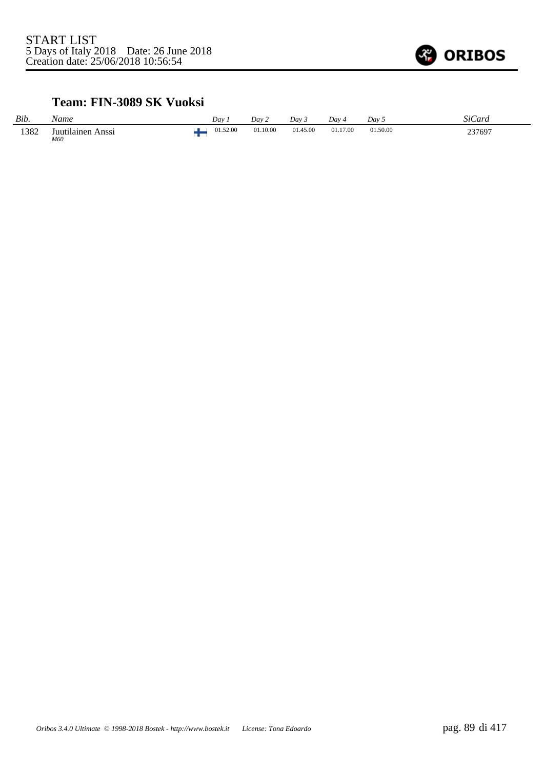## Team: FIN-3089 SK Vuoksi

| Bib. | Name | | Day 1 | Day 2 | Day 3 | Day 4 | Day 5 | SiCard |
|---|---|---|---|---|---|---|---|---|
| 1382 | Juutilainen Anssi<br>*M60* | | 01.52.00 | 01.10.00 | 01.45.00 | 01.17.00 | 01.50.00 | 237697 |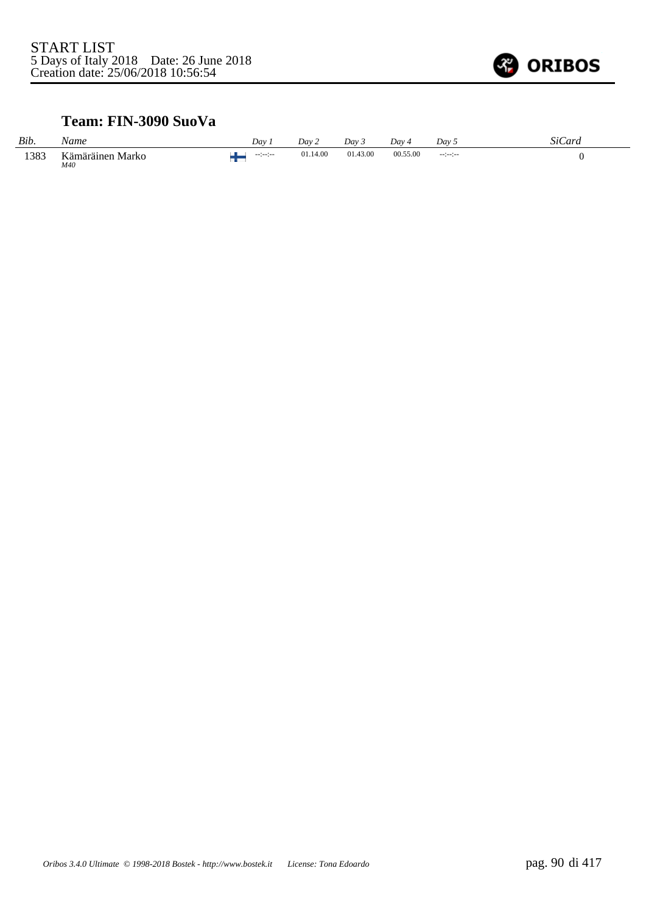START LIST
5 Days of Italy 2018    Date: 26 June 2018
Creation date: 25/06/2018 10:56:54

### Team: FIN-3090 SuoVa

| *Bib.* | *Name* | | *Day 1* | *Day 2* | *Day 3* | *Day 4* | *Day 5* | *SiCard* |
|---|---|---|---|---|---|---|---|---|
| 1383 | Kämäräinen Marko *M40* | FIN | --:--:-- | 01.14.00 | 01.43.00 | 00.55.00 | --:--:-- | 0 |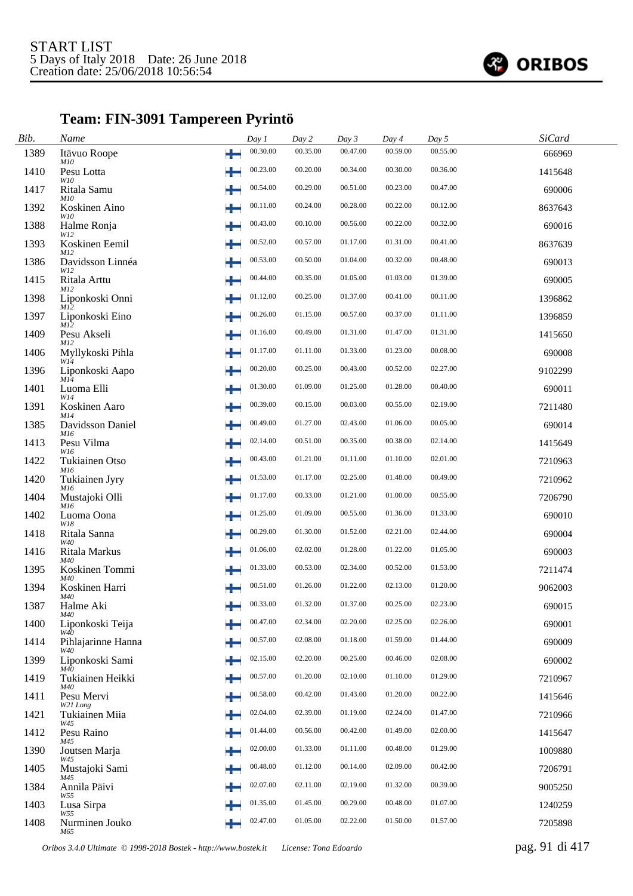START LIST
5 Days of Italy 2018 Date: 26 June 2018
Creation date: 25/06/2018 10:56:54

ORIBOS

## Team: FIN-3091 Tampereen Pyrintö

| Bib. | Name | | Day 1 | Day 2 | Day 3 | Day 4 | Day 5 | SiCard |
|---|---|---|---|---|---|---|---|---|
| 1389 | Itävuo Roope<br>*M10* | | 00.30.00 | 00.35.00 | 00.47.00 | 00.59.00 | 00.55.00 | 666969 |
| 1410 | Pesu Lotta<br>*W10* | | 00.23.00 | 00.20.00 | 00.34.00 | 00.30.00 | 00.36.00 | 1415648 |
| 1417 | Ritala Samu<br>*M10* | | 00.54.00 | 00.29.00 | 00.51.00 | 00.23.00 | 00.47.00 | 690006 |
| 1392 | Koskinen Aino<br>*W10* | | 00.11.00 | 00.24.00 | 00.28.00 | 00.22.00 | 00.12.00 | 8637643 |
| 1388 | Halme Ronja<br>*W12* | | 00.43.00 | 00.10.00 | 00.56.00 | 00.22.00 | 00.32.00 | 690016 |
| 1393 | Koskinen Eemil<br>*M12* | | 00.52.00 | 00.57.00 | 01.17.00 | 01.31.00 | 00.41.00 | 8637639 |
| 1386 | Davidsson Linnéa<br>*W12* | | 00.53.00 | 00.50.00 | 01.04.00 | 00.32.00 | 00.48.00 | 690013 |
| 1415 | Ritala Arttu<br>*M12* | | 00.44.00 | 00.35.00 | 01.05.00 | 01.03.00 | 01.39.00 | 690005 |
| 1398 | Liponkoski Onni<br>*M12* | | 01.12.00 | 00.25.00 | 01.37.00 | 00.41.00 | 00.11.00 | 1396862 |
| 1397 | Liponkoski Eino<br>*M12* | | 00.26.00 | 01.15.00 | 00.57.00 | 00.37.00 | 01.11.00 | 1396859 |
| 1409 | Pesu Akseli<br>*M12* | | 01.16.00 | 00.49.00 | 01.31.00 | 01.47.00 | 01.31.00 | 1415650 |
| 1406 | Myllykoski Pihla<br>*W14* | | 01.17.00 | 01.11.00 | 01.33.00 | 01.23.00 | 00.08.00 | 690008 |
| 1396 | Liponkoski Aapo<br>*M14* | | 00.20.00 | 00.25.00 | 00.43.00 | 00.52.00 | 02.27.00 | 9102299 |
| 1401 | Luoma Elli<br>*W14* | | 01.30.00 | 01.09.00 | 01.25.00 | 01.28.00 | 00.40.00 | 690011 |
| 1391 | Koskinen Aaro<br>*M14* | | 00.39.00 | 00.15.00 | 00.03.00 | 00.55.00 | 02.19.00 | 7211480 |
| 1385 | Davidsson Daniel<br>*M16* | | 00.49.00 | 01.27.00 | 02.43.00 | 01.06.00 | 00.05.00 | 690014 |
| 1413 | Pesu Vilma<br>*W16* | | 02.14.00 | 00.51.00 | 00.35.00 | 00.38.00 | 02.14.00 | 1415649 |
| 1422 | Tukiainen Otso<br>*M16* | | 00.43.00 | 01.21.00 | 01.11.00 | 01.10.00 | 02.01.00 | 7210963 |
| 1420 | Tukiainen Jyry<br>*M16* | | 01.53.00 | 01.17.00 | 02.25.00 | 01.48.00 | 00.49.00 | 7210962 |
| 1404 | Mustajoki Olli<br>*M16* | | 01.17.00 | 00.33.00 | 01.21.00 | 01.00.00 | 00.55.00 | 7206790 |
| 1402 | Luoma Oona<br>*W18* | | 01.25.00 | 01.09.00 | 00.55.00 | 01.36.00 | 01.33.00 | 690010 |
| 1418 | Ritala Sanna<br>*W40* | | 00.29.00 | 01.30.00 | 01.52.00 | 02.21.00 | 02.44.00 | 690004 |
| 1416 | Ritala Markus<br>*M40* | | 01.06.00 | 02.02.00 | 01.28.00 | 01.22.00 | 01.05.00 | 690003 |
| 1395 | Koskinen Tommi<br>*M40* | | 01.33.00 | 00.53.00 | 02.34.00 | 00.52.00 | 01.53.00 | 7211474 |
| 1394 | Koskinen Harri<br>*M40* | | 00.51.00 | 01.26.00 | 01.22.00 | 02.13.00 | 01.20.00 | 9062003 |
| 1387 | Halme Aki<br>*M40* | | 00.33.00 | 01.32.00 | 01.37.00 | 00.25.00 | 02.23.00 | 690015 |
| 1400 | Liponkoski Teija<br>*W40* | | 00.47.00 | 02.34.00 | 02.20.00 | 02.25.00 | 02.26.00 | 690001 |
| 1414 | Pihlajarinne Hanna<br>*W40* | | 00.57.00 | 02.08.00 | 01.18.00 | 01.59.00 | 01.44.00 | 690009 |
| 1399 | Liponkoski Sami<br>*M40* | | 02.15.00 | 02.20.00 | 00.25.00 | 00.46.00 | 02.08.00 | 690002 |
| 1419 | Tukiainen Heikki<br>*M40* | | 00.57.00 | 01.20.00 | 02.10.00 | 01.10.00 | 01.29.00 | 7210967 |
| 1411 | Pesu Mervi<br>*W21 Long* | | 00.58.00 | 00.42.00 | 01.43.00 | 01.20.00 | 00.22.00 | 1415646 |
| 1421 | Tukiainen Miia<br>*W45* | | 02.04.00 | 02.39.00 | 01.19.00 | 02.24.00 | 01.47.00 | 7210966 |
| 1412 | Pesu Raino<br>*M45* | | 01.44.00 | 00.56.00 | 00.42.00 | 01.49.00 | 02.00.00 | 1415647 |
| 1390 | Joutsen Marja<br>*W45* | | 02.00.00 | 01.33.00 | 01.11.00 | 00.48.00 | 01.29.00 | 1009880 |
| 1405 | Mustajoki Sami<br>*M45* | | 00.48.00 | 01.12.00 | 00.14.00 | 02.09.00 | 00.42.00 | 7206791 |
| 1384 | Annila Päivi<br>*W55* | | 02.07.00 | 02.11.00 | 02.19.00 | 01.32.00 | 00.39.00 | 9005250 |
| 1403 | Lusa Sirpa<br>*W55* | | 01.35.00 | 01.45.00 | 00.29.00 | 00.48.00 | 01.07.00 | 1240259 |
| 1408 | Nurminen Jouko<br>*M65* | | 02.47.00 | 01.05.00 | 02.22.00 | 01.50.00 | 01.57.00 | 7205898 |

*Oribos 3.4.0 Ultimate © 1998-2018 Bostek - http://www.bostek.it License: Tona Edoardo*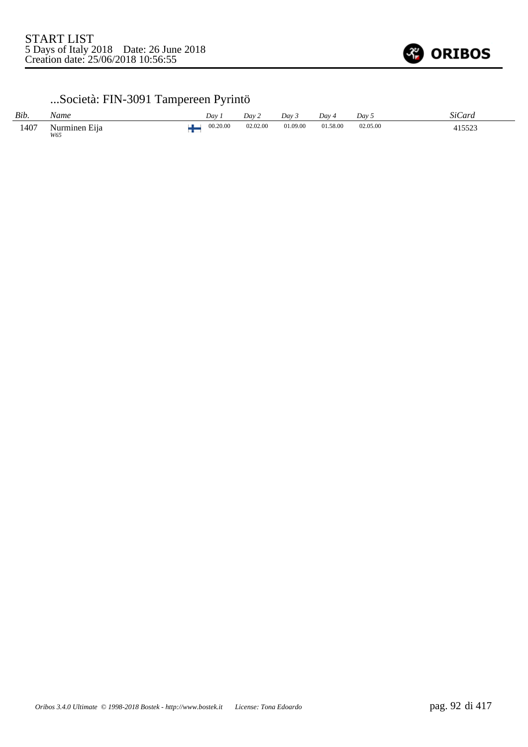## ...Società: FIN-3091 Tampereen Pyrintö

| Bib. | Name | | Day 1 | Day 2 | Day 3 | Day 4 | Day 5 | SiCard |
|---|---|---|---|---|---|---|---|---|
| 1407 | Nurminen Eija *W65* | FIN | 00.20.00 | 02.02.00 | 01.09.00 | 01.58.00 | 02.05.00 | 415523 |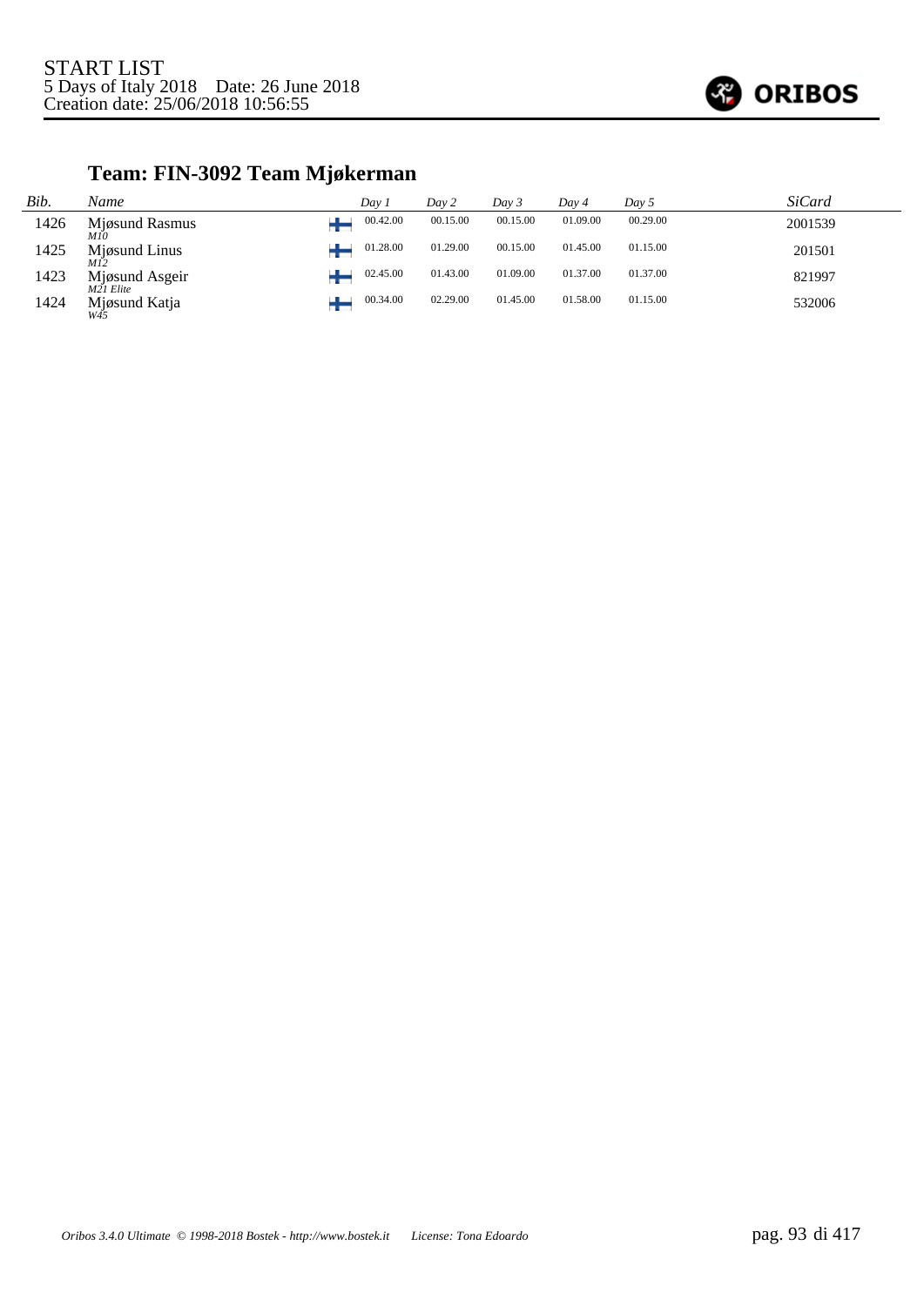START LIST
5 Days of Italy 2018 Date: 26 June 2018
Creation date: 25/06/2018 10:56:55

## Team: FIN-3092 Team Mjøkerman

| Bib. | Name | | Day 1 | Day 2 | Day 3 | Day 4 | Day 5 | SiCard |
|---|---|---|---|---|---|---|---|---|
| 1426 | Mjøsund Rasmus *M10* | FIN | 00.42.00 | 00.15.00 | 00.15.00 | 01.09.00 | 00.29.00 | 2001539 |
| 1425 | Mjøsund Linus *M12* | FIN | 01.28.00 | 01.29.00 | 00.15.00 | 01.45.00 | 01.15.00 | 201501 |
| 1423 | Mjøsund Asgeir *M21 Elite* | FIN | 02.45.00 | 01.43.00 | 01.09.00 | 01.37.00 | 01.37.00 | 821997 |
| 1424 | Mjøsund Katja *W45* | FIN | 00.34.00 | 02.29.00 | 01.45.00 | 01.58.00 | 01.15.00 | 532006 |

*Oribos 3.4.0 Ultimate © 1998-2018 Bostek - http://www.bostek.it License: Tona Edoardo*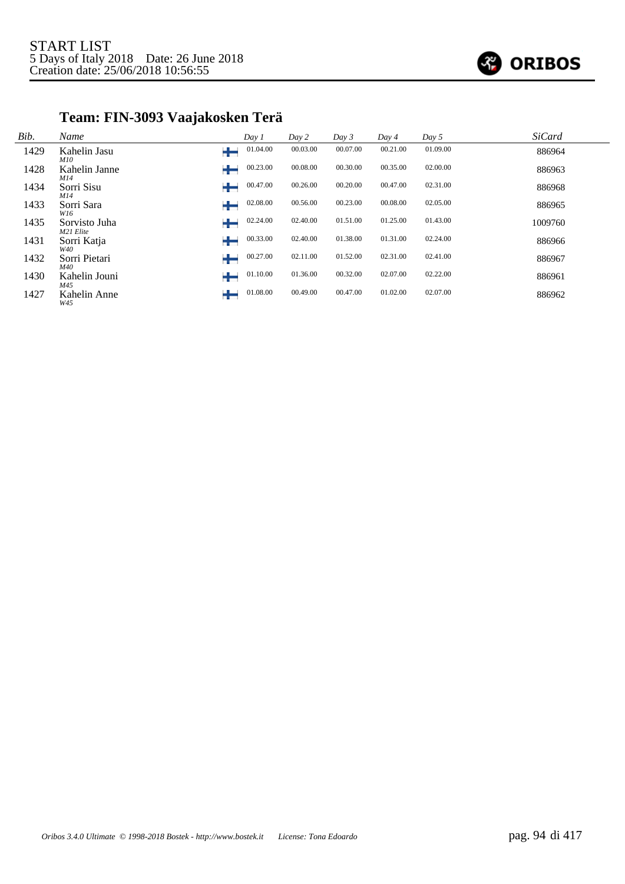START LIST
5 Days of Italy 2018 Date: 26 June 2018
Creation date: 25/06/2018 10:56:55

## Team: FIN-3093 Vaajakosken Terä

| Bib. | Name | | Day 1 | Day 2 | Day 3 | Day 4 | Day 5 | SiCard |
|---|---|---|---|---|---|---|---|---|
| 1429 | Kahelin Jasu *M10* | FIN | 01.04.00 | 00.03.00 | 00.07.00 | 00.21.00 | 01.09.00 | 886964 |
| 1428 | Kahelin Janne *M14* | FIN | 00.23.00 | 00.08.00 | 00.30.00 | 00.35.00 | 02.00.00 | 886963 |
| 1434 | Sorri Sisu *M14* | FIN | 00.47.00 | 00.26.00 | 00.20.00 | 00.47.00 | 02.31.00 | 886968 |
| 1433 | Sorri Sara *W16* | FIN | 02.08.00 | 00.56.00 | 00.23.00 | 00.08.00 | 02.05.00 | 886965 |
| 1435 | Sorvisto Juha *M21 Elite* | FIN | 02.24.00 | 02.40.00 | 01.51.00 | 01.25.00 | 01.43.00 | 1009760 |
| 1431 | Sorri Katja *W40* | FIN | 00.33.00 | 02.40.00 | 01.38.00 | 01.31.00 | 02.24.00 | 886966 |
| 1432 | Sorri Pietari *M40* | FIN | 00.27.00 | 02.11.00 | 01.52.00 | 02.31.00 | 02.41.00 | 886967 |
| 1430 | Kahelin Jouni *M45* | FIN | 01.10.00 | 01.36.00 | 00.32.00 | 02.07.00 | 02.22.00 | 886961 |
| 1427 | Kahelin Anne *W45* | FIN | 01.08.00 | 00.49.00 | 00.47.00 | 01.02.00 | 02.07.00 | 886962 |

*Oribos 3.4.0 Ultimate © 1998-2018 Bostek - http://www.bostek.it License: Tona Edoardo*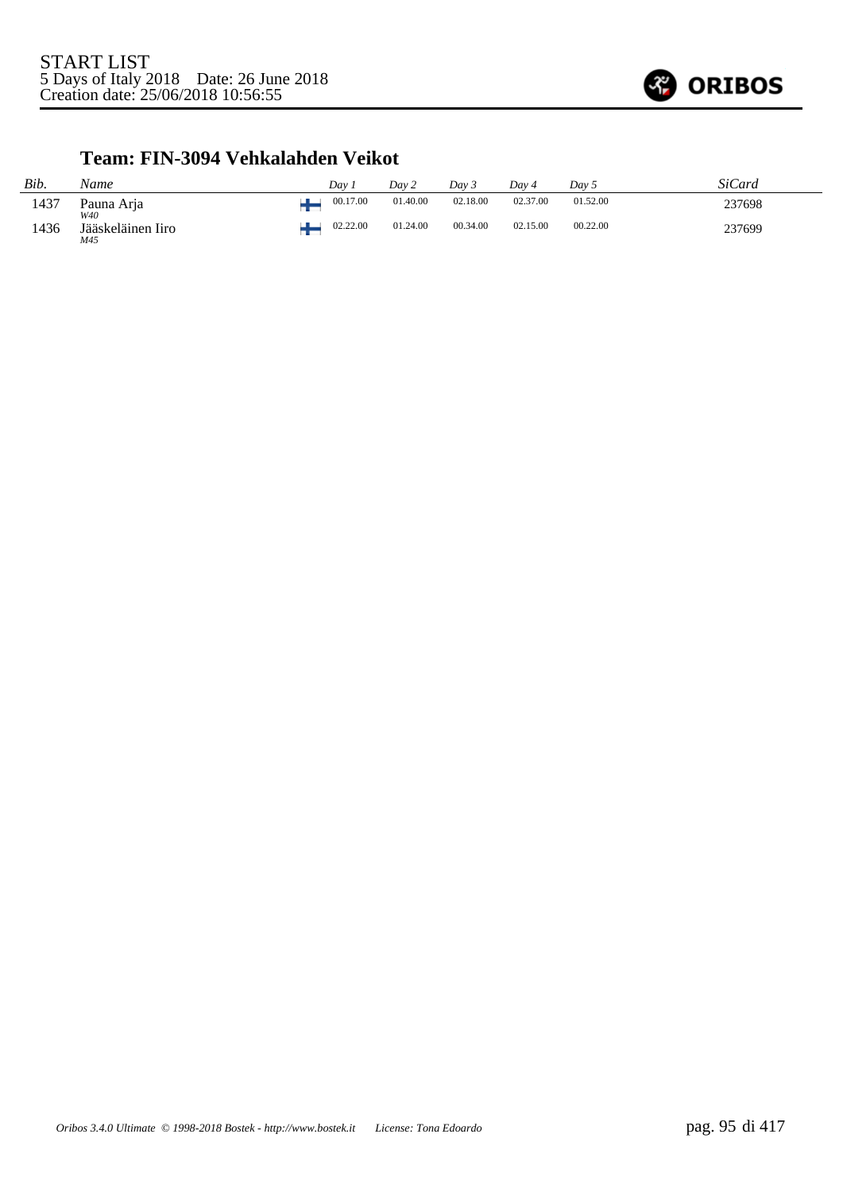START LIST
5 Days of Italy 2018    Date: 26 June 2018
Creation date: 25/06/2018 10:56:55

## Team: FIN-3094 Vehkalahden Veikot

| Bib. | Name | | Day 1 | Day 2 | Day 3 | Day 4 | Day 5 | SiCard |
|---|---|---|---|---|---|---|---|---|
| 1437 | Pauna Arja *W40* | FIN | 00.17.00 | 01.40.00 | 02.18.00 | 02.37.00 | 01.52.00 | 237698 |
| 1436 | Jääskeläinen Iiro *M45* | FIN | 02.22.00 | 01.24.00 | 00.34.00 | 02.15.00 | 00.22.00 | 237699 |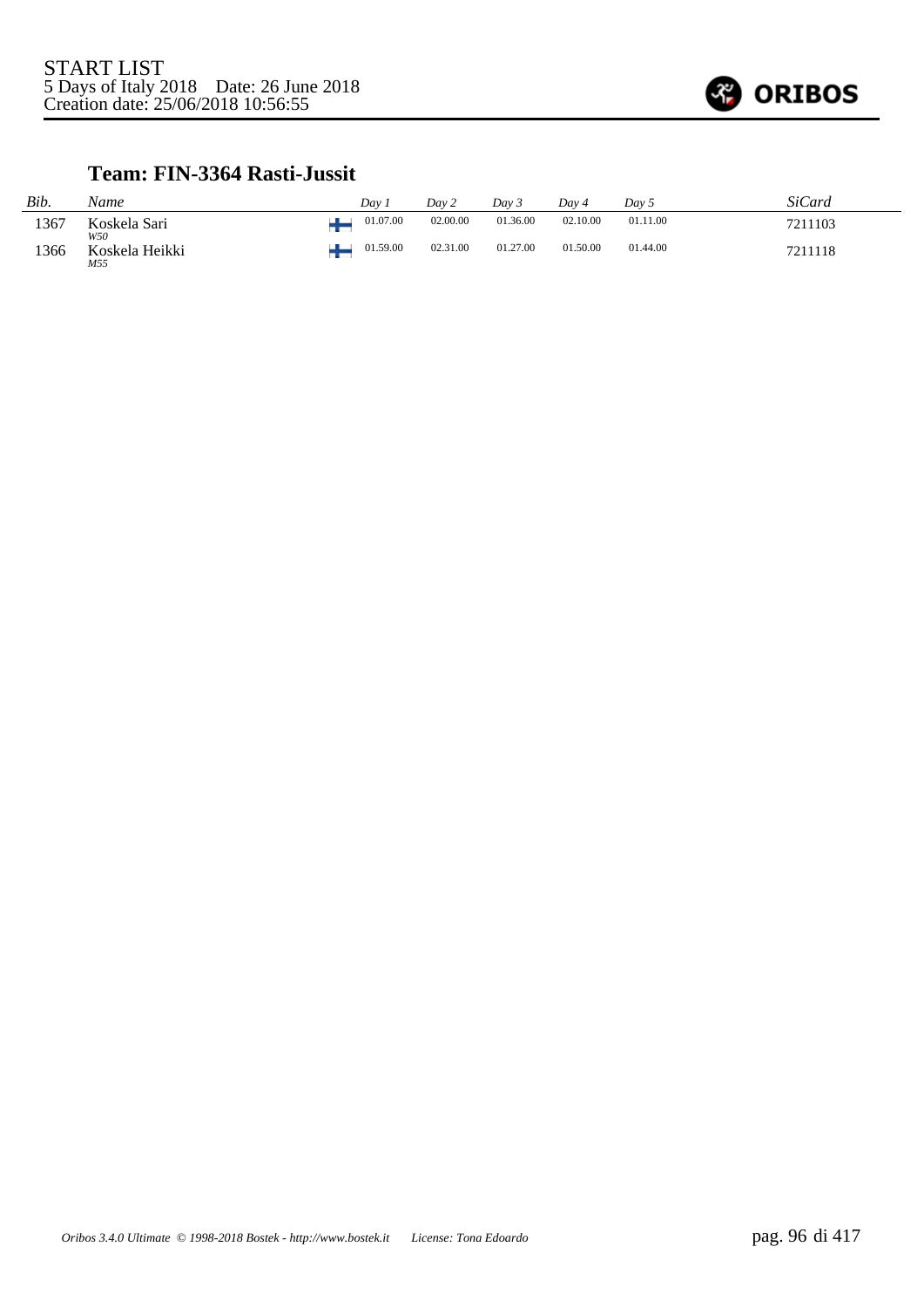START LIST
5 Days of Italy 2018 Date: 26 June 2018
Creation date: 25/06/2018 10:56:55

### Team: FIN-3364 Rasti-Jussit

| *Bib.* | *Name* | | *Day 1* | *Day 2* | *Day 3* | *Day 4* | *Day 5* | *SiCard* |
|---|---|---|---|---|---|---|---|---|
| 1367 | Koskela Sari *W50* | FIN | 01.07.00 | 02.00.00 | 01.36.00 | 02.10.00 | 01.11.00 | 7211103 |
| 1366 | Koskela Heikki *M55* | FIN | 01.59.00 | 02.31.00 | 01.27.00 | 01.50.00 | 01.44.00 | 7211118 |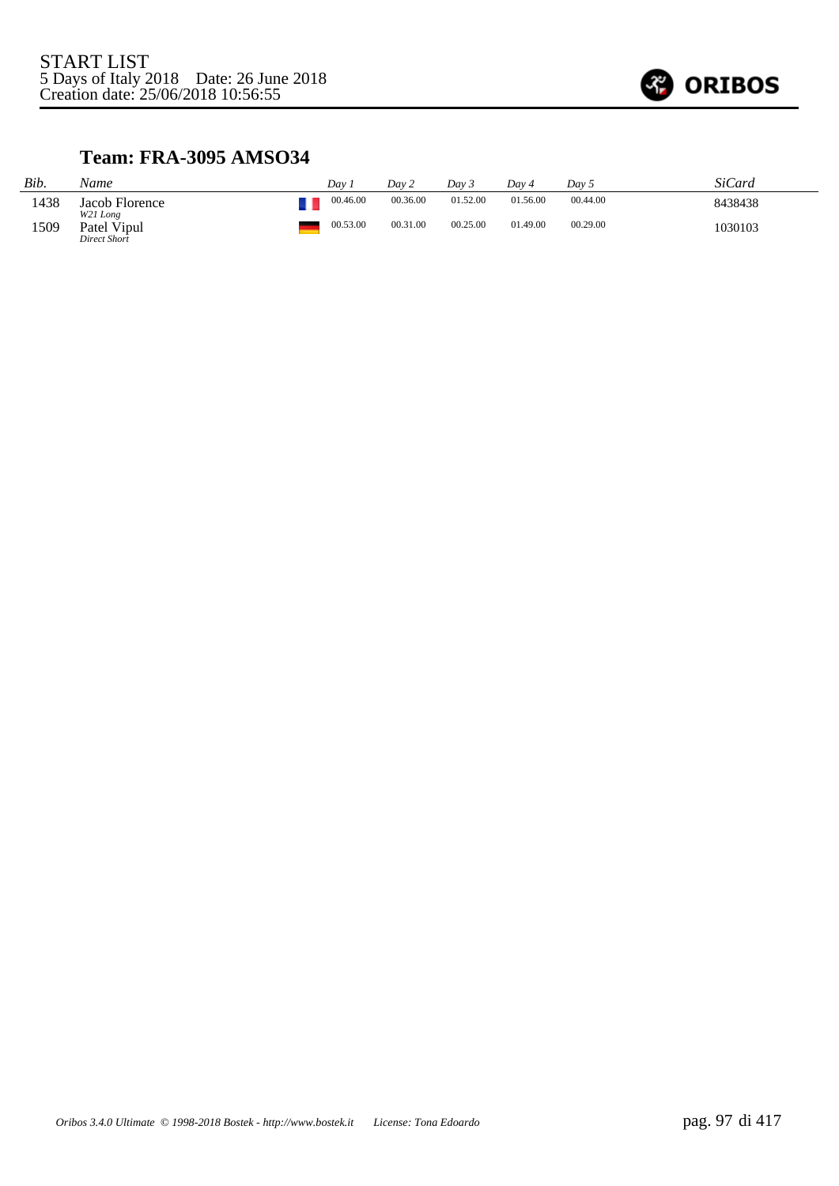START LIST
5 Days of Italy 2018    Date: 26 June 2018
Creation date: 25/06/2018 10:56:55

### Team: FRA-3095 AMSO34

| *Bib.* | *Name* | | *Day 1* | *Day 2* | *Day 3* | *Day 4* | *Day 5* | *SiCard* |
|---|---|---|---|---|---|---|---|---|
| 1438 | Jacob Florence *W21 Long* | | 00.46.00 | 00.36.00 | 01.52.00 | 01.56.00 | 00.44.00 | 8438438 |
| 1509 | Patel Vipul *Direct Short* | | 00.53.00 | 00.31.00 | 00.25.00 | 01.49.00 | 00.29.00 | 1030103 |

*Oribos 3.4.0 Ultimate © 1998-2018 Bostek - http://www.bostek.it    License: Tona Edoardo*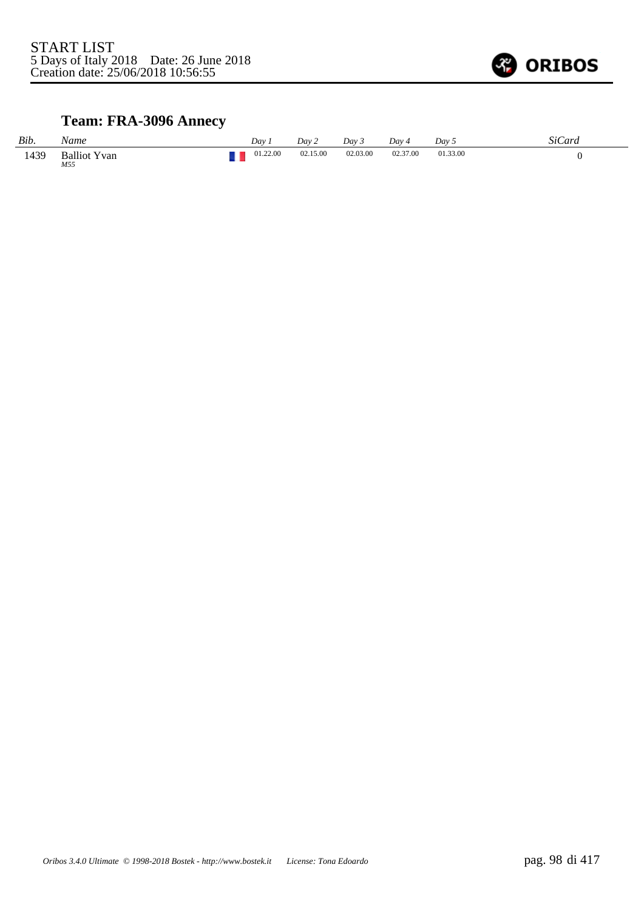START LIST
5 Days of Italy 2018 Date: 26 June 2018
Creation date: 25/06/2018 10:56:55

## Team: FRA-3096 Annecy

| *Bib.* | *Name* | | *Day 1* | *Day 2* | *Day 3* | *Day 4* | *Day 5* | *SiCard* |
|---|---|---|---|---|---|---|---|---|
| 1439 | Balliot Yvan *M55* | | 01.22.00 | 02.15.00 | 02.03.00 | 02.37.00 | 01.33.00 | 0 |

*Oribos 3.4.0 Ultimate © 1998-2018 Bostek - http://www.bostek.it License: Tona Edoardo*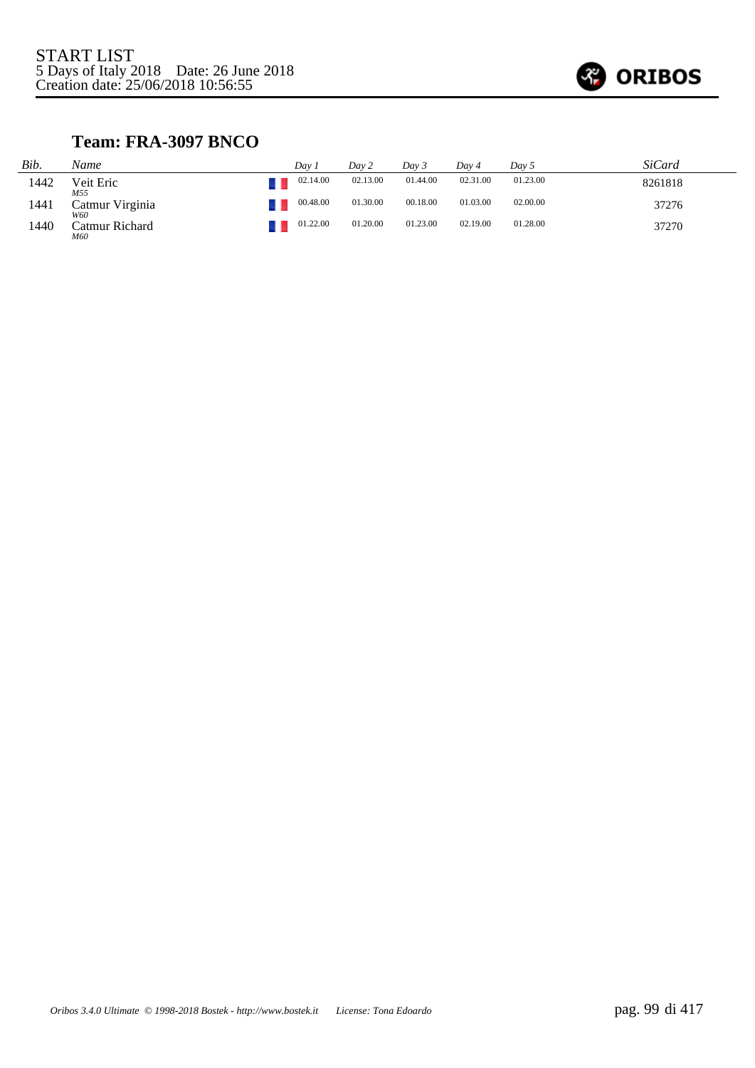START LIST
5 Days of Italy 2018 Date: 26 June 2018
Creation date: 25/06/2018 10:56:55

## Team: FRA-3097 BNCO

| Bib. | Name | Day 1 | Day 2 | Day 3 | Day 4 | Day 5 | SiCard |
|---|---|---|---|---|---|---|---|
| 1442 | Veit Eric *M55* | 02.14.00 | 02.13.00 | 01.44.00 | 02.31.00 | 01.23.00 | 8261818 |
| 1441 | Catmur Virginia *W60* | 00.48.00 | 01.30.00 | 00.18.00 | 01.03.00 | 02.00.00 | 37276 |
| 1440 | Catmur Richard *M60* | 01.22.00 | 01.20.00 | 01.23.00 | 02.19.00 | 01.28.00 | 37270 |

*Oribos 3.4.0 Ultimate © 1998-2018 Bostek - http://www.bostek.it License: Tona Edoardo*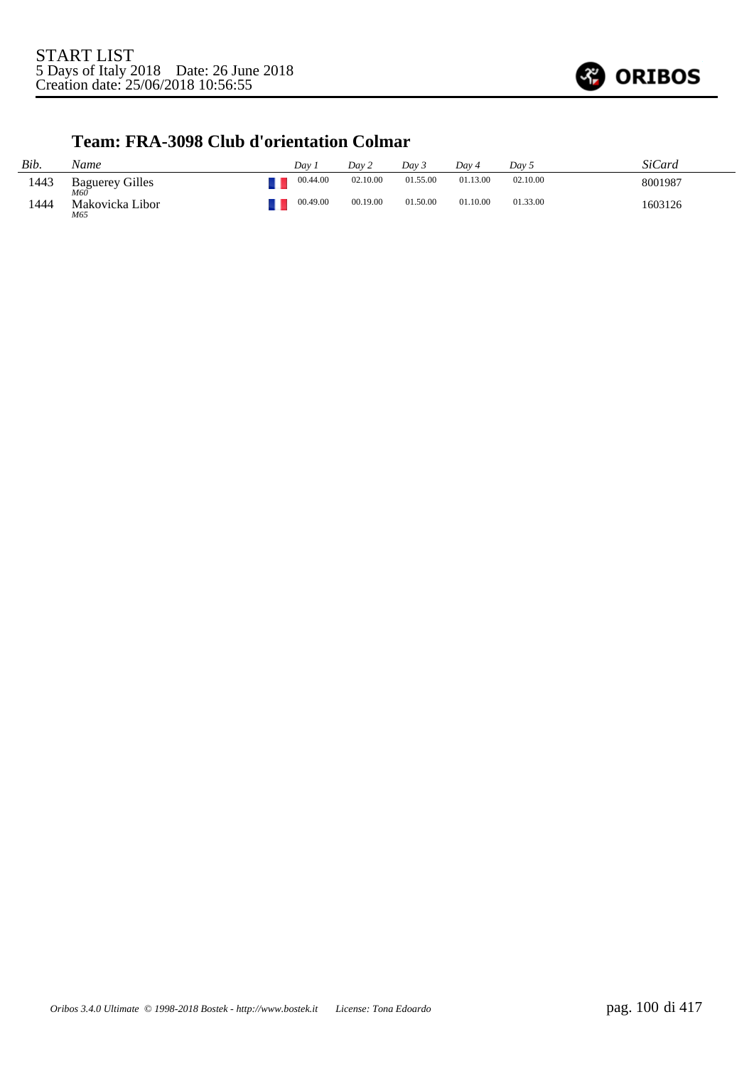START LIST
5 Days of Italy 2018 Date: 26 June 2018
Creation date: 25/06/2018 10:56:55

ORIBOS

## Team: FRA-3098 Club d'orientation Colmar

| Bib. | Name | | Day 1 | Day 2 | Day 3 | Day 4 | Day 5 | SiCard |
|---|---|---|---|---|---|---|---|---|
| 1443 | Baguerey Gilles *M60* | | 00.44.00 | 02.10.00 | 01.55.00 | 01.13.00 | 02.10.00 | 8001987 |
| 1444 | Makovicka Libor *M65* | | 00.49.00 | 00.19.00 | 01.50.00 | 01.10.00 | 01.33.00 | 1603126 |

*Oribos 3.4.0 Ultimate © 1998-2018 Bostek - http://www.bostek.it License: Tona Edoardo*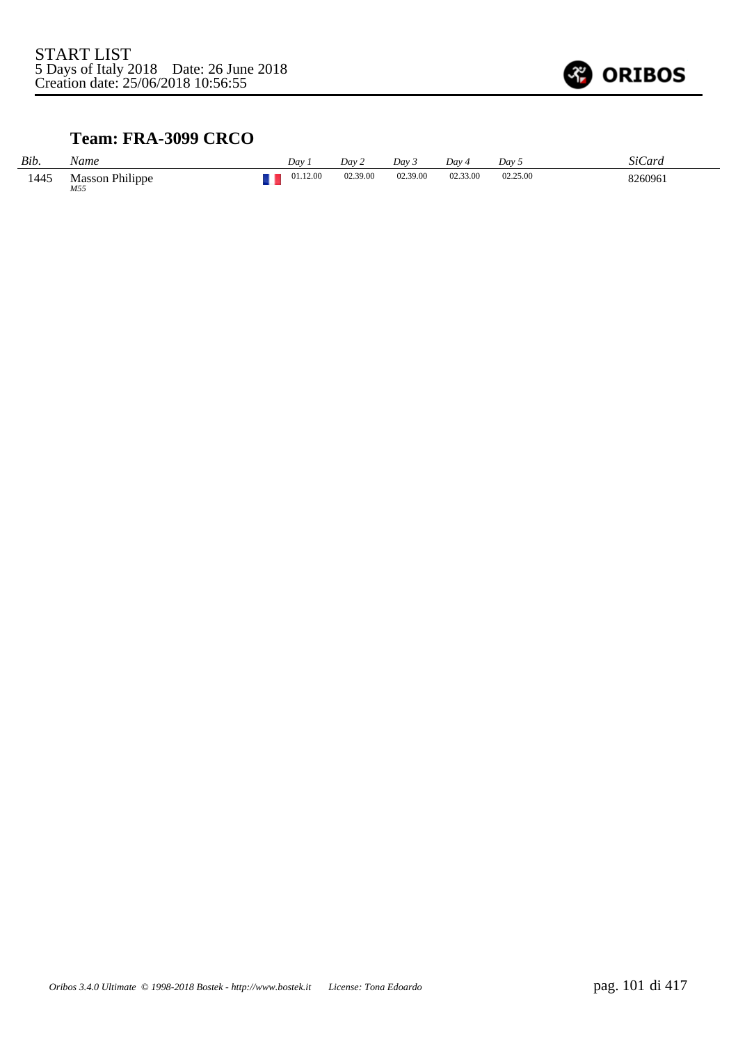START LIST
5 Days of Italy 2018    Date: 26 June 2018
Creation date: 25/06/2018 10:56:55

### Team: FRA-3099 CRCO

| *Bib.* | *Name* | *Day 1* | *Day 2* | *Day 3* | *Day 4* | *Day 5* | *SiCard* |
|---|---|---|---|---|---|---|---|
| 1445 | Masson Philippe *M55* | 01.12.00 | 02.39.00 | 02.39.00 | 02.33.00 | 02.25.00 | 8260961 |

*Oribos 3.4.0 Ultimate © 1998-2018 Bostek - http://www.bostek.it    License: Tona Edoardo*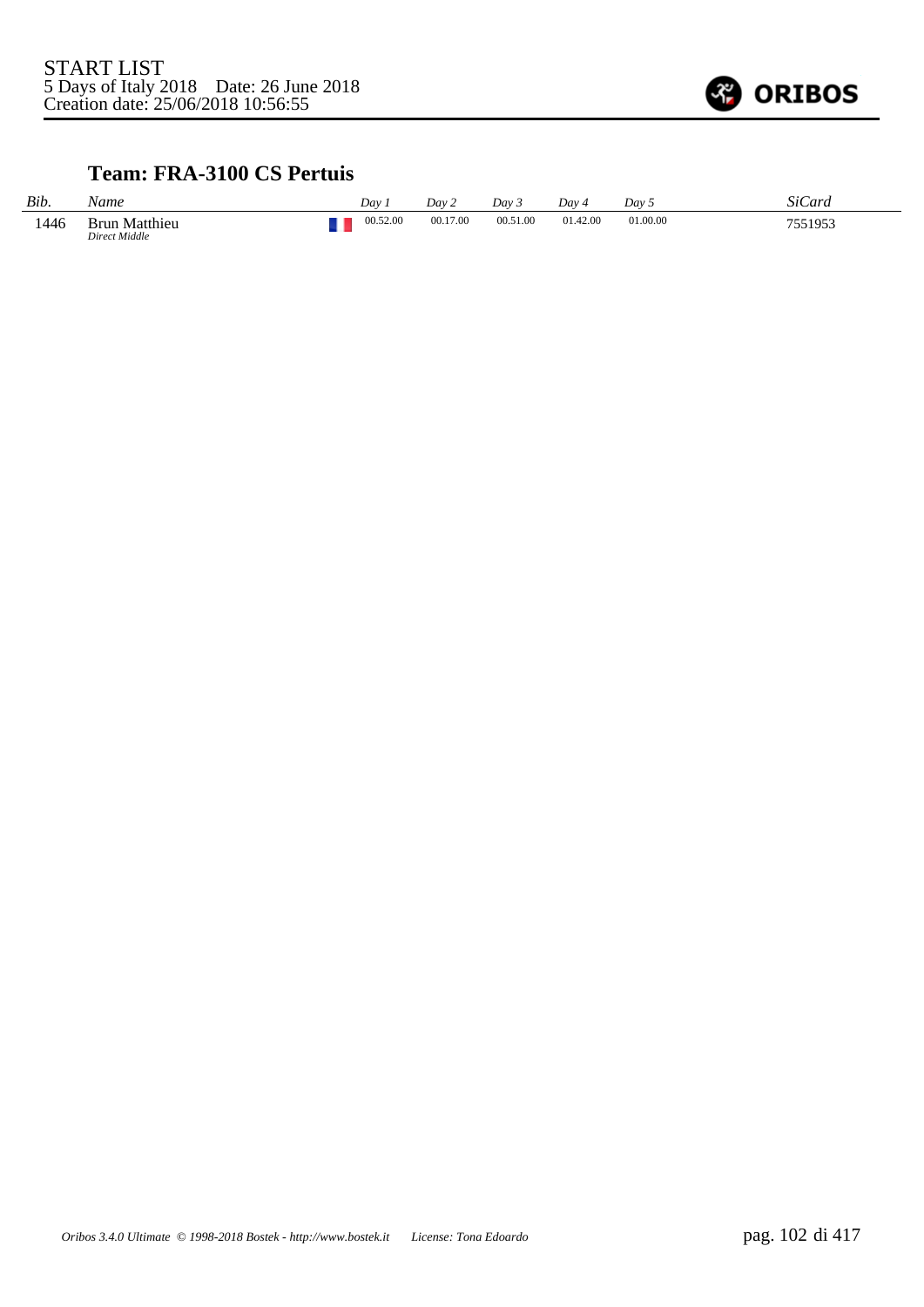START LIST
5 Days of Italy 2018    Date: 26 June 2018
Creation date: 25/06/2018 10:56:55

### Team: FRA-3100 CS Pertuis

| Bib. | Name | | Day 1 | Day 2 | Day 3 | Day 4 | Day 5 | SiCard |
|---|---|---|---|---|---|---|---|---|
| 1446 | Brun Matthieu *Direct Middle* | | 00.52.00 | 00.17.00 | 00.51.00 | 01.42.00 | 01.00.00 | 7551953 |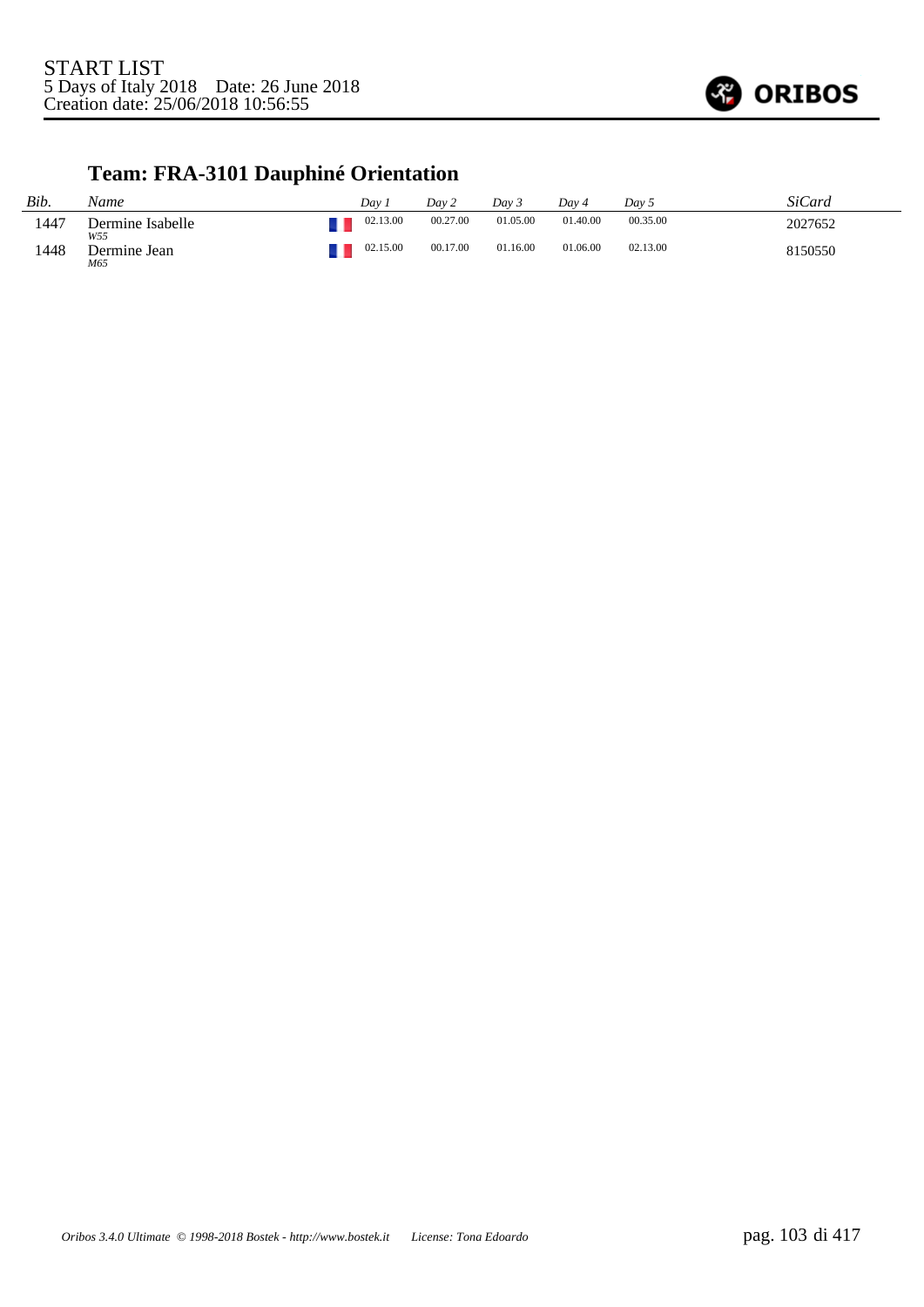START LIST
5 Days of Italy 2018 Date: 26 June 2018
Creation date: 25/06/2018 10:56:55

## Team: FRA-3101 Dauphiné Orientation

| Bib. | Name | Day 1 | Day 2 | Day 3 | Day 4 | Day 5 | SiCard |
|---|---|---|---|---|---|---|---|
| 1447 | Dermine Isabelle *W55* | 02.13.00 | 00.27.00 | 01.05.00 | 01.40.00 | 00.35.00 | 2027652 |
| 1448 | Dermine Jean *M65* | 02.15.00 | 00.17.00 | 01.16.00 | 01.06.00 | 02.13.00 | 8150550 |

*Oribos 3.4.0 Ultimate © 1998-2018 Bostek - http://www.bostek.it License: Tona Edoardo*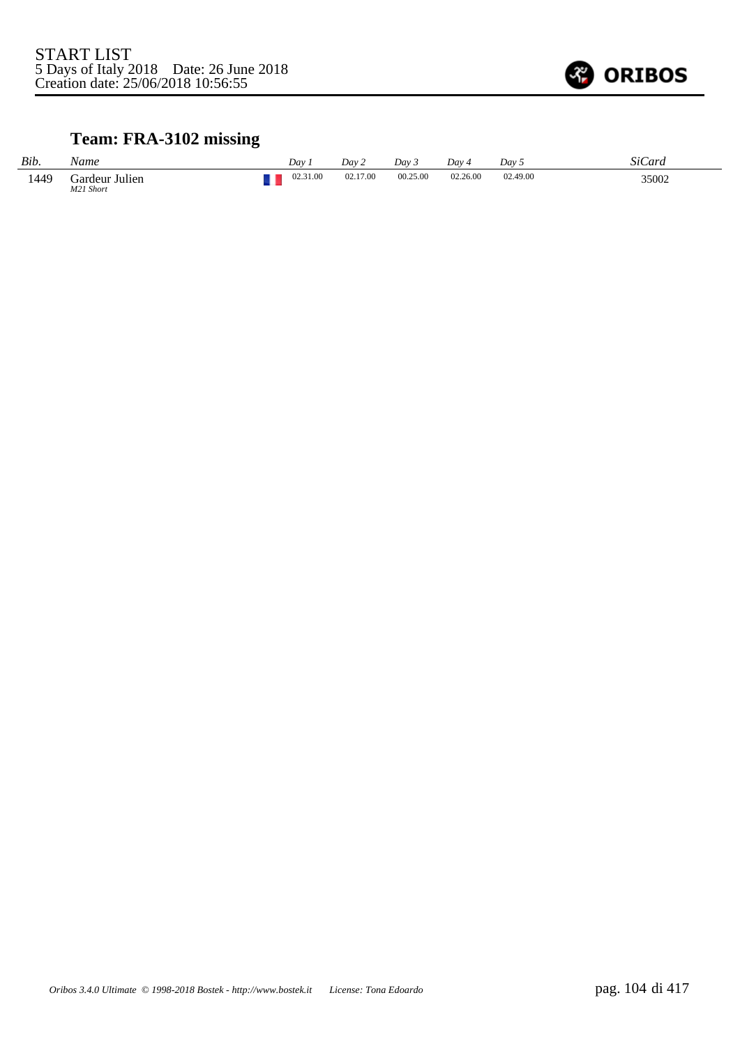START LIST
5 Days of Italy 2018 Date: 26 June 2018
Creation date: 25/06/2018 10:56:55

## Team: FRA-3102 missing

| *Bib.* | *Name* | | *Day 1* | *Day 2* | *Day 3* | *Day 4* | *Day 5* | *SiCard* |
|---|---|---|---|---|---|---|---|---|
| 1449 | Gardeur Julien *M21 Short* | | 02.31.00 | 02.17.00 | 00.25.00 | 02.26.00 | 02.49.00 | 35002 |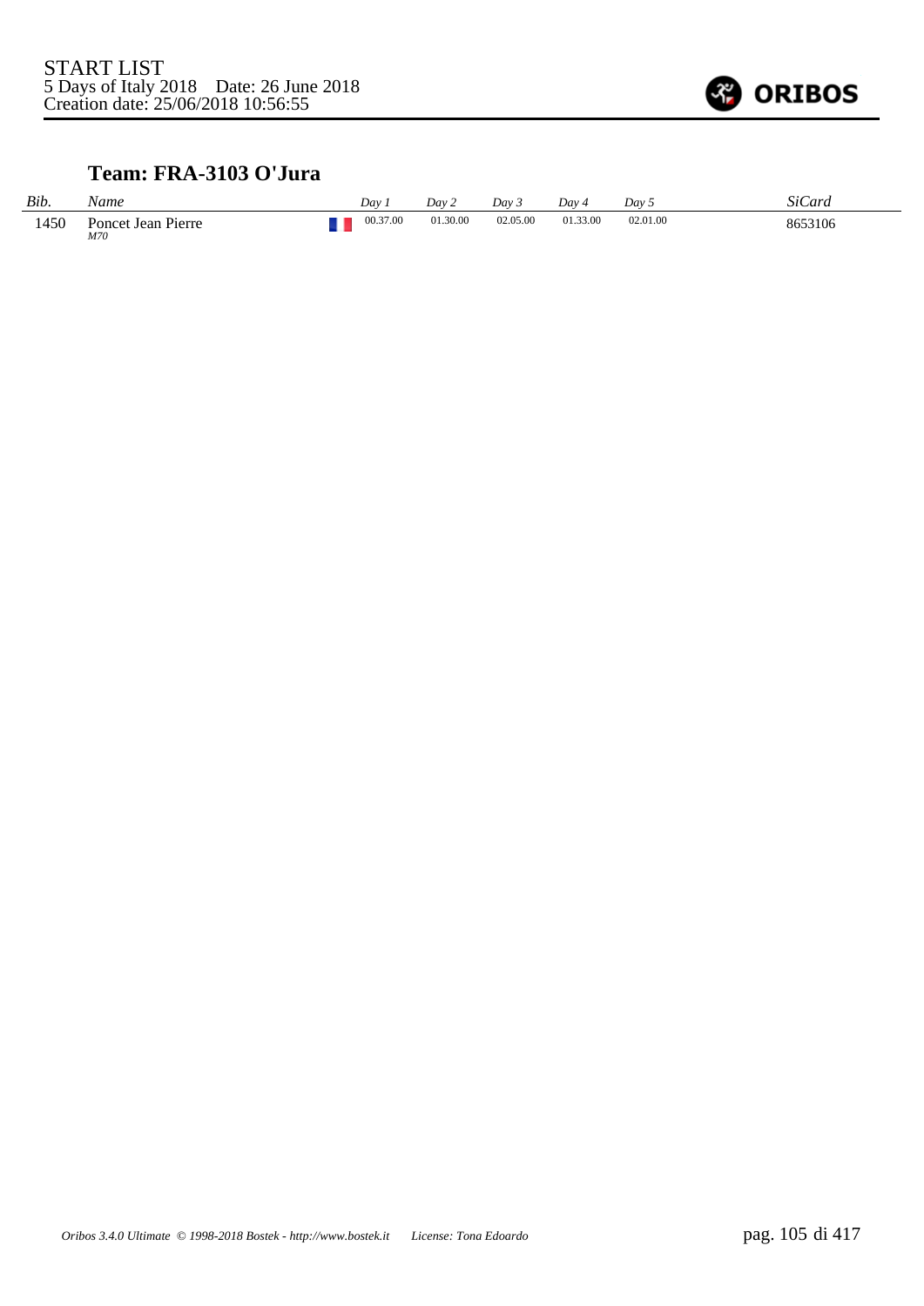START LIST
5 Days of Italy 2018 Date: 26 June 2018
Creation date: 25/06/2018 10:56:55

## Team: FRA-3103 O'Jura

| *Bib.* | *Name* | *Day 1* | *Day 2* | *Day 3* | *Day 4* | *Day 5* | *SiCard* |
|---|---|---|---|---|---|---|---|
| 1450 | Poncet Jean Pierre *M70* | 00.37.00 | 01.30.00 | 02.05.00 | 01.33.00 | 02.01.00 | 8653106 |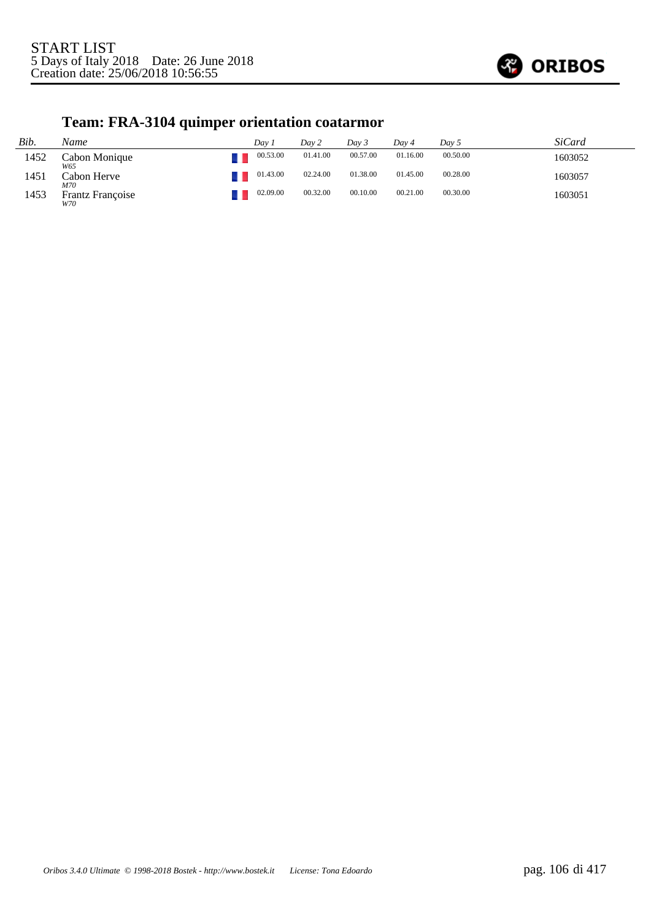START LIST
5 Days of Italy 2018 Date: 26 June 2018
Creation date: 25/06/2018 10:56:55

## Team: FRA-3104 quimper orientation coatarmor

| Bib. | Name | Day 1 | Day 2 | Day 3 | Day 4 | Day 5 | SiCard |
|---|---|---|---|---|---|---|---|
| 1452 | Cabon Monique *W65* | 00.53.00 | 01.41.00 | 00.57.00 | 01.16.00 | 00.50.00 | 1603052 |
| 1451 | Cabon Herve *M70* | 01.43.00 | 02.24.00 | 01.38.00 | 01.45.00 | 00.28.00 | 1603057 |
| 1453 | Frantz Françoise *W70* | 02.09.00 | 00.32.00 | 00.10.00 | 00.21.00 | 00.30.00 | 1603051 |

*Oribos 3.4.0 Ultimate © 1998-2018 Bostek - http://www.bostek.it License: Tona Edoardo*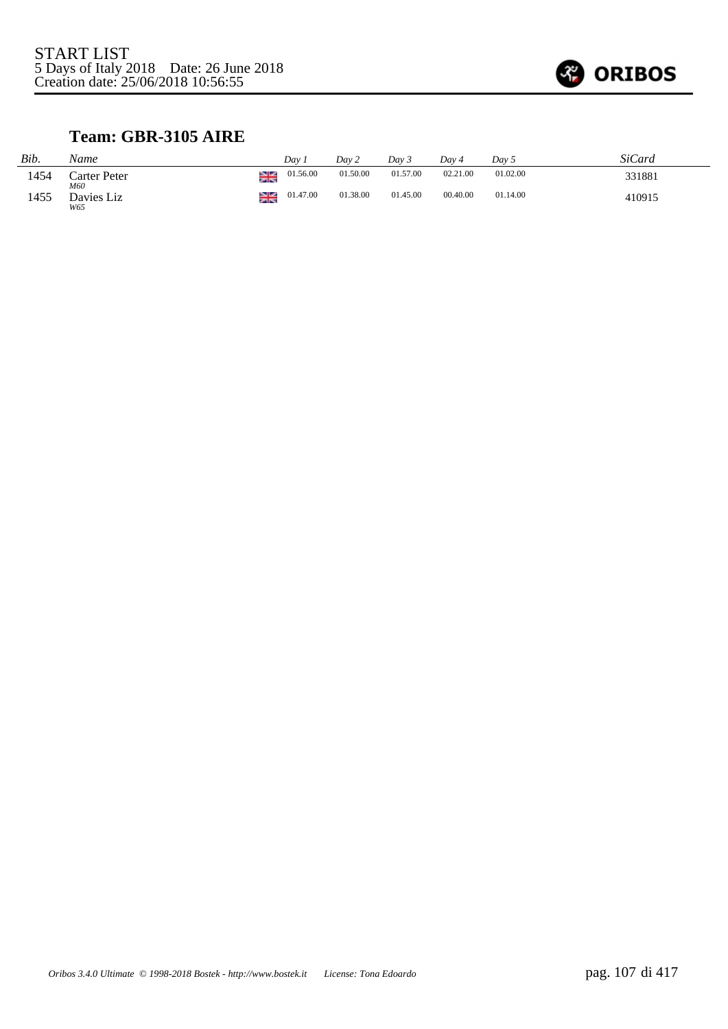START LIST
5 Days of Italy 2018 Date: 26 June 2018
Creation date: 25/06/2018 10:56:55

## Team: GBR-3105 AIRE

| Bib. | Name | | Day 1 | Day 2 | Day 3 | Day 4 | Day 5 | SiCard |
|---|---|---|---|---|---|---|---|---|
| 1454 | Carter Peter *M60* | GBR | 01.56.00 | 01.50.00 | 01.57.00 | 02.21.00 | 01.02.00 | 331881 |
| 1455 | Davies Liz *W65* | GBR | 01.47.00 | 01.38.00 | 01.45.00 | 00.40.00 | 01.14.00 | 410915 |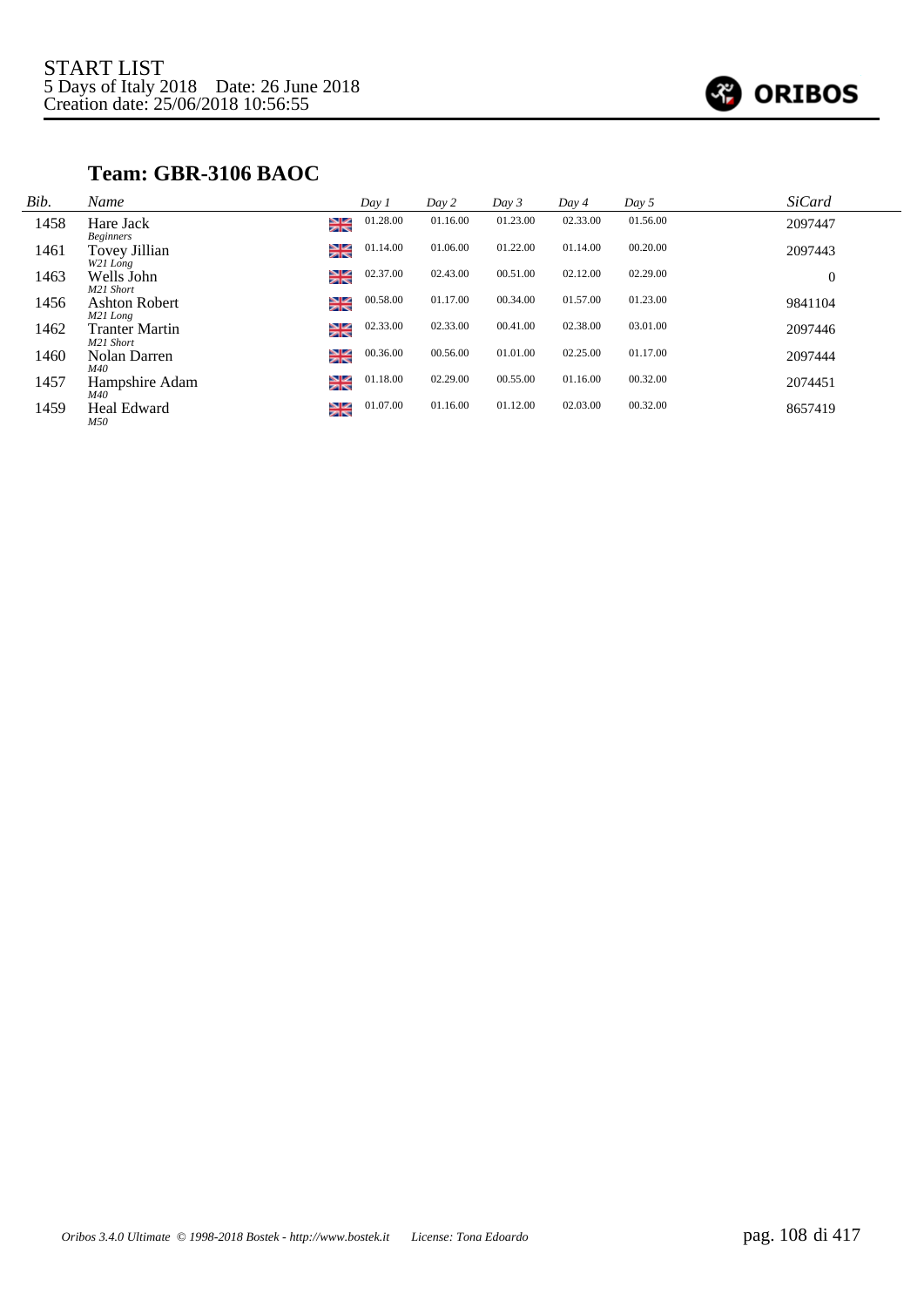START LIST
5 Days of Italy 2018    Date: 26 June 2018
Creation date: 25/06/2018 10:56:55

## Team: GBR-3106 BAOC

| Bib. | Name | | Day 1 | Day 2 | Day 3 | Day 4 | Day 5 | SiCard |
|---|---|---|---|---|---|---|---|---|
| 1458 | Hare Jack *Beginners* | GBR | 01.28.00 | 01.16.00 | 01.23.00 | 02.33.00 | 01.56.00 | 2097447 |
| 1461 | Tovey Jillian *W21 Long* | GBR | 01.14.00 | 01.06.00 | 01.22.00 | 01.14.00 | 00.20.00 | 2097443 |
| 1463 | Wells John *M21 Short* | GBR | 02.37.00 | 02.43.00 | 00.51.00 | 02.12.00 | 02.29.00 | 0 |
| 1456 | Ashton Robert *M21 Long* | GBR | 00.58.00 | 01.17.00 | 00.34.00 | 01.57.00 | 01.23.00 | 9841104 |
| 1462 | Tranter Martin *M21 Short* | GBR | 02.33.00 | 02.33.00 | 00.41.00 | 02.38.00 | 03.01.00 | 2097446 |
| 1460 | Nolan Darren *M40* | GBR | 00.36.00 | 00.56.00 | 01.01.00 | 02.25.00 | 01.17.00 | 2097444 |
| 1457 | Hampshire Adam *M40* | GBR | 01.18.00 | 02.29.00 | 00.55.00 | 01.16.00 | 00.32.00 | 2074451 |
| 1459 | Heal Edward *M50* | GBR | 01.07.00 | 01.16.00 | 01.12.00 | 02.03.00 | 00.32.00 | 8657419 |

*Oribos 3.4.0 Ultimate © 1998-2018 Bostek - http://www.bostek.it    License: Tona Edoardo*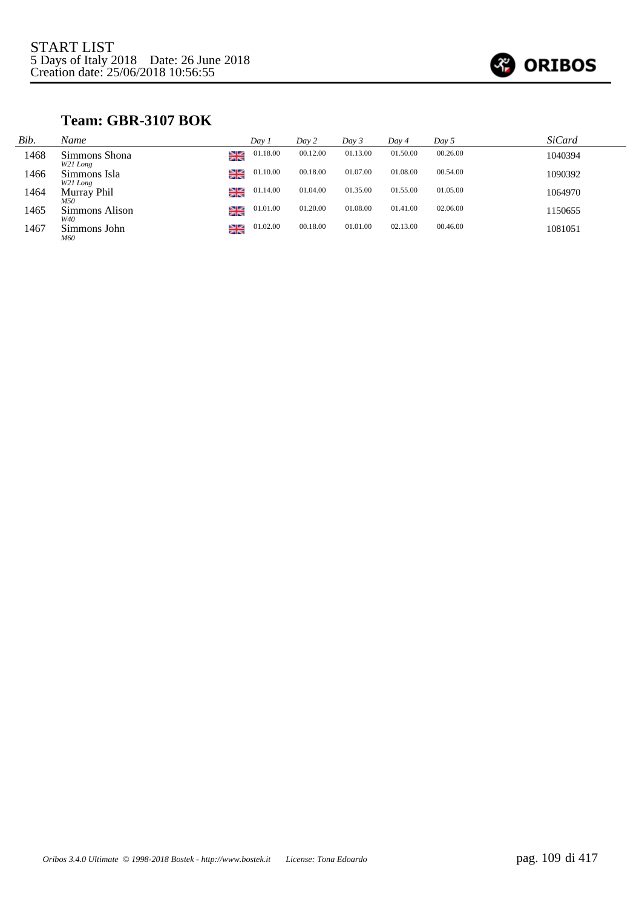START LIST
5 Days of Italy 2018 Date: 26 June 2018
Creation date: 25/06/2018 10:56:55

## Team: GBR-3107 BOK

| Bib. | Name | | Day 1 | Day 2 | Day 3 | Day 4 | Day 5 | SiCard |
|---|---|---|---|---|---|---|---|---|
| 1468 | Simmons Shona *W21 Long* | GBR | 01.18.00 | 00.12.00 | 01.13.00 | 01.50.00 | 00.26.00 | 1040394 |
| 1466 | Simmons Isla *W21 Long* | GBR | 01.10.00 | 00.18.00 | 01.07.00 | 01.08.00 | 00.54.00 | 1090392 |
| 1464 | Murray Phil *M50* | GBR | 01.14.00 | 01.04.00 | 01.35.00 | 01.55.00 | 01.05.00 | 1064970 |
| 1465 | Simmons Alison *W40* | GBR | 01.01.00 | 01.20.00 | 01.08.00 | 01.41.00 | 02.06.00 | 1150655 |
| 1467 | Simmons John *M60* | GBR | 01.02.00 | 00.18.00 | 01.01.00 | 02.13.00 | 00.46.00 | 1081051 |

*Oribos 3.4.0 Ultimate © 1998-2018 Bostek - http://www.bostek.it License: Tona Edoardo*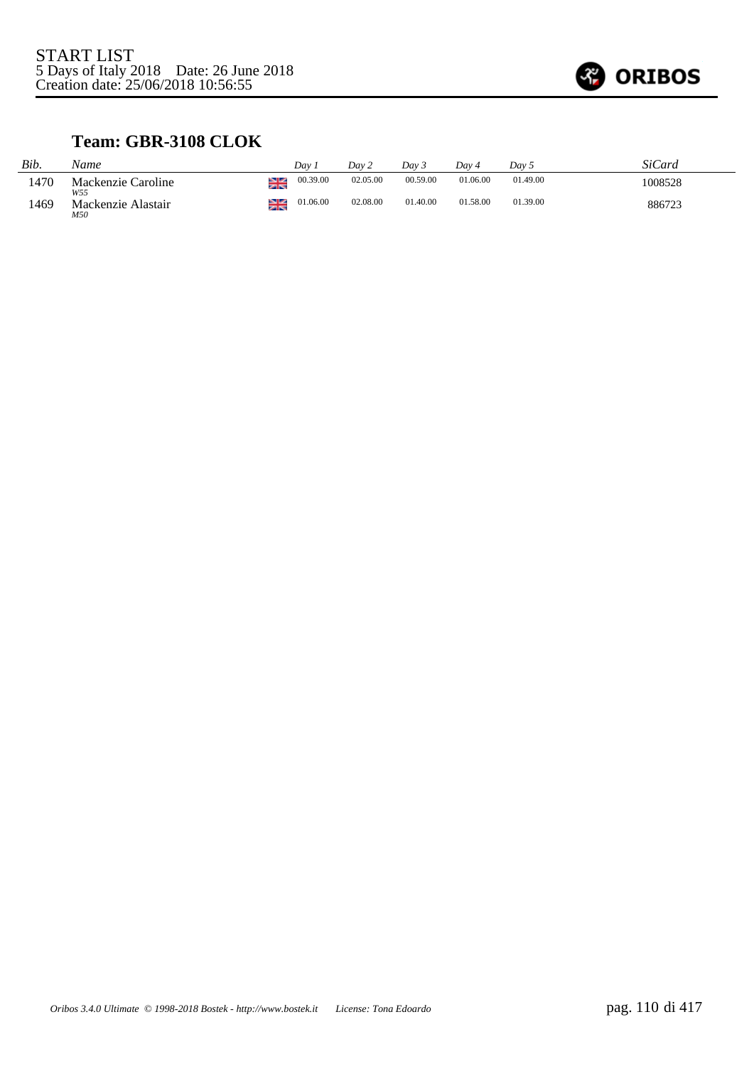START LIST
5 Days of Italy 2018    Date: 26 June 2018
Creation date: 25/06/2018 10:56:55

## Team: GBR-3108 CLOK

| *Bib.* | *Name* | | *Day 1* | *Day 2* | *Day 3* | *Day 4* | *Day 5* | *SiCard* |
|---|---|---|---|---|---|---|---|---|
| 1470 | Mackenzie Caroline *W55* | GBR | 00.39.00 | 02.05.00 | 00.59.00 | 01.06.00 | 01.49.00 | 1008528 |
| 1469 | Mackenzie Alastair *M50* | GBR | 01.06.00 | 02.08.00 | 01.40.00 | 01.58.00 | 01.39.00 | 886723 |

*Oribos 3.4.0 Ultimate © 1998-2018 Bostek - http://www.bostek.it    License: Tona Edoardo*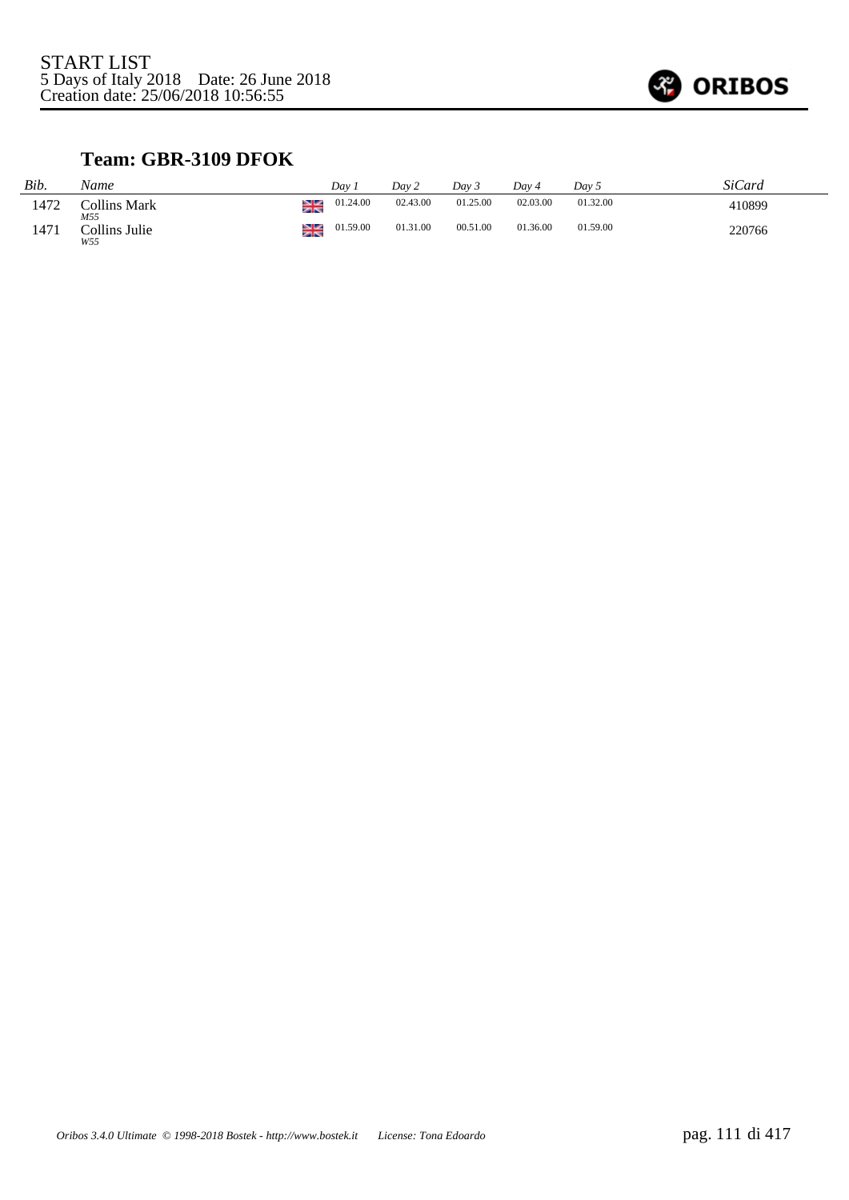START LIST
5 Days of Italy 2018 Date: 26 June 2018
Creation date: 25/06/2018 10:56:55

### Team: GBR-3109 DFOK

| *Bib.* | *Name* | | *Day 1* | *Day 2* | *Day 3* | *Day 4* | *Day 5* | *SiCard* |
|---|---|---|---|---|---|---|---|---|
| 1472 | Collins Mark *M55* | GBR | 01.24.00 | 02.43.00 | 01.25.00 | 02.03.00 | 01.32.00 | 410899 |
| 1471 | Collins Julie *W55* | GBR | 01.59.00 | 01.31.00 | 00.51.00 | 01.36.00 | 01.59.00 | 220766 |

*Oribos 3.4.0 Ultimate © 1998-2018 Bostek - http://www.bostek.it License: Tona Edoardo*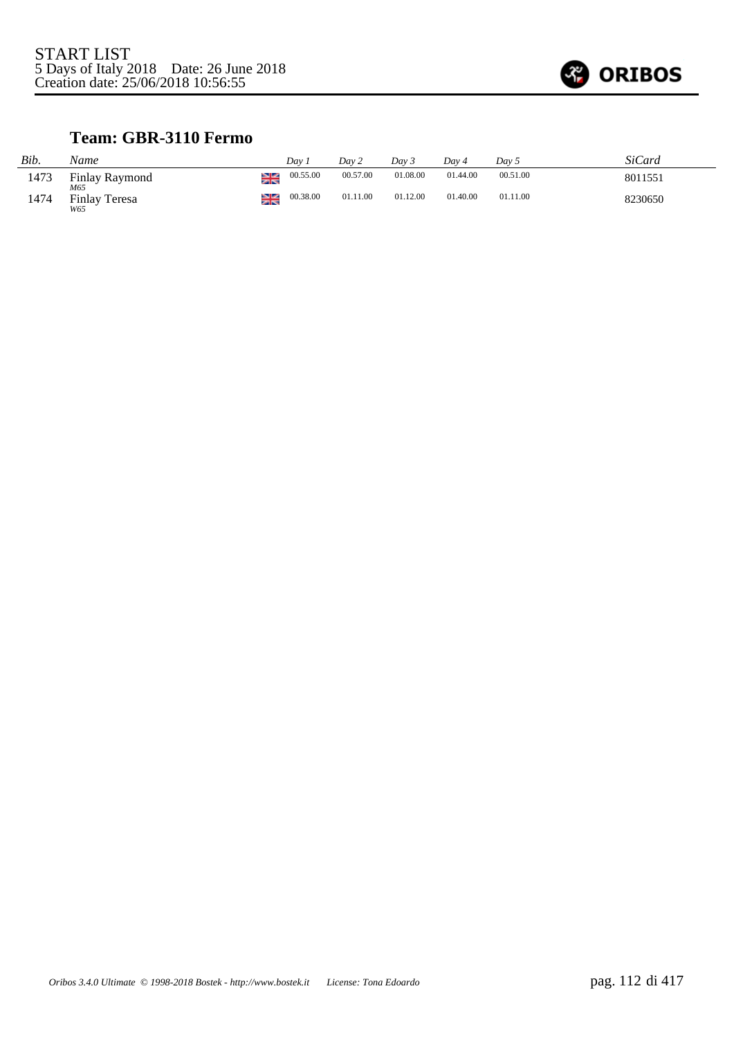START LIST
5 Days of Italy 2018 Date: 26 June 2018
Creation date: 25/06/2018 10:56:55

## Team: GBR-3110 Fermo

| *Bib.* | *Name* | | *Day 1* | *Day 2* | *Day 3* | *Day 4* | *Day 5* | *SiCard* |
|---|---|---|---|---|---|---|---|---|
| 1473 | Finlay Raymond *M65* | GBR | 00.55.00 | 00.57.00 | 01.08.00 | 01.44.00 | 00.51.00 | 8011551 |
| 1474 | Finlay Teresa *W65* | GBR | 00.38.00 | 01.11.00 | 01.12.00 | 01.40.00 | 01.11.00 | 8230650 |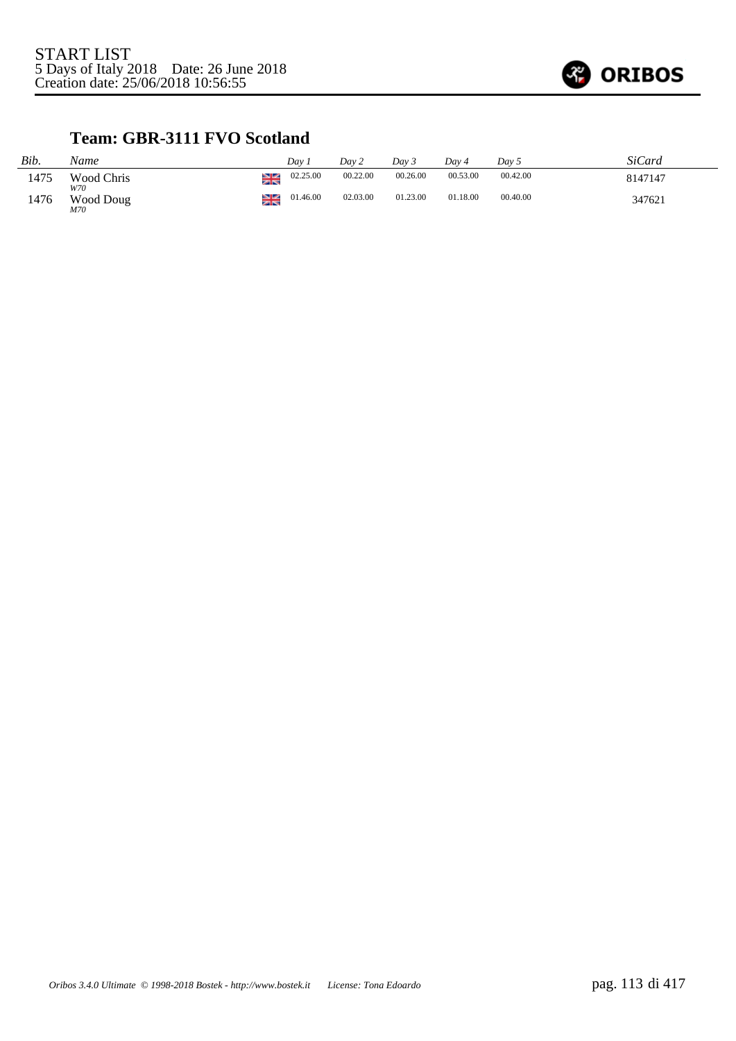START LIST
5 Days of Italy 2018    Date: 26 June 2018
Creation date: 25/06/2018 10:56:55

## Team: GBR-3111 FVO Scotland

| Bib. | Name | | Day 1 | Day 2 | Day 3 | Day 4 | Day 5 | SiCard |
|---|---|---|---|---|---|---|---|---|
| 1475 | Wood Chris *W70* | GBR | 02.25.00 | 00.22.00 | 00.26.00 | 00.53.00 | 00.42.00 | 8147147 |
| 1476 | Wood Doug *M70* | GBR | 01.46.00 | 02.03.00 | 01.23.00 | 01.18.00 | 00.40.00 | 347621 |

*Oribos 3.4.0 Ultimate © 1998-2018 Bostek - http://www.bostek.it    License: Tona Edoardo*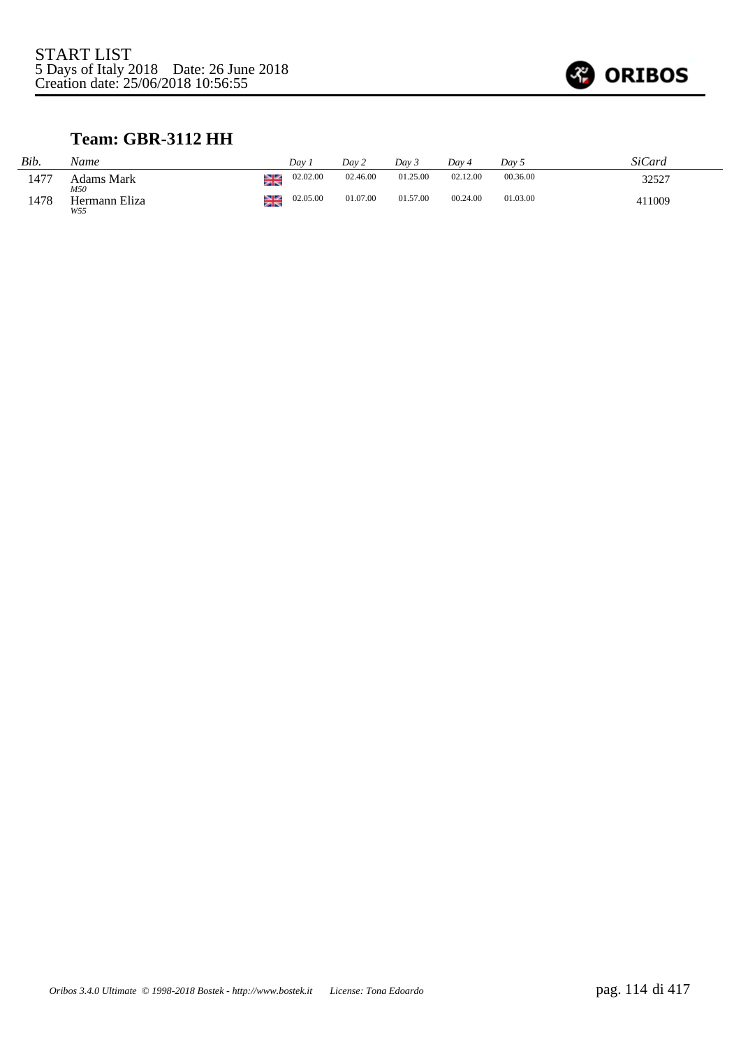START LIST
5 Days of Italy 2018    Date: 26 June 2018
Creation date: 25/06/2018 10:56:55

ORIBOS

## Team: GBR-3112 HH

| Bib. | Name | | Day 1 | Day 2 | Day 3 | Day 4 | Day 5 | SiCard |
|---|---|---|---|---|---|---|---|---|
| 1477 | Adams Mark *M50* | GBR | 02.02.00 | 02.46.00 | 01.25.00 | 02.12.00 | 00.36.00 | 32527 |
| 1478 | Hermann Eliza *W55* | GBR | 02.05.00 | 01.07.00 | 01.57.00 | 00.24.00 | 01.03.00 | 411009 |

*Oribos 3.4.0 Ultimate © 1998-2018 Bostek - http://www.bostek.it    License: Tona Edoardo*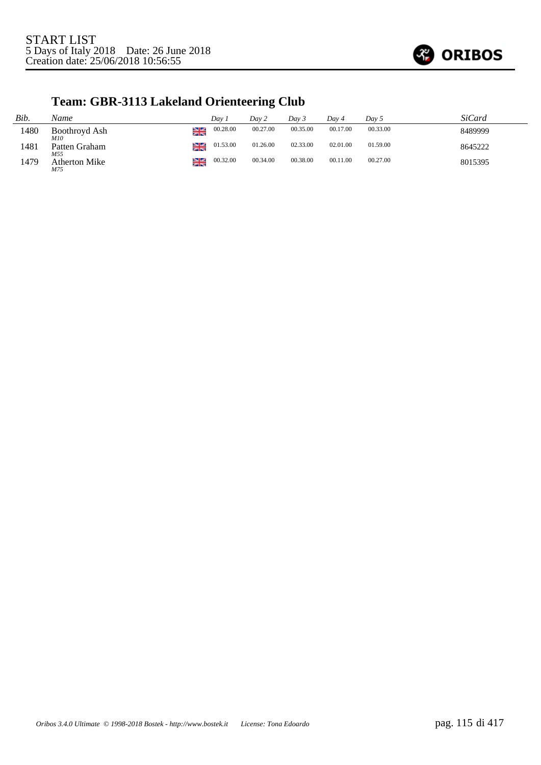START LIST
5 Days of Italy 2018 Date: 26 June 2018
Creation date: 25/06/2018 10:56:55

## Team: GBR-3113 Lakeland Orienteering Club

| Bib. | Name | | Day 1 | Day 2 | Day 3 | Day 4 | Day 5 | SiCard |
|---|---|---|---|---|---|---|---|---|
| 1480 | Boothroyd Ash *M10* | GBR | 00.28.00 | 00.27.00 | 00.35.00 | 00.17.00 | 00.33.00 | 8489999 |
| 1481 | Patten Graham *M55* | GBR | 01.53.00 | 01.26.00 | 02.33.00 | 02.01.00 | 01.59.00 | 8645222 |
| 1479 | Atherton Mike *M75* | GBR | 00.32.00 | 00.34.00 | 00.38.00 | 00.11.00 | 00.27.00 | 8015395 |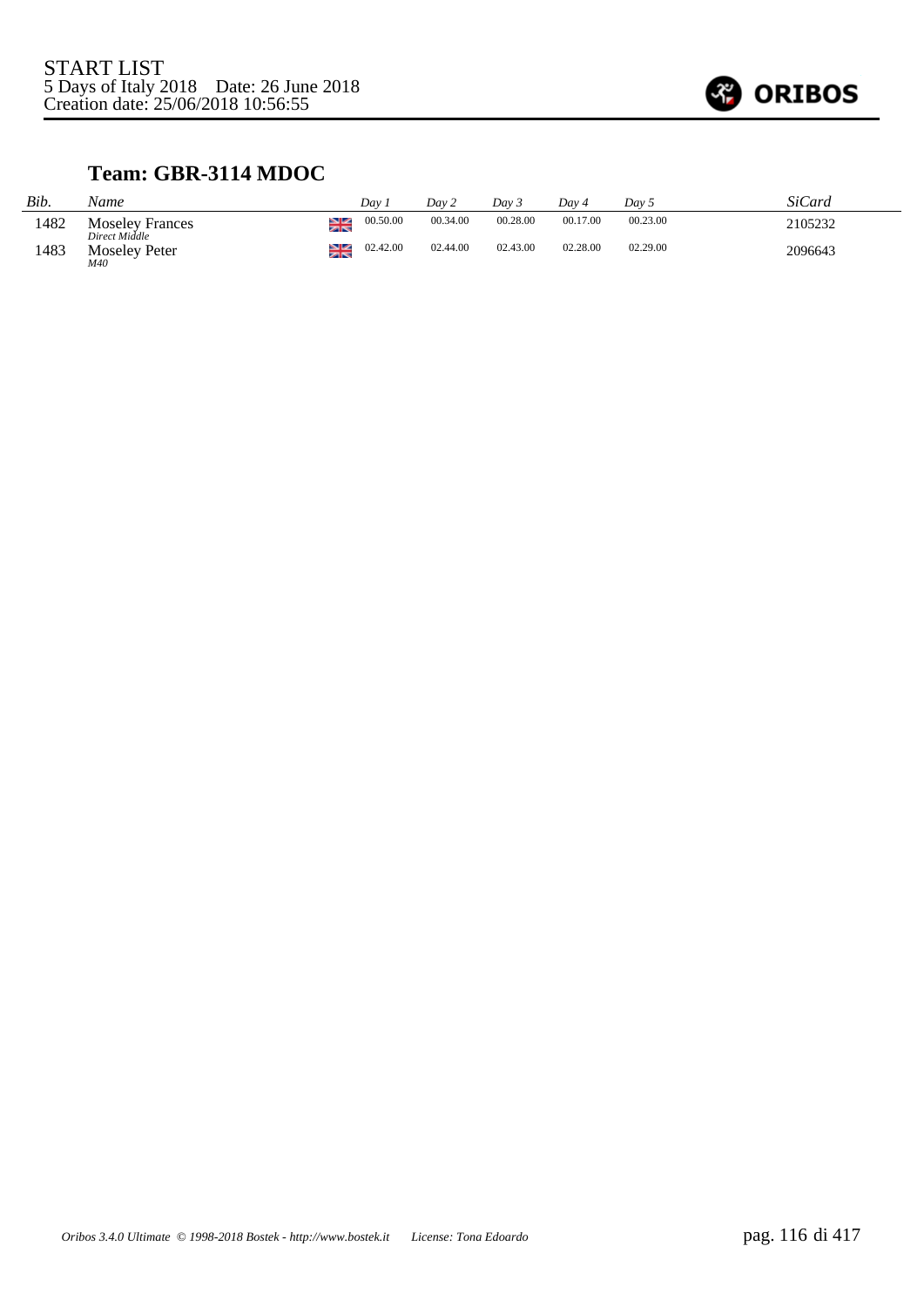START LIST
5 Days of Italy 2018 Date: 26 June 2018
Creation date: 25/06/2018 10:56:55

## Team: GBR-3114 MDOC

| *Bib.* | *Name* | | *Day 1* | *Day 2* | *Day 3* | *Day 4* | *Day 5* | *SiCard* |
|---|---|---|---|---|---|---|---|---|
| 1482 | Moseley Frances *Direct Middle* | GBR | 00.50.00 | 00.34.00 | 00.28.00 | 00.17.00 | 00.23.00 | 2105232 |
| 1483 | Moseley Peter *M40* | GBR | 02.42.00 | 02.44.00 | 02.43.00 | 02.28.00 | 02.29.00 | 2096643 |

*Oribos 3.4.0 Ultimate © 1998-2018 Bostek - http://www.bostek.it License: Tona Edoardo*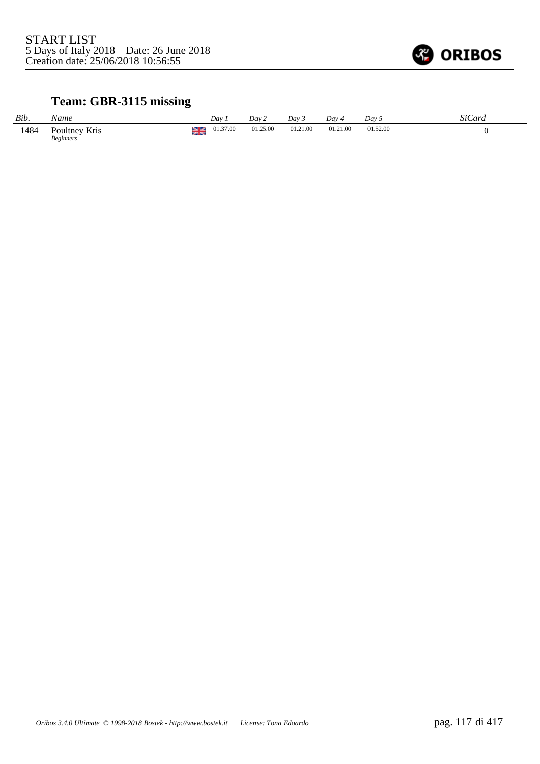START LIST
5 Days of Italy 2018 Date: 26 June 2018
Creation date: 25/06/2018 10:56:55

## Team: GBR-3115 missing

| *Bib.* | *Name* | | *Day 1* | *Day 2* | *Day 3* | *Day 4* | *Day 5* | *SiCard* |
|---|---|---|---|---|---|---|---|---|
| 1484 | Poultney Kris *Beginners* | GBR | 01.37.00 | 01.25.00 | 01.21.00 | 01.21.00 | 01.52.00 | 0 |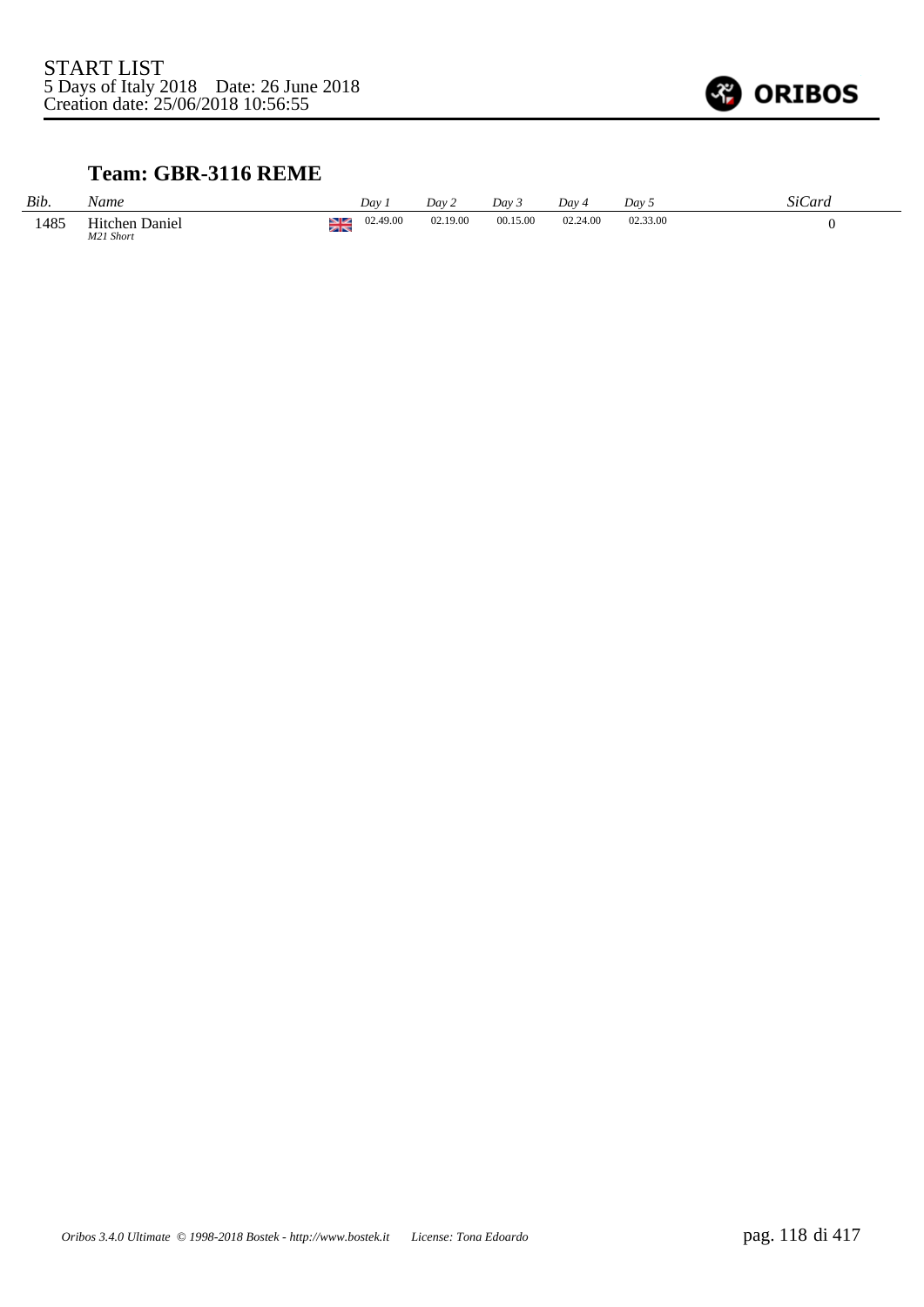START LIST
5 Days of Italy 2018    Date: 26 June 2018
Creation date: 25/06/2018 10:56:55

### Team: GBR-3116 REME

| *Bib.* | *Name* | | *Day 1* | *Day 2* | *Day 3* | *Day 4* | *Day 5* | *SiCard* |
|---|---|---|---|---|---|---|---|---|
| 1485 | Hitchen Daniel *M21 Short* | GBR | 02.49.00 | 02.19.00 | 00.15.00 | 02.24.00 | 02.33.00 | 0 |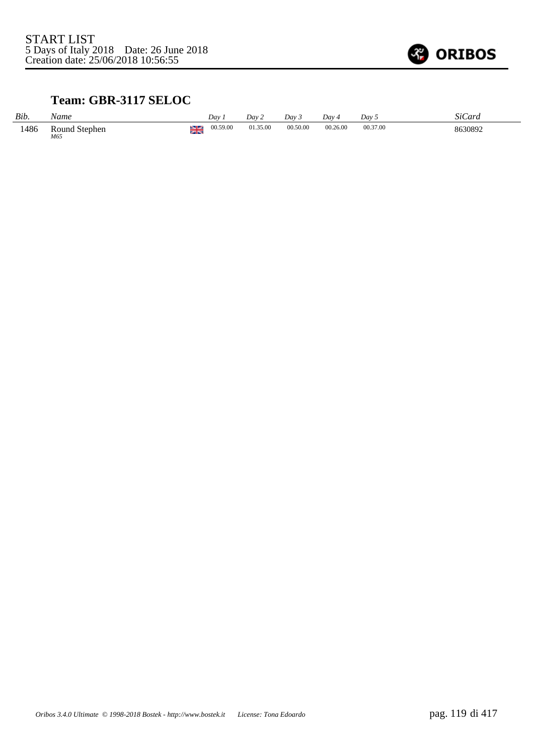START LIST
5 Days of Italy 2018 Date: 26 June 2018
Creation date: 25/06/2018 10:56:55

ORIBOS

## Team: GBR-3117 SELOC

| *Bib.* | *Name* | | *Day 1* | *Day 2* | *Day 3* | *Day 4* | *Day 5* | *SiCard* |
|---|---|---|---|---|---|---|---|---|
| 1486 | Round Stephen *M65* | GBR | 00.59.00 | 01.35.00 | 00.50.00 | 00.26.00 | 00.37.00 | 8630892 |

*Oribos 3.4.0 Ultimate © 1998-2018 Bostek - http://www.bostek.it License: Tona Edoardo*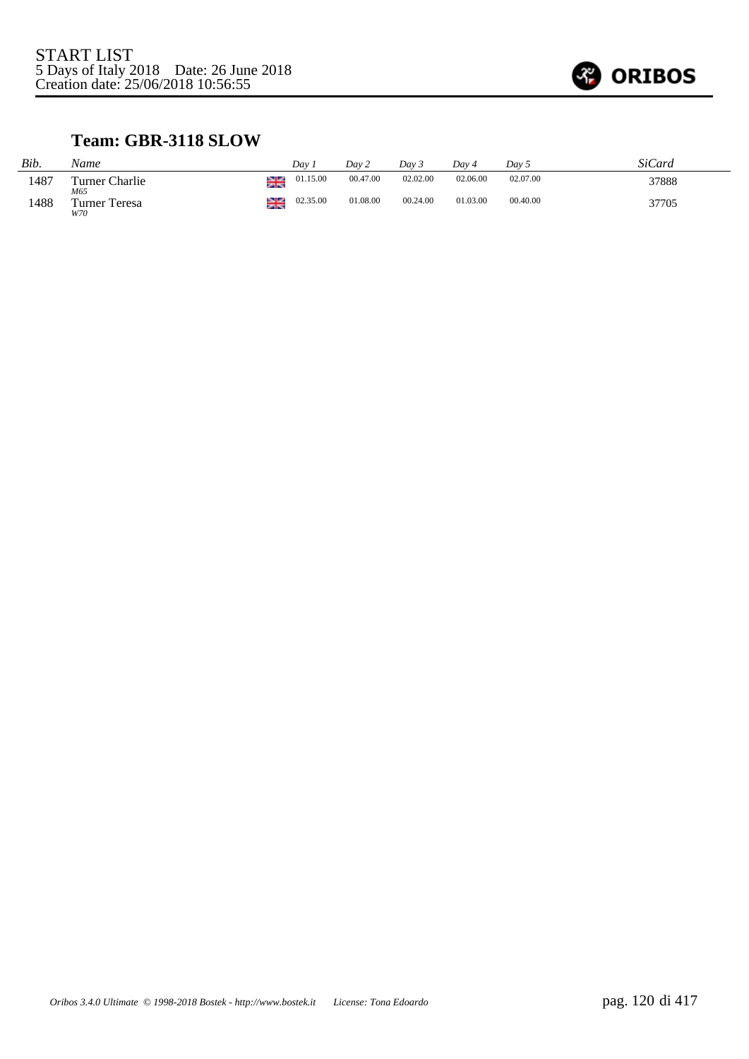START LIST
5 Days of Italy 2018    Date: 26 June 2018
Creation date: 25/06/2018 10:56:55

ORIBOS

## Team: GBR-3118 SLOW

| *Bib.* | *Name* | | *Day 1* | *Day 2* | *Day 3* | *Day 4* | *Day 5* | *SiCard* |
|---|---|---|---|---|---|---|---|---|
| 1487 | Turner Charlie *M65* | GBR | 01.15.00 | 00.47.00 | 02.02.00 | 02.06.00 | 02.07.00 | 37888 |
| 1488 | Turner Teresa *W70* | GBR | 02.35.00 | 01.08.00 | 00.24.00 | 01.03.00 | 00.40.00 | 37705 |

*Oribos 3.4.0 Ultimate © 1998-2018 Bostek - http://www.bostek.it    License: Tona Edoardo*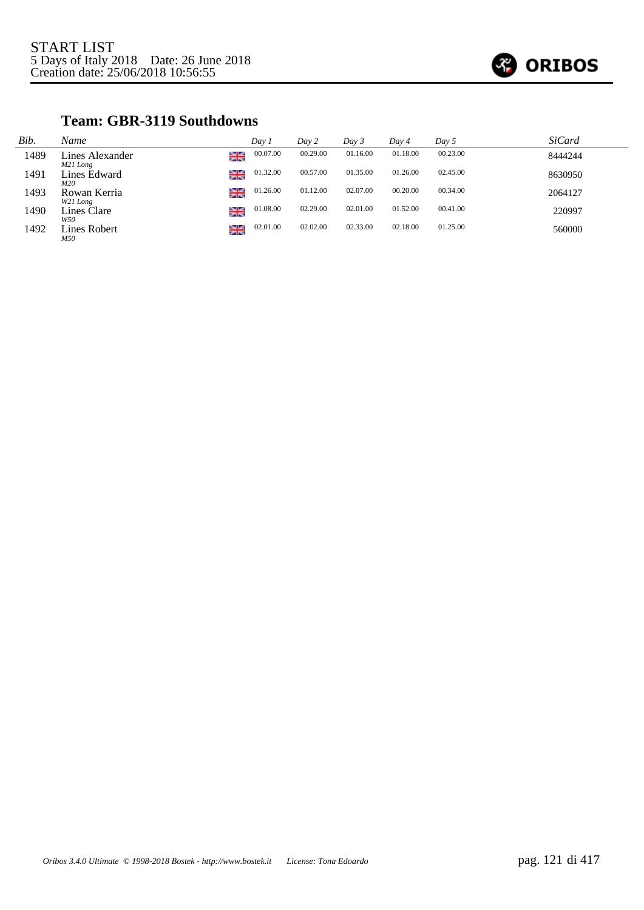START LIST
5 Days of Italy 2018 Date: 26 June 2018
Creation date: 25/06/2018 10:56:55

## Team: GBR-3119 Southdowns

| Bib. | Name | | Day 1 | Day 2 | Day 3 | Day 4 | Day 5 | SiCard |
|---|---|---|---|---|---|---|---|---|
| 1489 | Lines Alexander *M21 Long* | GBR | 00.07.00 | 00.29.00 | 01.16.00 | 01.18.00 | 00.23.00 | 8444244 |
| 1491 | Lines Edward *M20* | GBR | 01.32.00 | 00.57.00 | 01.35.00 | 01.26.00 | 02.45.00 | 8630950 |
| 1493 | Rowan Kerria *W21 Long* | GBR | 01.26.00 | 01.12.00 | 02.07.00 | 00.20.00 | 00.34.00 | 2064127 |
| 1490 | Lines Clare *W50* | GBR | 01.08.00 | 02.29.00 | 02.01.00 | 01.52.00 | 00.41.00 | 220997 |
| 1492 | Lines Robert *M50* | GBR | 02.01.00 | 02.02.00 | 02.33.00 | 02.18.00 | 01.25.00 | 560000 |

*Oribos 3.4.0 Ultimate © 1998-2018 Bostek - http://www.bostek.it License: Tona Edoardo*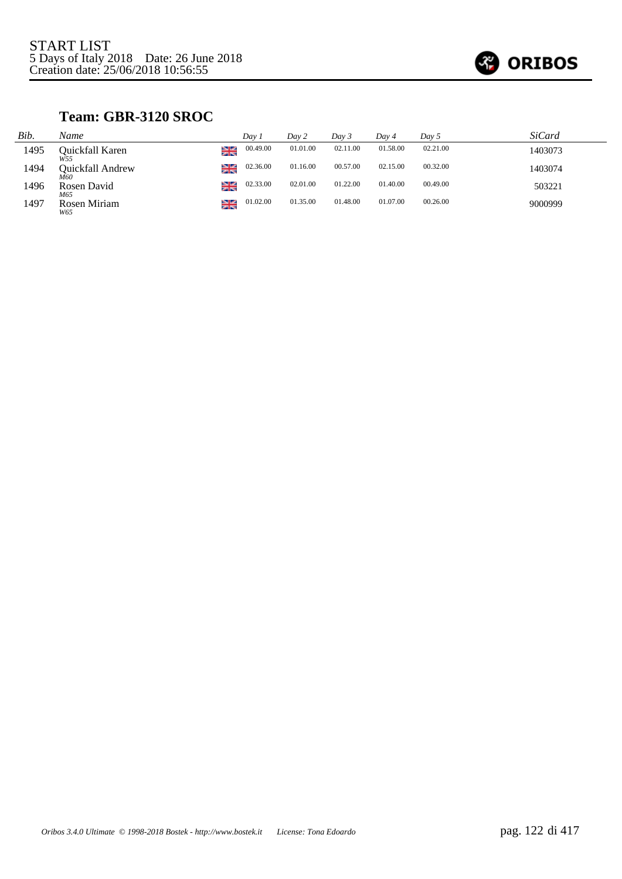START LIST
5 Days of Italy 2018 Date: 26 June 2018
Creation date: 25/06/2018 10:56:55

**ORIBOS**

### Team: GBR-3120 SROC

| Bib. | Name | | Day 1 | Day 2 | Day 3 | Day 4 | Day 5 | SiCard |
|---|---|---|---|---|---|---|---|---|
| 1495 | Quickfall Karen *W55* | GBR | 00.49.00 | 01.01.00 | 02.11.00 | 01.58.00 | 02.21.00 | 1403073 |
| 1494 | Quickfall Andrew *M60* | GBR | 02.36.00 | 01.16.00 | 00.57.00 | 02.15.00 | 00.32.00 | 1403074 |
| 1496 | Rosen David *M65* | GBR | 02.33.00 | 02.01.00 | 01.22.00 | 01.40.00 | 00.49.00 | 503221 |
| 1497 | Rosen Miriam *W65* | GBR | 01.02.00 | 01.35.00 | 01.48.00 | 01.07.00 | 00.26.00 | 9000999 |

*Oribos 3.4.0 Ultimate © 1998-2018 Bostek - http://www.bostek.it License: Tona Edoardo*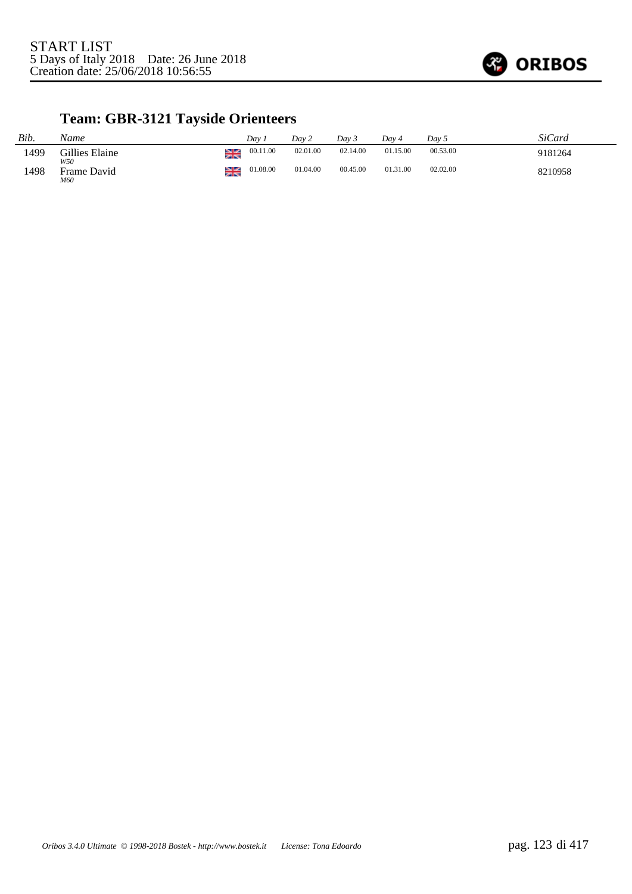START LIST
5 Days of Italy 2018    Date: 26 June 2018
Creation date: 25/06/2018 10:56:55

ORIBOS

## Team: GBR-3121 Tayside Orienteers

| *Bib.* | *Name* | | *Day 1* | *Day 2* | *Day 3* | *Day 4* | *Day 5* | *SiCard* |
|---|---|---|---|---|---|---|---|---|
| 1499 | Gillies Elaine *W50* | GBR | 00.11.00 | 02.01.00 | 02.14.00 | 01.15.00 | 00.53.00 | 9181264 |
| 1498 | Frame David *M60* | GBR | 01.08.00 | 01.04.00 | 00.45.00 | 01.31.00 | 02.02.00 | 8210958 |

*Oribos 3.4.0 Ultimate © 1998-2018 Bostek - http://www.bostek.it    License: Tona Edoardo*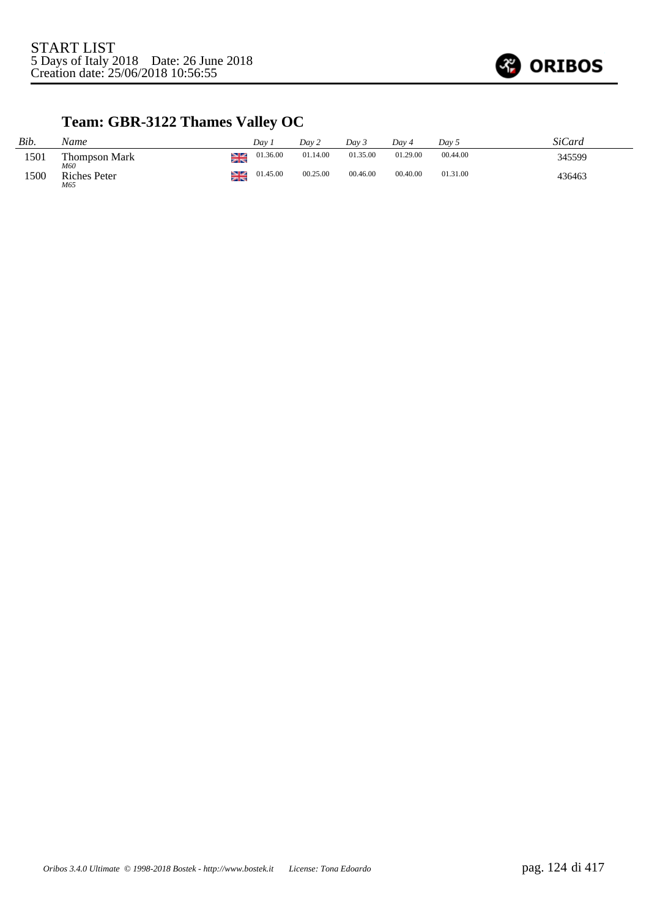START LIST
5 Days of Italy 2018 Date: 26 June 2018
Creation date: 25/06/2018 10:56:55

## Team: GBR-3122 Thames Valley OC

| Bib. | Name | | Day 1 | Day 2 | Day 3 | Day 4 | Day 5 | SiCard |
|---|---|---|---|---|---|---|---|---|
| 1501 | Thompson Mark *M60* | GBR | 01.36.00 | 01.14.00 | 01.35.00 | 01.29.00 | 00.44.00 | 345599 |
| 1500 | Riches Peter *M65* | GBR | 01.45.00 | 00.25.00 | 00.46.00 | 00.40.00 | 01.31.00 | 436463 |

*Oribos 3.4.0 Ultimate © 1998-2018 Bostek - http://www.bostek.it License: Tona Edoardo*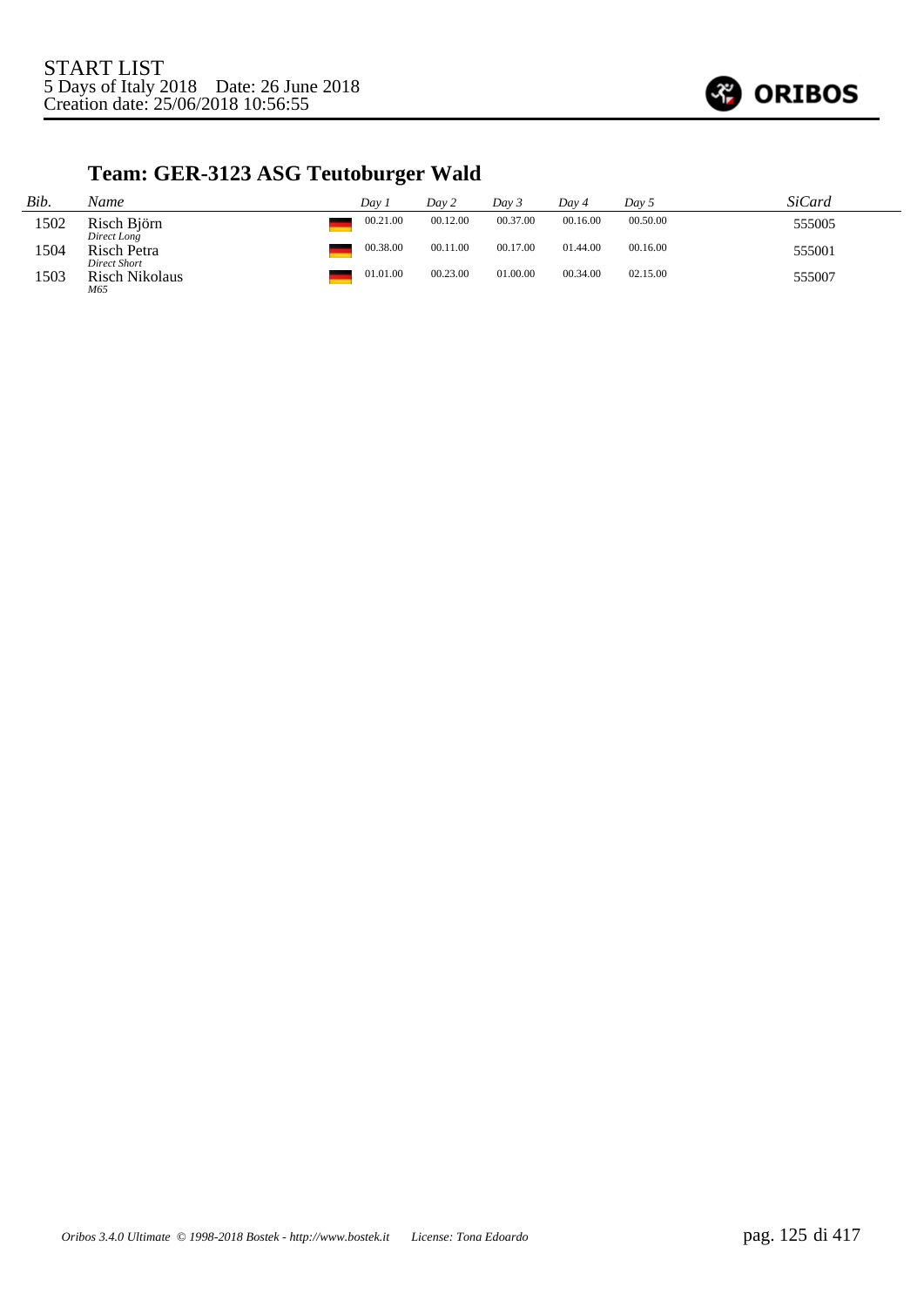START LIST
5 Days of Italy 2018 Date: 26 June 2018
Creation date: 25/06/2018 10:56:55

## Team: GER-3123 ASG Teutoburger Wald

| *Bib.* | *Name* | | *Day 1* | *Day 2* | *Day 3* | *Day 4* | *Day 5* | *SiCard* |
|---|---|---|---|---|---|---|---|---|
| 1502 | Risch Björn *Direct Long* | | 00.21.00 | 00.12.00 | 00.37.00 | 00.16.00 | 00.50.00 | 555005 |
| 1504 | Risch Petra *Direct Short* | | 00.38.00 | 00.11.00 | 00.17.00 | 01.44.00 | 00.16.00 | 555001 |
| 1503 | Risch Nikolaus *M65* | | 01.01.00 | 00.23.00 | 01.00.00 | 00.34.00 | 02.15.00 | 555007 |

*Oribos 3.4.0 Ultimate © 1998-2018 Bostek - http://www.bostek.it License: Tona Edoardo*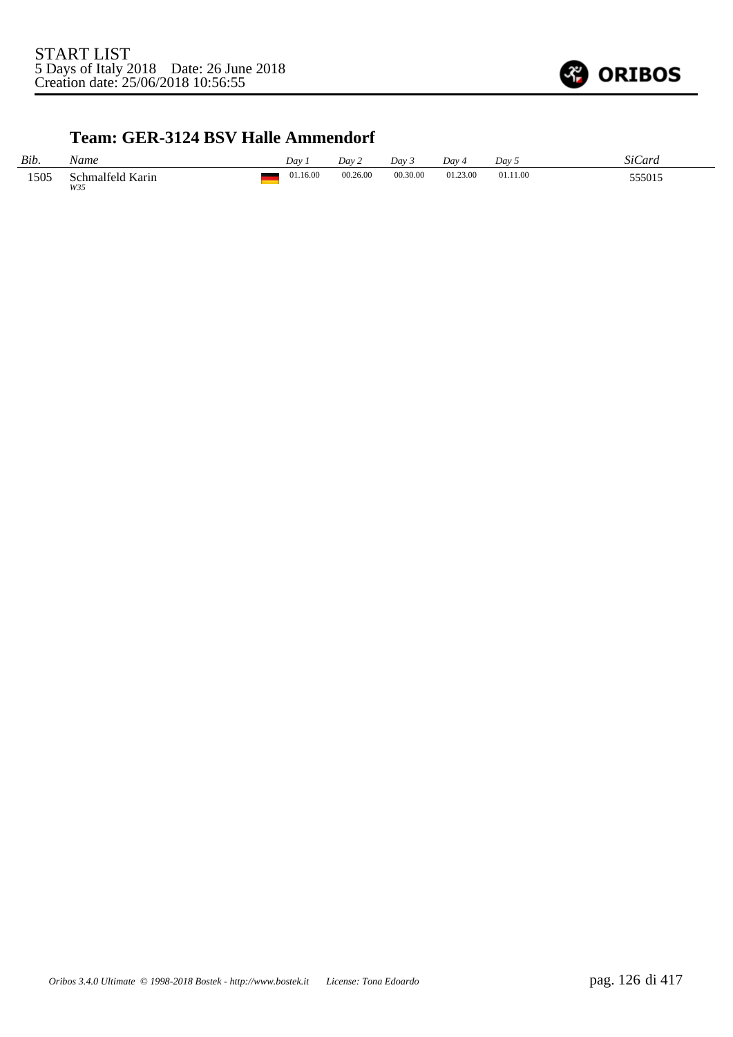START LIST
5 Days of Italy 2018    Date: 26 June 2018
Creation date: 25/06/2018 10:56:55

## Team: GER-3124 BSV Halle Ammendorf

| *Bib.* | *Name* | | *Day 1* | *Day 2* | *Day 3* | *Day 4* | *Day 5* | *SiCard* |
|---|---|---|---|---|---|---|---|---|
| 1505 | Schmalfeld Karin *W35* | | 01.16.00 | 00.26.00 | 00.30.00 | 01.23.00 | 01.11.00 | 555015 |

*Oribos 3.4.0 Ultimate © 1998-2018 Bostek - http://www.bostek.it    License: Tona Edoardo*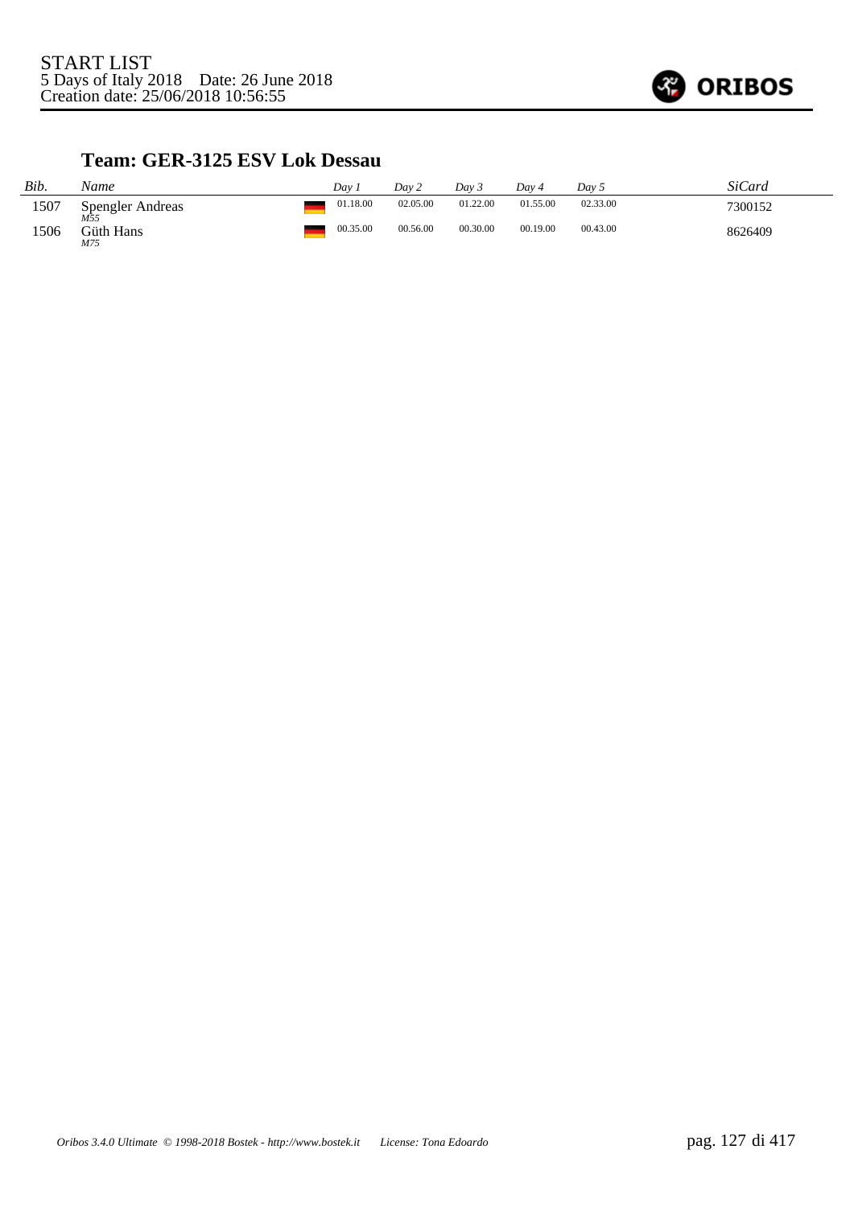START LIST
5 Days of Italy 2018 Date: 26 June 2018
Creation date: 25/06/2018 10:56:55

### Team: GER-3125 ESV Lok Dessau

| *Bib.* | *Name* | | *Day 1* | *Day 2* | *Day 3* | *Day 4* | *Day 5* | *SiCard* |
|---|---|---|---|---|---|---|---|---|
| 1507 | Spengler Andreas *M55* | | 01.18.00 | 02.05.00 | 01.22.00 | 01.55.00 | 02.33.00 | 7300152 |
| 1506 | Güth Hans *M75* | | 00.35.00 | 00.56.00 | 00.30.00 | 00.19.00 | 00.43.00 | 8626409 |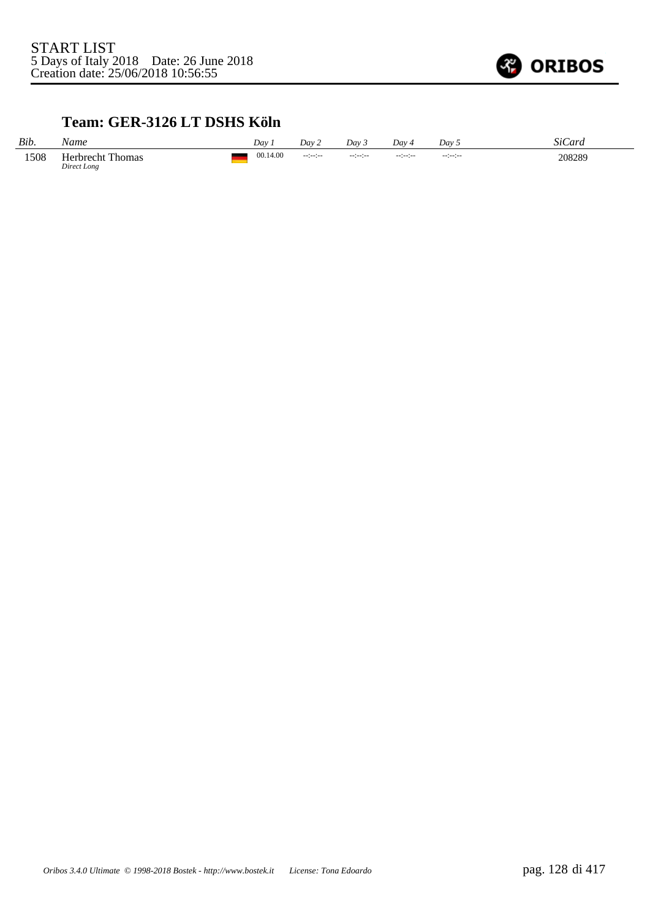START LIST
5 Days of Italy 2018    Date: 26 June 2018
Creation date: 25/06/2018 10:56:55

ORIBOS

### Team: GER-3126 LT DSHS Köln

| *Bib.* | *Name* | | *Day 1* | *Day 2* | *Day 3* | *Day 4* | *Day 5* | *SiCard* |
|---|---|---|---|---|---|---|---|---|
| 1508 | Herbrecht Thomas *Direct Long* | GER | 00.14.00 | --:--:-- | --:--:-- | --:--:-- | --:--:-- | 208289 |

*Oribos 3.4.0 Ultimate © 1998-2018 Bostek - http://www.bostek.it    License: Tona Edoardo*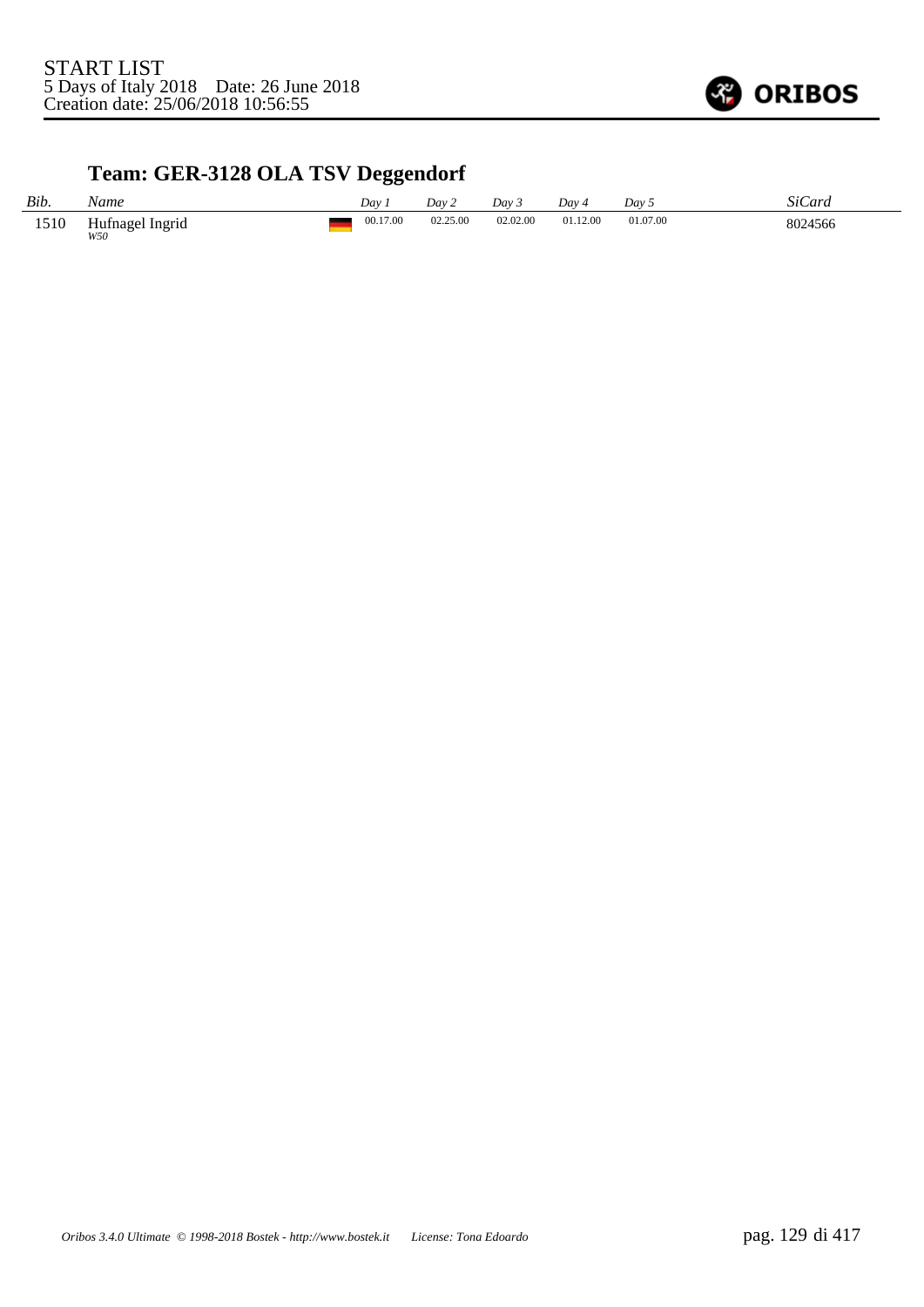START LIST
5 Days of Italy 2018    Date: 26 June 2018
Creation date: 25/06/2018 10:56:55

## Team: GER-3128 OLA TSV Deggendorf

| *Bib.* | *Name* | | *Day 1* | *Day 2* | *Day 3* | *Day 4* | *Day 5* | *SiCard* |
|---|---|---|---|---|---|---|---|---|
| 1510 | Hufnagel Ingrid<br>*W50* | | 00.17.00 | 02.25.00 | 02.02.00 | 01.12.00 | 01.07.00 | 8024566 |

*Oribos 3.4.0 Ultimate © 1998-2018 Bostek - http://www.bostek.it    License: Tona Edoardo*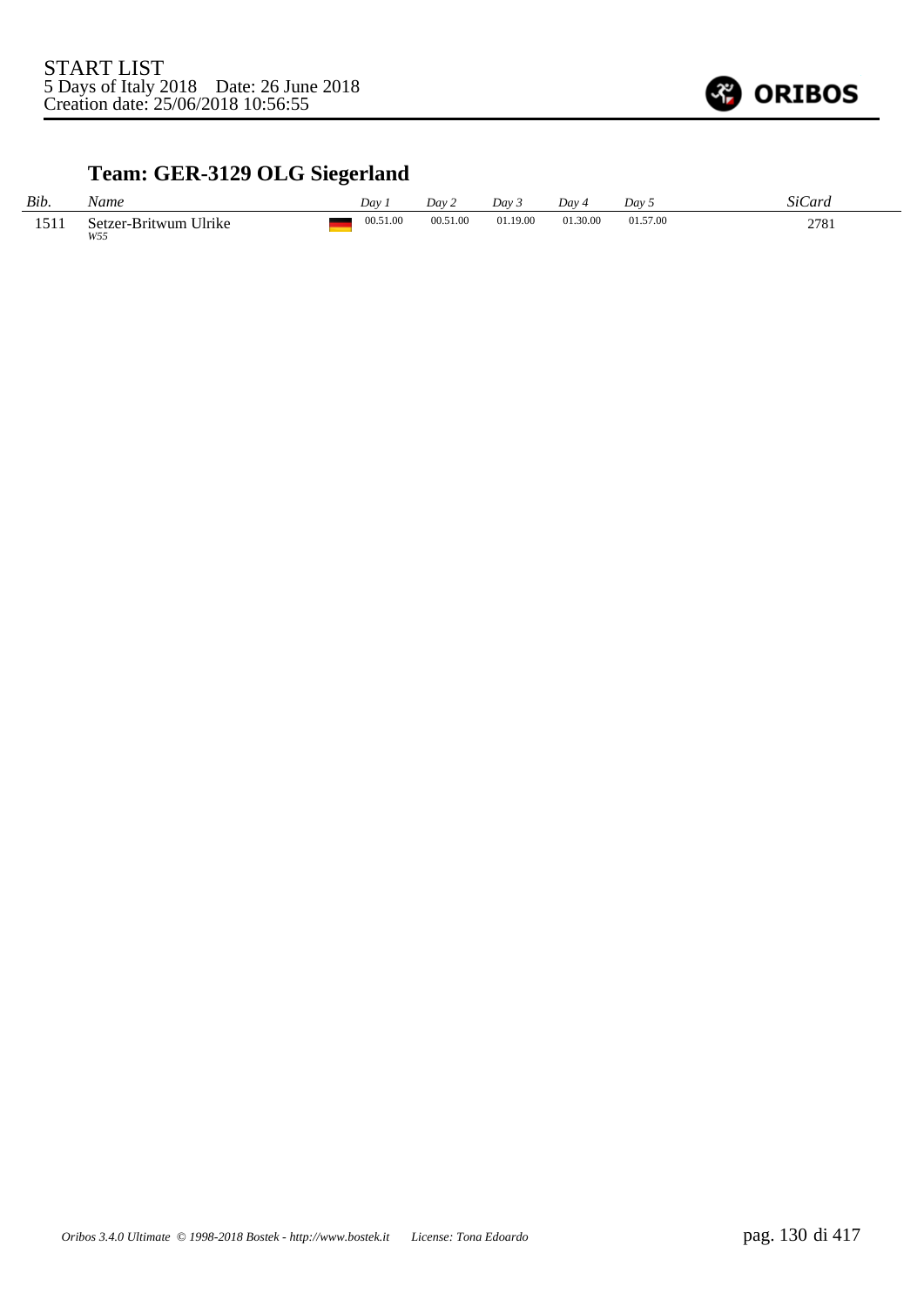START LIST
5 Days of Italy 2018    Date: 26 June 2018
Creation date: 25/06/2018 10:56:55

## Team: GER-3129 OLG Siegerland

| *Bib.* | *Name* | | *Day 1* | *Day 2* | *Day 3* | *Day 4* | *Day 5* | *SiCard* |
|---|---|---|---|---|---|---|---|---|
| 1511 | Setzer-Britwum Ulrike *W55* | | 00.51.00 | 00.51.00 | 01.19.00 | 01.30.00 | 01.57.00 | 2781 |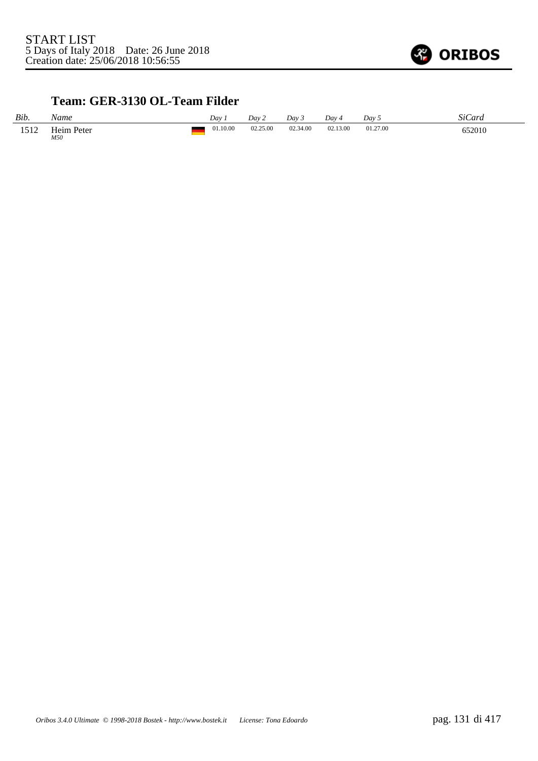START LIST
5 Days of Italy 2018    Date: 26 June 2018
Creation date: 25/06/2018 10:56:55

### Team: GER-3130 OL-Team Filder

| *Bib.* | *Name* | | *Day 1* | *Day 2* | *Day 3* | *Day 4* | *Day 5* | *SiCard* |
|---|---|---|---|---|---|---|---|---|
| 1512 | Heim Peter *M50* | | 01.10.00 | 02.25.00 | 02.34.00 | 02.13.00 | 01.27.00 | 652010 |

*Oribos 3.4.0 Ultimate © 1998-2018 Bostek - http://www.bostek.it    License: Tona Edoardo*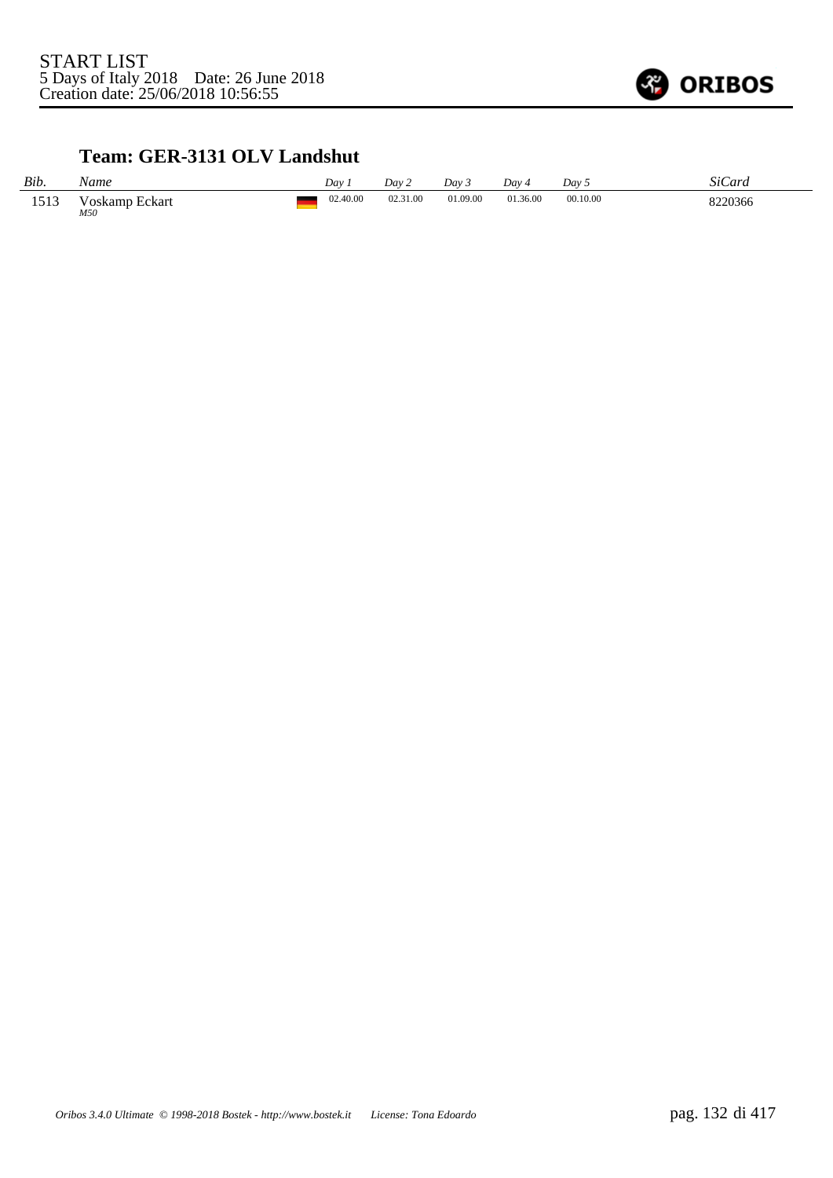## Team: GER-3131 OLV Landshut

| Bib. | Name | | Day 1 | Day 2 | Day 3 | Day 4 | Day 5 | SiCard |
|---|---|---|---|---|---|---|---|---|
| 1513 | Voskamp Eckart<br>*M50* | | 02.40.00 | 02.31.00 | 01.09.00 | 01.36.00 | 00.10.00 | 8220366 |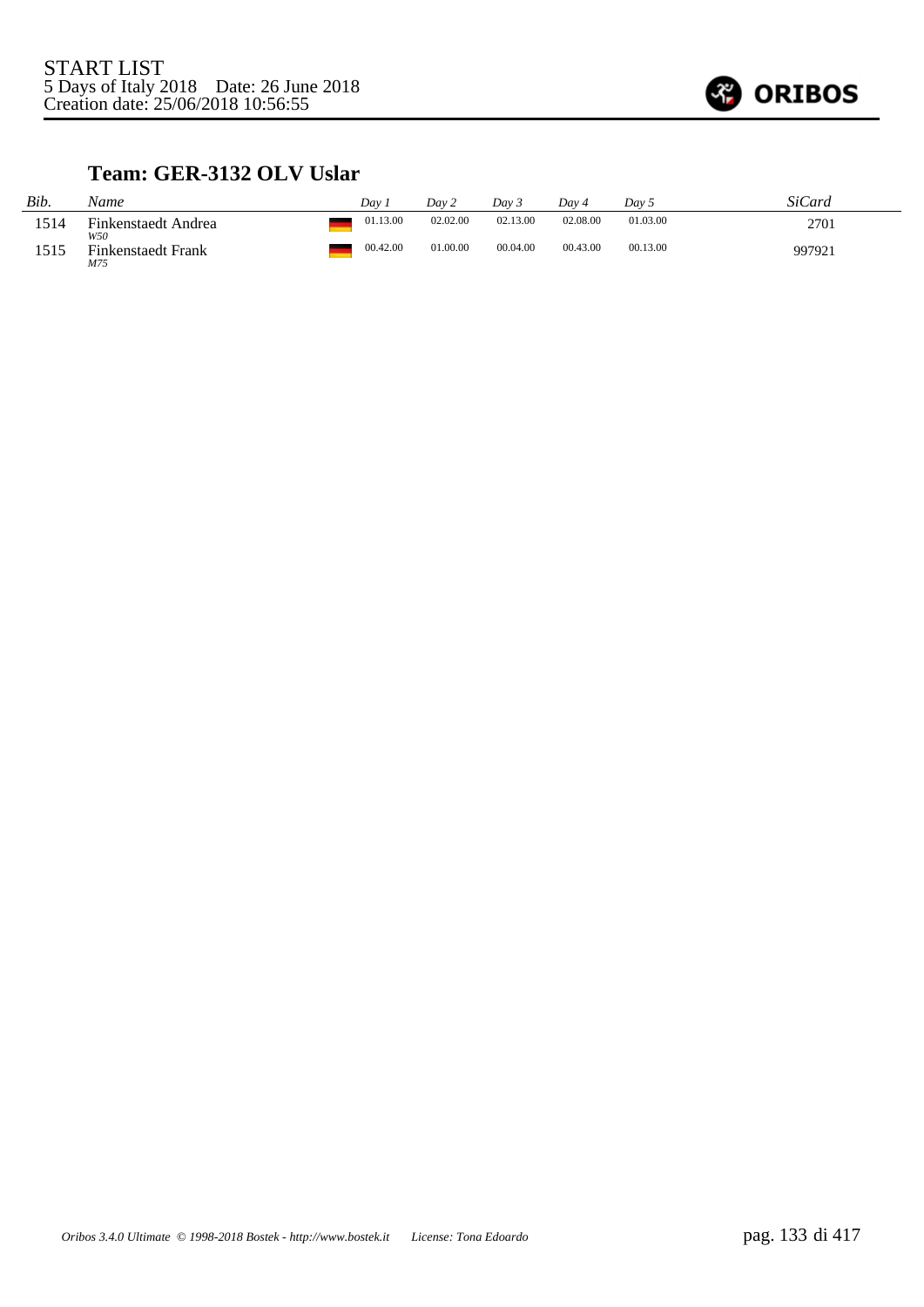START LIST
5 Days of Italy 2018 Date: 26 June 2018
Creation date: 25/06/2018 10:56:55

## Team: GER-3132 OLV Uslar

| Bib. | Name | | Day 1 | Day 2 | Day 3 | Day 4 | Day 5 | SiCard |
|---|---|---|---|---|---|---|---|---|
| 1514 | Finkenstaedt Andrea *W50* | | 01.13.00 | 02.02.00 | 02.13.00 | 02.08.00 | 01.03.00 | 2701 |
| 1515 | Finkenstaedt Frank *M75* | | 00.42.00 | 01.00.00 | 00.04.00 | 00.43.00 | 00.13.00 | 997921 |

*Oribos 3.4.0 Ultimate © 1998-2018 Bostek - http://www.bostek.it License: Tona Edoardo*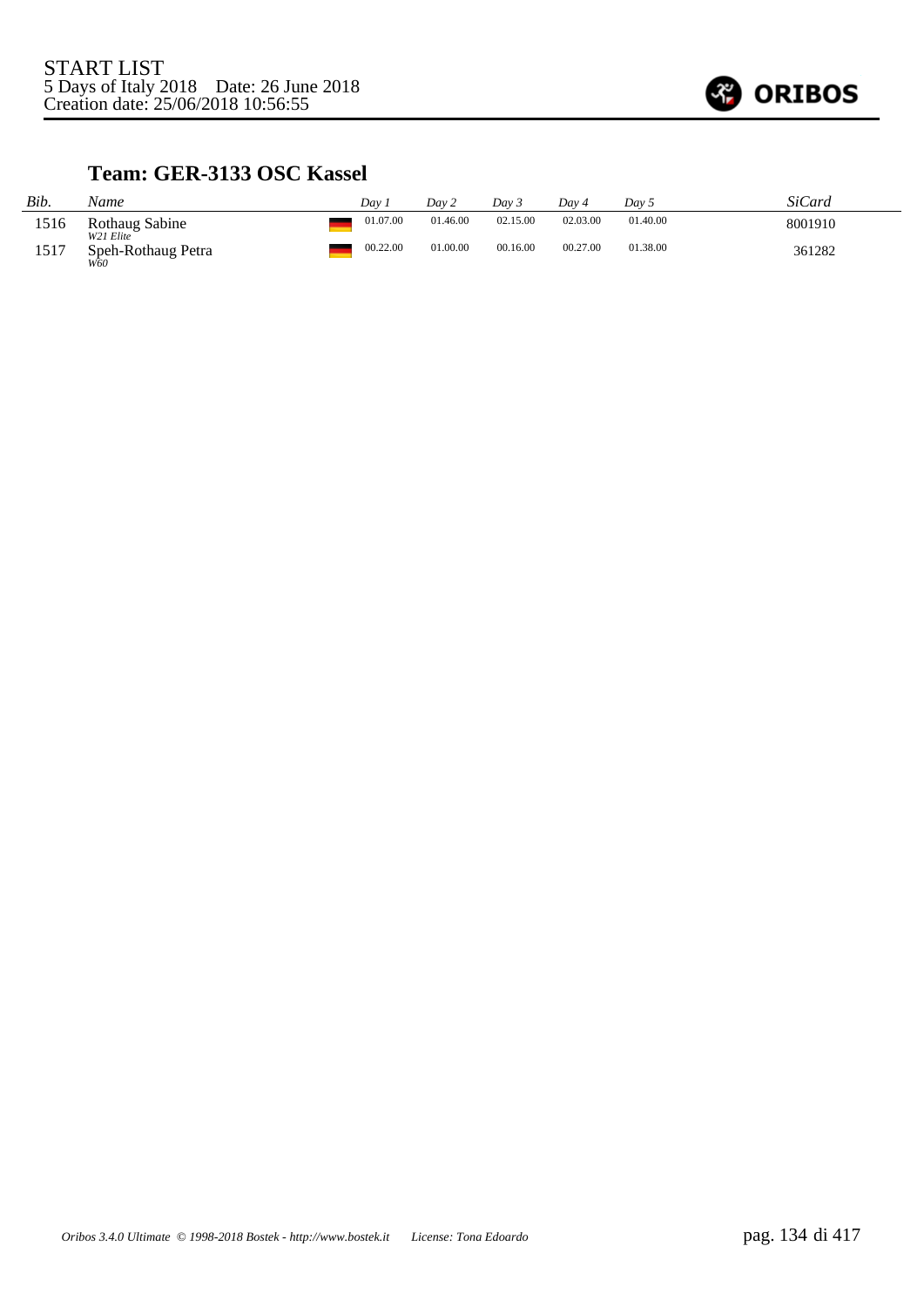START LIST
5 Days of Italy 2018    Date: 26 June 2018
Creation date: 25/06/2018 10:56:55

### Team: GER-3133 OSC Kassel

| Bib. | Name | | Day 1 | Day 2 | Day 3 | Day 4 | Day 5 | SiCard |
|---|---|---|---|---|---|---|---|---|
| 1516 | Rothaug Sabine<br>*W21 Elite* | | 01.07.00 | 01.46.00 | 02.15.00 | 02.03.00 | 01.40.00 | 8001910 |
| 1517 | Speh-Rothaug Petra<br>*W60* | | 00.22.00 | 01.00.00 | 00.16.00 | 00.27.00 | 01.38.00 | 361282 |

*Oribos 3.4.0 Ultimate © 1998-2018 Bostek - http://www.bostek.it    License: Tona Edoardo*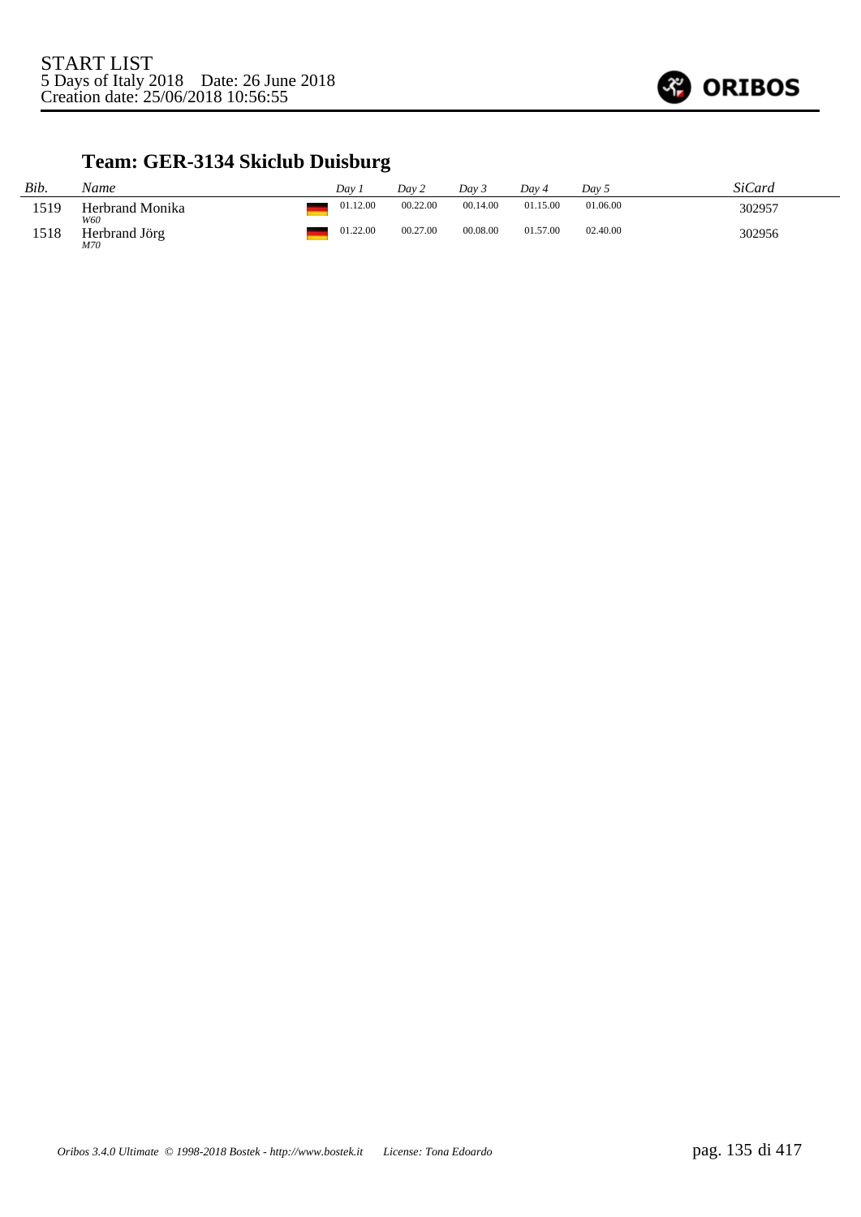START LIST
5 Days of Italy 2018 Date: 26 June 2018
Creation date: 25/06/2018 10:56:55

## Team: GER-3134 Skiclub Duisburg

| *Bib.* | *Name* | | *Day 1* | *Day 2* | *Day 3* | *Day 4* | *Day 5* | *SiCard* |
|---|---|---|---|---|---|---|---|---|
| 1519 | Herbrand Monika *W60* | GER | 01.12.00 | 00.22.00 | 00.14.00 | 01.15.00 | 01.06.00 | 302957 |
| 1518 | Herbrand Jörg *M70* | GER | 01.22.00 | 00.27.00 | 00.08.00 | 01.57.00 | 02.40.00 | 302956 |

*Oribos 3.4.0 Ultimate © 1998-2018 Bostek - http://www.bostek.it License: Tona Edoardo*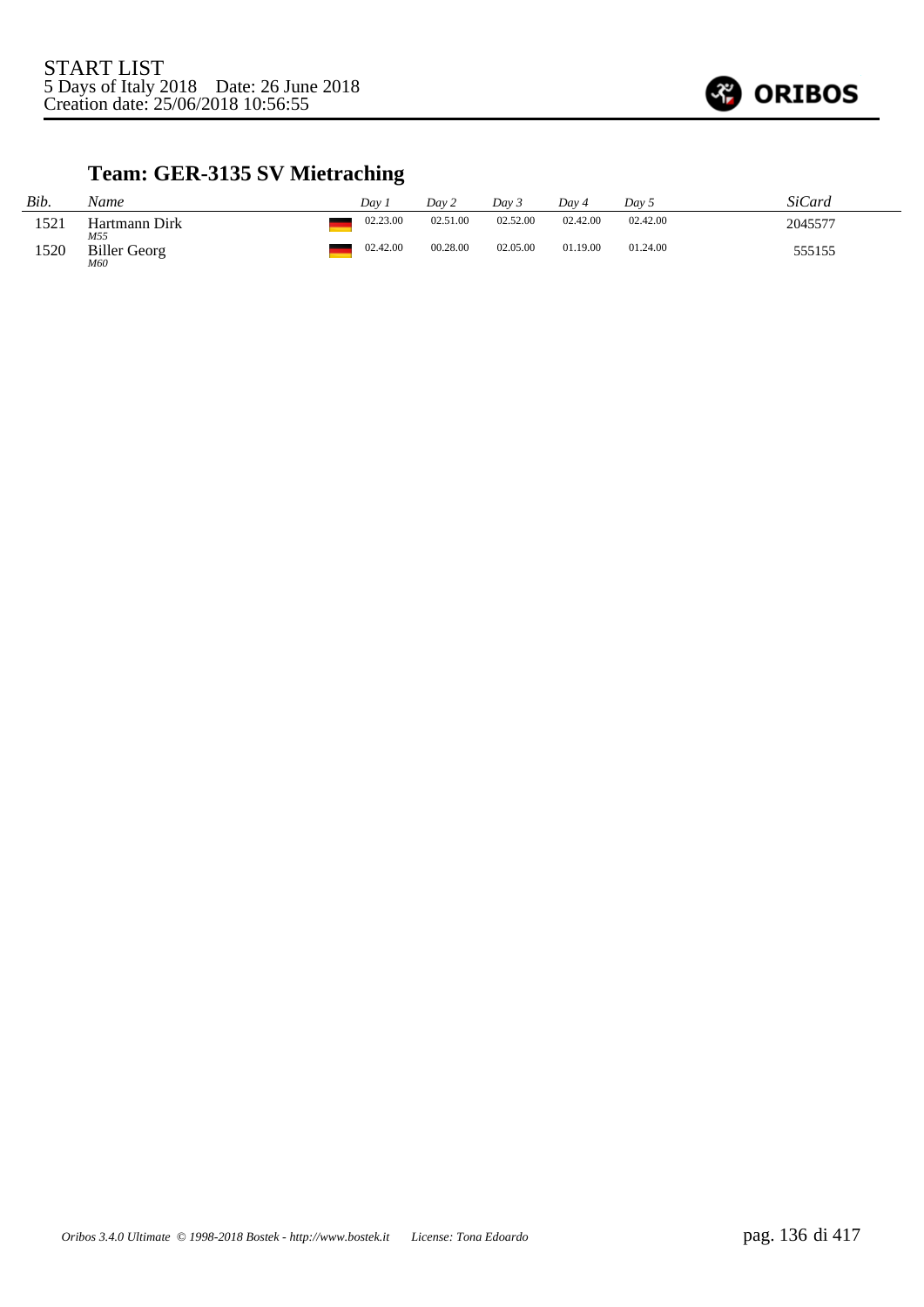START LIST
5 Days of Italy 2018    Date: 26 June 2018
Creation date: 25/06/2018 10:56:55

## Team: GER-3135 SV Mietraching

| Bib. | Name | | Day 1 | Day 2 | Day 3 | Day 4 | Day 5 | SiCard |
|---|---|---|---|---|---|---|---|---|
| 1521 | Hartmann Dirk *M55* | GER | 02.23.00 | 02.51.00 | 02.52.00 | 02.42.00 | 02.42.00 | 2045577 |
| 1520 | Biller Georg *M60* | GER | 02.42.00 | 00.28.00 | 02.05.00 | 01.19.00 | 01.24.00 | 555155 |

*Oribos 3.4.0 Ultimate © 1998-2018 Bostek - http://www.bostek.it    License: Tona Edoardo*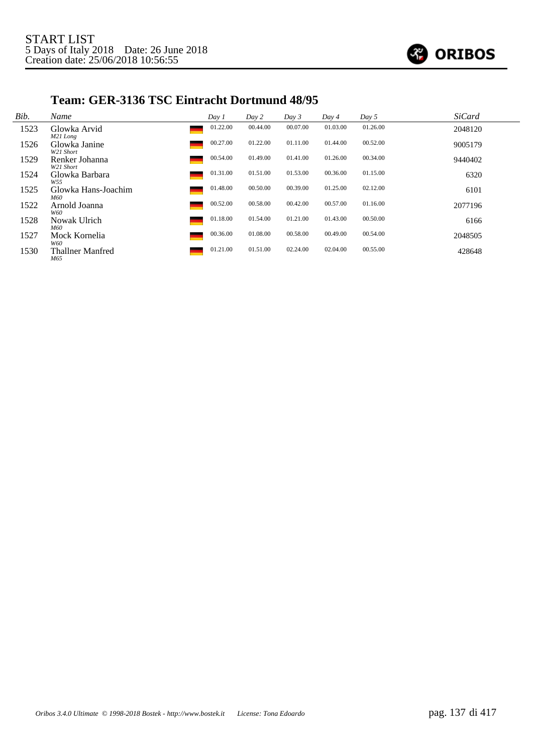START LIST
5 Days of Italy 2018 Date: 26 June 2018
Creation date: 25/06/2018 10:56:55

## Team: GER-3136 TSC Eintracht Dortmund 48/95

| Bib. | Name | | Day 1 | Day 2 | Day 3 | Day 4 | Day 5 | SiCard |
|---|---|---|---|---|---|---|---|---|
| 1523 | Glowka Arvid<br>*M21 Long* | | 01.22.00 | 00.44.00 | 00.07.00 | 01.03.00 | 01.26.00 | 2048120 |
| 1526 | Glowka Janine<br>*W21 Short* | | 00.27.00 | 01.22.00 | 01.11.00 | 01.44.00 | 00.52.00 | 9005179 |
| 1529 | Renker Johanna<br>*W21 Short* | | 00.54.00 | 01.49.00 | 01.41.00 | 01.26.00 | 00.34.00 | 9440402 |
| 1524 | Glowka Barbara<br>*W55* | | 01.31.00 | 01.51.00 | 01.53.00 | 00.36.00 | 01.15.00 | 6320 |
| 1525 | Glowka Hans-Joachim<br>*M60* | | 01.48.00 | 00.50.00 | 00.39.00 | 01.25.00 | 02.12.00 | 6101 |
| 1522 | Arnold Joanna<br>*W60* | | 00.52.00 | 00.58.00 | 00.42.00 | 00.57.00 | 01.16.00 | 2077196 |
| 1528 | Nowak Ulrich<br>*M60* | | 01.18.00 | 01.54.00 | 01.21.00 | 01.43.00 | 00.50.00 | 6166 |
| 1527 | Mock Kornelia<br>*W60* | | 00.36.00 | 01.08.00 | 00.58.00 | 00.49.00 | 00.54.00 | 2048505 |
| 1530 | Thallner Manfred<br>*M65* | | 01.21.00 | 01.51.00 | 02.24.00 | 02.04.00 | 00.55.00 | 428648 |

*Oribos 3.4.0 Ultimate © 1998-2018 Bostek - http://www.bostek.it License: Tona Edoardo*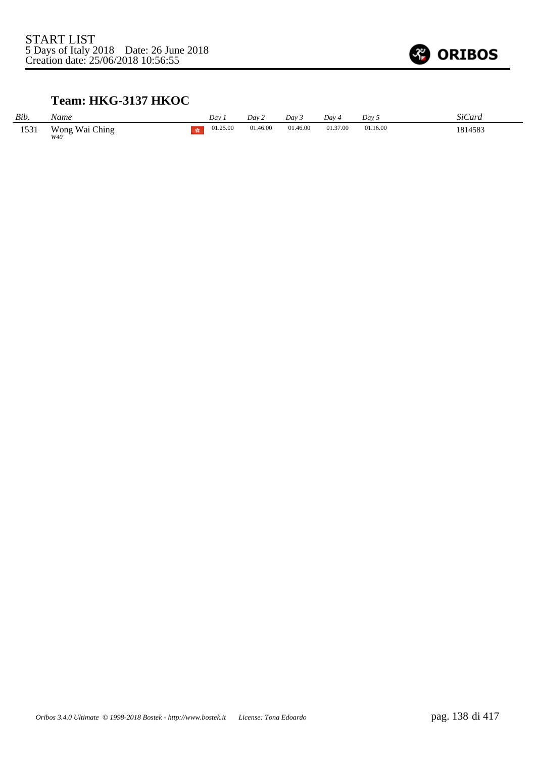START LIST
5 Days of Italy 2018 Date: 26 June 2018
Creation date: 25/06/2018 10:56:55

## Team: HKG-3137 HKOC

| *Bib.* | *Name* | *Day 1* | *Day 2* | *Day 3* | *Day 4* | *Day 5* | *SiCard* |
|---|---|---|---|---|---|---|---|
| 1531 | Wong Wai Ching *W40* | 01.25.00 | 01.46.00 | 01.46.00 | 01.37.00 | 01.16.00 | 1814583 |

*Oribos 3.4.0 Ultimate © 1998-2018 Bostek - http://www.bostek.it License: Tona Edoardo*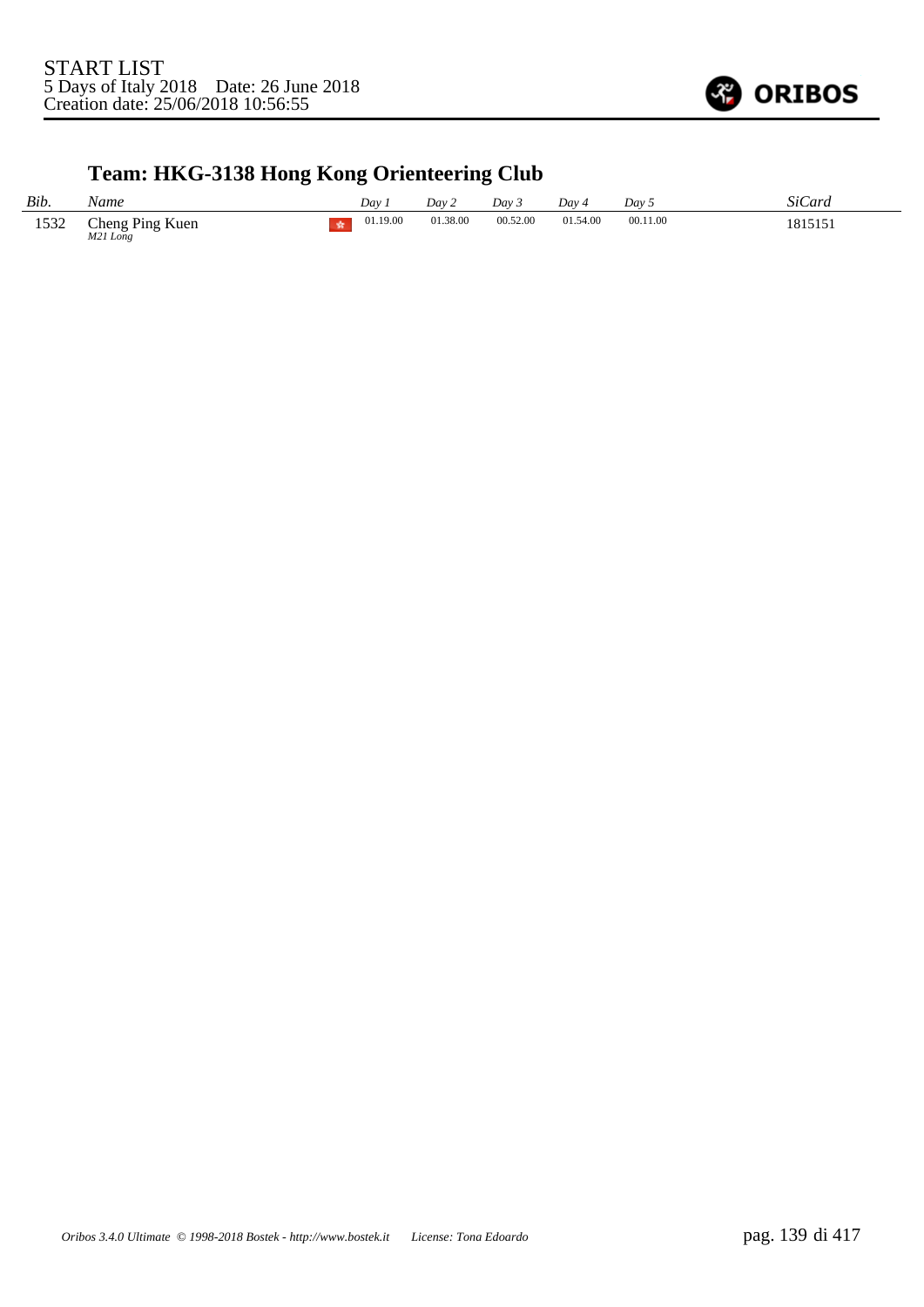START LIST
5 Days of Italy 2018 Date: 26 June 2018
Creation date: 25/06/2018 10:56:55

## Team: HKG-3138 Hong Kong Orienteering Club

| *Bib.* | *Name* | *Day 1* | *Day 2* | *Day 3* | *Day 4* | *Day 5* | *SiCard* |
|---|---|---|---|---|---|---|---|
| 1532 | Cheng Ping Kuen *M21 Long* | 01.19.00 | 01.38.00 | 00.52.00 | 01.54.00 | 00.11.00 | 1815151 |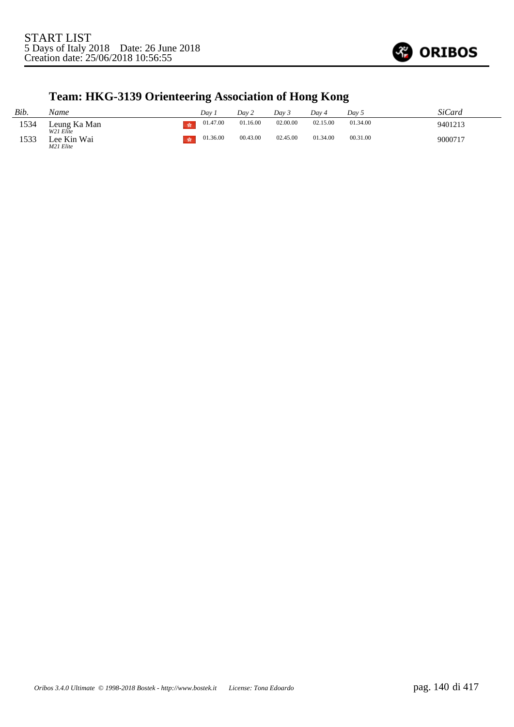START LIST
5 Days of Italy 2018 Date: 26 June 2018
Creation date: 25/06/2018 10:56:55

## Team: HKG-3139 Orienteering Association of Hong Kong

| *Bib.* | *Name* | *Day 1* | *Day 2* | *Day 3* | *Day 4* | *Day 5* | *SiCard* |
|---|---|---|---|---|---|---|---|
| 1534 | Leung Ka Man *W21 Elite* | 01.47.00 | 01.16.00 | 02.00.00 | 02.15.00 | 01.34.00 | 9401213 |
| 1533 | Lee Kin Wai *M21 Elite* | 01.36.00 | 00.43.00 | 02.45.00 | 01.34.00 | 00.31.00 | 9000717 |

*Oribos 3.4.0 Ultimate © 1998-2018 Bostek - http://www.bostek.it License: Tona Edoardo*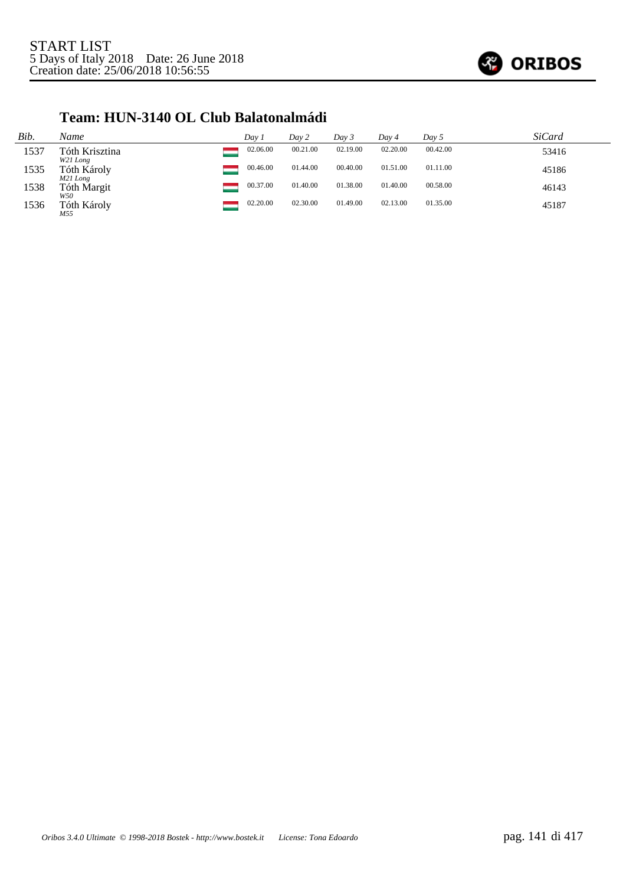START LIST
5 Days of Italy 2018 Date: 26 June 2018
Creation date: 25/06/2018 10:56:55

## Team: HUN-3140 OL Club Balatonalmádi

| *Bib.* | *Name* | *Day 1* | *Day 2* | *Day 3* | *Day 4* | *Day 5* | *SiCard* |
|---|---|---|---|---|---|---|---|
| 1537 | Tóth Krisztina *W21 Long* | 02.06.00 | 00.21.00 | 02.19.00 | 02.20.00 | 00.42.00 | 53416 |
| 1535 | Tóth Károly *M21 Long* | 00.46.00 | 01.44.00 | 00.40.00 | 01.51.00 | 01.11.00 | 45186 |
| 1538 | Tóth Margit *W50* | 00.37.00 | 01.40.00 | 01.38.00 | 01.40.00 | 00.58.00 | 46143 |
| 1536 | Tóth Károly *M55* | 02.20.00 | 02.30.00 | 01.49.00 | 02.13.00 | 01.35.00 | 45187 |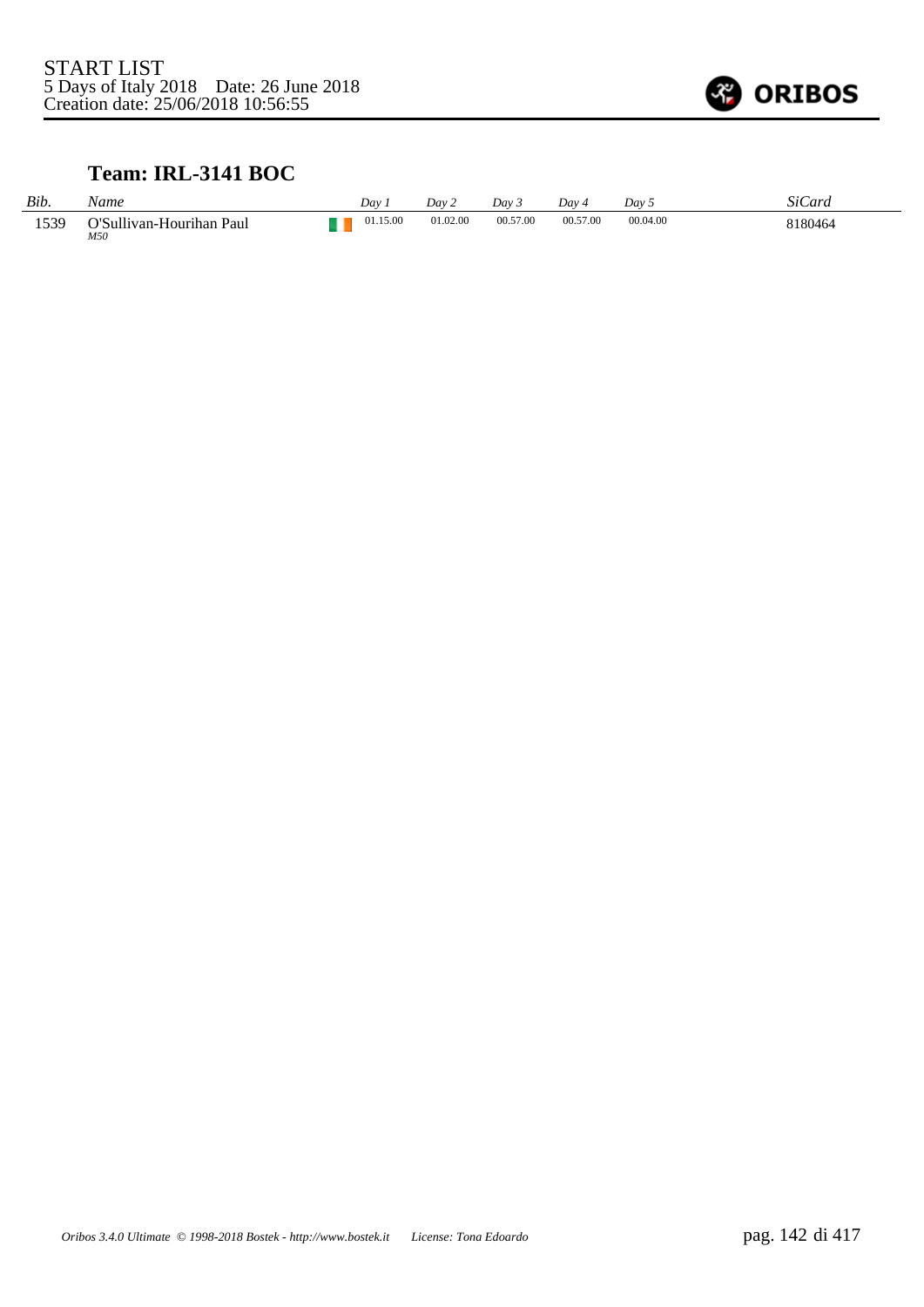START LIST
5 Days of Italy 2018    Date: 26 June 2018
Creation date: 25/06/2018 10:56:55

ORIBOS

## Team: IRL-3141 BOC

| *Bib.* | *Name* | | *Day 1* | *Day 2* | *Day 3* | *Day 4* | *Day 5* | *SiCard* |
|---|---|---|---|---|---|---|---|---|
| 1539 | O'Sullivan-Hourihan Paul *M50* | | 01.15.00 | 01.02.00 | 00.57.00 | 00.57.00 | 00.04.00 | 8180464 |

*Oribos 3.4.0 Ultimate © 1998-2018 Bostek - http://www.bostek.it    License: Tona Edoardo*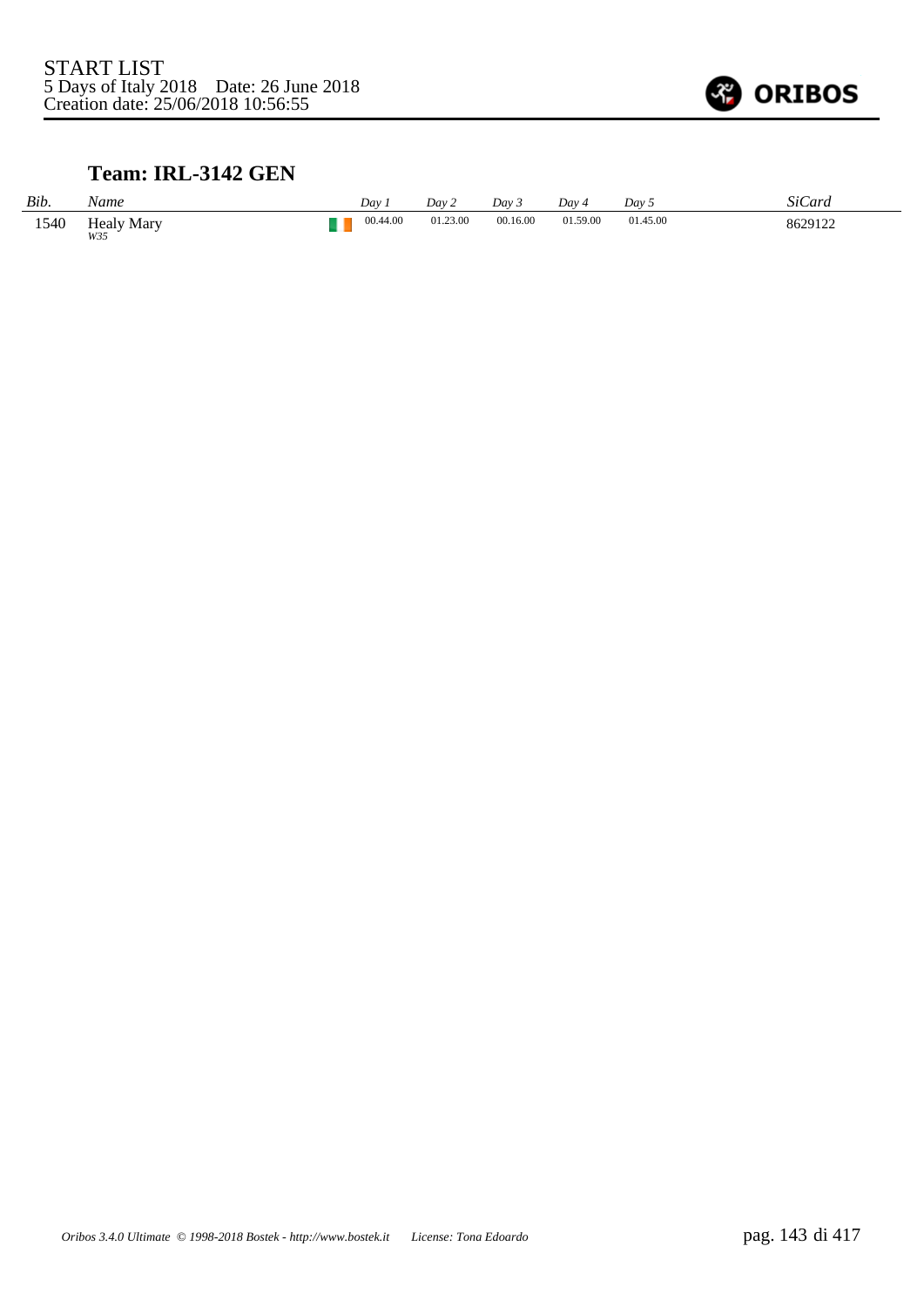START LIST
5 Days of Italy 2018    Date: 26 June 2018
Creation date: 25/06/2018 10:56:55

## Team: IRL-3142 GEN

| *Bib.* | *Name* | | *Day 1* | *Day 2* | *Day 3* | *Day 4* | *Day 5* | *SiCard* |
|---|---|---|---|---|---|---|---|---|
| 1540 | Healy Mary<br>*W35* | | 00.44.00 | 01.23.00 | 00.16.00 | 01.59.00 | 01.45.00 | 8629122 |

*Oribos 3.4.0 Ultimate © 1998-2018 Bostek - http://www.bostek.it    License: Tona Edoardo*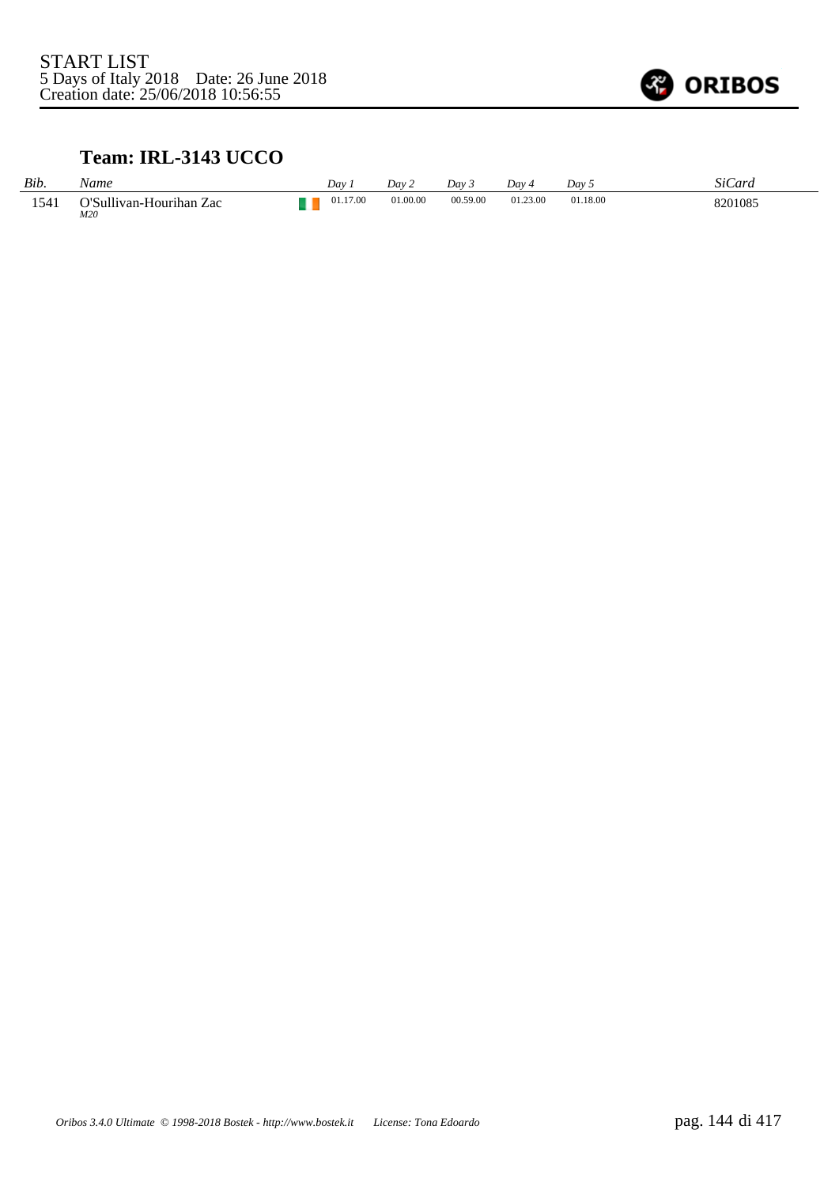START LIST
5 Days of Italy 2018 Date: 26 June 2018
Creation date: 25/06/2018 10:56:55

## Team: IRL-3143 UCCO

| *Bib.* | *Name* | | *Day 1* | *Day 2* | *Day 3* | *Day 4* | *Day 5* | *SiCard* |
|---|---|---|---|---|---|---|---|---|
| 1541 | O'Sullivan-Hourihan Zac *M20* | | 01.17.00 | 01.00.00 | 00.59.00 | 01.23.00 | 01.18.00 | 8201085 |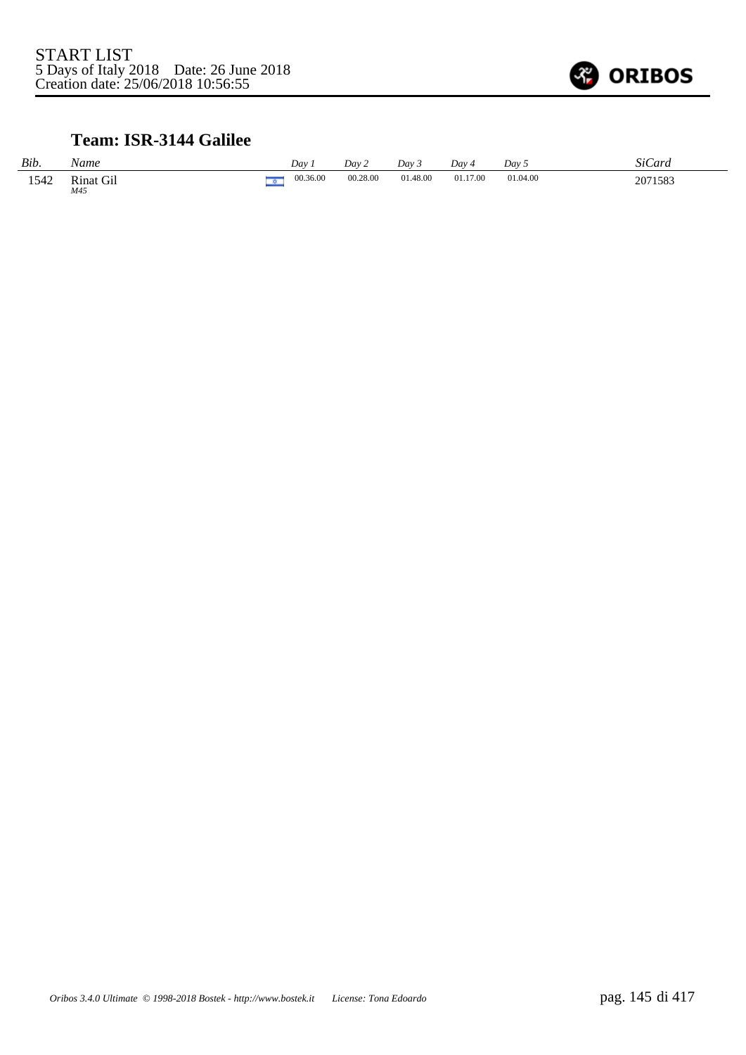START LIST
5 Days of Italy 2018 Date: 26 June 2018
Creation date: 25/06/2018 10:56:55

## Team: ISR-3144 Galilee

| *Bib.* | *Name* | | *Day 1* | *Day 2* | *Day 3* | *Day 4* | *Day 5* | *SiCard* |
|---|---|---|---|---|---|---|---|---|
| 1542 | Rinat Gil *M45* | | 00.36.00 | 00.28.00 | 01.48.00 | 01.17.00 | 01.04.00 | 2071583 |

*Oribos 3.4.0 Ultimate © 1998-2018 Bostek - http://www.bostek.it License: Tona Edoardo*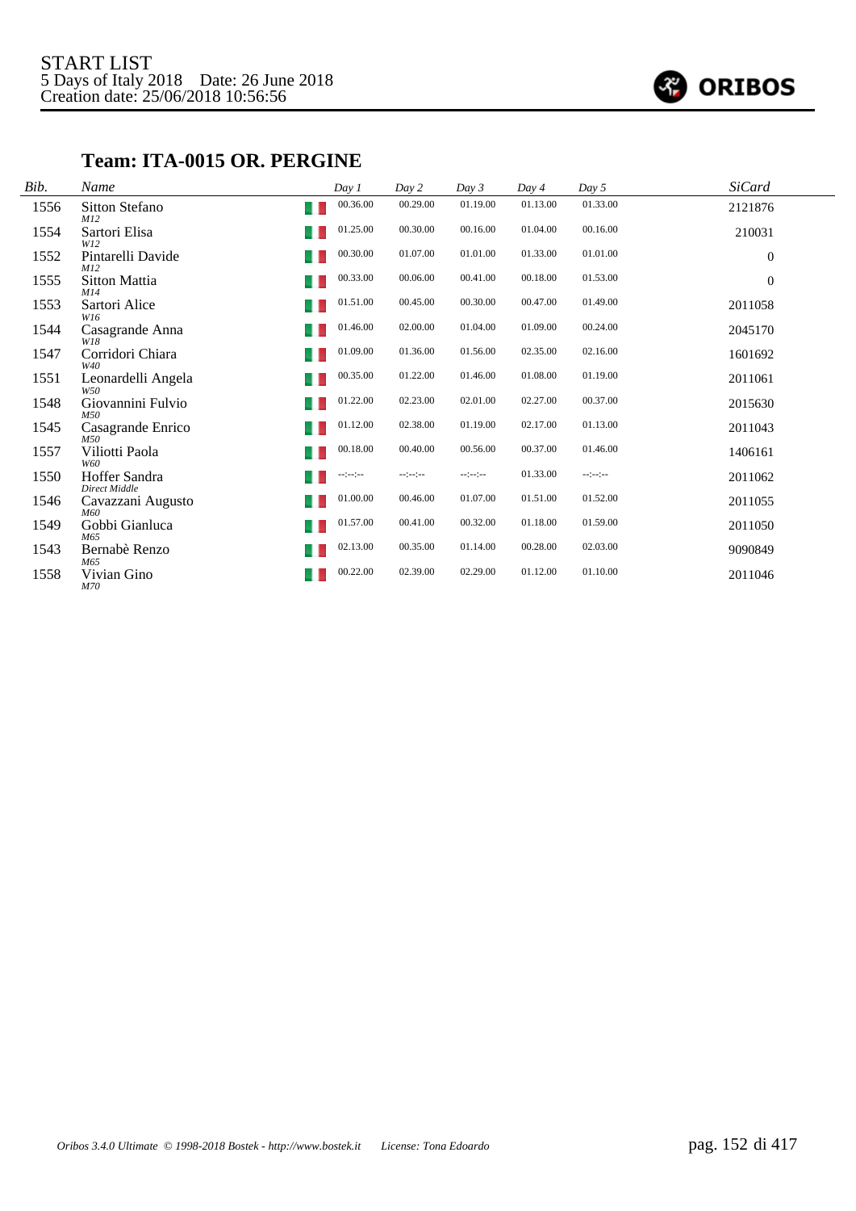START LIST
5 Days of Italy 2018 Date: 26 June 2018
Creation date: 25/06/2018 10:56:56

## Team: ITA-0015 OR. PERGINE

| Bib. | Name | | Day 1 | Day 2 | Day 3 | Day 4 | Day 5 | SiCard |
|---|---|---|---|---|---|---|---|---|
| 1556 | Sitton Stefano<br>*M12* | | 00.36.00 | 00.29.00 | 01.19.00 | 01.13.00 | 01.33.00 | 2121876 |
| 1554 | Sartori Elisa<br>*W12* | | 01.25.00 | 00.30.00 | 00.16.00 | 01.04.00 | 00.16.00 | 210031 |
| 1552 | Pintarelli Davide<br>*M12* | | 00.30.00 | 01.07.00 | 01.01.00 | 01.33.00 | 01.01.00 | 0 |
| 1555 | Sitton Mattia<br>*M14* | | 00.33.00 | 00.06.00 | 00.41.00 | 00.18.00 | 01.53.00 | 0 |
| 1553 | Sartori Alice<br>*W16* | | 01.51.00 | 00.45.00 | 00.30.00 | 00.47.00 | 01.49.00 | 2011058 |
| 1544 | Casagrande Anna<br>*W18* | | 01.46.00 | 02.00.00 | 01.04.00 | 01.09.00 | 00.24.00 | 2045170 |
| 1547 | Corridori Chiara<br>*W40* | | 01.09.00 | 01.36.00 | 01.56.00 | 02.35.00 | 02.16.00 | 1601692 |
| 1551 | Leonardelli Angela<br>*W50* | | 00.35.00 | 01.22.00 | 01.46.00 | 01.08.00 | 01.19.00 | 2011061 |
| 1548 | Giovannini Fulvio<br>*M50* | | 01.22.00 | 02.23.00 | 02.01.00 | 02.27.00 | 00.37.00 | 2015630 |
| 1545 | Casagrande Enrico<br>*M50* | | 01.12.00 | 02.38.00 | 01.19.00 | 02.17.00 | 01.13.00 | 2011043 |
| 1557 | Viliotti Paola<br>*W60* | | 00.18.00 | 00.40.00 | 00.56.00 | 00.37.00 | 01.46.00 | 1406161 |
| 1550 | Hoffer Sandra<br>*Direct Middle* | | --:--:-- | --:--:-- | --:--:-- | 01.33.00 | --:--:-- | 2011062 |
| 1546 | Cavazzani Augusto<br>*M60* | | 01.00.00 | 00.46.00 | 01.07.00 | 01.51.00 | 01.52.00 | 2011055 |
| 1549 | Gobbi Gianluca<br>*M65* | | 01.57.00 | 00.41.00 | 00.32.00 | 01.18.00 | 01.59.00 | 2011050 |
| 1543 | Bernabè Renzo<br>*M65* | | 02.13.00 | 00.35.00 | 01.14.00 | 00.28.00 | 02.03.00 | 9090849 |
| 1558 | Vivian Gino<br>*M70* | | 00.22.00 | 02.39.00 | 02.29.00 | 01.12.00 | 01.10.00 | 2011046 |

*Oribos 3.4.0 Ultimate © 1998-2018 Bostek - http://www.bostek.it License: Tona Edoardo*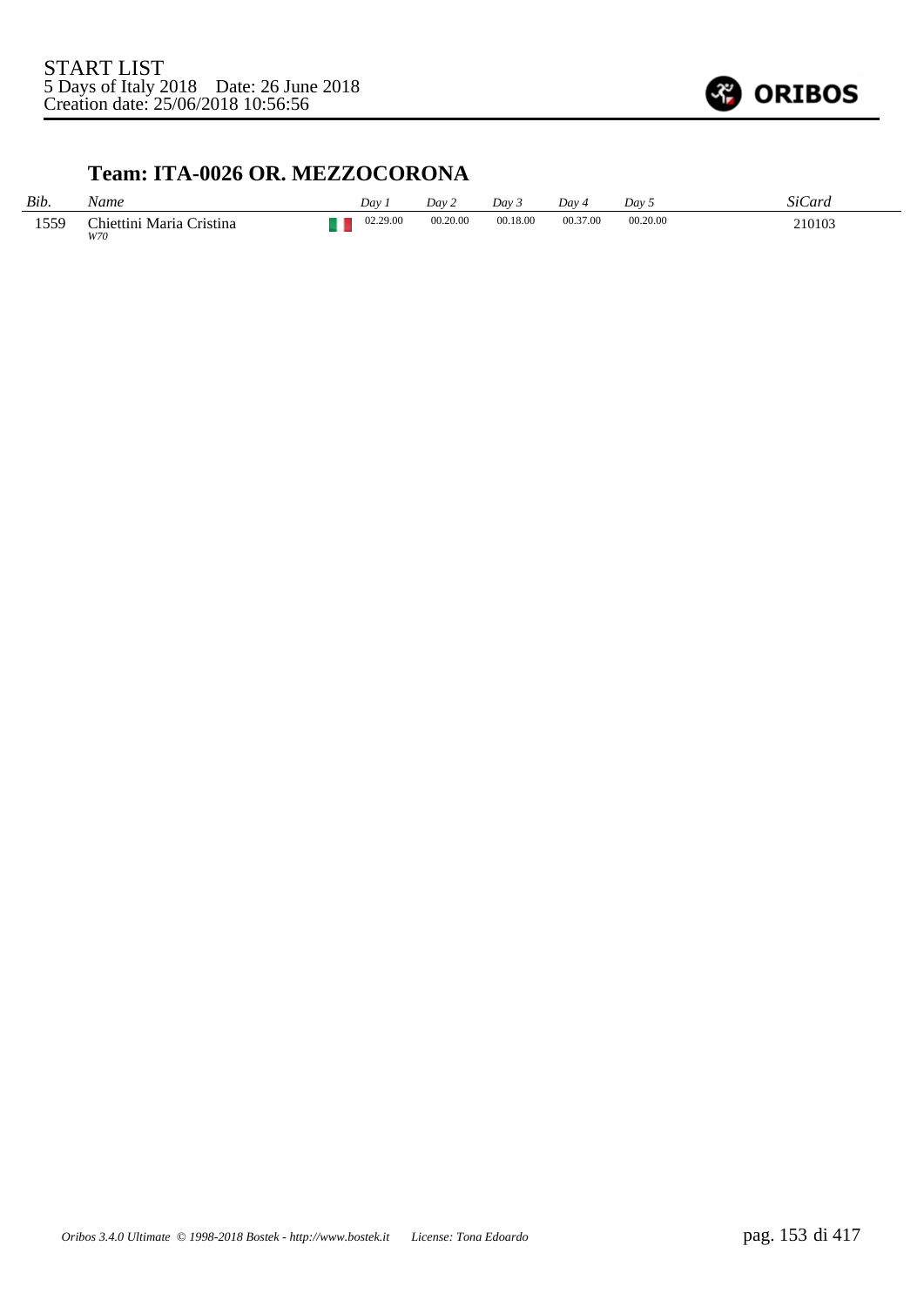START LIST
5 Days of Italy 2018    Date: 26 June 2018
Creation date: 25/06/2018 10:56:56

## Team: ITA-0026 OR. MEZZOCORONA

| *Bib.* | *Name* | | *Day 1* | *Day 2* | *Day 3* | *Day 4* | *Day 5* | *SiCard* |
|---|---|---|---|---|---|---|---|---|
| 1559 | Chiettini Maria Cristina *W70* | | 02.29.00 | 00.20.00 | 00.18.00 | 00.37.00 | 00.20.00 | 210103 |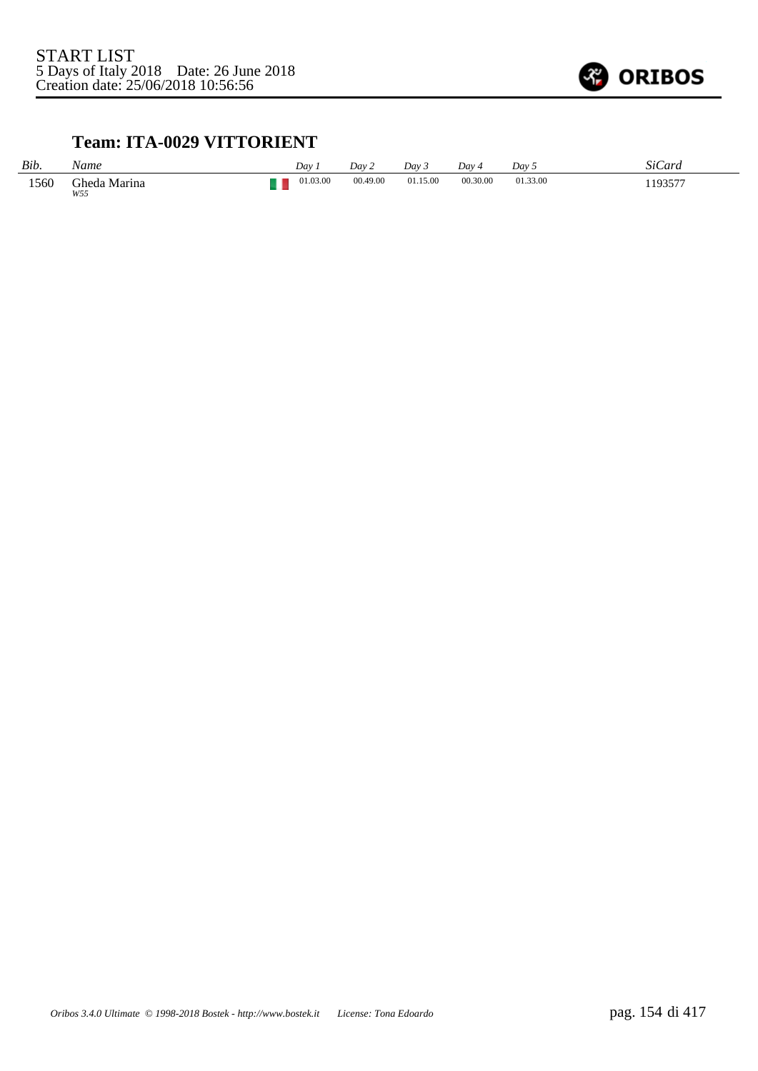START LIST
5 Days of Italy 2018    Date: 26 June 2018
Creation date: 25/06/2018 10:56:56

## Team: ITA-0029 VITTORIENT

| *Bib.* | *Name* | | *Day 1* | *Day 2* | *Day 3* | *Day 4* | *Day 5* | *SiCard* |
|---|---|---|---|---|---|---|---|---|
| 1560 | Gheda Marina *W55* | | 01.03.00 | 00.49.00 | 01.15.00 | 00.30.00 | 01.33.00 | 1193577 |

*Oribos 3.4.0 Ultimate © 1998-2018 Bostek - http://www.bostek.it    License: Tona Edoardo*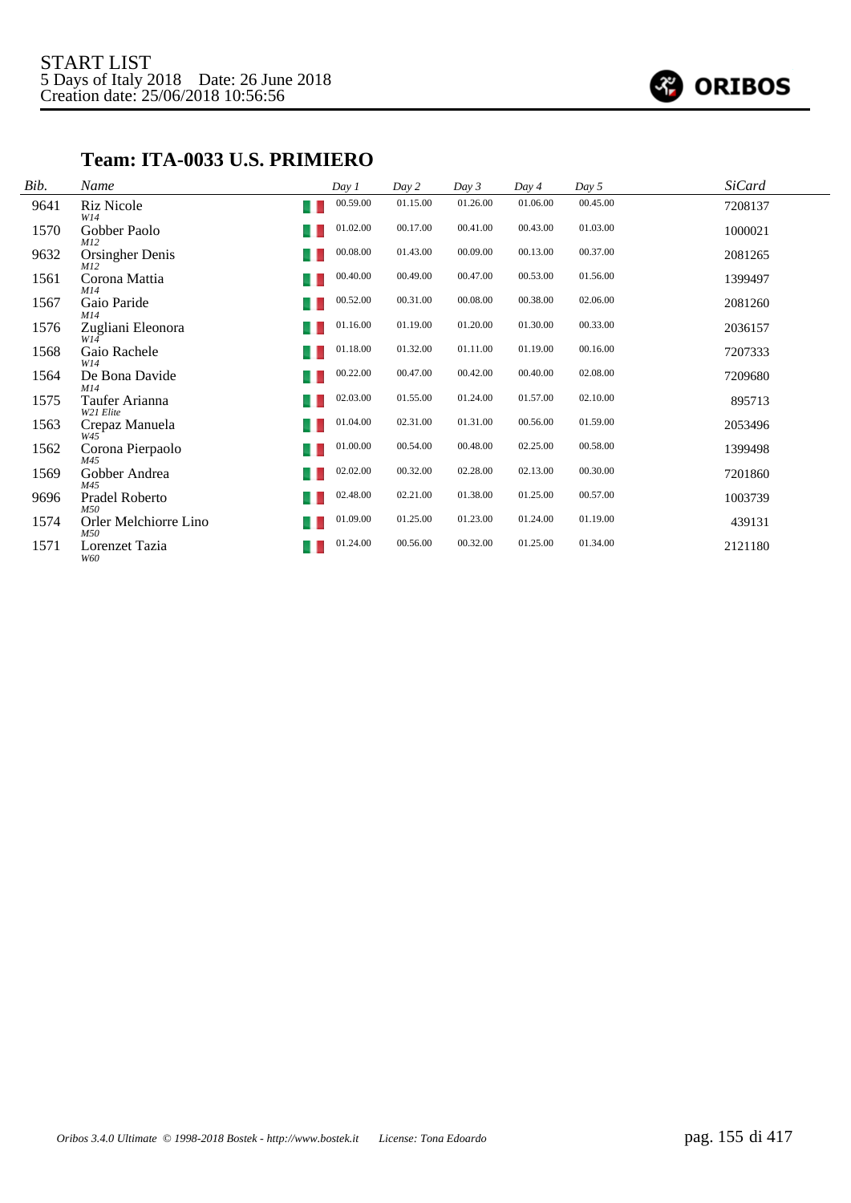START LIST
5 Days of Italy 2018 Date: 26 June 2018
Creation date: 25/06/2018 10:56:56

## Team: ITA-0033 U.S. PRIMIERO

| Bib. | Name | | Day 1 | Day 2 | Day 3 | Day 4 | Day 5 | SiCard |
|---|---|---|---|---|---|---|---|---|
| 9641 | Riz Nicole<br>*W14* | | 00.59.00 | 01.15.00 | 01.26.00 | 01.06.00 | 00.45.00 | 7208137 |
| 1570 | Gobber Paolo<br>*M12* | | 01.02.00 | 00.17.00 | 00.41.00 | 00.43.00 | 01.03.00 | 1000021 |
| 9632 | Orsingher Denis<br>*M12* | | 00.08.00 | 01.43.00 | 00.09.00 | 00.13.00 | 00.37.00 | 2081265 |
| 1561 | Corona Mattia<br>*M14* | | 00.40.00 | 00.49.00 | 00.47.00 | 00.53.00 | 01.56.00 | 1399497 |
| 1567 | Gaio Paride<br>*M14* | | 00.52.00 | 00.31.00 | 00.08.00 | 00.38.00 | 02.06.00 | 2081260 |
| 1576 | Zugliani Eleonora<br>*W14* | | 01.16.00 | 01.19.00 | 01.20.00 | 01.30.00 | 00.33.00 | 2036157 |
| 1568 | Gaio Rachele<br>*W14* | | 01.18.00 | 01.32.00 | 01.11.00 | 01.19.00 | 00.16.00 | 7207333 |
| 1564 | De Bona Davide<br>*M14* | | 00.22.00 | 00.47.00 | 00.42.00 | 00.40.00 | 02.08.00 | 7209680 |
| 1575 | Taufer Arianna<br>*W21 Elite* | | 02.03.00 | 01.55.00 | 01.24.00 | 01.57.00 | 02.10.00 | 895713 |
| 1563 | Crepaz Manuela<br>*W45* | | 01.04.00 | 02.31.00 | 01.31.00 | 00.56.00 | 01.59.00 | 2053496 |
| 1562 | Corona Pierpaolo<br>*M45* | | 01.00.00 | 00.54.00 | 00.48.00 | 02.25.00 | 00.58.00 | 1399498 |
| 1569 | Gobber Andrea<br>*M45* | | 02.02.00 | 00.32.00 | 02.28.00 | 02.13.00 | 00.30.00 | 7201860 |
| 9696 | Pradel Roberto<br>*M50* | | 02.48.00 | 02.21.00 | 01.38.00 | 01.25.00 | 00.57.00 | 1003739 |
| 1574 | Orler Melchiorre Lino<br>*M50* | | 01.09.00 | 01.25.00 | 01.23.00 | 01.24.00 | 01.19.00 | 439131 |
| 1571 | Lorenzet Tazia<br>*W60* | | 01.24.00 | 00.56.00 | 00.32.00 | 01.25.00 | 01.34.00 | 2121180 |

Oribos 3.4.0 Ultimate © 1998-2018 Bostek - http://www.bostek.it License: Tona Edoardo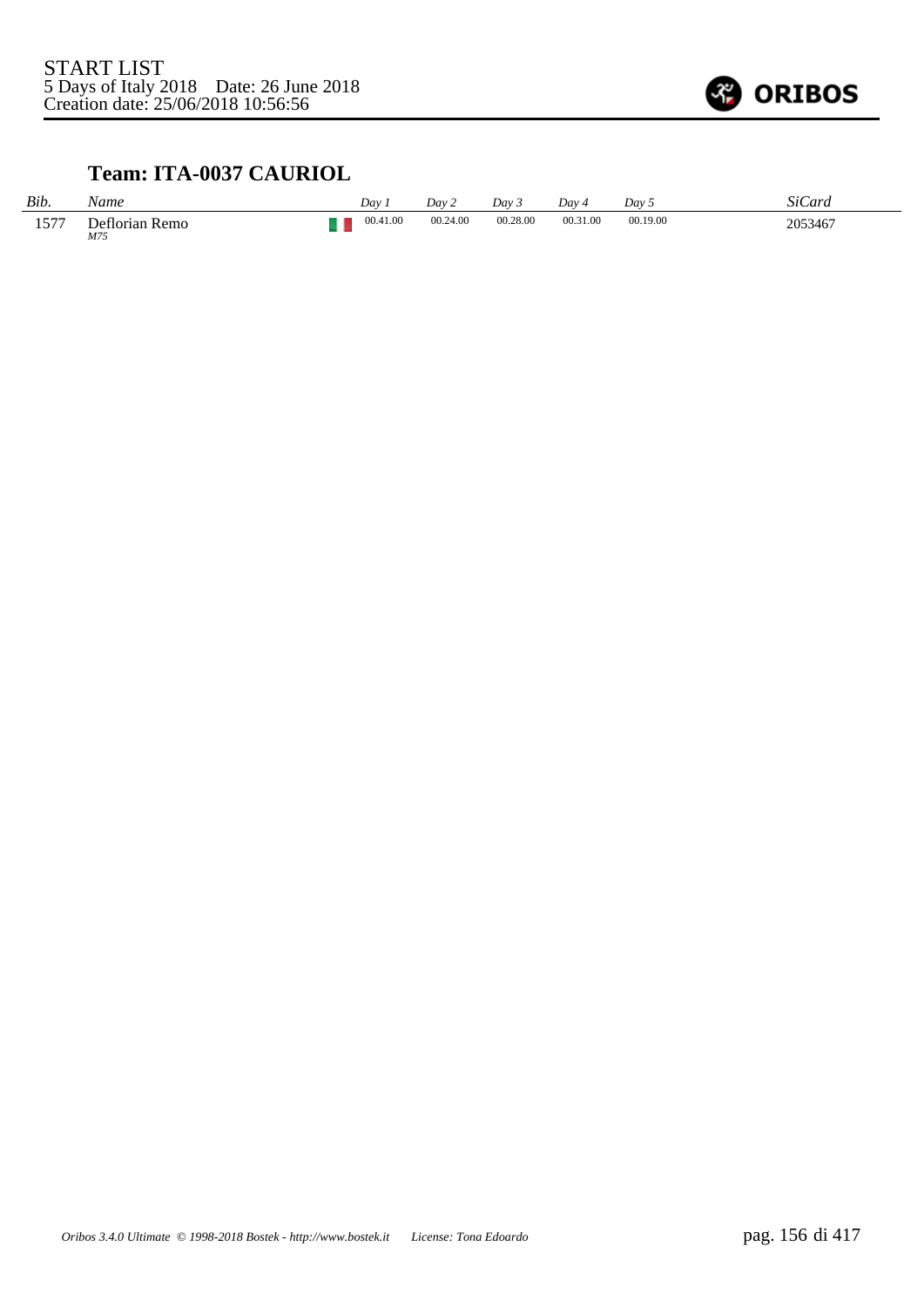START LIST
5 Days of Italy 2018 Date: 26 June 2018
Creation date: 25/06/2018 10:56:56

## Team: ITA-0037 CAURIOL

| *Bib.* | *Name* | | *Day 1* | *Day 2* | *Day 3* | *Day 4* | *Day 5* | *SiCard* |
|---|---|---|---|---|---|---|---|---|
| 1577 | Deflorian Remo *M75* | | 00.41.00 | 00.24.00 | 00.28.00 | 00.31.00 | 00.19.00 | 2053467 |

*Oribos 3.4.0 Ultimate © 1998-2018 Bostek - http://www.bostek.it License: Tona Edoardo*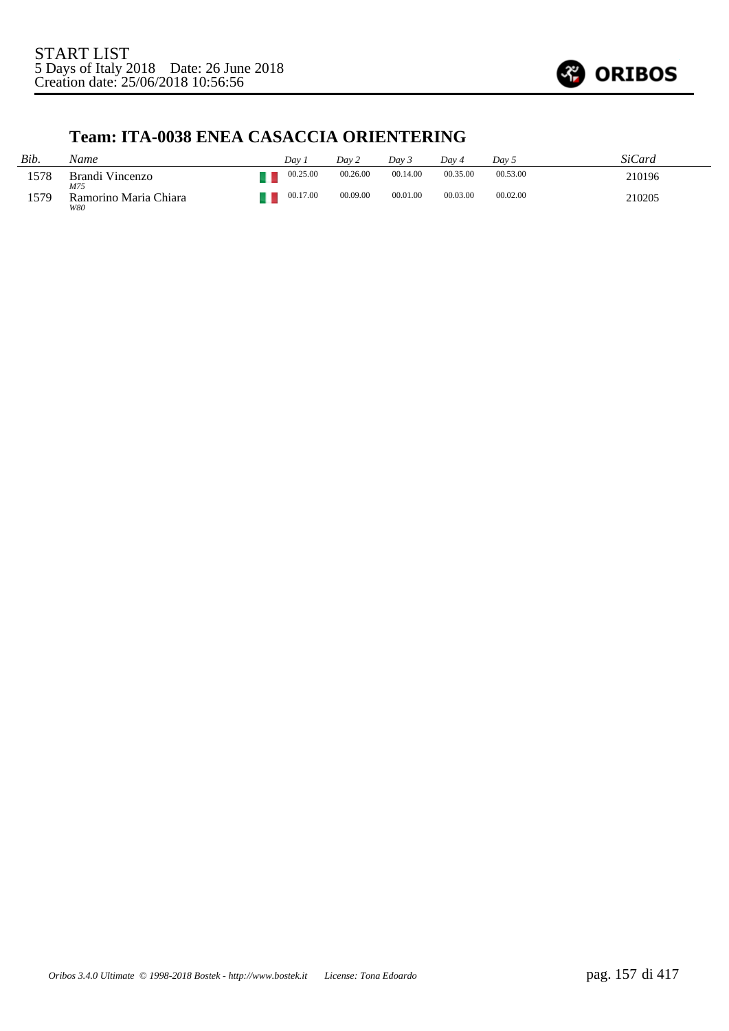START LIST
5 Days of Italy 2018 Date: 26 June 2018
Creation date: 25/06/2018 10:56:56

## Team: ITA-0038 ENEA CASACCIA ORIENTERING

| *Bib.* | *Name* | | *Day 1* | *Day 2* | *Day 3* | *Day 4* | *Day 5* | *SiCard* |
|---|---|---|---|---|---|---|---|---|
| 1578 | Brandi Vincenzo *M75* | ITA | 00.25.00 | 00.26.00 | 00.14.00 | 00.35.00 | 00.53.00 | 210196 |
| 1579 | Ramorino Maria Chiara *W80* | ITA | 00.17.00 | 00.09.00 | 00.01.00 | 00.03.00 | 00.02.00 | 210205 |

*Oribos 3.4.0 Ultimate © 1998-2018 Bostek - http://www.bostek.it License: Tona Edoardo*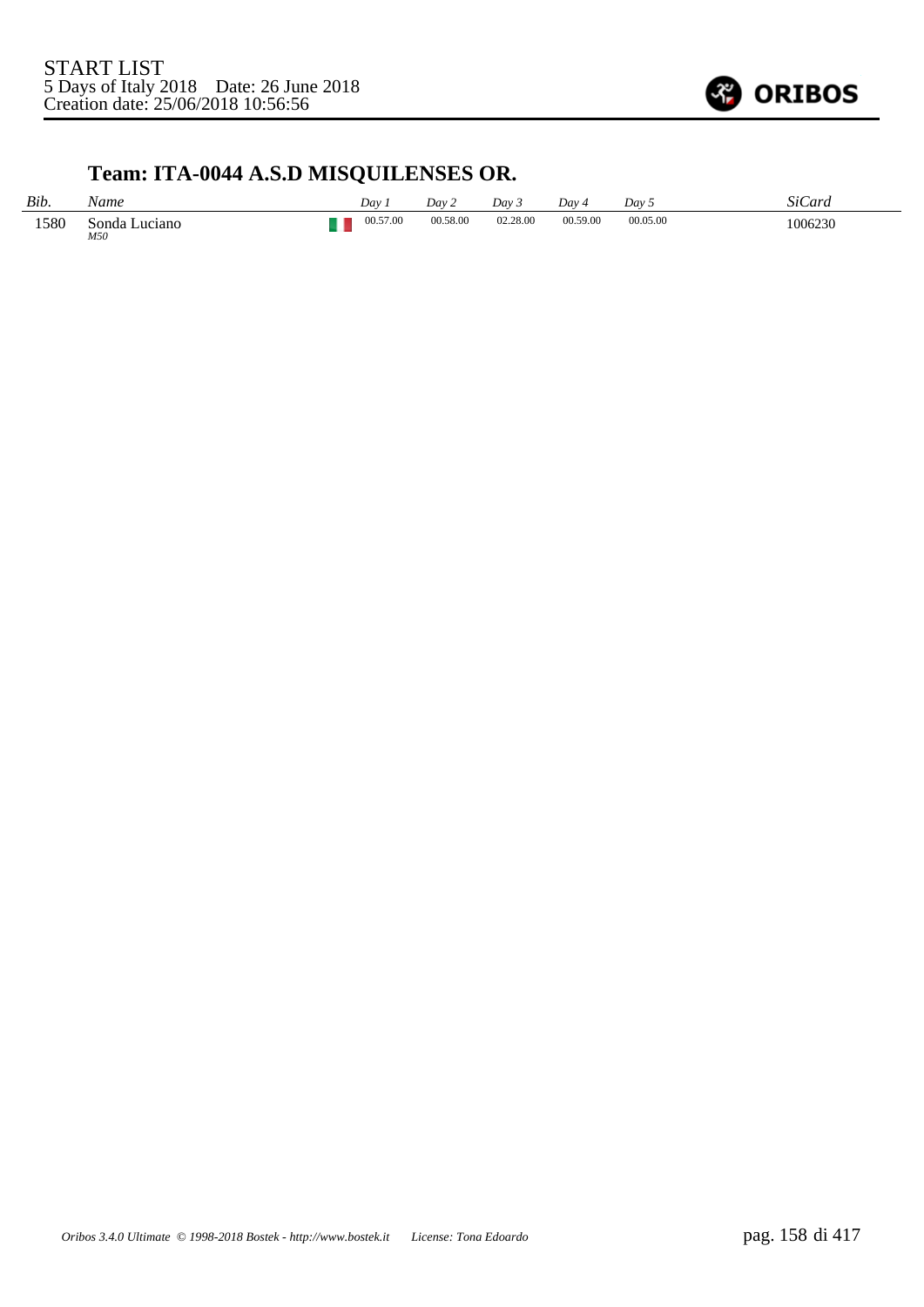START LIST
5 Days of Italy 2018 Date: 26 June 2018
Creation date: 25/06/2018 10:56:56

## Team: ITA-0044 A.S.D MISQUILENSES OR.

| *Bib.* | *Name* | | *Day 1* | *Day 2* | *Day 3* | *Day 4* | *Day 5* | *SiCard* |
|---|---|---|---|---|---|---|---|---|
| 1580 | Sonda Luciano *M50* | | 00.57.00 | 00.58.00 | 02.28.00 | 00.59.00 | 00.05.00 | 1006230 |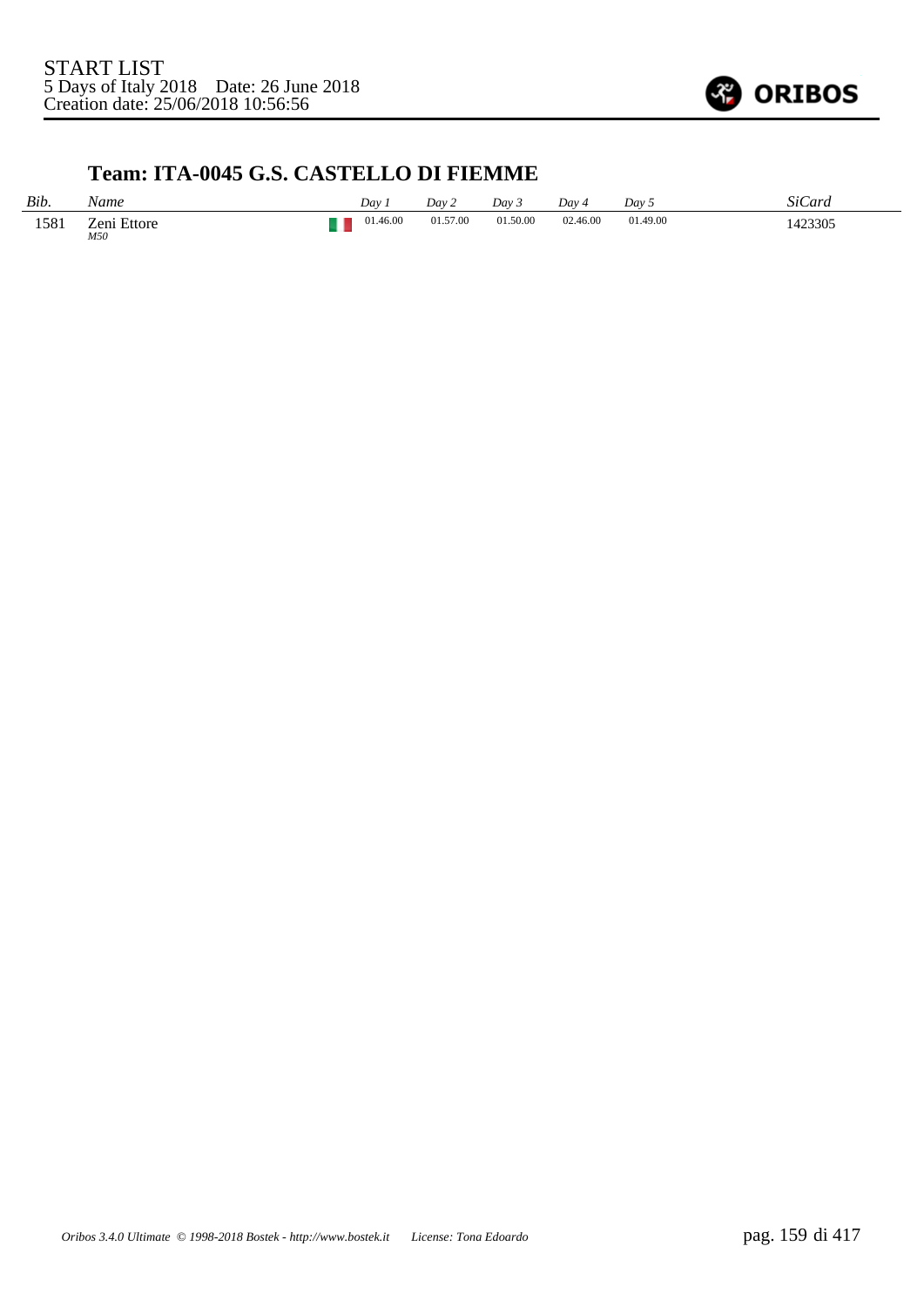START LIST
5 Days of Italy 2018    Date: 26 June 2018
Creation date: 25/06/2018 10:56:56

### Team: ITA-0045 G.S. CASTELLO DI FIEMME

| *Bib.* | *Name* | | *Day 1* | *Day 2* | *Day 3* | *Day 4* | *Day 5* | *SiCard* |
|---|---|---|---|---|---|---|---|---|
| 1581 | Zeni Ettore *M50* | | 01.46.00 | 01.57.00 | 01.50.00 | 02.46.00 | 01.49.00 | 1423305 |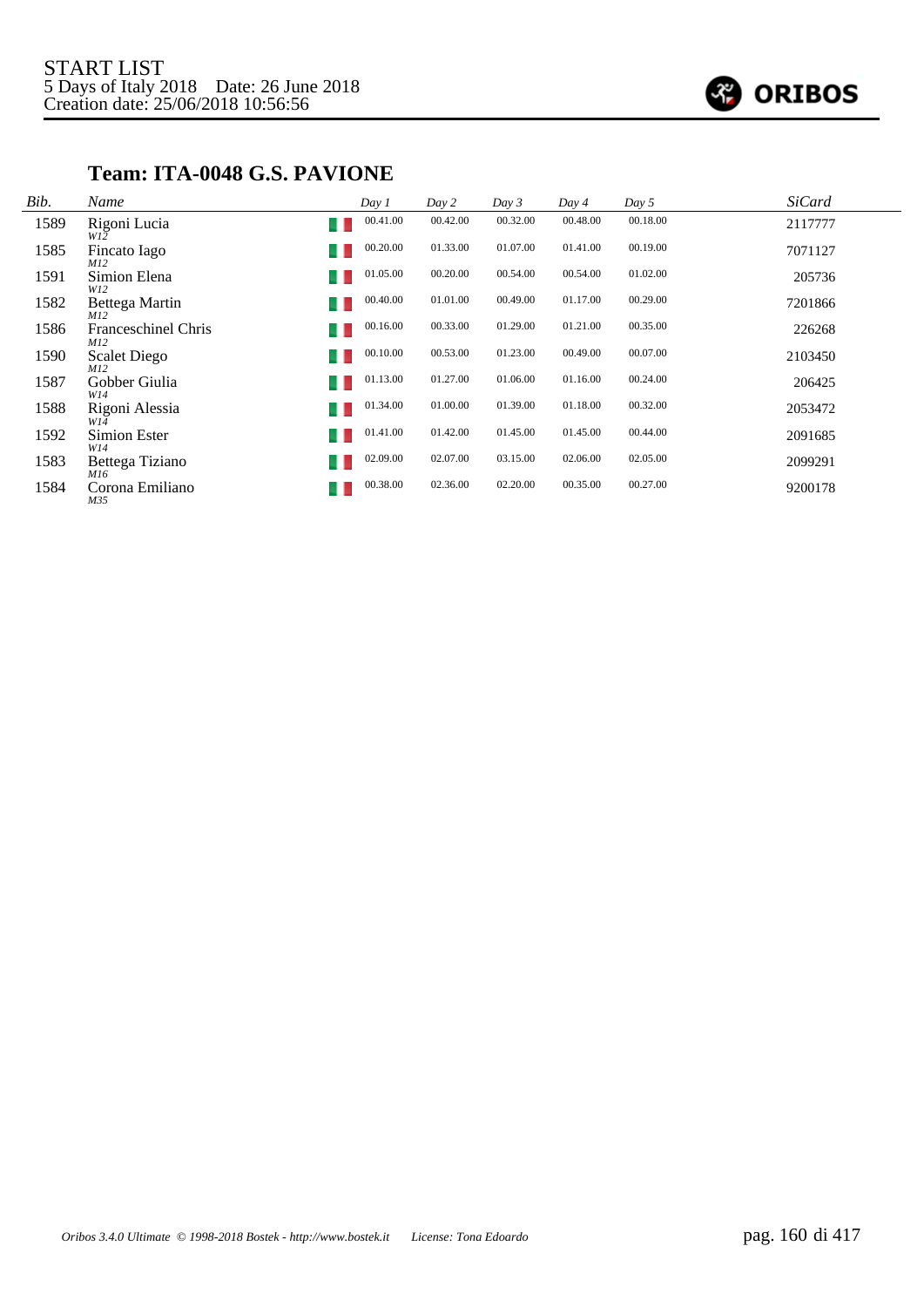START LIST
5 Days of Italy 2018 Date: 26 June 2018
Creation date: 25/06/2018 10:56:56

## Team: ITA-0048 G.S. PAVIONE

| Bib. | Name | | Day 1 | Day 2 | Day 3 | Day 4 | Day 5 | SiCard |
|---|---|---|---|---|---|---|---|---|
| 1589 | Rigoni Lucia<br>W12 | ITA | 00.41.00 | 00.42.00 | 00.32.00 | 00.48.00 | 00.18.00 | 2117777 |
| 1585 | Fincato Iago<br>M12 | ITA | 00.20.00 | 01.33.00 | 01.07.00 | 01.41.00 | 00.19.00 | 7071127 |
| 1591 | Simion Elena<br>W12 | ITA | 01.05.00 | 00.20.00 | 00.54.00 | 00.54.00 | 01.02.00 | 205736 |
| 1582 | Bettega Martin<br>M12 | ITA | 00.40.00 | 01.01.00 | 00.49.00 | 01.17.00 | 00.29.00 | 7201866 |
| 1586 | Franceschinel Chris<br>M12 | ITA | 00.16.00 | 00.33.00 | 01.29.00 | 01.21.00 | 00.35.00 | 226268 |
| 1590 | Scalet Diego<br>M12 | ITA | 00.10.00 | 00.53.00 | 01.23.00 | 00.49.00 | 00.07.00 | 2103450 |
| 1587 | Gobber Giulia<br>W14 | ITA | 01.13.00 | 01.27.00 | 01.06.00 | 01.16.00 | 00.24.00 | 206425 |
| 1588 | Rigoni Alessia<br>W14 | ITA | 01.34.00 | 01.00.00 | 01.39.00 | 01.18.00 | 00.32.00 | 2053472 |
| 1592 | Simion Ester<br>W14 | ITA | 01.41.00 | 01.42.00 | 01.45.00 | 01.45.00 | 00.44.00 | 2091685 |
| 1583 | Bettega Tiziano<br>M16 | ITA | 02.09.00 | 02.07.00 | 03.15.00 | 02.06.00 | 02.05.00 | 2099291 |
| 1584 | Corona Emiliano<br>M35 | ITA | 00.38.00 | 02.36.00 | 02.20.00 | 00.35.00 | 00.27.00 | 9200178 |

Oribos 3.4.0 Ultimate © 1998-2018 Bostek - http://www.bostek.it License: Tona Edoardo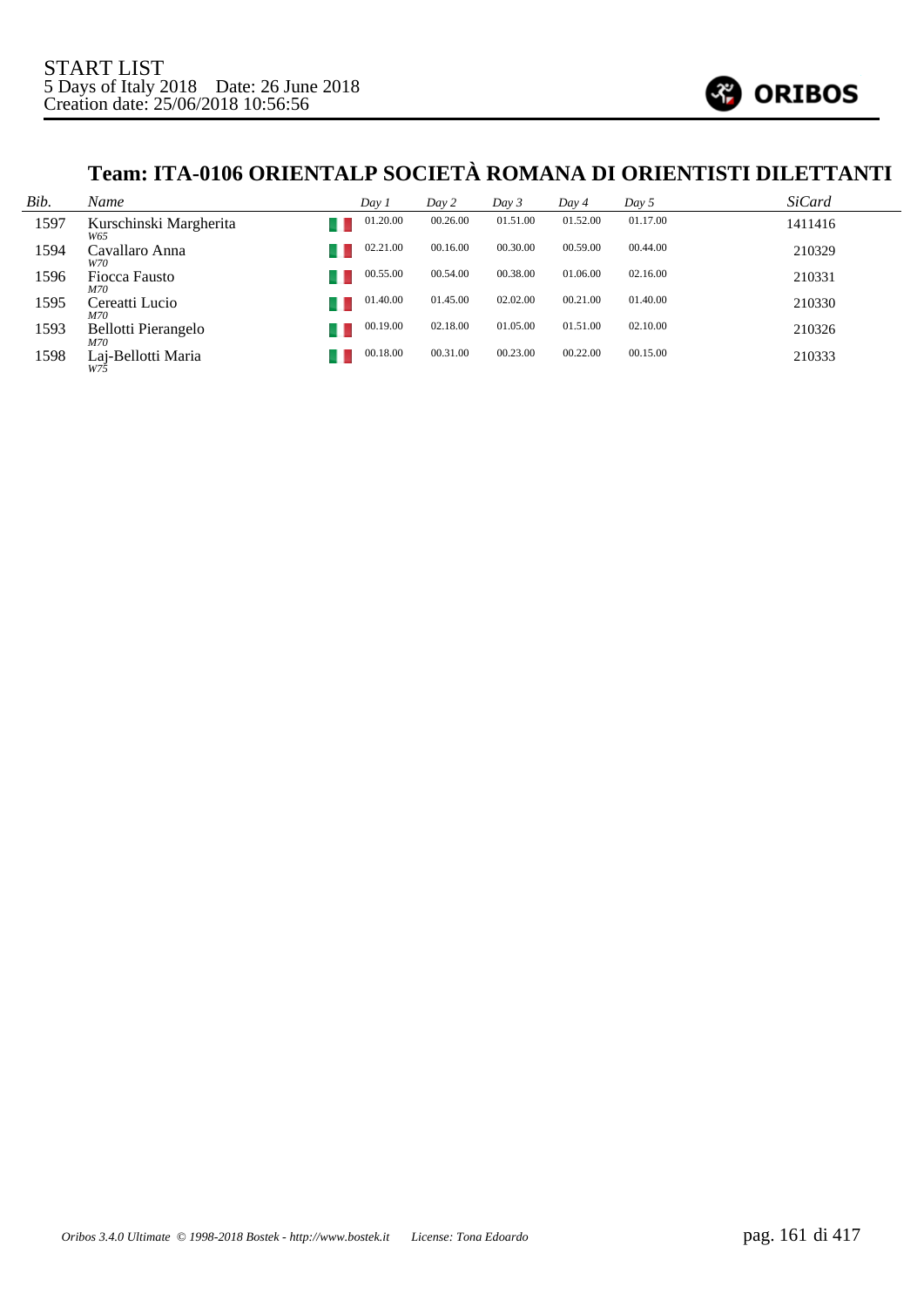START LIST
5 Days of Italy 2018 Date: 26 June 2018
Creation date: 25/06/2018 10:56:56

## Team: ITA-0106 ORIENTALP SOCIETÀ ROMANA DI ORIENTISTI DILETTANTI

| Bib. | Name | | Day 1 | Day 2 | Day 3 | Day 4 | Day 5 | SiCard |
|---|---|---|---|---|---|---|---|---|
| 1597 | Kurschinski Margherita *W65* | ITA | 01.20.00 | 00.26.00 | 01.51.00 | 01.52.00 | 01.17.00 | 1411416 |
| 1594 | Cavallaro Anna *W70* | ITA | 02.21.00 | 00.16.00 | 00.30.00 | 00.59.00 | 00.44.00 | 210329 |
| 1596 | Fiocca Fausto *M70* | ITA | 00.55.00 | 00.54.00 | 00.38.00 | 01.06.00 | 02.16.00 | 210331 |
| 1595 | Cereatti Lucio *M70* | ITA | 01.40.00 | 01.45.00 | 02.02.00 | 00.21.00 | 01.40.00 | 210330 |
| 1593 | Bellotti Pierangelo *M70* | ITA | 00.19.00 | 02.18.00 | 01.05.00 | 01.51.00 | 02.10.00 | 210326 |
| 1598 | Laj-Bellotti Maria *W75* | ITA | 00.18.00 | 00.31.00 | 00.23.00 | 00.22.00 | 00.15.00 | 210333 |

*Oribos 3.4.0 Ultimate © 1998-2018 Bostek - http://www.bostek.it License: Tona Edoardo*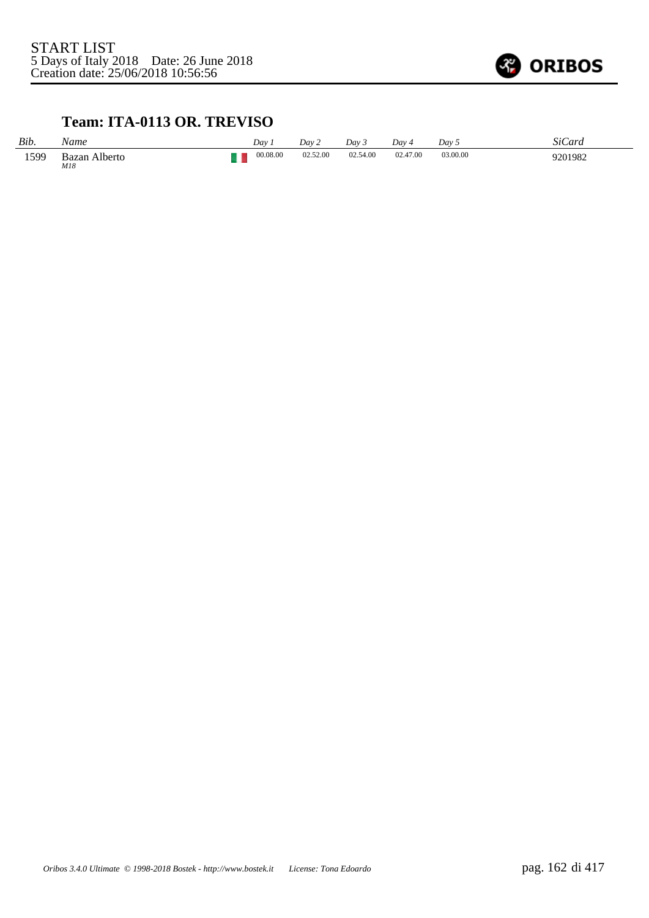START LIST
5 Days of Italy 2018    Date: 26 June 2018
Creation date: 25/06/2018 10:56:56

## Team: ITA-0113 OR. TREVISO

| *Bib.* | *Name* | | *Day 1* | *Day 2* | *Day 3* | *Day 4* | *Day 5* | *SiCard* |
|---|---|---|---|---|---|---|---|---|
| 1599 | Bazan Alberto *M18* | | 00.08.00 | 02.52.00 | 02.54.00 | 02.47.00 | 03.00.00 | 9201982 |

*Oribos 3.4.0 Ultimate © 1998-2018 Bostek - http://www.bostek.it    License: Tona Edoardo*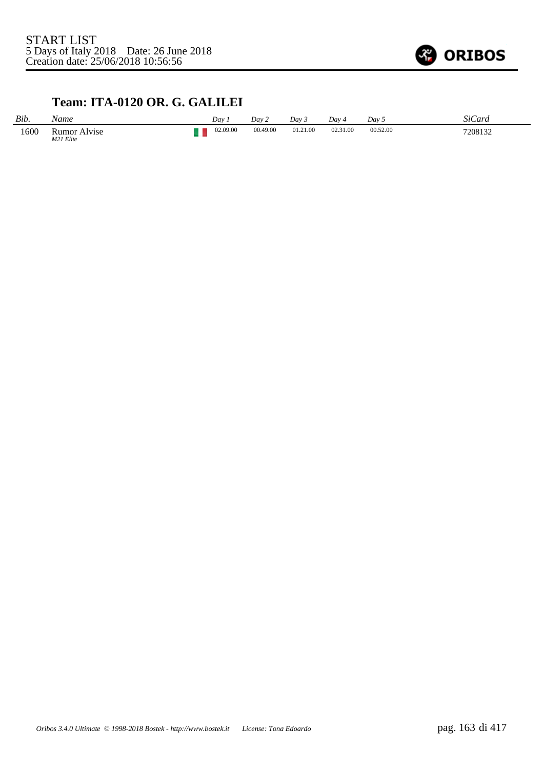START LIST
5 Days of Italy 2018 Date: 26 June 2018
Creation date: 25/06/2018 10:56:56

## Team: ITA-0120 OR. G. GALILEI

| Bib. | Name | | Day 1 | Day 2 | Day 3 | Day 4 | Day 5 | SiCard |
|---|---|---|---|---|---|---|---|---|
| 1600 | Rumor Alvise *M21 Elite* | | 02.09.00 | 00.49.00 | 01.21.00 | 02.31.00 | 00.52.00 | 7208132 |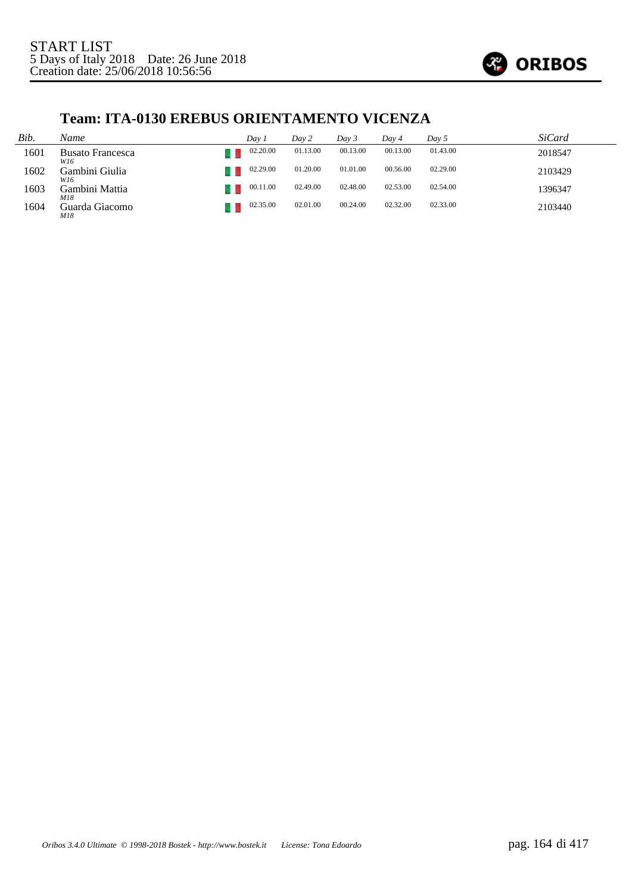START LIST
5 Days of Italy 2018    Date: 26 June 2018
Creation date: 25/06/2018 10:56:56

## Team: ITA-0130 EREBUS ORIENTAMENTO VICENZA

| *Bib.* | *Name* | | *Day 1* | *Day 2* | *Day 3* | *Day 4* | *Day 5* | *SiCard* |
|---|---|---|---|---|---|---|---|---|
| 1601 | Busato Francesca *W16* | | 02.20.00 | 01.13.00 | 00.13.00 | 00.13.00 | 01.43.00 | 2018547 |
| 1602 | Gambini Giulia *W16* | | 02.29.00 | 01.20.00 | 01.01.00 | 00.56.00 | 02.29.00 | 2103429 |
| 1603 | Gambini Mattia *M18* | | 00.11.00 | 02.49.00 | 02.48.00 | 02.53.00 | 02.54.00 | 1396347 |
| 1604 | Guarda Giacomo *M18* | | 02.35.00 | 02.01.00 | 00.24.00 | 02.32.00 | 02.33.00 | 2103440 |

*Oribos 3.4.0 Ultimate © 1998-2018 Bostek - http://www.bostek.it    License: Tona Edoardo*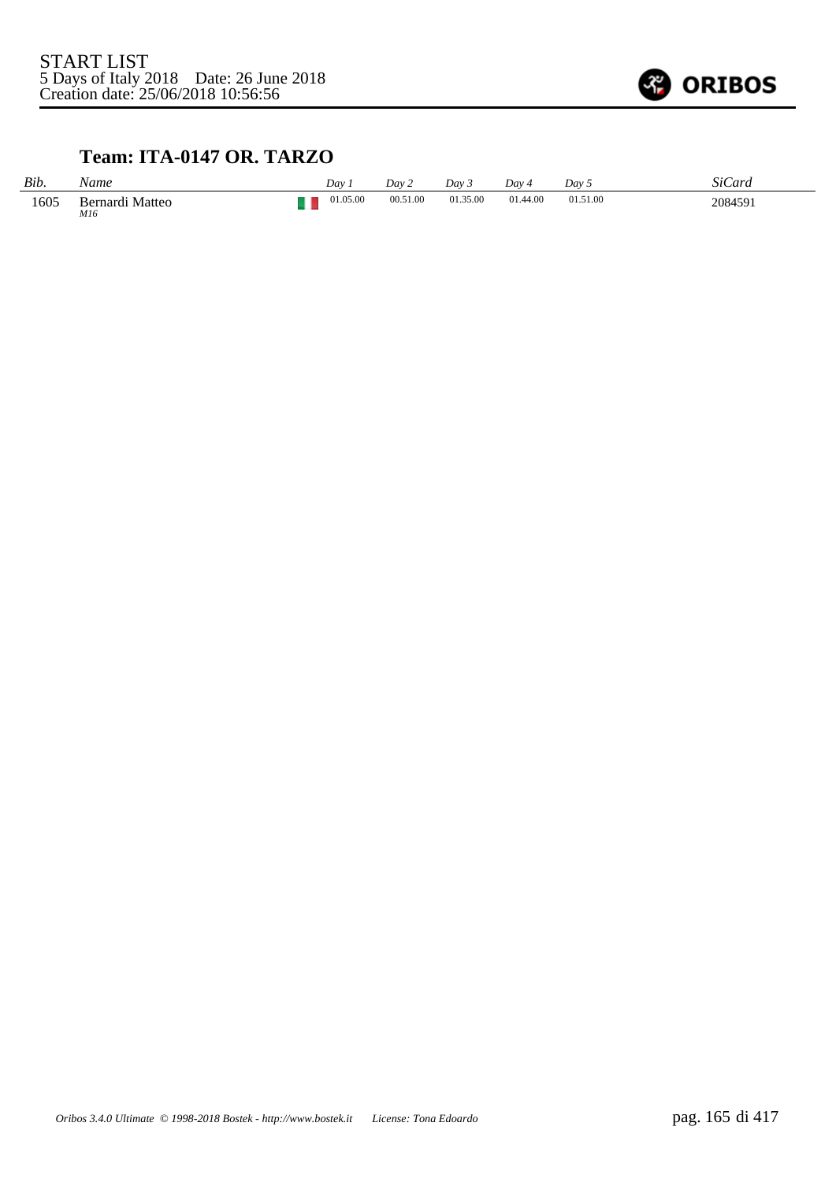START LIST
5 Days of Italy 2018 Date: 26 June 2018
Creation date: 25/06/2018 10:56:56

### Team: ITA-0147 OR. TARZO

| *Bib.* | *Name* | | *Day 1* | *Day 2* | *Day 3* | *Day 4* | *Day 5* | *SiCard* |
|---|---|---|---|---|---|---|---|---|
| 1605 | Bernardi Matteo *M16* | | 01.05.00 | 00.51.00 | 01.35.00 | 01.44.00 | 01.51.00 | 2084591 |

*Oribos 3.4.0 Ultimate © 1998-2018 Bostek - http://www.bostek.it License: Tona Edoardo*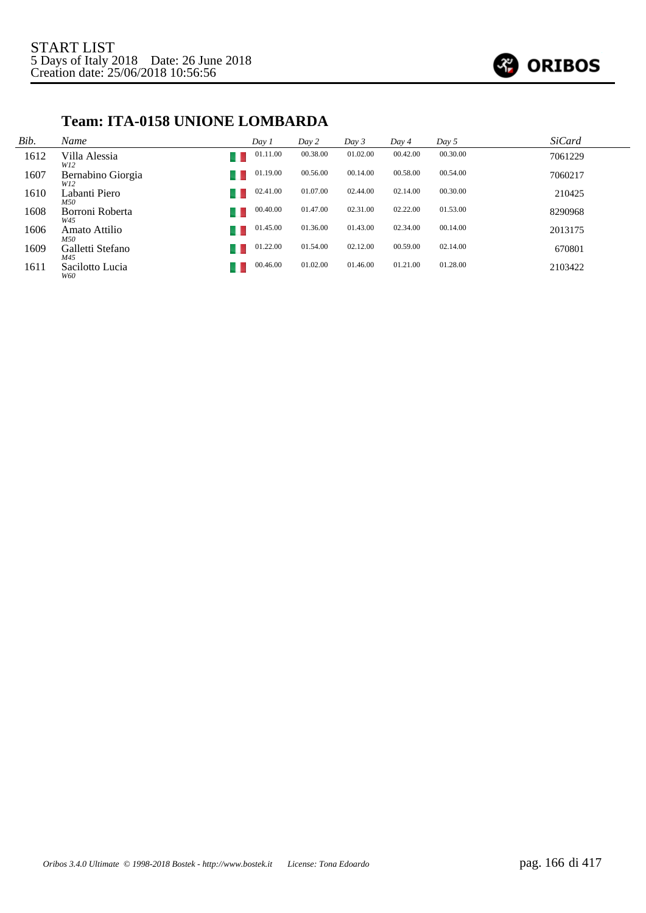START LIST
5 Days of Italy 2018 Date: 26 June 2018
Creation date: 25/06/2018 10:56:56

## Team: ITA-0158 UNIONE LOMBARDA

| *Bib.* | *Name* | | *Day 1* | *Day 2* | *Day 3* | *Day 4* | *Day 5* | *SiCard* |
|---|---|---|---|---|---|---|---|---|
| 1612 | Villa Alessia *W12* | | 01.11.00 | 00.38.00 | 01.02.00 | 00.42.00 | 00.30.00 | 7061229 |
| 1607 | Bernabino Giorgia *W12* | | 01.19.00 | 00.56.00 | 00.14.00 | 00.58.00 | 00.54.00 | 7060217 |
| 1610 | Labanti Piero *M50* | | 02.41.00 | 01.07.00 | 02.44.00 | 02.14.00 | 00.30.00 | 210425 |
| 1608 | Borroni Roberta *W45* | | 00.40.00 | 01.47.00 | 02.31.00 | 02.22.00 | 01.53.00 | 8290968 |
| 1606 | Amato Attilio *M50* | | 01.45.00 | 01.36.00 | 01.43.00 | 02.34.00 | 00.14.00 | 2013175 |
| 1609 | Galletti Stefano *M45* | | 01.22.00 | 01.54.00 | 02.12.00 | 00.59.00 | 02.14.00 | 670801 |
| 1611 | Sacilotto Lucia *W60* | | 00.46.00 | 01.02.00 | 01.46.00 | 01.21.00 | 01.28.00 | 2103422 |

*Oribos 3.4.0 Ultimate © 1998-2018 Bostek - http://www.bostek.it License: Tona Edoardo*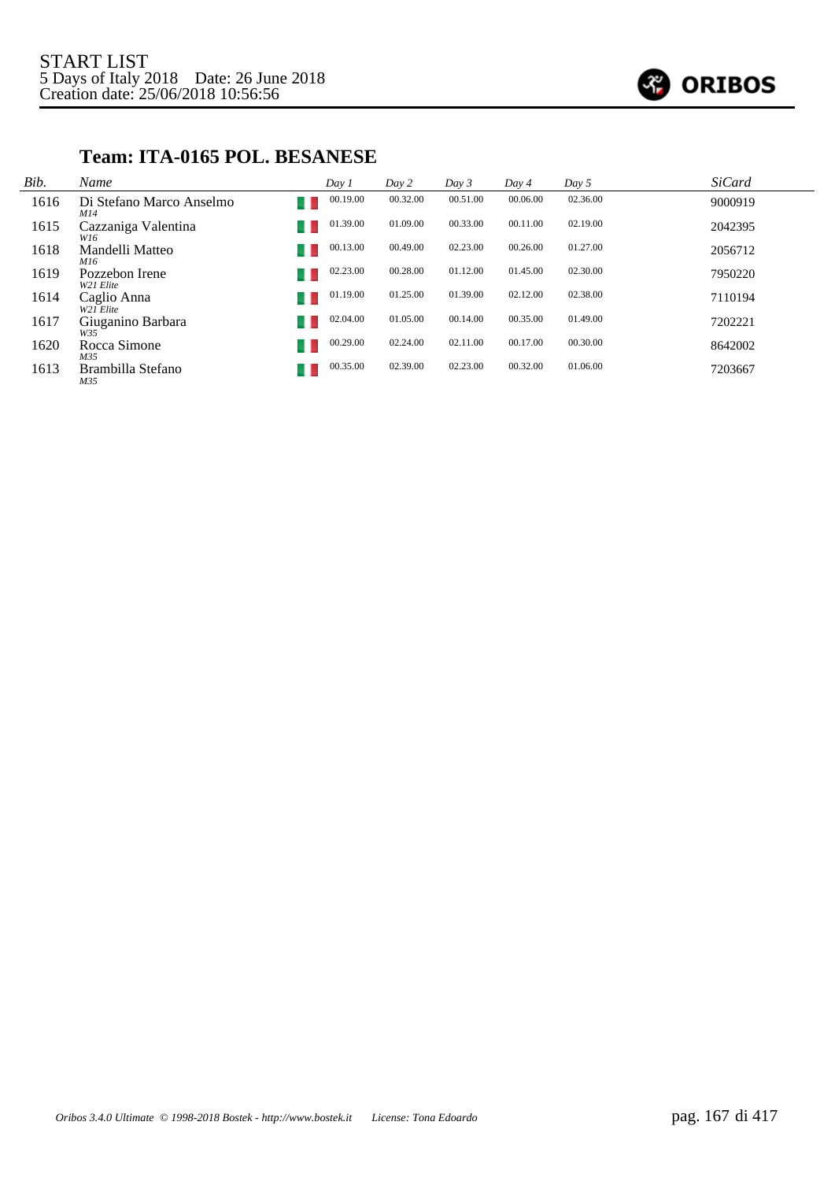START LIST
5 Days of Italy 2018 Date: 26 June 2018
Creation date: 25/06/2018 10:56:56

## Team: ITA-0165 POL. BESANESE

| Bib. | Name | Day 1 | Day 2 | Day 3 | Day 4 | Day 5 | SiCard |
|---|---|---|---|---|---|---|---|
| 1616 | Di Stefano Marco Anselmo *M14* | 00.19.00 | 00.32.00 | 00.51.00 | 00.06.00 | 02.36.00 | 9000919 |
| 1615 | Cazzaniga Valentina *W16* | 01.39.00 | 01.09.00 | 00.33.00 | 00.11.00 | 02.19.00 | 2042395 |
| 1618 | Mandelli Matteo *M16* | 00.13.00 | 00.49.00 | 02.23.00 | 00.26.00 | 01.27.00 | 2056712 |
| 1619 | Pozzebon Irene *W21 Elite* | 02.23.00 | 00.28.00 | 01.12.00 | 01.45.00 | 02.30.00 | 7950220 |
| 1614 | Caglio Anna *W21 Elite* | 01.19.00 | 01.25.00 | 01.39.00 | 02.12.00 | 02.38.00 | 7110194 |
| 1617 | Giuganino Barbara *W35* | 02.04.00 | 01.05.00 | 00.14.00 | 00.35.00 | 01.49.00 | 7202221 |
| 1620 | Rocca Simone *M35* | 00.29.00 | 02.24.00 | 02.11.00 | 00.17.00 | 00.30.00 | 8642002 |
| 1613 | Brambilla Stefano *M35* | 00.35.00 | 02.39.00 | 02.23.00 | 00.32.00 | 01.06.00 | 7203667 |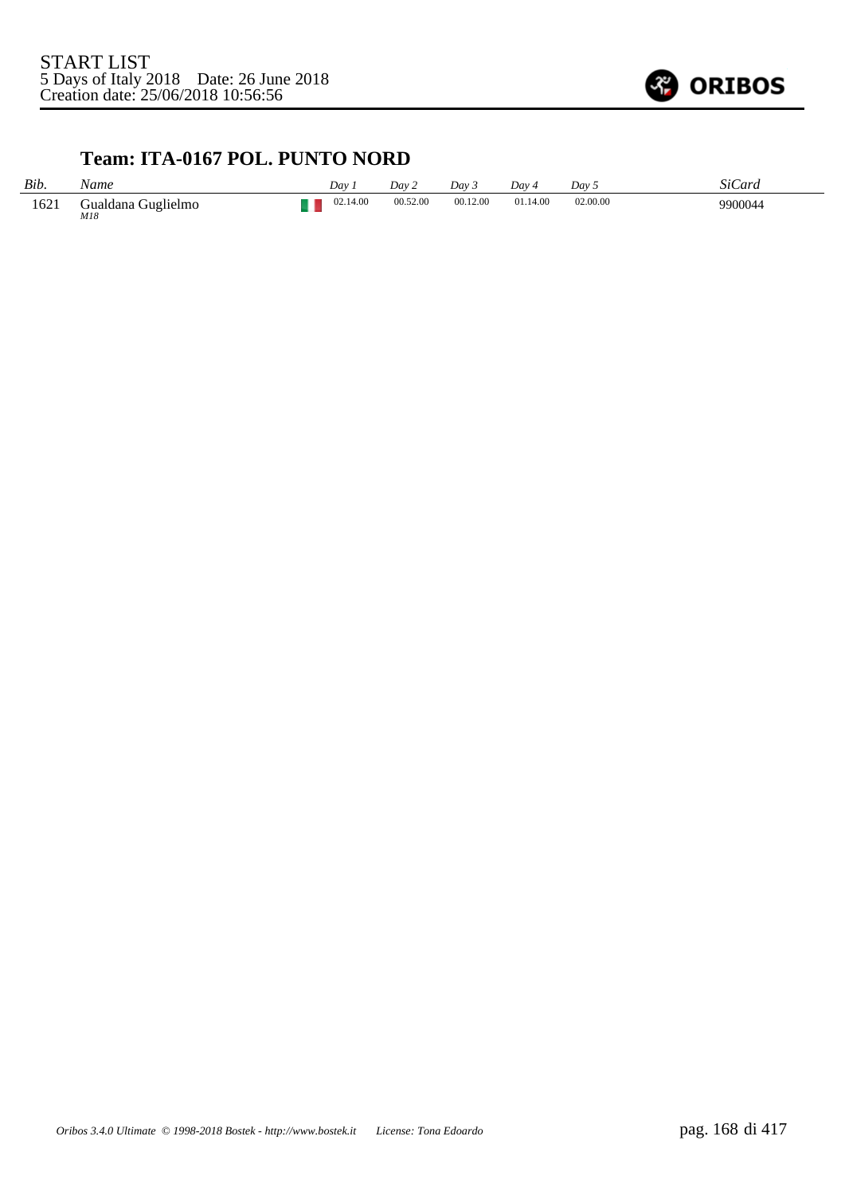START LIST
5 Days of Italy 2018 Date: 26 June 2018
Creation date: 25/06/2018 10:56:56

## Team: ITA-0167 POL. PUNTO NORD

| *Bib.* | *Name* | | *Day 1* | *Day 2* | *Day 3* | *Day 4* | *Day 5* | *SiCard* |
|---|---|---|---|---|---|---|---|---|
| 1621 | Gualdana Guglielmo *M18* | | 02.14.00 | 00.52.00 | 00.12.00 | 01.14.00 | 02.00.00 | 9900044 |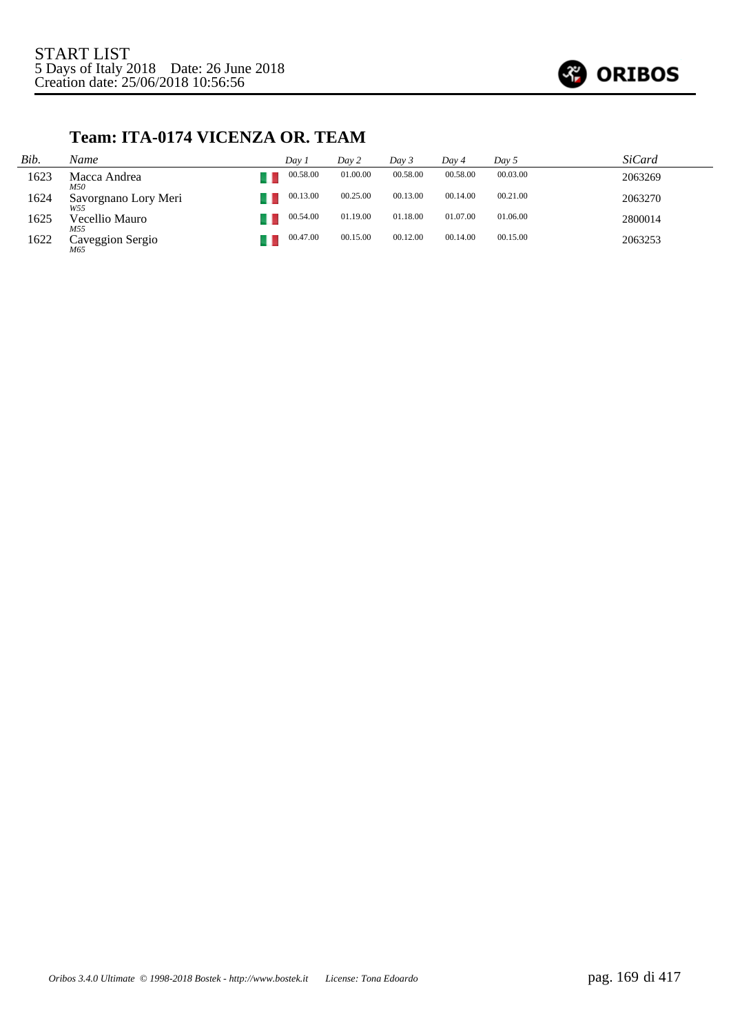START LIST
5 Days of Italy 2018 Date: 26 June 2018
Creation date: 25/06/2018 10:56:56

## Team: ITA-0174 VICENZA OR. TEAM

| *Bib.* | *Name* | | *Day 1* | *Day 2* | *Day 3* | *Day 4* | *Day 5* | *SiCard* |
|---|---|---|---|---|---|---|---|---|
| 1623 | Macca Andrea *M50* | | 00.58.00 | 01.00.00 | 00.58.00 | 00.58.00 | 00.03.00 | 2063269 |
| 1624 | Savorgnano Lory Meri *W55* | | 00.13.00 | 00.25.00 | 00.13.00 | 00.14.00 | 00.21.00 | 2063270 |
| 1625 | Vecellio Mauro *M55* | | 00.54.00 | 01.19.00 | 01.18.00 | 01.07.00 | 01.06.00 | 2800014 |
| 1622 | Caveggion Sergio *M65* | | 00.47.00 | 00.15.00 | 00.12.00 | 00.14.00 | 00.15.00 | 2063253 |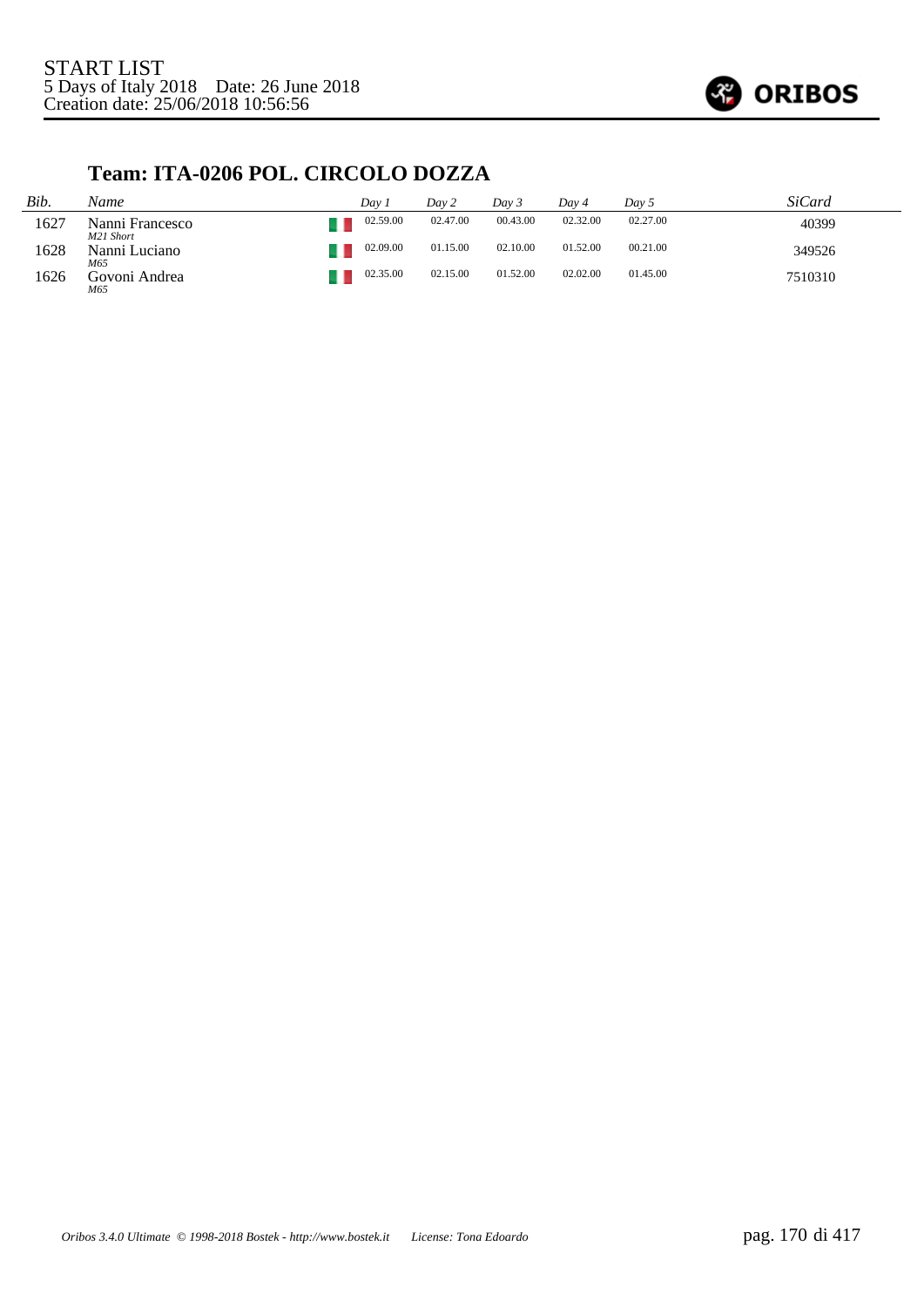START LIST
5 Days of Italy 2018    Date: 26 June 2018
Creation date: 25/06/2018 10:56:56

## Team: ITA-0206 POL. CIRCOLO DOZZA

| *Bib.* | *Name* | | *Day 1* | *Day 2* | *Day 3* | *Day 4* | *Day 5* | *SiCard* |
|---|---|---|---|---|---|---|---|---|
| 1627 | Nanni Francesco *M21 Short* | | 02.59.00 | 02.47.00 | 00.43.00 | 02.32.00 | 02.27.00 | 40399 |
| 1628 | Nanni Luciano *M65* | | 02.09.00 | 01.15.00 | 02.10.00 | 01.52.00 | 00.21.00 | 349526 |
| 1626 | Govoni Andrea *M65* | | 02.35.00 | 02.15.00 | 01.52.00 | 02.02.00 | 01.45.00 | 7510310 |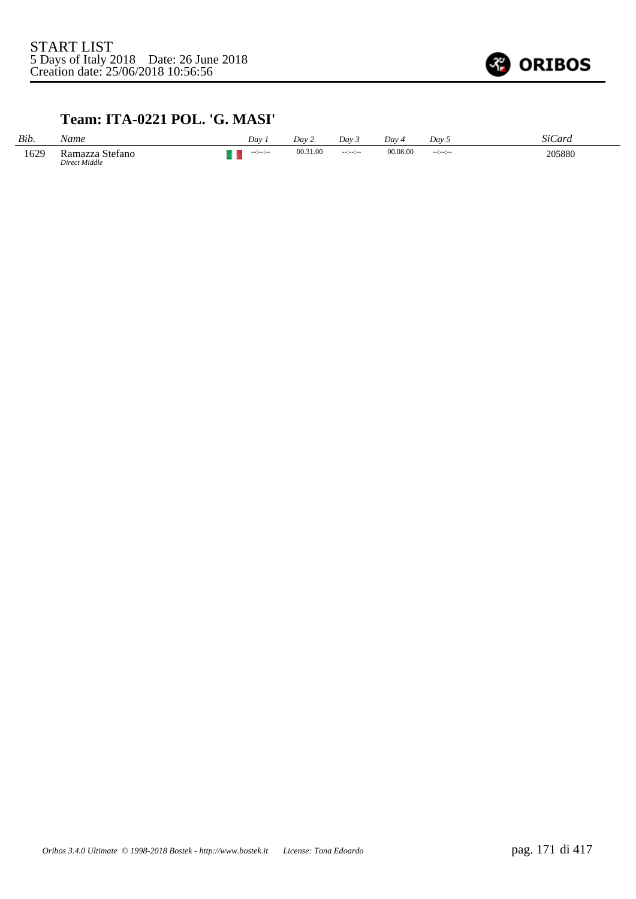START LIST
5 Days of Italy 2018    Date: 26 June 2018
Creation date: 25/06/2018 10:56:56

## Team: ITA-0221 POL. 'G. MASI'

| *Bib.* | *Name* | | *Day 1* | *Day 2* | *Day 3* | *Day 4* | *Day 5* | *SiCard* |
|---|---|---|---|---|---|---|---|---|
| 1629 | Ramazza Stefano *Direct Middle* | | --:--:-- | 00.31.00 | --:--:-- | 00.08.00 | --:--:-- | 205880 |

*Oribos 3.4.0 Ultimate © 1998-2018 Bostek - http://www.bostek.it    License: Tona Edoardo*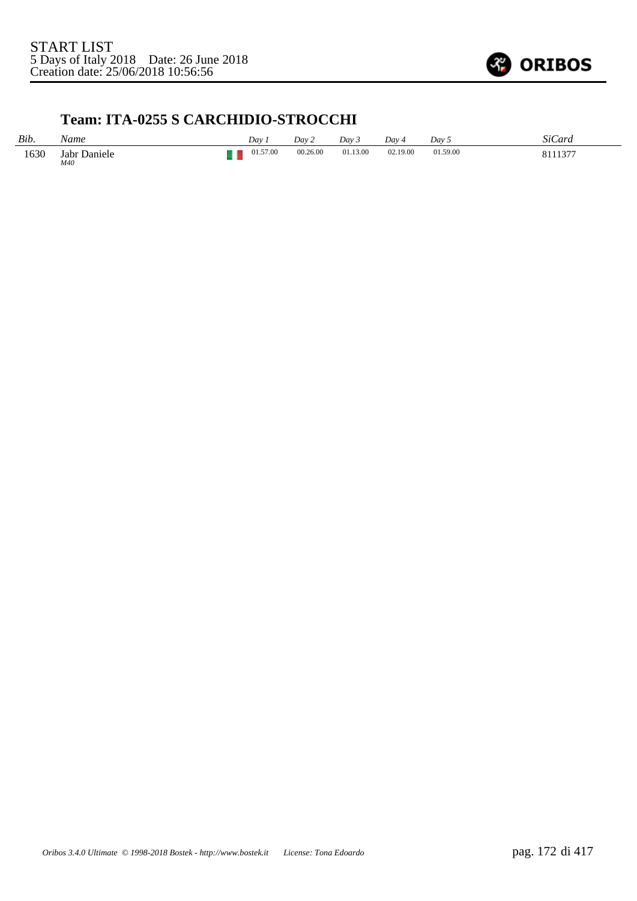START LIST
5 Days of Italy 2018 Date: 26 June 2018
Creation date: 25/06/2018 10:56:56

ORIBOS

## Team: ITA-0255 S CARCHIDIO-STROCCHI

| *Bib.* | *Name* | | *Day 1* | *Day 2* | *Day 3* | *Day 4* | *Day 5* | *SiCard* |
|---|---|---|---|---|---|---|---|---|
| 1630 | Jabr Daniele *M40* | | 01.57.00 | 00.26.00 | 01.13.00 | 02.19.00 | 01.59.00 | 8111377 |

*Oribos 3.4.0 Ultimate © 1998-2018 Bostek - http://www.bostek.it License: Tona Edoardo*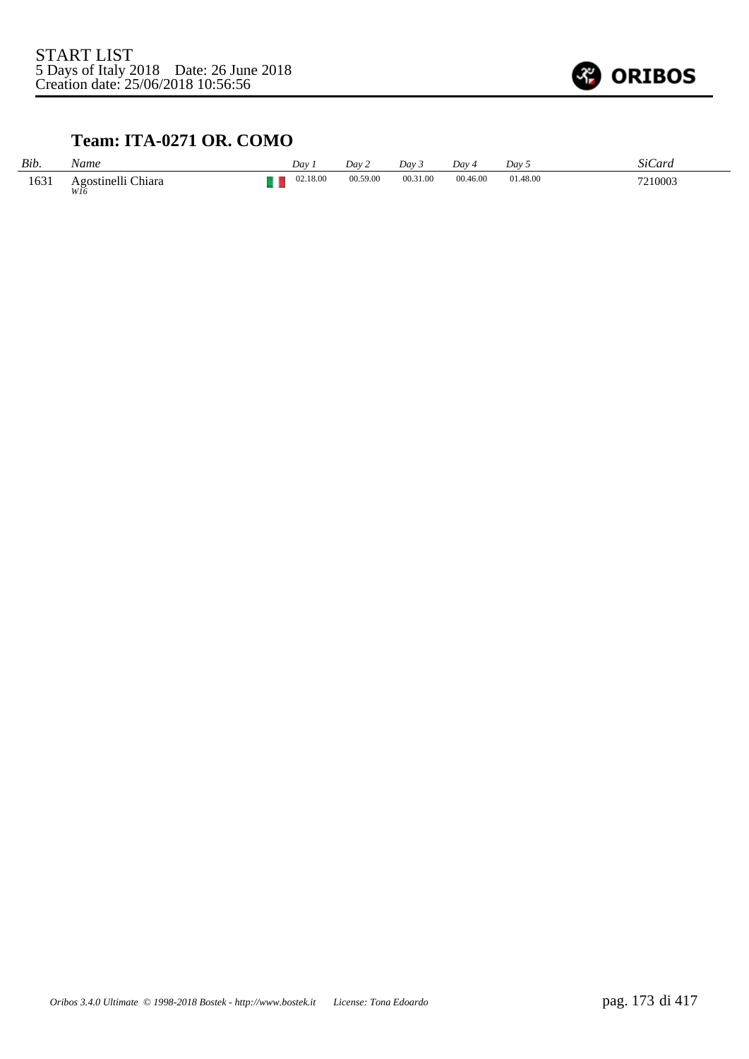START LIST
5 Days of Italy 2018 Date: 26 June 2018
Creation date: 25/06/2018 10:56:56

### Team: ITA-0271 OR. COMO

| *Bib.* | *Name* | | *Day 1* | *Day 2* | *Day 3* | *Day 4* | *Day 5* | *SiCard* |
|---|---|---|---|---|---|---|---|---|
| 1631 | Agostinelli Chiara *W16* | | 02.18.00 | 00.59.00 | 00.31.00 | 00.46.00 | 01.48.00 | 7210003 |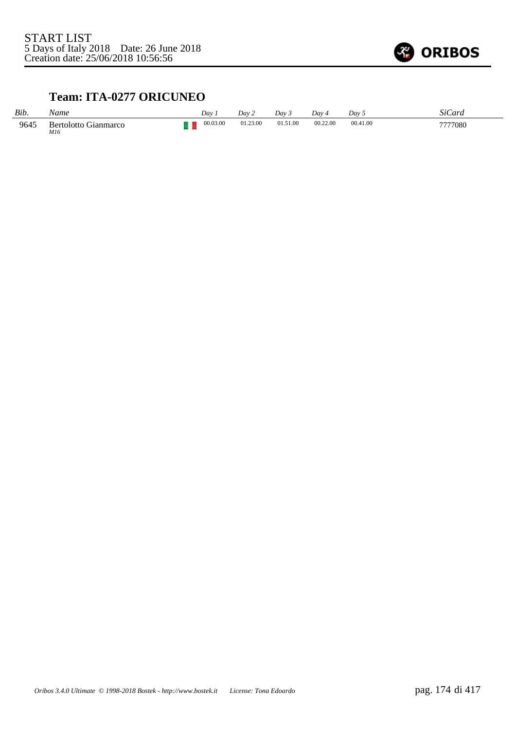START LIST
5 Days of Italy 2018 Date: 26 June 2018
Creation date: 25/06/2018 10:56:56

## Team: ITA-0277 ORICUNEO

| *Bib.* | *Name* | | *Day 1* | *Day 2* | *Day 3* | *Day 4* | *Day 5* | *SiCard* |
|---|---|---|---|---|---|---|---|---|
| 9645 | Bertolotto Gianmarco *M16* | | 00.03.00 | 01.23.00 | 01.51.00 | 00.22.00 | 00.41.00 | 7777080 |

*Oribos 3.4.0 Ultimate © 1998-2018 Bostek - http://www.bostek.it License: Tona Edoardo*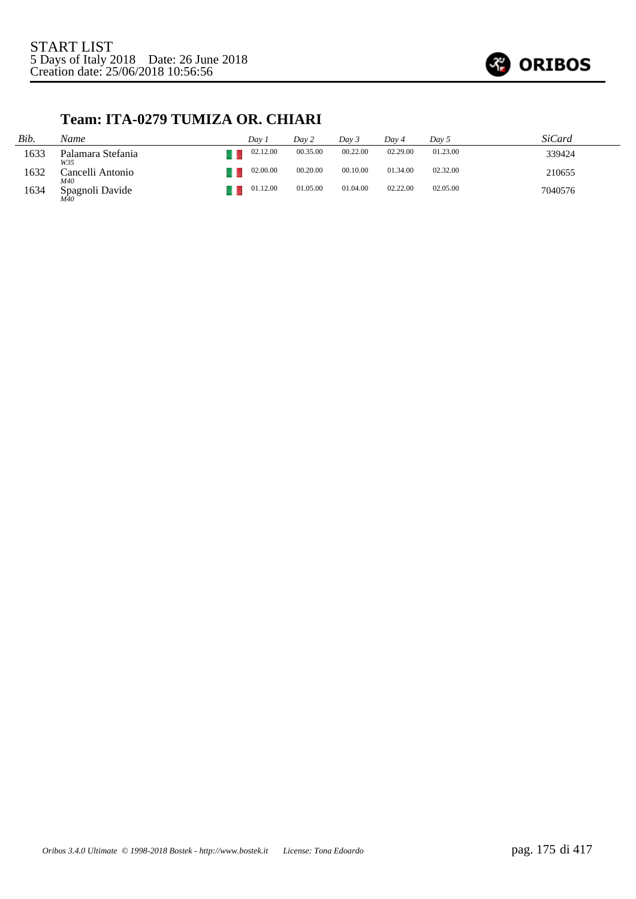START LIST
5 Days of Italy 2018 Date: 26 June 2018
Creation date: 25/06/2018 10:56:56

## Team: ITA-0279 TUMIZA OR. CHIARI

| Bib. | Name | Day 1 | Day 2 | Day 3 | Day 4 | Day 5 | SiCard |
|---|---|---|---|---|---|---|---|
| 1633 | Palamara Stefania<br>W35 | 02.12.00 | 00.35.00 | 00.22.00 | 02.29.00 | 01.23.00 | 339424 |
| 1632 | Cancelli Antonio<br>M40 | 02.00.00 | 00.20.00 | 00.10.00 | 01.34.00 | 02.32.00 | 210655 |
| 1634 | Spagnoli Davide<br>M40 | 01.12.00 | 01.05.00 | 01.04.00 | 02.22.00 | 02.05.00 | 7040576 |

*Oribos 3.4.0 Ultimate © 1998-2018 Bostek - http://www.bostek.it License: Tona Edoardo*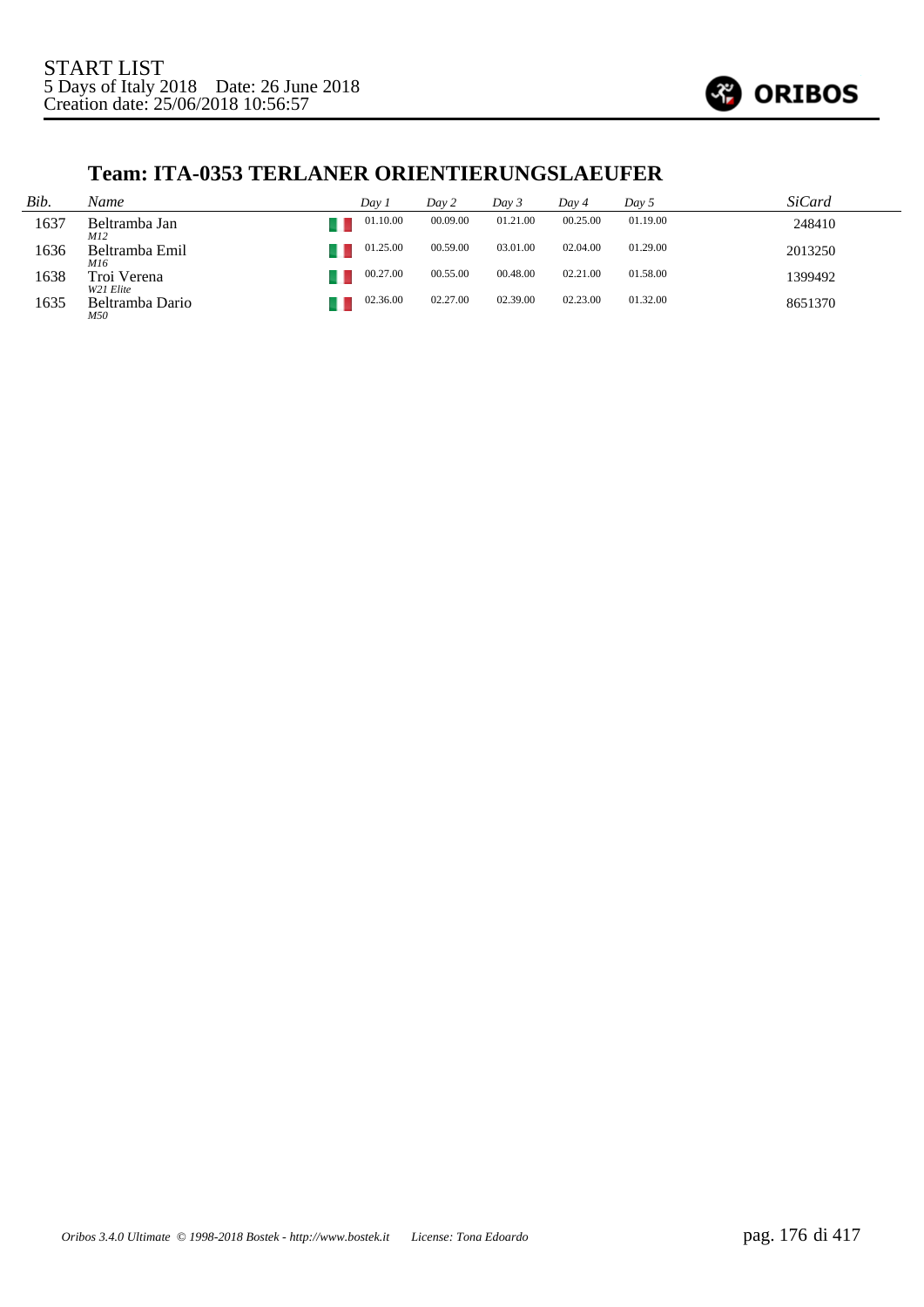START LIST
5 Days of Italy 2018 Date: 26 June 2018
Creation date: 25/06/2018 10:56:57

## Team: ITA-0353 TERLANER ORIENTIERUNGSLAEUFER

| *Bib.* | *Name* | | *Day 1* | *Day 2* | *Day 3* | *Day 4* | *Day 5* | *SiCard* |
|---|---|---|---|---|---|---|---|---|
| 1637 | Beltramba Jan *M12* | | 01.10.00 | 00.09.00 | 01.21.00 | 00.25.00 | 01.19.00 | 248410 |
| 1636 | Beltramba Emil *M16* | | 01.25.00 | 00.59.00 | 03.01.00 | 02.04.00 | 01.29.00 | 2013250 |
| 1638 | Troi Verena *W21 Elite* | | 00.27.00 | 00.55.00 | 00.48.00 | 02.21.00 | 01.58.00 | 1399492 |
| 1635 | Beltramba Dario *M50* | | 02.36.00 | 02.27.00 | 02.39.00 | 02.23.00 | 01.32.00 | 8651370 |

*Oribos 3.4.0 Ultimate © 1998-2018 Bostek - http://www.bostek.it License: Tona Edoardo*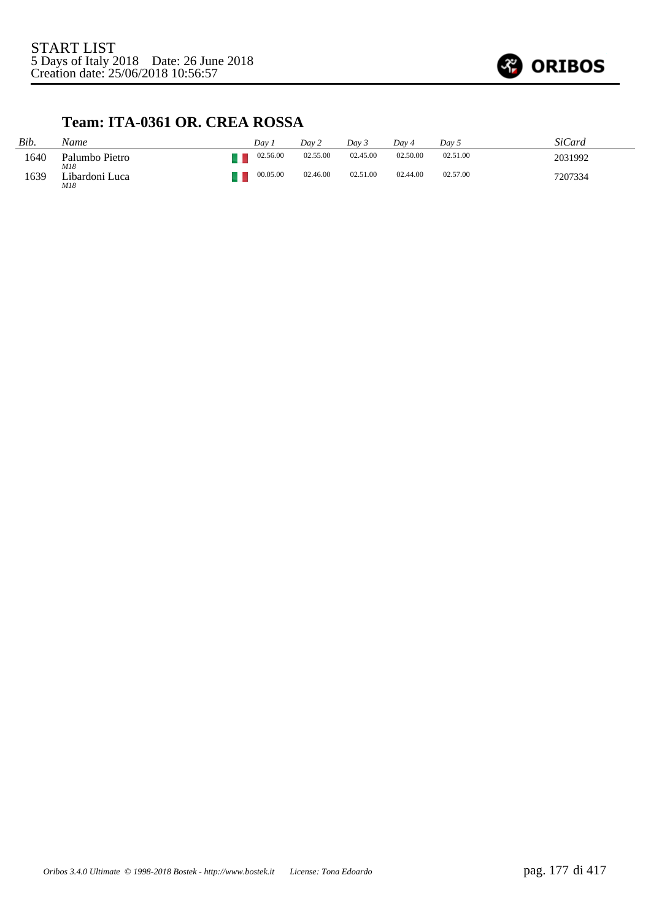START LIST
5 Days of Italy 2018    Date: 26 June 2018
Creation date: 25/06/2018 10:56:57

## Team: ITA-0361 OR. CREA ROSSA

| *Bib.* | *Name* | | *Day 1* | *Day 2* | *Day 3* | *Day 4* | *Day 5* | *SiCard* |
|---|---|---|---|---|---|---|---|---|
| 1640 | Palumbo Pietro *M18* | ITA | 02.56.00 | 02.55.00 | 02.45.00 | 02.50.00 | 02.51.00 | 2031992 |
| 1639 | Libardoni Luca *M18* | ITA | 00.05.00 | 02.46.00 | 02.51.00 | 02.44.00 | 02.57.00 | 7207334 |

*Oribos 3.4.0 Ultimate © 1998-2018 Bostek - http://www.bostek.it    License: Tona Edoardo*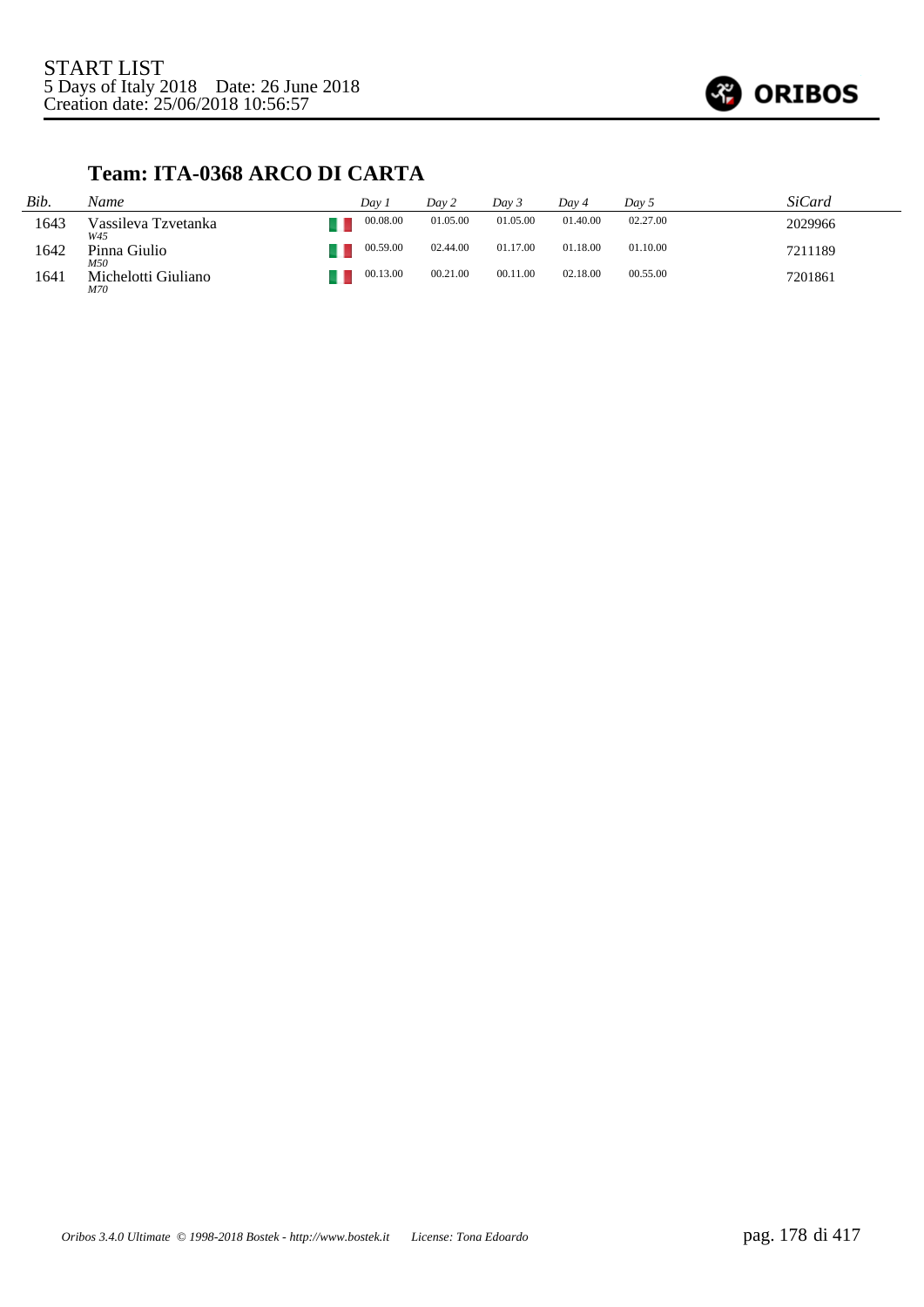START LIST
5 Days of Italy 2018 Date: 26 June 2018
Creation date: 25/06/2018 10:56:57

## Team: ITA-0368 ARCO DI CARTA

| Bib. | Name | | Day 1 | Day 2 | Day 3 | Day 4 | Day 5 | SiCard |
|---|---|---|---|---|---|---|---|---|
| 1643 | Vassileva Tzvetanka *W45* | | 00.08.00 | 01.05.00 | 01.05.00 | 01.40.00 | 02.27.00 | 2029966 |
| 1642 | Pinna Giulio *M50* | | 00.59.00 | 02.44.00 | 01.17.00 | 01.18.00 | 01.10.00 | 7211189 |
| 1641 | Michelotti Giuliano *M70* | | 00.13.00 | 00.21.00 | 00.11.00 | 02.18.00 | 00.55.00 | 7201861 |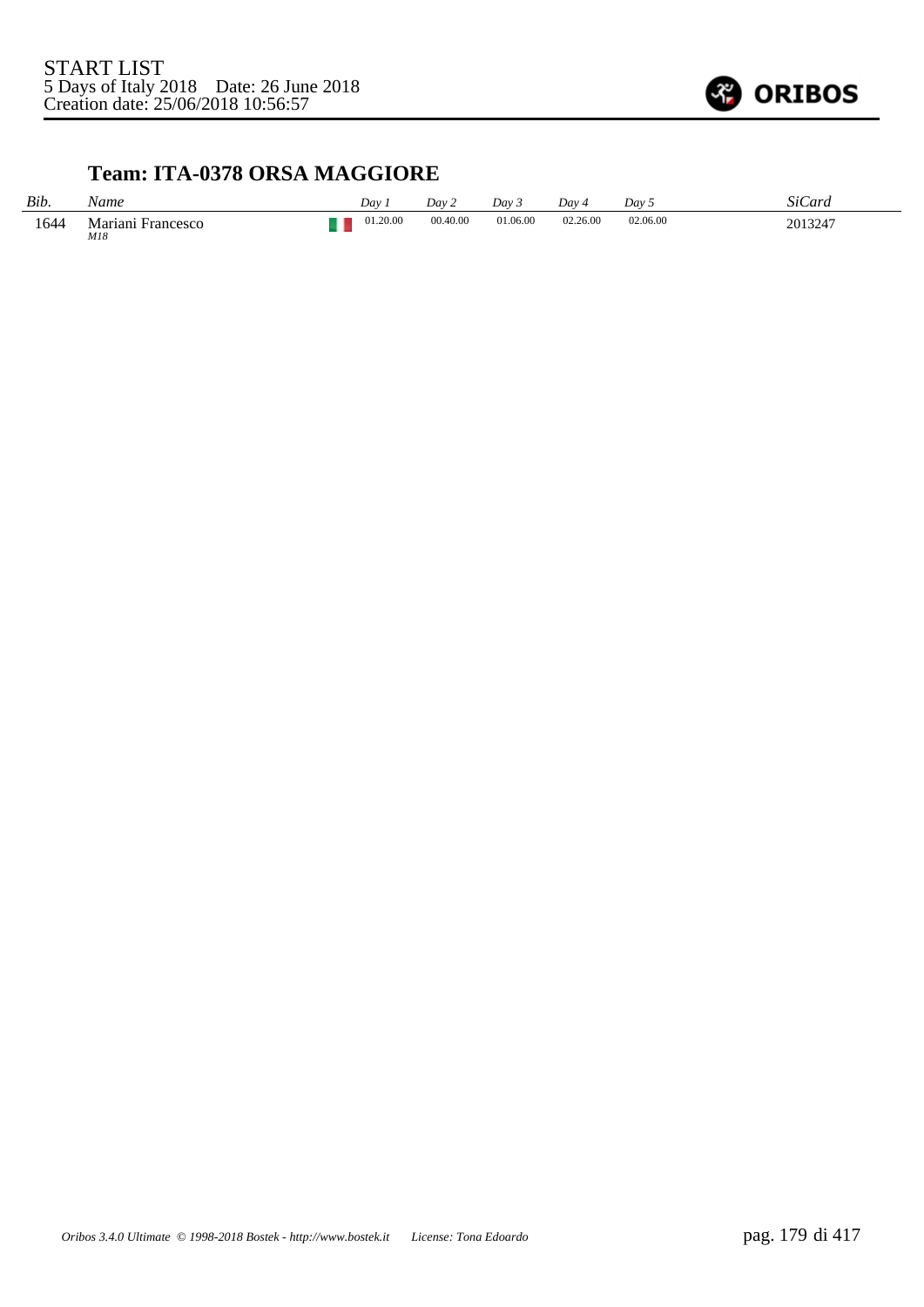START LIST
5 Days of Italy 2018    Date: 26 June 2018
Creation date: 25/06/2018 10:56:57

## Team: ITA-0378 ORSA MAGGIORE

| *Bib.* | *Name* | | *Day 1* | *Day 2* | *Day 3* | *Day 4* | *Day 5* | *SiCard* |
|---|---|---|---|---|---|---|---|---|
| 1644 | Mariani Francesco *M18* | | 01.20.00 | 00.40.00 | 01.06.00 | 02.26.00 | 02.06.00 | 2013247 |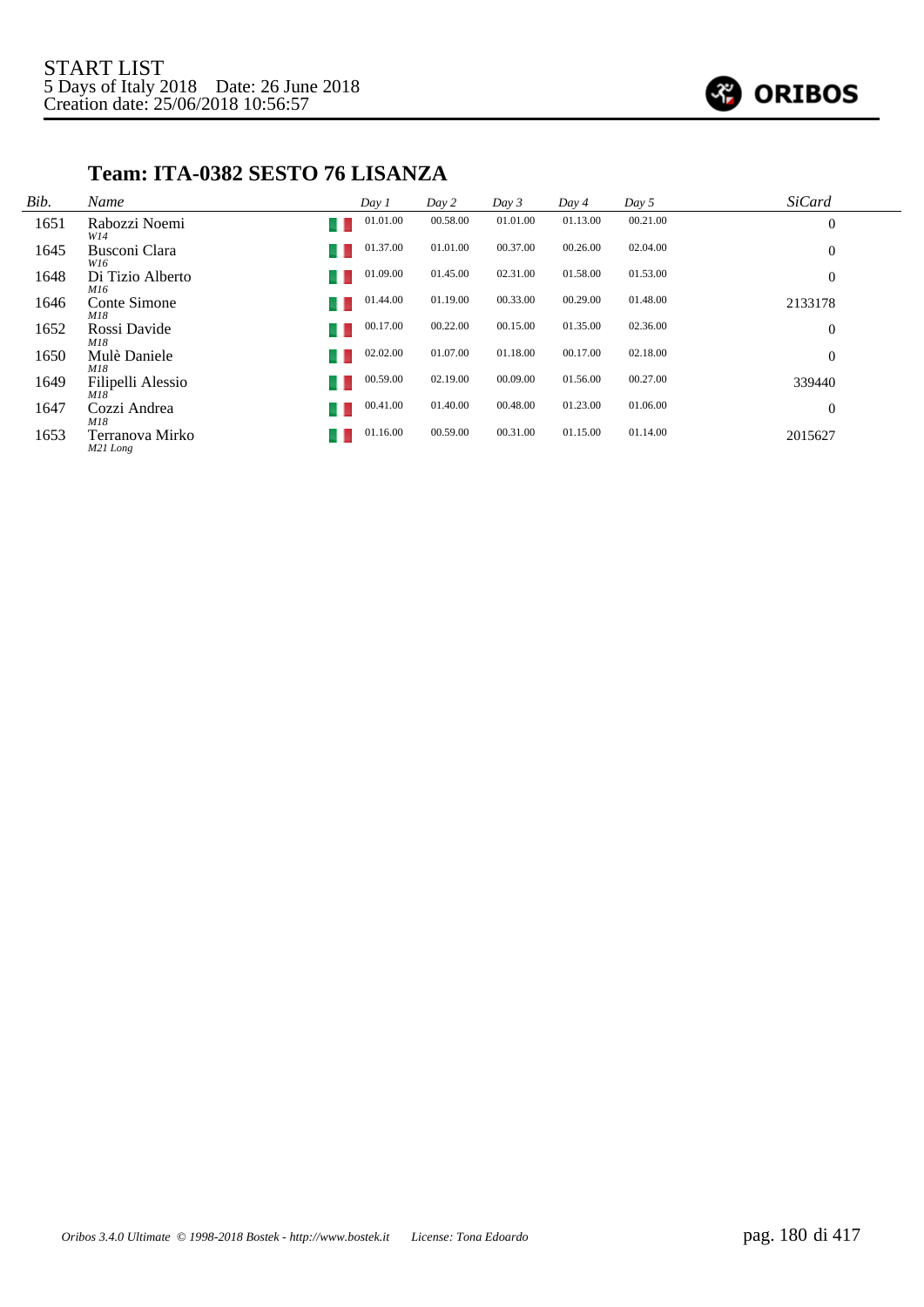START LIST
5 Days of Italy 2018 Date: 26 June 2018
Creation date: 25/06/2018 10:56:57

## Team: ITA-0382 SESTO 76 LISANZA

| Bib. | Name | | Day 1 | Day 2 | Day 3 | Day 4 | Day 5 | SiCard |
|---|---|---|---|---|---|---|---|---|
| 1651 | Rabozzi Noemi *W14* | ITA | 01.01.00 | 00.58.00 | 01.01.00 | 01.13.00 | 00.21.00 | 0 |
| 1645 | Busconi Clara *W16* | ITA | 01.37.00 | 01.01.00 | 00.37.00 | 00.26.00 | 02.04.00 | 0 |
| 1648 | Di Tizio Alberto *M16* | ITA | 01.09.00 | 01.45.00 | 02.31.00 | 01.58.00 | 01.53.00 | 0 |
| 1646 | Conte Simone *M18* | ITA | 01.44.00 | 01.19.00 | 00.33.00 | 00.29.00 | 01.48.00 | 2133178 |
| 1652 | Rossi Davide *M18* | ITA | 00.17.00 | 00.22.00 | 00.15.00 | 01.35.00 | 02.36.00 | 0 |
| 1650 | Mulè Daniele *M18* | ITA | 02.02.00 | 01.07.00 | 01.18.00 | 00.17.00 | 02.18.00 | 0 |
| 1649 | Filipelli Alessio *M18* | ITA | 00.59.00 | 02.19.00 | 00.09.00 | 01.56.00 | 00.27.00 | 339440 |
| 1647 | Cozzi Andrea *M18* | ITA | 00.41.00 | 01.40.00 | 00.48.00 | 01.23.00 | 01.06.00 | 0 |
| 1653 | Terranova Mirko *M21 Long* | ITA | 01.16.00 | 00.59.00 | 00.31.00 | 01.15.00 | 01.14.00 | 2015627 |

*Oribos 3.4.0 Ultimate © 1998-2018 Bostek - http://www.bostek.it License: Tona Edoardo*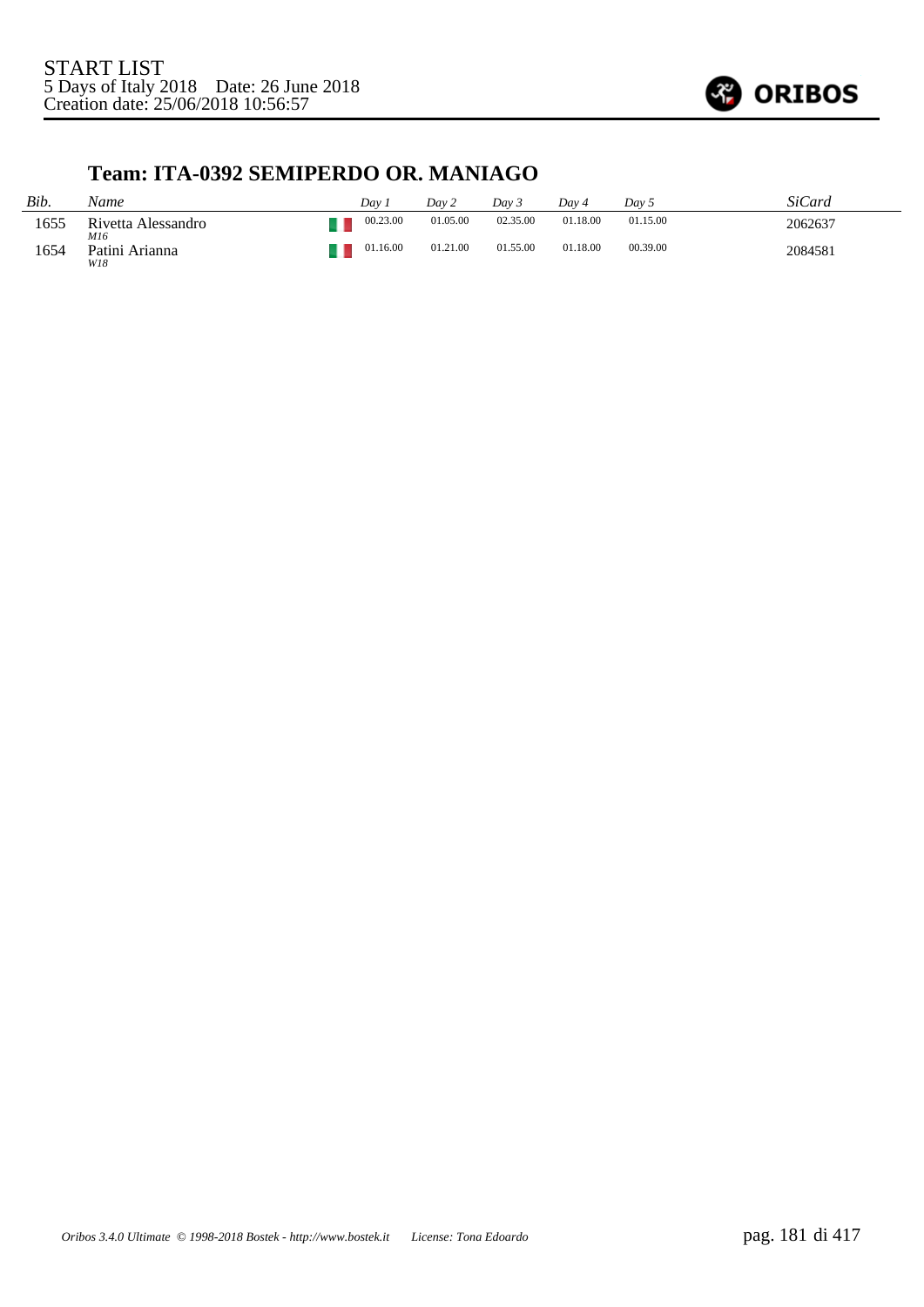START LIST
5 Days of Italy 2018 Date: 26 June 2018
Creation date: 25/06/2018 10:56:57

### Team: ITA-0392 SEMIPERDO OR. MANIAGO

| *Bib.* | *Name* | | *Day 1* | *Day 2* | *Day 3* | *Day 4* | *Day 5* | *SiCard* |
|---|---|---|---|---|---|---|---|---|
| 1655 | Rivetta Alessandro *M16* | | 00.23.00 | 01.05.00 | 02.35.00 | 01.18.00 | 01.15.00 | 2062637 |
| 1654 | Patini Arianna *W18* | | 01.16.00 | 01.21.00 | 01.55.00 | 01.18.00 | 00.39.00 | 2084581 |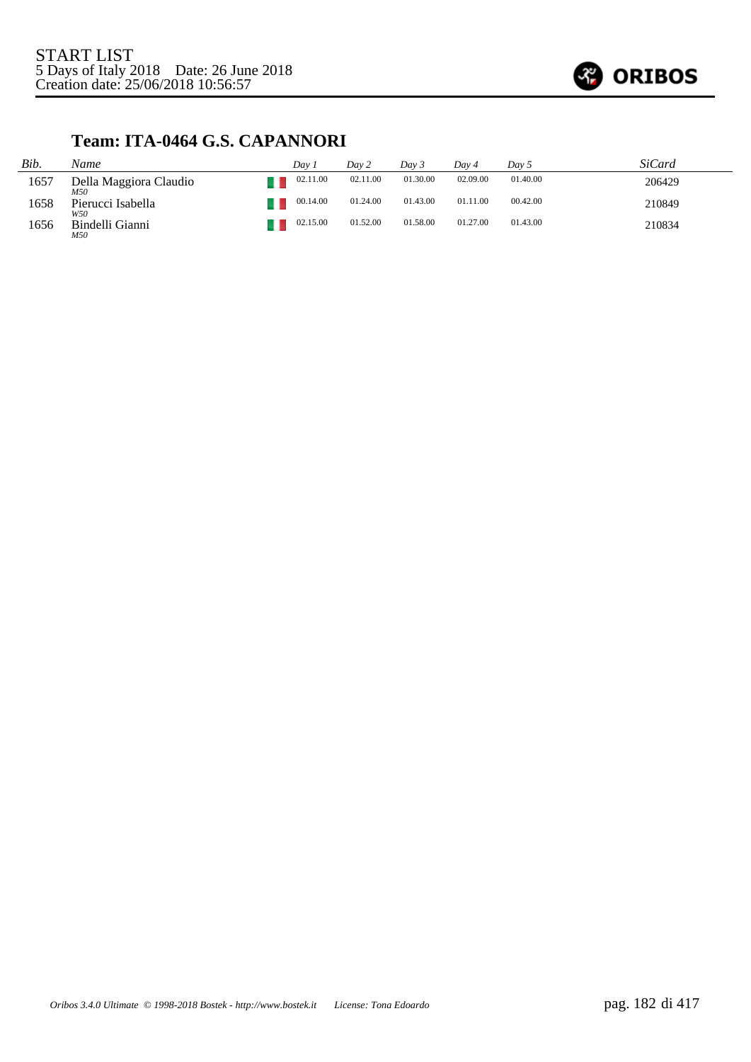START LIST
5 Days of Italy 2018    Date: 26 June 2018
Creation date: 25/06/2018 10:56:57

## Team: ITA-0464 G.S. CAPANNORI

| *Bib.* | *Name* | | *Day 1* | *Day 2* | *Day 3* | *Day 4* | *Day 5* | *SiCard* |
|---|---|---|---|---|---|---|---|---|
| 1657 | Della Maggiora Claudio *M50* | | 02.11.00 | 02.11.00 | 01.30.00 | 02.09.00 | 01.40.00 | 206429 |
| 1658 | Pierucci Isabella *W50* | | 00.14.00 | 01.24.00 | 01.43.00 | 01.11.00 | 00.42.00 | 210849 |
| 1656 | Bindelli Gianni *M50* | | 02.15.00 | 01.52.00 | 01.58.00 | 01.27.00 | 01.43.00 | 210834 |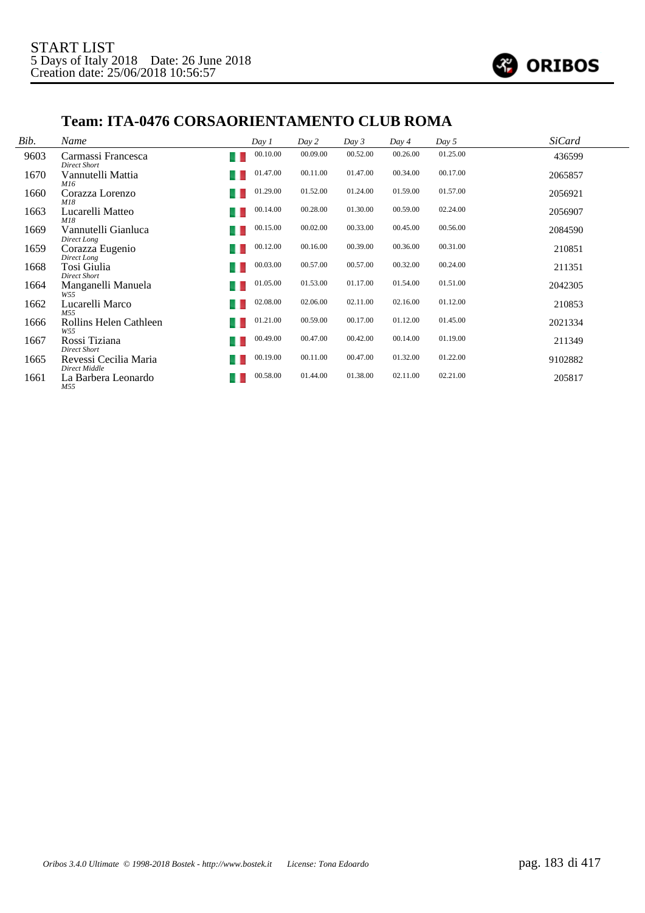START LIST
5 Days of Italy 2018 Date: 26 June 2018
Creation date: 25/06/2018 10:56:57

## Team: ITA-0476 CORSAORIENTAMENTO CLUB ROMA

| Bib. | Name | | Day 1 | Day 2 | Day 3 | Day 4 | Day 5 | SiCard |
|---|---|---|---|---|---|---|---|---|
| 9603 | Carmassi Francesca<br>*Direct Short* | | 00.10.00 | 00.09.00 | 00.52.00 | 00.26.00 | 01.25.00 | 436599 |
| 1670 | Vannutelli Mattia<br>*M16* | | 01.47.00 | 00.11.00 | 01.47.00 | 00.34.00 | 00.17.00 | 2065857 |
| 1660 | Corazza Lorenzo<br>*M18* | | 01.29.00 | 01.52.00 | 01.24.00 | 01.59.00 | 01.57.00 | 2056921 |
| 1663 | Lucarelli Matteo<br>*M18* | | 00.14.00 | 00.28.00 | 01.30.00 | 00.59.00 | 02.24.00 | 2056907 |
| 1669 | Vannutelli Gianluca<br>*Direct Long* | | 00.15.00 | 00.02.00 | 00.33.00 | 00.45.00 | 00.56.00 | 2084590 |
| 1659 | Corazza Eugenio<br>*Direct Long* | | 00.12.00 | 00.16.00 | 00.39.00 | 00.36.00 | 00.31.00 | 210851 |
| 1668 | Tosi Giulia<br>*Direct Short* | | 00.03.00 | 00.57.00 | 00.57.00 | 00.32.00 | 00.24.00 | 211351 |
| 1664 | Manganelli Manuela<br>*W55* | | 01.05.00 | 01.53.00 | 01.17.00 | 01.54.00 | 01.51.00 | 2042305 |
| 1662 | Lucarelli Marco<br>*M55* | | 02.08.00 | 02.06.00 | 02.11.00 | 02.16.00 | 01.12.00 | 210853 |
| 1666 | Rollins Helen Cathleen<br>*W55* | | 01.21.00 | 00.59.00 | 00.17.00 | 01.12.00 | 01.45.00 | 2021334 |
| 1667 | Rossi Tiziana<br>*Direct Short* | | 00.49.00 | 00.47.00 | 00.42.00 | 00.14.00 | 01.19.00 | 211349 |
| 1665 | Revessi Cecilia Maria<br>*Direct Middle* | | 00.19.00 | 00.11.00 | 00.47.00 | 01.32.00 | 01.22.00 | 9102882 |
| 1661 | La Barbera Leonardo<br>*M55* | | 00.58.00 | 01.44.00 | 01.38.00 | 02.11.00 | 02.21.00 | 205817 |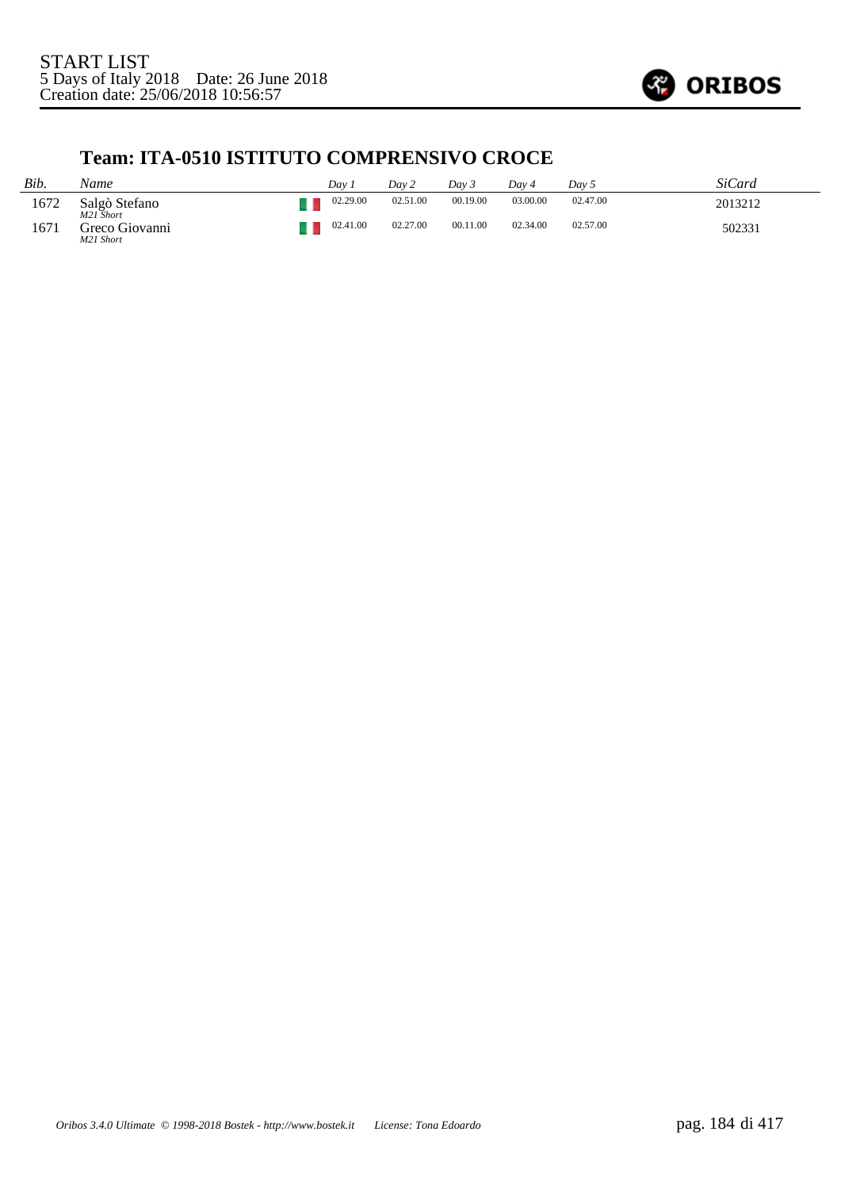START LIST
5 Days of Italy 2018 Date: 26 June 2018
Creation date: 25/06/2018 10:56:57

## Team: ITA-0510 ISTITUTO COMPRENSIVO CROCE

| *Bib.* | *Name* | | *Day 1* | *Day 2* | *Day 3* | *Day 4* | *Day 5* | *SiCard* |
|---|---|---|---|---|---|---|---|---|
| 1672 | Salgò Stefano *M21 Short* | ITA | 02.29.00 | 02.51.00 | 00.19.00 | 03.00.00 | 02.47.00 | 2013212 |
| 1671 | Greco Giovanni *M21 Short* | ITA | 02.41.00 | 02.27.00 | 00.11.00 | 02.34.00 | 02.57.00 | 502331 |

*Oribos 3.4.0 Ultimate © 1998-2018 Bostek - http://www.bostek.it License: Tona Edoardo*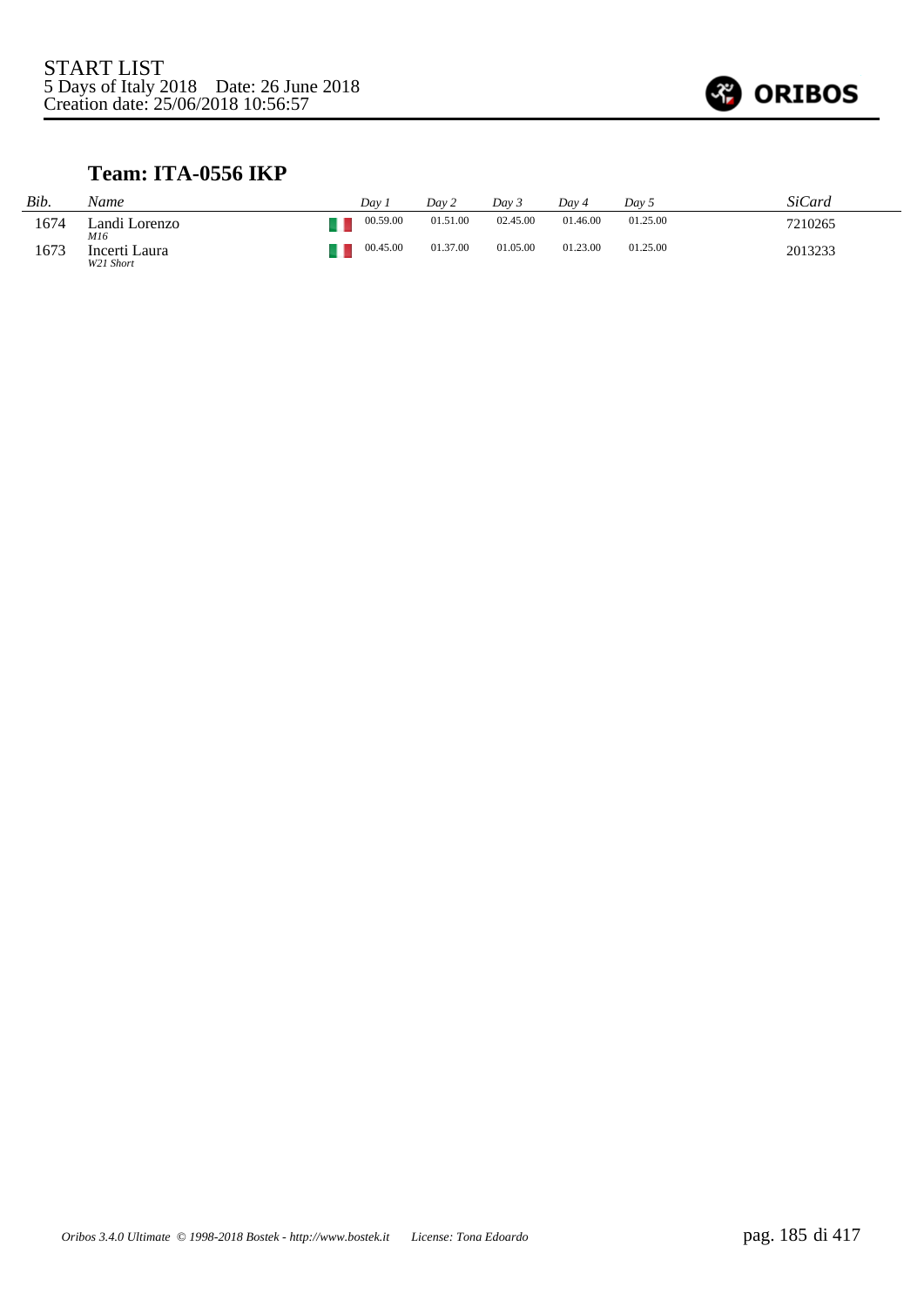START LIST
5 Days of Italy 2018    Date: 26 June 2018
Creation date: 25/06/2018 10:56:57

## Team: ITA-0556 IKP

| *Bib.* | *Name* | | *Day 1* | *Day 2* | *Day 3* | *Day 4* | *Day 5* | *SiCard* |
|---|---|---|---|---|---|---|---|---|
| 1674 | Landi Lorenzo<br>*M16* | | 00.59.00 | 01.51.00 | 02.45.00 | 01.46.00 | 01.25.00 | 7210265 |
| 1673 | Incerti Laura<br>*W21 Short* | | 00.45.00 | 01.37.00 | 01.05.00 | 01.23.00 | 01.25.00 | 2013233 |

*Oribos 3.4.0 Ultimate © 1998-2018 Bostek - http://www.bostek.it    License: Tona Edoardo*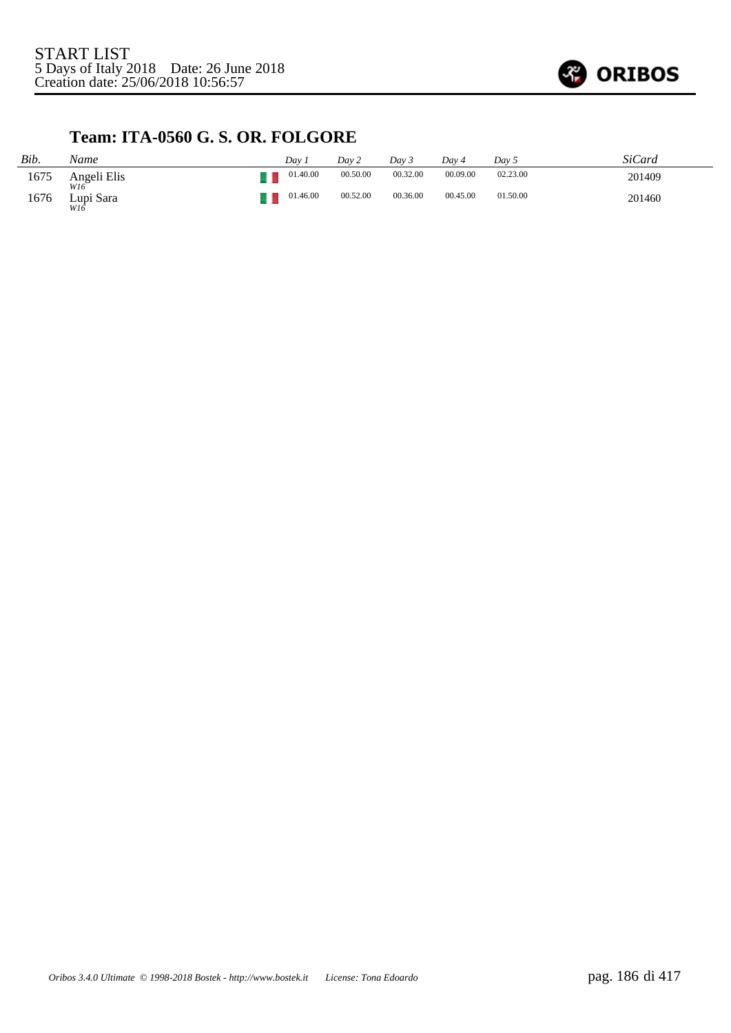START LIST
5 Days of Italy 2018 Date: 26 June 2018
Creation date: 25/06/2018 10:56:57

## Team: ITA-0560 G. S. OR. FOLGORE

| Bib. | Name | | Day 1 | Day 2 | Day 3 | Day 4 | Day 5 | SiCard |
|---|---|---|---|---|---|---|---|---|
| 1675 | Angeli Elis *W16* | | 01.40.00 | 00.50.00 | 00.32.00 | 00.09.00 | 02.23.00 | 201409 |
| 1676 | Lupi Sara *W16* | | 01.46.00 | 00.52.00 | 00.36.00 | 00.45.00 | 01.50.00 | 201460 |

*Oribos 3.4.0 Ultimate © 1998-2018 Bostek - http://www.bostek.it License: Tona Edoardo*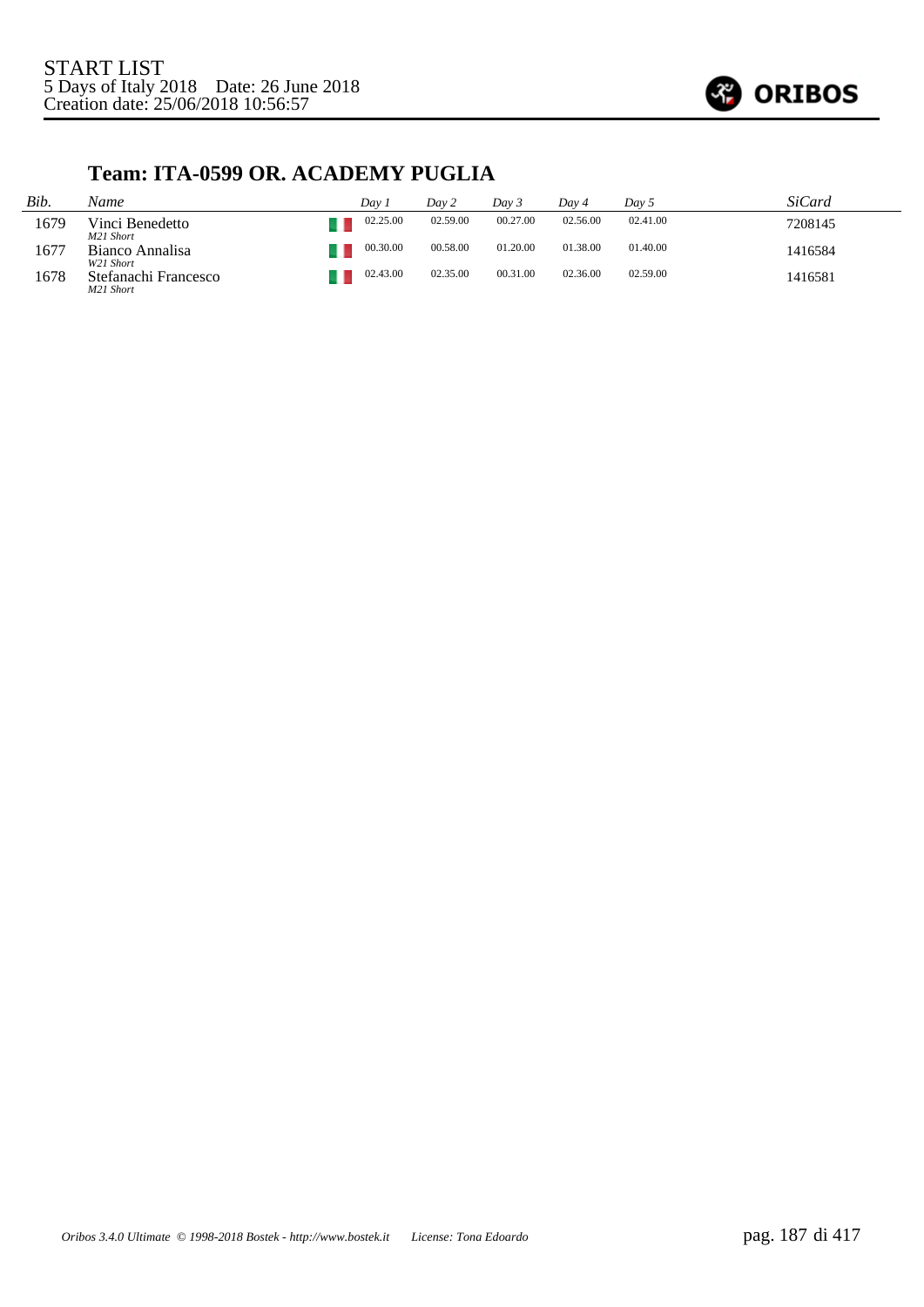START LIST
5 Days of Italy 2018 Date: 26 June 2018
Creation date: 25/06/2018 10:56:57

## Team: ITA-0599 OR. ACADEMY PUGLIA

| *Bib.* | *Name* | | *Day 1* | *Day 2* | *Day 3* | *Day 4* | *Day 5* | *SiCard* |
|---|---|---|---|---|---|---|---|---|
| 1679 | Vinci Benedetto *M21 Short* | | 02.25.00 | 02.59.00 | 00.27.00 | 02.56.00 | 02.41.00 | 7208145 |
| 1677 | Bianco Annalisa *W21 Short* | | 00.30.00 | 00.58.00 | 01.20.00 | 01.38.00 | 01.40.00 | 1416584 |
| 1678 | Stefanachi Francesco *M21 Short* | | 02.43.00 | 02.35.00 | 00.31.00 | 02.36.00 | 02.59.00 | 1416581 |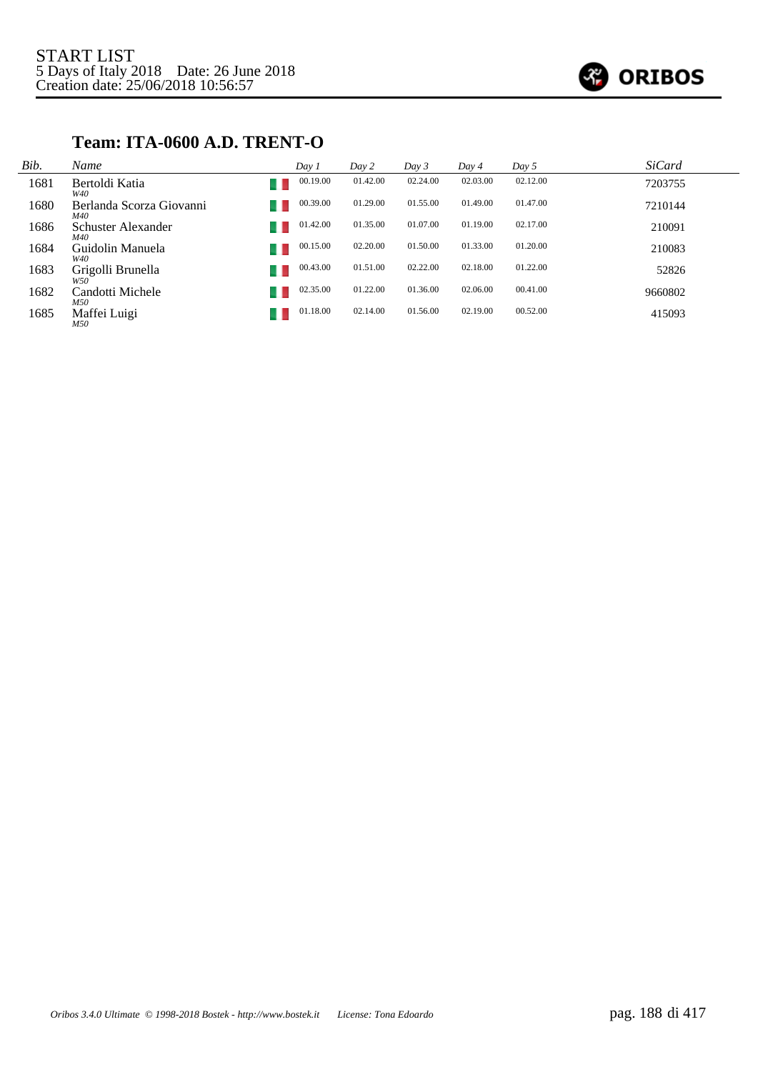START LIST
5 Days of Italy 2018 Date: 26 June 2018
Creation date: 25/06/2018 10:56:57

## Team: ITA-0600 A.D. TRENT-O

| *Bib.* | *Name* | | *Day 1* | *Day 2* | *Day 3* | *Day 4* | *Day 5* | *SiCard* |
|---|---|---|---|---|---|---|---|---|
| 1681 | Bertoldi Katia *W40* | ITA | 00.19.00 | 01.42.00 | 02.24.00 | 02.03.00 | 02.12.00 | 7203755 |
| 1680 | Berlanda Scorza Giovanni *M40* | ITA | 00.39.00 | 01.29.00 | 01.55.00 | 01.49.00 | 01.47.00 | 7210144 |
| 1686 | Schuster Alexander *M40* | ITA | 01.42.00 | 01.35.00 | 01.07.00 | 01.19.00 | 02.17.00 | 210091 |
| 1684 | Guidolin Manuela *W40* | ITA | 00.15.00 | 02.20.00 | 01.50.00 | 01.33.00 | 01.20.00 | 210083 |
| 1683 | Grigolli Brunella *W50* | ITA | 00.43.00 | 01.51.00 | 02.22.00 | 02.18.00 | 01.22.00 | 52826 |
| 1682 | Candotti Michele *M50* | ITA | 02.35.00 | 01.22.00 | 01.36.00 | 02.06.00 | 00.41.00 | 9660802 |
| 1685 | Maffei Luigi *M50* | ITA | 01.18.00 | 02.14.00 | 01.56.00 | 02.19.00 | 00.52.00 | 415093 |

*Oribos 3.4.0 Ultimate © 1998-2018 Bostek - http://www.bostek.it License: Tona Edoardo*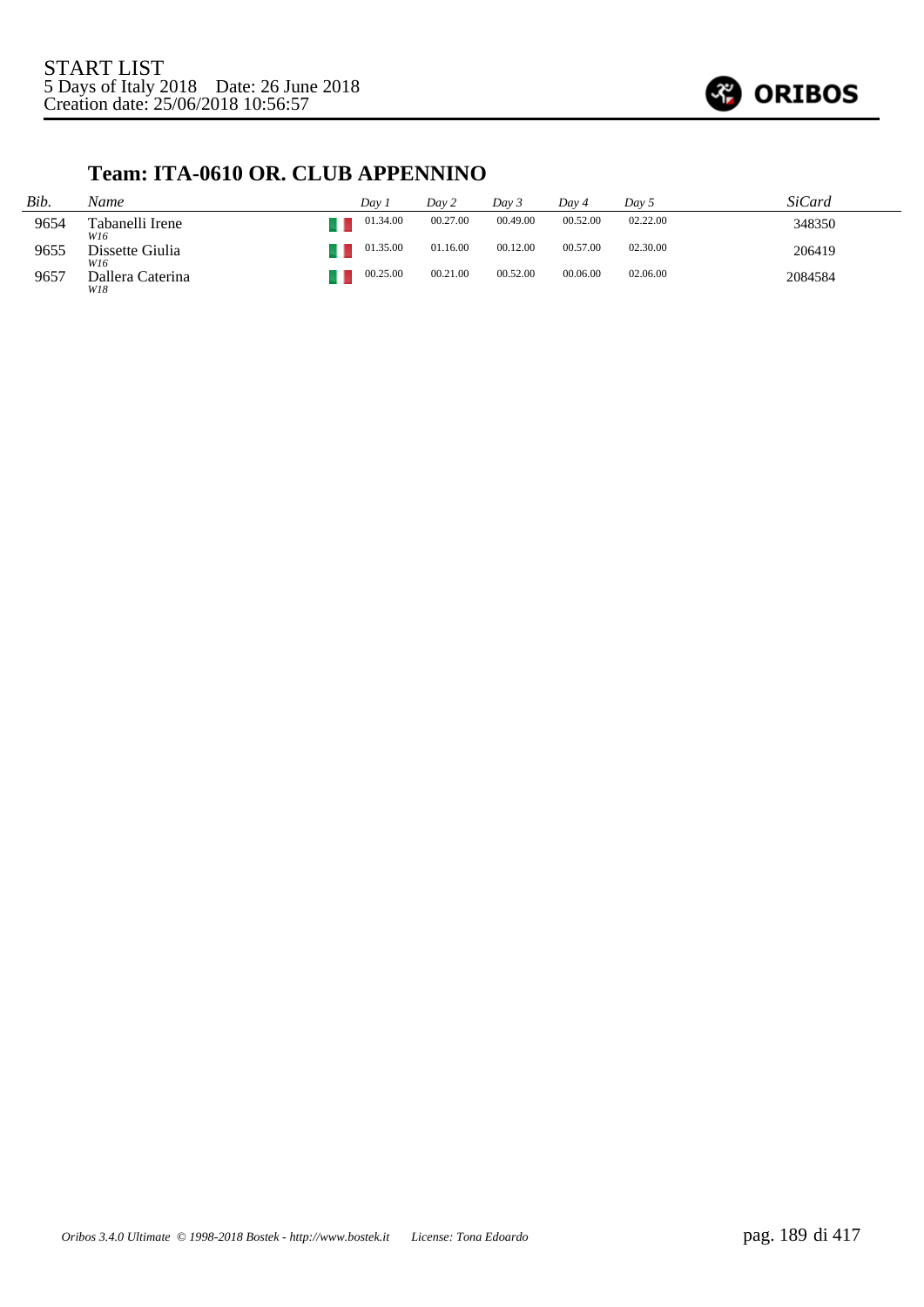START LIST
5 Days of Italy 2018 Date: 26 June 2018
Creation date: 25/06/2018 10:56:57

## Team: ITA-0610 OR. CLUB APPENNINO

| Bib. | Name | | Day 1 | Day 2 | Day 3 | Day 4 | Day 5 | SiCard |
|---|---|---|---|---|---|---|---|---|
| 9654 | Tabanelli Irene<br>*W16* | | 01.34.00 | 00.27.00 | 00.49.00 | 00.52.00 | 02.22.00 | 348350 |
| 9655 | Dissette Giulia<br>*W16* | | 01.35.00 | 01.16.00 | 00.12.00 | 00.57.00 | 02.30.00 | 206419 |
| 9657 | Dallera Caterina<br>*W18* | | 00.25.00 | 00.21.00 | 00.52.00 | 00.06.00 | 02.06.00 | 2084584 |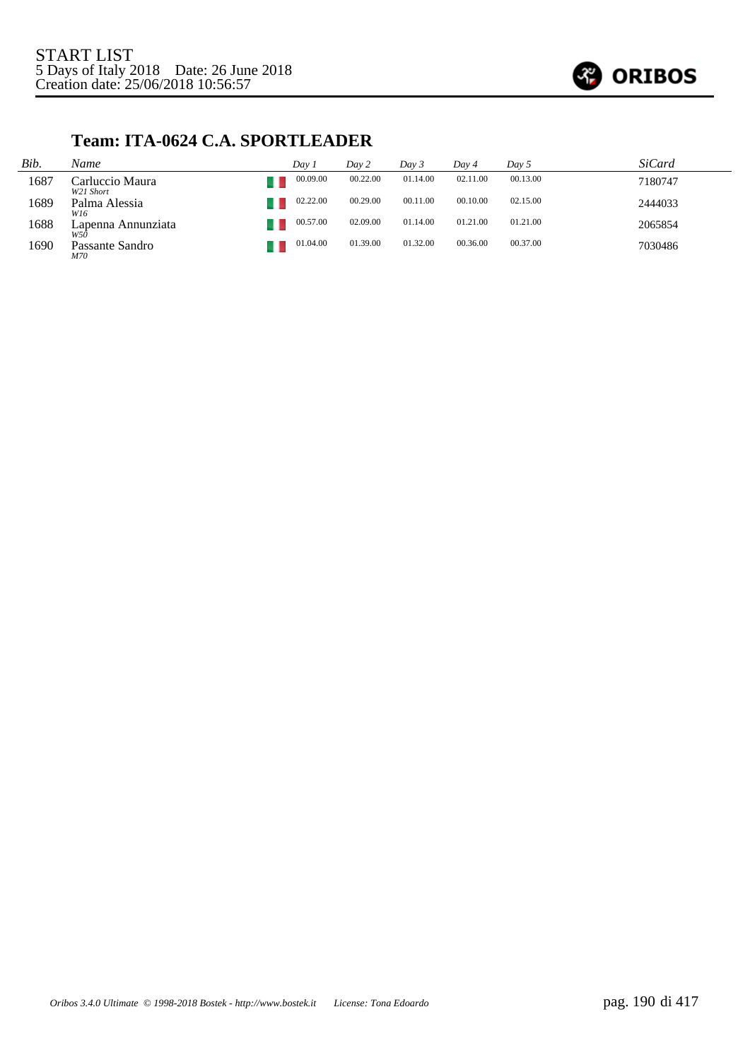START LIST
5 Days of Italy 2018 Date: 26 June 2018
Creation date: 25/06/2018 10:56:57

## Team: ITA-0624 C.A. SPORTLEADER

| Bib. | Name | | Day 1 | Day 2 | Day 3 | Day 4 | Day 5 | SiCard |
|---|---|---|---|---|---|---|---|---|
| 1687 | Carluccio Maura<br>*W21 Short* | | 00.09.00 | 00.22.00 | 01.14.00 | 02.11.00 | 00.13.00 | 7180747 |
| 1689 | Palma Alessia<br>*W16* | | 02.22.00 | 00.29.00 | 00.11.00 | 00.10.00 | 02.15.00 | 2444033 |
| 1688 | Lapenna Annunziata<br>*W50* | | 00.57.00 | 02.09.00 | 01.14.00 | 01.21.00 | 01.21.00 | 2065854 |
| 1690 | Passante Sandro<br>*M70* | | 01.04.00 | 01.39.00 | 01.32.00 | 00.36.00 | 00.37.00 | 7030486 |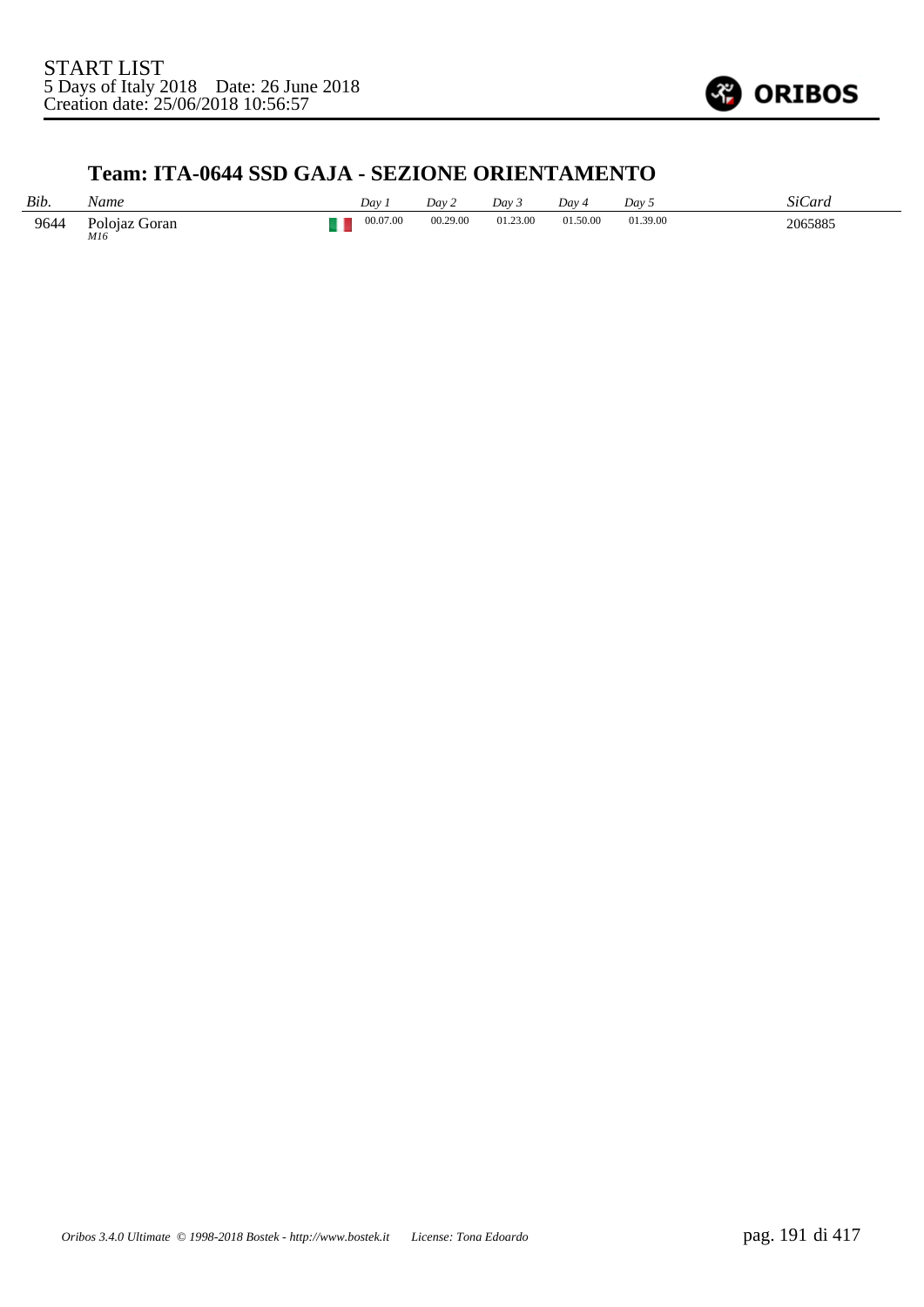START LIST
5 Days of Italy 2018 Date: 26 June 2018
Creation date: 25/06/2018 10:56:57

## Team: ITA-0644 SSD GAJA - SEZIONE ORIENTAMENTO

| *Bib.* | *Name* | | *Day 1* | *Day 2* | *Day 3* | *Day 4* | *Day 5* | *SiCard* |
|---|---|---|---|---|---|---|---|---|
| 9644 | Polojaz Goran *M16* | | 00.07.00 | 00.29.00 | 01.23.00 | 01.50.00 | 01.39.00 | 2065885 |

*Oribos 3.4.0 Ultimate © 1998-2018 Bostek - http://www.bostek.it License: Tona Edoardo*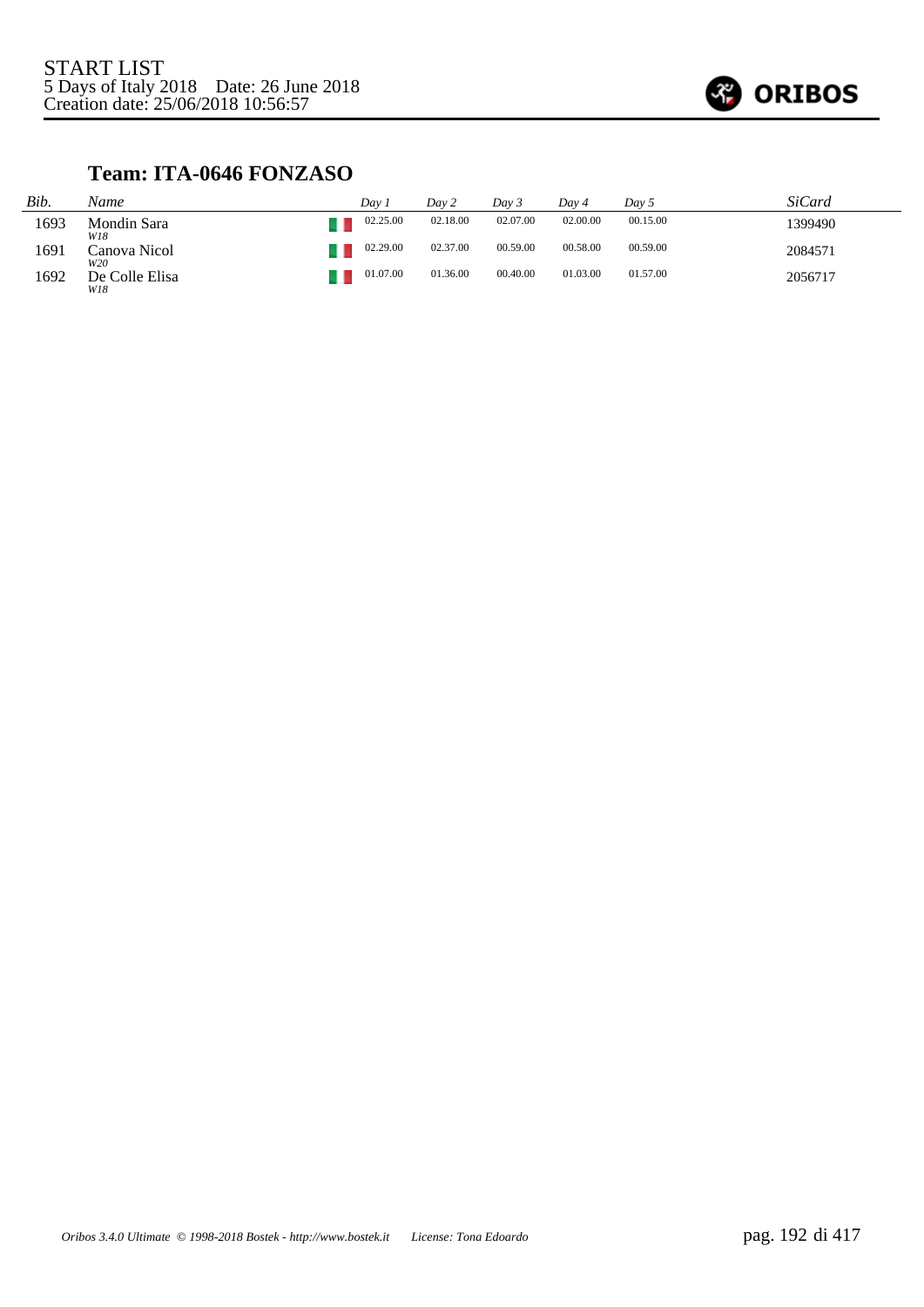START LIST
5 Days of Italy 2018 Date: 26 June 2018
Creation date: 25/06/2018 10:56:57

## Team: ITA-0646 FONZASO

| *Bib.* | *Name* | | *Day 1* | *Day 2* | *Day 3* | *Day 4* | *Day 5* | *SiCard* |
|---|---|---|---|---|---|---|---|---|
| 1693 | Mondin Sara *W18* | | 02.25.00 | 02.18.00 | 02.07.00 | 02.00.00 | 00.15.00 | 1399490 |
| 1691 | Canova Nicol *W20* | | 02.29.00 | 02.37.00 | 00.59.00 | 00.58.00 | 00.59.00 | 2084571 |
| 1692 | De Colle Elisa *W18* | | 01.07.00 | 01.36.00 | 00.40.00 | 01.03.00 | 01.57.00 | 2056717 |

*Oribos 3.4.0 Ultimate © 1998-2018 Bostek - http://www.bostek.it License: Tona Edoardo*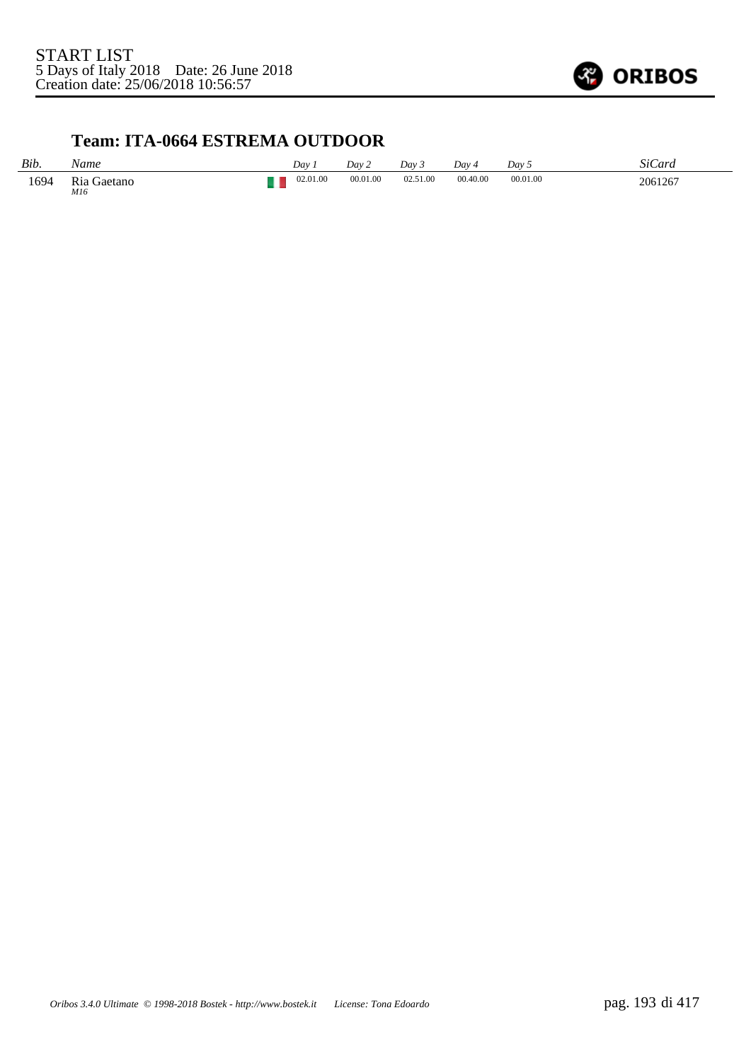START LIST
5 Days of Italy 2018 Date: 26 June 2018
Creation date: 25/06/2018 10:56:57

## Team: ITA-0664 ESTREMA OUTDOOR

| *Bib.* | *Name* | | *Day 1* | *Day 2* | *Day 3* | *Day 4* | *Day 5* | *SiCard* |
|---|---|---|---|---|---|---|---|---|
| 1694 | Ria Gaetano *M16* | | 02.01.00 | 00.01.00 | 02.51.00 | 00.40.00 | 00.01.00 | 2061267 |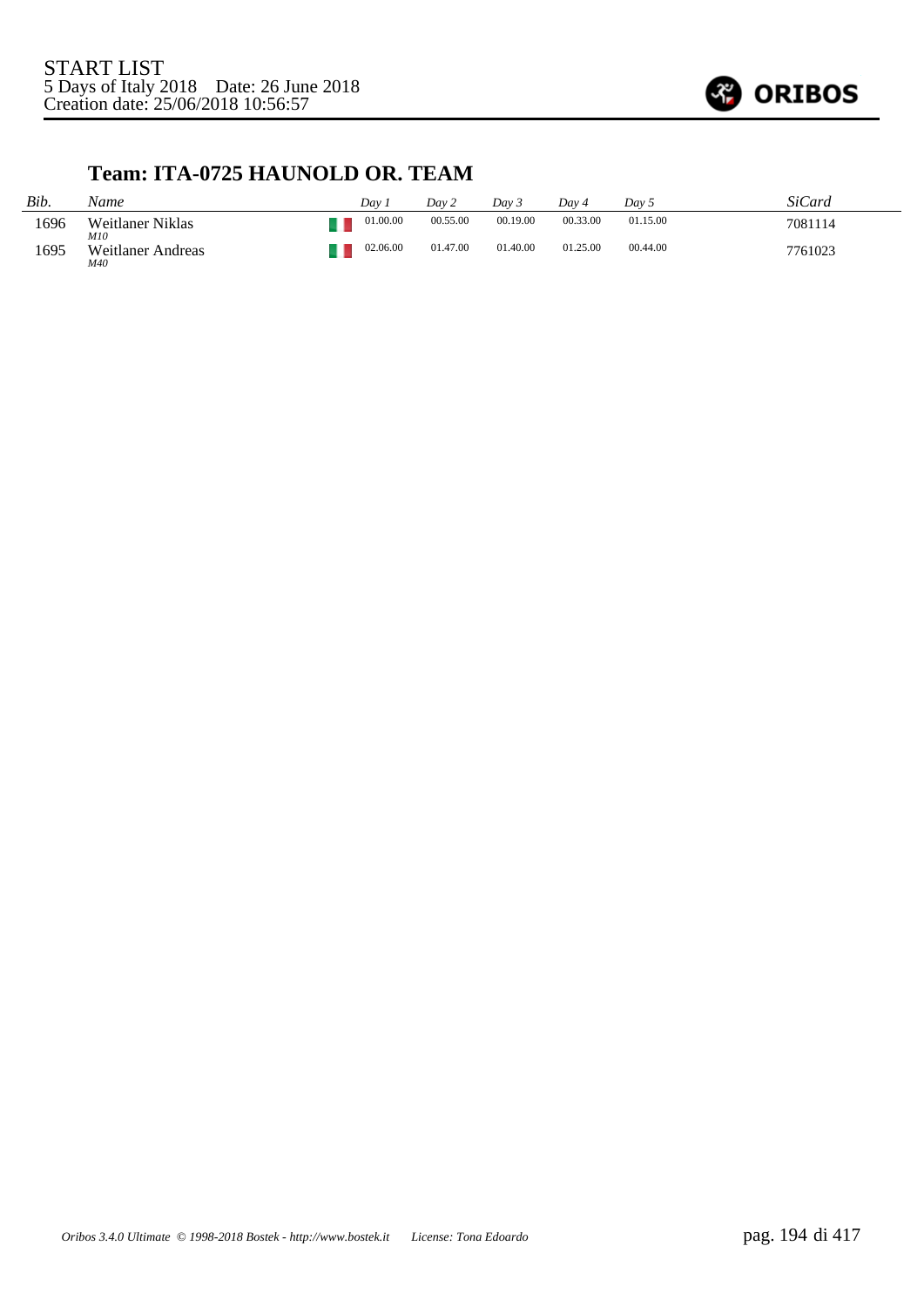START LIST
5 Days of Italy 2018 Date: 26 June 2018
Creation date: 25/06/2018 10:56:57

## Team: ITA-0725 HAUNOLD OR. TEAM

| *Bib.* | *Name* | | *Day 1* | *Day 2* | *Day 3* | *Day 4* | *Day 5* | *SiCard* |
|---|---|---|---|---|---|---|---|---|
| 1696 | Weitlaner Niklas *M10* | | 01.00.00 | 00.55.00 | 00.19.00 | 00.33.00 | 01.15.00 | 7081114 |
| 1695 | Weitlaner Andreas *M40* | | 02.06.00 | 01.47.00 | 01.40.00 | 01.25.00 | 00.44.00 | 7761023 |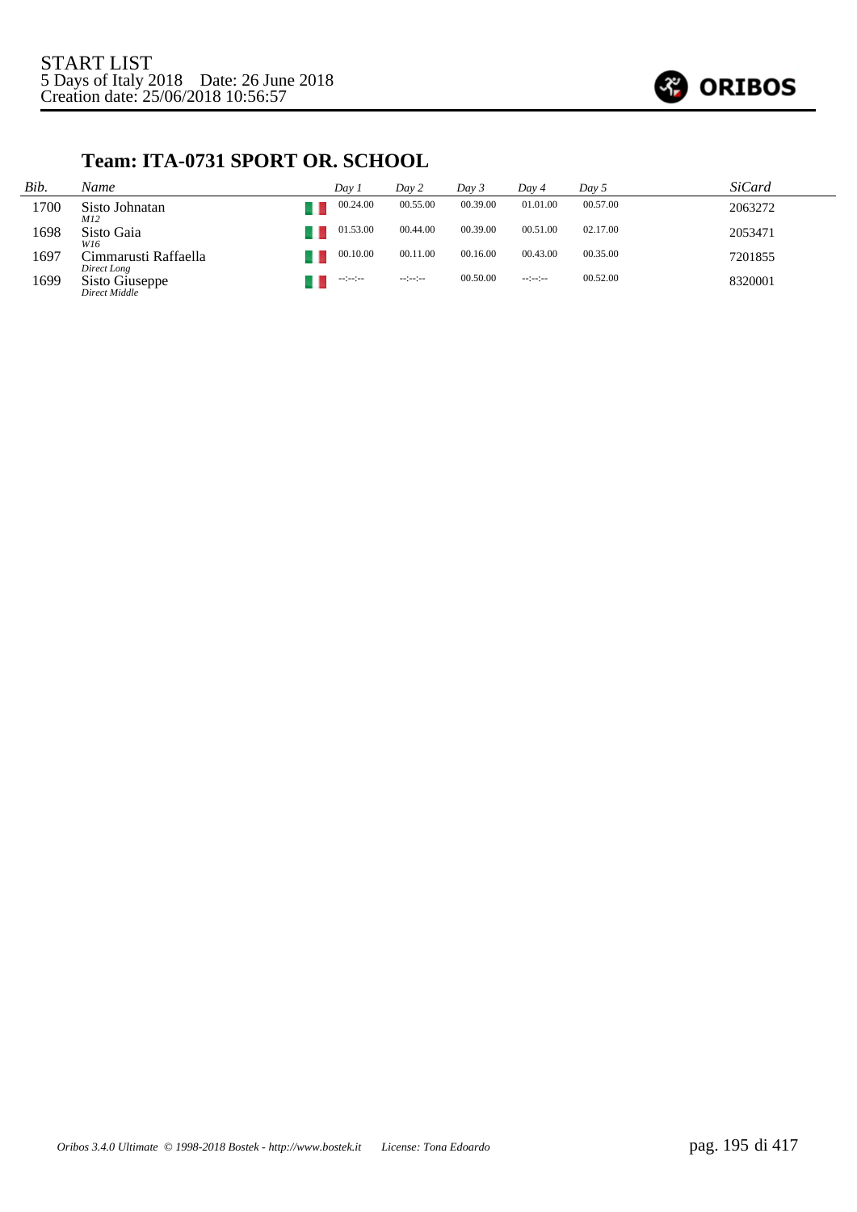START LIST
5 Days of Italy 2018 Date: 26 June 2018
Creation date: 25/06/2018 10:56:57

## Team: ITA-0731 SPORT OR. SCHOOL

| Bib. | Name | Day 1 | Day 2 | Day 3 | Day 4 | Day 5 | SiCard |
|---|---|---|---|---|---|---|---|
| 1700 | Sisto Johnatan *M12* | 00.24.00 | 00.55.00 | 00.39.00 | 01.01.00 | 00.57.00 | 2063272 |
| 1698 | Sisto Gaia *W16* | 01.53.00 | 00.44.00 | 00.39.00 | 00.51.00 | 02.17.00 | 2053471 |
| 1697 | Cimmarusti Raffaella *Direct Long* | 00.10.00 | 00.11.00 | 00.16.00 | 00.43.00 | 00.35.00 | 7201855 |
| 1699 | Sisto Giuseppe *Direct Middle* | --:--:-- | --:--:-- | 00.50.00 | --:--:-- | 00.52.00 | 8320001 |

*Oribos 3.4.0 Ultimate © 1998-2018 Bostek - http://www.bostek.it License: Tona Edoardo*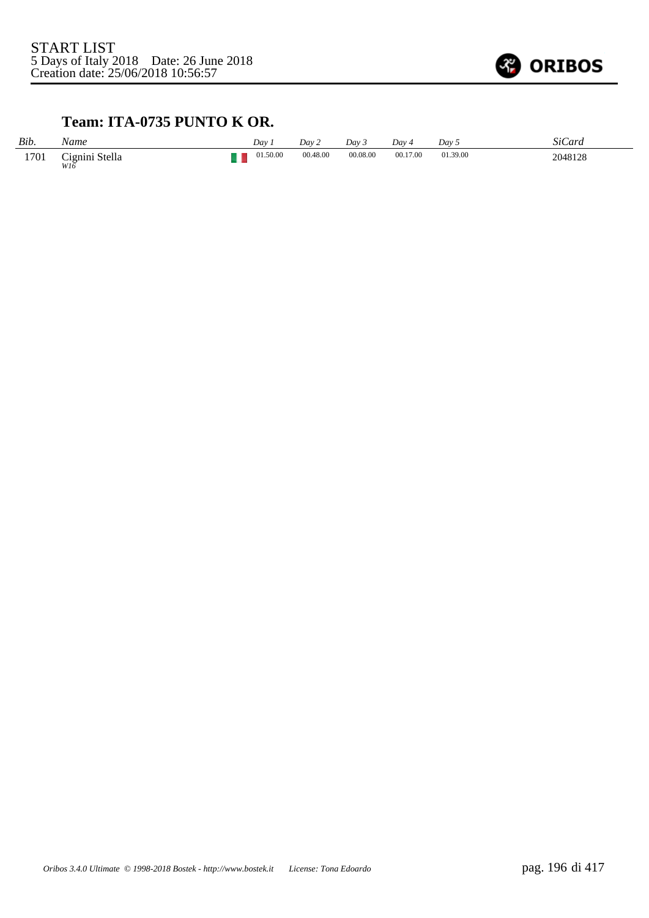START LIST
5 Days of Italy 2018 Date: 26 June 2018
Creation date: 25/06/2018 10:56:57

## Team: ITA-0735 PUNTO K OR.

| Bib. | Name | | Day 1 | Day 2 | Day 3 | Day 4 | Day 5 | SiCard |
|---|---|---|---|---|---|---|---|---|
| 1701 | Cignini Stella *W16* | | 01.50.00 | 00.48.00 | 00.08.00 | 00.17.00 | 01.39.00 | 2048128 |

*Oribos 3.4.0 Ultimate © 1998-2018 Bostek - http://www.bostek.it License: Tona Edoardo*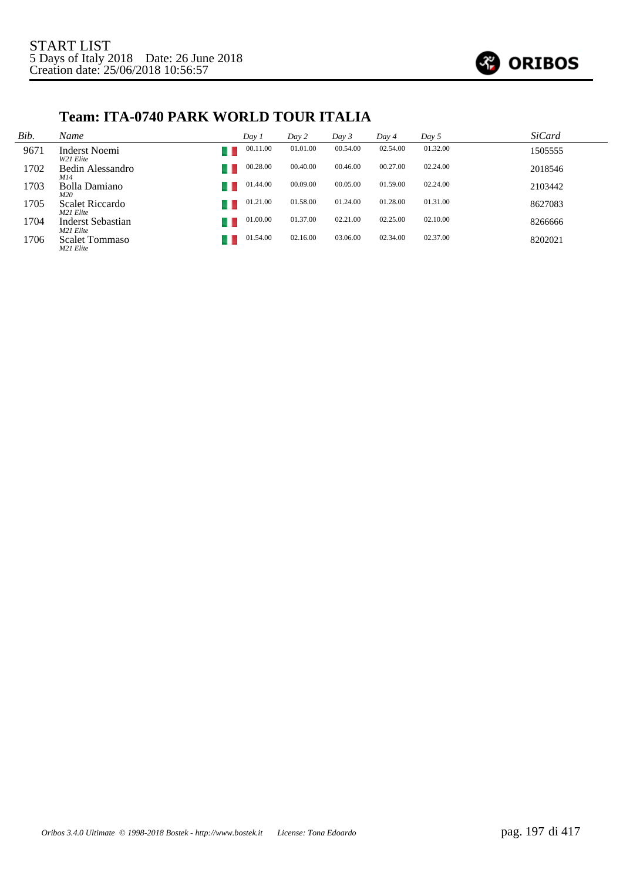START LIST
5 Days of Italy 2018    Date: 26 June 2018
Creation date: 25/06/2018 10:56:57

## Team: ITA-0740 PARK WORLD TOUR ITALIA

| *Bib.* | *Name* | | *Day 1* | *Day 2* | *Day 3* | *Day 4* | *Day 5* | *SiCard* |
|---|---|---|---|---|---|---|---|---|
| 9671 | Inderst Noemi<br>*W21 Elite* | | 00.11.00 | 01.01.00 | 00.54.00 | 02.54.00 | 01.32.00 | 1505555 |
| 1702 | Bedin Alessandro<br>*M14* | | 00.28.00 | 00.40.00 | 00.46.00 | 00.27.00 | 02.24.00 | 2018546 |
| 1703 | Bolla Damiano<br>*M20* | | 01.44.00 | 00.09.00 | 00.05.00 | 01.59.00 | 02.24.00 | 2103442 |
| 1705 | Scalet Riccardo<br>*M21 Elite* | | 01.21.00 | 01.58.00 | 01.24.00 | 01.28.00 | 01.31.00 | 8627083 |
| 1704 | Inderst Sebastian<br>*M21 Elite* | | 01.00.00 | 01.37.00 | 02.21.00 | 02.25.00 | 02.10.00 | 8266666 |
| 1706 | Scalet Tommaso<br>*M21 Elite* | | 01.54.00 | 02.16.00 | 03.06.00 | 02.34.00 | 02.37.00 | 8202021 |

*Oribos 3.4.0 Ultimate © 1998-2018 Bostek - http://www.bostek.it    License: Tona Edoardo*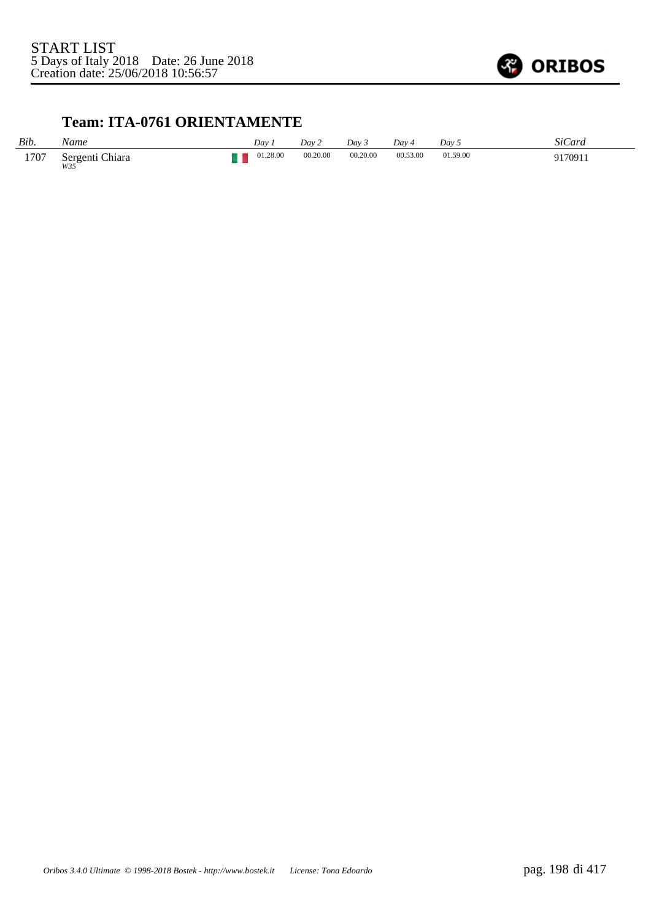START LIST
5 Days of Italy 2018 Date: 26 June 2018
Creation date: 25/06/2018 10:56:57

## Team: ITA-0761 ORIENTAMENTE

| *Bib.* | *Name* | | *Day 1* | *Day 2* | *Day 3* | *Day 4* | *Day 5* | *SiCard* |
|---|---|---|---|---|---|---|---|---|
| 1707 | Sergenti Chiara *W35* | ITA | 01.28.00 | 00.20.00 | 00.20.00 | 00.53.00 | 01.59.00 | 9170911 |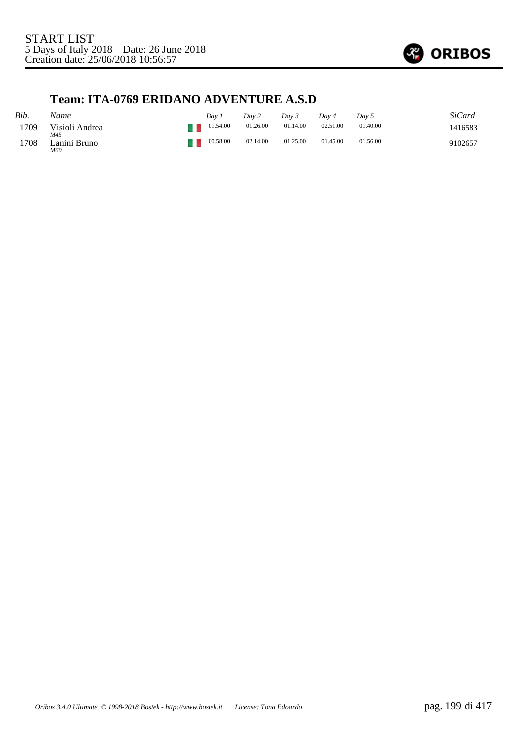START LIST
5 Days of Italy 2018    Date: 26 June 2018
Creation date: 25/06/2018 10:56:57

## Team: ITA-0769 ERIDANO ADVENTURE A.S.D

| *Bib.* | *Name* | | *Day 1* | *Day 2* | *Day 3* | *Day 4* | *Day 5* | *SiCard* |
|---|---|---|---|---|---|---|---|---|
| 1709 | Visioli Andrea<br>*M45* | | 01.54.00 | 01.26.00 | 01.14.00 | 02.51.00 | 01.40.00 | 1416583 |
| 1708 | Lanini Bruno<br>*M60* | | 00.58.00 | 02.14.00 | 01.25.00 | 01.45.00 | 01.56.00 | 9102657 |

*Oribos 3.4.0 Ultimate © 1998-2018 Bostek - http://www.bostek.it    License: Tona Edoardo*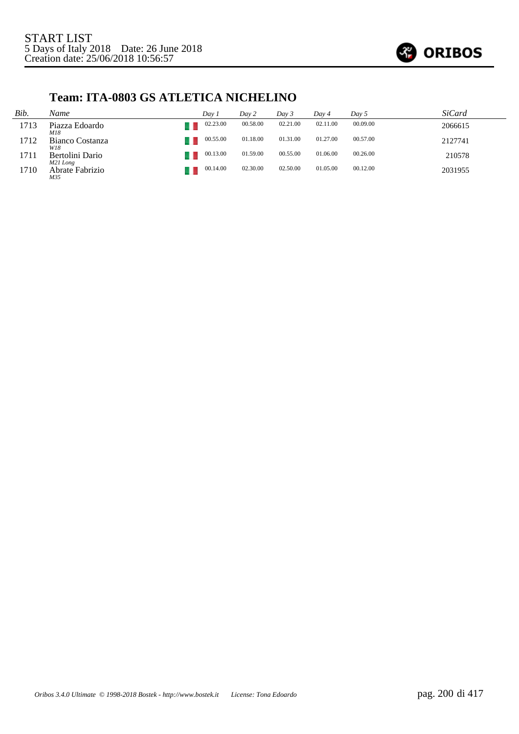START LIST
5 Days of Italy 2018 Date: 26 June 2018
Creation date: 25/06/2018 10:56:57

## Team: ITA-0803 GS ATLETICA NICHELINO

| Bib. | Name | | Day 1 | Day 2 | Day 3 | Day 4 | Day 5 | SiCard |
|---|---|---|---|---|---|---|---|---|
| 1713 | Piazza Edoardo *M18* | | 02.23.00 | 00.58.00 | 02.21.00 | 02.11.00 | 00.09.00 | 2066615 |
| 1712 | Bianco Costanza *W18* | | 00.55.00 | 01.18.00 | 01.31.00 | 01.27.00 | 00.57.00 | 2127741 |
| 1711 | Bertolini Dario *M21 Long* | | 00.13.00 | 01.59.00 | 00.55.00 | 01.06.00 | 00.26.00 | 210578 |
| 1710 | Abrate Fabrizio *M35* | | 00.14.00 | 02.30.00 | 02.50.00 | 01.05.00 | 00.12.00 | 2031955 |

*Oribos 3.4.0 Ultimate © 1998-2018 Bostek - http://www.bostek.it License: Tona Edoardo*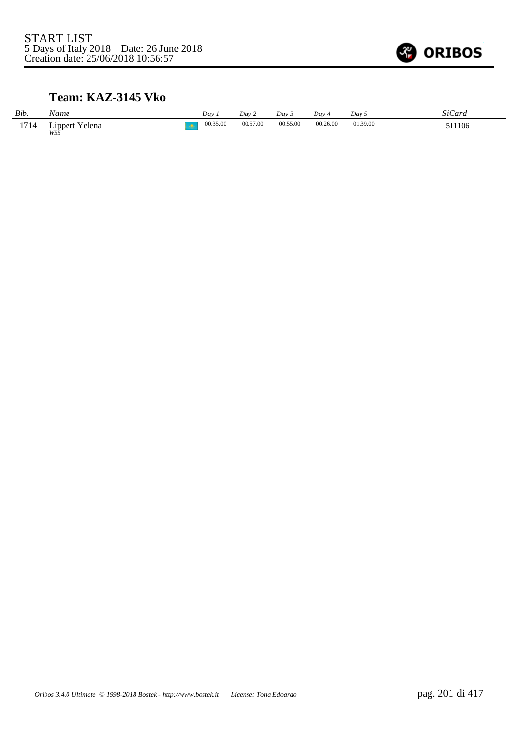## Team: KAZ-3145 Vko

| Bib. | Name | Day 1 | Day 2 | Day 3 | Day 4 | Day 5 | SiCard |
|---|---|---|---|---|---|---|---|
| 1714 | Lippert Yelena *W55* | 00.35.00 | 00.57.00 | 00.55.00 | 00.26.00 | 01.39.00 | 511106 |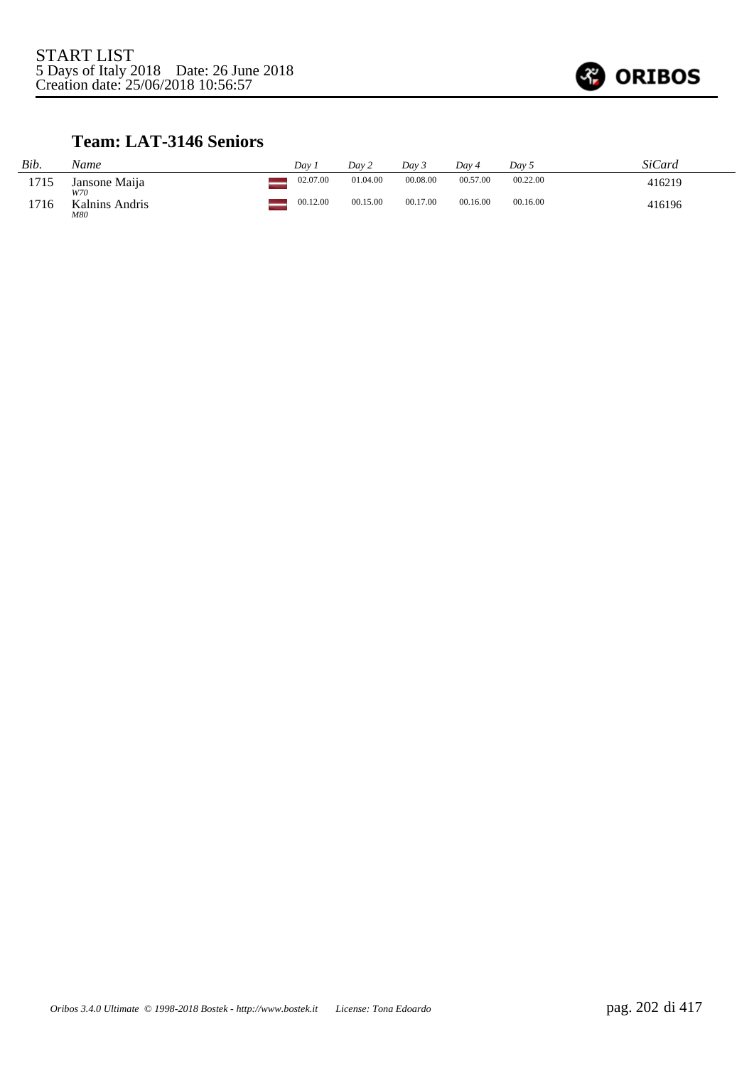START LIST
5 Days of Italy 2018 Date: 26 June 2018
Creation date: 25/06/2018 10:56:57

## Team: LAT-3146 Seniors

| *Bib.* | *Name* | | *Day 1* | *Day 2* | *Day 3* | *Day 4* | *Day 5* | *SiCard* |
|---|---|---|---|---|---|---|---|---|
| 1715 | Jansone Maija *W70* | | 02.07.00 | 01.04.00 | 00.08.00 | 00.57.00 | 00.22.00 | 416219 |
| 1716 | Kalnins Andris *M80* | | 00.12.00 | 00.15.00 | 00.17.00 | 00.16.00 | 00.16.00 | 416196 |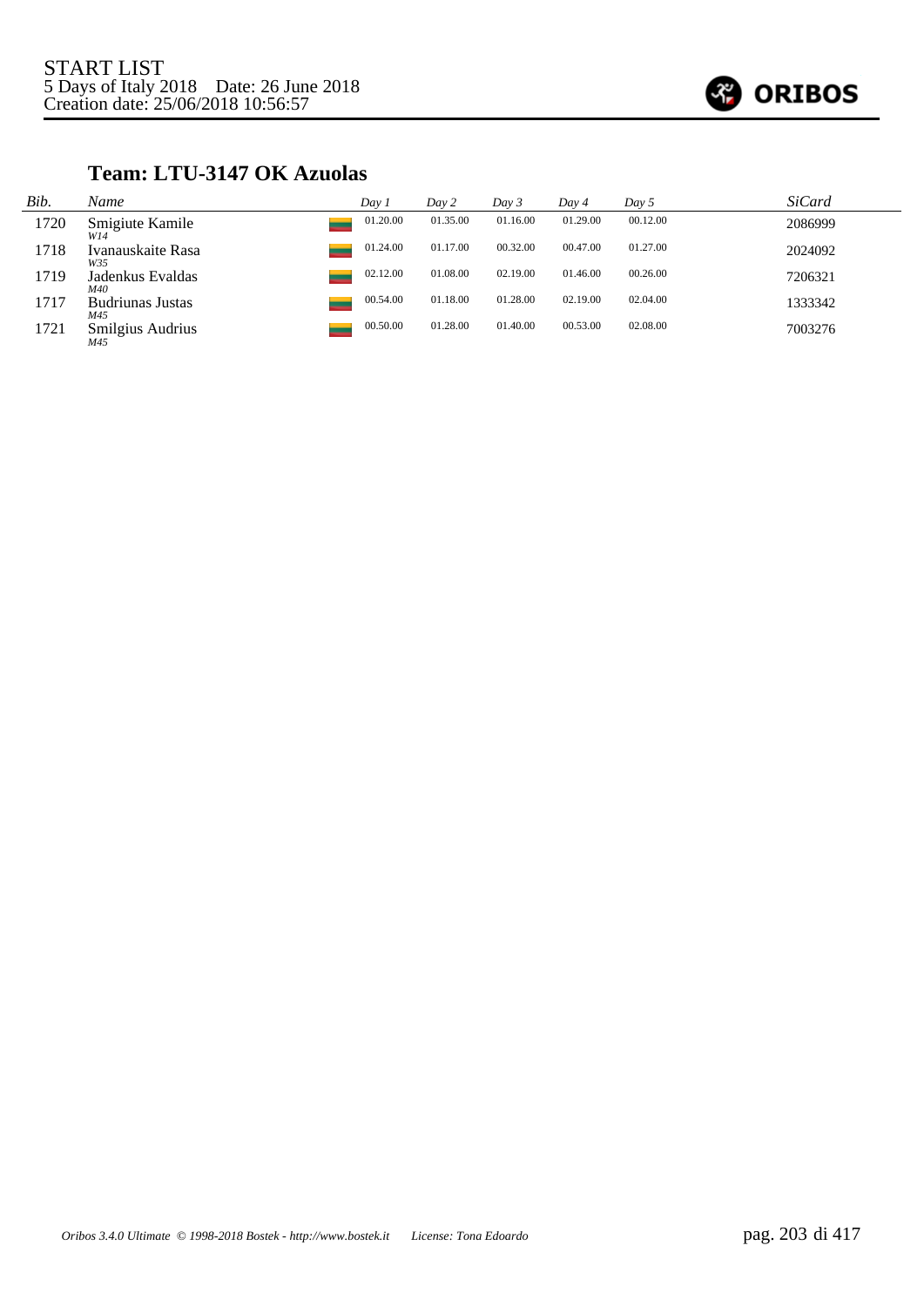START LIST
5 Days of Italy 2018 Date: 26 June 2018
Creation date: 25/06/2018 10:56:57

## Team: LTU-3147 OK Azuolas

| Bib. | Name | Day 1 | Day 2 | Day 3 | Day 4 | Day 5 | SiCard |
|---|---|---|---|---|---|---|---|
| 1720 | Smigiute Kamile *W14* | 01.20.00 | 01.35.00 | 01.16.00 | 01.29.00 | 00.12.00 | 2086999 |
| 1718 | Ivanauskaite Rasa *W35* | 01.24.00 | 01.17.00 | 00.32.00 | 00.47.00 | 01.27.00 | 2024092 |
| 1719 | Jadenkus Evaldas *M40* | 02.12.00 | 01.08.00 | 02.19.00 | 01.46.00 | 00.26.00 | 7206321 |
| 1717 | Budriunas Justas *M45* | 00.54.00 | 01.18.00 | 01.28.00 | 02.19.00 | 02.04.00 | 1333342 |
| 1721 | Smilgius Audrius *M45* | 00.50.00 | 01.28.00 | 01.40.00 | 00.53.00 | 02.08.00 | 7003276 |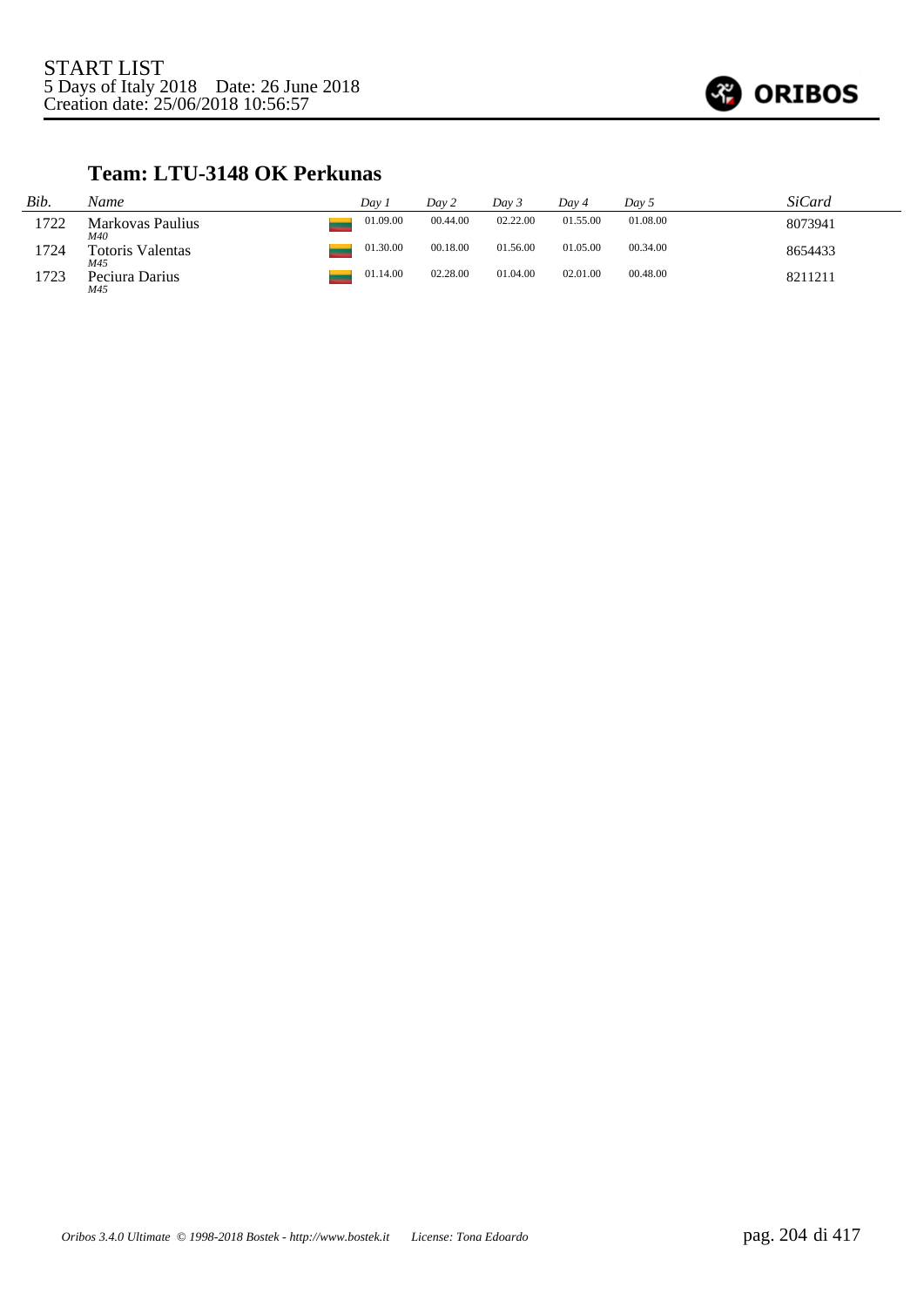START LIST
5 Days of Italy 2018 Date: 26 June 2018
Creation date: 25/06/2018 10:56:57

### Team: LTU-3148 OK Perkunas

| *Bib.* | *Name* | *Day 1* | *Day 2* | *Day 3* | *Day 4* | *Day 5* | *SiCard* |
|---|---|---|---|---|---|---|---|
| 1722 | Markovas Paulius *M40* | 01.09.00 | 00.44.00 | 02.22.00 | 01.55.00 | 01.08.00 | 8073941 |
| 1724 | Totoris Valentas *M45* | 01.30.00 | 00.18.00 | 01.56.00 | 01.05.00 | 00.34.00 | 8654433 |
| 1723 | Peciura Darius *M45* | 01.14.00 | 02.28.00 | 01.04.00 | 02.01.00 | 00.48.00 | 8211211 |

*Oribos 3.4.0 Ultimate © 1998-2018 Bostek - http://www.bostek.it* *License: Tona Edoardo*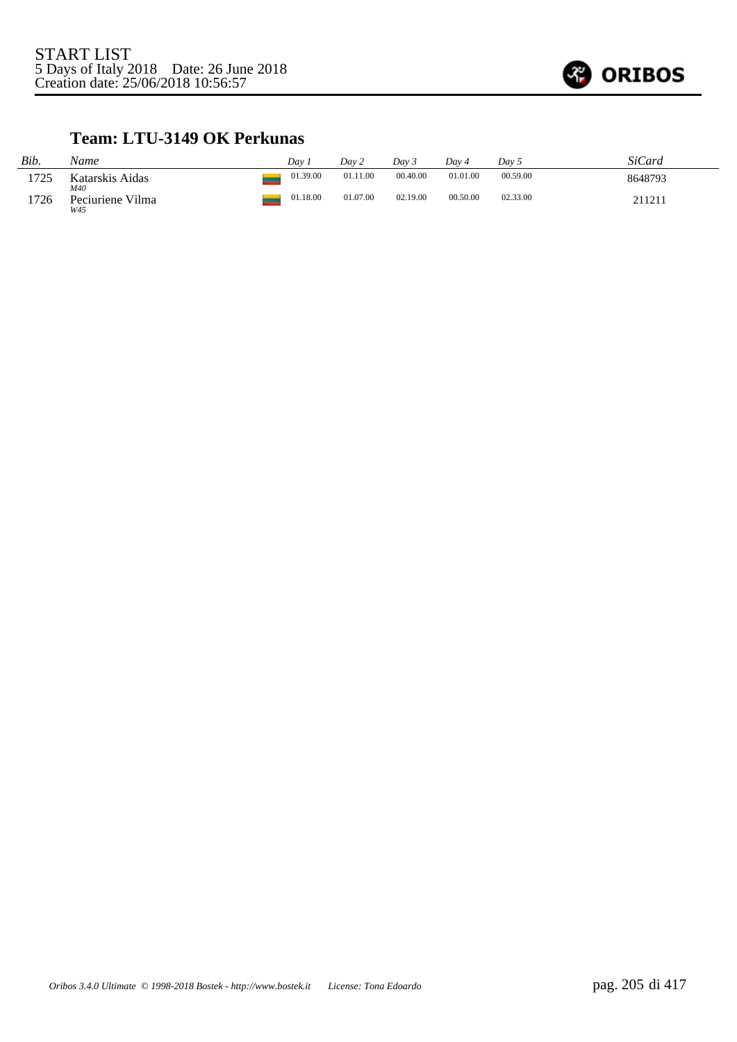START LIST
5 Days of Italy 2018    Date: 26 June 2018
Creation date: 25/06/2018 10:56:57

## Team: LTU-3149 OK Perkunas

| Bib. | Name | | Day 1 | Day 2 | Day 3 | Day 4 | Day 5 | SiCard |
|---|---|---|---|---|---|---|---|---|
| 1725 | Katarskis Aidas<br>*M40* | | 01.39.00 | 01.11.00 | 00.40.00 | 01.01.00 | 00.59.00 | 8648793 |
| 1726 | Peciuriene Vilma<br>*W45* | | 01.18.00 | 01.07.00 | 02.19.00 | 00.50.00 | 02.33.00 | 211211 |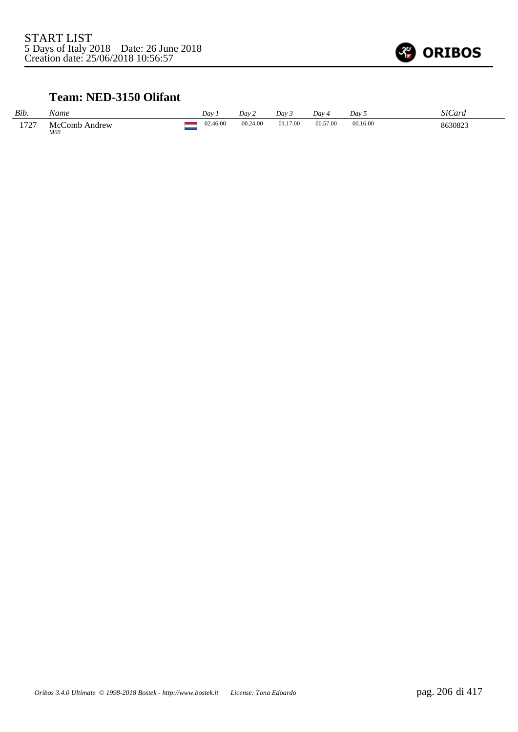START LIST
5 Days of Italy 2018 Date: 26 June 2018
Creation date: 25/06/2018 10:56:57

## Team: NED-3150 Olifant

| *Bib.* | *Name* | | *Day 1* | *Day 2* | *Day 3* | *Day 4* | *Day 5* | *SiCard* |
|---|---|---|---|---|---|---|---|---|
| 1727 | McComb Andrew *M60* | NED | 02.46.00 | 00.24.00 | 01.17.00 | 00.57.00 | 00.16.00 | 8630823 |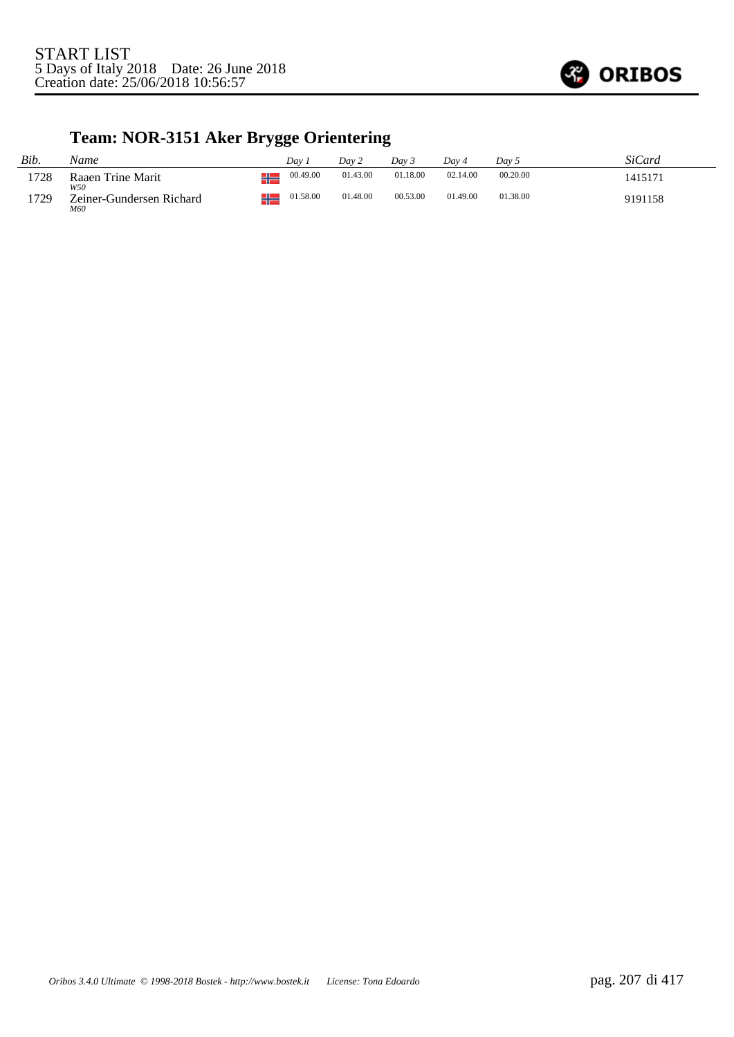START LIST
5 Days of Italy 2018 Date: 26 June 2018
Creation date: 25/06/2018 10:56:57

## Team: NOR-3151 Aker Brygge Orientering

| *Bib.* | *Name* | | *Day 1* | *Day 2* | *Day 3* | *Day 4* | *Day 5* | *SiCard* |
|---|---|---|---|---|---|---|---|---|
| 1728 | Raaen Trine Marit *W50* | NOR | 00.49.00 | 01.43.00 | 01.18.00 | 02.14.00 | 00.20.00 | 1415171 |
| 1729 | Zeiner-Gundersen Richard *M60* | NOR | 01.58.00 | 01.48.00 | 00.53.00 | 01.49.00 | 01.38.00 | 9191158 |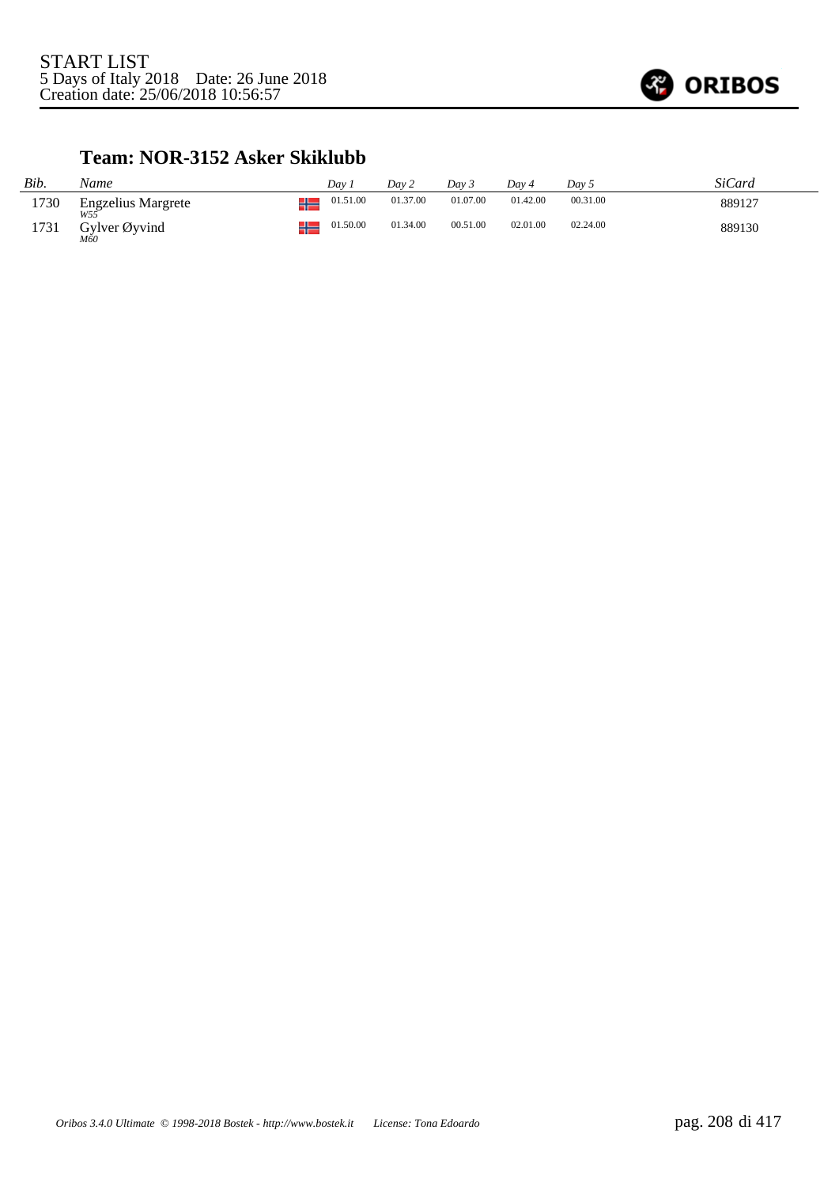START LIST
5 Days of Italy 2018 Date: 26 June 2018
Creation date: 25/06/2018 10:56:57

## Team: NOR-3152 Asker Skiklubb

| *Bib.* | *Name* | | *Day 1* | *Day 2* | *Day 3* | *Day 4* | *Day 5* | *SiCard* |
|---|---|---|---|---|---|---|---|---|
| 1730 | Engzelius Margrete *W55* | NOR | 01.51.00 | 01.37.00 | 01.07.00 | 01.42.00 | 00.31.00 | 889127 |
| 1731 | Gylver Øyvind *M60* | NOR | 01.50.00 | 01.34.00 | 00.51.00 | 02.01.00 | 02.24.00 | 889130 |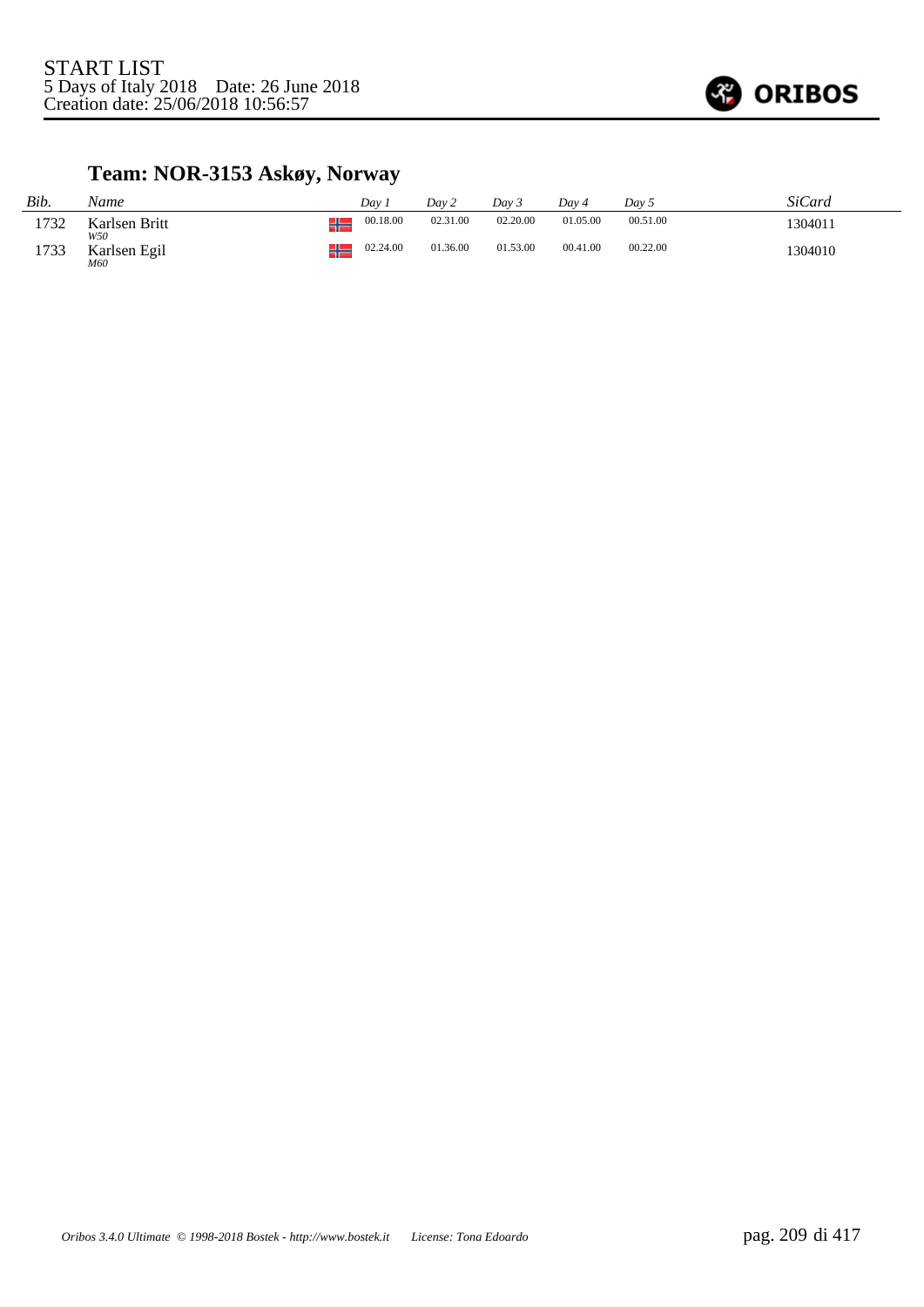START LIST
5 Days of Italy 2018 Date: 26 June 2018
Creation date: 25/06/2018 10:56:57

## Team: NOR-3153 Askøy, Norway

| Bib. | Name | | Day 1 | Day 2 | Day 3 | Day 4 | Day 5 | SiCard |
|---|---|---|---|---|---|---|---|---|
| 1732 | Karlsen Britt *W50* | | 00.18.00 | 02.31.00 | 02.20.00 | 01.05.00 | 00.51.00 | 1304011 |
| 1733 | Karlsen Egil *M60* | | 02.24.00 | 01.36.00 | 01.53.00 | 00.41.00 | 00.22.00 | 1304010 |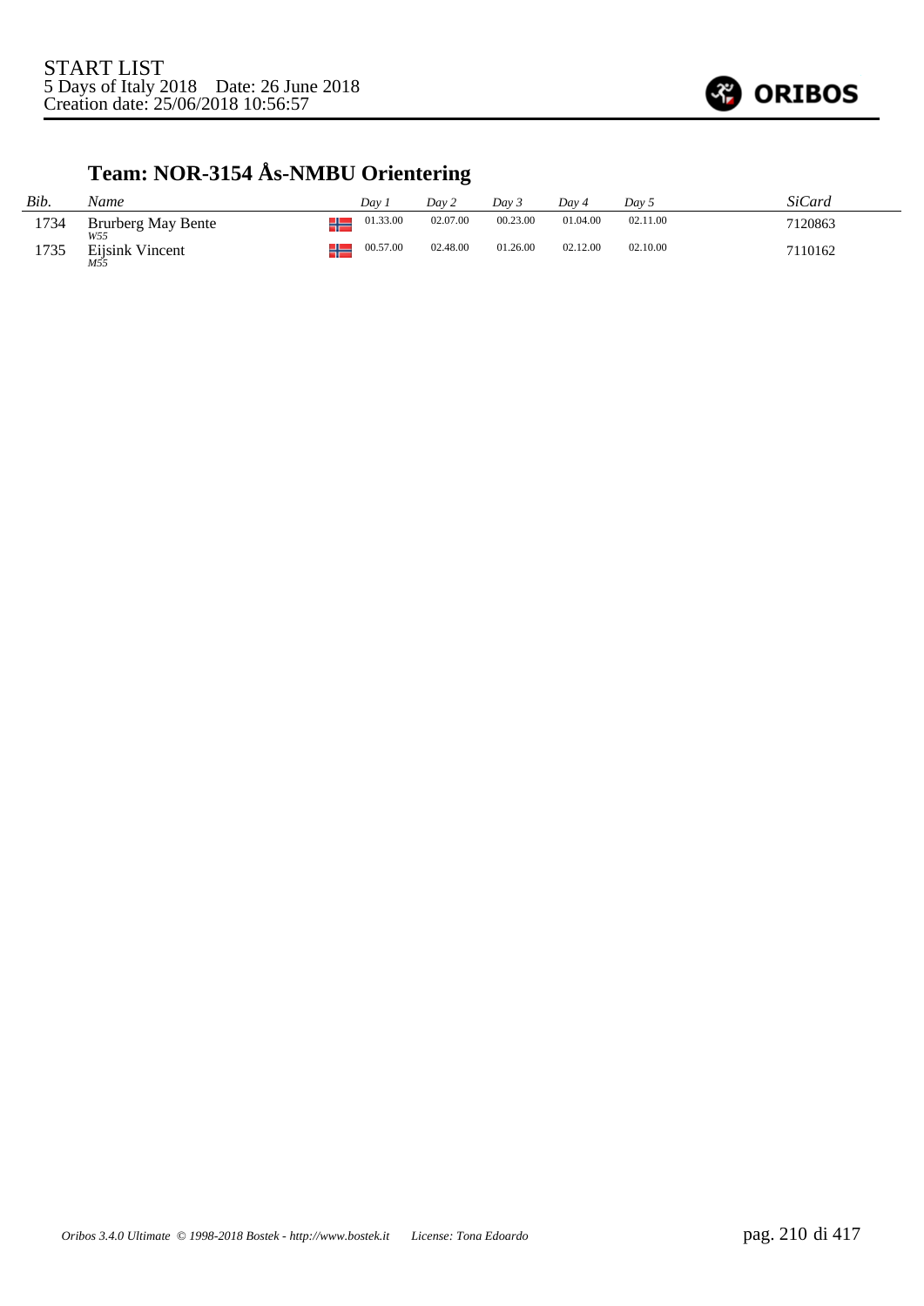START LIST
5 Days of Italy 2018 Date: 26 June 2018
Creation date: 25/06/2018 10:56:57

## Team: NOR-3154 Ås-NMBU Orientering

| Bib. | Name | | Day 1 | Day 2 | Day 3 | Day 4 | Day 5 | SiCard |
|---|---|---|---|---|---|---|---|---|
| 1734 | Brurberg May Bente *W55* | NOR | 01.33.00 | 02.07.00 | 00.23.00 | 01.04.00 | 02.11.00 | 7120863 |
| 1735 | Eijsink Vincent *M55* | NOR | 00.57.00 | 02.48.00 | 01.26.00 | 02.12.00 | 02.10.00 | 7110162 |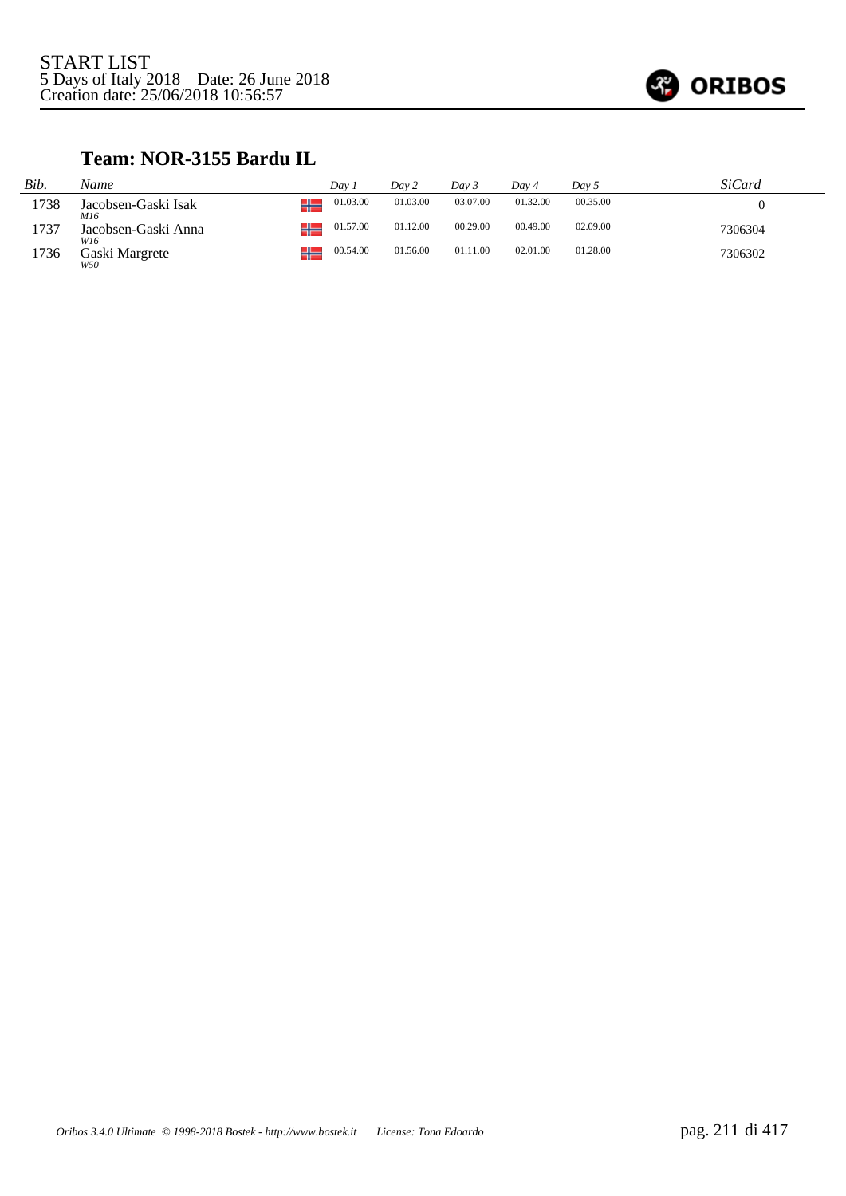START LIST
5 Days of Italy 2018    Date: 26 June 2018
Creation date: 25/06/2018 10:56:57

ORIBOS

## Team: NOR-3155 Bardu IL

| Bib. | Name | | Day 1 | Day 2 | Day 3 | Day 4 | Day 5 | SiCard |
|---|---|---|---|---|---|---|---|---|
| 1738 | Jacobsen-Gaski Isak<br>*M16* | NOR | 01.03.00 | 01.03.00 | 03.07.00 | 01.32.00 | 00.35.00 | 0 |
| 1737 | Jacobsen-Gaski Anna<br>*W16* | NOR | 01.57.00 | 01.12.00 | 00.29.00 | 00.49.00 | 02.09.00 | 7306304 |
| 1736 | Gaski Margrete<br>*W50* | NOR | 00.54.00 | 01.56.00 | 01.11.00 | 02.01.00 | 01.28.00 | 7306302 |

*Oribos 3.4.0 Ultimate © 1998-2018 Bostek - http://www.bostek.it    License: Tona Edoardo*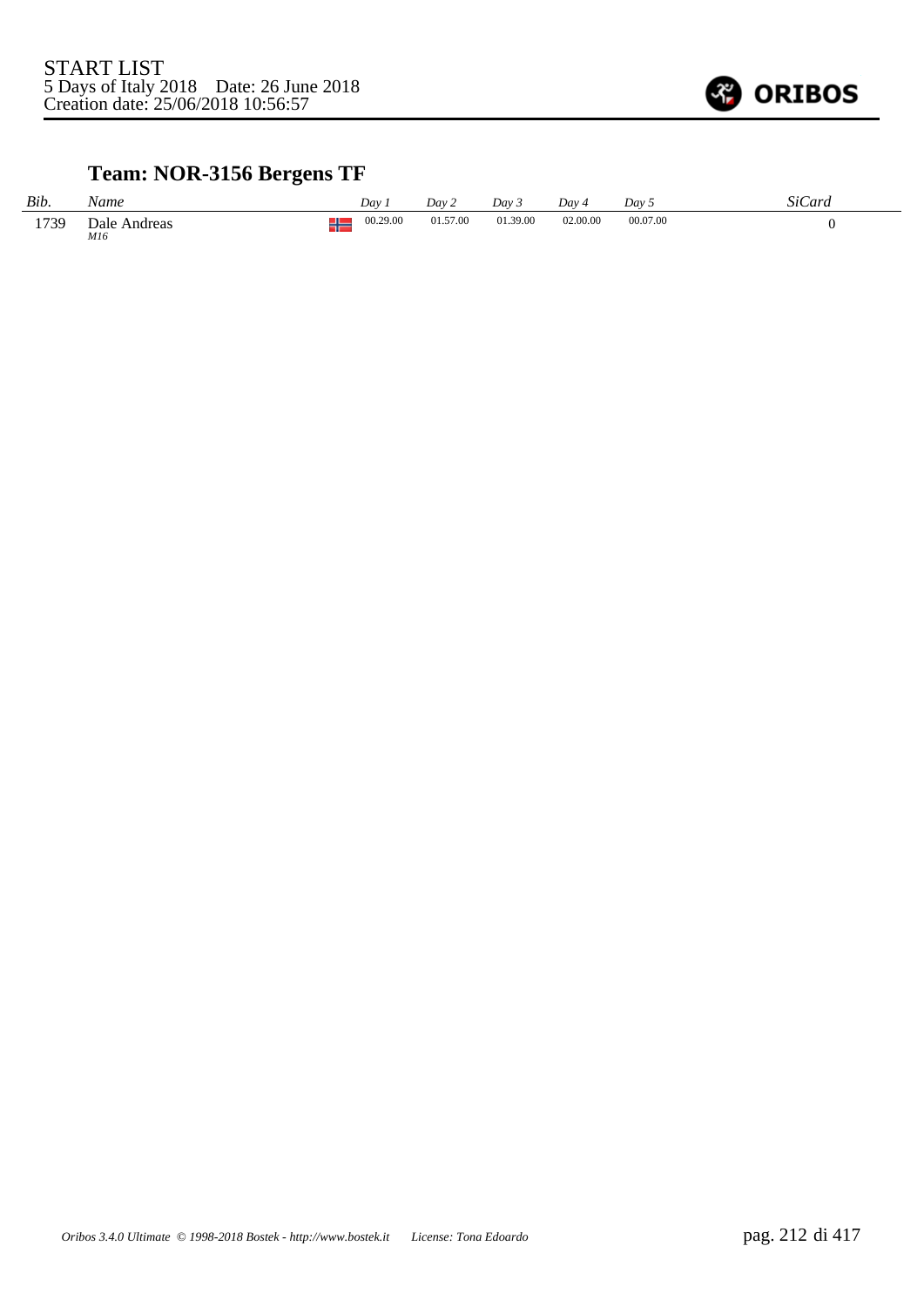START LIST
5 Days of Italy 2018    Date: 26 June 2018
Creation date: 25/06/2018 10:56:57

## Team: NOR-3156 Bergens TF

| *Bib.* | *Name* | | *Day 1* | *Day 2* | *Day 3* | *Day 4* | *Day 5* | *SiCard* |
|---|---|---|---|---|---|---|---|---|
| 1739 | Dale Andreas *M16* | NOR | 00.29.00 | 01.57.00 | 01.39.00 | 02.00.00 | 00.07.00 | 0 |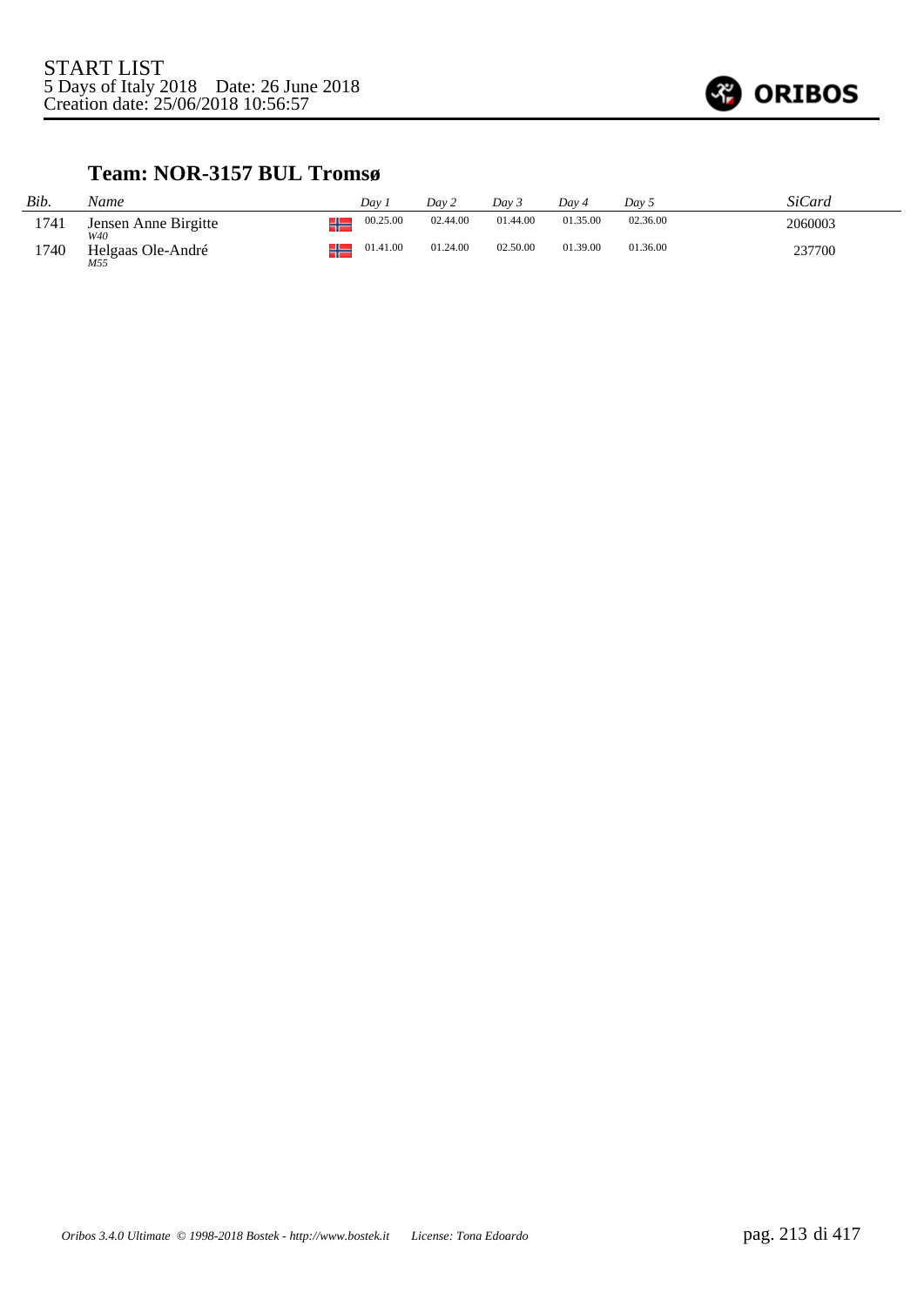START LIST
5 Days of Italy 2018 Date: 26 June 2018
Creation date: 25/06/2018 10:56:57

## Team: NOR-3157 BUL Tromsø

| Bib. | Name | Day 1 | Day 2 | Day 3 | Day 4 | Day 5 | SiCard |
|---|---|---|---|---|---|---|---|
| 1741 | Jensen Anne Birgitte *W40* | 00.25.00 | 02.44.00 | 01.44.00 | 01.35.00 | 02.36.00 | 2060003 |
| 1740 | Helgaas Ole-André *M55* | 01.41.00 | 01.24.00 | 02.50.00 | 01.39.00 | 01.36.00 | 237700 |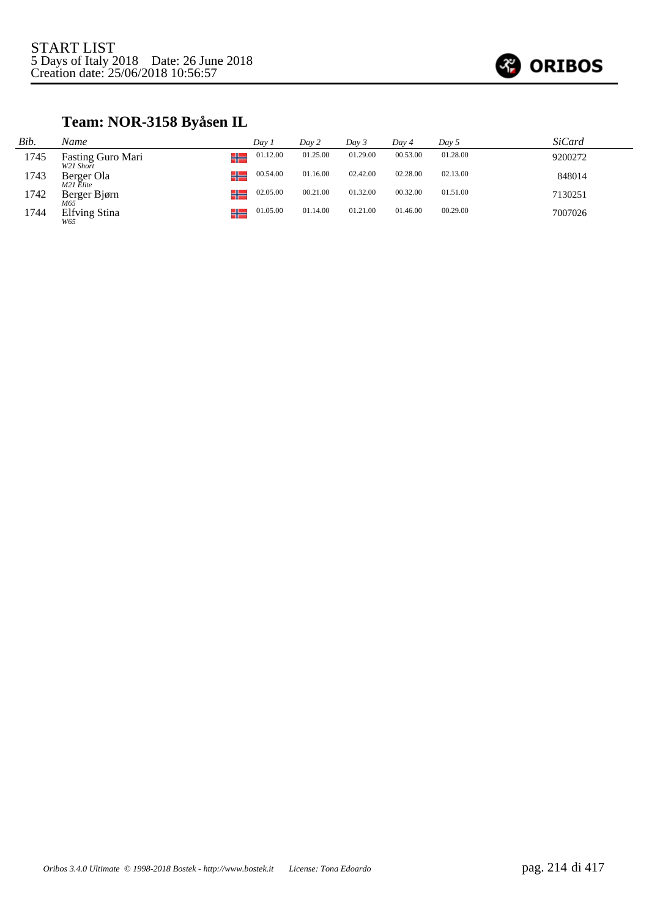START LIST
5 Days of Italy 2018 Date: 26 June 2018
Creation date: 25/06/2018 10:56:57

## Team: NOR-3158 Byåsen IL

| Bib. | Name | Day 1 | Day 2 | Day 3 | Day 4 | Day 5 | SiCard |
|---|---|---|---|---|---|---|---|
| 1745 | Fasting Guro Mari *W21 Short* | 01.12.00 | 01.25.00 | 01.29.00 | 00.53.00 | 01.28.00 | 9200272 |
| 1743 | Berger Ola *M21 Elite* | 00.54.00 | 01.16.00 | 02.42.00 | 02.28.00 | 02.13.00 | 848014 |
| 1742 | Berger Bjørn *M65* | 02.05.00 | 00.21.00 | 01.32.00 | 00.32.00 | 01.51.00 | 7130251 |
| 1744 | Elfving Stina *W65* | 01.05.00 | 01.14.00 | 01.21.00 | 01.46.00 | 00.29.00 | 7007026 |

*Oribos 3.4.0 Ultimate © 1998-2018 Bostek - http://www.bostek.it License: Tona Edoardo*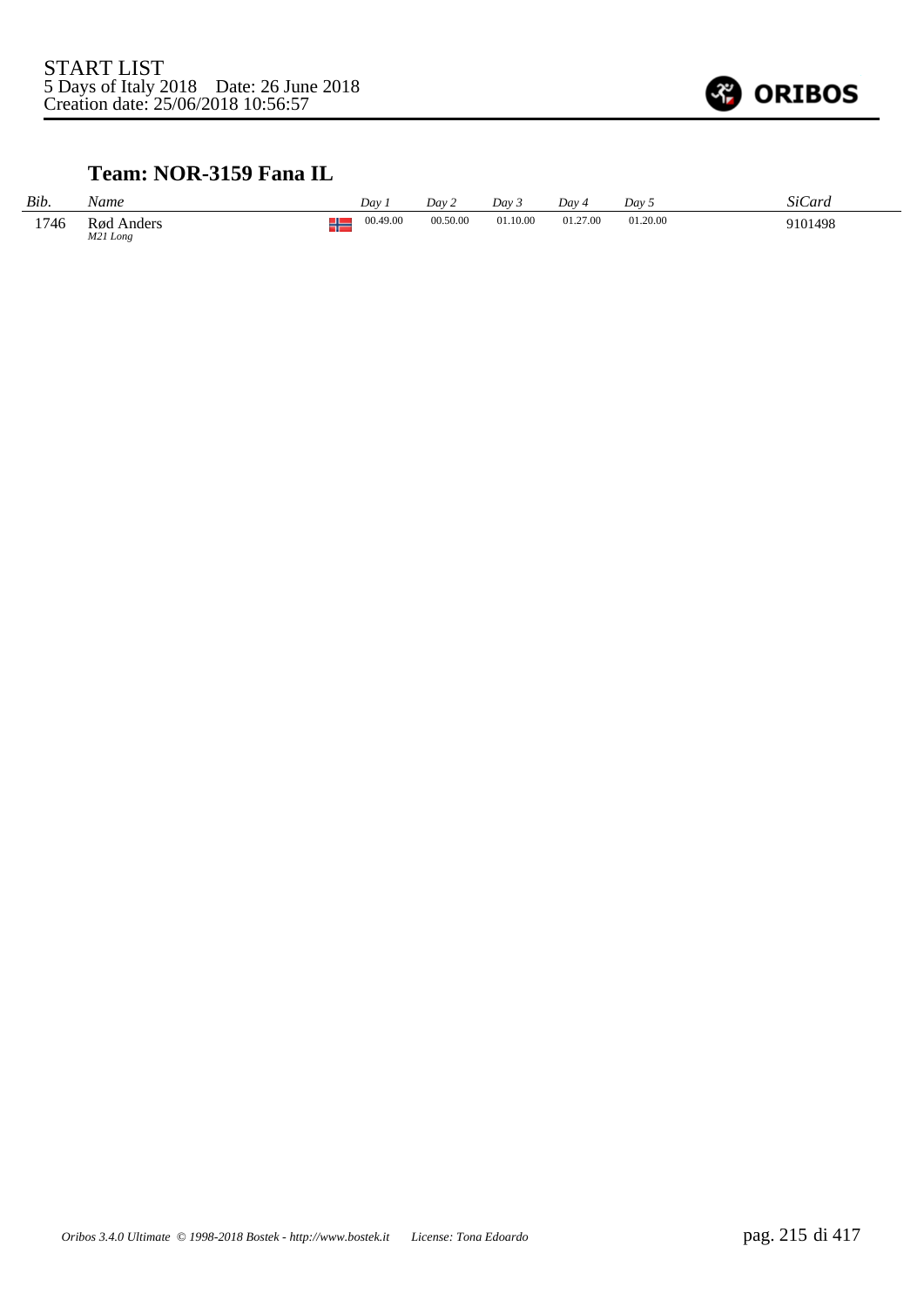START LIST
5 Days of Italy 2018 Date: 26 June 2018
Creation date: 25/06/2018 10:56:57

## Team: NOR-3159 Fana IL

| *Bib.* | *Name* | | *Day 1* | *Day 2* | *Day 3* | *Day 4* | *Day 5* | *SiCard* |
|---|---|---|---|---|---|---|---|---|
| 1746 | Rød Anders<br>*M21 Long* | | 00.49.00 | 00.50.00 | 01.10.00 | 01.27.00 | 01.20.00 | 9101498 |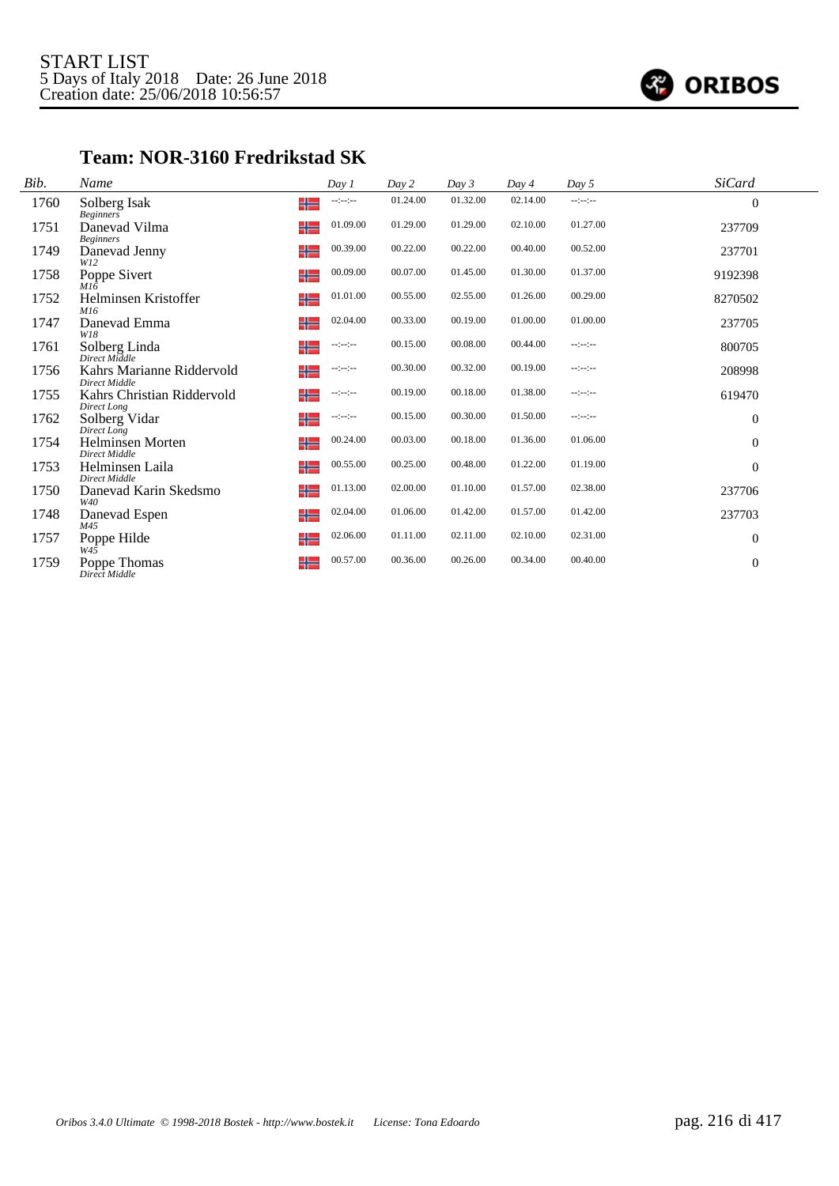START LIST
5 Days of Italy 2018 Date: 26 June 2018
Creation date: 25/06/2018 10:56:57

## Team: NOR-3160 Fredrikstad SK

| Bib. | Name | | Day 1 | Day 2 | Day 3 | Day 4 | Day 5 | SiCard |
|---|---|---|---|---|---|---|---|---|
| 1760 | Solberg Isak *Beginners* | NOR | --:--:-- | 01.24.00 | 01.32.00 | 02.14.00 | --:--:-- | 0 |
| 1751 | Danevad Vilma *Beginners* | NOR | 01.09.00 | 01.29.00 | 01.29.00 | 02.10.00 | 01.27.00 | 237709 |
| 1749 | Danevad Jenny *W12* | NOR | 00.39.00 | 00.22.00 | 00.22.00 | 00.40.00 | 00.52.00 | 237701 |
| 1758 | Poppe Sivert *M16* | NOR | 00.09.00 | 00.07.00 | 01.45.00 | 01.30.00 | 01.37.00 | 9192398 |
| 1752 | Helminsen Kristoffer *M16* | NOR | 01.01.00 | 00.55.00 | 02.55.00 | 01.26.00 | 00.29.00 | 8270502 |
| 1747 | Danevad Emma *W18* | NOR | 02.04.00 | 00.33.00 | 00.19.00 | 01.00.00 | 01.00.00 | 237705 |
| 1761 | Solberg Linda *Direct Middle* | NOR | --:--:-- | 00.15.00 | 00.08.00 | 00.44.00 | --:--:-- | 800705 |
| 1756 | Kahrs Marianne Riddervold *Direct Middle* | NOR | --:--:-- | 00.30.00 | 00.32.00 | 00.19.00 | --:--:-- | 208998 |
| 1755 | Kahrs Christian Riddervold *Direct Long* | NOR | --:--:-- | 00.19.00 | 00.18.00 | 01.38.00 | --:--:-- | 619470 |
| 1762 | Solberg Vidar *Direct Long* | NOR | --:--:-- | 00.15.00 | 00.30.00 | 01.50.00 | --:--:-- | 0 |
| 1754 | Helminsen Morten *Direct Middle* | NOR | 00.24.00 | 00.03.00 | 00.18.00 | 01.36.00 | 01.06.00 | 0 |
| 1753 | Helminsen Laila *Direct Middle* | NOR | 00.55.00 | 00.25.00 | 00.48.00 | 01.22.00 | 01.19.00 | 0 |
| 1750 | Danevad Karin Skedsmo *W40* | NOR | 01.13.00 | 02.00.00 | 01.10.00 | 01.57.00 | 02.38.00 | 237706 |
| 1748 | Danevad Espen *M45* | NOR | 02.04.00 | 01.06.00 | 01.42.00 | 01.57.00 | 01.42.00 | 237703 |
| 1757 | Poppe Hilde *W45* | NOR | 02.06.00 | 01.11.00 | 02.11.00 | 02.10.00 | 02.31.00 | 0 |
| 1759 | Poppe Thomas *Direct Middle* | NOR | 00.57.00 | 00.36.00 | 00.26.00 | 00.34.00 | 00.40.00 | 0 |

*Oribos 3.4.0 Ultimate © 1998-2018 Bostek - http://www.bostek.it License: Tona Edoardo*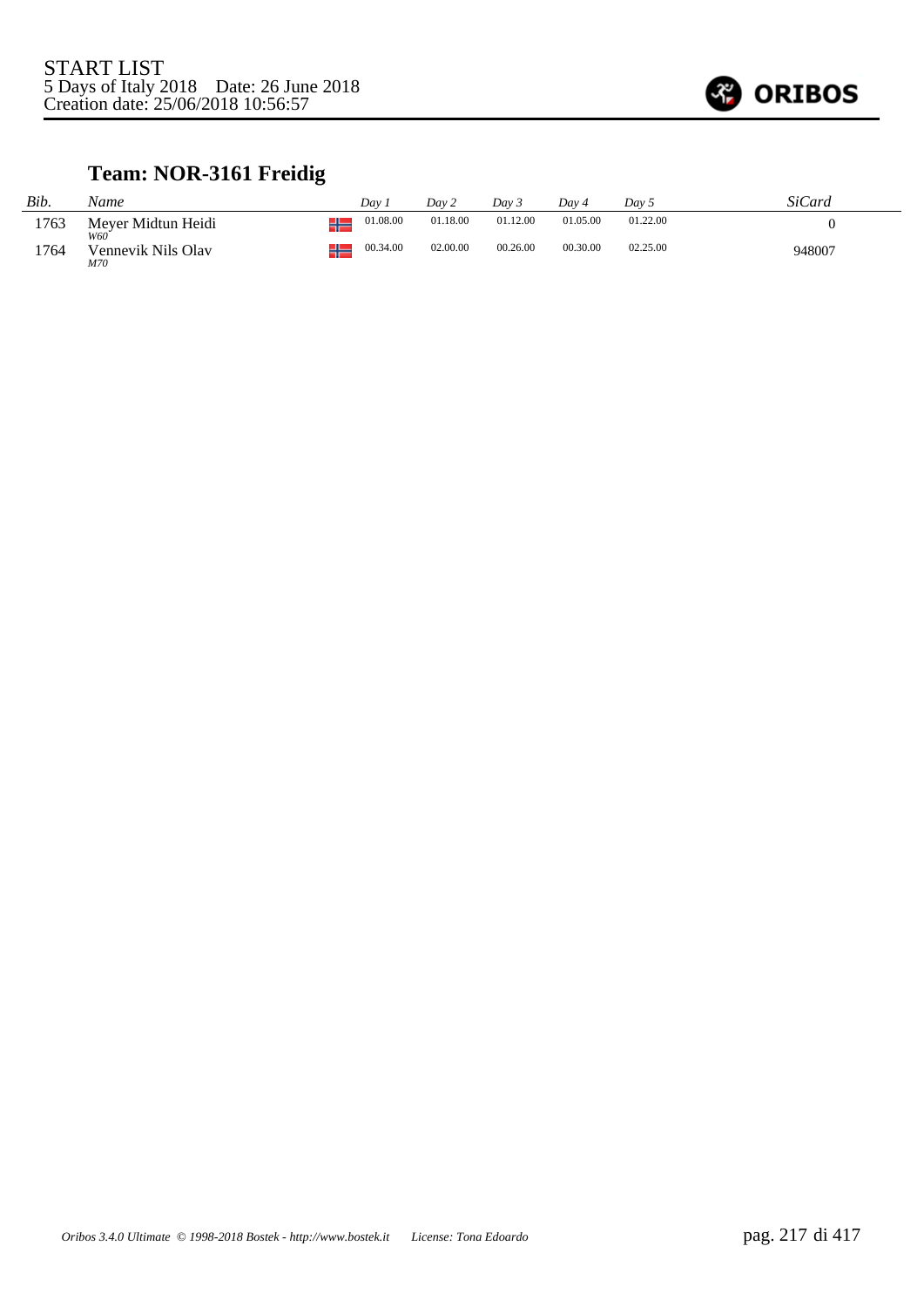START LIST
5 Days of Italy 2018    Date: 26 June 2018
Creation date: 25/06/2018 10:56:57

## Team: NOR-3161 Freidig

| *Bib.* | *Name* | | *Day 1* | *Day 2* | *Day 3* | *Day 4* | *Day 5* | *SiCard* |
|---|---|---|---|---|---|---|---|---|
| 1763 | Meyer Midtun Heidi *W60* | NOR | 01.08.00 | 01.18.00 | 01.12.00 | 01.05.00 | 01.22.00 | 0 |
| 1764 | Vennevik Nils Olav *M70* | NOR | 00.34.00 | 02.00.00 | 00.26.00 | 00.30.00 | 02.25.00 | 948007 |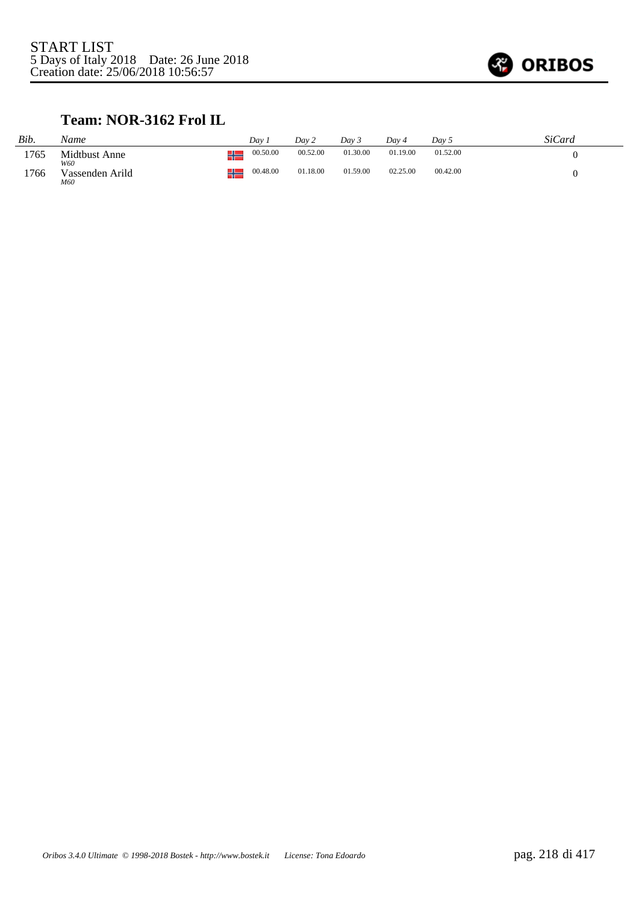START LIST
5 Days of Italy 2018    Date: 26 June 2018
Creation date: 25/06/2018 10:56:57

## Team: NOR-3162 Frol IL

| Bib. | Name | | Day 1 | Day 2 | Day 3 | Day 4 | Day 5 | SiCard |
|---|---|---|---|---|---|---|---|---|
| 1765 | Midtbust Anne<br>*W60* | NOR | 00.50.00 | 00.52.00 | 01.30.00 | 01.19.00 | 01.52.00 | 0 |
| 1766 | Vassenden Arild<br>*M60* | NOR | 00.48.00 | 01.18.00 | 01.59.00 | 02.25.00 | 00.42.00 | 0 |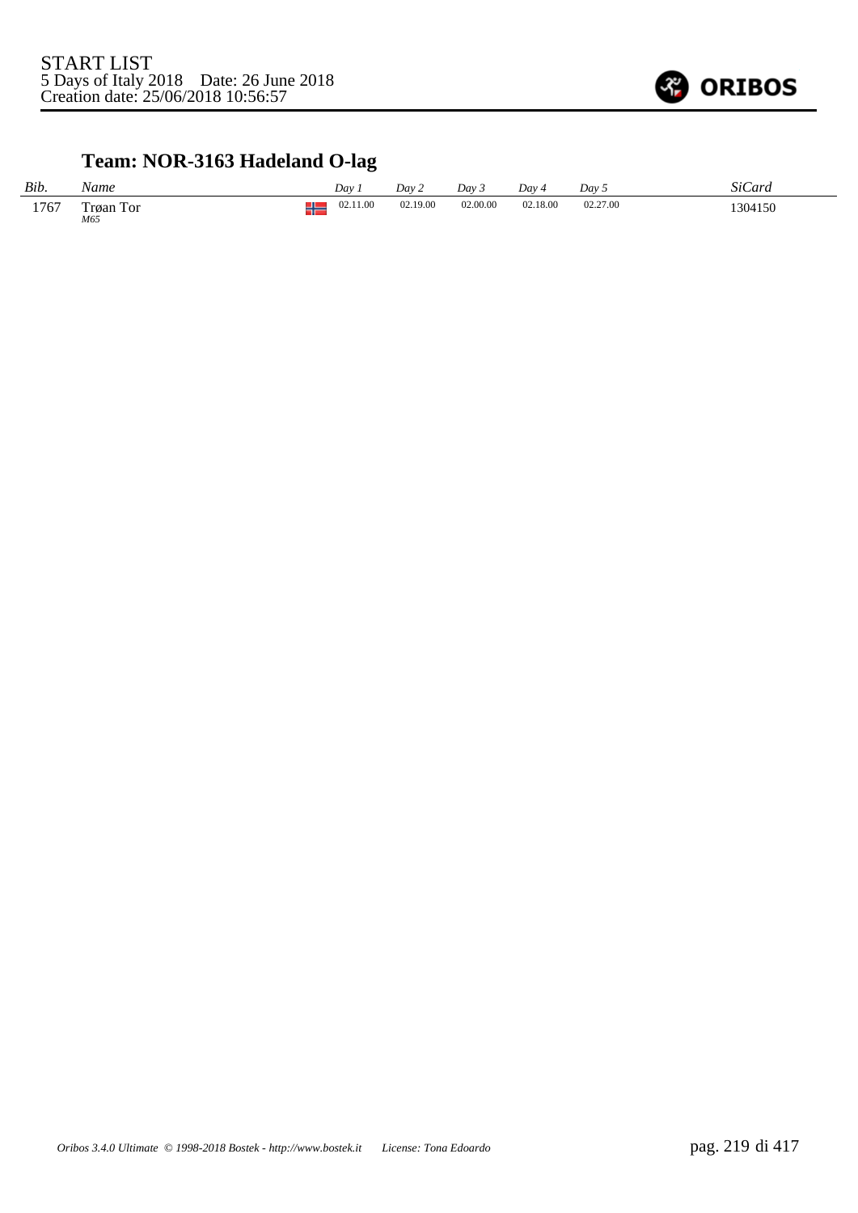START LIST
5 Days of Italy 2018 Date: 26 June 2018
Creation date: 25/06/2018 10:56:57

## Team: NOR-3163 Hadeland O-lag

| Bib. | Name | | Day 1 | Day 2 | Day 3 | Day 4 | Day 5 | SiCard |
|---|---|---|---|---|---|---|---|---|
| 1767 | Trøan Tor *M65* | NOR | 02.11.00 | 02.19.00 | 02.00.00 | 02.18.00 | 02.27.00 | 1304150 |

*Oribos 3.4.0 Ultimate © 1998-2018 Bostek - http://www.bostek.it License: Tona Edoardo*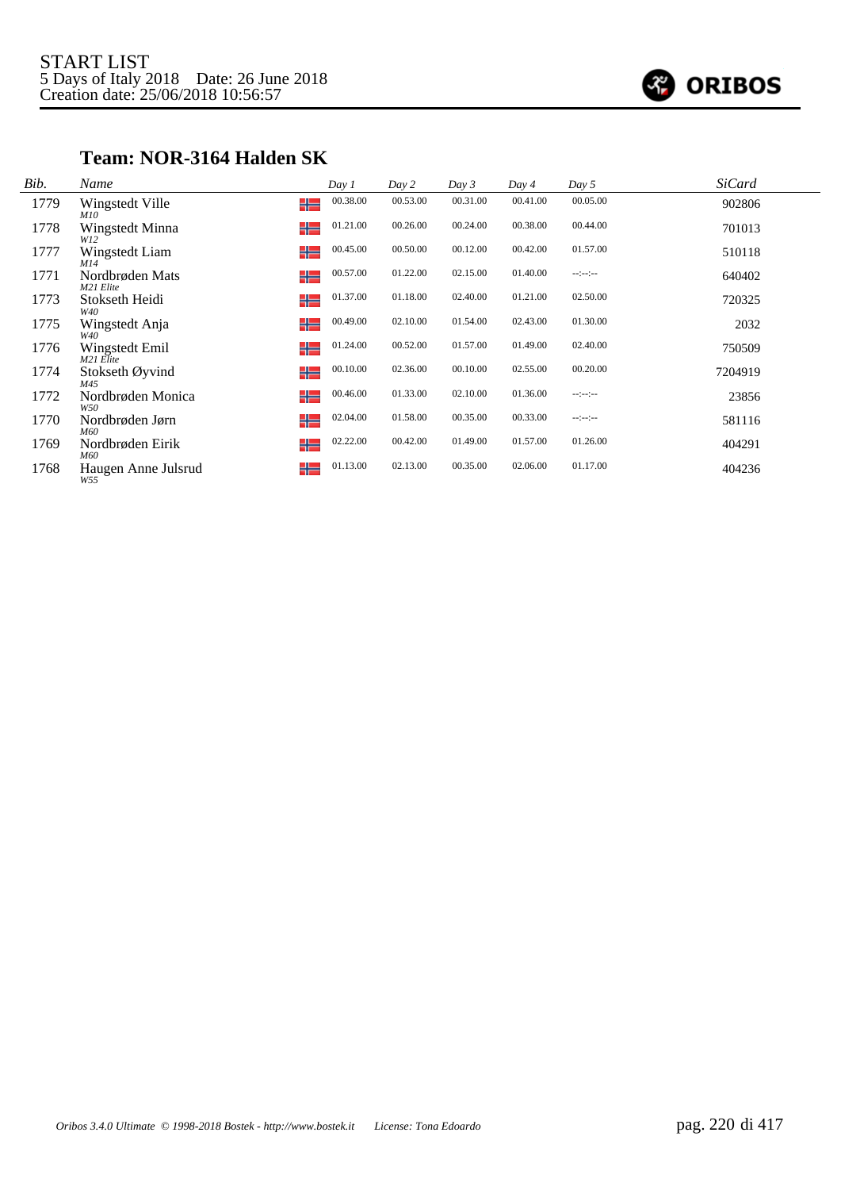START LIST
5 Days of Italy 2018 Date: 26 June 2018
Creation date: 25/06/2018 10:56:57

ORIBOS

## Team: NOR-3164 Halden SK

| Bib. | Name | | Day 1 | Day 2 | Day 3 | Day 4 | Day 5 | SiCard |
|---|---|---|---|---|---|---|---|---|
| 1779 | Wingstedt Ville *M10* | NOR | 00.38.00 | 00.53.00 | 00.31.00 | 00.41.00 | 00.05.00 | 902806 |
| 1778 | Wingstedt Minna *W12* | NOR | 01.21.00 | 00.26.00 | 00.24.00 | 00.38.00 | 00.44.00 | 701013 |
| 1777 | Wingstedt Liam *M14* | NOR | 00.45.00 | 00.50.00 | 00.12.00 | 00.42.00 | 01.57.00 | 510118 |
| 1771 | Nordbrøden Mats *M21 Elite* | NOR | 00.57.00 | 01.22.00 | 02.15.00 | 01.40.00 | --:--:-- | 640402 |
| 1773 | Stokseth Heidi *W40* | NOR | 01.37.00 | 01.18.00 | 02.40.00 | 01.21.00 | 02.50.00 | 720325 |
| 1775 | Wingstedt Anja *W40* | NOR | 00.49.00 | 02.10.00 | 01.54.00 | 02.43.00 | 01.30.00 | 2032 |
| 1776 | Wingstedt Emil *M21 Elite* | NOR | 01.24.00 | 00.52.00 | 01.57.00 | 01.49.00 | 02.40.00 | 750509 |
| 1774 | Stokseth Øyvind *M45* | NOR | 00.10.00 | 02.36.00 | 00.10.00 | 02.55.00 | 00.20.00 | 7204919 |
| 1772 | Nordbrøden Monica *W50* | NOR | 00.46.00 | 01.33.00 | 02.10.00 | 01.36.00 | --:--:-- | 23856 |
| 1770 | Nordbrøden Jørn *M60* | NOR | 02.04.00 | 01.58.00 | 00.35.00 | 00.33.00 | --:--:-- | 581116 |
| 1769 | Nordbrøden Eirik *M60* | NOR | 02.22.00 | 00.42.00 | 01.49.00 | 01.57.00 | 01.26.00 | 404291 |
| 1768 | Haugen Anne Julsrud *W55* | NOR | 01.13.00 | 02.13.00 | 00.35.00 | 02.06.00 | 01.17.00 | 404236 |

*Oribos 3.4.0 Ultimate © 1998-2018 Bostek - http://www.bostek.it License: Tona Edoardo*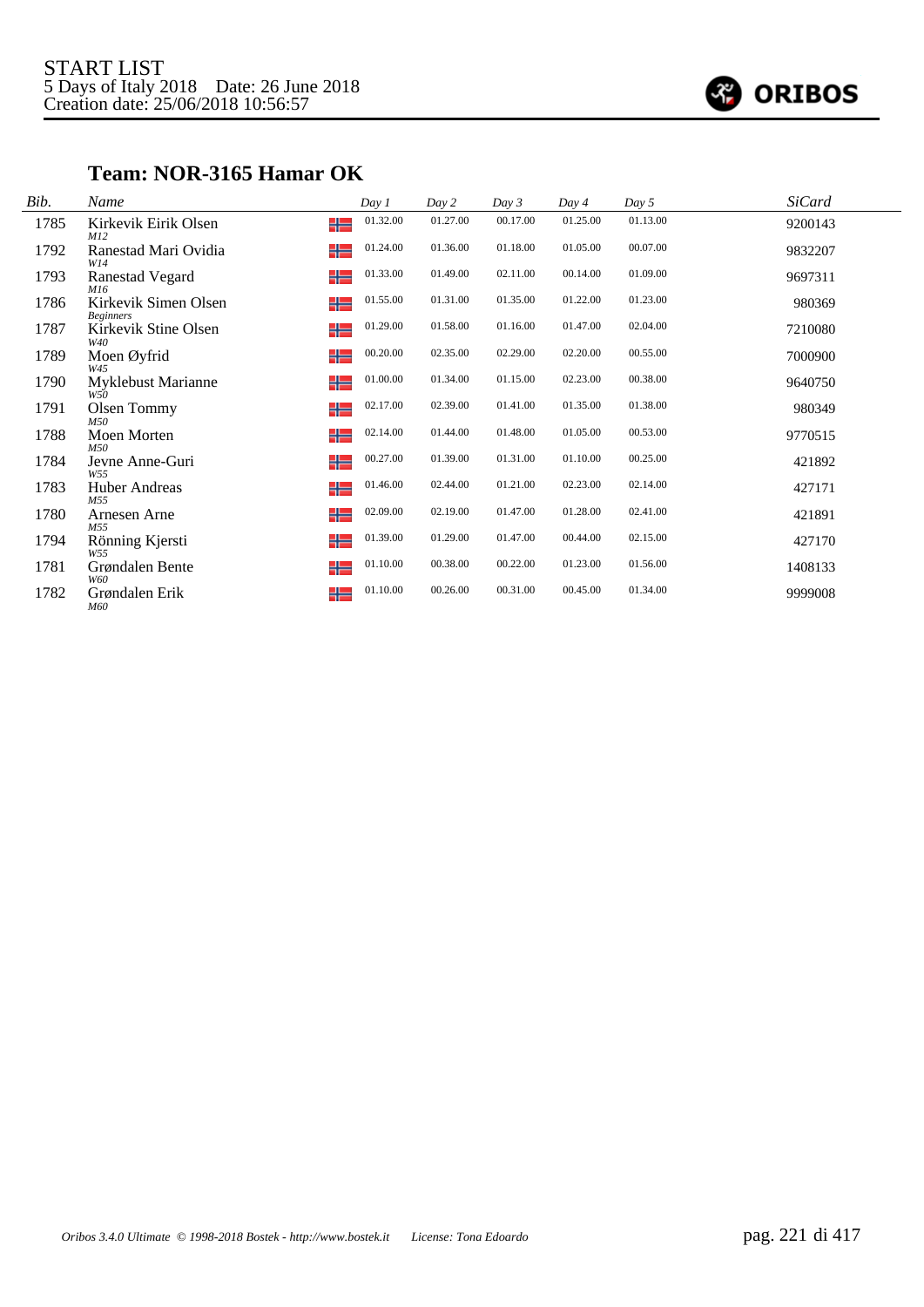START LIST
5 Days of Italy 2018 Date: 26 June 2018
Creation date: 25/06/2018 10:56:57

## Team: NOR-3165 Hamar OK

| Bib. | Name | | Day 1 | Day 2 | Day 3 | Day 4 | Day 5 | SiCard |
|---|---|---|---|---|---|---|---|---|
| 1785 | Kirkevik Eirik Olsen *M12* | NOR | 01.32.00 | 01.27.00 | 00.17.00 | 01.25.00 | 01.13.00 | 9200143 |
| 1792 | Ranestad Mari Ovidia *W14* | NOR | 01.24.00 | 01.36.00 | 01.18.00 | 01.05.00 | 00.07.00 | 9832207 |
| 1793 | Ranestad Vegard *M16* | NOR | 01.33.00 | 01.49.00 | 02.11.00 | 00.14.00 | 01.09.00 | 9697311 |
| 1786 | Kirkevik Simen Olsen *Beginners* | NOR | 01.55.00 | 01.31.00 | 01.35.00 | 01.22.00 | 01.23.00 | 980369 |
| 1787 | Kirkevik Stine Olsen *W40* | NOR | 01.29.00 | 01.58.00 | 01.16.00 | 01.47.00 | 02.04.00 | 7210080 |
| 1789 | Moen Øyfrid *W45* | NOR | 00.20.00 | 02.35.00 | 02.29.00 | 02.20.00 | 00.55.00 | 7000900 |
| 1790 | Myklebust Marianne *W50* | NOR | 01.00.00 | 01.34.00 | 01.15.00 | 02.23.00 | 00.38.00 | 9640750 |
| 1791 | Olsen Tommy *M50* | NOR | 02.17.00 | 02.39.00 | 01.41.00 | 01.35.00 | 01.38.00 | 980349 |
| 1788 | Moen Morten *M50* | NOR | 02.14.00 | 01.44.00 | 01.48.00 | 01.05.00 | 00.53.00 | 9770515 |
| 1784 | Jevne Anne-Guri *W55* | NOR | 00.27.00 | 01.39.00 | 01.31.00 | 01.10.00 | 00.25.00 | 421892 |
| 1783 | Huber Andreas *M55* | NOR | 01.46.00 | 02.44.00 | 01.21.00 | 02.23.00 | 02.14.00 | 427171 |
| 1780 | Arnesen Arne *M55* | NOR | 02.09.00 | 02.19.00 | 01.47.00 | 01.28.00 | 02.41.00 | 421891 |
| 1794 | Rönning Kjersti *W55* | NOR | 01.39.00 | 01.29.00 | 01.47.00 | 00.44.00 | 02.15.00 | 427170 |
| 1781 | Grøndalen Bente *W60* | NOR | 01.10.00 | 00.38.00 | 00.22.00 | 01.23.00 | 01.56.00 | 1408133 |
| 1782 | Grøndalen Erik *M60* | NOR | 01.10.00 | 00.26.00 | 00.31.00 | 00.45.00 | 01.34.00 | 9999008 |

*Oribos 3.4.0 Ultimate © 1998-2018 Bostek - http://www.bostek.it License: Tona Edoardo*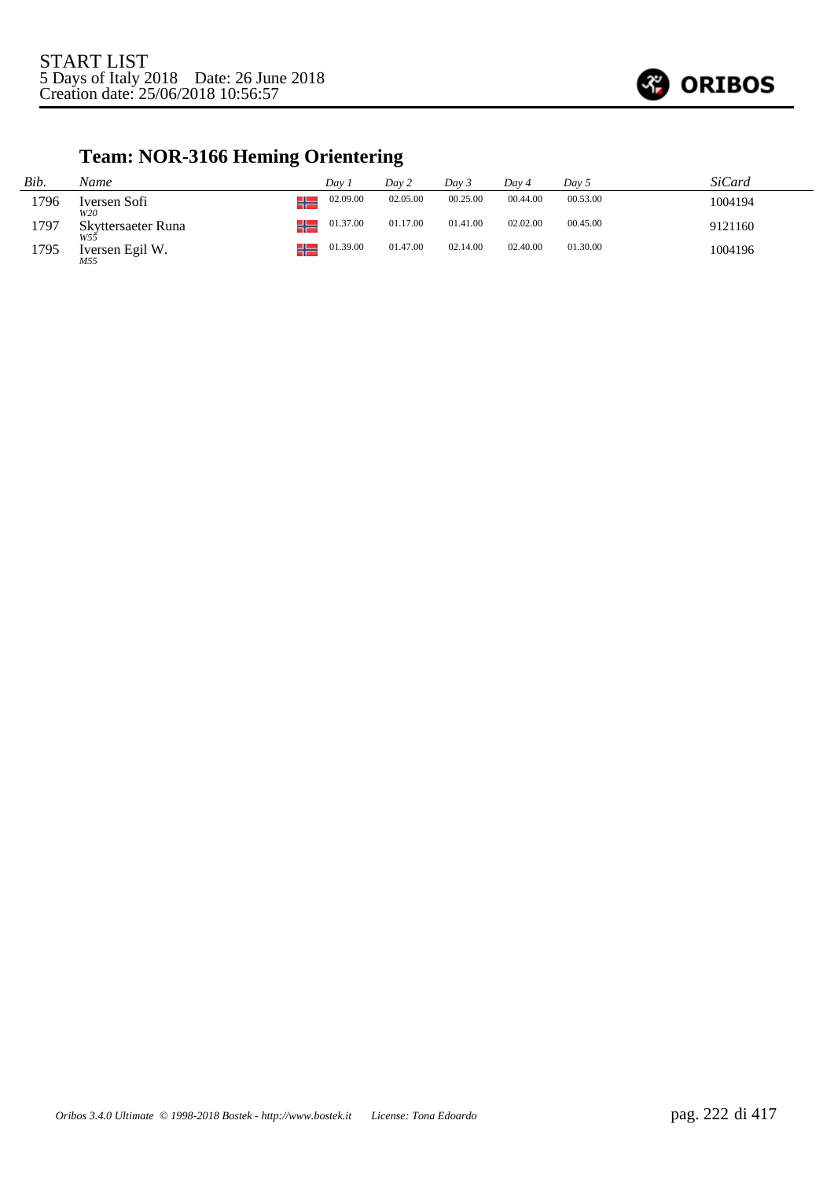START LIST
5 Days of Italy 2018 Date: 26 June 2018
Creation date: 25/06/2018 10:56:57

## Team: NOR-3166 Heming Orientering

| Bib. | Name | | Day 1 | Day 2 | Day 3 | Day 4 | Day 5 | SiCard |
|---|---|---|---|---|---|---|---|---|
| 1796 | Iversen Sofi<br>*W20* | NOR | 02.09.00 | 02.05.00 | 00.25.00 | 00.44.00 | 00.53.00 | 1004194 |
| 1797 | Skyttersaeter Runa<br>*W55* | NOR | 01.37.00 | 01.17.00 | 01.41.00 | 02.02.00 | 00.45.00 | 9121160 |
| 1795 | Iversen Egil W.<br>*M55* | NOR | 01.39.00 | 01.47.00 | 02.14.00 | 02.40.00 | 01.30.00 | 1004196 |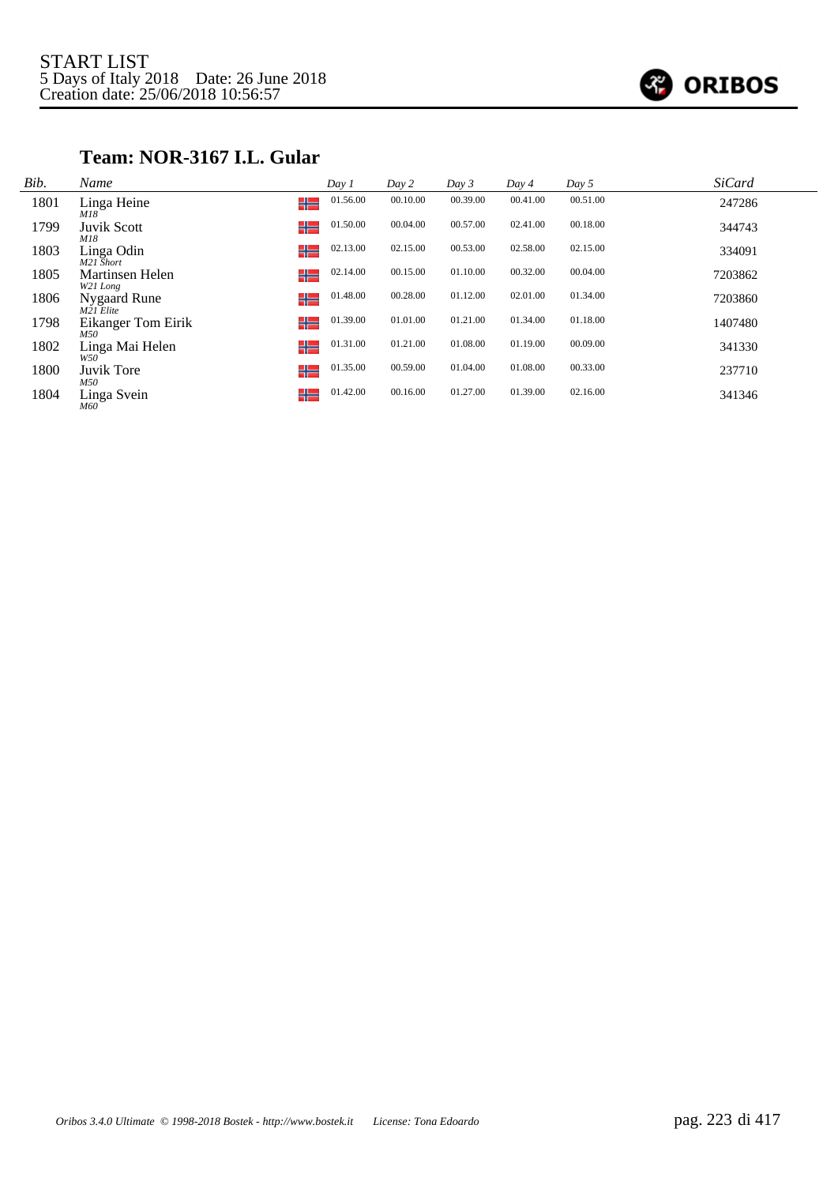START LIST
5 Days of Italy 2018 Date: 26 June 2018
Creation date: 25/06/2018 10:56:57

## Team: NOR-3167 I.L. Gular

| Bib. | Name | | Day 1 | Day 2 | Day 3 | Day 4 | Day 5 | SiCard |
|---|---|---|---|---|---|---|---|---|
| 1801 | Linga Heine *M18* | NOR | 01.56.00 | 00.10.00 | 00.39.00 | 00.41.00 | 00.51.00 | 247286 |
| 1799 | Juvik Scott *M18* | NOR | 01.50.00 | 00.04.00 | 00.57.00 | 02.41.00 | 00.18.00 | 344743 |
| 1803 | Linga Odin *M21 Short* | NOR | 02.13.00 | 02.15.00 | 00.53.00 | 02.58.00 | 02.15.00 | 334091 |
| 1805 | Martinsen Helen *W21 Long* | NOR | 02.14.00 | 00.15.00 | 01.10.00 | 00.32.00 | 00.04.00 | 7203862 |
| 1806 | Nygaard Rune *M21 Elite* | NOR | 01.48.00 | 00.28.00 | 01.12.00 | 02.01.00 | 01.34.00 | 7203860 |
| 1798 | Eikanger Tom Eirik *M50* | NOR | 01.39.00 | 01.01.00 | 01.21.00 | 01.34.00 | 01.18.00 | 1407480 |
| 1802 | Linga Mai Helen *W50* | NOR | 01.31.00 | 01.21.00 | 01.08.00 | 01.19.00 | 00.09.00 | 341330 |
| 1800 | Juvik Tore *M50* | NOR | 01.35.00 | 00.59.00 | 01.04.00 | 01.08.00 | 00.33.00 | 237710 |
| 1804 | Linga Svein *M60* | NOR | 01.42.00 | 00.16.00 | 01.27.00 | 01.39.00 | 02.16.00 | 341346 |

*Oribos 3.4.0 Ultimate © 1998-2018 Bostek - http://www.bostek.it License: Tona Edoardo*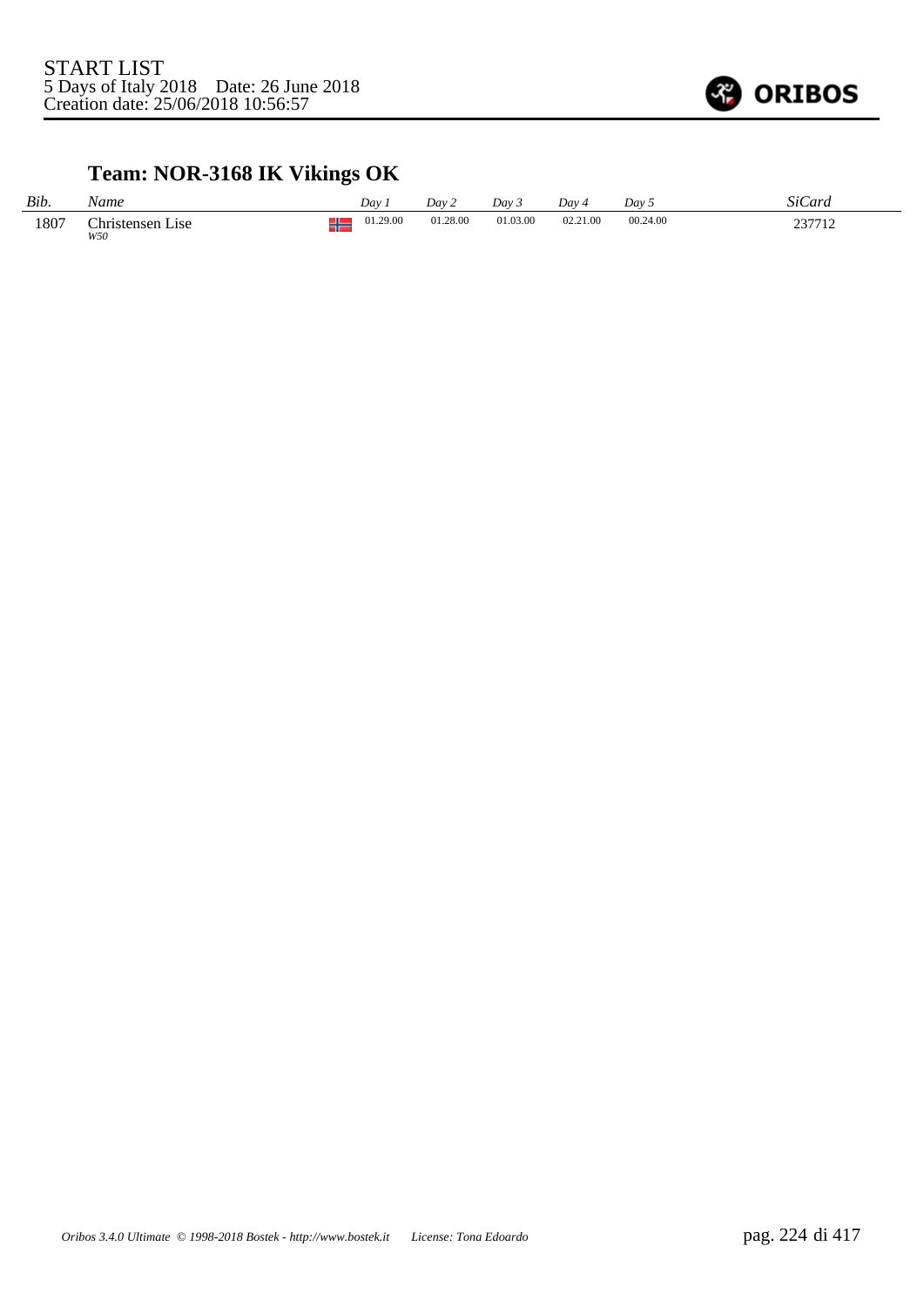START LIST
5 Days of Italy 2018    Date: 26 June 2018
Creation date: 25/06/2018 10:56:57

## Team: NOR-3168 IK Vikings OK

| *Bib.* | *Name* | | *Day 1* | *Day 2* | *Day 3* | *Day 4* | *Day 5* | *SiCard* |
|---|---|---|---|---|---|---|---|---|
| 1807 | Christensen Lise<br>*W50* | NOR | 01.29.00 | 01.28.00 | 01.03.00 | 02.21.00 | 00.24.00 | 237712 |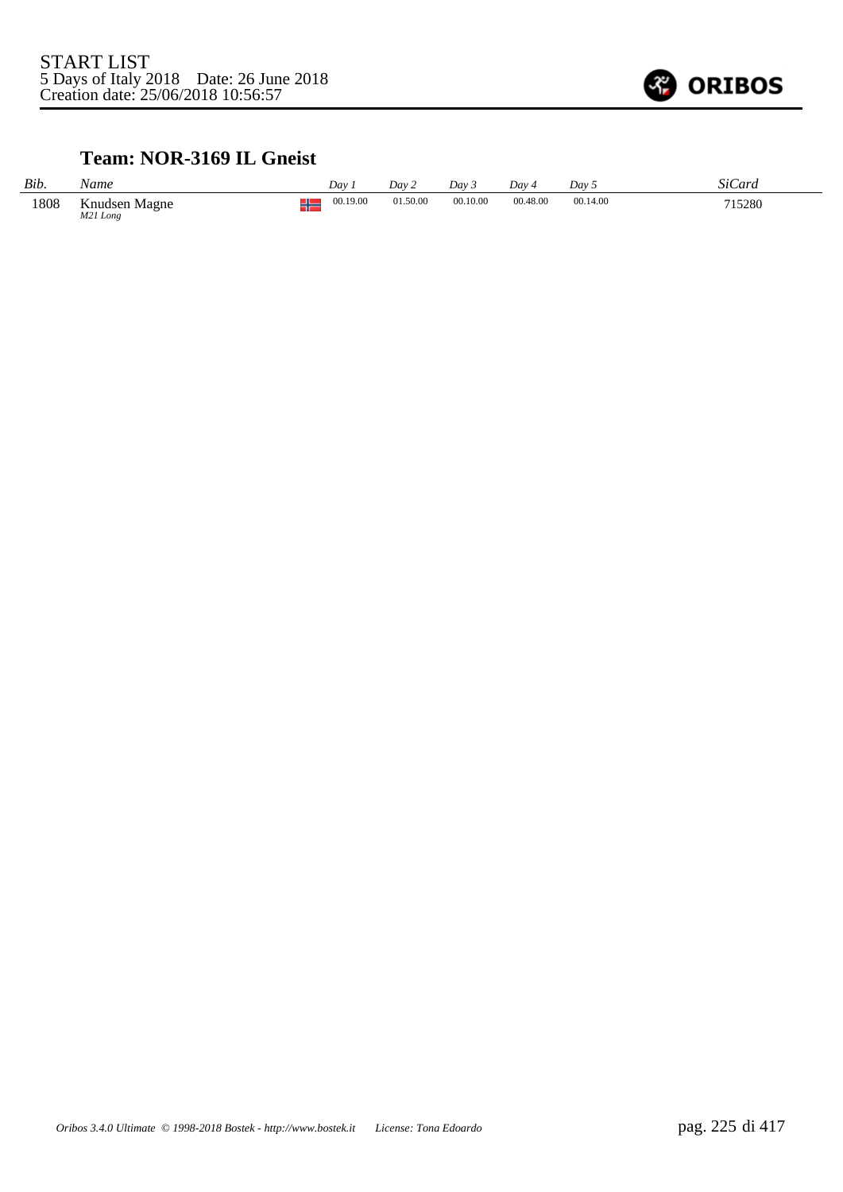START LIST
5 Days of Italy 2018    Date: 26 June 2018
Creation date: 25/06/2018 10:56:57

### Team: NOR-3169 IL Gneist

| *Bib.* | *Name* | | *Day 1* | *Day 2* | *Day 3* | *Day 4* | *Day 5* | *SiCard* |
|---|---|---|---|---|---|---|---|---|
| 1808 | Knudsen Magne *M21 Long* | | 00.19.00 | 01.50.00 | 00.10.00 | 00.48.00 | 00.14.00 | 715280 |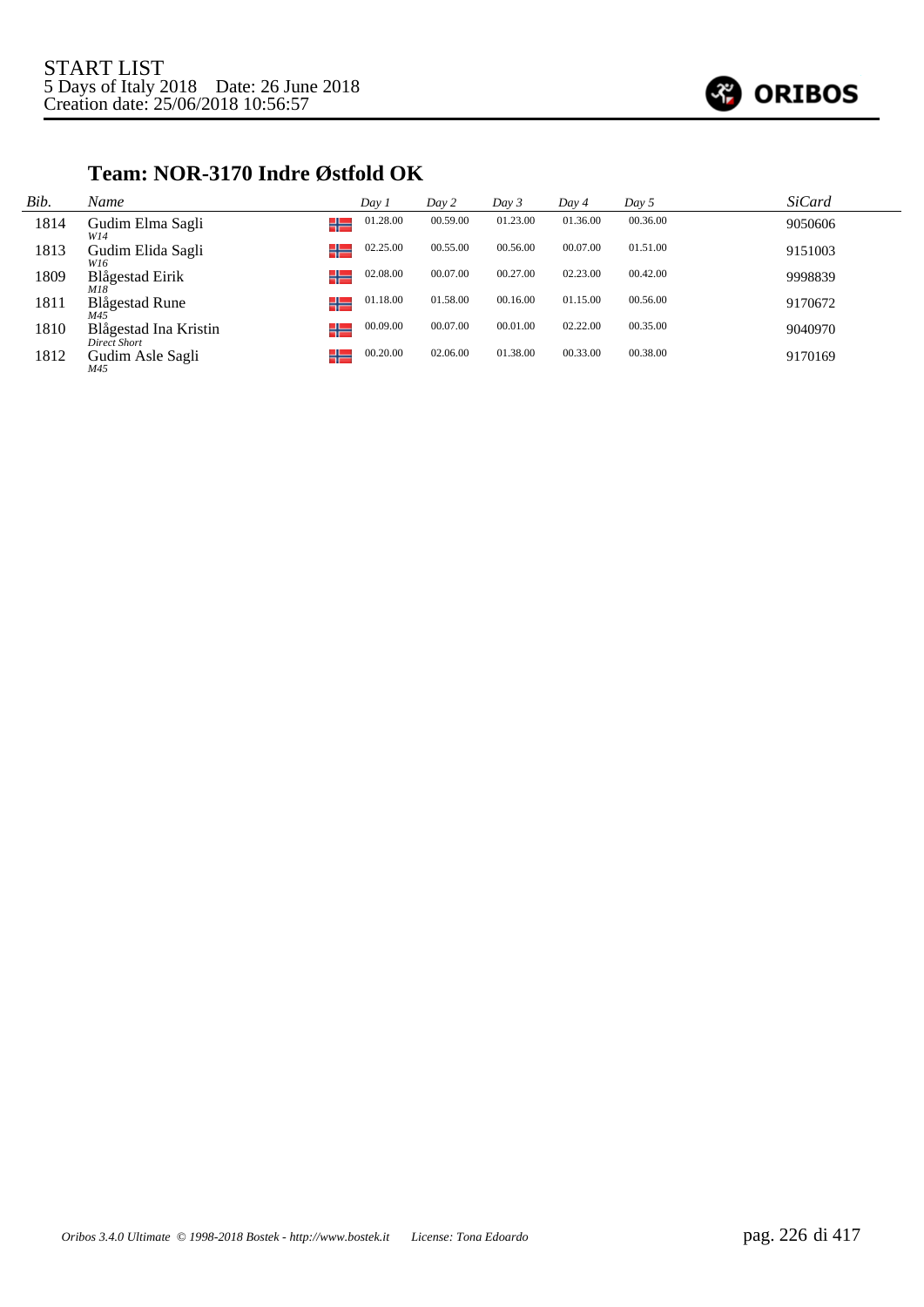START LIST
5 Days of Italy 2018 Date: 26 June 2018
Creation date: 25/06/2018 10:56:57

## Team: NOR-3170 Indre Østfold OK

| Bib. | Name | | Day 1 | Day 2 | Day 3 | Day 4 | Day 5 | SiCard |
|---|---|---|---|---|---|---|---|---|
| 1814 | Gudim Elma Sagli *W14* | NOR | 01.28.00 | 00.59.00 | 01.23.00 | 01.36.00 | 00.36.00 | 9050606 |
| 1813 | Gudim Elida Sagli *W16* | NOR | 02.25.00 | 00.55.00 | 00.56.00 | 00.07.00 | 01.51.00 | 9151003 |
| 1809 | Blågestad Eirik *M18* | NOR | 02.08.00 | 00.07.00 | 00.27.00 | 02.23.00 | 00.42.00 | 9998839 |
| 1811 | Blågestad Rune *M45* | NOR | 01.18.00 | 01.58.00 | 00.16.00 | 01.15.00 | 00.56.00 | 9170672 |
| 1810 | Blågestad Ina Kristin *Direct Short* | NOR | 00.09.00 | 00.07.00 | 00.01.00 | 02.22.00 | 00.35.00 | 9040970 |
| 1812 | Gudim Asle Sagli *M45* | NOR | 00.20.00 | 02.06.00 | 01.38.00 | 00.33.00 | 00.38.00 | 9170169 |

*Oribos 3.4.0 Ultimate © 1998-2018 Bostek - http://www.bostek.it License: Tona Edoardo*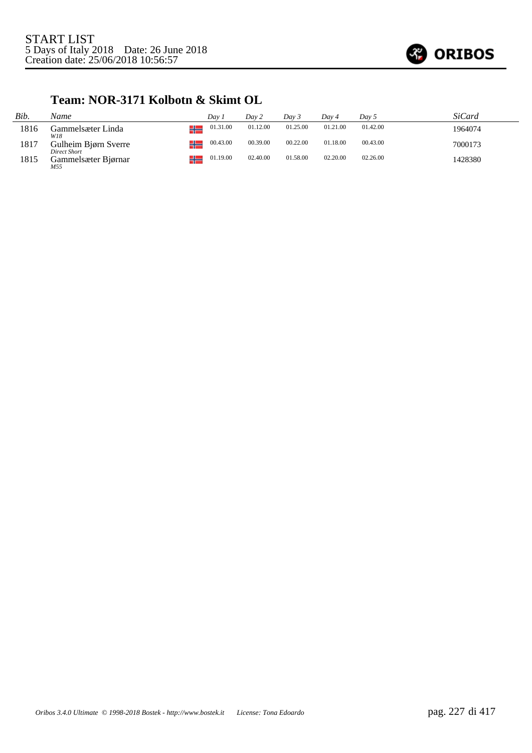START LIST
5 Days of Italy 2018 Date: 26 June 2018
Creation date: 25/06/2018 10:56:57

## Team: NOR-3171 Kolbotn & Skimt OL

| Bib. | Name | | Day 1 | Day 2 | Day 3 | Day 4 | Day 5 | SiCard |
|---|---|---|---|---|---|---|---|---|
| 1816 | Gammelsæter Linda<br>*W18* | NOR | 01.31.00 | 01.12.00 | 01.25.00 | 01.21.00 | 01.42.00 | 1964074 |
| 1817 | Gulheim Bjørn Sverre<br>*Direct Short* | NOR | 00.43.00 | 00.39.00 | 00.22.00 | 01.18.00 | 00.43.00 | 7000173 |
| 1815 | Gammelsæter Bjørnar<br>*M55* | NOR | 01.19.00 | 02.40.00 | 01.58.00 | 02.20.00 | 02.26.00 | 1428380 |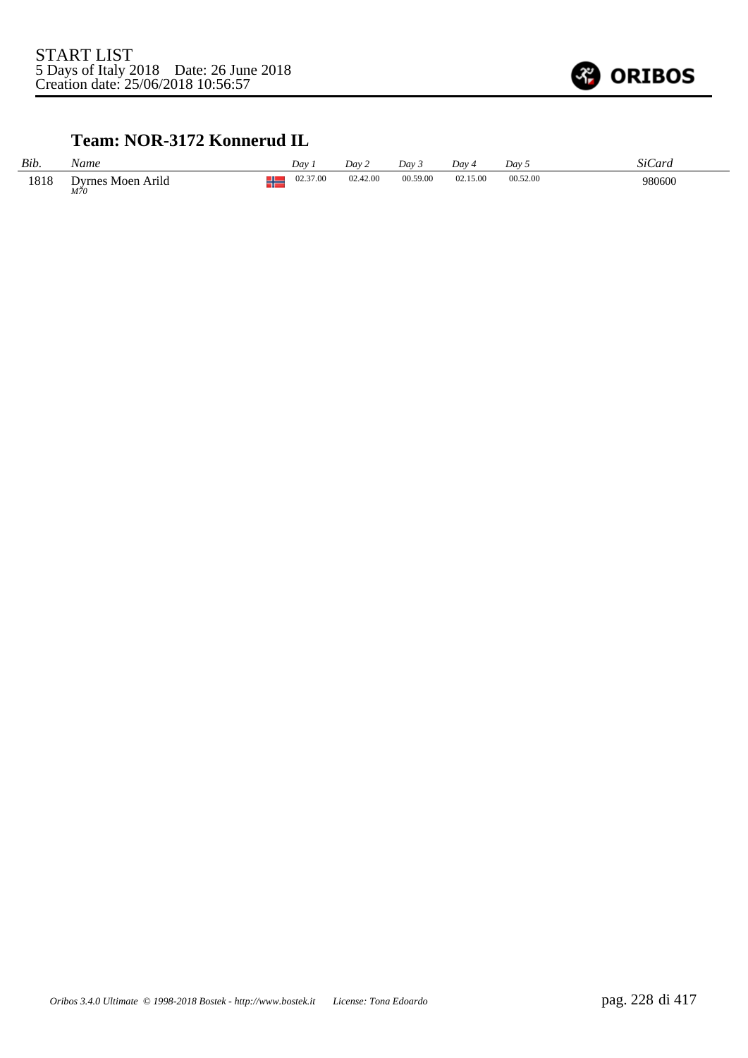START LIST
5 Days of Italy 2018 Date: 26 June 2018
Creation date: 25/06/2018 10:56:57

## Team: NOR-3172 Konnerud IL

| *Bib.* | *Name* | | *Day 1* | *Day 2* | *Day 3* | *Day 4* | *Day 5* | *SiCard* |
|---|---|---|---|---|---|---|---|---|
| 1818 | Dyrnes Moen Arild *M70* | NOR | 02.37.00 | 02.42.00 | 00.59.00 | 02.15.00 | 00.52.00 | 980600 |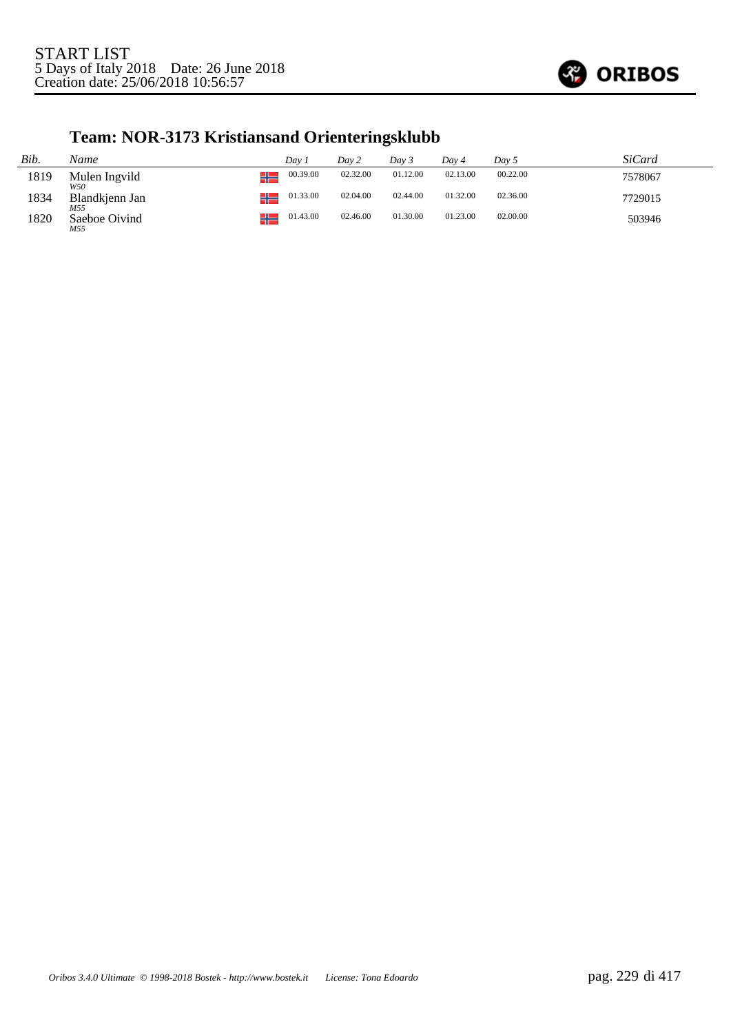START LIST
5 Days of Italy 2018 Date: 26 June 2018
Creation date: 25/06/2018 10:56:57

## Team: NOR-3173 Kristiansand Orienteringsklubb

| *Bib.* | *Name* | | *Day 1* | *Day 2* | *Day 3* | *Day 4* | *Day 5* | *SiCard* |
|---|---|---|---|---|---|---|---|---|
| 1819 | Mulen Ingvild<br>*W50* | NOR | 00.39.00 | 02.32.00 | 01.12.00 | 02.13.00 | 00.22.00 | 7578067 |
| 1834 | Blandkjenn Jan<br>*M55* | NOR | 01.33.00 | 02.04.00 | 02.44.00 | 01.32.00 | 02.36.00 | 7729015 |
| 1820 | Saeboe Oivind<br>*M55* | NOR | 01.43.00 | 02.46.00 | 01.30.00 | 01.23.00 | 02.00.00 | 503946 |

*Oribos 3.4.0 Ultimate © 1998-2018 Bostek - http://www.bostek.it License: Tona Edoardo*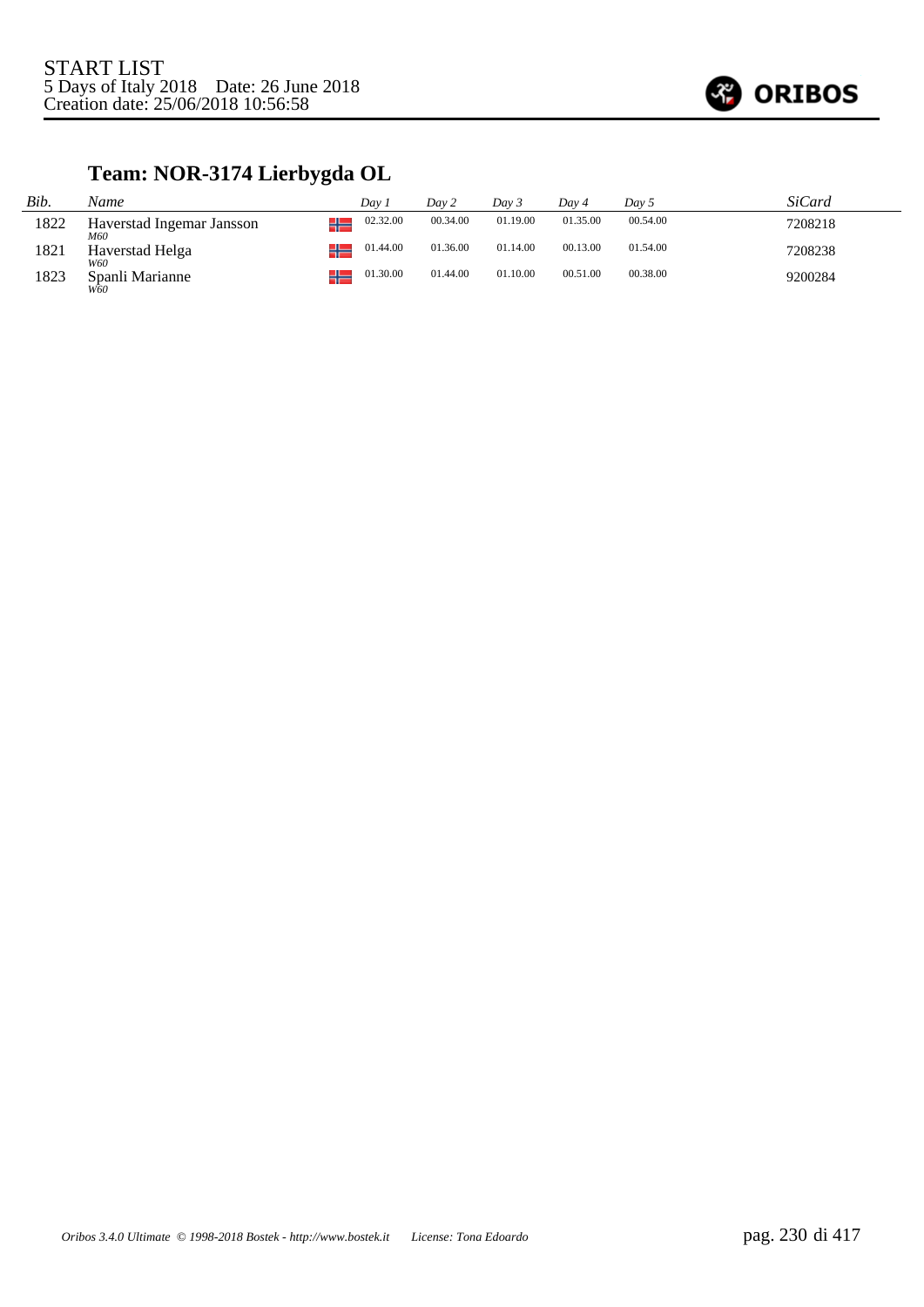START LIST
5 Days of Italy 2018 Date: 26 June 2018
Creation date: 25/06/2018 10:56:58

## Team: NOR-3174 Lierbygda OL

| *Bib.* | *Name* | | *Day 1* | *Day 2* | *Day 3* | *Day 4* | *Day 5* | *SiCard* |
|---|---|---|---|---|---|---|---|---|
| 1822 | Haverstad Ingemar Jansson<br>*M60* | NOR | 02.32.00 | 00.34.00 | 01.19.00 | 01.35.00 | 00.54.00 | 7208218 |
| 1821 | Haverstad Helga<br>*W60* | NOR | 01.44.00 | 01.36.00 | 01.14.00 | 00.13.00 | 01.54.00 | 7208238 |
| 1823 | Spanli Marianne<br>*W60* | NOR | 01.30.00 | 01.44.00 | 01.10.00 | 00.51.00 | 00.38.00 | 9200284 |

*Oribos 3.4.0 Ultimate © 1998-2018 Bostek - http://www.bostek.it License: Tona Edoardo*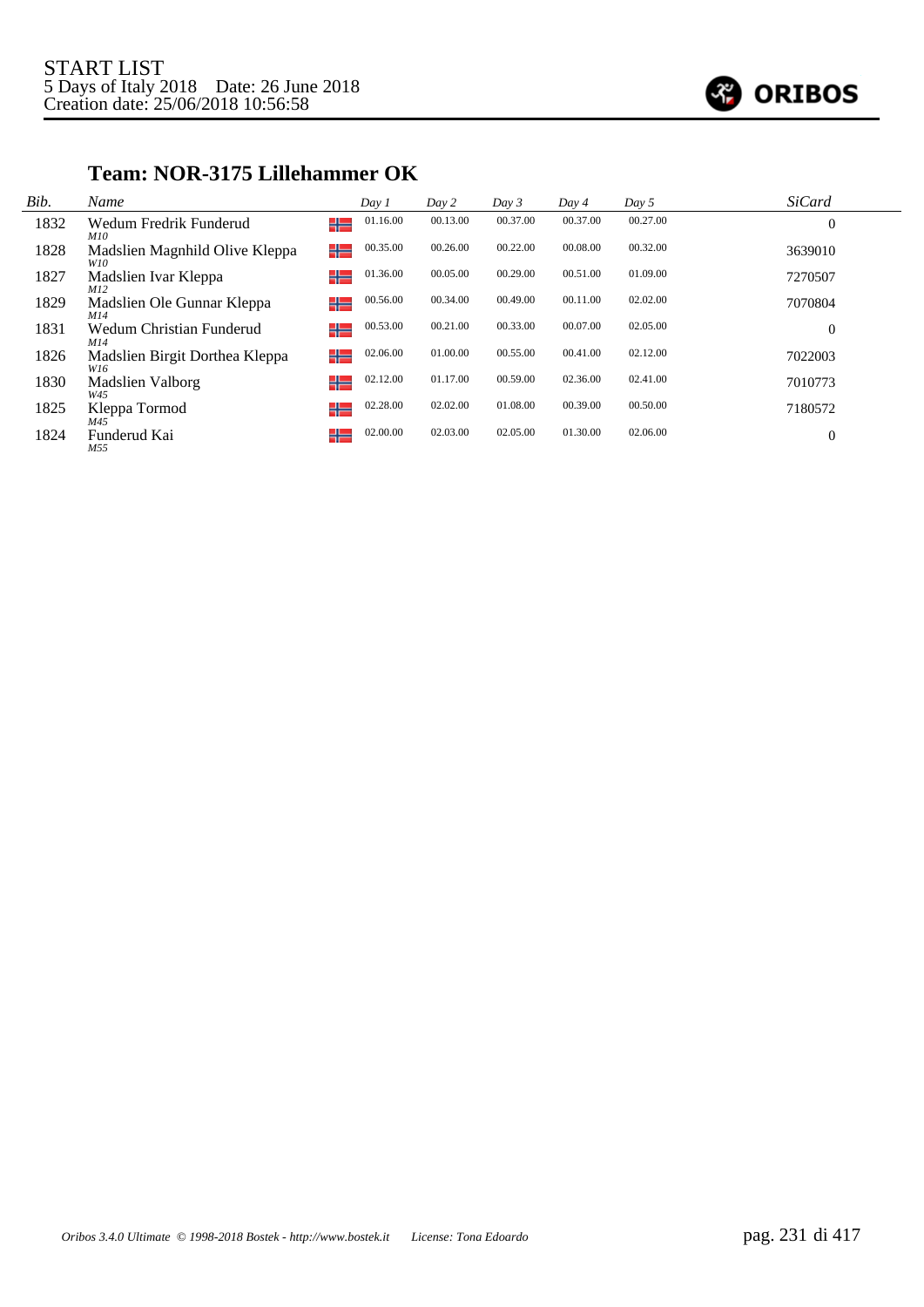START LIST
5 Days of Italy 2018 Date: 26 June 2018
Creation date: 25/06/2018 10:56:58

## Team: NOR-3175 Lillehammer OK

| Bib. | Name | Day 1 | Day 2 | Day 3 | Day 4 | Day 5 | SiCard |
|---|---|---|---|---|---|---|---|
| 1832 | Wedum Fredrik Funderud *M10* | 01.16.00 | 00.13.00 | 00.37.00 | 00.37.00 | 00.27.00 | 0 |
| 1828 | Madslien Magnhild Olive Kleppa *W10* | 00.35.00 | 00.26.00 | 00.22.00 | 00.08.00 | 00.32.00 | 3639010 |
| 1827 | Madslien Ivar Kleppa *M12* | 01.36.00 | 00.05.00 | 00.29.00 | 00.51.00 | 01.09.00 | 7270507 |
| 1829 | Madslien Ole Gunnar Kleppa *M14* | 00.56.00 | 00.34.00 | 00.49.00 | 00.11.00 | 02.02.00 | 7070804 |
| 1831 | Wedum Christian Funderud *M14* | 00.53.00 | 00.21.00 | 00.33.00 | 00.07.00 | 02.05.00 | 0 |
| 1826 | Madslien Birgit Dorthea Kleppa *W16* | 02.06.00 | 01.00.00 | 00.55.00 | 00.41.00 | 02.12.00 | 7022003 |
| 1830 | Madslien Valborg *W45* | 02.12.00 | 01.17.00 | 00.59.00 | 02.36.00 | 02.41.00 | 7010773 |
| 1825 | Kleppa Tormod *M45* | 02.28.00 | 02.02.00 | 01.08.00 | 00.39.00 | 00.50.00 | 7180572 |
| 1824 | Funderud Kai *M55* | 02.00.00 | 02.03.00 | 02.05.00 | 01.30.00 | 02.06.00 | 0 |

*Oribos 3.4.0 Ultimate © 1998-2018 Bostek - http://www.bostek.it License: Tona Edoardo*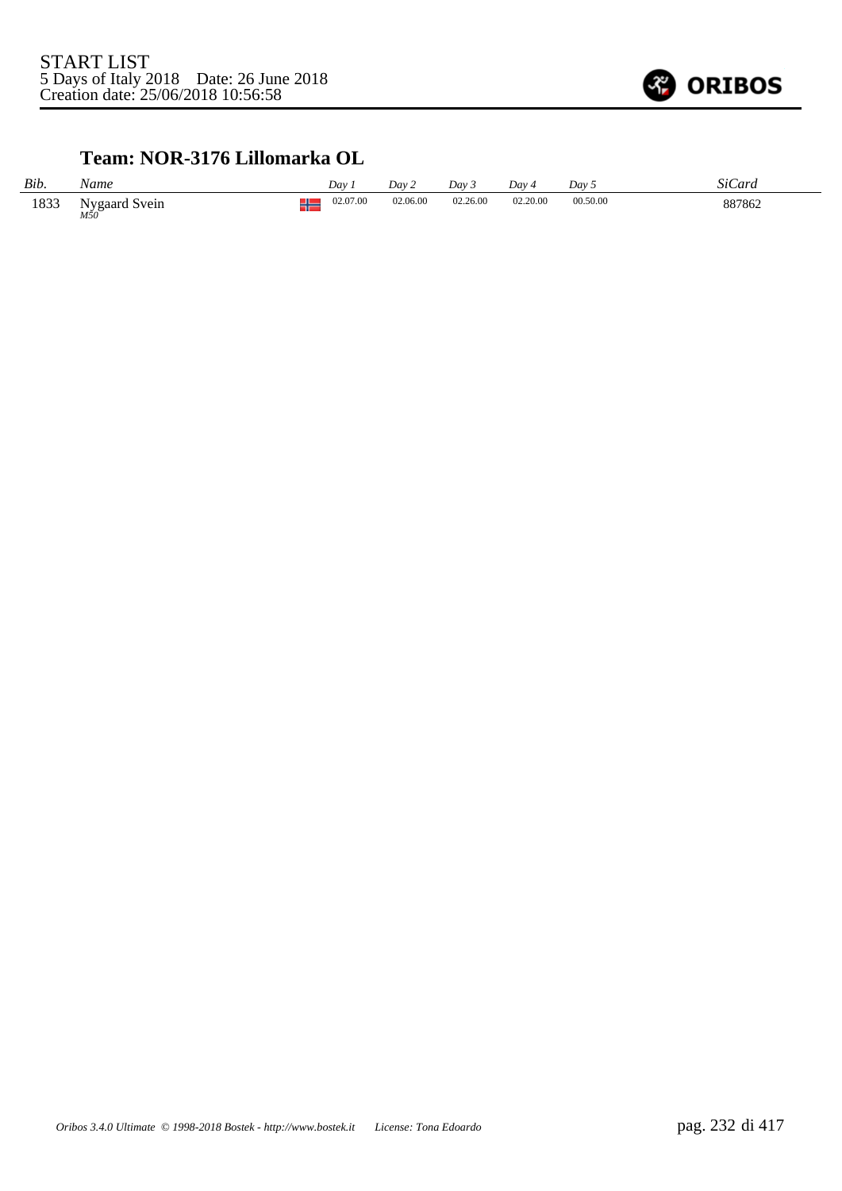START LIST
5 Days of Italy 2018 Date: 26 June 2018
Creation date: 25/06/2018 10:56:58

## Team: NOR-3176 Lillomarka OL

| Bib. | Name | | Day 1 | Day 2 | Day 3 | Day 4 | Day 5 | SiCard |
|---|---|---|---|---|---|---|---|---|
| 1833 | Nygaard Svein *M50* | NOR | 02.07.00 | 02.06.00 | 02.26.00 | 02.20.00 | 00.50.00 | 887862 |

*Oribos 3.4.0 Ultimate © 1998-2018 Bostek - http://www.bostek.it License: Tona Edoardo*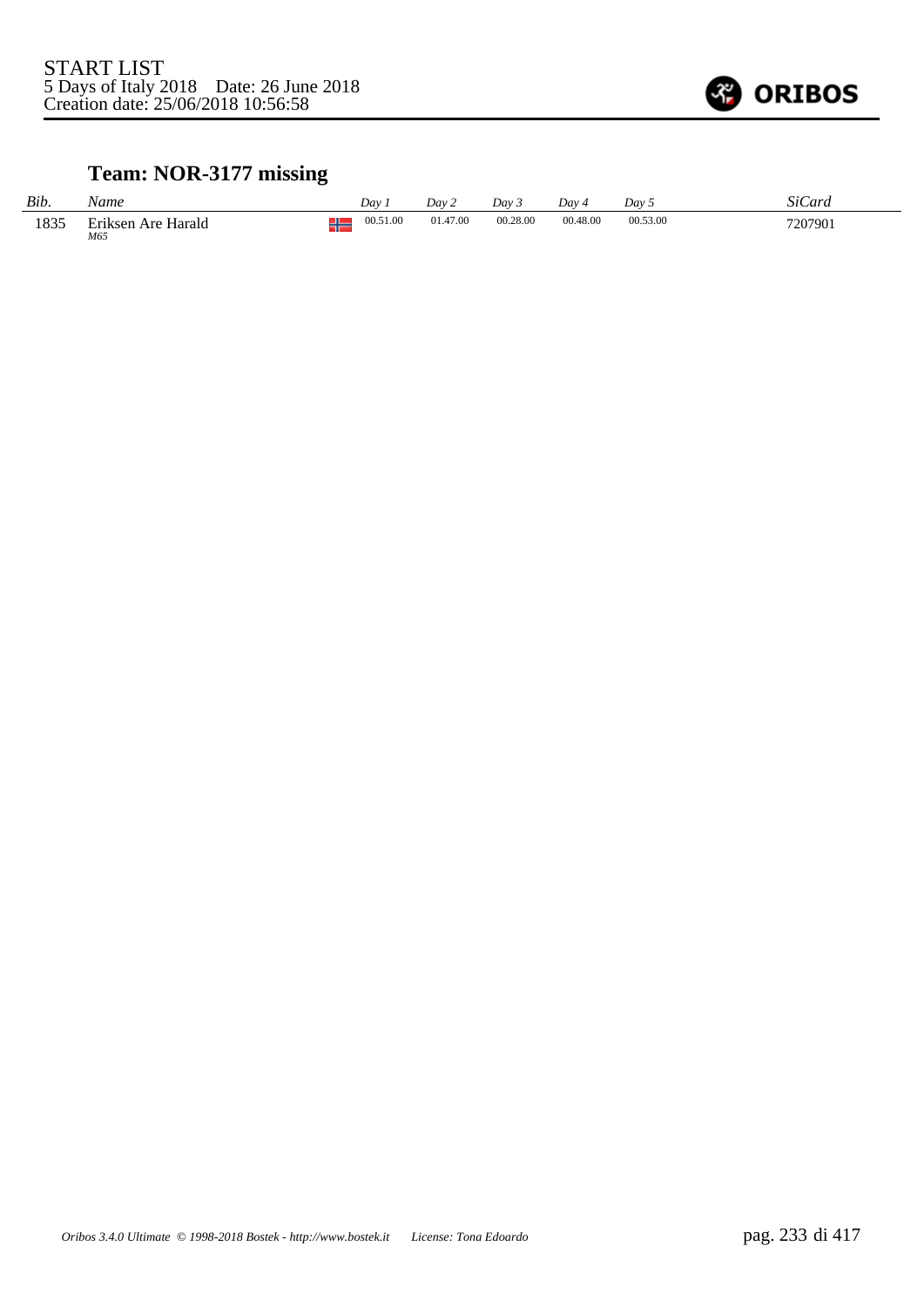START LIST
5 Days of Italy 2018    Date: 26 June 2018
Creation date: 25/06/2018 10:56:58

## Team: NOR-3177 missing

| Bib. | Name | | Day 1 | Day 2 | Day 3 | Day 4 | Day 5 | SiCard |
|---|---|---|---|---|---|---|---|---|
| 1835 | Eriksen Are Harald<br>*M65* | NOR | 00.51.00 | 01.47.00 | 00.28.00 | 00.48.00 | 00.53.00 | 7207901 |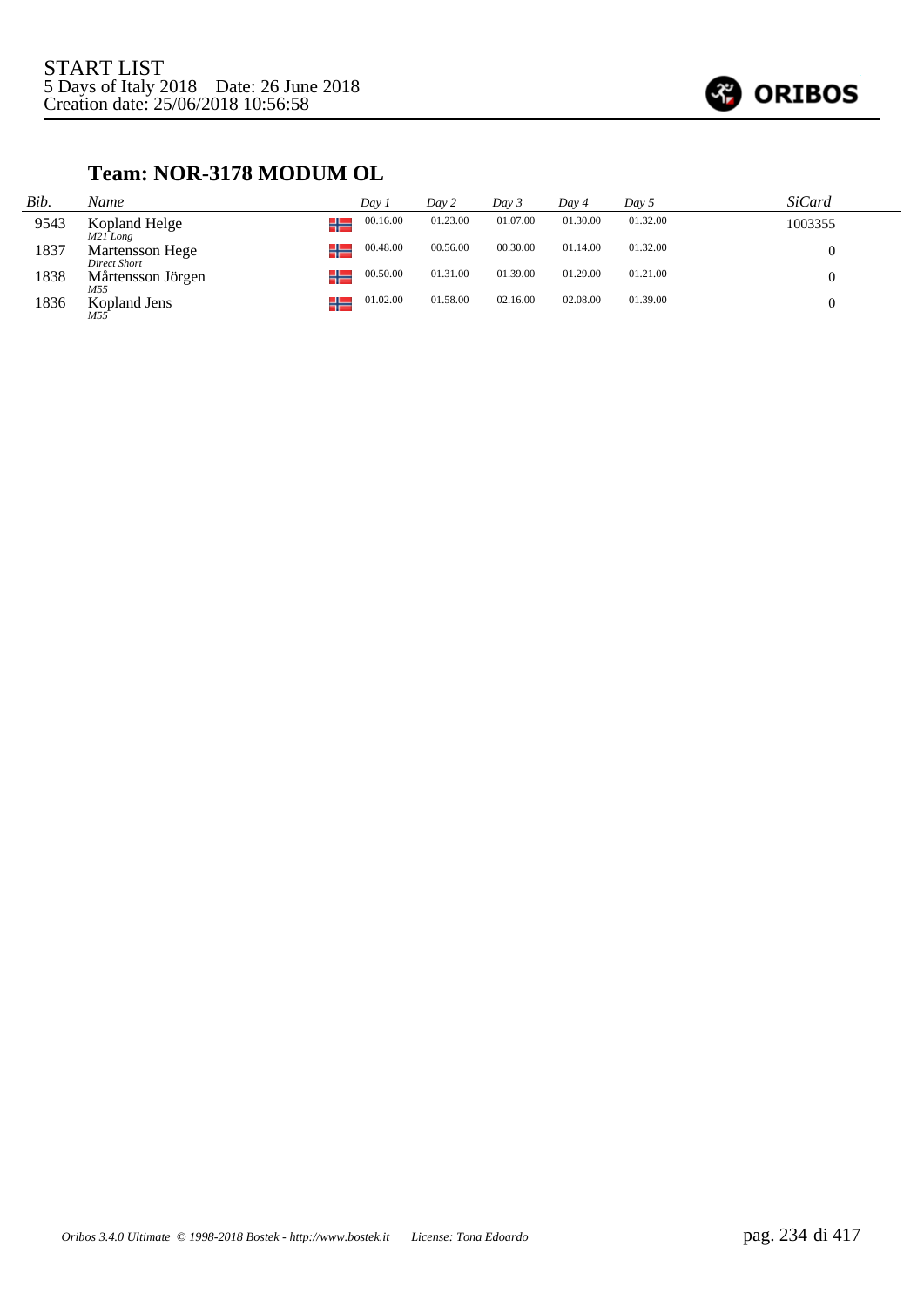START LIST
5 Days of Italy 2018    Date: 26 June 2018
Creation date: 25/06/2018 10:56:58

## Team: NOR-3178 MODUM OL

| Bib. | Name | Day 1 | Day 2 | Day 3 | Day 4 | Day 5 | SiCard |
|---|---|---|---|---|---|---|---|
| 9543 | Kopland Helge *M21 Long* | 00.16.00 | 01.23.00 | 01.07.00 | 01.30.00 | 01.32.00 | 1003355 |
| 1837 | Martensson Hege *Direct Short* | 00.48.00 | 00.56.00 | 00.30.00 | 01.14.00 | 01.32.00 | 0 |
| 1838 | Mårtensson Jörgen *M55* | 00.50.00 | 01.31.00 | 01.39.00 | 01.29.00 | 01.21.00 | 0 |
| 1836 | Kopland Jens *M55* | 01.02.00 | 01.58.00 | 02.16.00 | 02.08.00 | 01.39.00 | 0 |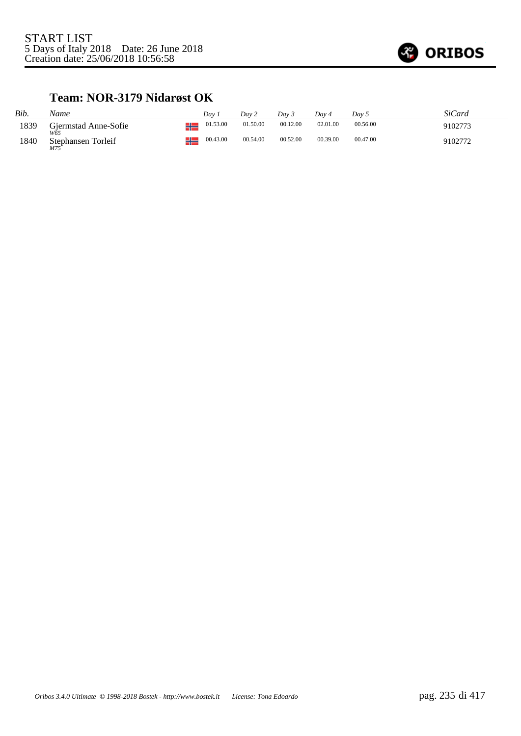START LIST
5 Days of Italy 2018    Date: 26 June 2018
Creation date: 25/06/2018 10:56:58

## Team: NOR-3179 Nidarøst OK

| *Bib.* | *Name* | | *Day 1* | *Day 2* | *Day 3* | *Day 4* | *Day 5* | *SiCard* |
|---|---|---|---|---|---|---|---|---|
| 1839 | Gjermstad Anne-Sofie *W65* | NOR | 01.53.00 | 01.50.00 | 00.12.00 | 02.01.00 | 00.56.00 | 9102773 |
| 1840 | Stephansen Torleif *M75* | NOR | 00.43.00 | 00.54.00 | 00.52.00 | 00.39.00 | 00.47.00 | 9102772 |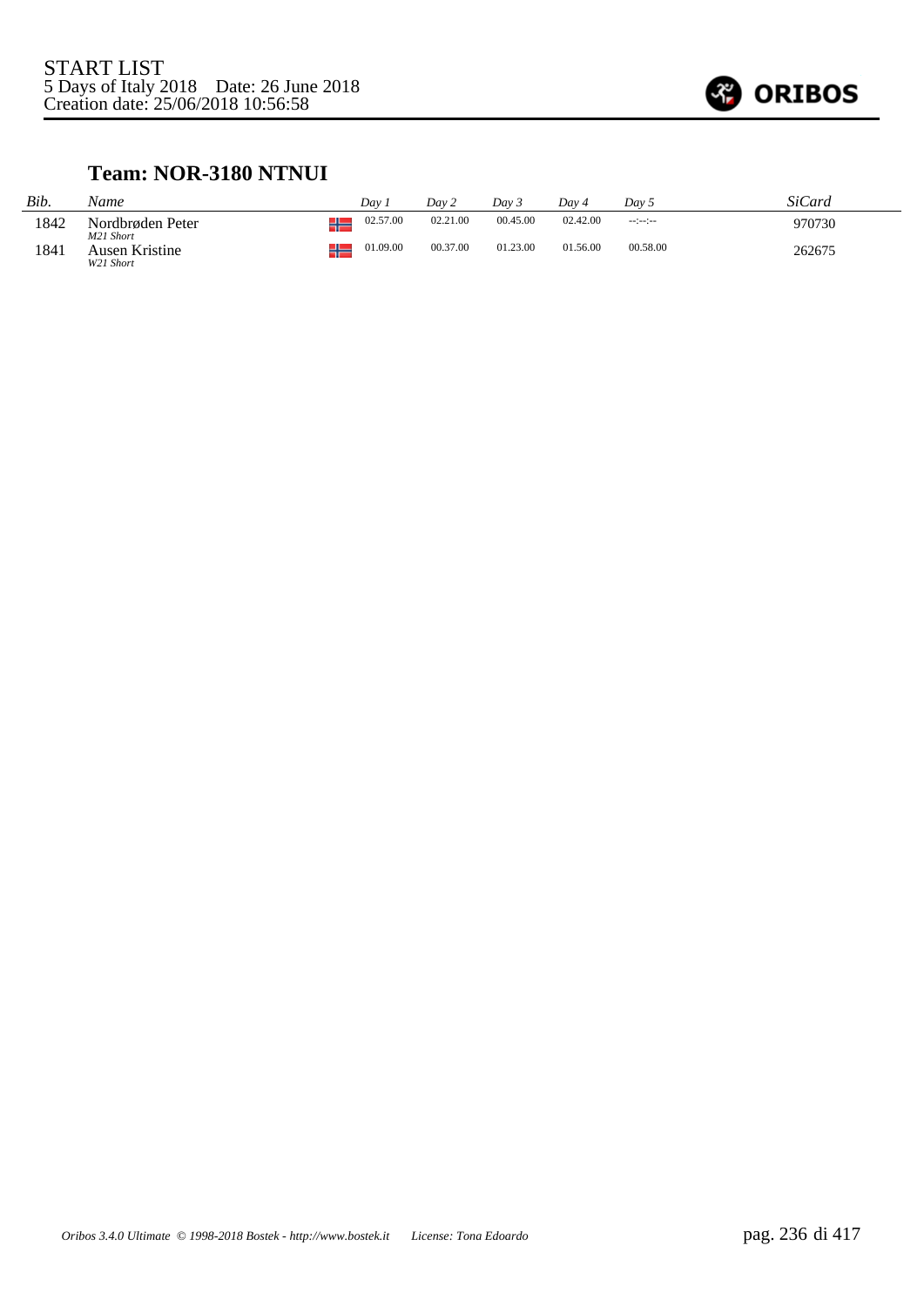START LIST
5 Days of Italy 2018 Date: 26 June 2018
Creation date: 25/06/2018 10:56:58

## Team: NOR-3180 NTNUI

| *Bib.* | *Name* | | *Day 1* | *Day 2* | *Day 3* | *Day 4* | *Day 5* | *SiCard* |
|---|---|---|---|---|---|---|---|---|
| 1842 | Nordbrøden Peter *M21 Short* | NOR | 02.57.00 | 02.21.00 | 00.45.00 | 02.42.00 | --:--:-- | 970730 |
| 1841 | Ausen Kristine *W21 Short* | NOR | 01.09.00 | 00.37.00 | 01.23.00 | 01.56.00 | 00.58.00 | 262675 |

*Oribos 3.4.0 Ultimate © 1998-2018 Bostek - http://www.bostek.it License: Tona Edoardo*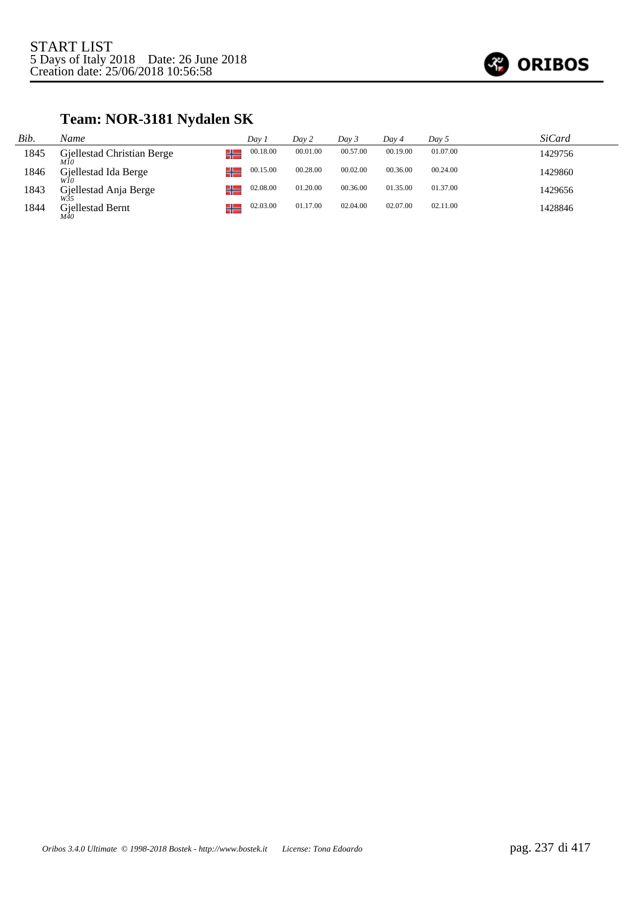START LIST
5 Days of Italy 2018 Date: 26 June 2018
Creation date: 25/06/2018 10:56:58

## Team: NOR-3181 Nydalen SK

| *Bib.* | *Name* | | *Day 1* | *Day 2* | *Day 3* | *Day 4* | *Day 5* | *SiCard* |
|---|---|---|---|---|---|---|---|---|
| 1845 | Gjellestad Christian Berge *M10* | NOR | 00.18.00 | 00.01.00 | 00.57.00 | 00.19.00 | 01.07.00 | 1429756 |
| 1846 | Gjellestad Ida Berge *W10* | NOR | 00.15.00 | 00.28.00 | 00.02.00 | 00.36.00 | 00.24.00 | 1429860 |
| 1843 | Gjellestad Anja Berge *W35* | NOR | 02.08.00 | 01.20.00 | 00.36.00 | 01.35.00 | 01.37.00 | 1429656 |
| 1844 | Gjellestad Bernt *M40* | NOR | 02.03.00 | 01.17.00 | 02.04.00 | 02.07.00 | 02.11.00 | 1428846 |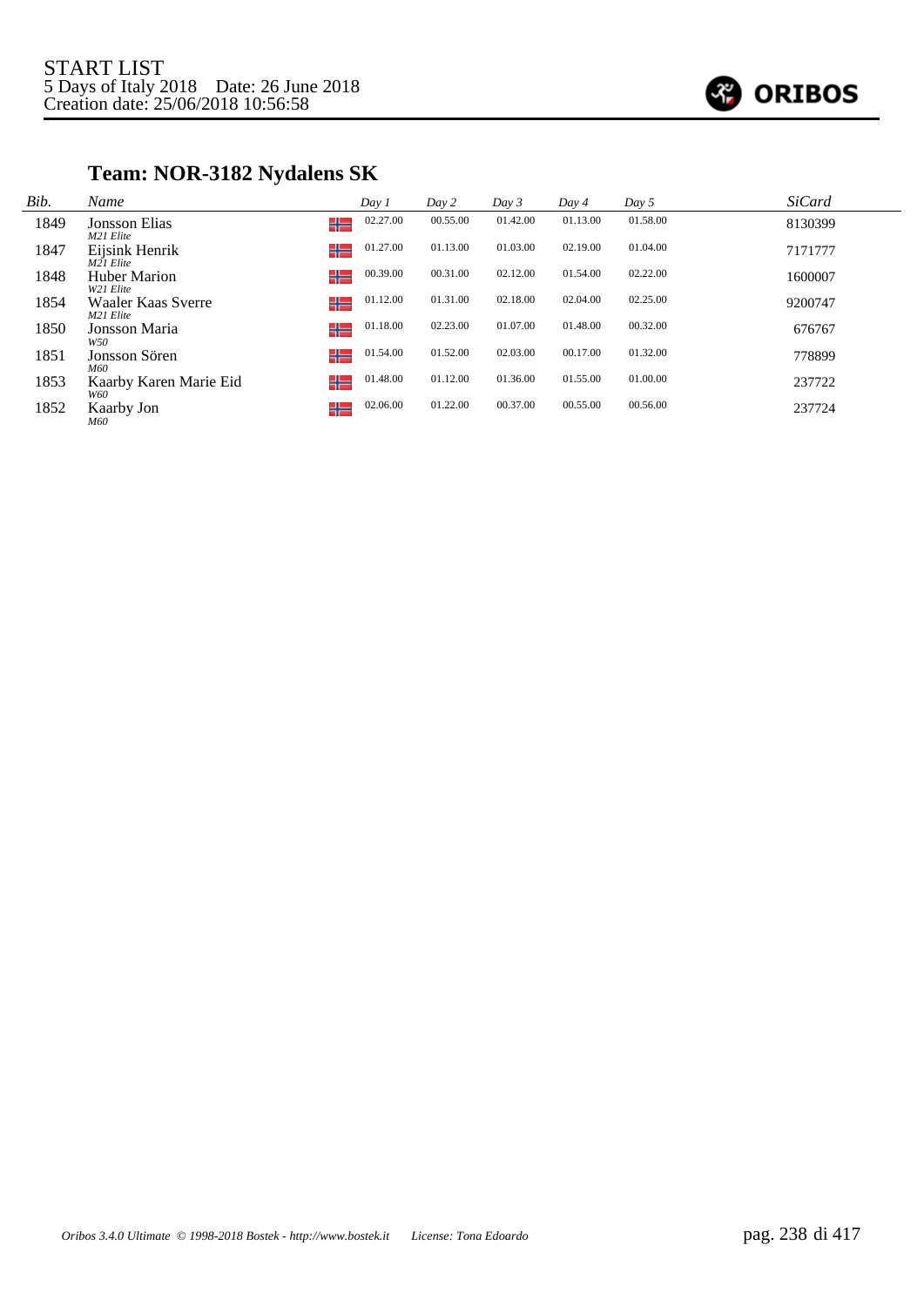START LIST
5 Days of Italy 2018    Date: 26 June 2018
Creation date: 25/06/2018 10:56:58

## Team: NOR-3182 Nydalens SK

| Bib. | Name | | Day 1 | Day 2 | Day 3 | Day 4 | Day 5 | SiCard |
|---|---|---|---|---|---|---|---|---|
| 1849 | Jonsson Elias<br>*M21 Elite* | NOR | 02.27.00 | 00.55.00 | 01.42.00 | 01.13.00 | 01.58.00 | 8130399 |
| 1847 | Eijsink Henrik<br>*M21 Elite* | NOR | 01.27.00 | 01.13.00 | 01.03.00 | 02.19.00 | 01.04.00 | 7171777 |
| 1848 | Huber Marion<br>*W21 Elite* | NOR | 00.39.00 | 00.31.00 | 02.12.00 | 01.54.00 | 02.22.00 | 1600007 |
| 1854 | Waaler Kaas Sverre<br>*M21 Elite* | NOR | 01.12.00 | 01.31.00 | 02.18.00 | 02.04.00 | 02.25.00 | 9200747 |
| 1850 | Jonsson Maria<br>*W50* | NOR | 01.18.00 | 02.23.00 | 01.07.00 | 01.48.00 | 00.32.00 | 676767 |
| 1851 | Jonsson Sören<br>*M60* | NOR | 01.54.00 | 01.52.00 | 02.03.00 | 00.17.00 | 01.32.00 | 778899 |
| 1853 | Kaarby Karen Marie Eid<br>*W60* | NOR | 01.48.00 | 01.12.00 | 01.36.00 | 01.55.00 | 01.00.00 | 237722 |
| 1852 | Kaarby Jon<br>*M60* | NOR | 02.06.00 | 01.22.00 | 00.37.00 | 00.55.00 | 00.56.00 | 237724 |

*Oribos 3.4.0 Ultimate © 1998-2018 Bostek - http://www.bostek.it    License: Tona Edoardo*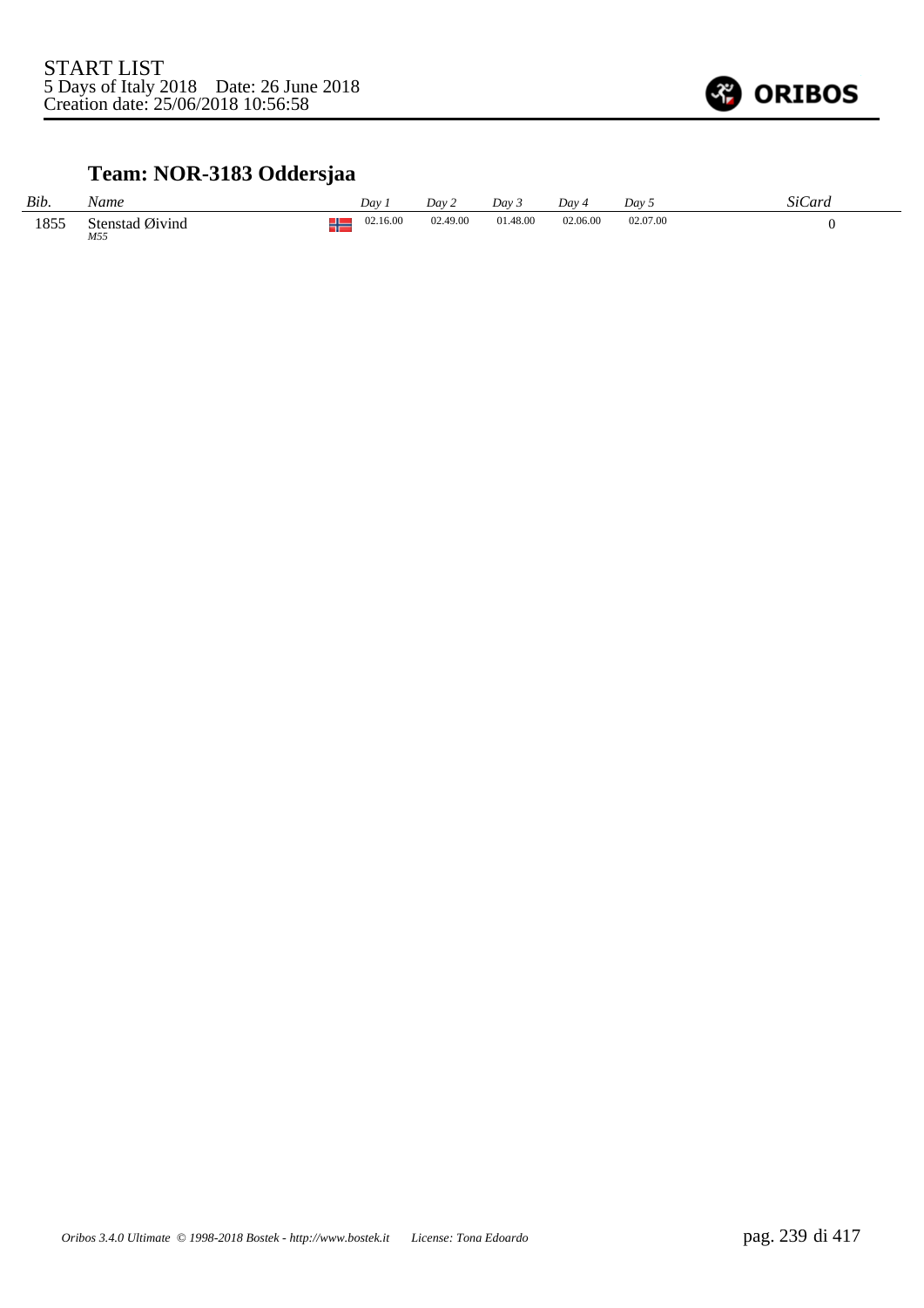START LIST
5 Days of Italy 2018 Date: 26 June 2018
Creation date: 25/06/2018 10:56:58

## Team: NOR-3183 Oddersjaa

| *Bib.* | *Name* | | *Day 1* | *Day 2* | *Day 3* | *Day 4* | *Day 5* | *SiCard* |
|---|---|---|---|---|---|---|---|---|
| 1855 | Stenstad Øivind *M55* | NOR | 02.16.00 | 02.49.00 | 01.48.00 | 02.06.00 | 02.07.00 | 0 |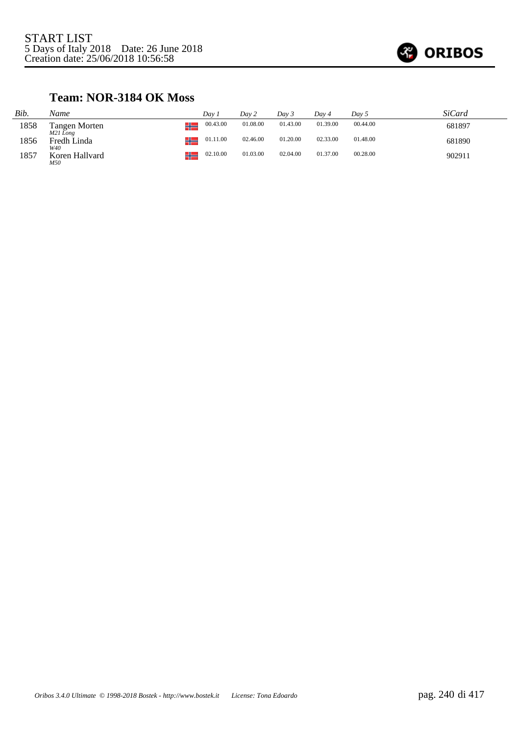START LIST
5 Days of Italy 2018 Date: 26 June 2018
Creation date: 25/06/2018 10:56:58

## Team: NOR-3184 OK Moss

| Bib. | Name | | Day 1 | Day 2 | Day 3 | Day 4 | Day 5 | SiCard |
|---|---|---|---|---|---|---|---|---|
| 1858 | Tangen Morten<br>*M21 Long* | NOR | 00.43.00 | 01.08.00 | 01.43.00 | 01.39.00 | 00.44.00 | 681897 |
| 1856 | Fredh Linda<br>*W40* | NOR | 01.11.00 | 02.46.00 | 01.20.00 | 02.33.00 | 01.48.00 | 681890 |
| 1857 | Koren Hallvard<br>*M50* | NOR | 02.10.00 | 01.03.00 | 02.04.00 | 01.37.00 | 00.28.00 | 902911 |

*Oribos 3.4.0 Ultimate © 1998-2018 Bostek - http://www.bostek.it License: Tona Edoardo*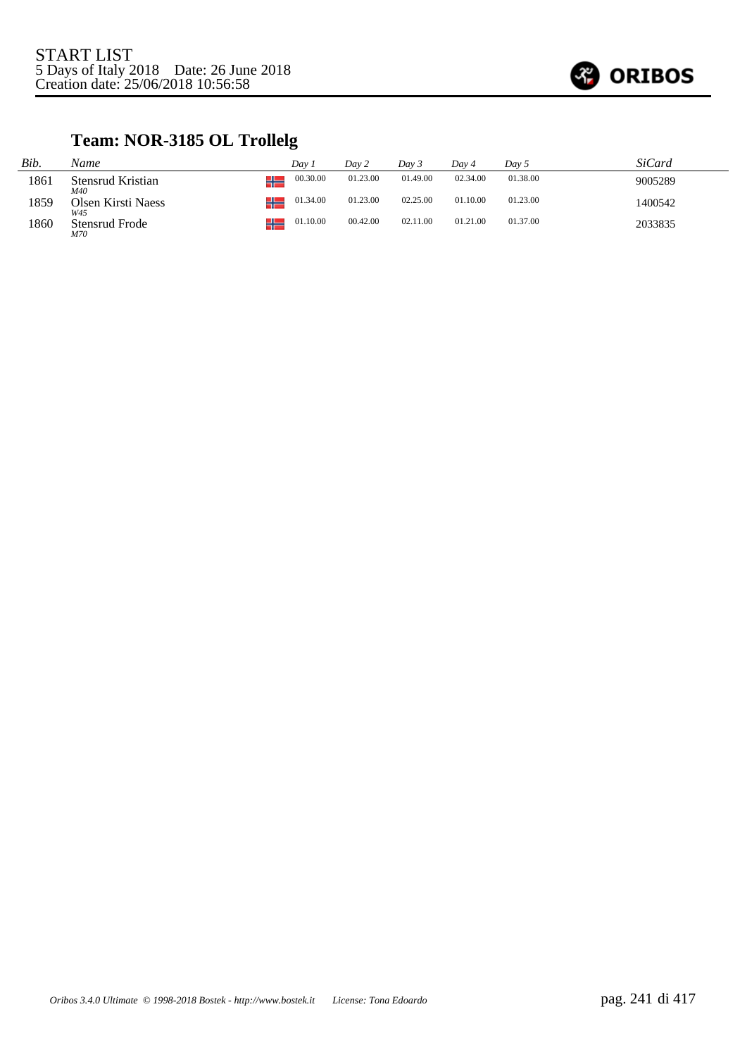START LIST
5 Days of Italy 2018    Date: 26 June 2018
Creation date: 25/06/2018 10:56:58

## Team: NOR-3185 OL Trollelg

| *Bib.* | *Name* | | *Day 1* | *Day 2* | *Day 3* | *Day 4* | *Day 5* | *SiCard* |
|---|---|---|---|---|---|---|---|---|
| 1861 | Stensrud Kristian *M40* | NOR | 00.30.00 | 01.23.00 | 01.49.00 | 02.34.00 | 01.38.00 | 9005289 |
| 1859 | Olsen Kirsti Naess *W45* | NOR | 01.34.00 | 01.23.00 | 02.25.00 | 01.10.00 | 01.23.00 | 1400542 |
| 1860 | Stensrud Frode *M70* | NOR | 01.10.00 | 00.42.00 | 02.11.00 | 01.21.00 | 01.37.00 | 2033835 |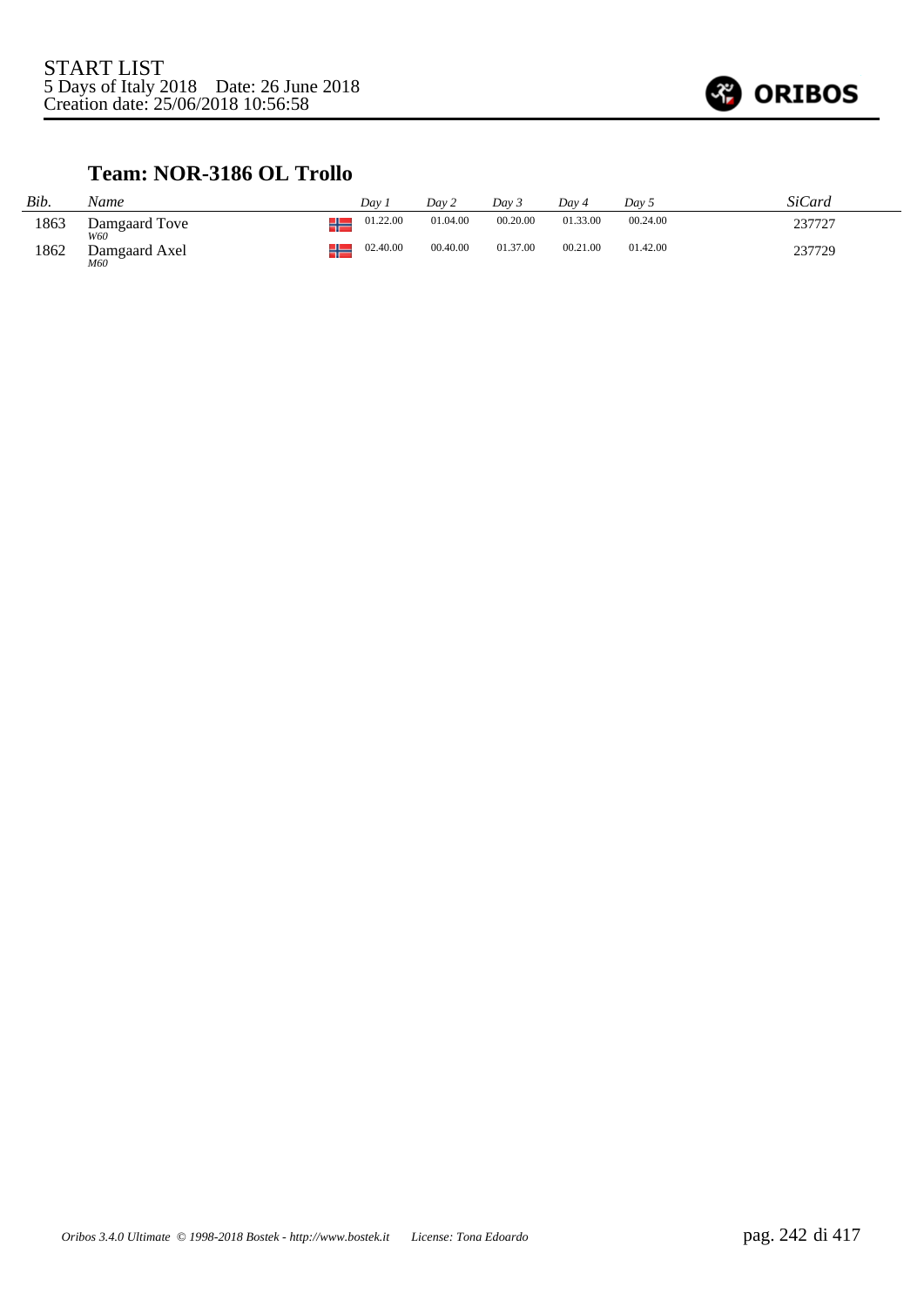START LIST
5 Days of Italy 2018    Date: 26 June 2018
Creation date: 25/06/2018 10:56:58

## Team: NOR-3186 OL Trollo

| *Bib.* | *Name* | | *Day 1* | *Day 2* | *Day 3* | *Day 4* | *Day 5* | *SiCard* |
|---|---|---|---|---|---|---|---|---|
| 1863 | Damgaard Tove *W60* | NOR | 01.22.00 | 01.04.00 | 00.20.00 | 01.33.00 | 00.24.00 | 237727 |
| 1862 | Damgaard Axel *M60* | NOR | 02.40.00 | 00.40.00 | 01.37.00 | 00.21.00 | 01.42.00 | 237729 |

*Oribos 3.4.0 Ultimate © 1998-2018 Bostek - http://www.bostek.it    License: Tona Edoardo*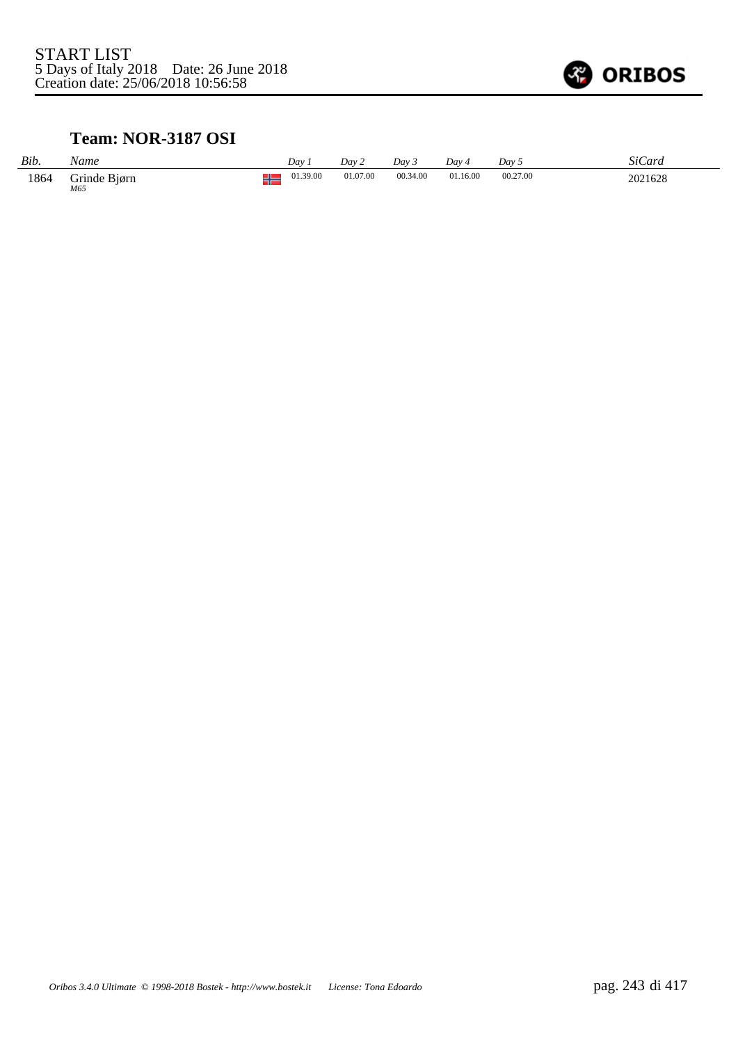START LIST
5 Days of Italy 2018    Date: 26 June 2018
Creation date: 25/06/2018 10:56:58

## Team: NOR-3187 OSI

| Bib. | Name | | Day 1 | Day 2 | Day 3 | Day 4 | Day 5 | SiCard |
|---|---|---|---|---|---|---|---|---|
| 1864 | Grinde Bjørn *M65* | NOR | 01.39.00 | 01.07.00 | 00.34.00 | 01.16.00 | 00.27.00 | 2021628 |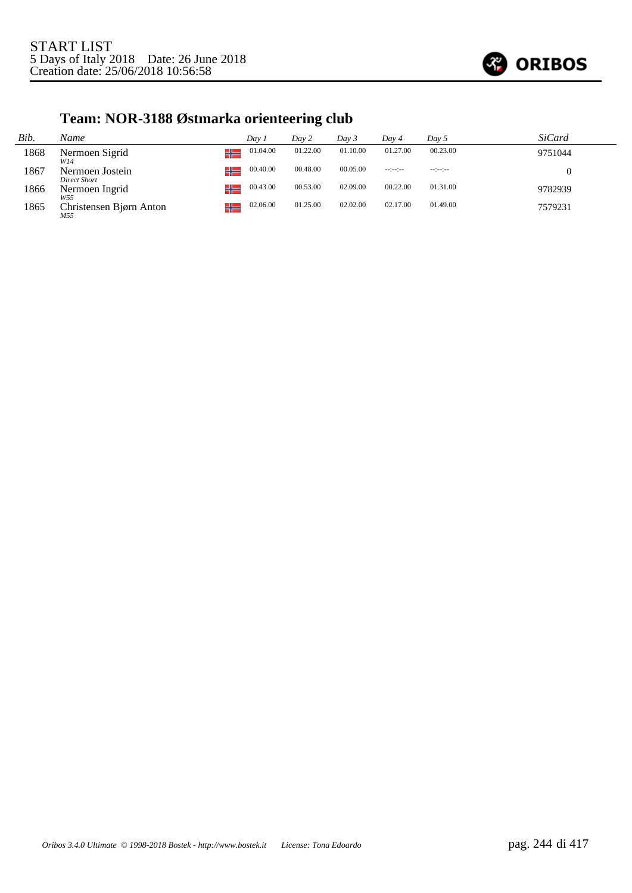START LIST
5 Days of Italy 2018 Date: 26 June 2018
Creation date: 25/06/2018 10:56:58

## Team: NOR-3188 Østmarka orienteering club

| Bib. | Name | | Day 1 | Day 2 | Day 3 | Day 4 | Day 5 | SiCard |
|---|---|---|---|---|---|---|---|---|
| 1868 | Nermoen Sigrid<br>*W14* | NOR | 01.04.00 | 01.22.00 | 01.10.00 | 01.27.00 | 00.23.00 | 9751044 |
| 1867 | Nermoen Jostein<br>*Direct Short* | NOR | 00.40.00 | 00.48.00 | 00.05.00 | --:--:-- | --:--:-- | 0 |
| 1866 | Nermoen Ingrid<br>*W55* | NOR | 00.43.00 | 00.53.00 | 02.09.00 | 00.22.00 | 01.31.00 | 9782939 |
| 1865 | Christensen Bjørn Anton<br>*M55* | NOR | 02.06.00 | 01.25.00 | 02.02.00 | 02.17.00 | 01.49.00 | 7579231 |

*Oribos 3.4.0 Ultimate © 1998-2018 Bostek - http://www.bostek.it License: Tona Edoardo*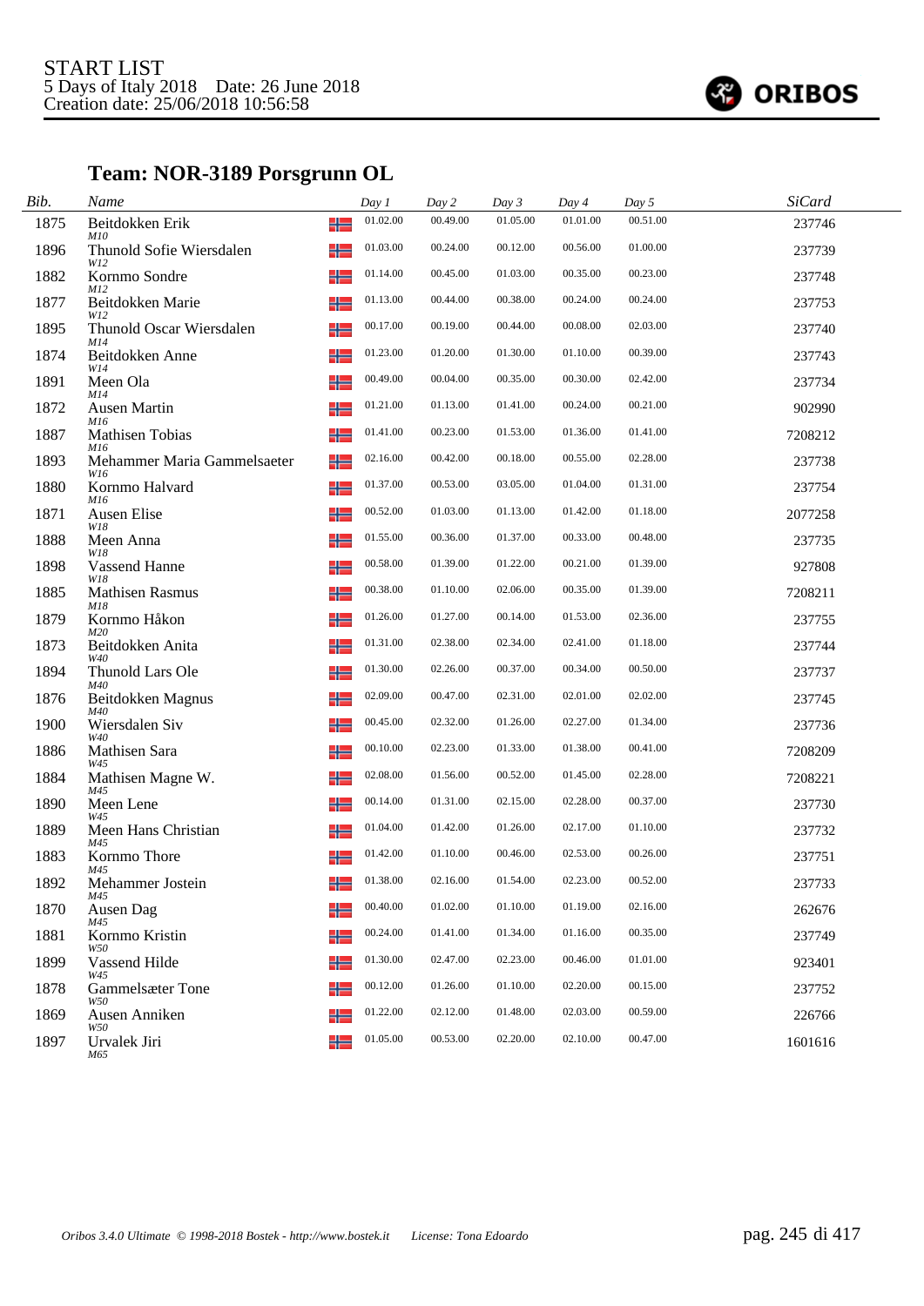START LIST
5 Days of Italy 2018 Date: 26 June 2018
Creation date: 25/06/2018 10:56:58

ORIBOS

## Team: NOR-3189 Porsgrunn OL

| Bib. | Name | | Day 1 | Day 2 | Day 3 | Day 4 | Day 5 | SiCard |
|---|---|---|---|---|---|---|---|---|
| 1875 | Beitdokken Erik *M10* | NOR | 01.02.00 | 00.49.00 | 01.05.00 | 01.01.00 | 00.51.00 | 237746 |
| 1896 | Thunold Sofie Wiersdalen *W12* | NOR | 01.03.00 | 00.24.00 | 00.12.00 | 00.56.00 | 01.00.00 | 237739 |
| 1882 | Kornmo Sondre *M12* | NOR | 01.14.00 | 00.45.00 | 01.03.00 | 00.35.00 | 00.23.00 | 237748 |
| 1877 | Beitdokken Marie *W12* | NOR | 01.13.00 | 00.44.00 | 00.38.00 | 00.24.00 | 00.24.00 | 237753 |
| 1895 | Thunold Oscar Wiersdalen *M14* | NOR | 00.17.00 | 00.19.00 | 00.44.00 | 00.08.00 | 02.03.00 | 237740 |
| 1874 | Beitdokken Anne *W14* | NOR | 01.23.00 | 01.20.00 | 01.30.00 | 01.10.00 | 00.39.00 | 237743 |
| 1891 | Meen Ola *M14* | NOR | 00.49.00 | 00.04.00 | 00.35.00 | 00.30.00 | 02.42.00 | 237734 |
| 1872 | Ausen Martin *M16* | NOR | 01.21.00 | 01.13.00 | 01.41.00 | 00.24.00 | 00.21.00 | 902990 |
| 1887 | Mathisen Tobias *M16* | NOR | 01.41.00 | 00.23.00 | 01.53.00 | 01.36.00 | 01.41.00 | 7208212 |
| 1893 | Mehammer Maria Gammelsaeter *W16* | NOR | 02.16.00 | 00.42.00 | 00.18.00 | 00.55.00 | 02.28.00 | 237738 |
| 1880 | Kornmo Halvard *M16* | NOR | 01.37.00 | 00.53.00 | 03.05.00 | 01.04.00 | 01.31.00 | 237754 |
| 1871 | Ausen Elise *W18* | NOR | 00.52.00 | 01.03.00 | 01.13.00 | 01.42.00 | 01.18.00 | 2077258 |
| 1888 | Meen Anna *W18* | NOR | 01.55.00 | 00.36.00 | 01.37.00 | 00.33.00 | 00.48.00 | 237735 |
| 1898 | Vassend Hanne *W18* | NOR | 00.58.00 | 01.39.00 | 01.22.00 | 00.21.00 | 01.39.00 | 927808 |
| 1885 | Mathisen Rasmus *M18* | NOR | 00.38.00 | 01.10.00 | 02.06.00 | 00.35.00 | 01.39.00 | 7208211 |
| 1879 | Kornmo Håkon *M20* | NOR | 01.26.00 | 01.27.00 | 00.14.00 | 01.53.00 | 02.36.00 | 237755 |
| 1873 | Beitdokken Anita *W40* | NOR | 01.31.00 | 02.38.00 | 02.34.00 | 02.41.00 | 01.18.00 | 237744 |
| 1894 | Thunold Lars Ole *M40* | NOR | 01.30.00 | 02.26.00 | 00.37.00 | 00.34.00 | 00.50.00 | 237737 |
| 1876 | Beitdokken Magnus *M40* | NOR | 02.09.00 | 00.47.00 | 02.31.00 | 02.01.00 | 02.02.00 | 237745 |
| 1900 | Wiersdalen Siv *W40* | NOR | 00.45.00 | 02.32.00 | 01.26.00 | 02.27.00 | 01.34.00 | 237736 |
| 1886 | Mathisen Sara *W45* | NOR | 00.10.00 | 02.23.00 | 01.33.00 | 01.38.00 | 00.41.00 | 7208209 |
| 1884 | Mathisen Magne W. *M45* | NOR | 02.08.00 | 01.56.00 | 00.52.00 | 01.45.00 | 02.28.00 | 7208221 |
| 1890 | Meen Lene *W45* | NOR | 00.14.00 | 01.31.00 | 02.15.00 | 02.28.00 | 00.37.00 | 237730 |
| 1889 | Meen Hans Christian *M45* | NOR | 01.04.00 | 01.42.00 | 01.26.00 | 02.17.00 | 01.10.00 | 237732 |
| 1883 | Kornmo Thore *M45* | NOR | 01.42.00 | 01.10.00 | 00.46.00 | 02.53.00 | 00.26.00 | 237751 |
| 1892 | Mehammer Jostein *M45* | NOR | 01.38.00 | 02.16.00 | 01.54.00 | 02.23.00 | 00.52.00 | 237733 |
| 1870 | Ausen Dag *M45* | NOR | 00.40.00 | 01.02.00 | 01.10.00 | 01.19.00 | 02.16.00 | 262676 |
| 1881 | Kornmo Kristin *W50* | NOR | 00.24.00 | 01.41.00 | 01.34.00 | 01.16.00 | 00.35.00 | 237749 |
| 1899 | Vassend Hilde *W45* | NOR | 01.30.00 | 02.47.00 | 02.23.00 | 00.46.00 | 01.01.00 | 923401 |
| 1878 | Gammelsæter Tone *W50* | NOR | 00.12.00 | 01.26.00 | 01.10.00 | 02.20.00 | 00.15.00 | 237752 |
| 1869 | Ausen Anniken *W50* | NOR | 01.22.00 | 02.12.00 | 01.48.00 | 02.03.00 | 00.59.00 | 226766 |
| 1897 | Urvalek Jiri *M65* | NOR | 01.05.00 | 00.53.00 | 02.20.00 | 02.10.00 | 00.47.00 | 1601616 |

Oribos 3.4.0 Ultimate © 1998-2018 Bostek - http://www.bostek.it License: Tona Edoardo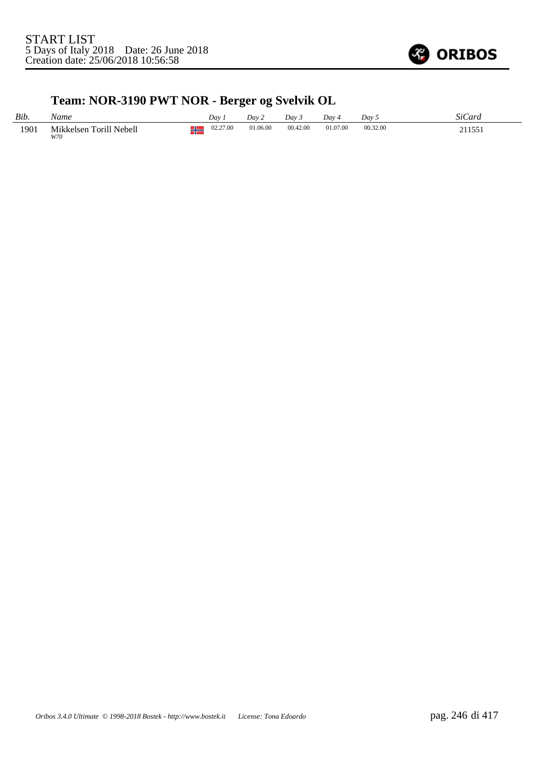START LIST
5 Days of Italy 2018    Date: 26 June 2018
Creation date: 25/06/2018 10:56:58

## Team: NOR-3190 PWT NOR - Berger og Svelvik OL

| *Bib.* | *Name* | | *Day 1* | *Day 2* | *Day 3* | *Day 4* | *Day 5* | *SiCard* |
|---|---|---|---|---|---|---|---|---|
| 1901 | Mikkelsen Torill Nebell *W70* | | 02.27.00 | 01.06.00 | 00.42.00 | 01.07.00 | 00.32.00 | 211551 |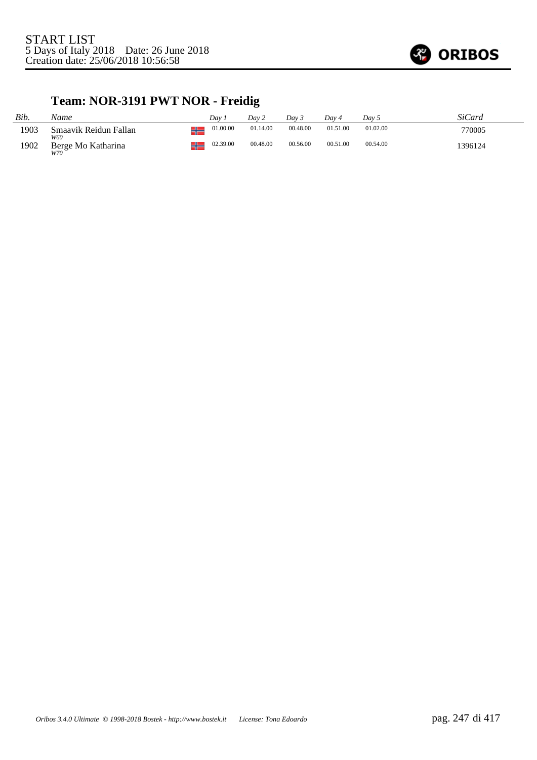START LIST
5 Days of Italy 2018 Date: 26 June 2018
Creation date: 25/06/2018 10:56:58

## Team: NOR-3191 PWT NOR - Freidig

| *Bib.* | *Name* | | *Day 1* | *Day 2* | *Day 3* | *Day 4* | *Day 5* | *SiCard* |
|---|---|---|---|---|---|---|---|---|
| 1903 | Smaavik Reidun Fallan *W60* | NOR | 01.00.00 | 01.14.00 | 00.48.00 | 01.51.00 | 01.02.00 | 770005 |
| 1902 | Berge Mo Katharina *W70* | NOR | 02.39.00 | 00.48.00 | 00.56.00 | 00.51.00 | 00.54.00 | 1396124 |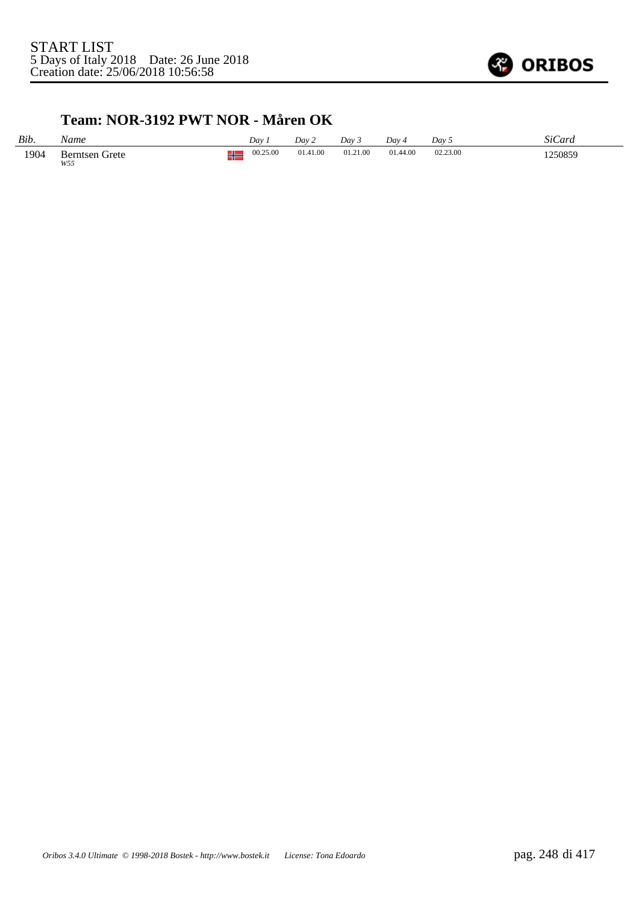START LIST
5 Days of Italy 2018    Date: 26 June 2018
Creation date: 25/06/2018 10:56:58

ORIBOS

## Team: NOR-3192 PWT NOR - Måren OK

| *Bib.* | *Name* | | *Day 1* | *Day 2* | *Day 3* | *Day 4* | *Day 5* | *SiCard* |
|---|---|---|---|---|---|---|---|---|
| 1904 | Berntsen Grete *W55* | NOR | 00.25.00 | 01.41.00 | 01.21.00 | 01.44.00 | 02.23.00 | 1250859 |

*Oribos 3.4.0 Ultimate © 1998-2018 Bostek - http://www.bostek.it    License: Tona Edoardo*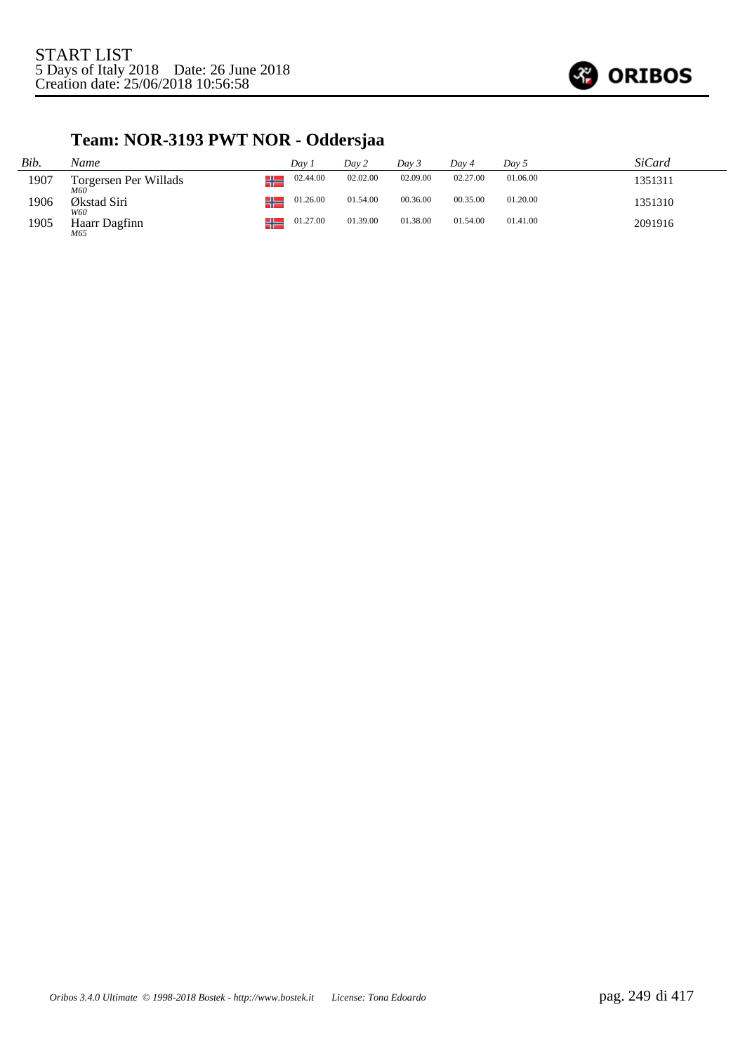START LIST
5 Days of Italy 2018 Date: 26 June 2018
Creation date: 25/06/2018 10:56:58

## Team: NOR-3193 PWT NOR - Oddersjaa

| *Bib.* | *Name* | | *Day 1* | *Day 2* | *Day 3* | *Day 4* | *Day 5* | *SiCard* |
|---|---|---|---|---|---|---|---|---|
| 1907 | Torgersen Per Willads *M60* | NOR | 02.44.00 | 02.02.00 | 02.09.00 | 02.27.00 | 01.06.00 | 1351311 |
| 1906 | Økstad Siri *W60* | NOR | 01.26.00 | 01.54.00 | 00.36.00 | 00.35.00 | 01.20.00 | 1351310 |
| 1905 | Haarr Dagfinn *M65* | NOR | 01.27.00 | 01.39.00 | 01.38.00 | 01.54.00 | 01.41.00 | 2091916 |

*Oribos 3.4.0 Ultimate © 1998-2018 Bostek - http://www.bostek.it License: Tona Edoardo*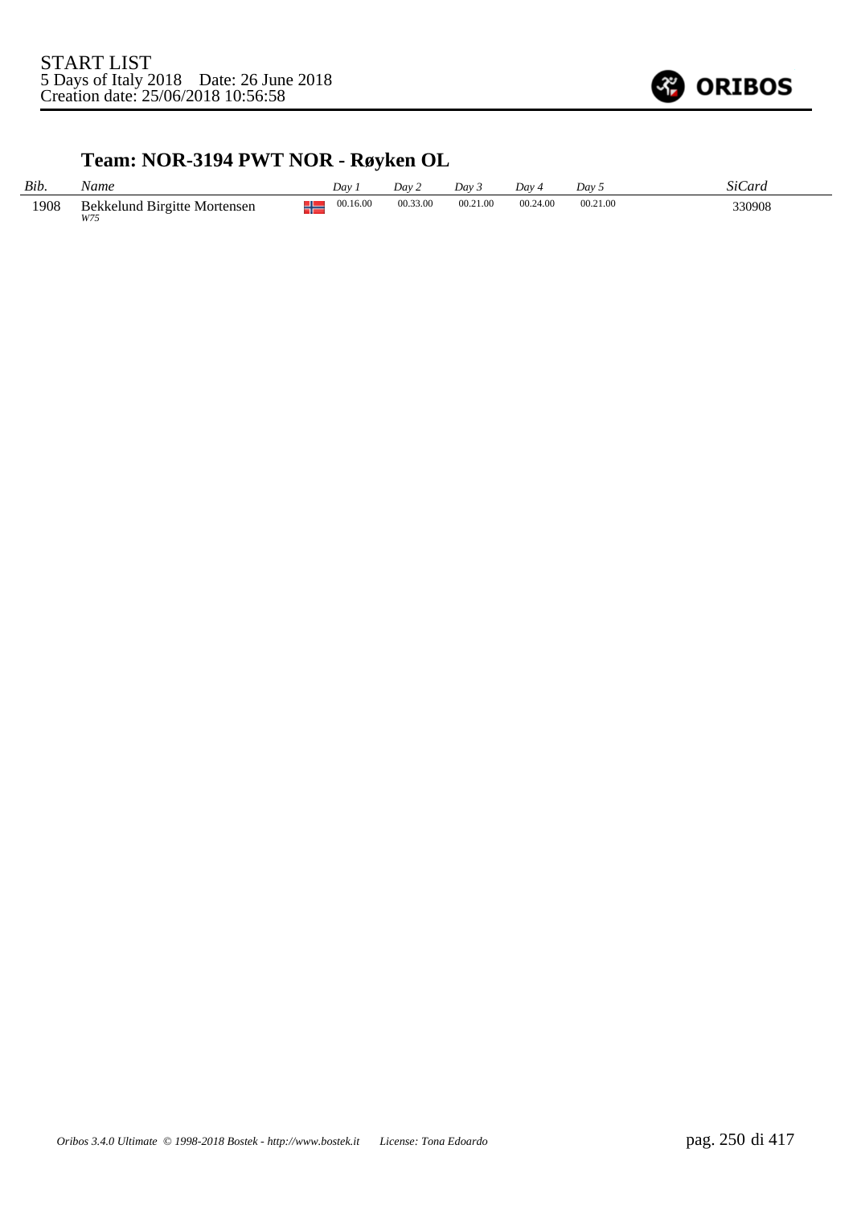START LIST
5 Days of Italy 2018 Date: 26 June 2018
Creation date: 25/06/2018 10:56:58

## Team: NOR-3194 PWT NOR - Røyken OL

| *Bib.* | *Name* | | *Day 1* | *Day 2* | *Day 3* | *Day 4* | *Day 5* | *SiCard* |
|---|---|---|---|---|---|---|---|---|
| 1908 | Bekkelund Birgitte Mortensen *W75* | NOR | 00.16.00 | 00.33.00 | 00.21.00 | 00.24.00 | 00.21.00 | 330908 |

*Oribos 3.4.0 Ultimate © 1998-2018 Bostek - http://www.bostek.it License: Tona Edoardo*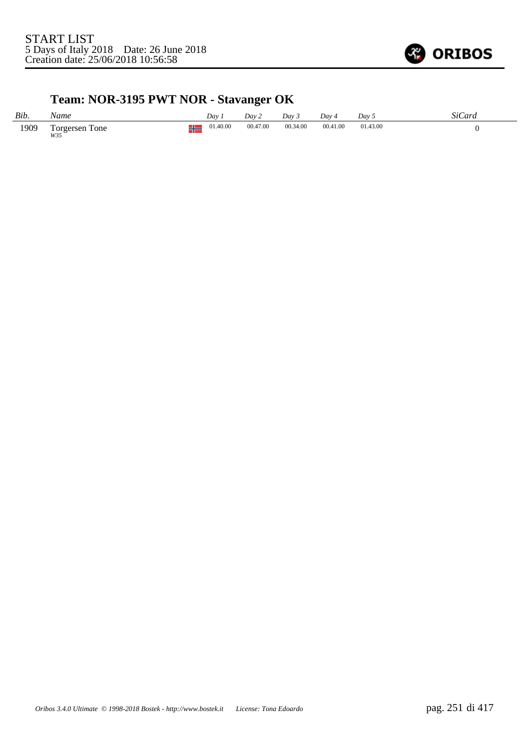START LIST
5 Days of Italy 2018 Date: 26 June 2018
Creation date: 25/06/2018 10:56:58

## Team: NOR-3195 PWT NOR - Stavanger OK

| *Bib.* | *Name* | | *Day 1* | *Day 2* | *Day 3* | *Day 4* | *Day 5* | *SiCard* |
|---|---|---|---|---|---|---|---|---|
| 1909 | Torgersen Tone *W35* | NOR | 01.40.00 | 00.47.00 | 00.34.00 | 00.41.00 | 01.43.00 | 0 |

*Oribos 3.4.0 Ultimate © 1998-2018 Bostek - http://www.bostek.it License: Tona Edoardo*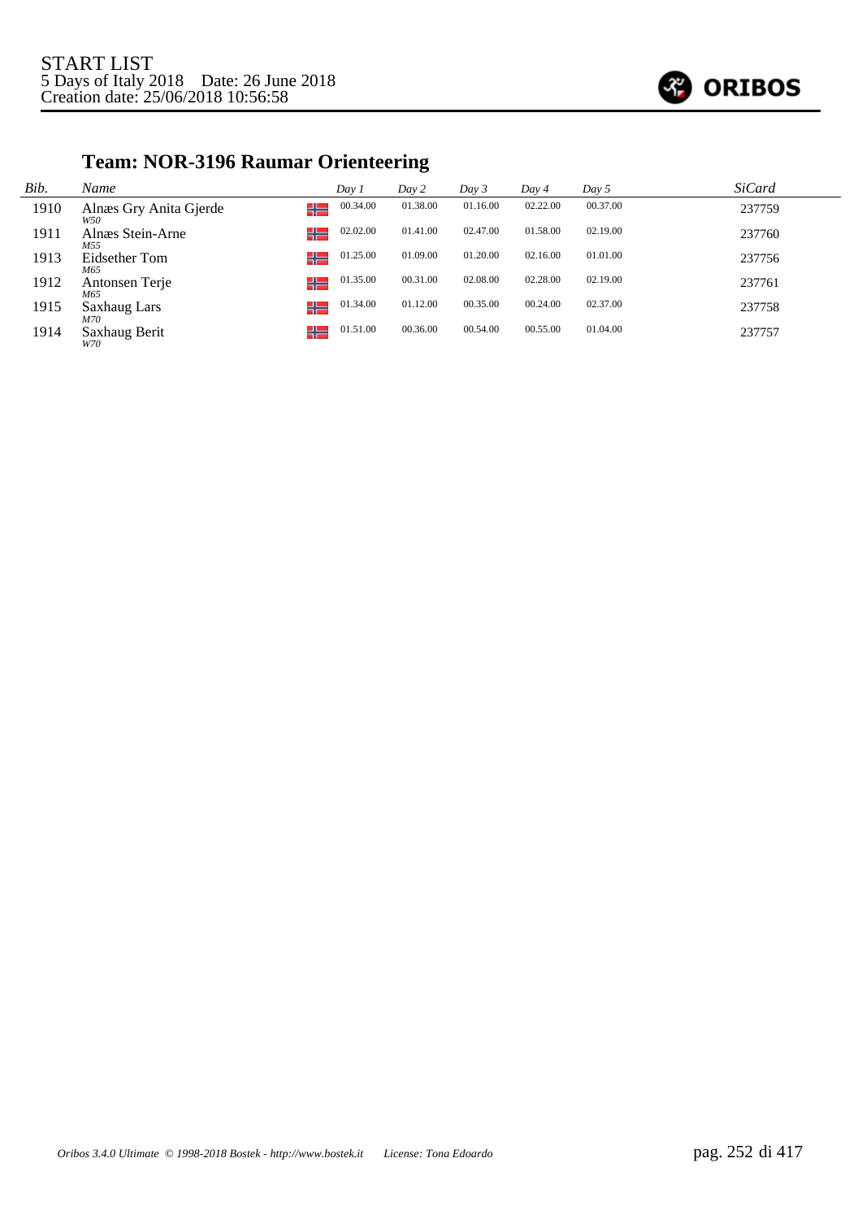START LIST
5 Days of Italy 2018 Date: 26 June 2018
Creation date: 25/06/2018 10:56:58

## Team: NOR-3196 Raumar Orienteering

| Bib. | Name | | Day 1 | Day 2 | Day 3 | Day 4 | Day 5 | SiCard |
|---|---|---|---|---|---|---|---|---|
| 1910 | Alnæs Gry Anita Gjerde<br>*W50* | NOR | 00.34.00 | 01.38.00 | 01.16.00 | 02.22.00 | 00.37.00 | 237759 |
| 1911 | Alnæs Stein-Arne<br>*M55* | NOR | 02.02.00 | 01.41.00 | 02.47.00 | 01.58.00 | 02.19.00 | 237760 |
| 1913 | Eidsether Tom<br>*M65* | NOR | 01.25.00 | 01.09.00 | 01.20.00 | 02.16.00 | 01.01.00 | 237756 |
| 1912 | Antonsen Terje<br>*M65* | NOR | 01.35.00 | 00.31.00 | 02.08.00 | 02.28.00 | 02.19.00 | 237761 |
| 1915 | Saxhaug Lars<br>*M70* | NOR | 01.34.00 | 01.12.00 | 00.35.00 | 00.24.00 | 02.37.00 | 237758 |
| 1914 | Saxhaug Berit<br>*W70* | NOR | 01.51.00 | 00.36.00 | 00.54.00 | 00.55.00 | 01.04.00 | 237757 |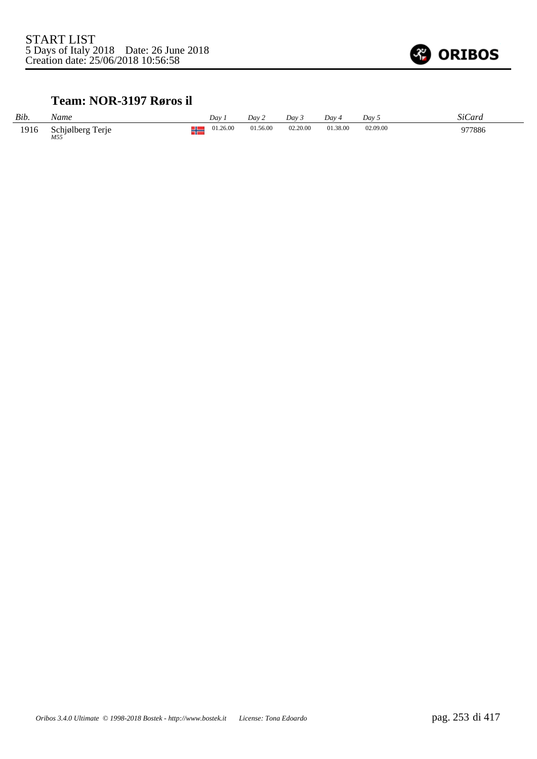START LIST
5 Days of Italy 2018 Date: 26 June 2018
Creation date: 25/06/2018 10:56:58

## Team: NOR-3197 Røros il

| *Bib.* | *Name* | | *Day 1* | *Day 2* | *Day 3* | *Day 4* | *Day 5* | *SiCard* |
|---|---|---|---|---|---|---|---|---|
| 1916 | Schjølberg Terje *M55* | NOR | 01.26.00 | 01.56.00 | 02.20.00 | 01.38.00 | 02.09.00 | 977886 |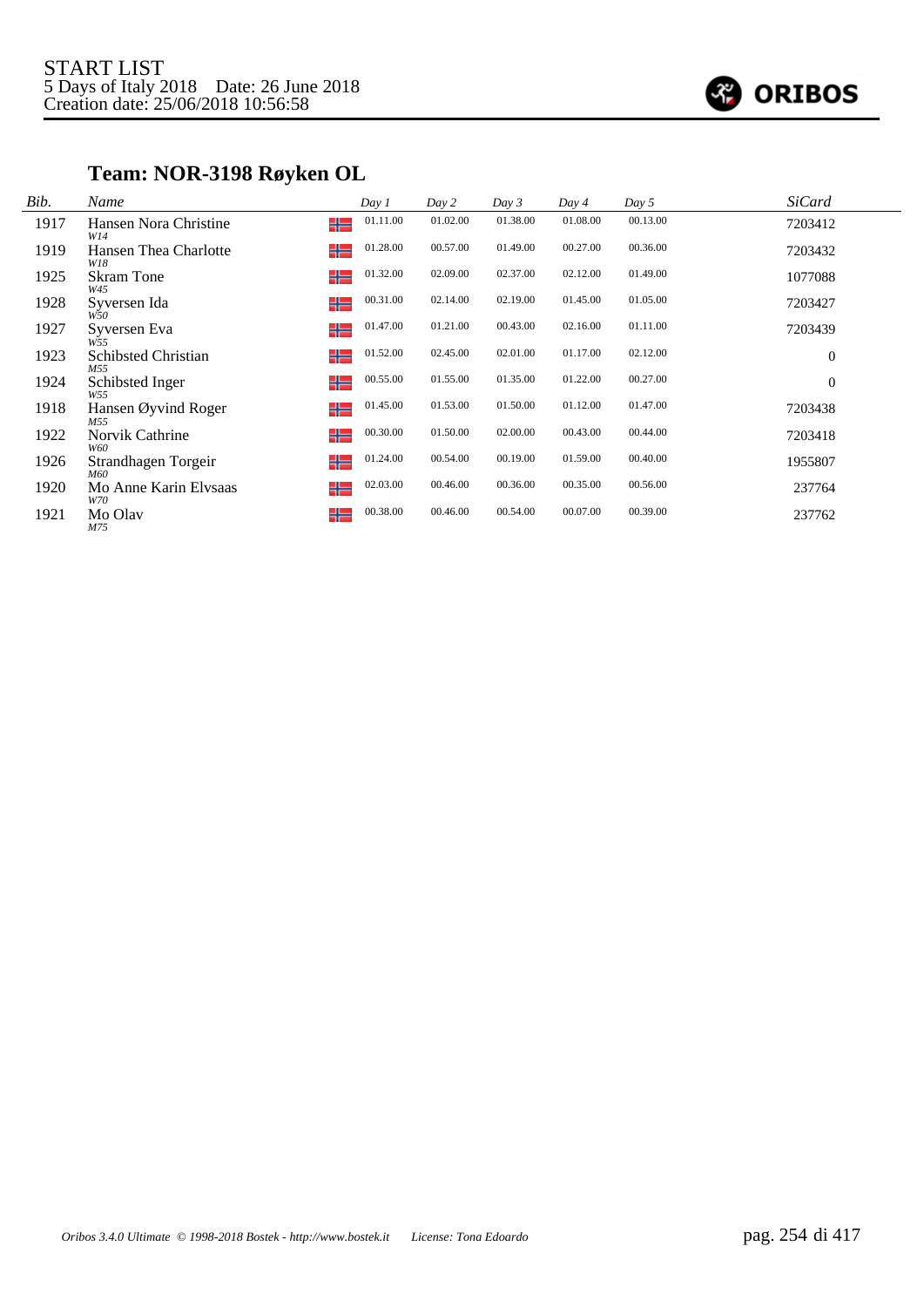START LIST
5 Days of Italy 2018 Date: 26 June 2018
Creation date: 25/06/2018 10:56:58

## Team: NOR-3198 Røyken OL

| Bib. | Name | | Day 1 | Day 2 | Day 3 | Day 4 | Day 5 | SiCard |
|---|---|---|---|---|---|---|---|---|
| 1917 | Hansen Nora Christine<br>W14 | NOR | 01.11.00 | 01.02.00 | 01.38.00 | 01.08.00 | 00.13.00 | 7203412 |
| 1919 | Hansen Thea Charlotte<br>W18 | NOR | 01.28.00 | 00.57.00 | 01.49.00 | 00.27.00 | 00.36.00 | 7203432 |
| 1925 | Skram Tone<br>W45 | NOR | 01.32.00 | 02.09.00 | 02.37.00 | 02.12.00 | 01.49.00 | 1077088 |
| 1928 | Syversen Ida<br>W50 | NOR | 00.31.00 | 02.14.00 | 02.19.00 | 01.45.00 | 01.05.00 | 7203427 |
| 1927 | Syversen Eva<br>W55 | NOR | 01.47.00 | 01.21.00 | 00.43.00 | 02.16.00 | 01.11.00 | 7203439 |
| 1923 | Schibsted Christian<br>M55 | NOR | 01.52.00 | 02.45.00 | 02.01.00 | 01.17.00 | 02.12.00 | 0 |
| 1924 | Schibsted Inger<br>W55 | NOR | 00.55.00 | 01.55.00 | 01.35.00 | 01.22.00 | 00.27.00 | 0 |
| 1918 | Hansen Øyvind Roger<br>M55 | NOR | 01.45.00 | 01.53.00 | 01.50.00 | 01.12.00 | 01.47.00 | 7203438 |
| 1922 | Norvik Cathrine<br>W60 | NOR | 00.30.00 | 01.50.00 | 02.00.00 | 00.43.00 | 00.44.00 | 7203418 |
| 1926 | Strandhagen Torgeir<br>M60 | NOR | 01.24.00 | 00.54.00 | 00.19.00 | 01.59.00 | 00.40.00 | 1955807 |
| 1920 | Mo Anne Karin Elvsaas<br>W70 | NOR | 02.03.00 | 00.46.00 | 00.36.00 | 00.35.00 | 00.56.00 | 237764 |
| 1921 | Mo Olav<br>M75 | NOR | 00.38.00 | 00.46.00 | 00.54.00 | 00.07.00 | 00.39.00 | 237762 |

Oribos 3.4.0 Ultimate © 1998-2018 Bostek - http://www.bostek.it License: Tona Edoardo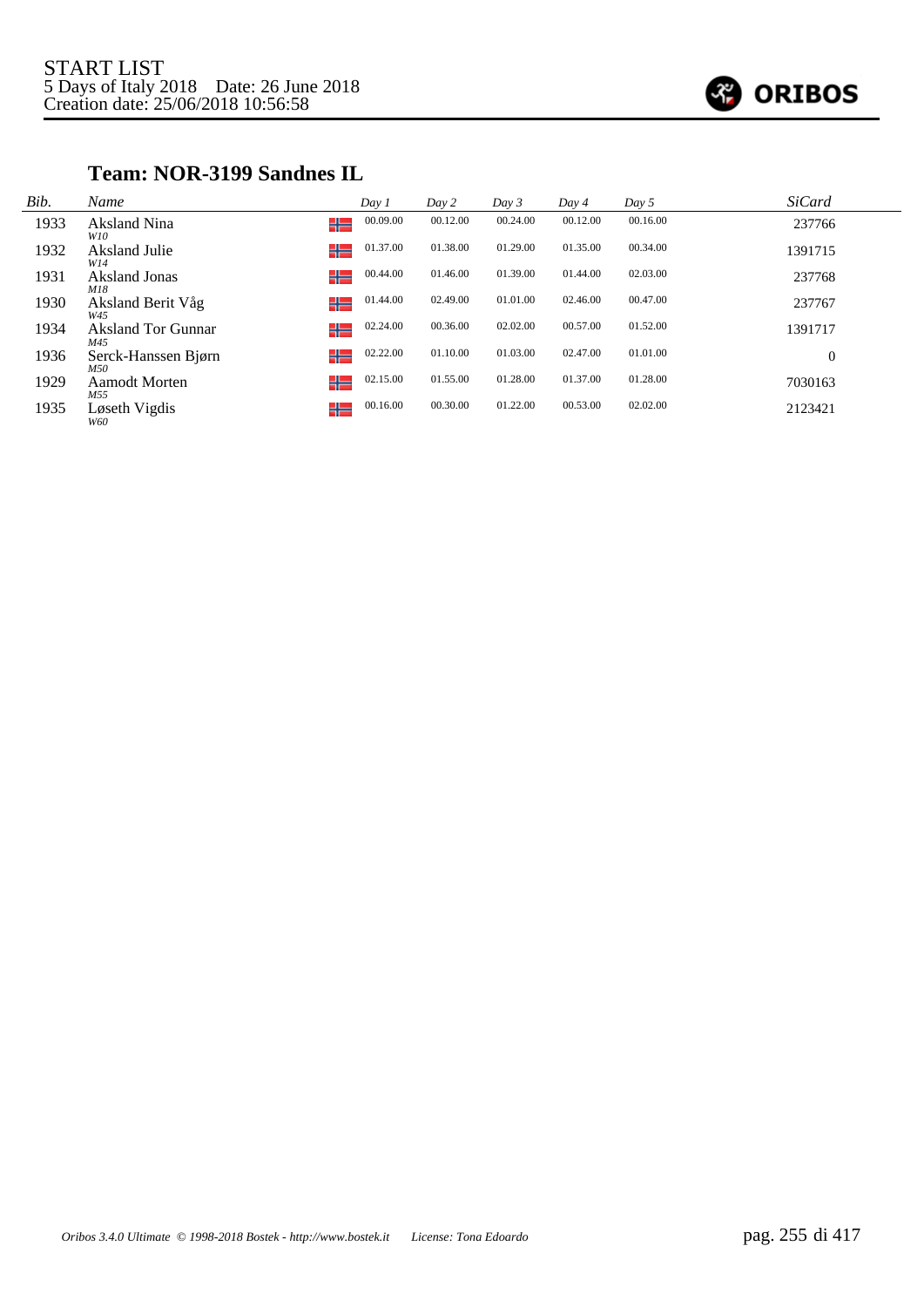START LIST
5 Days of Italy 2018 Date: 26 June 2018
Creation date: 25/06/2018 10:56:58

## Team: NOR-3199 Sandnes IL

| Bib. | Name | | Day 1 | Day 2 | Day 3 | Day 4 | Day 5 | SiCard |
|---|---|---|---|---|---|---|---|---|
| 1933 | Aksland Nina *W10* | NOR | 00.09.00 | 00.12.00 | 00.24.00 | 00.12.00 | 00.16.00 | 237766 |
| 1932 | Aksland Julie *W14* | NOR | 01.37.00 | 01.38.00 | 01.29.00 | 01.35.00 | 00.34.00 | 1391715 |
| 1931 | Aksland Jonas *M18* | NOR | 00.44.00 | 01.46.00 | 01.39.00 | 01.44.00 | 02.03.00 | 237768 |
| 1930 | Aksland Berit Våg *W45* | NOR | 01.44.00 | 02.49.00 | 01.01.00 | 02.46.00 | 00.47.00 | 237767 |
| 1934 | Aksland Tor Gunnar *M45* | NOR | 02.24.00 | 00.36.00 | 02.02.00 | 00.57.00 | 01.52.00 | 1391717 |
| 1936 | Serck-Hanssen Bjørn *M50* | NOR | 02.22.00 | 01.10.00 | 01.03.00 | 02.47.00 | 01.01.00 | 0 |
| 1929 | Aamodt Morten *M55* | NOR | 02.15.00 | 01.55.00 | 01.28.00 | 01.37.00 | 01.28.00 | 7030163 |
| 1935 | Løseth Vigdis *W60* | NOR | 00.16.00 | 00.30.00 | 01.22.00 | 00.53.00 | 02.02.00 | 2123421 |

*Oribos 3.4.0 Ultimate © 1998-2018 Bostek - http://www.bostek.it License: Tona Edoardo*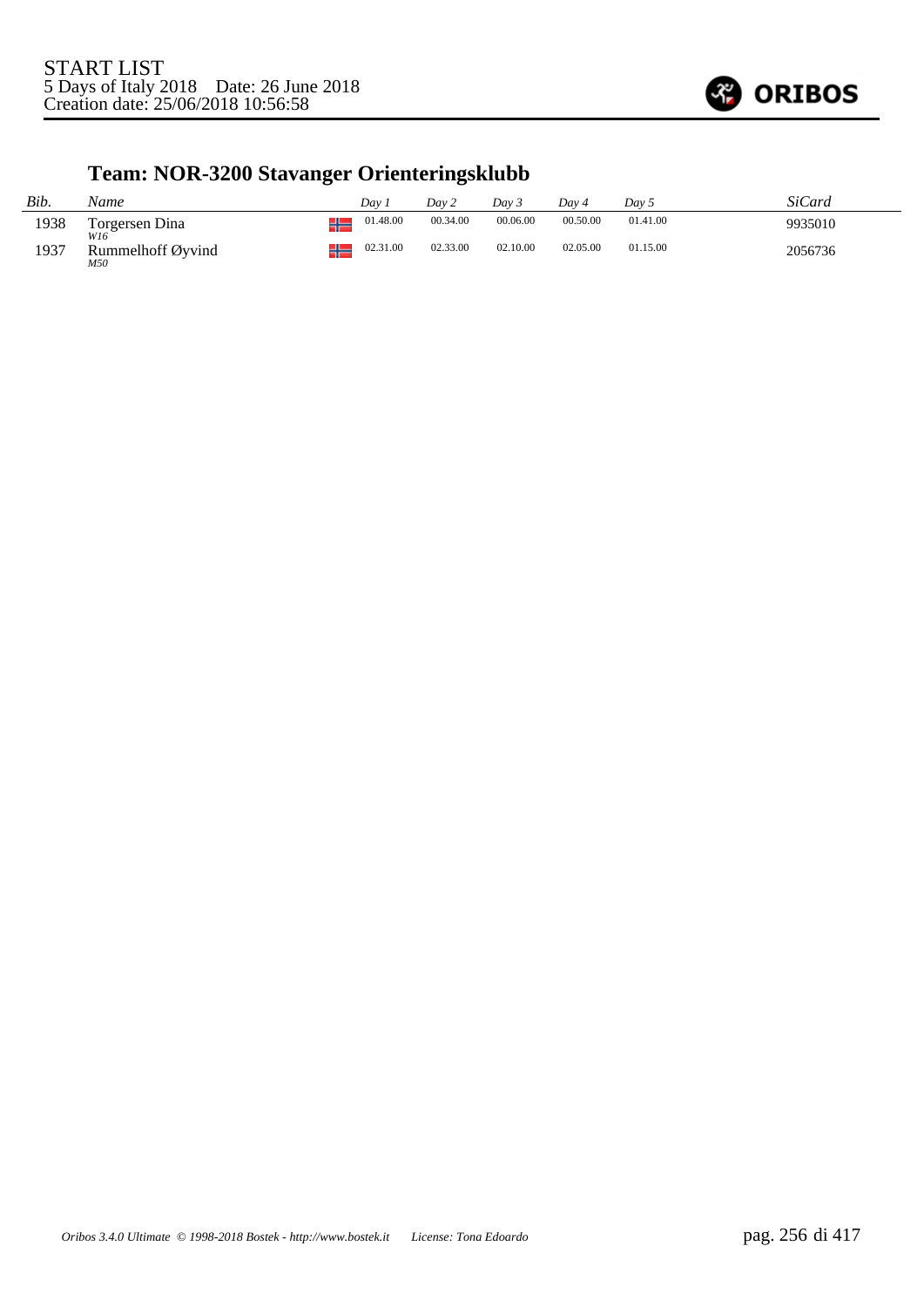## Team: NOR-3200 Stavanger Orienteringsklubb

| Bib. | Name | | Day 1 | Day 2 | Day 3 | Day 4 | Day 5 | SiCard |
|---|---|---|---|---|---|---|---|---|
| 1938 | Torgersen Dina<br>*W16* | | 01.48.00 | 00.34.00 | 00.06.00 | 00.50.00 | 01.41.00 | 9935010 |
| 1937 | Rummelhoff Øyvind<br>*M50* | | 02.31.00 | 02.33.00 | 02.10.00 | 02.05.00 | 01.15.00 | 2056736 |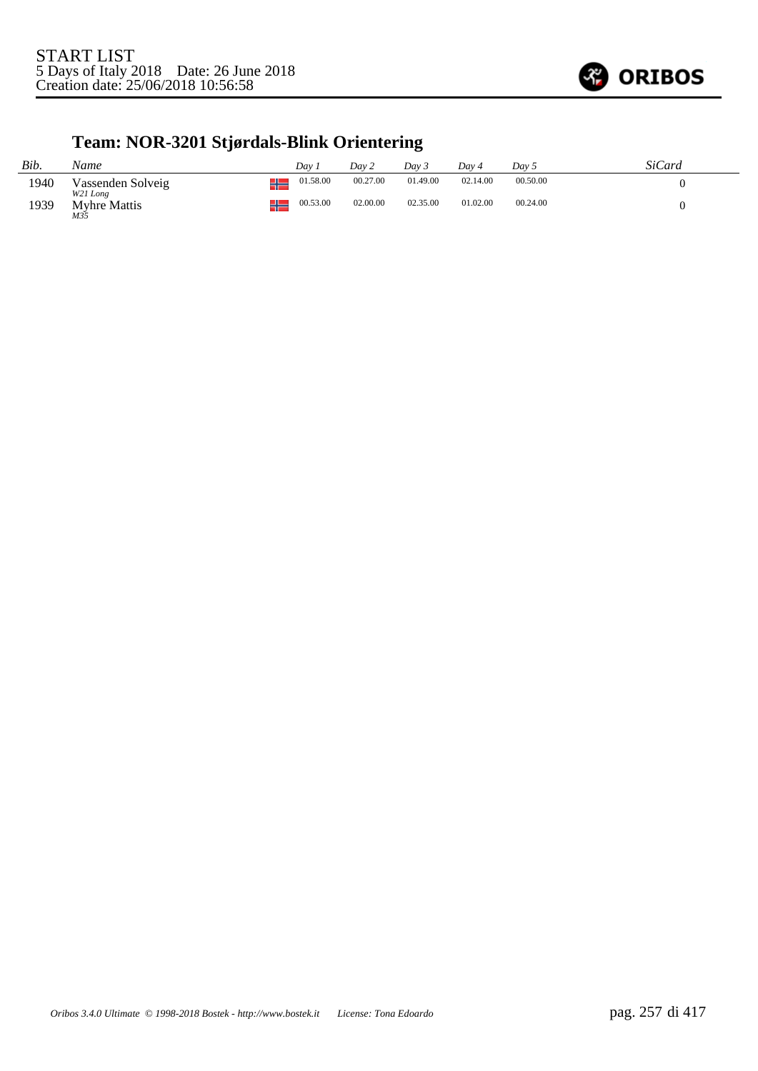START LIST
5 Days of Italy 2018    Date: 26 June 2018
Creation date: 25/06/2018 10:56:58

## Team: NOR-3201 Stjørdals-Blink Orientering

| Bib. | Name | | Day 1 | Day 2 | Day 3 | Day 4 | Day 5 | SiCard |
|---|---|---|---|---|---|---|---|---|
| 1940 | Vassenden Solveig<br>*W21 Long* | NOR | 01.58.00 | 00.27.00 | 01.49.00 | 02.14.00 | 00.50.00 | 0 |
| 1939 | Myhre Mattis<br>*M35* | NOR | 00.53.00 | 02.00.00 | 02.35.00 | 01.02.00 | 00.24.00 | 0 |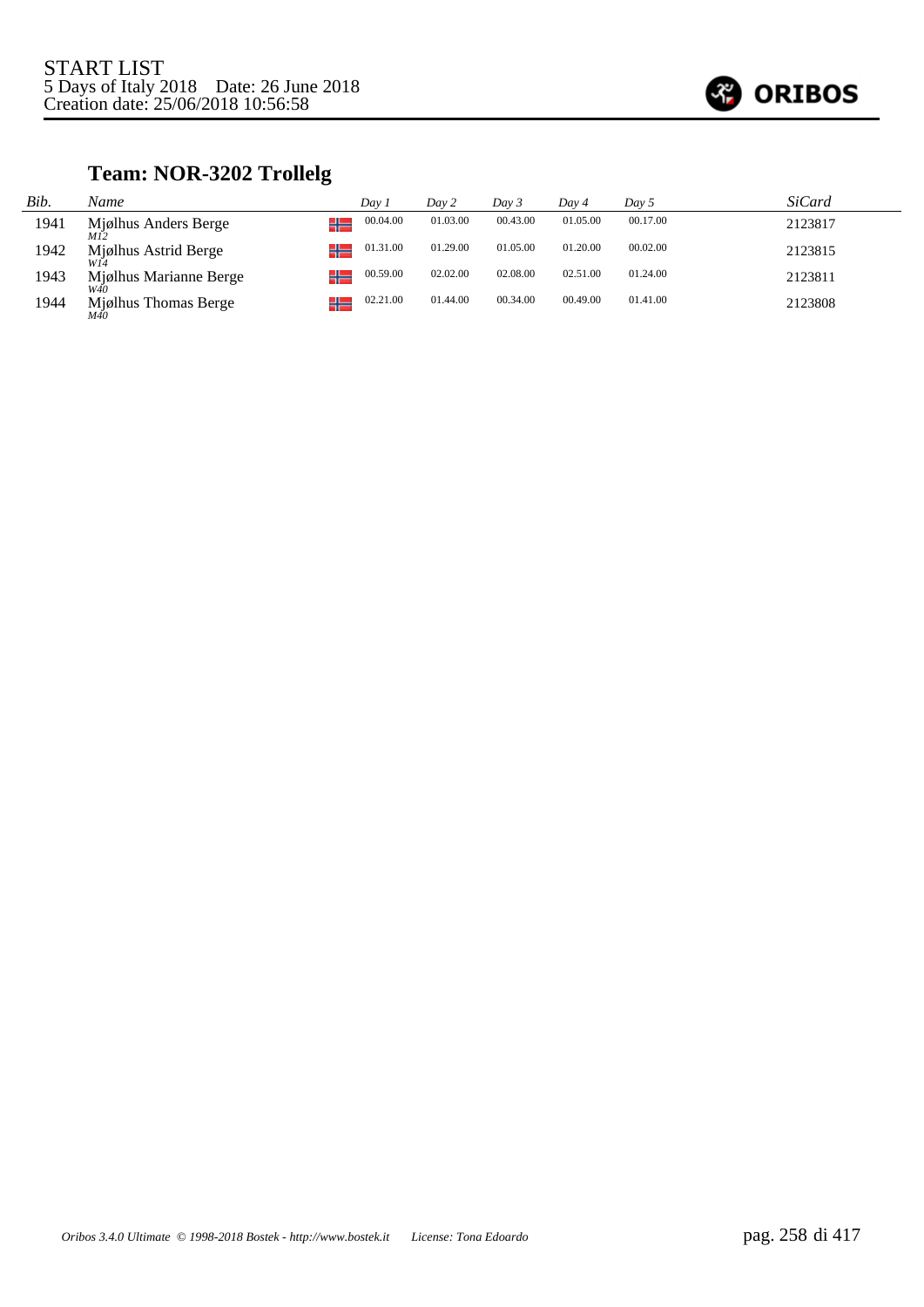START LIST
5 Days of Italy 2018 Date: 26 June 2018
Creation date: 25/06/2018 10:56:58

## Team: NOR-3202 Trollelg

| Bib. | Name | | Day 1 | Day 2 | Day 3 | Day 4 | Day 5 | SiCard |
|---|---|---|---|---|---|---|---|---|
| 1941 | Mjølhus Anders Berge *M12* | | 00.04.00 | 01.03.00 | 00.43.00 | 01.05.00 | 00.17.00 | 2123817 |
| 1942 | Mjølhus Astrid Berge *W14* | | 01.31.00 | 01.29.00 | 01.05.00 | 01.20.00 | 00.02.00 | 2123815 |
| 1943 | Mjølhus Marianne Berge *W40* | | 00.59.00 | 02.02.00 | 02.08.00 | 02.51.00 | 01.24.00 | 2123811 |
| 1944 | Mjølhus Thomas Berge *M40* | | 02.21.00 | 01.44.00 | 00.34.00 | 00.49.00 | 01.41.00 | 2123808 |

*Oribos 3.4.0 Ultimate © 1998-2018 Bostek - http://www.bostek.it License: Tona Edoardo*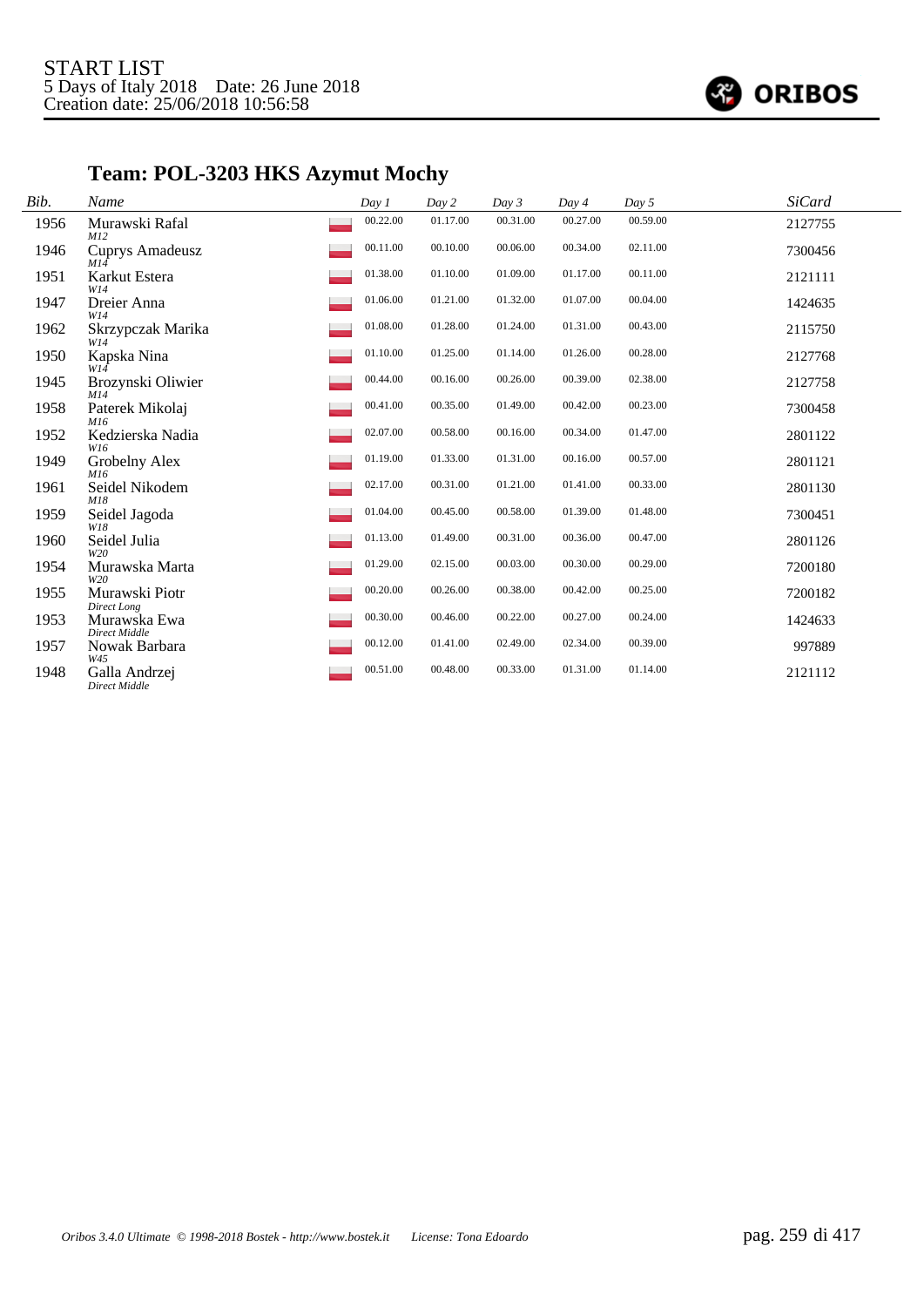START LIST
5 Days of Italy 2018 Date: 26 June 2018
Creation date: 25/06/2018 10:56:58

## Team: POL-3203 HKS Azymut Mochy

| Bib. | Name | Day 1 | Day 2 | Day 3 | Day 4 | Day 5 | SiCard |
|---|---|---|---|---|---|---|---|
| 1956 | Murawski Rafal *M12* | 00.22.00 | 01.17.00 | 00.31.00 | 00.27.00 | 00.59.00 | 2127755 |
| 1946 | Cuprys Amadeusz *M14* | 00.11.00 | 00.10.00 | 00.06.00 | 00.34.00 | 02.11.00 | 7300456 |
| 1951 | Karkut Estera *W14* | 01.38.00 | 01.10.00 | 01.09.00 | 01.17.00 | 00.11.00 | 2121111 |
| 1947 | Dreier Anna *W14* | 01.06.00 | 01.21.00 | 01.32.00 | 01.07.00 | 00.04.00 | 1424635 |
| 1962 | Skrzypczak Marika *W14* | 01.08.00 | 01.28.00 | 01.24.00 | 01.31.00 | 00.43.00 | 2115750 |
| 1950 | Kapska Nina *W14* | 01.10.00 | 01.25.00 | 01.14.00 | 01.26.00 | 00.28.00 | 2127768 |
| 1945 | Brozynski Oliwier *M14* | 00.44.00 | 00.16.00 | 00.26.00 | 00.39.00 | 02.38.00 | 2127758 |
| 1958 | Paterek Mikolaj *M16* | 00.41.00 | 00.35.00 | 01.49.00 | 00.42.00 | 00.23.00 | 7300458 |
| 1952 | Kedzierska Nadia *W16* | 02.07.00 | 00.58.00 | 00.16.00 | 00.34.00 | 01.47.00 | 2801122 |
| 1949 | Grobelny Alex *M16* | 01.19.00 | 01.33.00 | 01.31.00 | 00.16.00 | 00.57.00 | 2801121 |
| 1961 | Seidel Nikodem *M18* | 02.17.00 | 00.31.00 | 01.21.00 | 01.41.00 | 00.33.00 | 2801130 |
| 1959 | Seidel Jagoda *W18* | 01.04.00 | 00.45.00 | 00.58.00 | 01.39.00 | 01.48.00 | 7300451 |
| 1960 | Seidel Julia *W20* | 01.13.00 | 01.49.00 | 00.31.00 | 00.36.00 | 00.47.00 | 2801126 |
| 1954 | Murawska Marta *W20* | 01.29.00 | 02.15.00 | 00.03.00 | 00.30.00 | 00.29.00 | 7200180 |
| 1955 | Murawski Piotr *Direct Long* | 00.20.00 | 00.26.00 | 00.38.00 | 00.42.00 | 00.25.00 | 7200182 |
| 1953 | Murawska Ewa *Direct Middle* | 00.30.00 | 00.46.00 | 00.22.00 | 00.27.00 | 00.24.00 | 1424633 |
| 1957 | Nowak Barbara *W45* | 00.12.00 | 01.41.00 | 02.49.00 | 02.34.00 | 00.39.00 | 997889 |
| 1948 | Galla Andrzej *Direct Middle* | 00.51.00 | 00.48.00 | 00.33.00 | 01.31.00 | 01.14.00 | 2121112 |

*Oribos 3.4.0 Ultimate © 1998-2018 Bostek - http://www.bostek.it License: Tona Edoardo*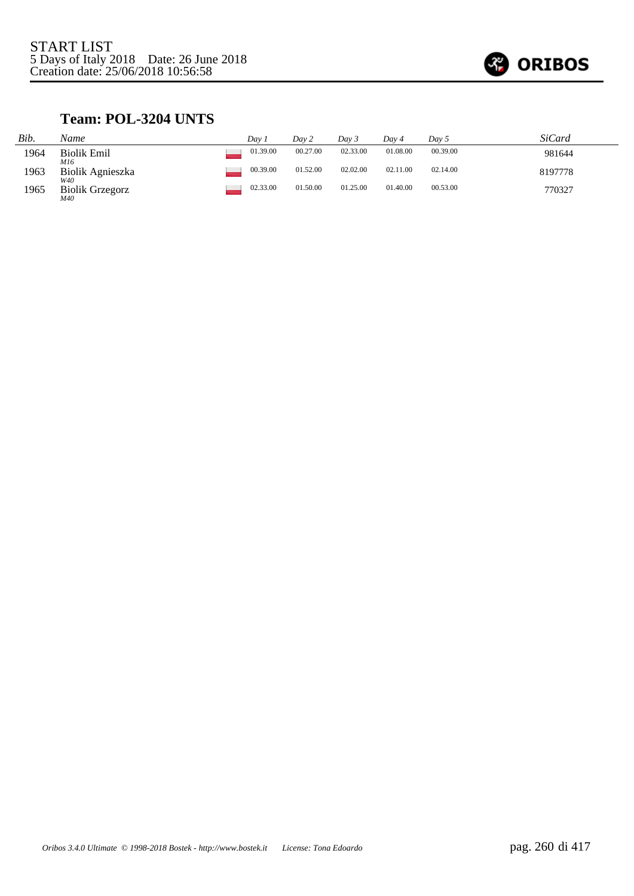START LIST
5 Days of Italy 2018 Date: 26 June 2018
Creation date: 25/06/2018 10:56:58

## Team: POL-3204 UNTS

| *Bib.* | *Name* | | *Day 1* | *Day 2* | *Day 3* | *Day 4* | *Day 5* | *SiCard* |
|---|---|---|---|---|---|---|---|---|
| 1964 | Biolik Emil *M16* | | 01.39.00 | 00.27.00 | 02.33.00 | 01.08.00 | 00.39.00 | 981644 |
| 1963 | Biolik Agnieszka *W40* | | 00.39.00 | 01.52.00 | 02.02.00 | 02.11.00 | 02.14.00 | 8197778 |
| 1965 | Biolik Grzegorz *M40* | | 02.33.00 | 01.50.00 | 01.25.00 | 01.40.00 | 00.53.00 | 770327 |

*Oribos 3.4.0 Ultimate © 1998-2018 Bostek - http://www.bostek.it License: Tona Edoardo*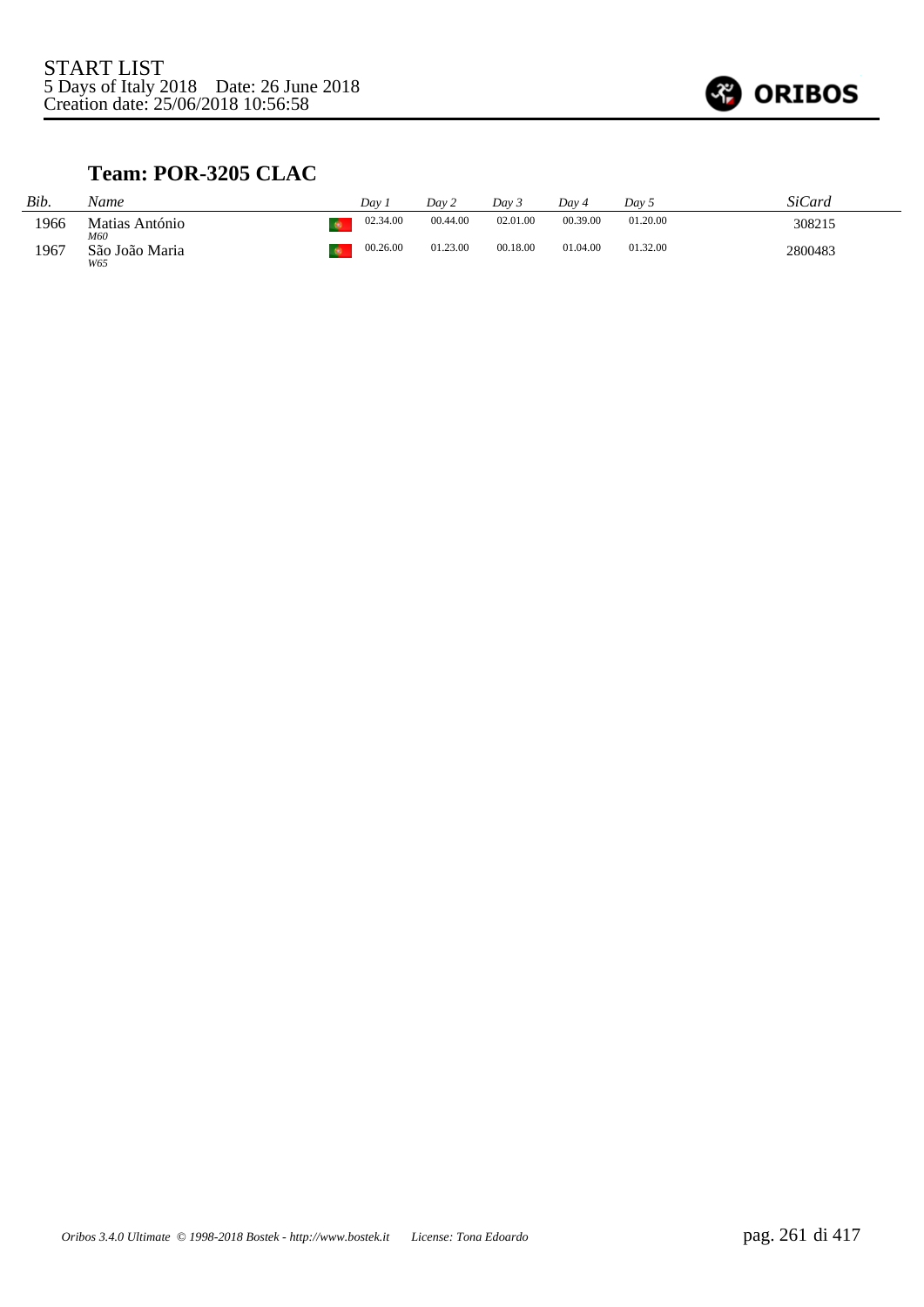START LIST
5 Days of Italy 2018 Date: 26 June 2018
Creation date: 25/06/2018 10:56:58

## Team: POR-3205 CLAC

| Bib. | Name | Day 1 | Day 2 | Day 3 | Day 4 | Day 5 | SiCard |
|---|---|---|---|---|---|---|---|
| 1966 | Matias António *M60* | 02.34.00 | 00.44.00 | 02.01.00 | 00.39.00 | 01.20.00 | 308215 |
| 1967 | São João Maria *W65* | 00.26.00 | 01.23.00 | 00.18.00 | 01.04.00 | 01.32.00 | 2800483 |

*Oribos 3.4.0 Ultimate © 1998-2018 Bostek - http://www.bostek.it License: Tona Edoardo*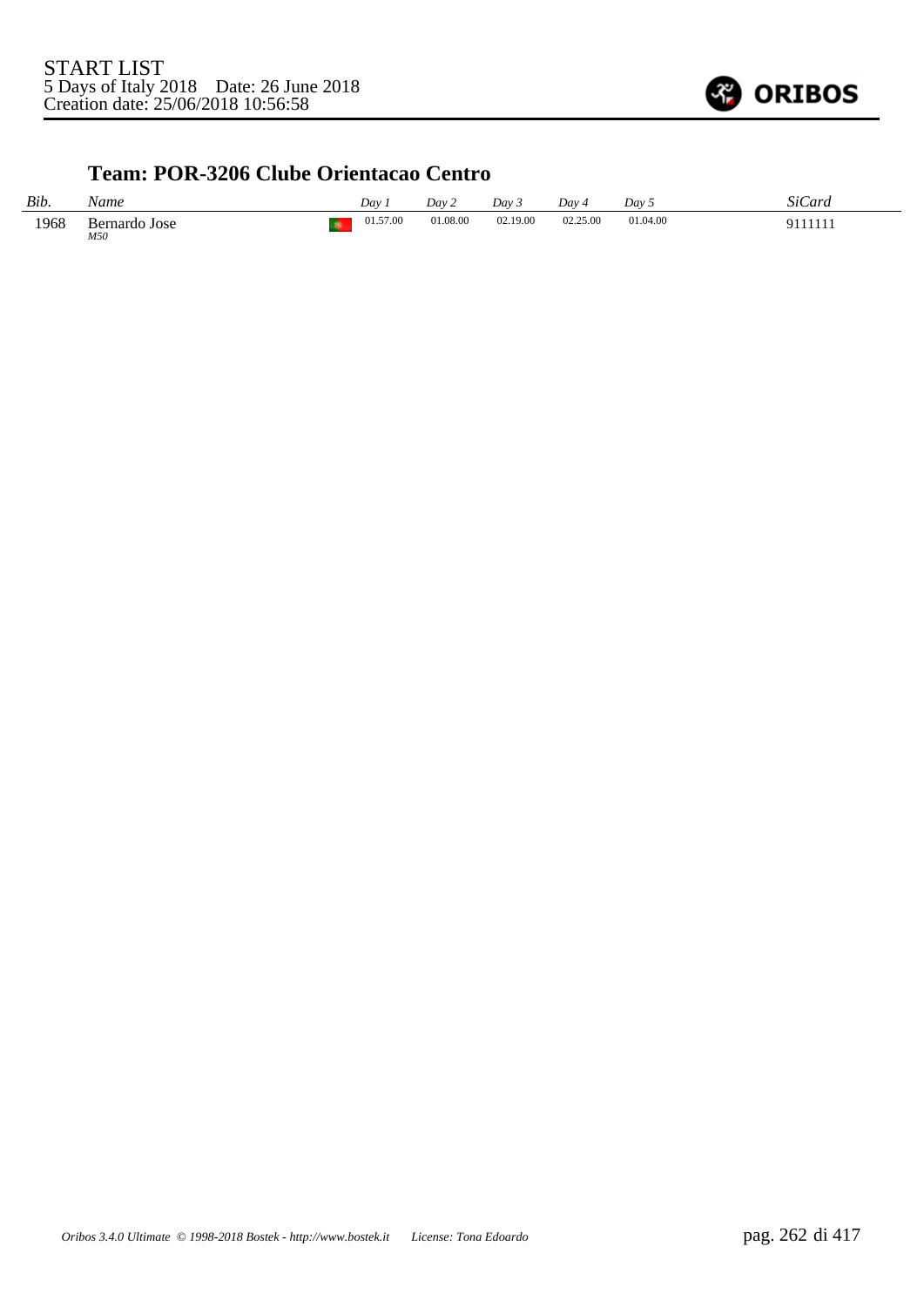START LIST
5 Days of Italy 2018 Date: 26 June 2018
Creation date: 25/06/2018 10:56:58

### Team: POR-3206 Clube Orientacao Centro

| *Bib.* | *Name* | | *Day 1* | *Day 2* | *Day 3* | *Day 4* | *Day 5* | *SiCard* |
|---|---|---|---|---|---|---|---|---|
| 1968 | Bernardo Jose *M50* | | 01.57.00 | 01.08.00 | 02.19.00 | 02.25.00 | 01.04.00 | 9111111 |

*Oribos 3.4.0 Ultimate © 1998-2018 Bostek - http://www.bostek.it License: Tona Edoardo*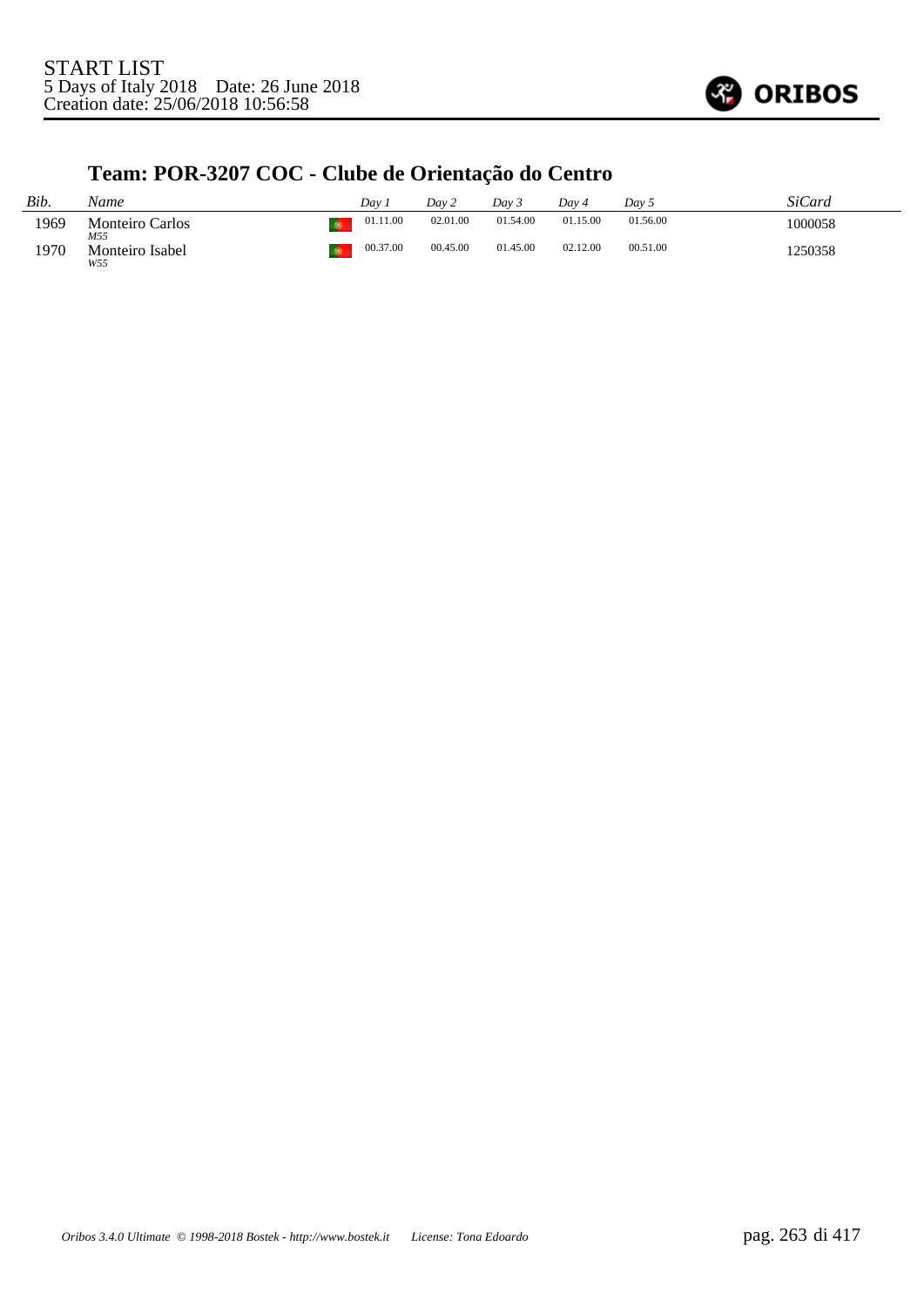START LIST
5 Days of Italy 2018    Date: 26 June 2018
Creation date: 25/06/2018 10:56:58

## Team: POR-3207 COC - Clube de Orientação do Centro

| *Bib.* | *Name* | | *Day 1* | *Day 2* | *Day 3* | *Day 4* | *Day 5* | *SiCard* |
|---|---|---|---|---|---|---|---|---|
| 1969 | Monteiro Carlos *M55* | | 01.11.00 | 02.01.00 | 01.54.00 | 01.15.00 | 01.56.00 | 1000058 |
| 1970 | Monteiro Isabel *W55* | | 00.37.00 | 00.45.00 | 01.45.00 | 02.12.00 | 00.51.00 | 1250358 |

*Oribos 3.4.0 Ultimate © 1998-2018 Bostek - http://www.bostek.it    License: Tona Edoardo*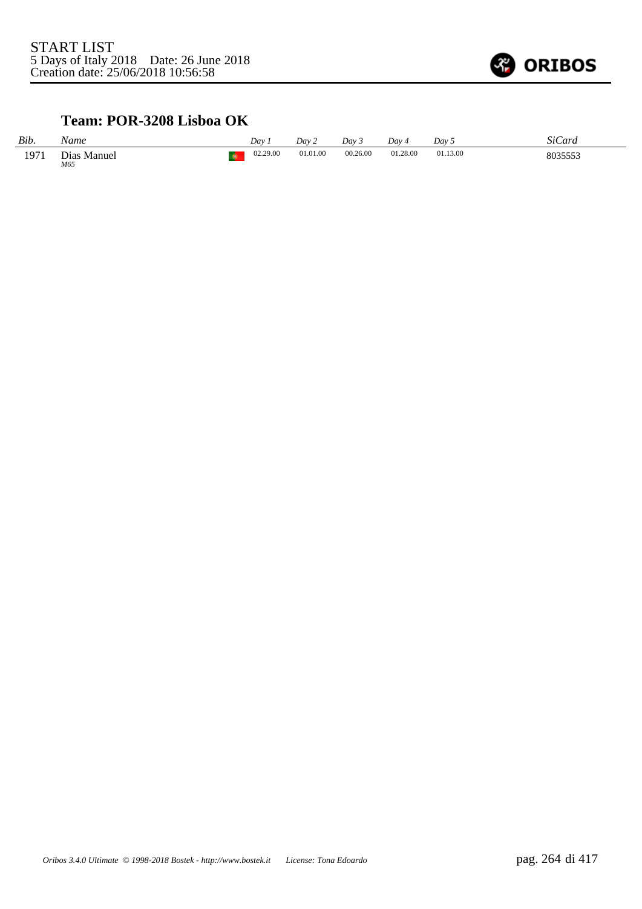START LIST
5 Days of Italy 2018    Date: 26 June 2018
Creation date: 25/06/2018 10:56:58

ORIBOS

## Team: POR-3208 Lisboa OK

| *Bib.* | *Name* | | *Day 1* | *Day 2* | *Day 3* | *Day 4* | *Day 5* | *SiCard* |
|---|---|---|---|---|---|---|---|---|
| 1971 | Dias Manuel *M65* | | 02.29.00 | 01.01.00 | 00.26.00 | 01.28.00 | 01.13.00 | 8035553 |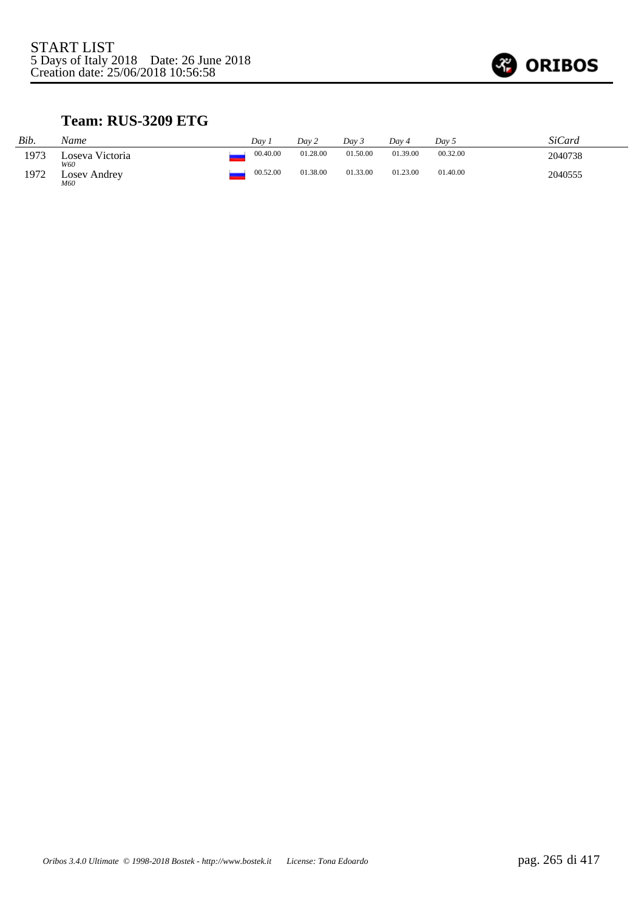START LIST
5 Days of Italy 2018    Date: 26 June 2018
Creation date: 25/06/2018 10:56:58

## Team: RUS-3209 ETG

| *Bib.* | *Name* | | *Day 1* | *Day 2* | *Day 3* | *Day 4* | *Day 5* | *SiCard* |
|---|---|---|---|---|---|---|---|---|
| 1973 | Loseva Victoria *W60* | | 00.40.00 | 01.28.00 | 01.50.00 | 01.39.00 | 00.32.00 | 2040738 |
| 1972 | Losev Andrey *M60* | | 00.52.00 | 01.38.00 | 01.33.00 | 01.23.00 | 01.40.00 | 2040555 |

*Oribos 3.4.0 Ultimate © 1998-2018 Bostek - http://www.bostek.it    License: Tona Edoardo*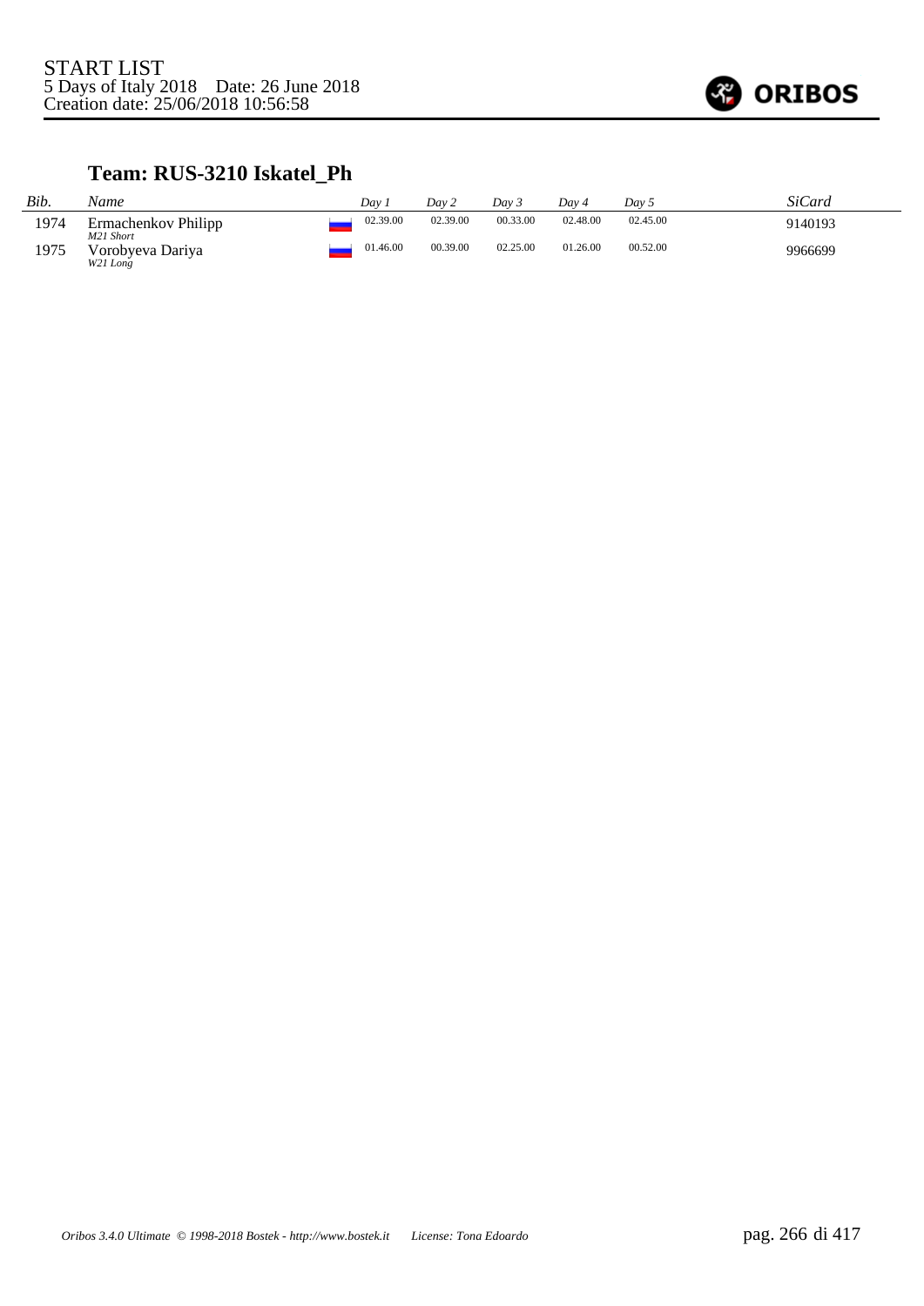START LIST
5 Days of Italy 2018 Date: 26 June 2018
Creation date: 25/06/2018 10:56:58

## Team: RUS-3210 Iskatel_Ph

| *Bib.* | *Name* | | *Day 1* | *Day 2* | *Day 3* | *Day 4* | *Day 5* | *SiCard* |
|---|---|---|---|---|---|---|---|---|
| 1974 | Ermachenkov Philipp *M21 Short* | | 02.39.00 | 02.39.00 | 00.33.00 | 02.48.00 | 02.45.00 | 9140193 |
| 1975 | Vorobyeva Dariya *W21 Long* | | 01.46.00 | 00.39.00 | 02.25.00 | 01.26.00 | 00.52.00 | 9966699 |

*Oribos 3.4.0 Ultimate © 1998-2018 Bostek - http://www.bostek.it License: Tona Edoardo*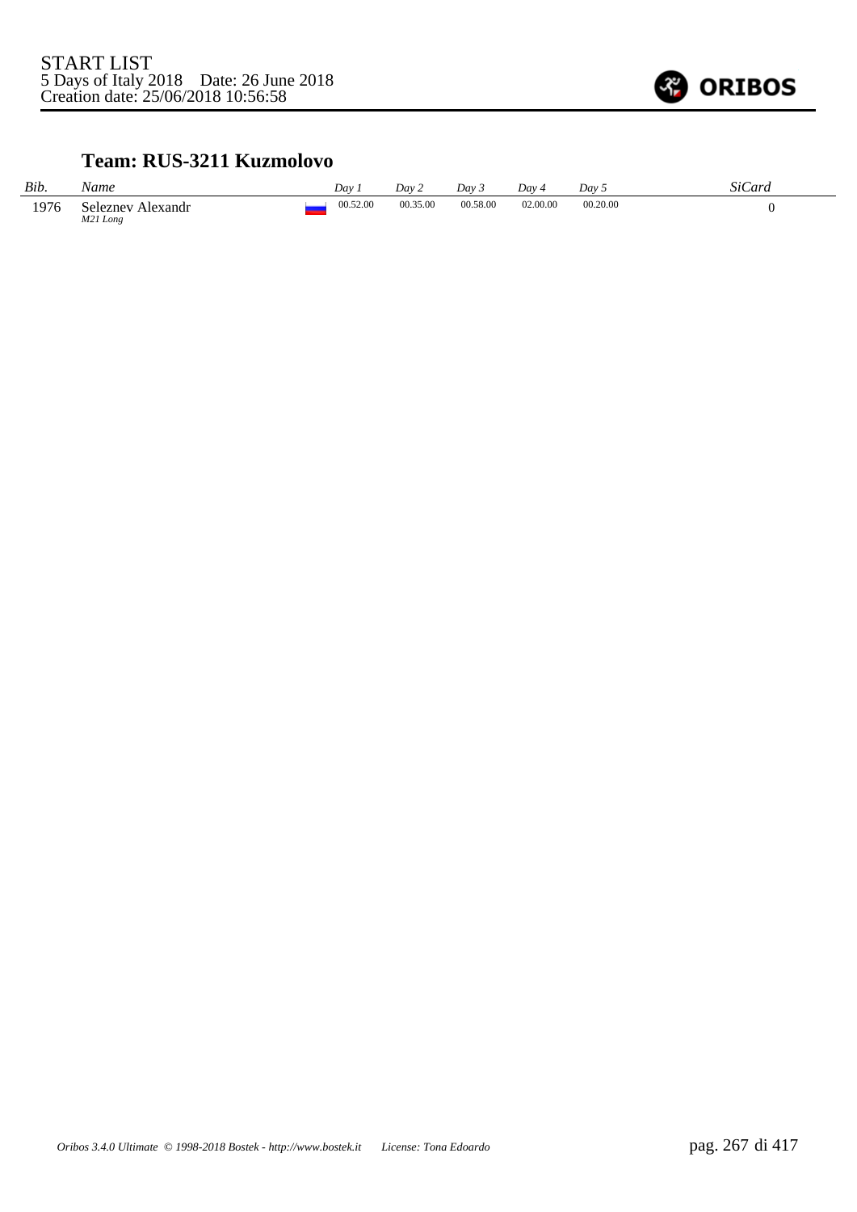START LIST
5 Days of Italy 2018 Date: 26 June 2018
Creation date: 25/06/2018 10:56:58

### Team: RUS-3211 Kuzmolovo

| Bib. | Name | | Day 1 | Day 2 | Day 3 | Day 4 | Day 5 | SiCard |
|---|---|---|---|---|---|---|---|---|
| 1976 | Seleznev Alexandr *M21 Long* | | 00.52.00 | 00.35.00 | 00.58.00 | 02.00.00 | 00.20.00 | 0 |

*Oribos 3.4.0 Ultimate © 1998-2018 Bostek - http://www.bostek.it License: Tona Edoardo*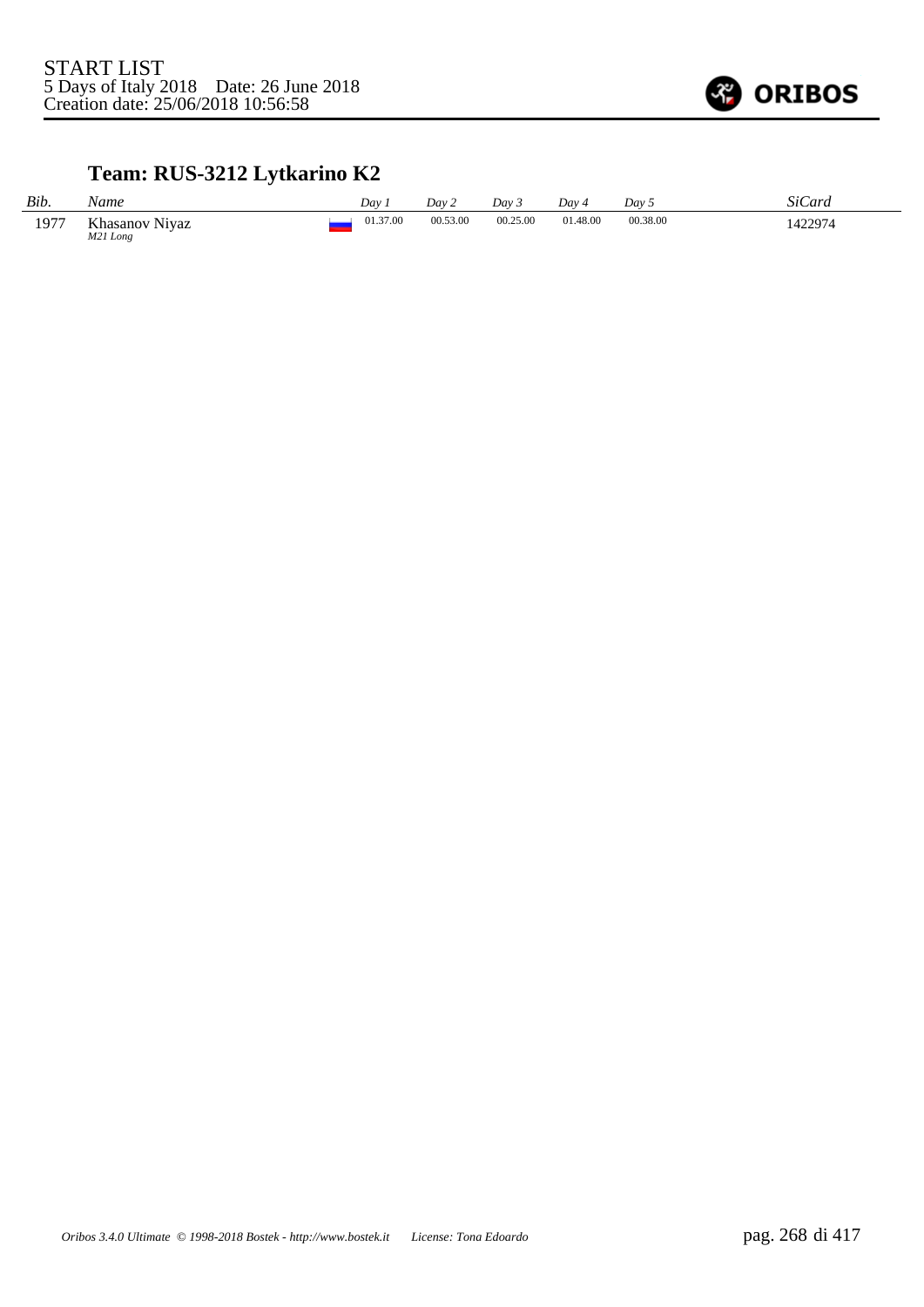START LIST
5 Days of Italy 2018    Date: 26 June 2018
Creation date: 25/06/2018 10:56:58

## Team: RUS-3212 Lytkarino K2

| *Bib.* | *Name* | *Day 1* | *Day 2* | *Day 3* | *Day 4* | *Day 5* | *SiCard* |
|---|---|---|---|---|---|---|---|
| 1977 | Khasanov Niyaz *M21 Long* | 01.37.00 | 00.53.00 | 00.25.00 | 01.48.00 | 00.38.00 | 1422974 |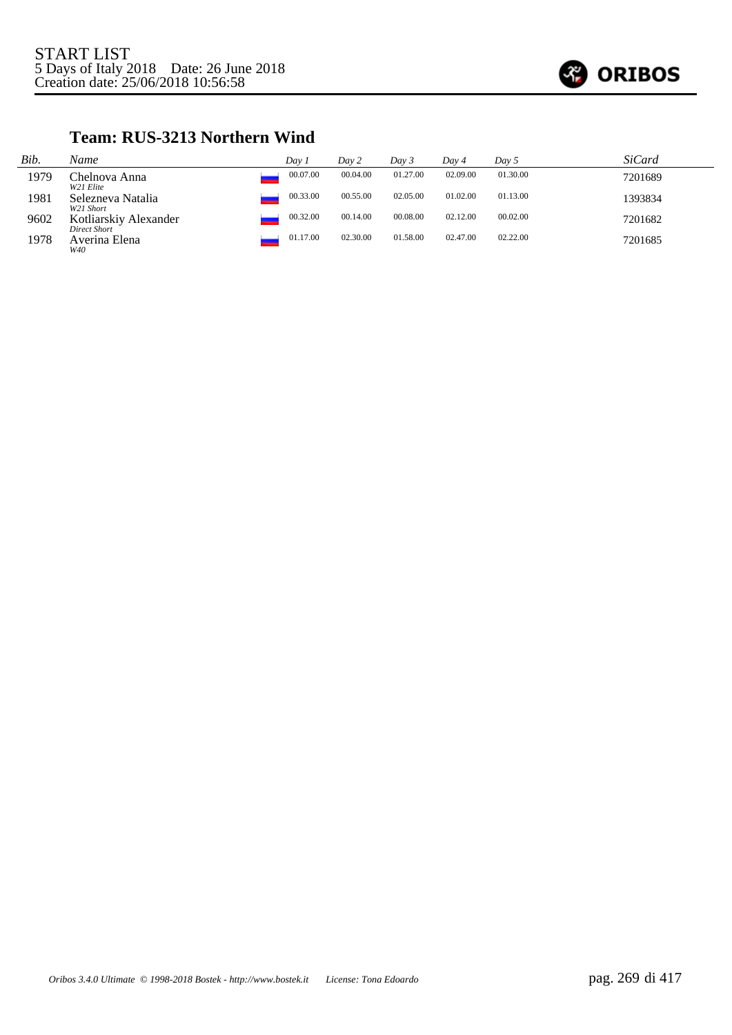START LIST
5 Days of Italy 2018 Date: 26 June 2018
Creation date: 25/06/2018 10:56:58

## Team: RUS-3213 Northern Wind

| Bib. | Name | Day 1 | Day 2 | Day 3 | Day 4 | Day 5 | SiCard |
|---|---|---|---|---|---|---|---|
| 1979 | Chelnova Anna *W21 Elite* | 00.07.00 | 00.04.00 | 01.27.00 | 02.09.00 | 01.30.00 | 7201689 |
| 1981 | Selezneva Natalia *W21 Short* | 00.33.00 | 00.55.00 | 02.05.00 | 01.02.00 | 01.13.00 | 1393834 |
| 9602 | Kotliarskiy Alexander *Direct Short* | 00.32.00 | 00.14.00 | 00.08.00 | 02.12.00 | 00.02.00 | 7201682 |
| 1978 | Averina Elena *W40* | 01.17.00 | 02.30.00 | 01.58.00 | 02.47.00 | 02.22.00 | 7201685 |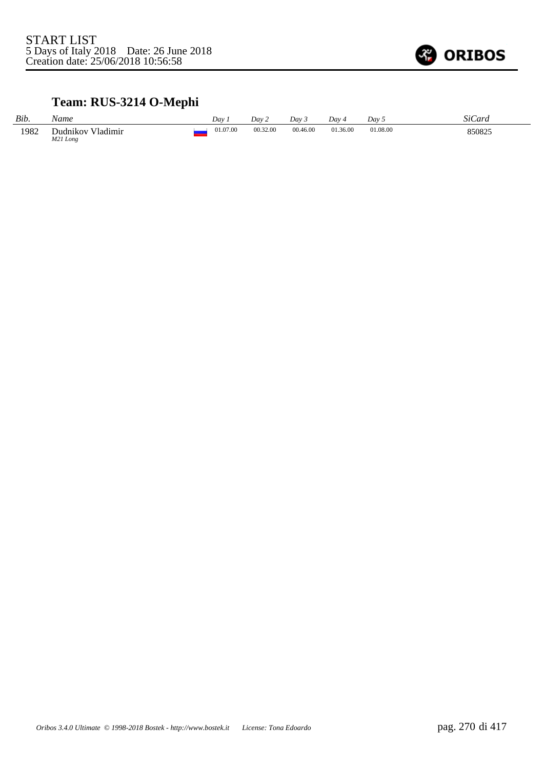START LIST
5 Days of Italy 2018 Date: 26 June 2018
Creation date: 25/06/2018 10:56:58

## Team: RUS-3214 O-Mephi

| *Bib.* | *Name* | *Day 1* | *Day 2* | *Day 3* | *Day 4* | *Day 5* | *SiCard* |
|---|---|---|---|---|---|---|---|
| 1982 | Dudnikov Vladimir *M21 Long* | 01.07.00 | 00.32.00 | 00.46.00 | 01.36.00 | 01.08.00 | 850825 |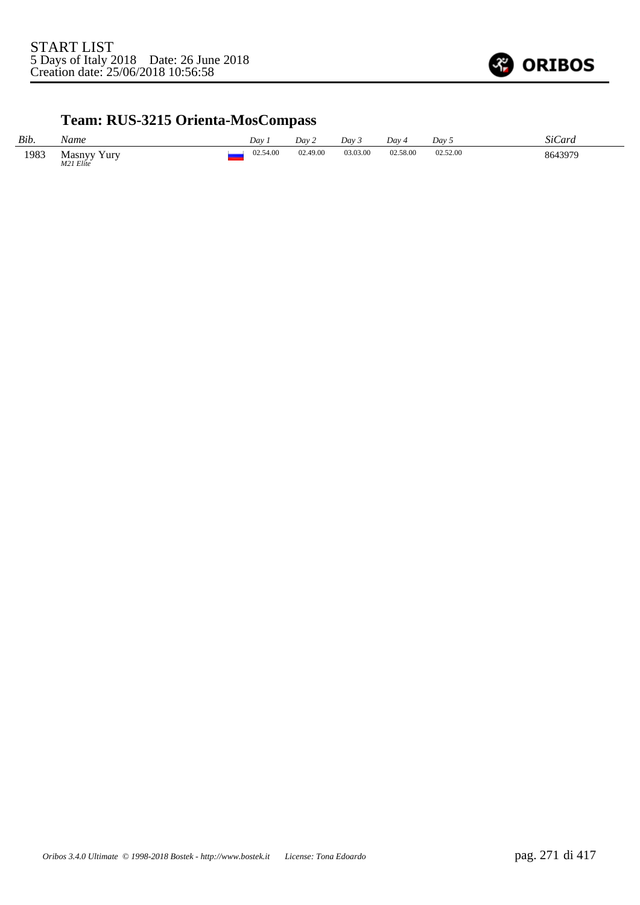START LIST
5 Days of Italy 2018 Date: 26 June 2018
Creation date: 25/06/2018 10:56:58

## Team: RUS-3215 Orienta-MosCompass

| *Bib.* | *Name* | | *Day 1* | *Day 2* | *Day 3* | *Day 4* | *Day 5* | *SiCard* |
|---|---|---|---|---|---|---|---|---|
| 1983 | Masnyy Yury *M21 Elite* | | 02.54.00 | 02.49.00 | 03.03.00 | 02.58.00 | 02.52.00 | 8643979 |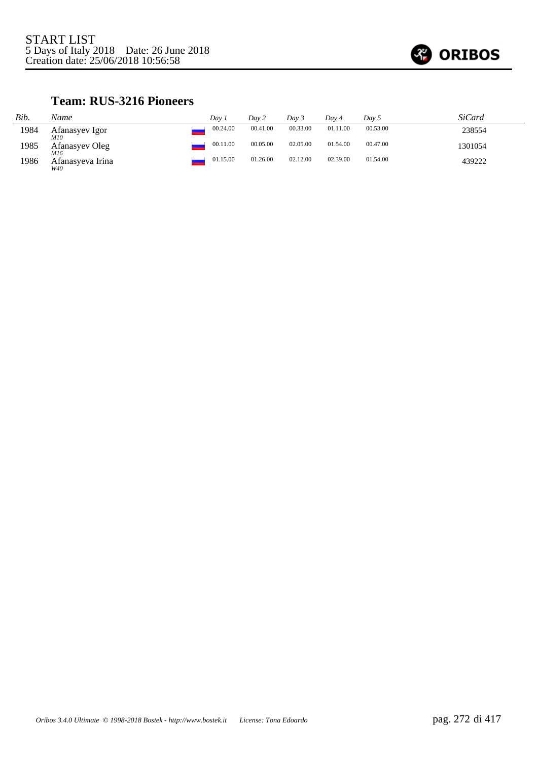START LIST
5 Days of Italy 2018 Date: 26 June 2018
Creation date: 25/06/2018 10:56:58

### Team: RUS-3216 Pioneers

| Bib. | Name | Day 1 | Day 2 | Day 3 | Day 4 | Day 5 | SiCard |
|---|---|---|---|---|---|---|---|
| 1984 | Afanasyev Igor *M10* | 00.24.00 | 00.41.00 | 00.33.00 | 01.11.00 | 00.53.00 | 238554 |
| 1985 | Afanasyev Oleg *M16* | 00.11.00 | 00.05.00 | 02.05.00 | 01.54.00 | 00.47.00 | 1301054 |
| 1986 | Afanasyeva Irina *W40* | 01.15.00 | 01.26.00 | 02.12.00 | 02.39.00 | 01.54.00 | 439222 |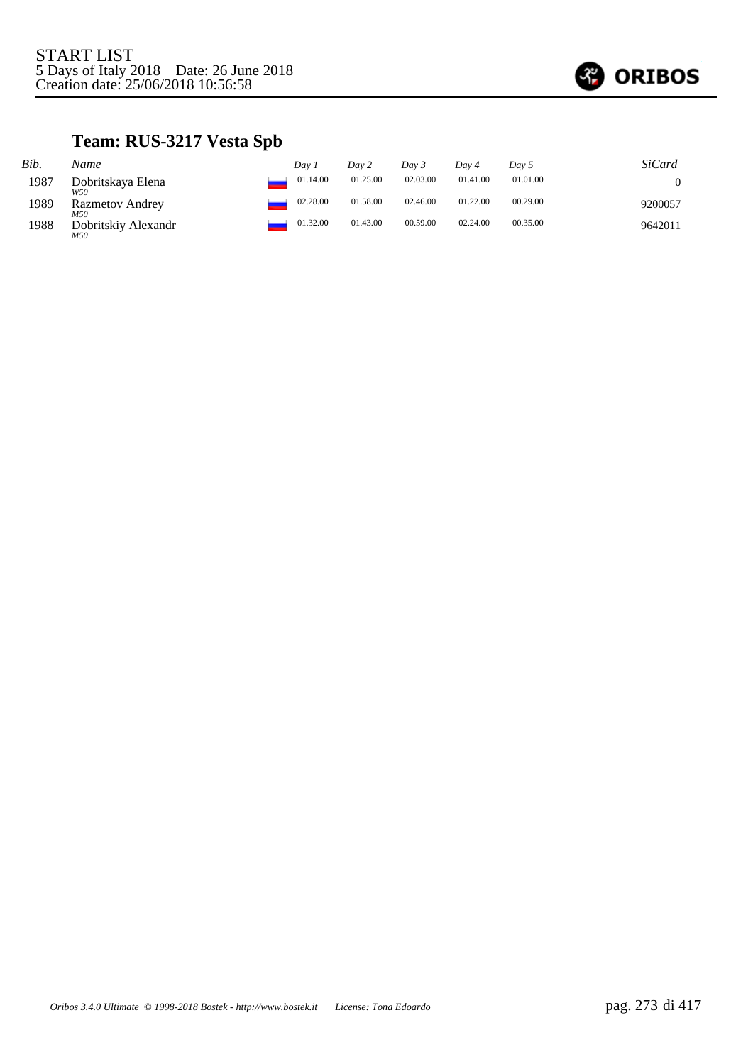START LIST
5 Days of Italy 2018 Date: 26 June 2018
Creation date: 25/06/2018 10:56:58

## Team: RUS-3217 Vesta Spb

| Bib. | Name | Day 1 | Day 2 | Day 3 | Day 4 | Day 5 | SiCard |
|---|---|---|---|---|---|---|---|
| 1987 | Dobritskaya Elena *W50* | 01.14.00 | 01.25.00 | 02.03.00 | 01.41.00 | 01.01.00 | 0 |
| 1989 | Razmetov Andrey *M50* | 02.28.00 | 01.58.00 | 02.46.00 | 01.22.00 | 00.29.00 | 9200057 |
| 1988 | Dobritskiy Alexandr *M50* | 01.32.00 | 01.43.00 | 00.59.00 | 02.24.00 | 00.35.00 | 9642011 |

*Oribos 3.4.0 Ultimate © 1998-2018 Bostek - http://www.bostek.it License: Tona Edoardo*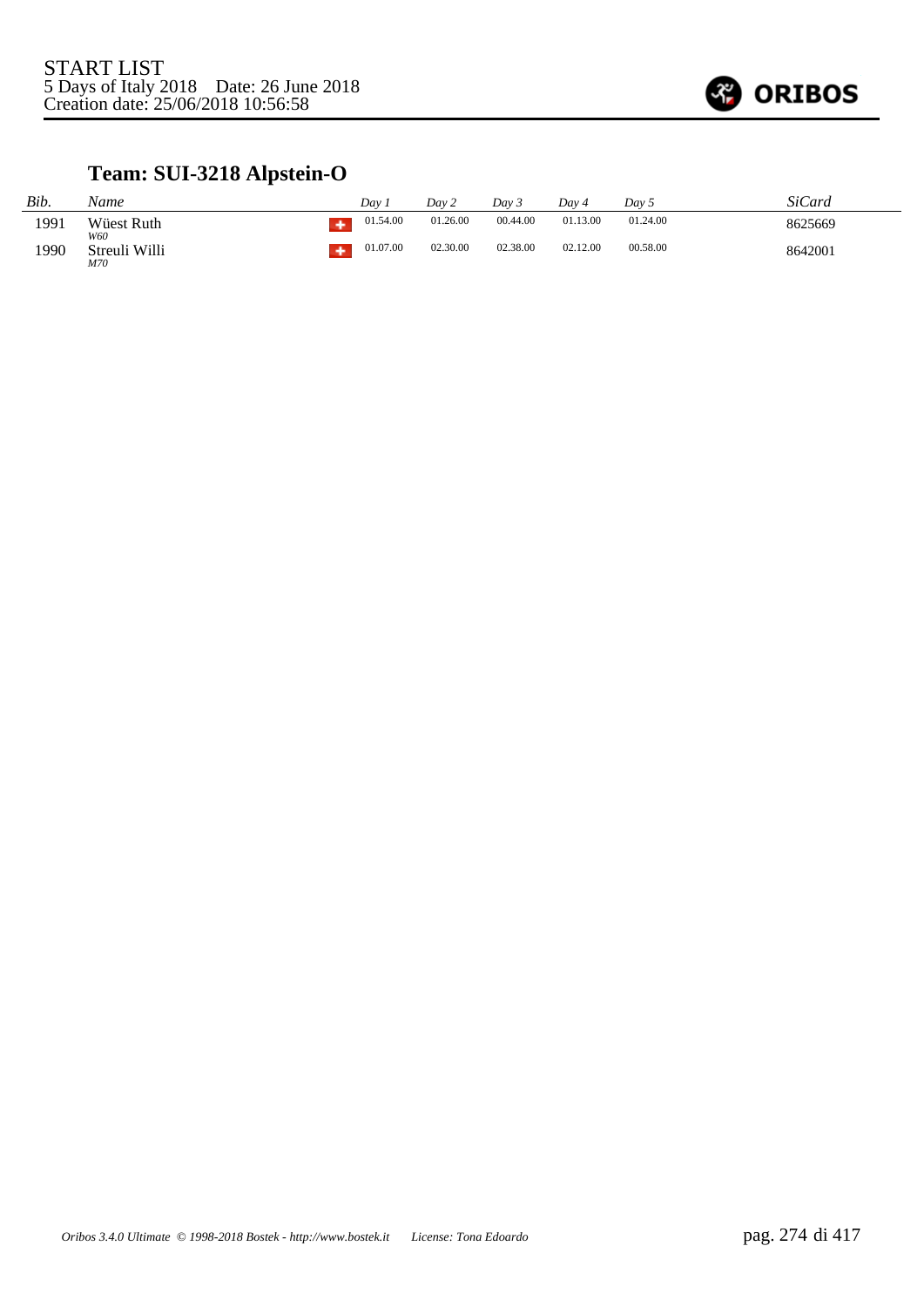START LIST
5 Days of Italy 2018    Date: 26 June 2018
Creation date: 25/06/2018 10:56:58

ORIBOS

## Team: SUI-3218 Alpstein-O

| *Bib.* | *Name* | | *Day 1* | *Day 2* | *Day 3* | *Day 4* | *Day 5* | *SiCard* |
|---|---|---|---|---|---|---|---|---|
| 1991 | Wüest Ruth *W60* | SUI | 01.54.00 | 01.26.00 | 00.44.00 | 01.13.00 | 01.24.00 | 8625669 |
| 1990 | Streuli Willi *M70* | SUI | 01.07.00 | 02.30.00 | 02.38.00 | 02.12.00 | 00.58.00 | 8642001 |

*Oribos 3.4.0 Ultimate © 1998-2018 Bostek - http://www.bostek.it    License: Tona Edoardo*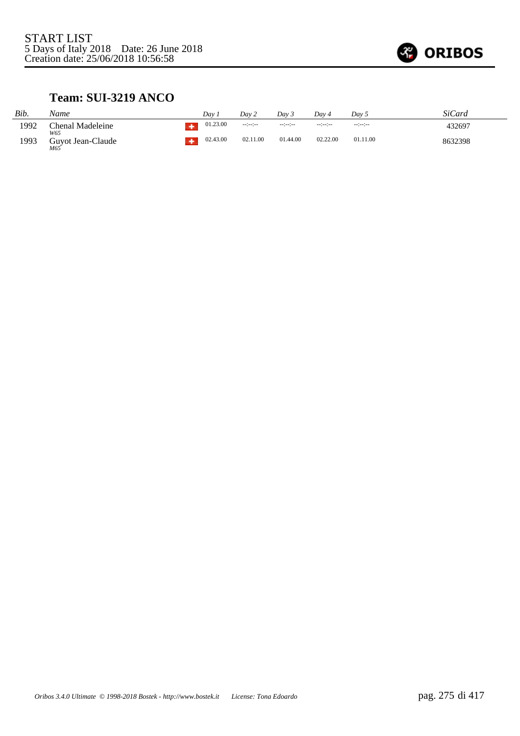START LIST
5 Days of Italy 2018 Date: 26 June 2018
Creation date: 25/06/2018 10:56:58

## Team: SUI-3219 ANCO

| Bib. | Name | | Day 1 | Day 2 | Day 3 | Day 4 | Day 5 | SiCard |
|---|---|---|---|---|---|---|---|---|
| 1992 | Chenal Madeleine<br>W65 | SUI | 01.23.00 | --:--:-- | --:--:-- | --:--:-- | --:--:-- | 432697 |
| 1993 | Guyot Jean-Claude<br>M65 | SUI | 02.43.00 | 02.11.00 | 01.44.00 | 02.22.00 | 01.11.00 | 8632398 |

*Oribos 3.4.0 Ultimate © 1998-2018 Bostek - http://www.bostek.it License: Tona Edoardo*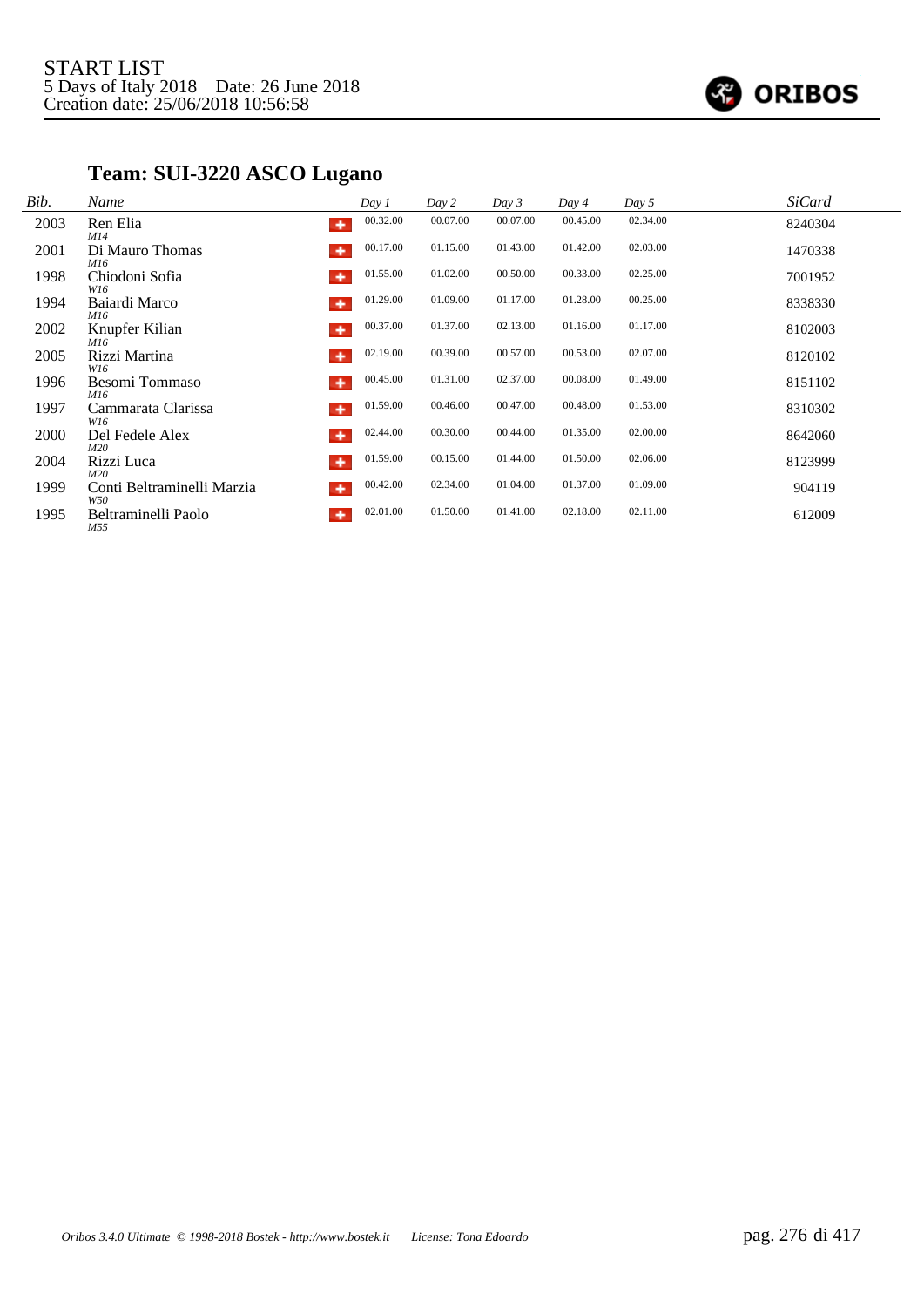START LIST
5 Days of Italy 2018    Date: 26 June 2018
Creation date: 25/06/2018 10:56:58

## Team: SUI-3220 ASCO Lugano

| *Bib.* | *Name* | | *Day 1* | *Day 2* | *Day 3* | *Day 4* | *Day 5* | *SiCard* |
|---|---|---|---|---|---|---|---|---|
| 2003 | Ren Elia<br>*M14* | SUI | 00.32.00 | 00.07.00 | 00.07.00 | 00.45.00 | 02.34.00 | 8240304 |
| 2001 | Di Mauro Thomas<br>*M16* | SUI | 00.17.00 | 01.15.00 | 01.43.00 | 01.42.00 | 02.03.00 | 1470338 |
| 1998 | Chiodoni Sofia<br>*W16* | SUI | 01.55.00 | 01.02.00 | 00.50.00 | 00.33.00 | 02.25.00 | 7001952 |
| 1994 | Baiardi Marco<br>*M16* | SUI | 01.29.00 | 01.09.00 | 01.17.00 | 01.28.00 | 00.25.00 | 8338330 |
| 2002 | Knupfer Kilian<br>*M16* | SUI | 00.37.00 | 01.37.00 | 02.13.00 | 01.16.00 | 01.17.00 | 8102003 |
| 2005 | Rizzi Martina<br>*W16* | SUI | 02.19.00 | 00.39.00 | 00.57.00 | 00.53.00 | 02.07.00 | 8120102 |
| 1996 | Besomi Tommaso<br>*M16* | SUI | 00.45.00 | 01.31.00 | 02.37.00 | 00.08.00 | 01.49.00 | 8151102 |
| 1997 | Cammarata Clarissa<br>*W16* | SUI | 01.59.00 | 00.46.00 | 00.47.00 | 00.48.00 | 01.53.00 | 8310302 |
| 2000 | Del Fedele Alex<br>*M20* | SUI | 02.44.00 | 00.30.00 | 00.44.00 | 01.35.00 | 02.00.00 | 8642060 |
| 2004 | Rizzi Luca<br>*M20* | SUI | 01.59.00 | 00.15.00 | 01.44.00 | 01.50.00 | 02.06.00 | 8123999 |
| 1999 | Conti Beltraminelli Marzia<br>*W50* | SUI | 00.42.00 | 02.34.00 | 01.04.00 | 01.37.00 | 01.09.00 | 904119 |
| 1995 | Beltraminelli Paolo<br>*M55* | SUI | 02.01.00 | 01.50.00 | 01.41.00 | 02.18.00 | 02.11.00 | 612009 |

*Oribos 3.4.0 Ultimate © 1998-2018 Bostek - http://www.bostek.it    License: Tona Edoardo*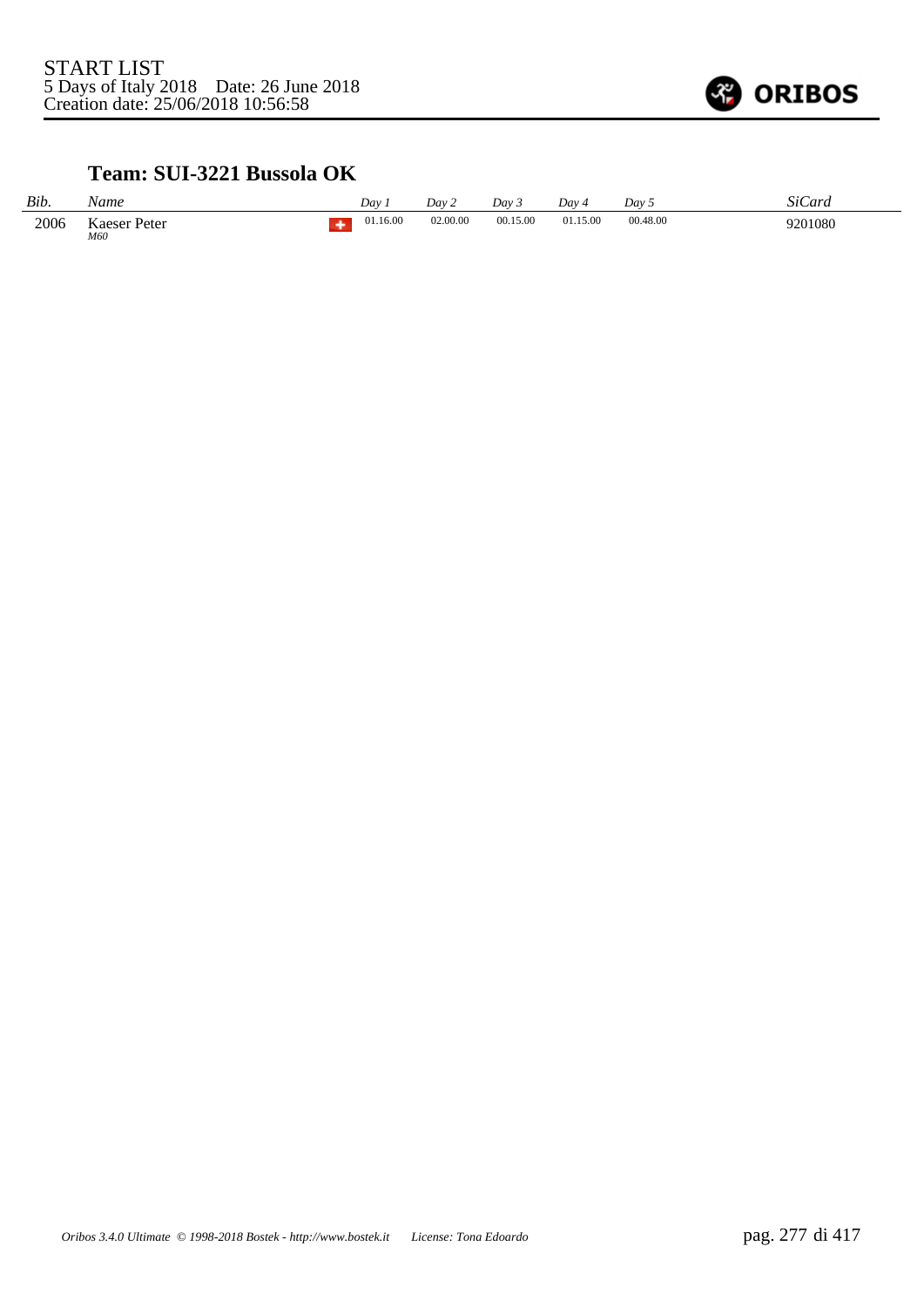START LIST
5 Days of Italy 2018 Date: 26 June 2018
Creation date: 25/06/2018 10:56:58

### Team: SUI-3221 Bussola OK

| *Bib.* | *Name* | | *Day 1* | *Day 2* | *Day 3* | *Day 4* | *Day 5* | *SiCard* |
|---|---|---|---|---|---|---|---|---|
| 2006 | Kaeser Peter *M60* | | 01.16.00 | 02.00.00 | 00.15.00 | 01.15.00 | 00.48.00 | 9201080 |

*Oribos 3.4.0 Ultimate © 1998-2018 Bostek - http://www.bostek.it License: Tona Edoardo*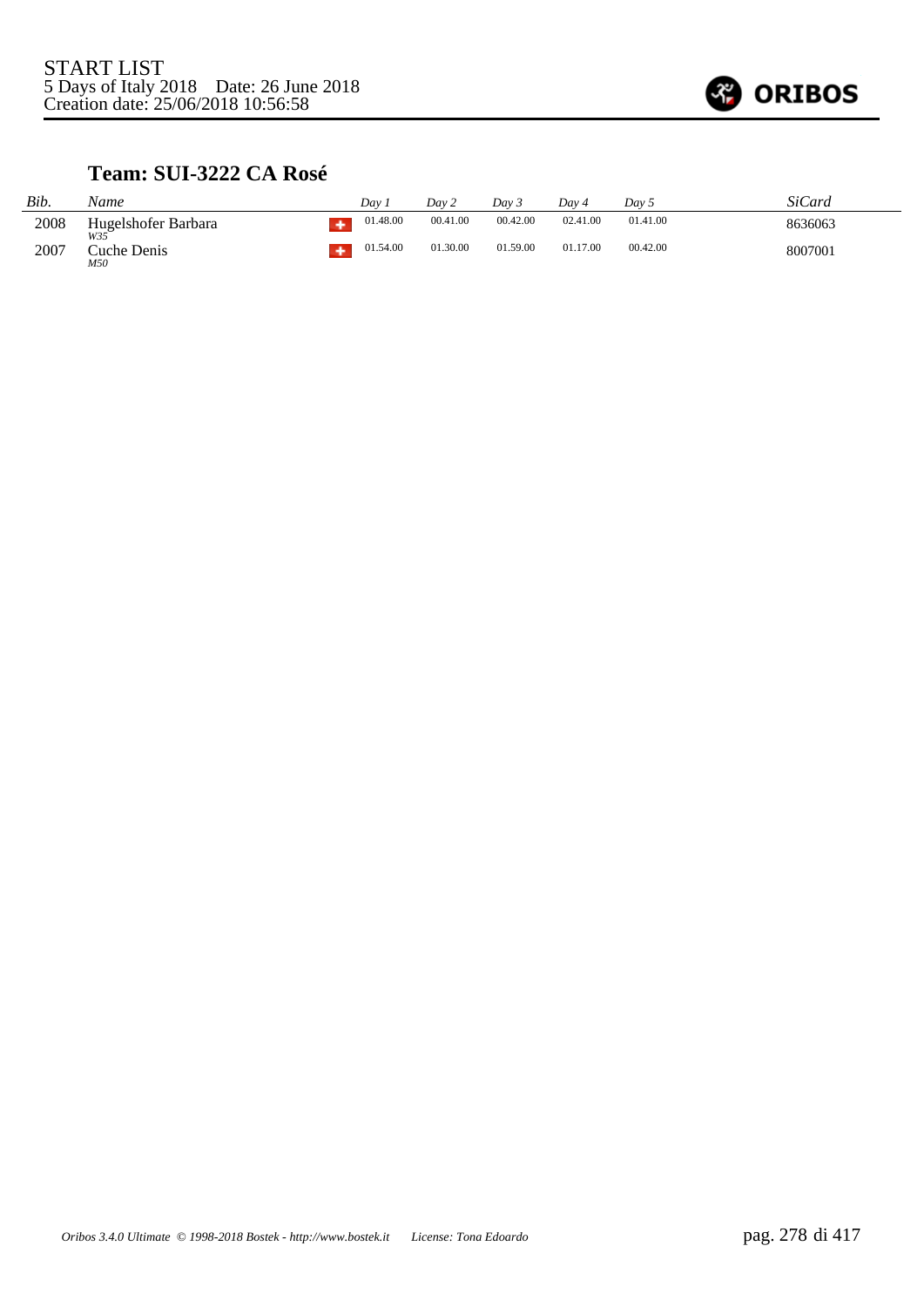START LIST
5 Days of Italy 2018 Date: 26 June 2018
Creation date: 25/06/2018 10:56:58

### Team: SUI-3222 CA Rosé

| *Bib.* | *Name* | | *Day 1* | *Day 2* | *Day 3* | *Day 4* | *Day 5* | *SiCard* |
|---|---|---|---|---|---|---|---|---|
| 2008 | Hugelshofer Barbara *W35* | | 01.48.00 | 00.41.00 | 00.42.00 | 02.41.00 | 01.41.00 | 8636063 |
| 2007 | Cuche Denis *M50* | | 01.54.00 | 01.30.00 | 01.59.00 | 01.17.00 | 00.42.00 | 8007001 |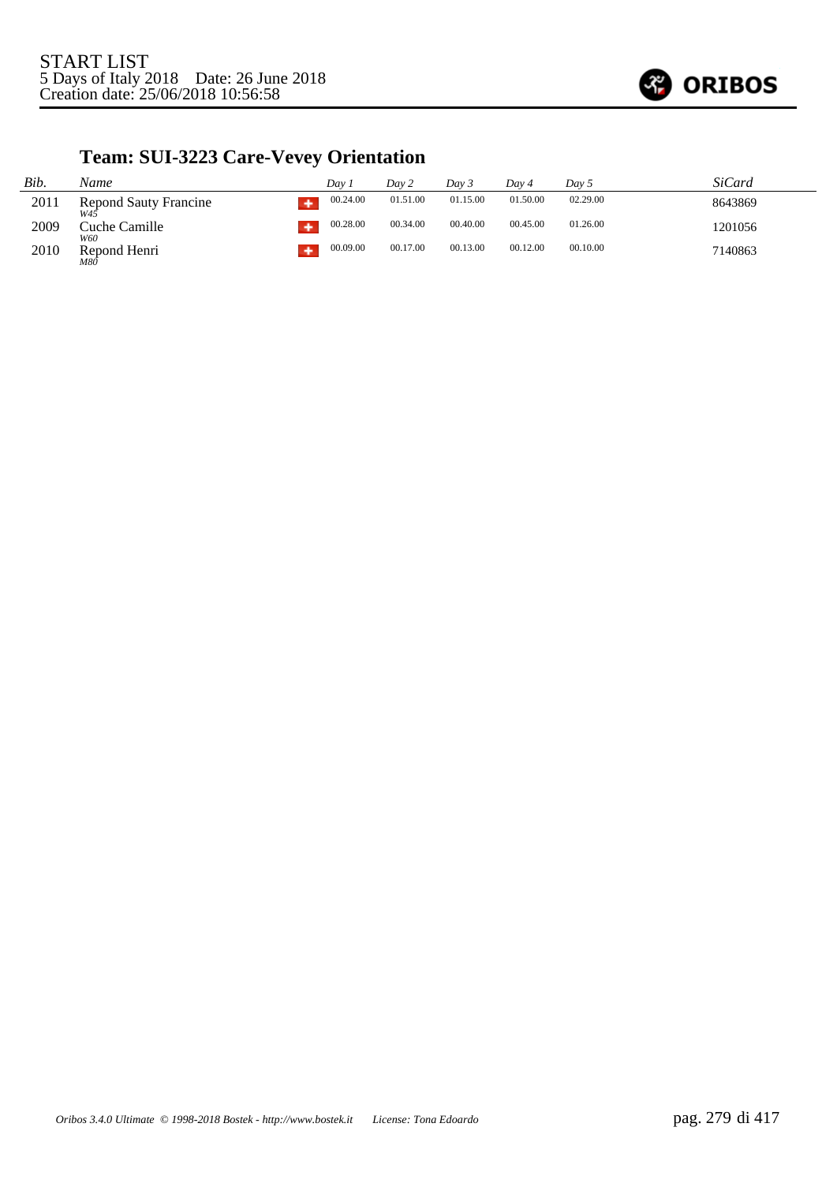START LIST
5 Days of Italy 2018 Date: 26 June 2018
Creation date: 25/06/2018 10:56:58

## Team: SUI-3223 Care-Vevey Orientation

| *Bib.* | *Name* | | *Day 1* | *Day 2* | *Day 3* | *Day 4* | *Day 5* | *SiCard* |
|---|---|---|---|---|---|---|---|---|
| 2011 | Repond Sauty Francine *W45* | SUI | 00.24.00 | 01.51.00 | 01.15.00 | 01.50.00 | 02.29.00 | 8643869 |
| 2009 | Cuche Camille *W60* | SUI | 00.28.00 | 00.34.00 | 00.40.00 | 00.45.00 | 01.26.00 | 1201056 |
| 2010 | Repond Henri *M80* | SUI | 00.09.00 | 00.17.00 | 00.13.00 | 00.12.00 | 00.10.00 | 7140863 |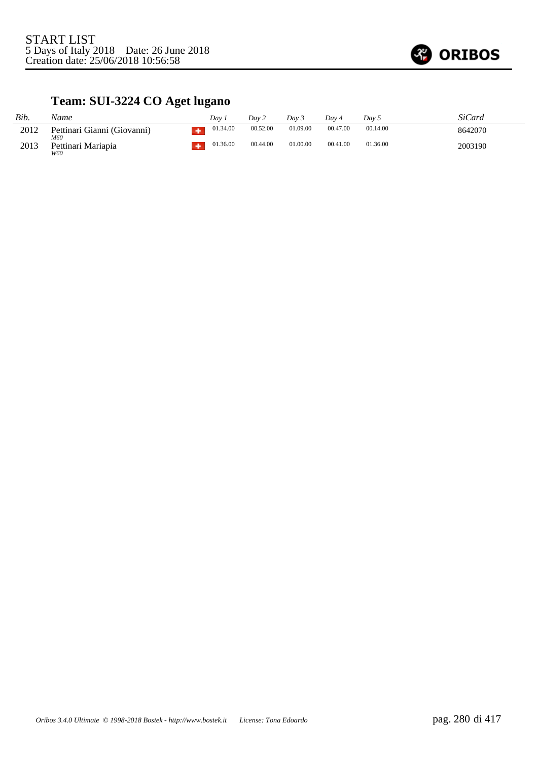START LIST
5 Days of Italy 2018 Date: 26 June 2018
Creation date: 25/06/2018 10:56:58

## Team: SUI-3224 CO Aget lugano

| Bib. | Name | | Day 1 | Day 2 | Day 3 | Day 4 | Day 5 | SiCard |
|---|---|---|---|---|---|---|---|---|
| 2012 | Pettinari Gianni (Giovanni) *M60* | SUI | 01.34.00 | 00.52.00 | 01.09.00 | 00.47.00 | 00.14.00 | 8642070 |
| 2013 | Pettinari Mariapia *W60* | SUI | 01.36.00 | 00.44.00 | 01.00.00 | 00.41.00 | 01.36.00 | 2003190 |

*Oribos 3.4.0 Ultimate © 1998-2018 Bostek - http://www.bostek.it License: Tona Edoardo*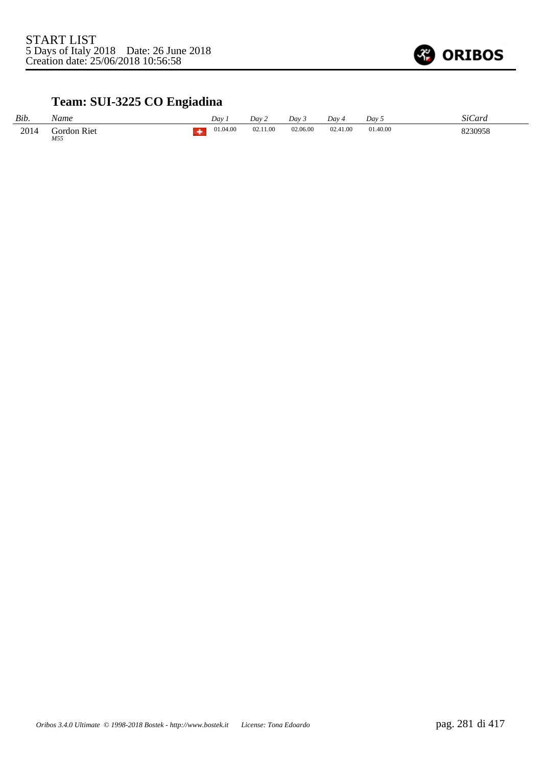START LIST
5 Days of Italy 2018    Date: 26 June 2018
Creation date: 25/06/2018 10:56:58

## Team: SUI-3225 CO Engiadina

| *Bib.* | *Name* | | *Day 1* | *Day 2* | *Day 3* | *Day 4* | *Day 5* | *SiCard* |
|---|---|---|---|---|---|---|---|---|
| 2014 | Gordon Riet *M55* | SUI | 01.04.00 | 02.11.00 | 02.06.00 | 02.41.00 | 01.40.00 | 8230958 |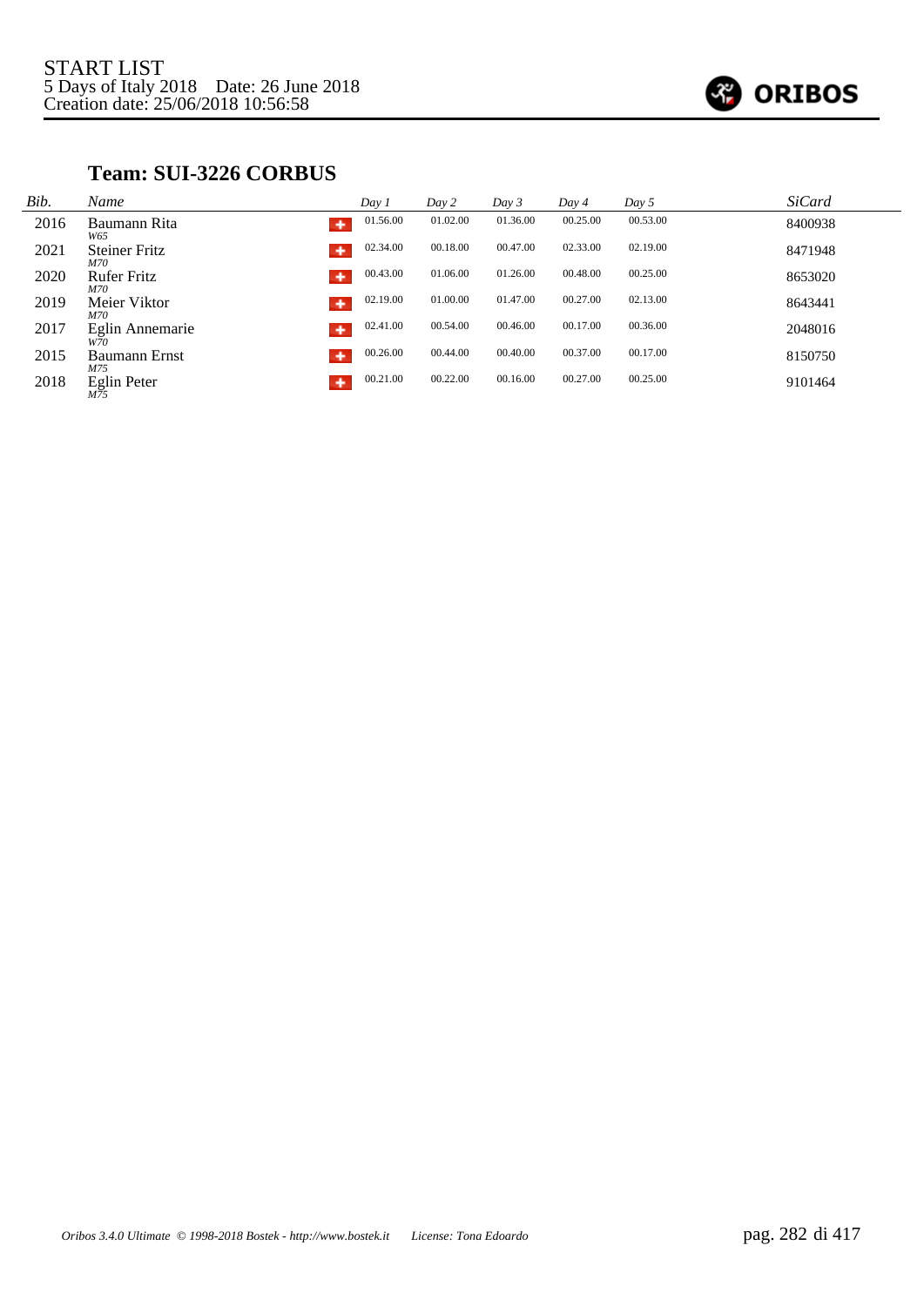START LIST
5 Days of Italy 2018    Date: 26 June 2018
Creation date: 25/06/2018 10:56:58

## Team: SUI-3226 CORBUS

| Bib. | Name | | Day 1 | Day 2 | Day 3 | Day 4 | Day 5 | SiCard |
|---|---|---|---|---|---|---|---|---|
| 2016 | Baumann Rita<br>W65 | + | 01.56.00 | 01.02.00 | 01.36.00 | 00.25.00 | 00.53.00 | 8400938 |
| 2021 | Steiner Fritz<br>M70 | + | 02.34.00 | 00.18.00 | 00.47.00 | 02.33.00 | 02.19.00 | 8471948 |
| 2020 | Rufer Fritz<br>M70 | + | 00.43.00 | 01.06.00 | 01.26.00 | 00.48.00 | 00.25.00 | 8653020 |
| 2019 | Meier Viktor<br>M70 | + | 02.19.00 | 01.00.00 | 01.47.00 | 00.27.00 | 02.13.00 | 8643441 |
| 2017 | Eglin Annemarie<br>W70 | + | 02.41.00 | 00.54.00 | 00.46.00 | 00.17.00 | 00.36.00 | 2048016 |
| 2015 | Baumann Ernst<br>M75 | + | 00.26.00 | 00.44.00 | 00.40.00 | 00.37.00 | 00.17.00 | 8150750 |
| 2018 | Eglin Peter<br>M75 | + | 00.21.00 | 00.22.00 | 00.16.00 | 00.27.00 | 00.25.00 | 9101464 |

*Oribos 3.4.0 Ultimate © 1998-2018 Bostek - http://www.bostek.it    License: Tona Edoardo*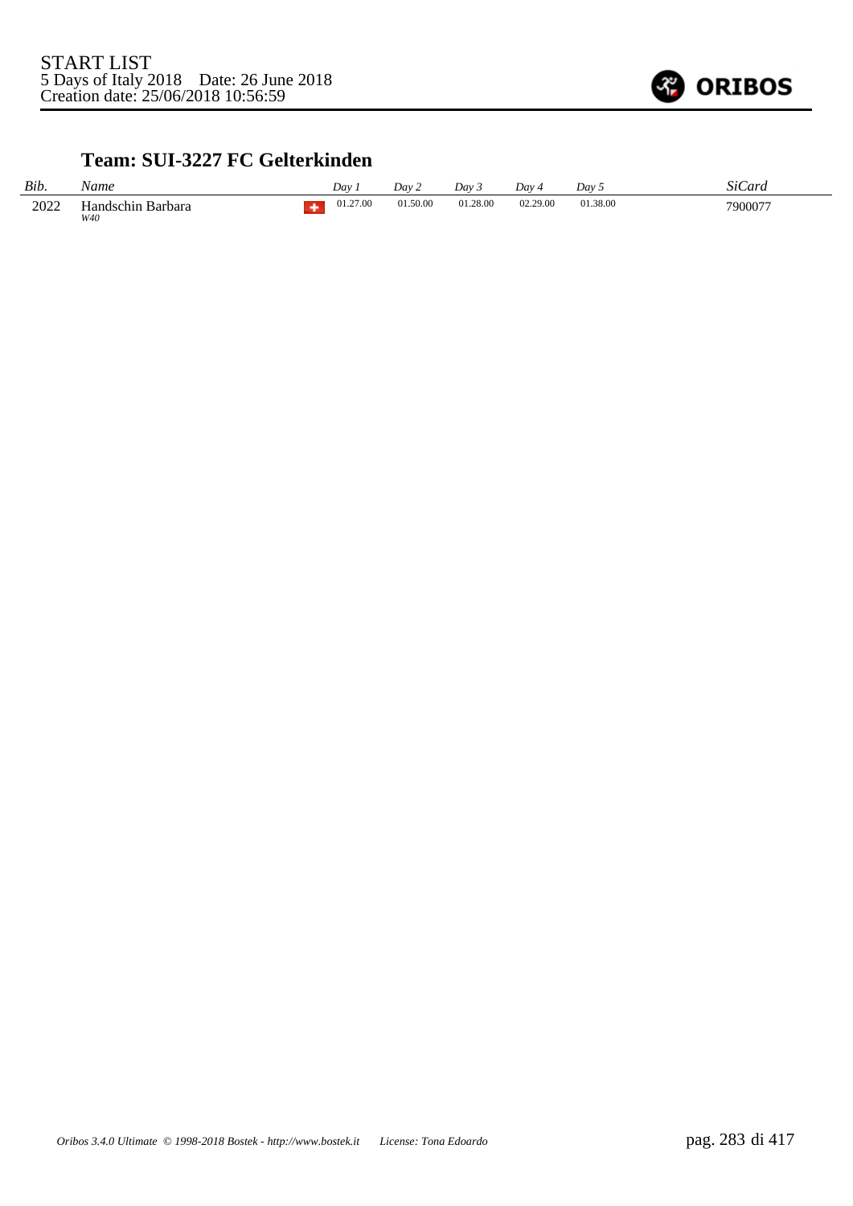START LIST
5 Days of Italy 2018 Date: 26 June 2018
Creation date: 25/06/2018 10:56:59

## Team: SUI-3227 FC Gelterkinden

| *Bib.* | *Name* | | *Day 1* | *Day 2* | *Day 3* | *Day 4* | *Day 5* | *SiCard* |
|---|---|---|---|---|---|---|---|---|
| 2022 | Handschin Barbara *W40* | | 01.27.00 | 01.50.00 | 01.28.00 | 02.29.00 | 01.38.00 | 7900077 |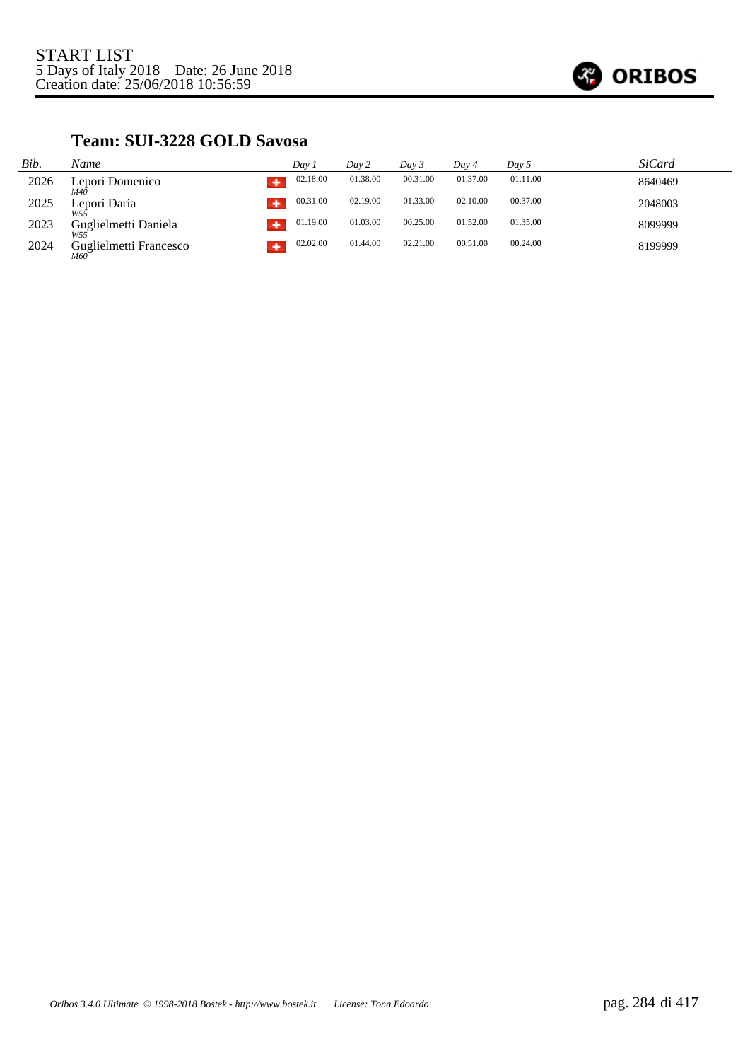START LIST
5 Days of Italy 2018    Date: 26 June 2018
Creation date: 25/06/2018 10:56:59

## Team: SUI-3228 GOLD Savosa

| Bib. | Name | | Day 1 | Day 2 | Day 3 | Day 4 | Day 5 | SiCard |
|---|---|---|---|---|---|---|---|---|
| 2026 | Lepori Domenico<br>*M40* | SUI | 02.18.00 | 01.38.00 | 00.31.00 | 01.37.00 | 01.11.00 | 8640469 |
| 2025 | Lepori Daria<br>*W55* | SUI | 00.31.00 | 02.19.00 | 01.33.00 | 02.10.00 | 00.37.00 | 2048003 |
| 2023 | Guglielmetti Daniela<br>*W55* | SUI | 01.19.00 | 01.03.00 | 00.25.00 | 01.52.00 | 01.35.00 | 8099999 |
| 2024 | Guglielmetti Francesco<br>*M60* | SUI | 02.02.00 | 01.44.00 | 02.21.00 | 00.51.00 | 00.24.00 | 8199999 |

*Oribos 3.4.0 Ultimate © 1998-2018 Bostek - http://www.bostek.it    License: Tona Edoardo*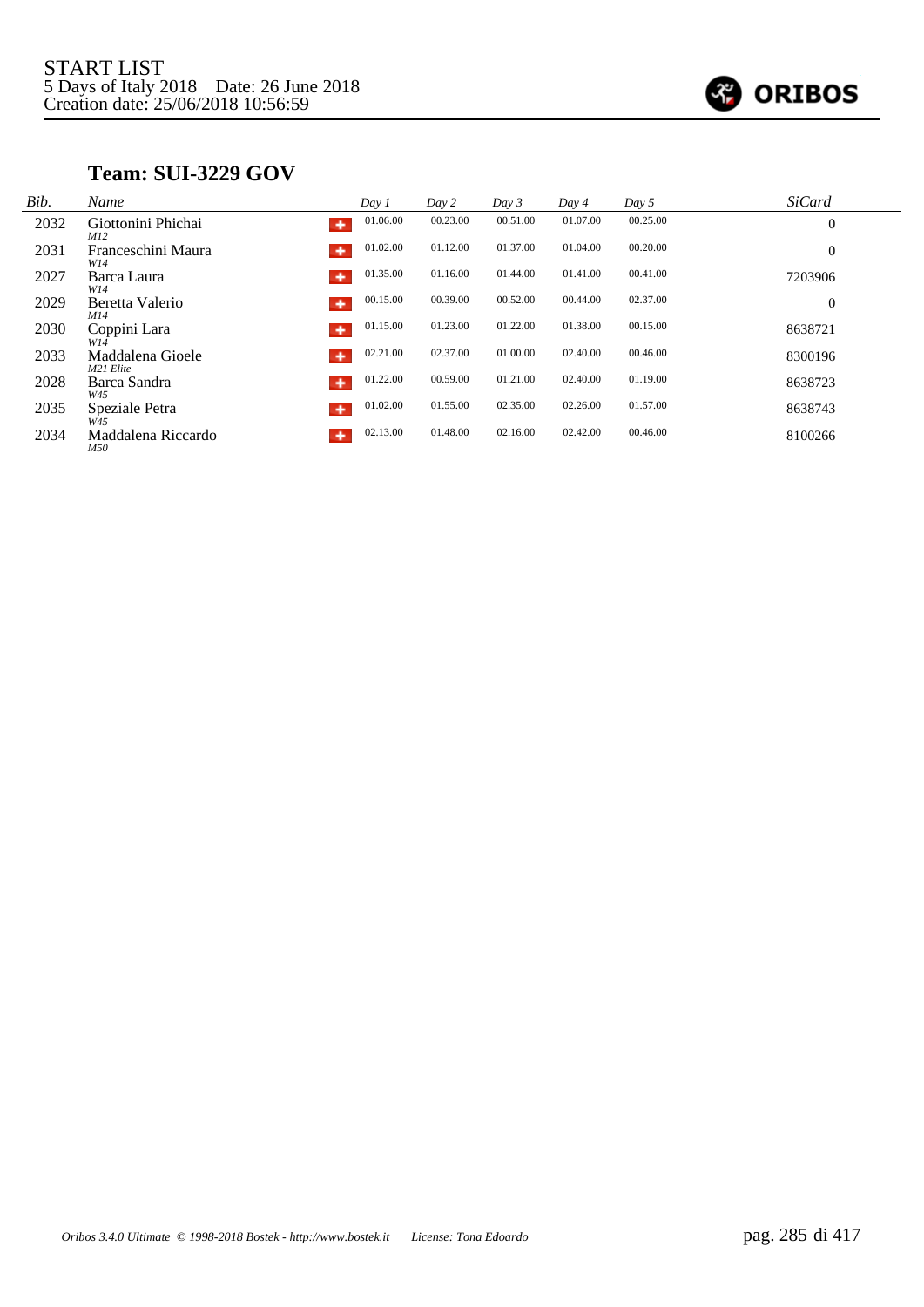START LIST
5 Days of Italy 2018 Date: 26 June 2018
Creation date: 25/06/2018 10:56:59

## Team: SUI-3229 GOV

| Bib. | Name | | Day 1 | Day 2 | Day 3 | Day 4 | Day 5 | SiCard |
|---|---|---|---|---|---|---|---|---|
| 2032 | Giottonini Phichai *M12* | SUI | 01.06.00 | 00.23.00 | 00.51.00 | 01.07.00 | 00.25.00 | 0 |
| 2031 | Franceschini Maura *W14* | SUI | 01.02.00 | 01.12.00 | 01.37.00 | 01.04.00 | 00.20.00 | 0 |
| 2027 | Barca Laura *W14* | SUI | 01.35.00 | 01.16.00 | 01.44.00 | 01.41.00 | 00.41.00 | 7203906 |
| 2029 | Beretta Valerio *M14* | SUI | 00.15.00 | 00.39.00 | 00.52.00 | 00.44.00 | 02.37.00 | 0 |
| 2030 | Coppini Lara *W14* | SUI | 01.15.00 | 01.23.00 | 01.22.00 | 01.38.00 | 00.15.00 | 8638721 |
| 2033 | Maddalena Gioele *M21 Elite* | SUI | 02.21.00 | 02.37.00 | 01.00.00 | 02.40.00 | 00.46.00 | 8300196 |
| 2028 | Barca Sandra *W45* | SUI | 01.22.00 | 00.59.00 | 01.21.00 | 02.40.00 | 01.19.00 | 8638723 |
| 2035 | Speziale Petra *W45* | SUI | 01.02.00 | 01.55.00 | 02.35.00 | 02.26.00 | 01.57.00 | 8638743 |
| 2034 | Maddalena Riccardo *M50* | SUI | 02.13.00 | 01.48.00 | 02.16.00 | 02.42.00 | 00.46.00 | 8100266 |

*Oribos 3.4.0 Ultimate © 1998-2018 Bostek - http://www.bostek.it License: Tona Edoardo*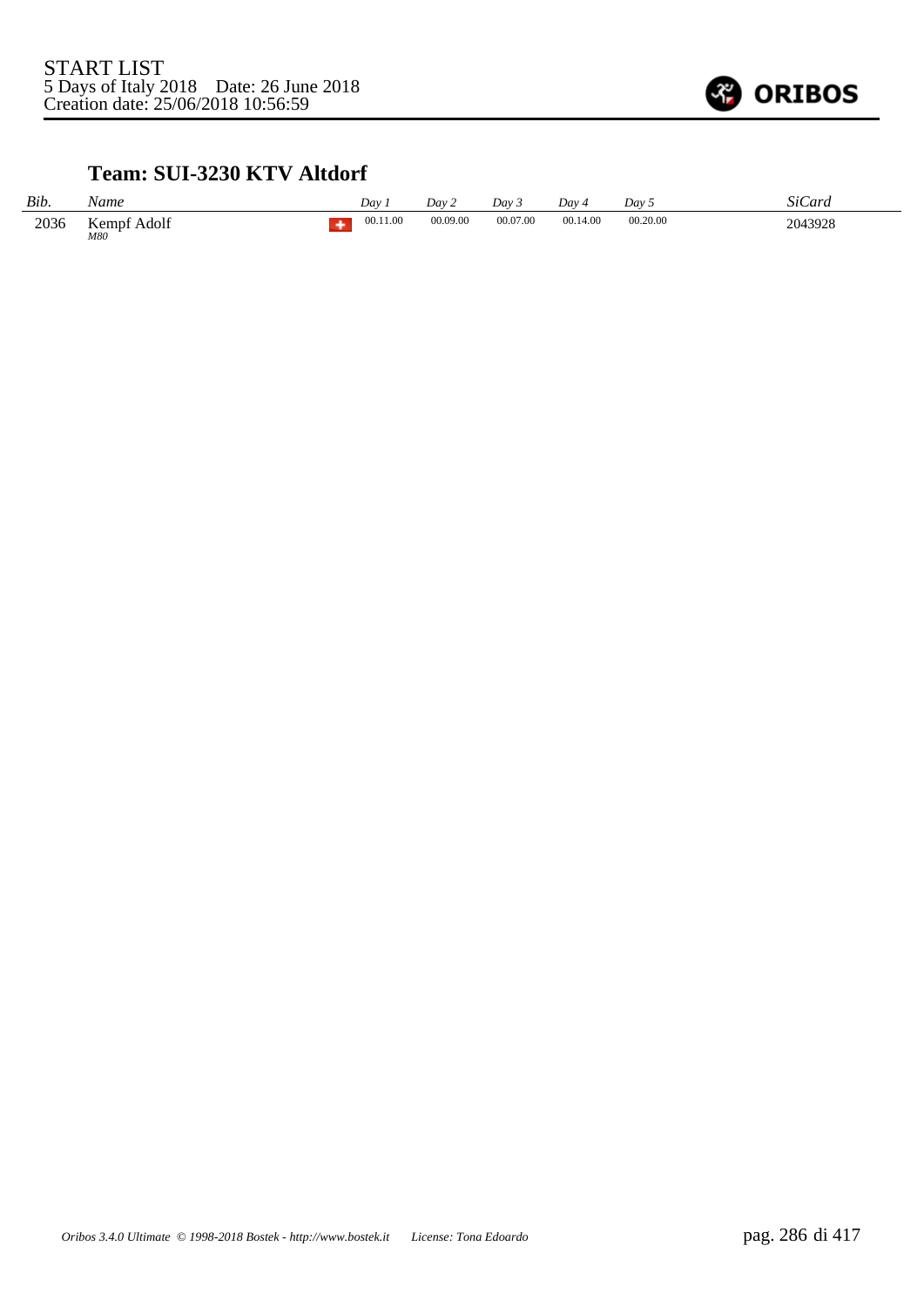START LIST
5 Days of Italy 2018    Date: 26 June 2018
Creation date: 25/06/2018 10:56:59

### Team: SUI-3230 KTV Altdorf

| *Bib.* | *Name* | | *Day 1* | *Day 2* | *Day 3* | *Day 4* | *Day 5* | *SiCard* |
|---|---|---|---|---|---|---|---|---|
| 2036 | Kempf Adolf *M80* | SUI | 00.11.00 | 00.09.00 | 00.07.00 | 00.14.00 | 00.20.00 | 2043928 |

*Oribos 3.4.0 Ultimate © 1998-2018 Bostek - http://www.bostek.it    License: Tona Edoardo*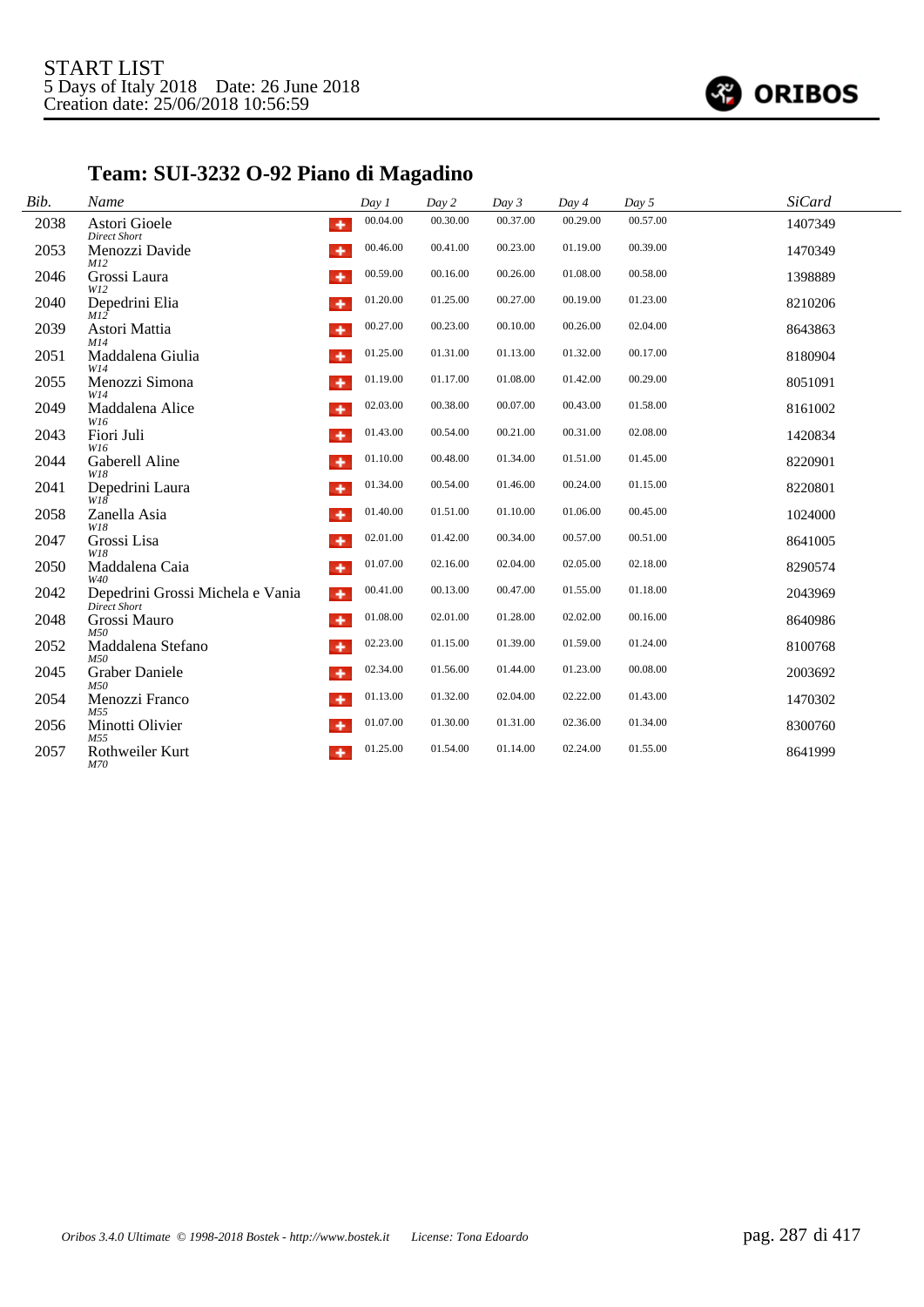START LIST
5 Days of Italy 2018 Date: 26 June 2018
Creation date: 25/06/2018 10:56:59

## Team: SUI-3232 O-92 Piano di Magadino

| Bib. | Name | Class | Day 1 | Day 2 | Day 3 | Day 4 | Day 5 | SiCard |
|---|---|---|---|---|---|---|---|---|
| 2038 | Astori Gioele | Direct Short | 00.04.00 | 00.30.00 | 00.37.00 | 00.29.00 | 00.57.00 | 1407349 |
| 2053 | Menozzi Davide | M12 | 00.46.00 | 00.41.00 | 00.23.00 | 01.19.00 | 00.39.00 | 1470349 |
| 2046 | Grossi Laura | W12 | 00.59.00 | 00.16.00 | 00.26.00 | 01.08.00 | 00.58.00 | 1398889 |
| 2040 | Depedrini Elia | M12 | 01.20.00 | 01.25.00 | 00.27.00 | 00.19.00 | 01.23.00 | 8210206 |
| 2039 | Astori Mattia | M14 | 00.27.00 | 00.23.00 | 00.10.00 | 00.26.00 | 02.04.00 | 8643863 |
| 2051 | Maddalena Giulia | W14 | 01.25.00 | 01.31.00 | 01.13.00 | 01.32.00 | 00.17.00 | 8180904 |
| 2055 | Menozzi Simona | W14 | 01.19.00 | 01.17.00 | 01.08.00 | 01.42.00 | 00.29.00 | 8051091 |
| 2049 | Maddalena Alice | W16 | 02.03.00 | 00.38.00 | 00.07.00 | 00.43.00 | 01.58.00 | 8161002 |
| 2043 | Fiori Juli | W16 | 01.43.00 | 00.54.00 | 00.21.00 | 00.31.00 | 02.08.00 | 1420834 |
| 2044 | Gaberell Aline | W18 | 01.10.00 | 00.48.00 | 01.34.00 | 01.51.00 | 01.45.00 | 8220901 |
| 2041 | Depedrini Laura | W18 | 01.34.00 | 00.54.00 | 01.46.00 | 00.24.00 | 01.15.00 | 8220801 |
| 2058 | Zanella Asia | W18 | 01.40.00 | 01.51.00 | 01.10.00 | 01.06.00 | 00.45.00 | 1024000 |
| 2047 | Grossi Lisa | W18 | 02.01.00 | 01.42.00 | 00.34.00 | 00.57.00 | 00.51.00 | 8641005 |
| 2050 | Maddalena Caia | W40 | 01.07.00 | 02.16.00 | 02.04.00 | 02.05.00 | 02.18.00 | 8290574 |
| 2042 | Depedrini Grossi Michela e Vania | Direct Short | 00.41.00 | 00.13.00 | 00.47.00 | 01.55.00 | 01.18.00 | 2043969 |
| 2048 | Grossi Mauro | M50 | 01.08.00 | 02.01.00 | 01.28.00 | 02.02.00 | 00.16.00 | 8640986 |
| 2052 | Maddalena Stefano | M50 | 02.23.00 | 01.15.00 | 01.39.00 | 01.59.00 | 01.24.00 | 8100768 |
| 2045 | Graber Daniele | M50 | 02.34.00 | 01.56.00 | 01.44.00 | 01.23.00 | 00.08.00 | 2003692 |
| 2054 | Menozzi Franco | M55 | 01.13.00 | 01.32.00 | 02.04.00 | 02.22.00 | 01.43.00 | 1470302 |
| 2056 | Minotti Olivier | M55 | 01.07.00 | 01.30.00 | 01.31.00 | 02.36.00 | 01.34.00 | 8300760 |
| 2057 | Rothweiler Kurt | M70 | 01.25.00 | 01.54.00 | 01.14.00 | 02.24.00 | 01.55.00 | 8641999 |

Oribos 3.4.0 Ultimate © 1998-2018 Bostek - http://www.bostek.it License: Tona Edoardo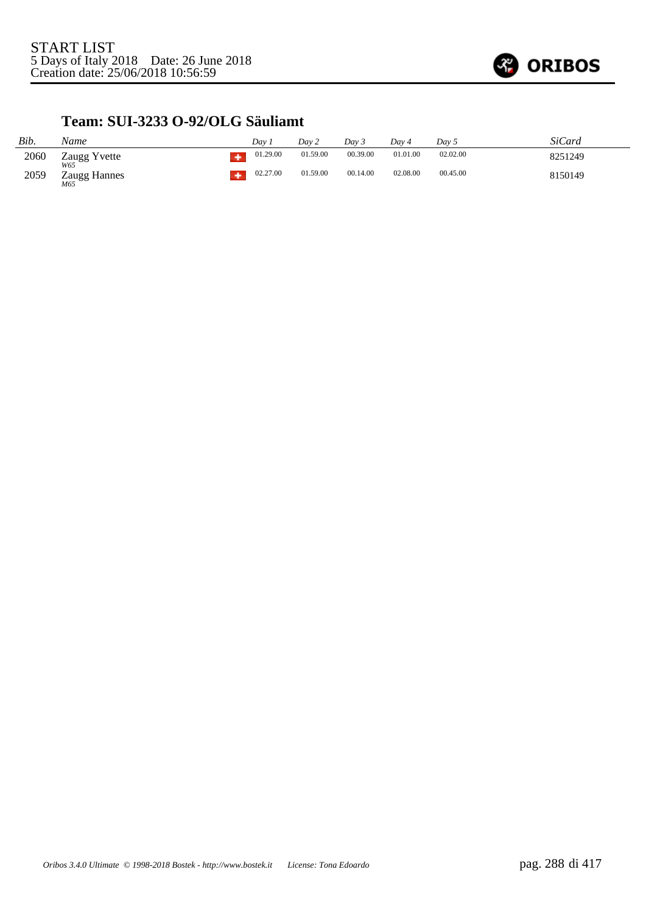START LIST
5 Days of Italy 2018 Date: 26 June 2018
Creation date: 25/06/2018 10:56:59

## Team: SUI-3233 O-92/OLG Säuliamt

| Bib. | Name | | Day 1 | Day 2 | Day 3 | Day 4 | Day 5 | SiCard |
|---|---|---|---|---|---|---|---|---|
| 2060 | Zaugg Yvette<br>*W65* | SUI | 01.29.00 | 01.59.00 | 00.39.00 | 01.01.00 | 02.02.00 | 8251249 |
| 2059 | Zaugg Hannes<br>*M65* | SUI | 02.27.00 | 01.59.00 | 00.14.00 | 02.08.00 | 00.45.00 | 8150149 |

*Oribos 3.4.0 Ultimate © 1998-2018 Bostek - http://www.bostek.it License: Tona Edoardo*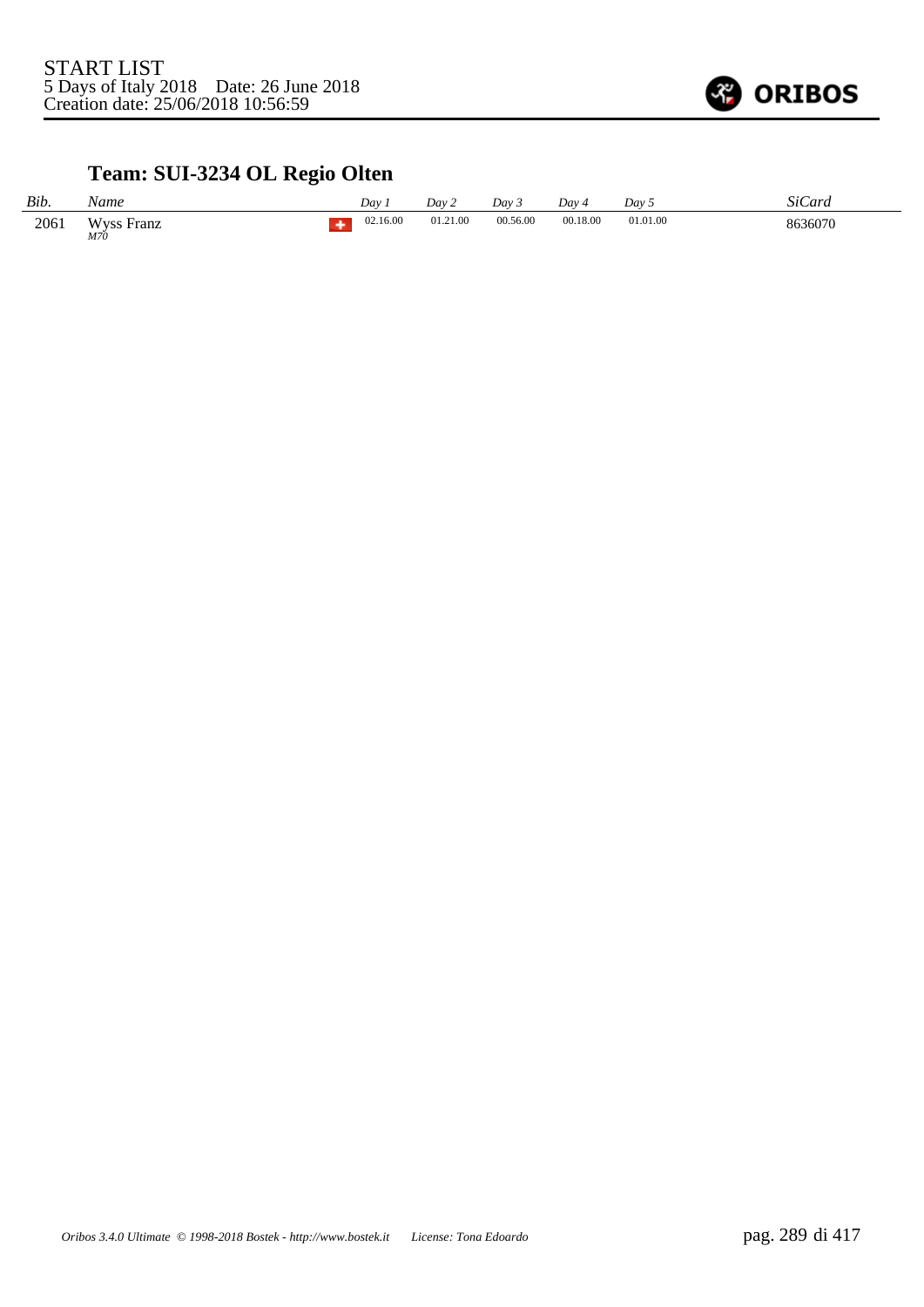START LIST
5 Days of Italy 2018 Date: 26 June 2018
Creation date: 25/06/2018 10:56:59

## Team: SUI-3234 OL Regio Olten

| *Bib.* | *Name* | | *Day 1* | *Day 2* | *Day 3* | *Day 4* | *Day 5* | *SiCard* |
|---|---|---|---|---|---|---|---|---|
| 2061 | Wyss Franz *M70* | | 02.16.00 | 01.21.00 | 00.56.00 | 00.18.00 | 01.01.00 | 8636070 |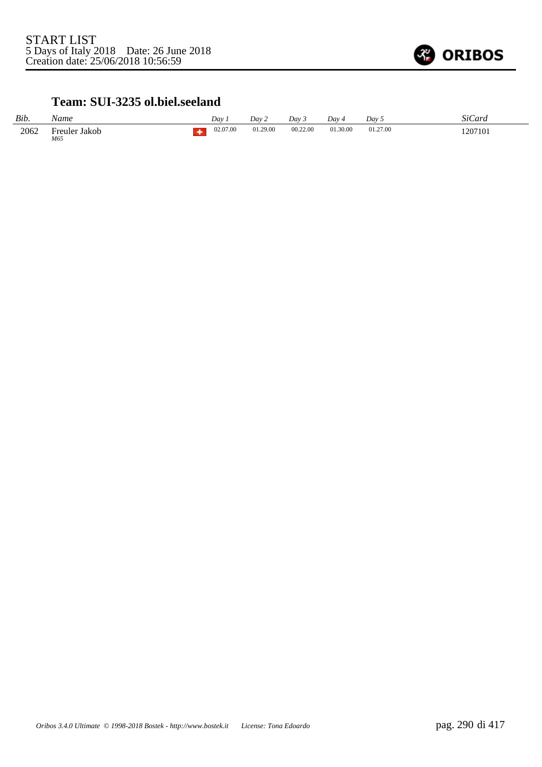START LIST
5 Days of Italy 2018 Date: 26 June 2018
Creation date: 25/06/2018 10:56:59

## Team: SUI-3235 ol.biel.seeland

| *Bib.* | *Name* | | *Day 1* | *Day 2* | *Day 3* | *Day 4* | *Day 5* | *SiCard* |
|---|---|---|---|---|---|---|---|---|
| 2062 | Freuler Jakob *M65* | | 02.07.00 | 01.29.00 | 00.22.00 | 01.30.00 | 01.27.00 | 1207101 |

*Oribos 3.4.0 Ultimate © 1998-2018 Bostek - http://www.bostek.it License: Tona Edoardo*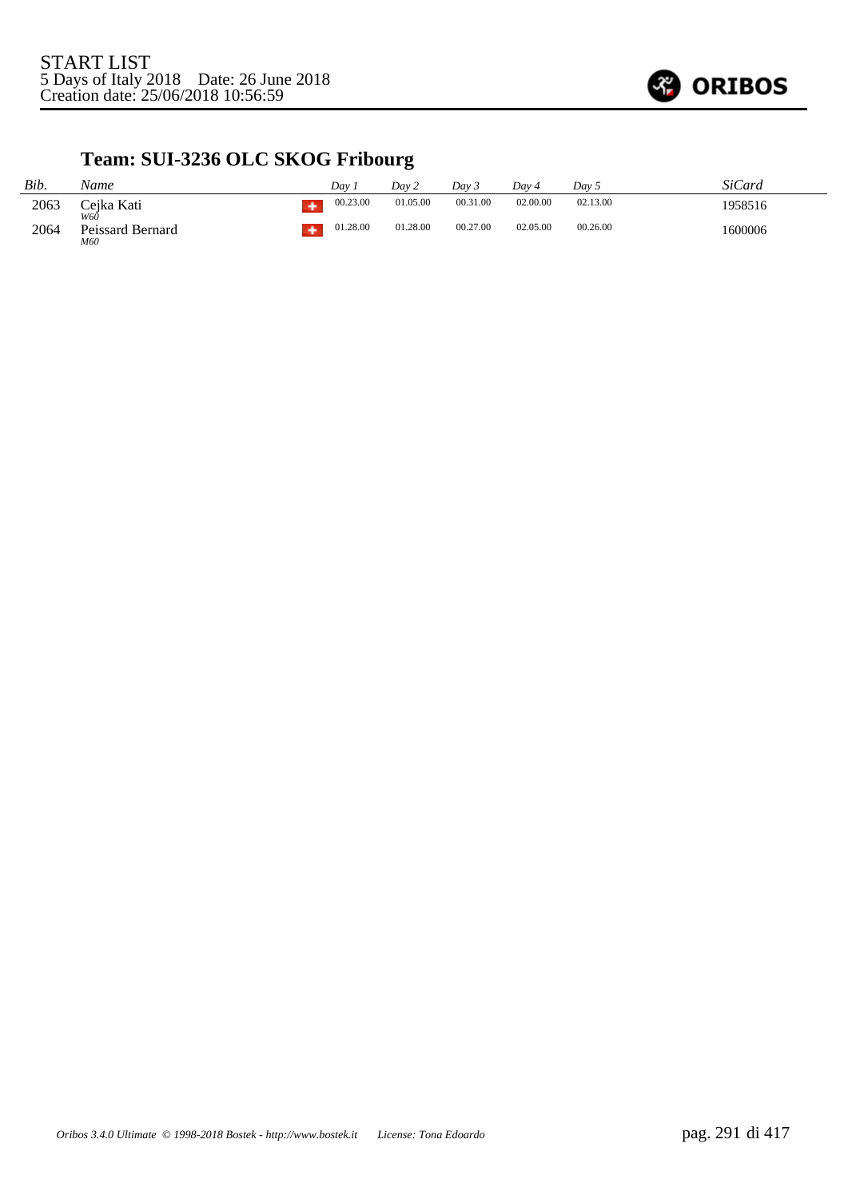## Team: SUI-3236 OLC SKOG Fribourg

| *Bib.* | *Name* | | *Day 1* | *Day 2* | *Day 3* | *Day 4* | *Day 5* | *SiCard* |
|---|---|---|---|---|---|---|---|---|
| 2063 | Cejka Kati *W60* | | 00.23.00 | 01.05.00 | 00.31.00 | 02.00.00 | 02.13.00 | 1958516 |
| 2064 | Peissard Bernard *M60* | | 01.28.00 | 01.28.00 | 00.27.00 | 02.05.00 | 00.26.00 | 1600006 |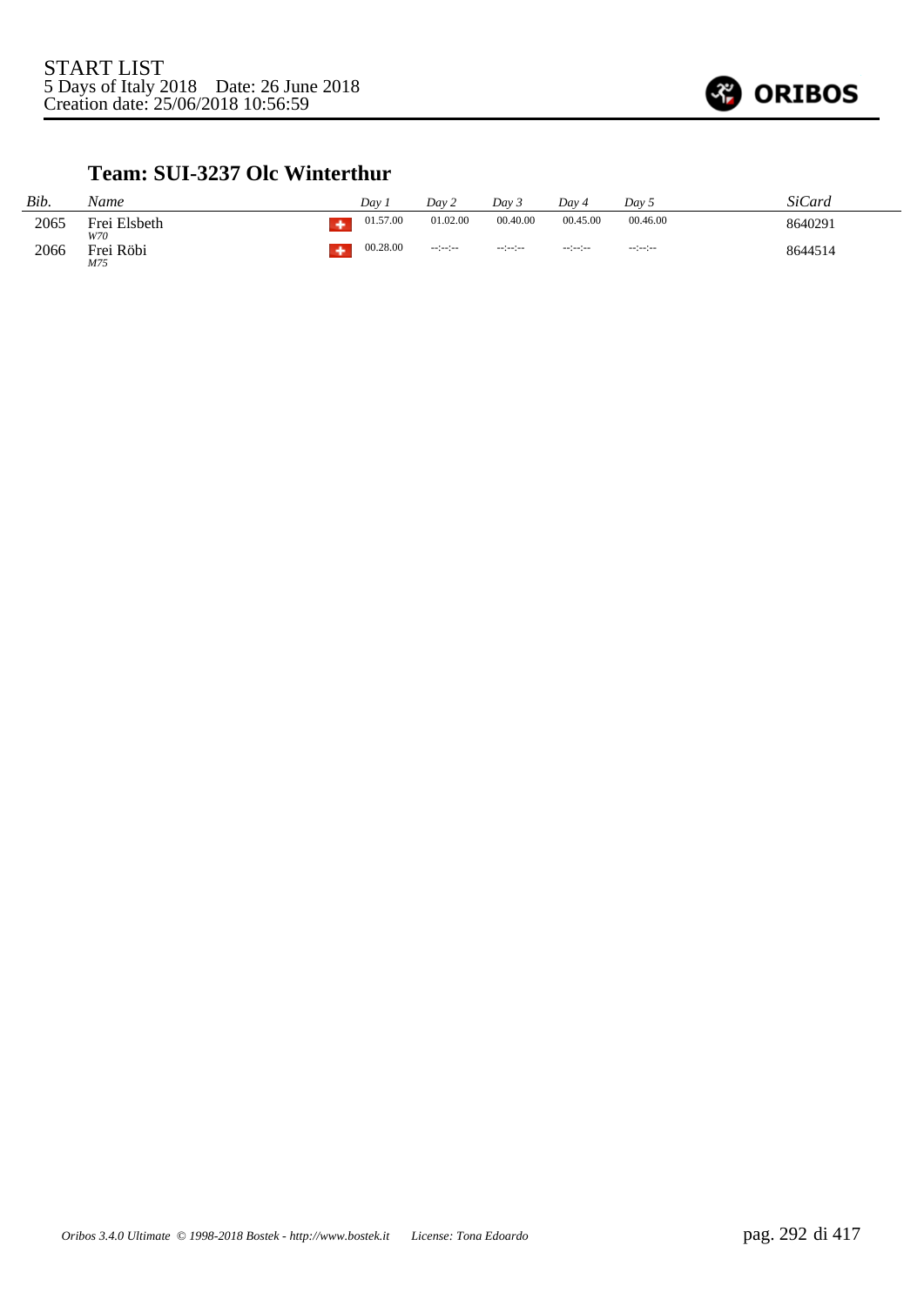START LIST
5 Days of Italy 2018    Date: 26 June 2018
Creation date: 25/06/2018 10:56:59

## Team: SUI-3237 Olc Winterthur

| Bib. | Name | | Day 1 | Day 2 | Day 3 | Day 4 | Day 5 | SiCard |
|---|---|---|---|---|---|---|---|---|
| 2065 | Frei Elsbeth *W70* | SUI | 01.57.00 | 01.02.00 | 00.40.00 | 00.45.00 | 00.46.00 | 8640291 |
| 2066 | Frei Röbi *M75* | SUI | 00.28.00 | --:--:-- | --:--:-- | --:--:-- | --:--:-- | 8644514 |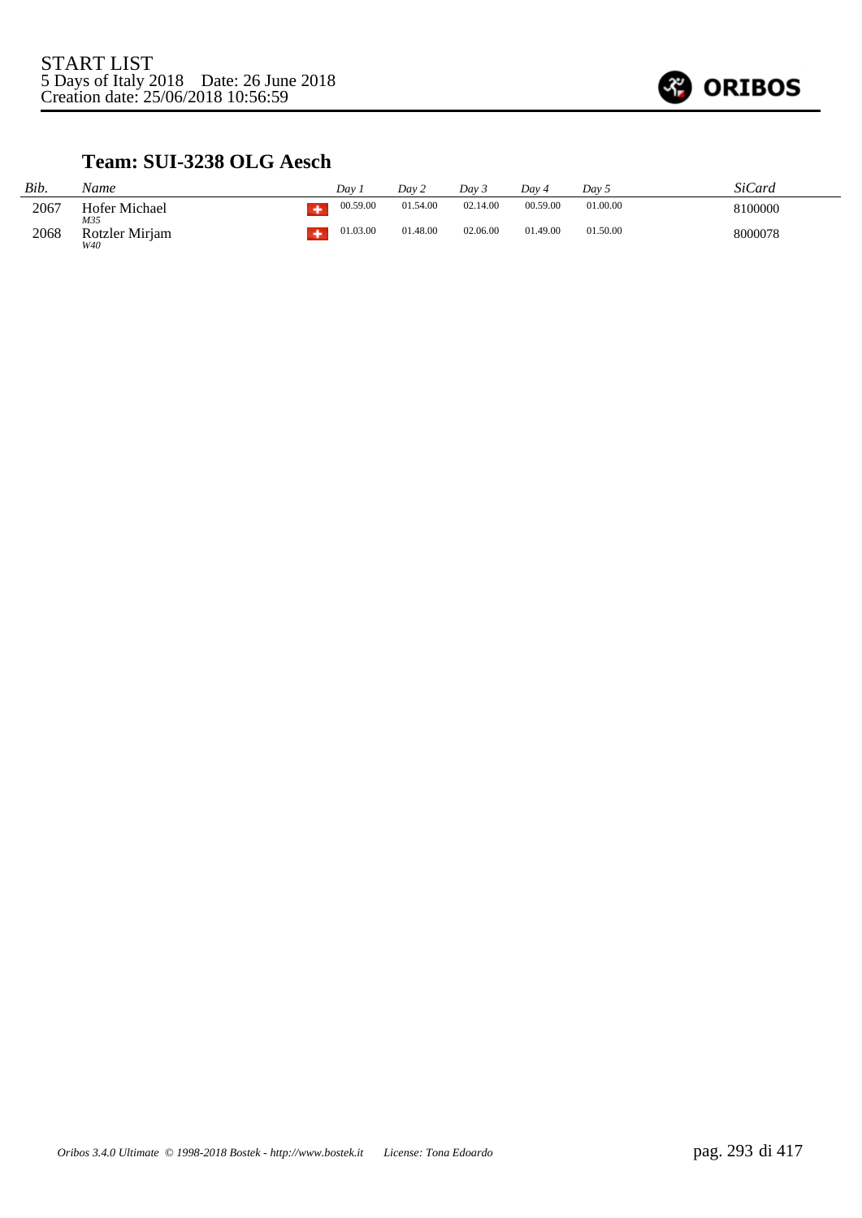START LIST
5 Days of Italy 2018    Date: 26 June 2018
Creation date: 25/06/2018 10:56:59

## Team: SUI-3238 OLG Aesch

| *Bib.* | *Name* | | *Day 1* | *Day 2* | *Day 3* | *Day 4* | *Day 5* | *SiCard* |
|---|---|---|---|---|---|---|---|---|
| 2067 | Hofer Michael *M35* | SUI | 00.59.00 | 01.54.00 | 02.14.00 | 00.59.00 | 01.00.00 | 8100000 |
| 2068 | Rotzler Mirjam *W40* | SUI | 01.03.00 | 01.48.00 | 02.06.00 | 01.49.00 | 01.50.00 | 8000078 |

*Oribos 3.4.0 Ultimate © 1998-2018 Bostek - http://www.bostek.it    License: Tona Edoardo*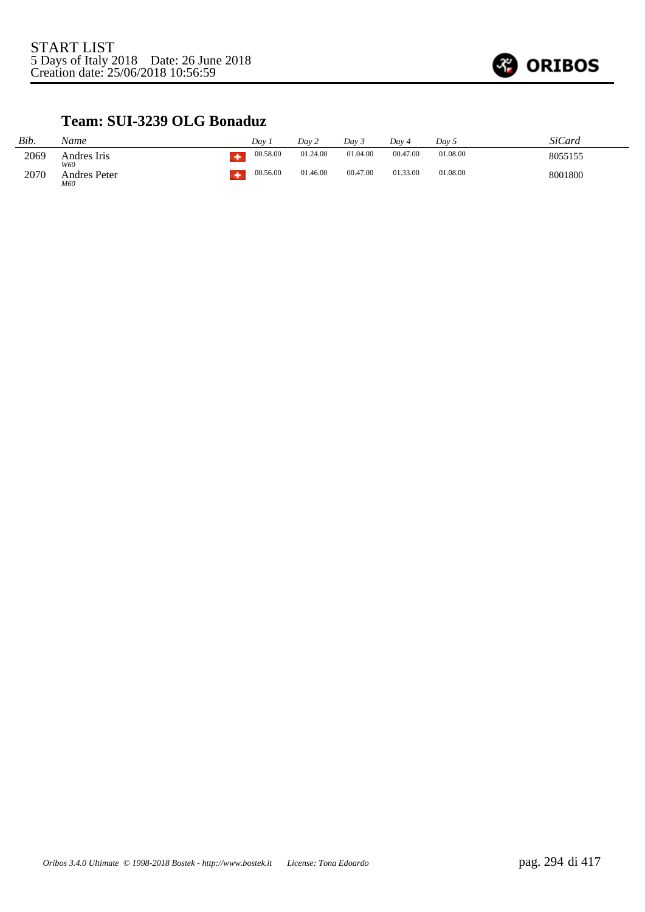## Team: SUI-3239 OLG Bonaduz

| Bib. | Name | | Day 1 | Day 2 | Day 3 | Day 4 | Day 5 | SiCard |
|---|---|---|---|---|---|---|---|---|
| 2069 | Andres Iris *W60* | | 00.58.00 | 01.24.00 | 01.04.00 | 00.47.00 | 01.08.00 | 8055155 |
| 2070 | Andres Peter *M60* | | 00.56.00 | 01.46.00 | 00.47.00 | 01.33.00 | 01.08.00 | 8001800 |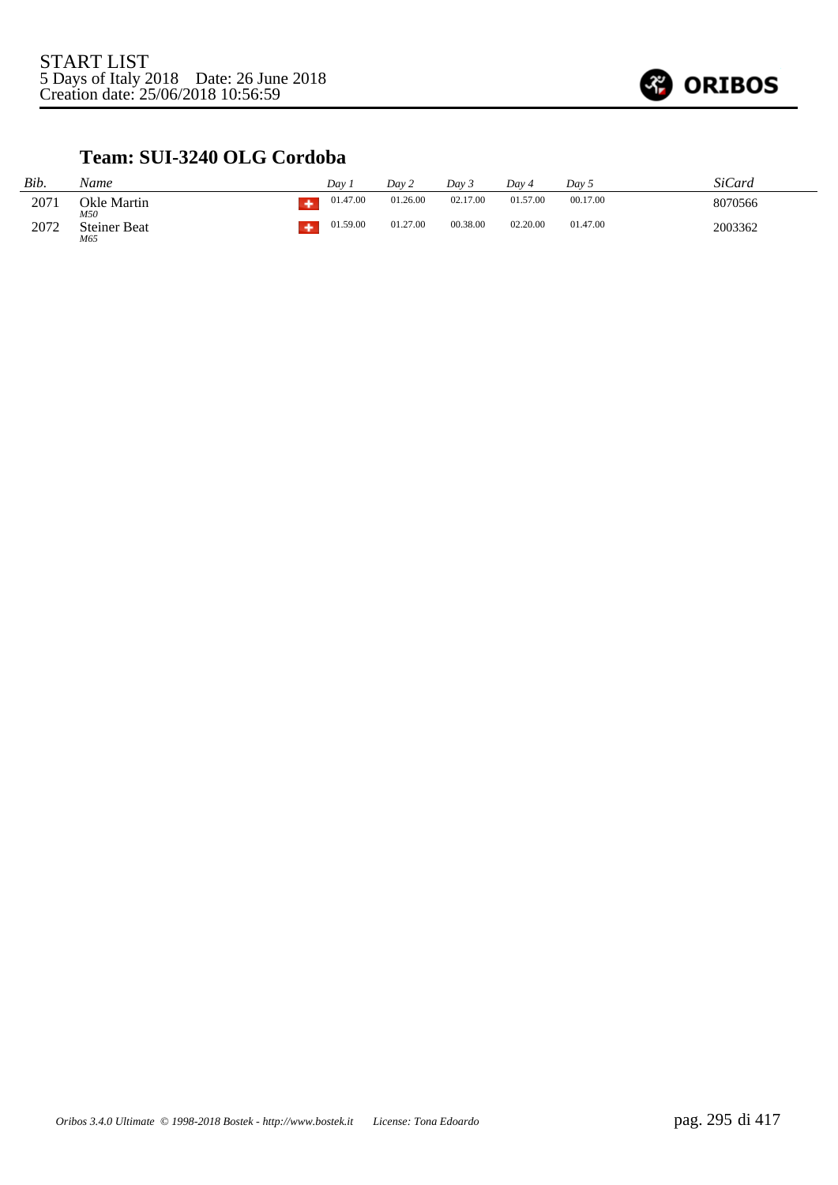START LIST
5 Days of Italy 2018 Date: 26 June 2018
Creation date: 25/06/2018 10:56:59

## Team: SUI-3240 OLG Cordoba

| *Bib.* | *Name* | | *Day 1* | *Day 2* | *Day 3* | *Day 4* | *Day 5* | *SiCard* |
|---|---|---|---|---|---|---|---|---|
| 2071 | Okle Martin *M50* | SUI | 01.47.00 | 01.26.00 | 02.17.00 | 01.57.00 | 00.17.00 | 8070566 |
| 2072 | Steiner Beat *M65* | SUI | 01.59.00 | 01.27.00 | 00.38.00 | 02.20.00 | 01.47.00 | 2003362 |

*Oribos 3.4.0 Ultimate © 1998-2018 Bostek - http://www.bostek.it License: Tona Edoardo*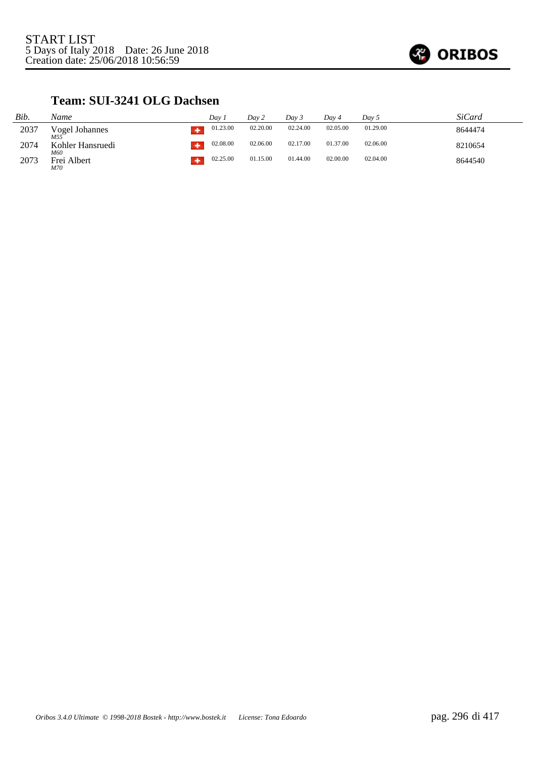START LIST
5 Days of Italy 2018 Date: 26 June 2018
Creation date: 25/06/2018 10:56:59

### Team: SUI-3241 OLG Dachsen

| Bib. | Name | | Day 1 | Day 2 | Day 3 | Day 4 | Day 5 | SiCard |
|---|---|---|---|---|---|---|---|---|
| 2037 | Vogel Johannes *M55* | | 01.23.00 | 02.20.00 | 02.24.00 | 02.05.00 | 01.29.00 | 8644474 |
| 2074 | Kohler Hansruedi *M60* | | 02.08.00 | 02.06.00 | 02.17.00 | 01.37.00 | 02.06.00 | 8210654 |
| 2073 | Frei Albert *M70* | | 02.25.00 | 01.15.00 | 01.44.00 | 02.00.00 | 02.04.00 | 8644540 |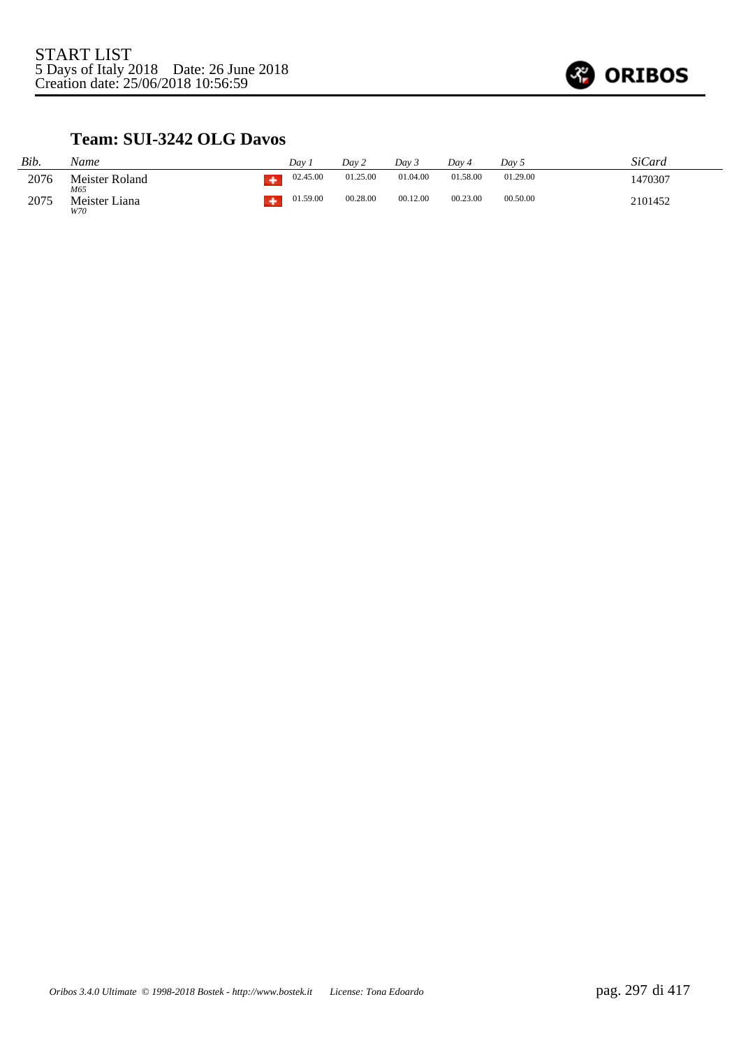START LIST
5 Days of Italy 2018 Date: 26 June 2018
Creation date: 25/06/2018 10:56:59

## Team: SUI-3242 OLG Davos

| *Bib.* | *Name* | | *Day 1* | *Day 2* | *Day 3* | *Day 4* | *Day 5* | *SiCard* |
|---|---|---|---|---|---|---|---|---|
| 2076 | Meister Roland *M65* | SUI | 02.45.00 | 01.25.00 | 01.04.00 | 01.58.00 | 01.29.00 | 1470307 |
| 2075 | Meister Liana *W70* | SUI | 01.59.00 | 00.28.00 | 00.12.00 | 00.23.00 | 00.50.00 | 2101452 |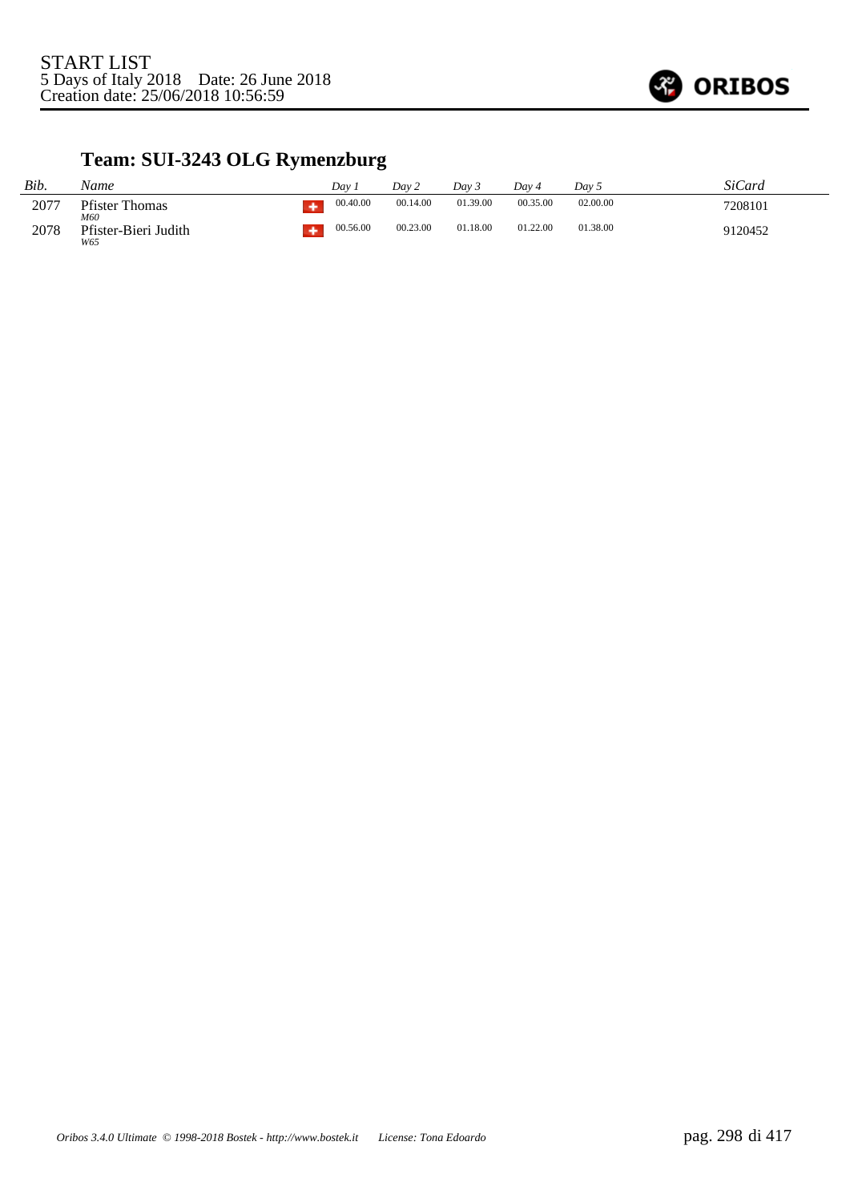START LIST
5 Days of Italy 2018 Date: 26 June 2018
Creation date: 25/06/2018 10:56:59

## Team: SUI-3243 OLG Rymenzburg

| *Bib.* | *Name* | | *Day 1* | *Day 2* | *Day 3* | *Day 4* | *Day 5* | *SiCard* |
|---|---|---|---|---|---|---|---|---|
| 2077 | Pfister Thomas *M60* | | 00.40.00 | 00.14.00 | 01.39.00 | 00.35.00 | 02.00.00 | 7208101 |
| 2078 | Pfister-Bieri Judith *W65* | | 00.56.00 | 00.23.00 | 01.18.00 | 01.22.00 | 01.38.00 | 9120452 |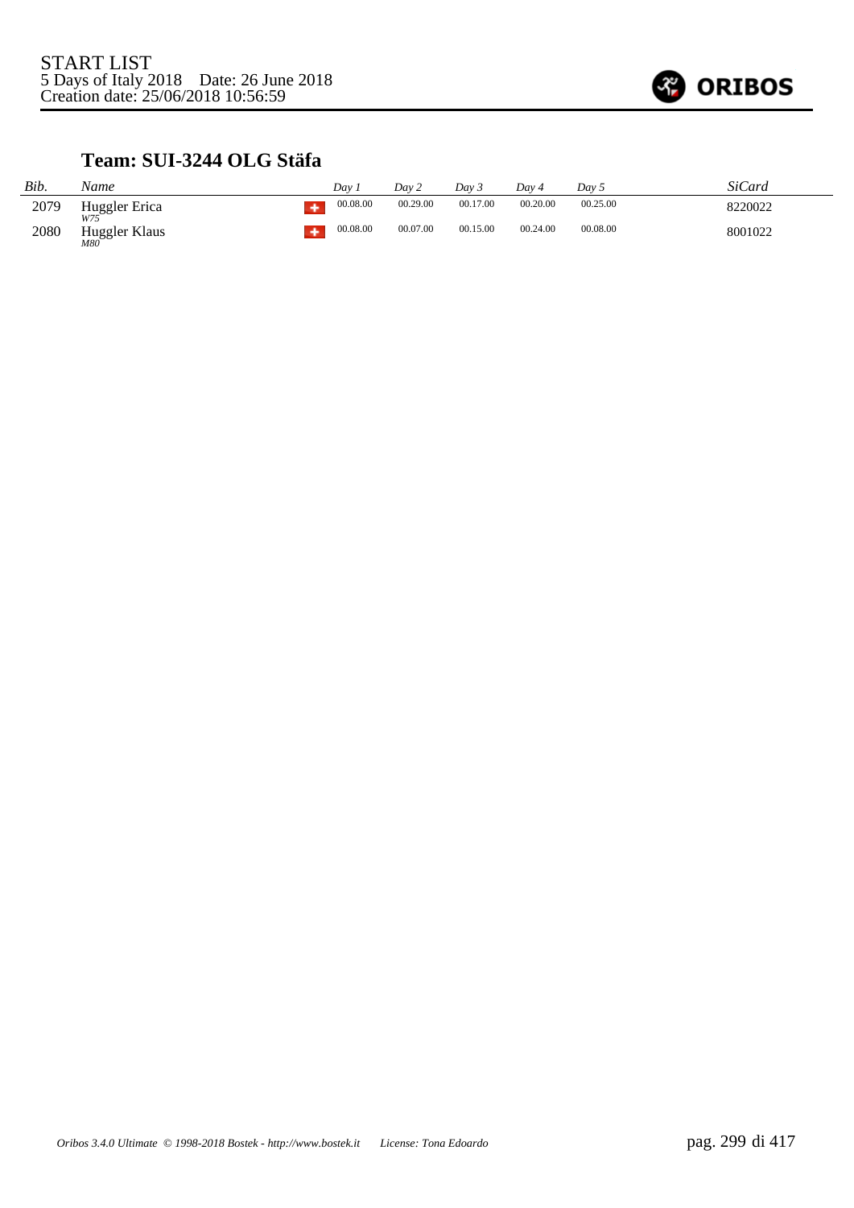START LIST
5 Days of Italy 2018 Date: 26 June 2018
Creation date: 25/06/2018 10:56:59

### Team: SUI-3244 OLG Stäfa

| Bib. | Name | | Day 1 | Day 2 | Day 3 | Day 4 | Day 5 | SiCard |
|---|---|---|---|---|---|---|---|---|
| 2079 | Huggler Erica *W75* | SUI | 00.08.00 | 00.29.00 | 00.17.00 | 00.20.00 | 00.25.00 | 8220022 |
| 2080 | Huggler Klaus *M80* | SUI | 00.08.00 | 00.07.00 | 00.15.00 | 00.24.00 | 00.08.00 | 8001022 |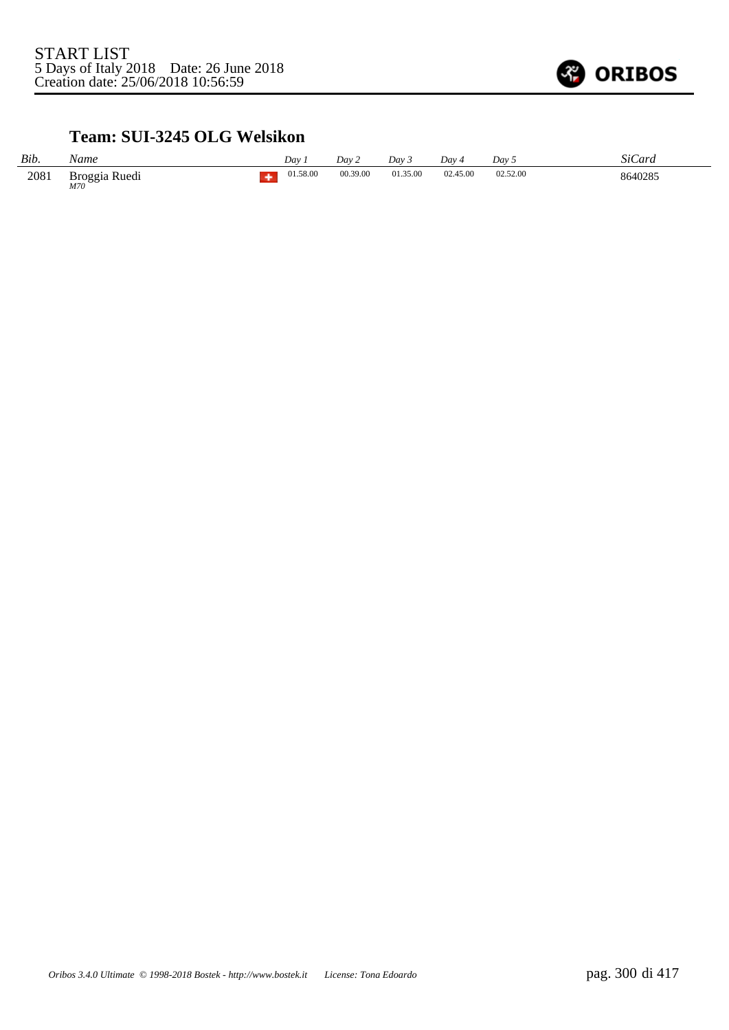START LIST
5 Days of Italy 2018    Date: 26 June 2018
Creation date: 25/06/2018 10:56:59

## Team: SUI-3245 OLG Welsikon

| *Bib.* | *Name* | | *Day 1* | *Day 2* | *Day 3* | *Day 4* | *Day 5* | *SiCard* |
|---|---|---|---|---|---|---|---|---|
| 2081 | Broggia Ruedi *M70* | | 01.58.00 | 00.39.00 | 01.35.00 | 02.45.00 | 02.52.00 | 8640285 |

*Oribos 3.4.0 Ultimate © 1998-2018 Bostek - http://www.bostek.it    License: Tona Edoardo*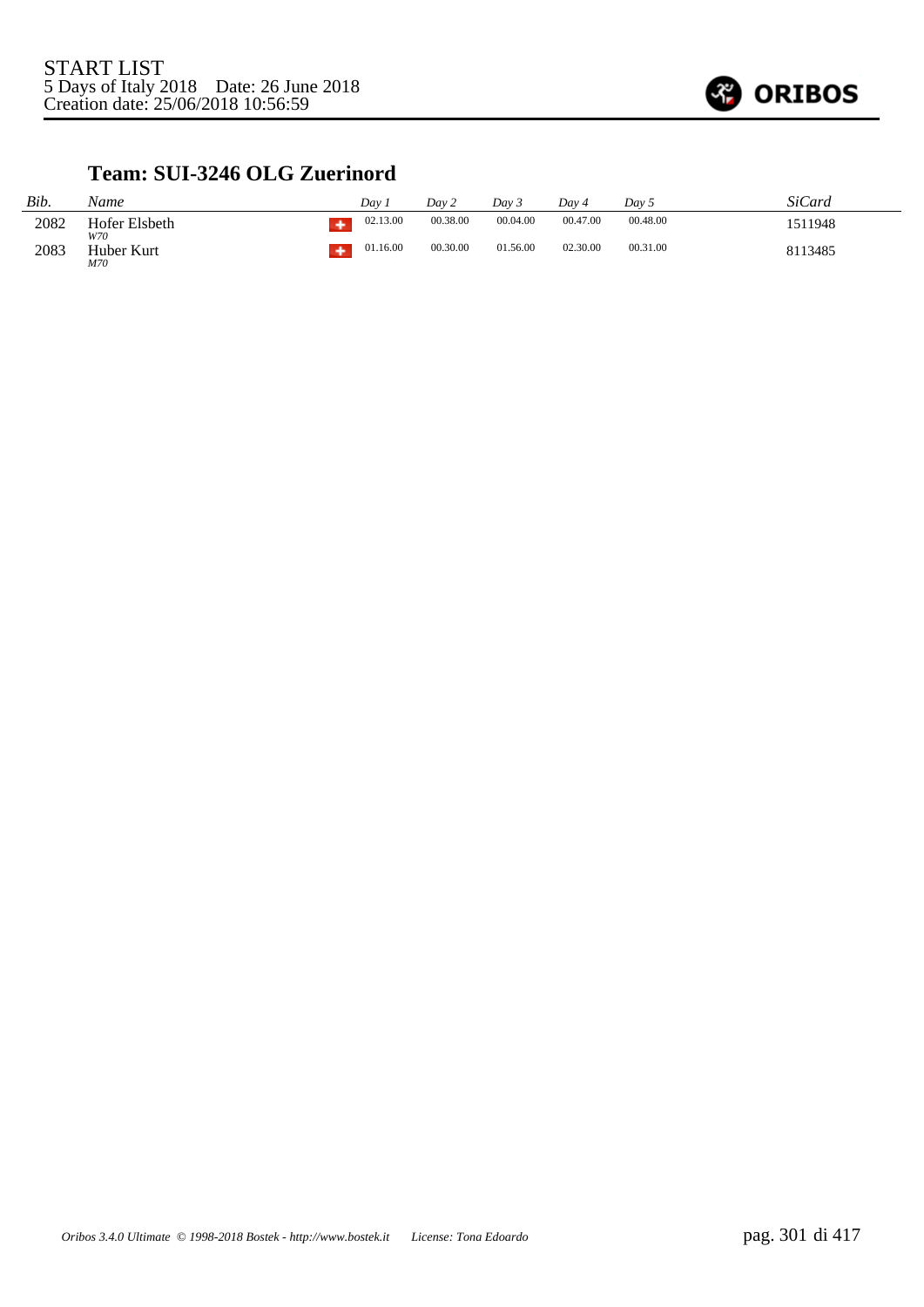START LIST
5 Days of Italy 2018 Date: 26 June 2018
Creation date: 25/06/2018 10:56:59

## Team: SUI-3246 OLG Zuerinord

| *Bib.* | *Name* | | *Day 1* | *Day 2* | *Day 3* | *Day 4* | *Day 5* | *SiCard* |
|---|---|---|---|---|---|---|---|---|
| 2082 | Hofer Elsbeth *W70* | SUI | 02.13.00 | 00.38.00 | 00.04.00 | 00.47.00 | 00.48.00 | 1511948 |
| 2083 | Huber Kurt *M70* | SUI | 01.16.00 | 00.30.00 | 01.56.00 | 02.30.00 | 00.31.00 | 8113485 |

*Oribos 3.4.0 Ultimate © 1998-2018 Bostek - http://www.bostek.it License: Tona Edoardo*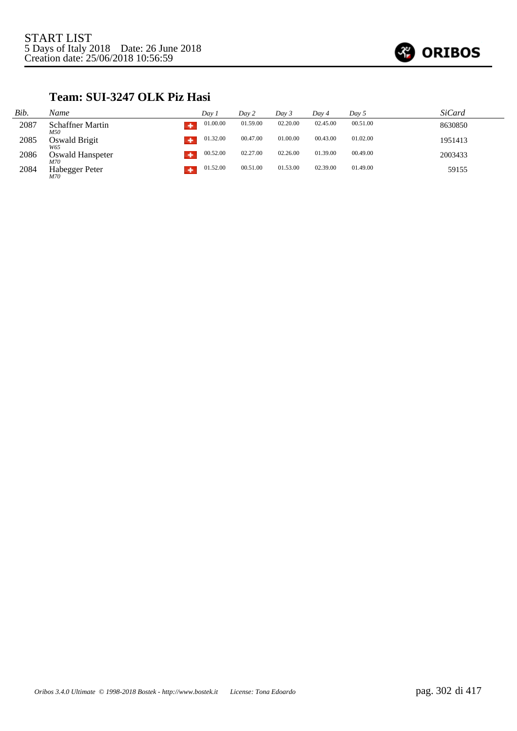START LIST
5 Days of Italy 2018    Date: 26 June 2018
Creation date: 25/06/2018 10:56:59

## Team: SUI-3247 OLK Piz Hasi

| *Bib.* | *Name* | *Day 1* | *Day 2* | *Day 3* | *Day 4* | *Day 5* | *SiCard* |
|---|---|---|---|---|---|---|---|
| 2087 | Schaffner Martin *M50* | 01.00.00 | 01.59.00 | 02.20.00 | 02.45.00 | 00.51.00 | 8630850 |
| 2085 | Oswald Brigit *W65* | 01.32.00 | 00.47.00 | 01.00.00 | 00.43.00 | 01.02.00 | 1951413 |
| 2086 | Oswald Hanspeter *M70* | 00.52.00 | 02.27.00 | 02.26.00 | 01.39.00 | 00.49.00 | 2003433 |
| 2084 | Habegger Peter *M70* | 01.52.00 | 00.51.00 | 01.53.00 | 02.39.00 | 01.49.00 | 59155 |

*Oribos 3.4.0 Ultimate © 1998-2018 Bostek - http://www.bostek.it    License: Tona Edoardo*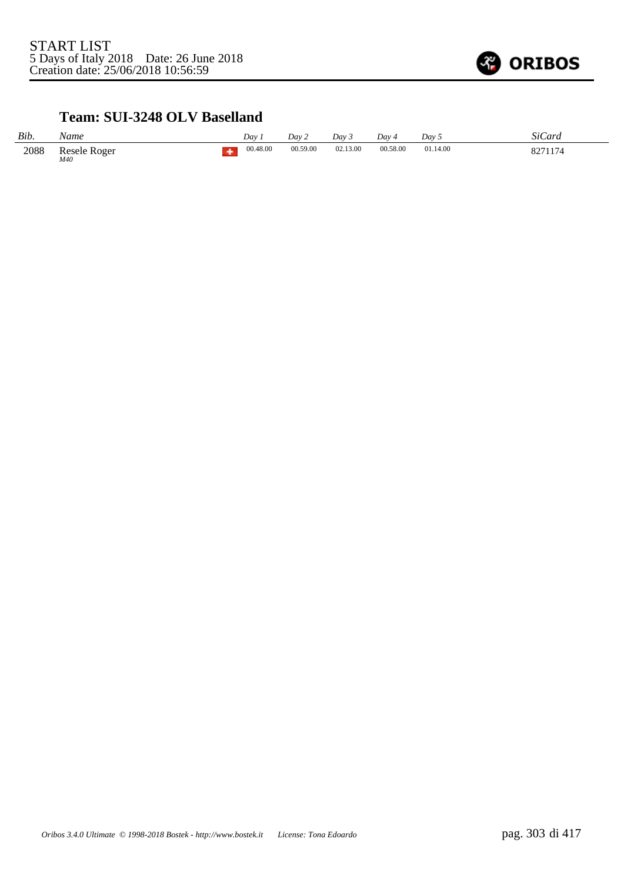START LIST
5 Days of Italy 2018 Date: 26 June 2018
Creation date: 25/06/2018 10:56:59

### Team: SUI-3248 OLV Baselland

| *Bib.* | *Name* | | *Day 1* | *Day 2* | *Day 3* | *Day 4* | *Day 5* | *SiCard* |
|---|---|---|---|---|---|---|---|---|
| 2088 | Resele Roger *M40* | | 00.48.00 | 00.59.00 | 02.13.00 | 00.58.00 | 01.14.00 | 8271174 |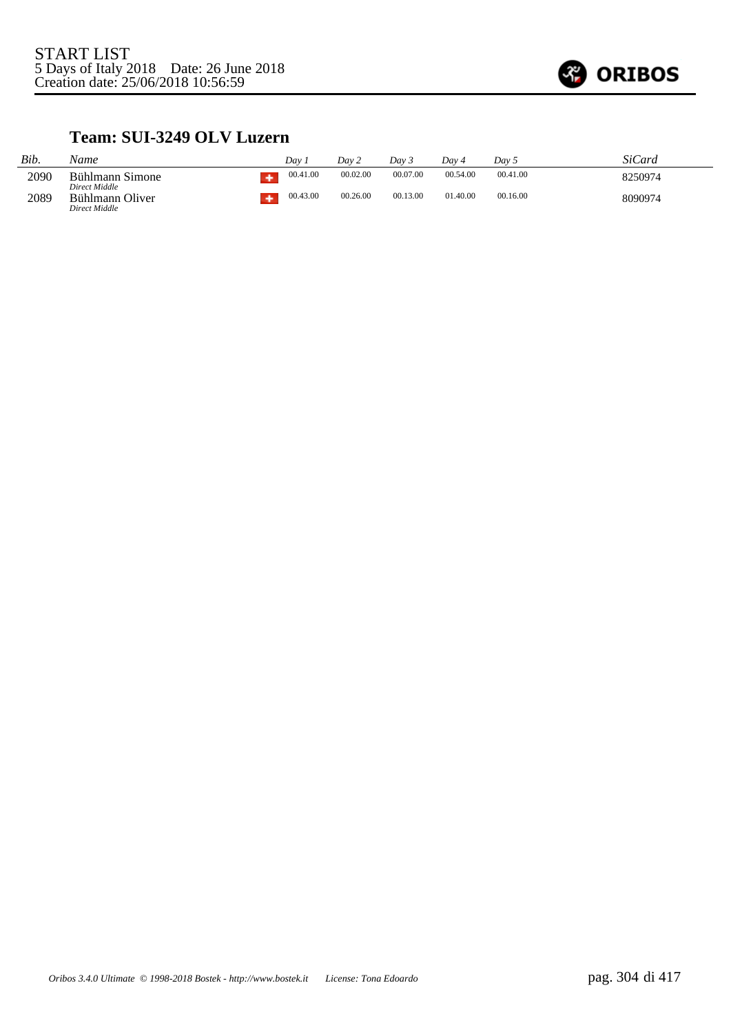START LIST
5 Days of Italy 2018 Date: 26 June 2018
Creation date: 25/06/2018 10:56:59

ORIBOS

## Team: SUI-3249 OLV Luzern

| *Bib.* | *Name* | | *Day 1* | *Day 2* | *Day 3* | *Day 4* | *Day 5* | *SiCard* |
|---|---|---|---|---|---|---|---|---|
| 2090 | Bühlmann Simone<br>*Direct Middle* | SUI | 00.41.00 | 00.02.00 | 00.07.00 | 00.54.00 | 00.41.00 | 8250974 |
| 2089 | Bühlmann Oliver<br>*Direct Middle* | SUI | 00.43.00 | 00.26.00 | 00.13.00 | 01.40.00 | 00.16.00 | 8090974 |

*Oribos 3.4.0 Ultimate © 1998-2018 Bostek - http://www.bostek.it License: Tona Edoardo*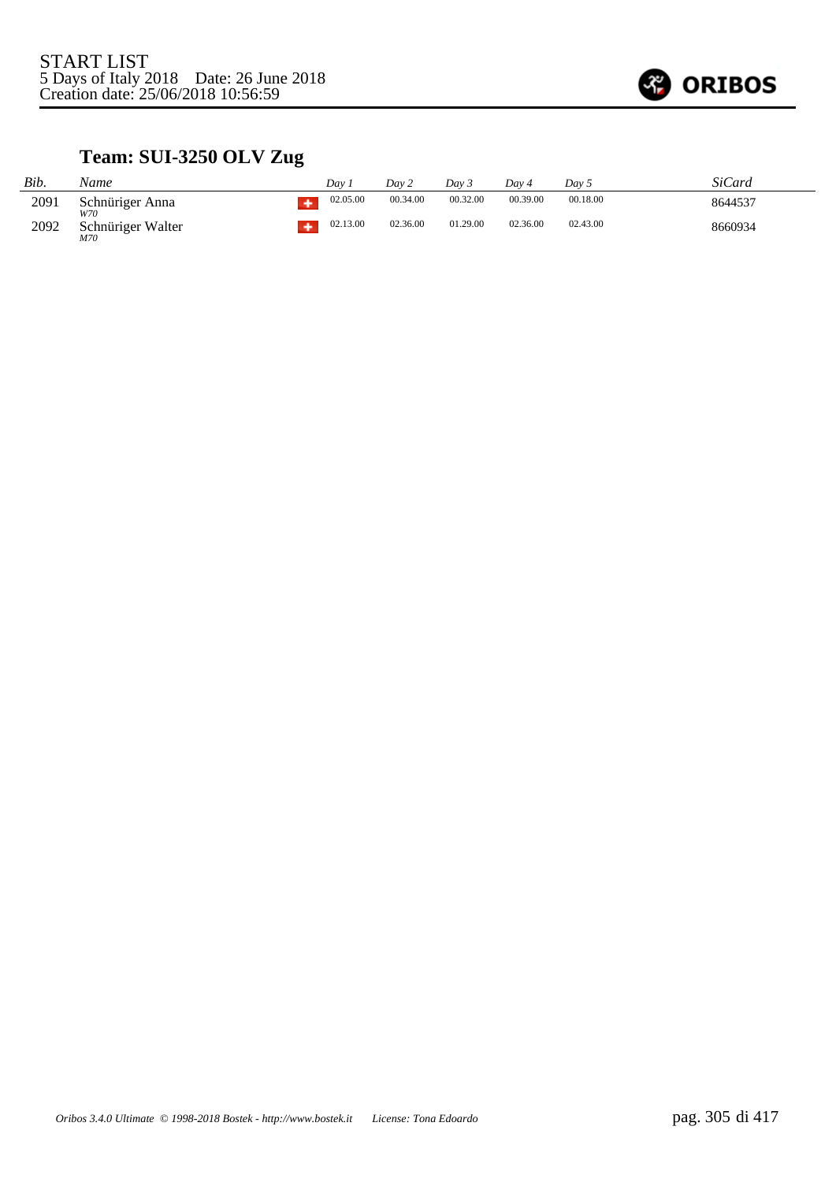START LIST
5 Days of Italy 2018 Date: 26 June 2018
Creation date: 25/06/2018 10:56:59

## Team: SUI-3250 OLV Zug

| Bib. | Name | | Day 1 | Day 2 | Day 3 | Day 4 | Day 5 | SiCard |
|---|---|---|---|---|---|---|---|---|
| 2091 | Schnüriger Anna *W70* | SUI | 02.05.00 | 00.34.00 | 00.32.00 | 00.39.00 | 00.18.00 | 8644537 |
| 2092 | Schnüriger Walter *M70* | SUI | 02.13.00 | 02.36.00 | 01.29.00 | 02.36.00 | 02.43.00 | 8660934 |

*Oribos 3.4.0 Ultimate © 1998-2018 Bostek - http://www.bostek.it License: Tona Edoardo*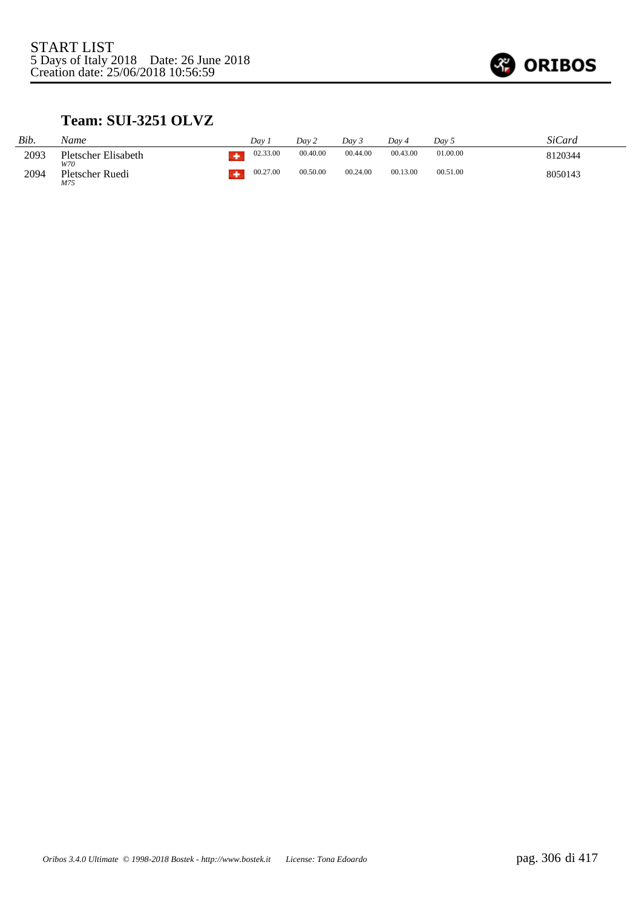START LIST
5 Days of Italy 2018 Date: 26 June 2018
Creation date: 25/06/2018 10:56:59

## Team: SUI-3251 OLVZ

| Bib. | Name | | Day 1 | Day 2 | Day 3 | Day 4 | Day 5 | SiCard |
|---|---|---|---|---|---|---|---|---|
| 2093 | Pletscher Elisabeth *W70* | | 02.33.00 | 00.40.00 | 00.44.00 | 00.43.00 | 01.00.00 | 8120344 |
| 2094 | Pletscher Ruedi *M75* | | 00.27.00 | 00.50.00 | 00.24.00 | 00.13.00 | 00.51.00 | 8050143 |

*Oribos 3.4.0 Ultimate © 1998-2018 Bostek - http://www.bostek.it License: Tona Edoardo*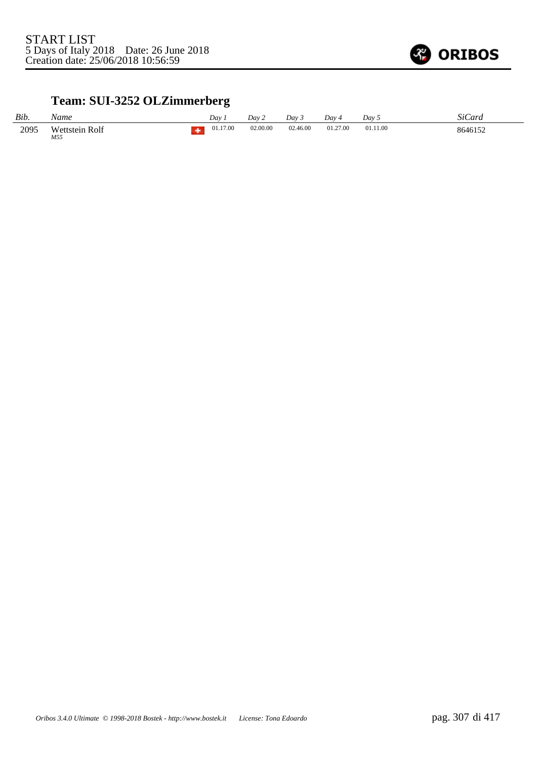START LIST
5 Days of Italy 2018 Date: 26 June 2018
Creation date: 25/06/2018 10:56:59

## Team: SUI-3252 OLZimmerberg

| *Bib.* | *Name* | | *Day 1* | *Day 2* | *Day 3* | *Day 4* | *Day 5* | *SiCard* |
|---|---|---|---|---|---|---|---|---|
| 2095 | Wettstein Rolf *M55* | | 01.17.00 | 02.00.00 | 02.46.00 | 01.27.00 | 01.11.00 | 8646152 |

*Oribos 3.4.0 Ultimate © 1998-2018 Bostek - http://www.bostek.it License: Tona Edoardo*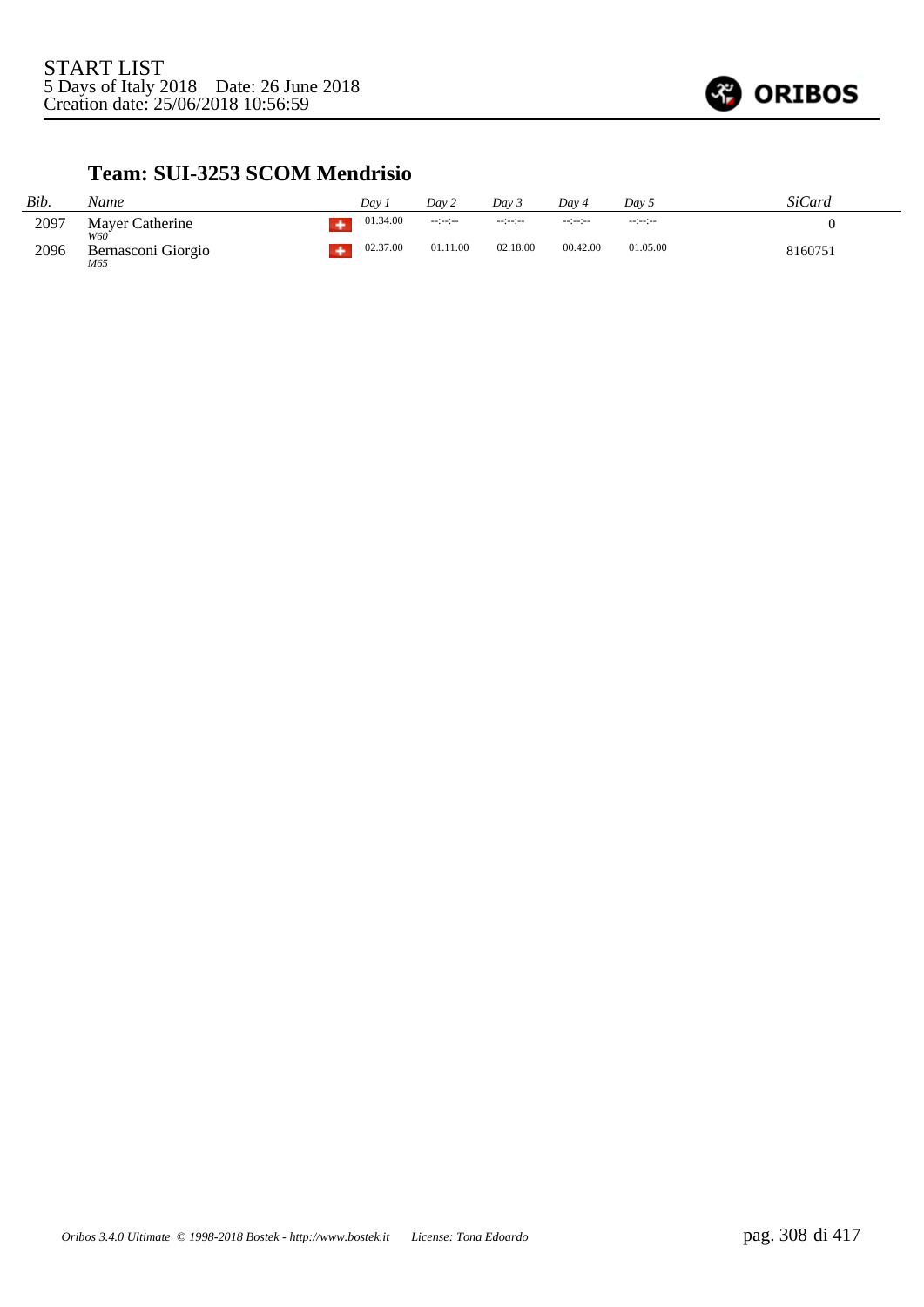START LIST
5 Days of Italy 2018 Date: 26 June 2018
Creation date: 25/06/2018 10:56:59

## Team: SUI-3253 SCOM Mendrisio

| Bib. | Name | | Day 1 | Day 2 | Day 3 | Day 4 | Day 5 | SiCard |
|---|---|---|---|---|---|---|---|---|
| 2097 | Mayer Catherine *W60* | SUI | 01.34.00 | --:--:-- | --:--:-- | --:--:-- | --:--:-- | 0 |
| 2096 | Bernasconi Giorgio *M65* | SUI | 02.37.00 | 01.11.00 | 02.18.00 | 00.42.00 | 01.05.00 | 8160751 |

*Oribos 3.4.0 Ultimate © 1998-2018 Bostek - http://www.bostek.it License: Tona Edoardo*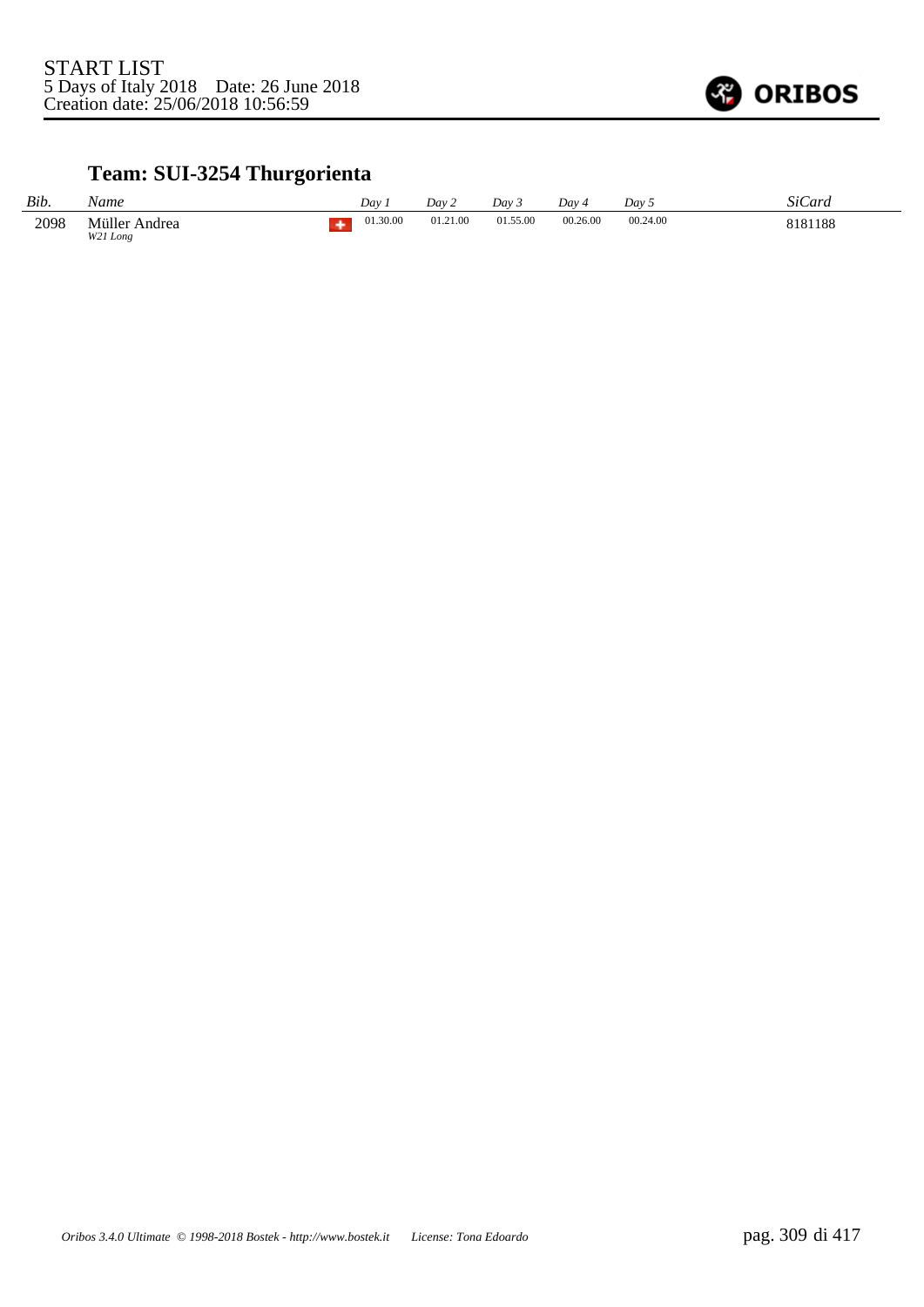START LIST
5 Days of Italy 2018    Date: 26 June 2018
Creation date: 25/06/2018 10:56:59

## Team: SUI-3254 Thurgorienta

| *Bib.* | *Name* | | *Day 1* | *Day 2* | *Day 3* | *Day 4* | *Day 5* | *SiCard* |
|---|---|---|---|---|---|---|---|---|
| 2098 | Müller Andrea<br>*W21 Long* | | 01.30.00 | 01.21.00 | 01.55.00 | 00.26.00 | 00.24.00 | 8181188 |

*Oribos 3.4.0 Ultimate © 1998-2018 Bostek - http://www.bostek.it    License: Tona Edoardo*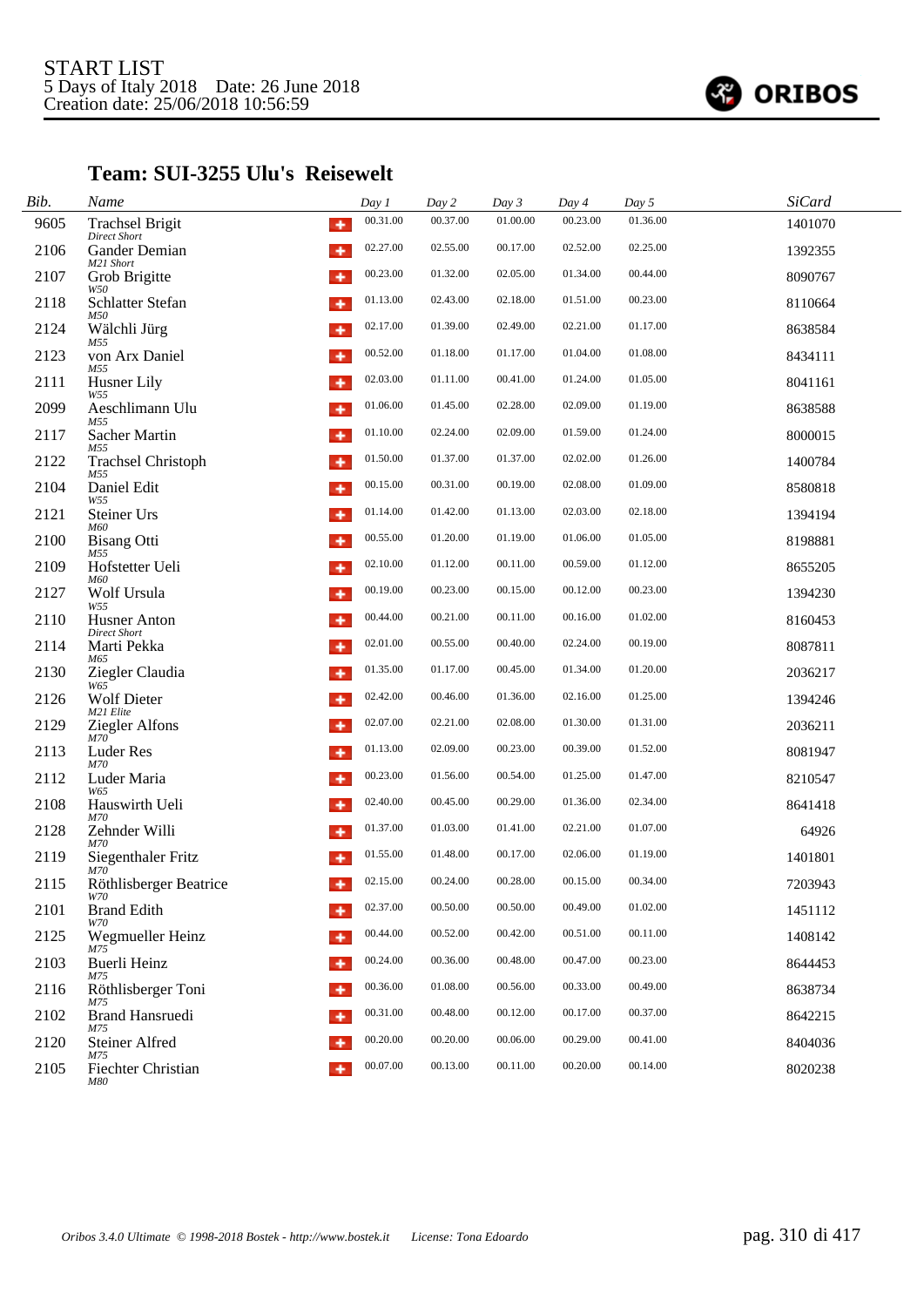START LIST
5 Days of Italy 2018 Date: 26 June 2018
Creation date: 25/06/2018 10:56:59

## Team: SUI-3255 Ulu's Reisewelt

| Bib. | Name | Day 1 | Day 2 | Day 3 | Day 4 | Day 5 | SiCard |
|---|---|---|---|---|---|---|---|
| 9605 | Trachsel Brigit *Direct Short* | 00.31.00 | 00.37.00 | 01.00.00 | 00.23.00 | 01.36.00 | 1401070 |
| 2106 | Gander Demian *M21 Short* | 02.27.00 | 02.55.00 | 00.17.00 | 02.52.00 | 02.25.00 | 1392355 |
| 2107 | Grob Brigitte *W50* | 00.23.00 | 01.32.00 | 02.05.00 | 01.34.00 | 00.44.00 | 8090767 |
| 2118 | Schlatter Stefan *M50* | 01.13.00 | 02.43.00 | 02.18.00 | 01.51.00 | 00.23.00 | 8110664 |
| 2124 | Wälchli Jürg *M55* | 02.17.00 | 01.39.00 | 02.49.00 | 02.21.00 | 01.17.00 | 8638584 |
| 2123 | von Arx Daniel *M55* | 00.52.00 | 01.18.00 | 01.17.00 | 01.04.00 | 01.08.00 | 8434111 |
| 2111 | Husner Lily *W55* | 02.03.00 | 01.11.00 | 00.41.00 | 01.24.00 | 01.05.00 | 8041161 |
| 2099 | Aeschlimann Ulu *M55* | 01.06.00 | 01.45.00 | 02.28.00 | 02.09.00 | 01.19.00 | 8638588 |
| 2117 | Sacher Martin *M55* | 01.10.00 | 02.24.00 | 02.09.00 | 01.59.00 | 01.24.00 | 8000015 |
| 2122 | Trachsel Christoph *M55* | 01.50.00 | 01.37.00 | 01.37.00 | 02.02.00 | 01.26.00 | 1400784 |
| 2104 | Daniel Edit *W55* | 00.15.00 | 00.31.00 | 00.19.00 | 02.08.00 | 01.09.00 | 8580818 |
| 2121 | Steiner Urs *M60* | 01.14.00 | 01.42.00 | 01.13.00 | 02.03.00 | 02.18.00 | 1394194 |
| 2100 | Bisang Otti *M55* | 00.55.00 | 01.20.00 | 01.19.00 | 01.06.00 | 01.05.00 | 8198881 |
| 2109 | Hofstetter Ueli *M60* | 02.10.00 | 01.12.00 | 00.11.00 | 00.59.00 | 01.12.00 | 8655205 |
| 2127 | Wolf Ursula *W55* | 00.19.00 | 00.23.00 | 00.15.00 | 00.12.00 | 00.23.00 | 1394230 |
| 2110 | Husner Anton *Direct Short* | 00.44.00 | 00.21.00 | 00.11.00 | 00.16.00 | 01.02.00 | 8160453 |
| 2114 | Marti Pekka *M65* | 02.01.00 | 00.55.00 | 00.40.00 | 02.24.00 | 00.19.00 | 8087811 |
| 2130 | Ziegler Claudia *W65* | 01.35.00 | 01.17.00 | 00.45.00 | 01.34.00 | 01.20.00 | 2036217 |
| 2126 | Wolf Dieter *M21 Elite* | 02.42.00 | 00.46.00 | 01.36.00 | 02.16.00 | 01.25.00 | 1394246 |
| 2129 | Ziegler Alfons *M70* | 02.07.00 | 02.21.00 | 02.08.00 | 01.30.00 | 01.31.00 | 2036211 |
| 2113 | Luder Res *M70* | 01.13.00 | 02.09.00 | 00.23.00 | 00.39.00 | 01.52.00 | 8081947 |
| 2112 | Luder Maria *W65* | 00.23.00 | 01.56.00 | 00.54.00 | 01.25.00 | 01.47.00 | 8210547 |
| 2108 | Hauswirth Ueli *M70* | 02.40.00 | 00.45.00 | 00.29.00 | 01.36.00 | 02.34.00 | 8641418 |
| 2128 | Zehnder Willi *M70* | 01.37.00 | 01.03.00 | 01.41.00 | 02.21.00 | 01.07.00 | 64926 |
| 2119 | Siegenthaler Fritz *M70* | 01.55.00 | 01.48.00 | 00.17.00 | 02.06.00 | 01.19.00 | 1401801 |
| 2115 | Röthlisberger Beatrice *W70* | 02.15.00 | 00.24.00 | 00.28.00 | 00.15.00 | 00.34.00 | 7203943 |
| 2101 | Brand Edith *W70* | 02.37.00 | 00.50.00 | 00.50.00 | 00.49.00 | 01.02.00 | 1451112 |
| 2125 | Wegmueller Heinz *M75* | 00.44.00 | 00.52.00 | 00.42.00 | 00.51.00 | 00.11.00 | 1408142 |
| 2103 | Buerli Heinz *M75* | 00.24.00 | 00.36.00 | 00.48.00 | 00.47.00 | 00.23.00 | 8644453 |
| 2116 | Röthlisberger Toni *M75* | 00.36.00 | 01.08.00 | 00.56.00 | 00.33.00 | 00.49.00 | 8638734 |
| 2102 | Brand Hansruedi *M75* | 00.31.00 | 00.48.00 | 00.12.00 | 00.17.00 | 00.37.00 | 8642215 |
| 2120 | Steiner Alfred *M75* | 00.20.00 | 00.20.00 | 00.06.00 | 00.29.00 | 00.41.00 | 8404036 |
| 2105 | Fiechter Christian *M80* | 00.07.00 | 00.13.00 | 00.11.00 | 00.20.00 | 00.14.00 | 8020238 |

*Oribos 3.4.0 Ultimate © 1998-2018 Bostek - http://www.bostek.it License: Tona Edoardo*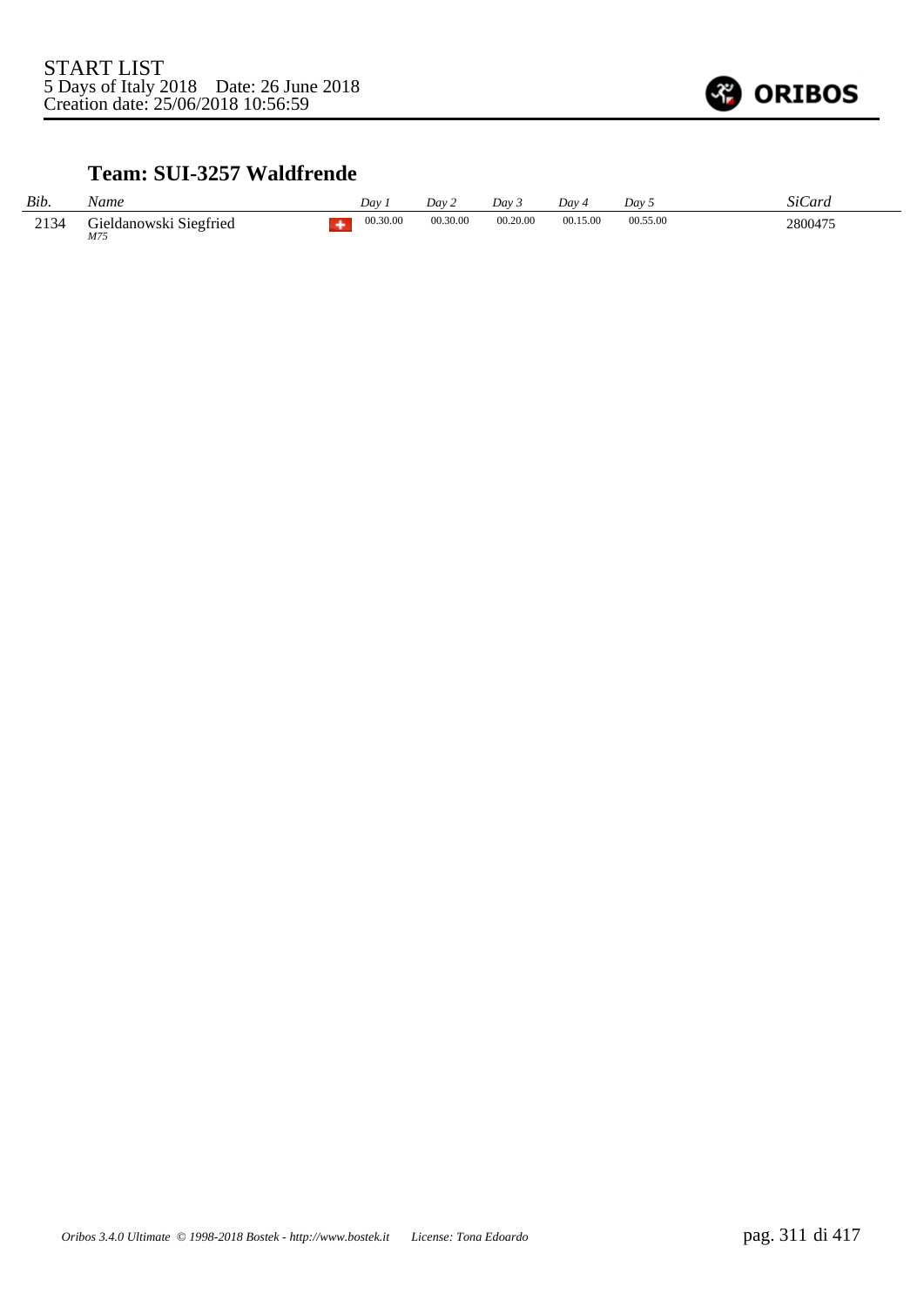START LIST
5 Days of Italy 2018 Date: 26 June 2018
Creation date: 25/06/2018 10:56:59

### Team: SUI-3257 Waldfrende

| *Bib.* | *Name* | | *Day 1* | *Day 2* | *Day 3* | *Day 4* | *Day 5* | *SiCard* |
|---|---|---|---|---|---|---|---|---|
| 2134 | Gieldanowski Siegfried *M75* | | 00.30.00 | 00.30.00 | 00.20.00 | 00.15.00 | 00.55.00 | 2800475 |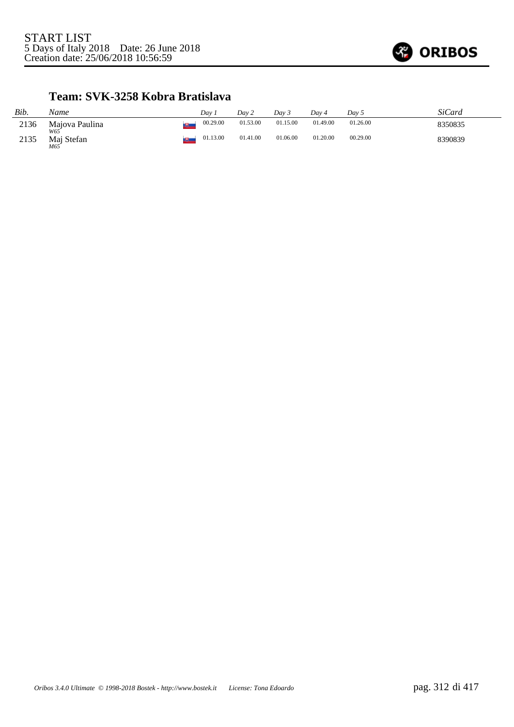START LIST
5 Days of Italy 2018 Date: 26 June 2018
Creation date: 25/06/2018 10:56:59

## Team: SVK-3258 Kobra Bratislava

| Bib. | Name | | Day 1 | Day 2 | Day 3 | Day 4 | Day 5 | SiCard |
|---|---|---|---|---|---|---|---|---|
| 2136 | Majova Paulina *W65* | | 00.29.00 | 01.53.00 | 01.15.00 | 01.49.00 | 01.26.00 | 8350835 |
| 2135 | Maj Stefan *M65* | | 01.13.00 | 01.41.00 | 01.06.00 | 01.20.00 | 00.29.00 | 8390839 |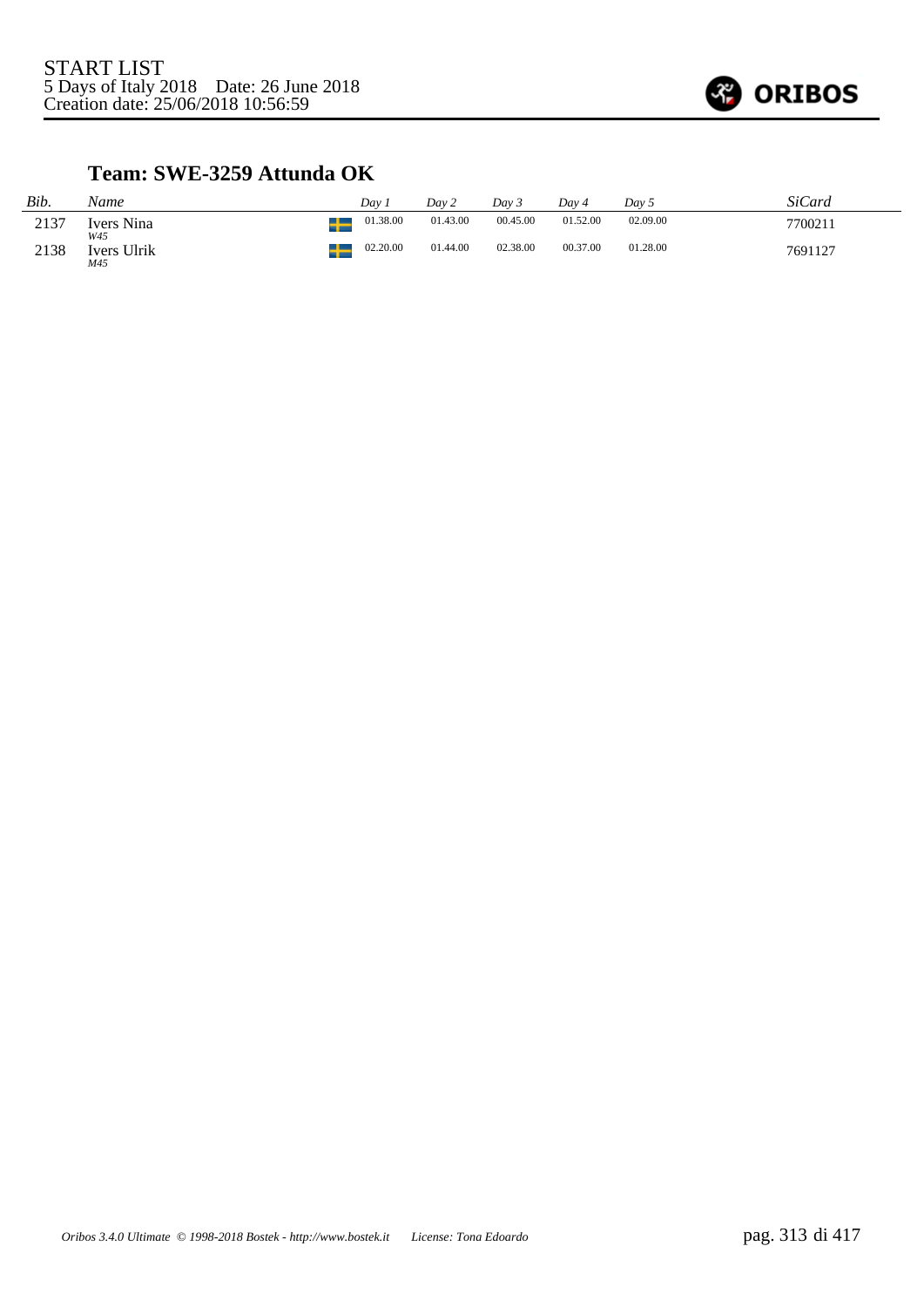START LIST
5 Days of Italy 2018 Date: 26 June 2018
Creation date: 25/06/2018 10:56:59

## Team: SWE-3259 Attunda OK

| Bib. | Name | | Day 1 | Day 2 | Day 3 | Day 4 | Day 5 | SiCard |
|---|---|---|---|---|---|---|---|---|
| 2137 | Ivers Nina *W45* | SWE | 01.38.00 | 01.43.00 | 00.45.00 | 01.52.00 | 02.09.00 | 7700211 |
| 2138 | Ivers Ulrik *M45* | SWE | 02.20.00 | 01.44.00 | 02.38.00 | 00.37.00 | 01.28.00 | 7691127 |

*Oribos 3.4.0 Ultimate © 1998-2018 Bostek - http://www.bostek.it License: Tona Edoardo*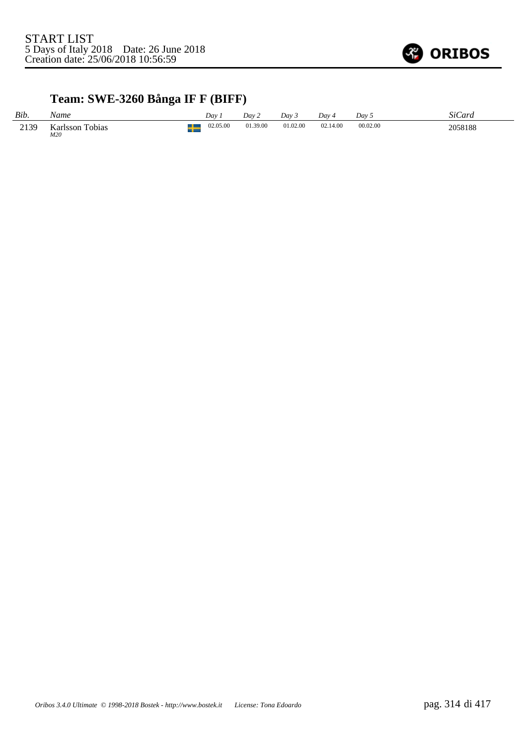START LIST
5 Days of Italy 2018    Date: 26 June 2018
Creation date: 25/06/2018 10:56:59

## Team: SWE-3260 Bånga IF F (BIFF)

| *Bib.* | *Name* | | *Day 1* | *Day 2* | *Day 3* | *Day 4* | *Day 5* | *SiCard* |
|---|---|---|---|---|---|---|---|---|
| 2139 | Karlsson Tobias *M20* | | 02.05.00 | 01.39.00 | 01.02.00 | 02.14.00 | 00.02.00 | 2058188 |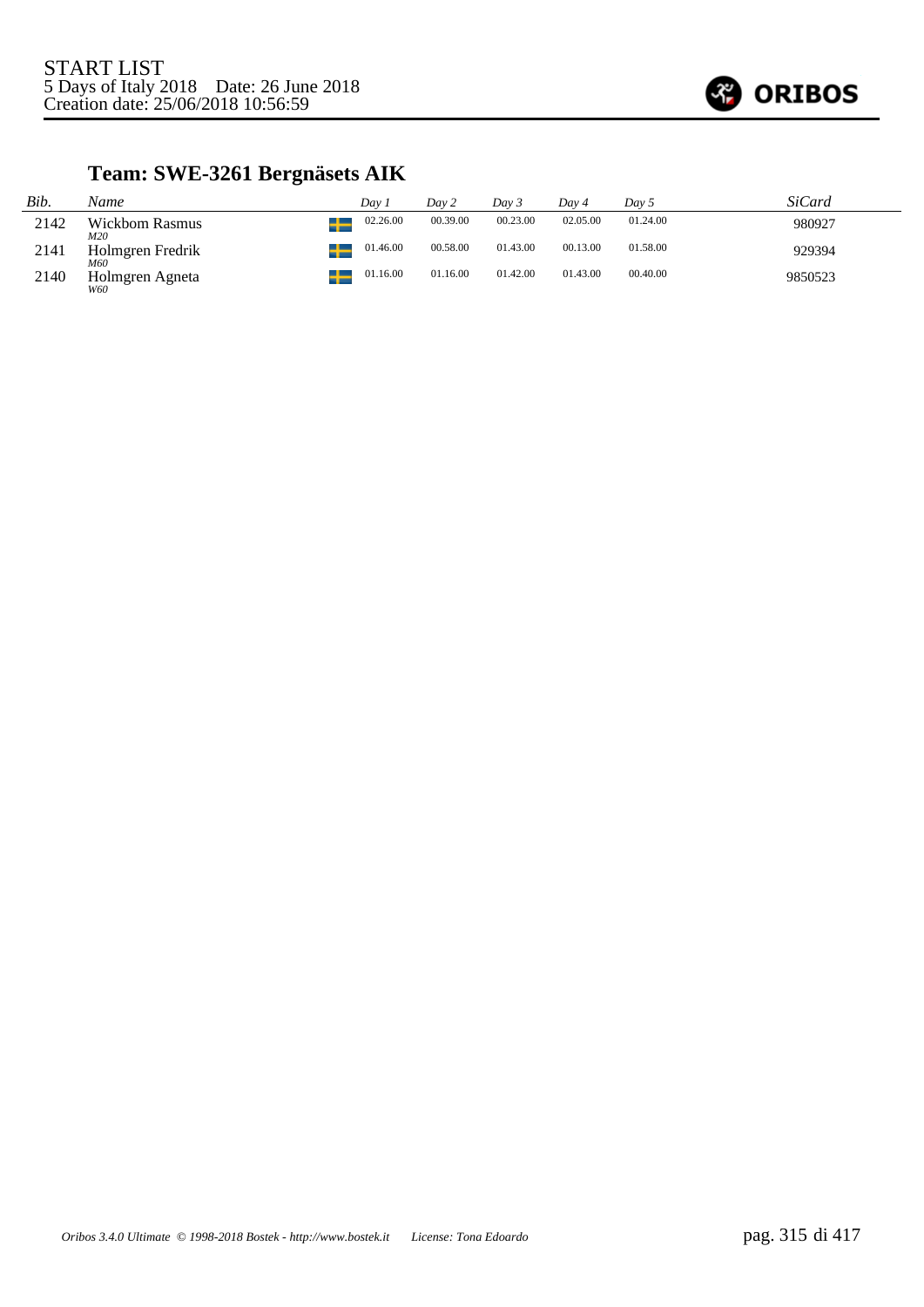START LIST
5 Days of Italy 2018 Date: 26 June 2018
Creation date: 25/06/2018 10:56:59

## Team: SWE-3261 Bergnäsets AIK

| Bib. | Name | | Day 1 | Day 2 | Day 3 | Day 4 | Day 5 | SiCard |
|---|---|---|---|---|---|---|---|---|
| 2142 | Wickbom Rasmus *M20* | SWE | 02.26.00 | 00.39.00 | 00.23.00 | 02.05.00 | 01.24.00 | 980927 |
| 2141 | Holmgren Fredrik *M60* | SWE | 01.46.00 | 00.58.00 | 01.43.00 | 00.13.00 | 01.58.00 | 929394 |
| 2140 | Holmgren Agneta *W60* | SWE | 01.16.00 | 01.16.00 | 01.42.00 | 01.43.00 | 00.40.00 | 9850523 |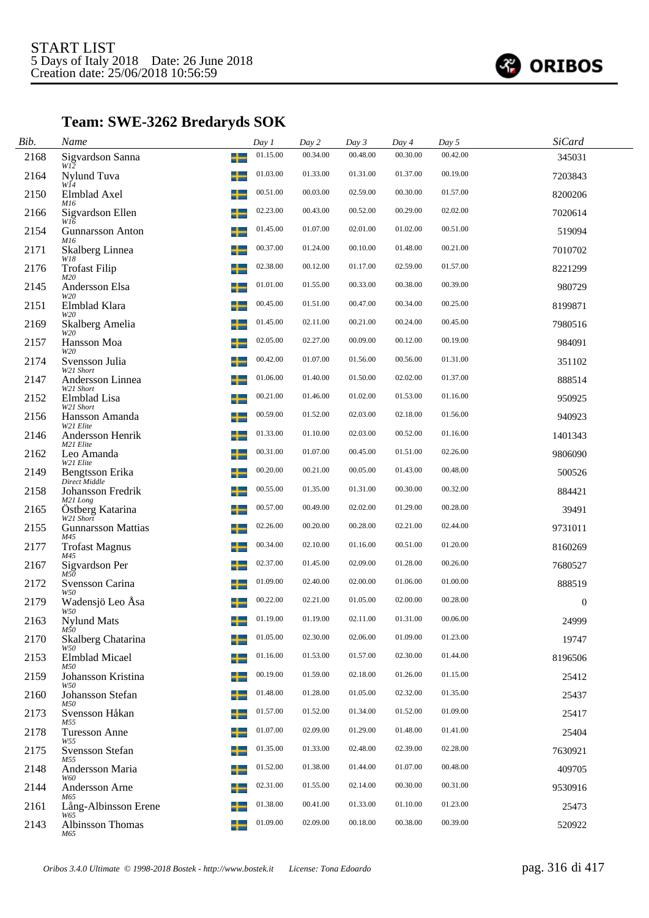START LIST
5 Days of Italy 2018 Date: 26 June 2018
Creation date: 25/06/2018 10:56:59

## Team: SWE-3262 Bredaryds SOK

| Bib. | Name | | Day 1 | Day 2 | Day 3 | Day 4 | Day 5 | SiCard |
|---|---|---|---|---|---|---|---|---|
| 2168 | Sigvardson Sanna *W12* | SWE | 01.15.00 | 00.34.00 | 00.48.00 | 00.30.00 | 00.42.00 | 345031 |
| 2164 | Nylund Tuva *W14* | SWE | 01.03.00 | 01.33.00 | 01.31.00 | 01.37.00 | 00.19.00 | 7203843 |
| 2150 | Elmblad Axel *M16* | SWE | 00.51.00 | 00.03.00 | 02.59.00 | 00.30.00 | 01.57.00 | 8200206 |
| 2166 | Sigvardson Ellen *W16* | SWE | 02.23.00 | 00.43.00 | 00.52.00 | 00.29.00 | 02.02.00 | 7020614 |
| 2154 | Gunnarsson Anton *M16* | SWE | 01.45.00 | 01.07.00 | 02.01.00 | 01.02.00 | 00.51.00 | 519094 |
| 2171 | Skalberg Linnea *W18* | SWE | 00.37.00 | 01.24.00 | 00.10.00 | 01.48.00 | 00.21.00 | 7010702 |
| 2176 | Trofast Filip *M20* | SWE | 02.38.00 | 00.12.00 | 01.17.00 | 02.59.00 | 01.57.00 | 8221299 |
| 2145 | Andersson Elsa *W20* | SWE | 01.01.00 | 01.55.00 | 00.33.00 | 00.38.00 | 00.39.00 | 980729 |
| 2151 | Elmblad Klara *W20* | SWE | 00.45.00 | 01.51.00 | 00.47.00 | 00.34.00 | 00.25.00 | 8199871 |
| 2169 | Skalberg Amelia *W20* | SWE | 01.45.00 | 02.11.00 | 00.21.00 | 00.24.00 | 00.45.00 | 7980516 |
| 2157 | Hansson Moa *W20* | SWE | 02.05.00 | 02.27.00 | 00.09.00 | 00.12.00 | 00.19.00 | 984091 |
| 2174 | Svensson Julia *W21 Short* | SWE | 00.42.00 | 01.07.00 | 01.56.00 | 00.56.00 | 01.31.00 | 351102 |
| 2147 | Andersson Linnea *W21 Short* | SWE | 01.06.00 | 01.40.00 | 01.50.00 | 02.02.00 | 01.37.00 | 888514 |
| 2152 | Elmblad Lisa *W21 Short* | SWE | 00.21.00 | 01.46.00 | 01.02.00 | 01.53.00 | 01.16.00 | 950925 |
| 2156 | Hansson Amanda *W21 Elite* | SWE | 00.59.00 | 01.52.00 | 02.03.00 | 02.18.00 | 01.56.00 | 940923 |
| 2146 | Andersson Henrik *M21 Elite* | SWE | 01.33.00 | 01.10.00 | 02.03.00 | 00.52.00 | 01.16.00 | 1401343 |
| 2162 | Leo Amanda *W21 Elite* | SWE | 00.31.00 | 01.07.00 | 00.45.00 | 01.51.00 | 02.26.00 | 9806090 |
| 2149 | Bengtsson Erika *Direct Middle* | SWE | 00.20.00 | 00.21.00 | 00.05.00 | 01.43.00 | 00.48.00 | 500526 |
| 2158 | Johansson Fredrik *M21 Long* | SWE | 00.55.00 | 01.35.00 | 01.31.00 | 00.30.00 | 00.32.00 | 884421 |
| 2165 | Östberg Katarina *W21 Short* | SWE | 00.57.00 | 00.49.00 | 02.02.00 | 01.29.00 | 00.28.00 | 39491 |
| 2155 | Gunnarsson Mattias *M45* | SWE | 02.26.00 | 00.20.00 | 00.28.00 | 02.21.00 | 02.44.00 | 9731011 |
| 2177 | Trofast Magnus *M45* | SWE | 00.34.00 | 02.10.00 | 01.16.00 | 00.51.00 | 01.20.00 | 8160269 |
| 2167 | Sigvardson Per *M50* | SWE | 02.37.00 | 01.45.00 | 02.09.00 | 01.28.00 | 00.26.00 | 7680527 |
| 2172 | Svensson Carina *W50* | SWE | 01.09.00 | 02.40.00 | 02.00.00 | 01.06.00 | 01.00.00 | 888519 |
| 2179 | Wadensjö Leo Åsa *W50* | SWE | 00.22.00 | 02.21.00 | 01.05.00 | 02.00.00 | 00.28.00 | 0 |
| 2163 | Nylund Mats *M50* | SWE | 01.19.00 | 01.19.00 | 02.11.00 | 01.31.00 | 00.06.00 | 24999 |
| 2170 | Skalberg Chatarina *W50* | SWE | 01.05.00 | 02.30.00 | 02.06.00 | 01.09.00 | 01.23.00 | 19747 |
| 2153 | Elmblad Micael *M50* | SWE | 01.16.00 | 01.53.00 | 01.57.00 | 02.30.00 | 01.44.00 | 8196506 |
| 2159 | Johansson Kristina *W50* | SWE | 00.19.00 | 01.59.00 | 02.18.00 | 01.26.00 | 01.15.00 | 25412 |
| 2160 | Johansson Stefan *M50* | SWE | 01.48.00 | 01.28.00 | 01.05.00 | 02.32.00 | 01.35.00 | 25437 |
| 2173 | Svensson Håkan *M55* | SWE | 01.57.00 | 01.52.00 | 01.34.00 | 01.52.00 | 01.09.00 | 25417 |
| 2178 | Turesson Anne *W55* | SWE | 01.07.00 | 02.09.00 | 01.29.00 | 01.48.00 | 01.41.00 | 25404 |
| 2175 | Svensson Stefan *M55* | SWE | 01.35.00 | 01.33.00 | 02.48.00 | 02.39.00 | 02.28.00 | 7630921 |
| 2148 | Andersson Maria *W60* | SWE | 01.52.00 | 01.38.00 | 01.44.00 | 01.07.00 | 00.48.00 | 409705 |
| 2144 | Andersson Arne *M65* | SWE | 02.31.00 | 01.55.00 | 02.14.00 | 00.30.00 | 00.31.00 | 9530916 |
| 2161 | Lång-Albinsson Erene *W65* | SWE | 01.38.00 | 00.41.00 | 01.33.00 | 01.10.00 | 01.23.00 | 25473 |
| 2143 | Albinsson Thomas *M65* | SWE | 01.09.00 | 02.09.00 | 00.18.00 | 00.38.00 | 00.39.00 | 520922 |

Oribos 3.4.0 Ultimate © 1998-2018 Bostek - http://www.bostek.it License: Tona Edoardo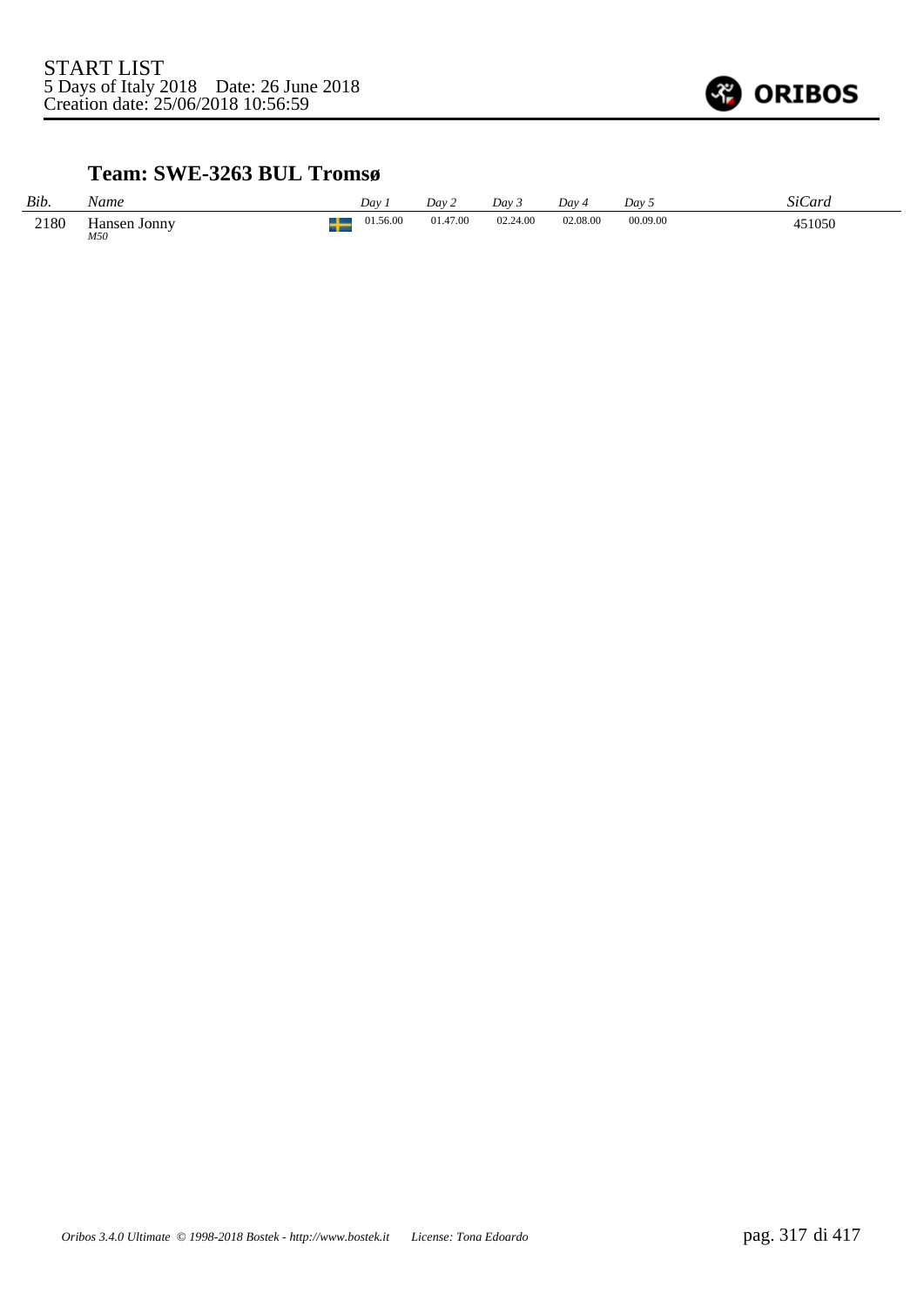START LIST
5 Days of Italy 2018 Date: 26 June 2018
Creation date: 25/06/2018 10:56:59

### Team: SWE-3263 BUL Tromsø

| Bib. | Name | Day 1 | Day 2 | Day 3 | Day 4 | Day 5 | SiCard |
|---|---|---|---|---|---|---|---|
| 2180 | Hansen Jonny *M50* | 01.56.00 | 01.47.00 | 02.24.00 | 02.08.00 | 00.09.00 | 451050 |

*Oribos 3.4.0 Ultimate © 1998-2018 Bostek - http://www.bostek.it License: Tona Edoardo*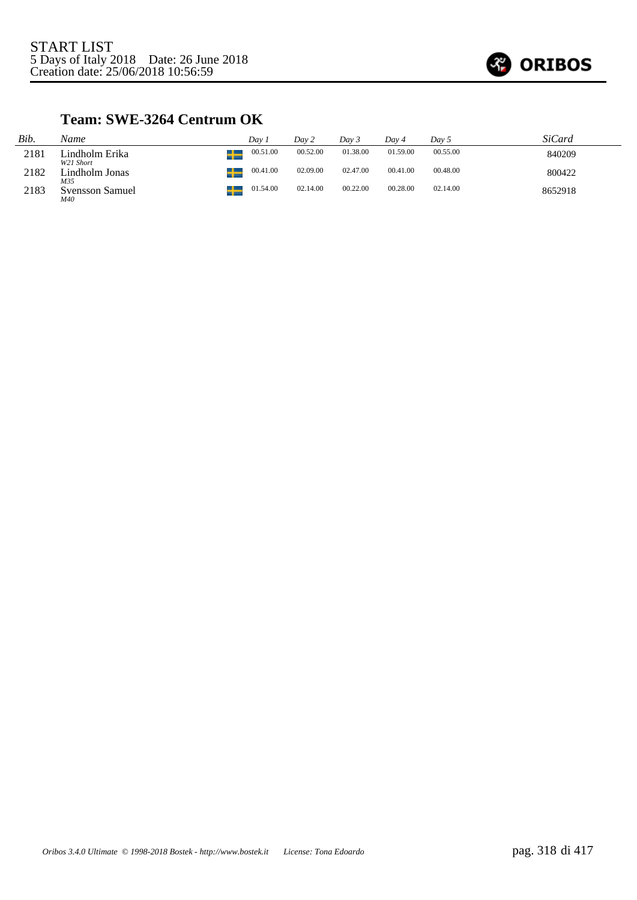START LIST
5 Days of Italy 2018 Date: 26 June 2018
Creation date: 25/06/2018 10:56:59

## Team: SWE-3264 Centrum OK

| Bib. | Name | | Day 1 | Day 2 | Day 3 | Day 4 | Day 5 | SiCard |
|---|---|---|---|---|---|---|---|---|
| 2181 | Lindholm Erika<br>*W21 Short* | | 00.51.00 | 00.52.00 | 01.38.00 | 01.59.00 | 00.55.00 | 840209 |
| 2182 | Lindholm Jonas<br>*M35* | | 00.41.00 | 02.09.00 | 02.47.00 | 00.41.00 | 00.48.00 | 800422 |
| 2183 | Svensson Samuel<br>*M40* | | 01.54.00 | 02.14.00 | 00.22.00 | 00.28.00 | 02.14.00 | 8652918 |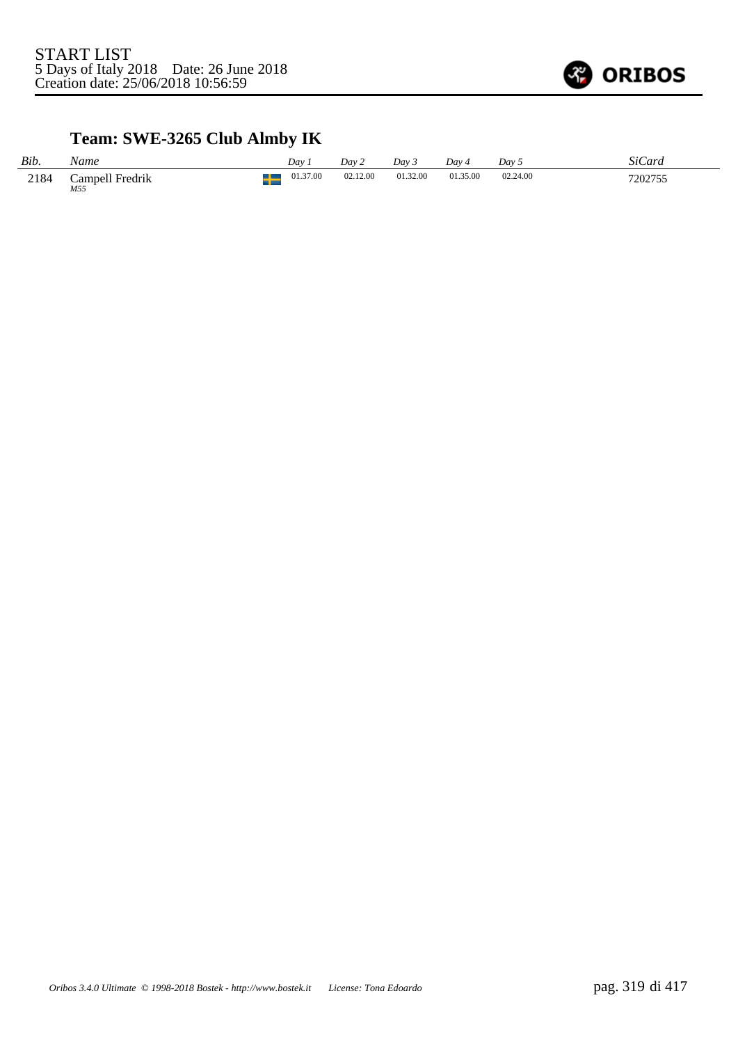START LIST
5 Days of Italy 2018 Date: 26 June 2018
Creation date: 25/06/2018 10:56:59

## Team: SWE-3265 Club Almby IK

| *Bib.* | *Name* | | *Day 1* | *Day 2* | *Day 3* | *Day 4* | *Day 5* | *SiCard* |
|---|---|---|---|---|---|---|---|---|
| 2184 | Campell Fredrik<br>*M55* | | 01.37.00 | 02.12.00 | 01.32.00 | 01.35.00 | 02.24.00 | 7202755 |

*Oribos 3.4.0 Ultimate © 1998-2018 Bostek - http://www.bostek.it License: Tona Edoardo*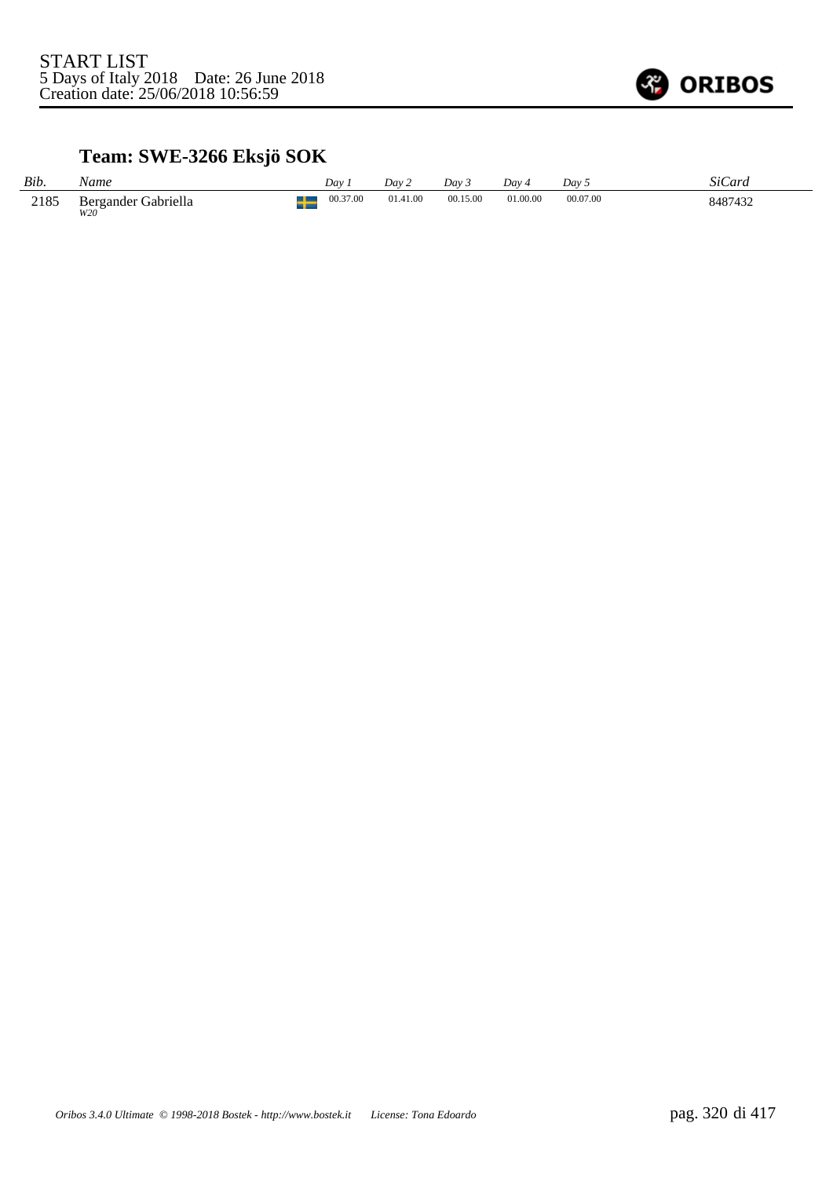START LIST
5 Days of Italy 2018 Date: 26 June 2018
Creation date: 25/06/2018 10:56:59

## Team: SWE-3266 Eksjö SOK

| *Bib.* | *Name* | | *Day 1* | *Day 2* | *Day 3* | *Day 4* | *Day 5* | *SiCard* |
|---|---|---|---|---|---|---|---|---|
| 2185 | Bergander Gabriella *W20* | SWE | 00.37.00 | 01.41.00 | 00.15.00 | 01.00.00 | 00.07.00 | 8487432 |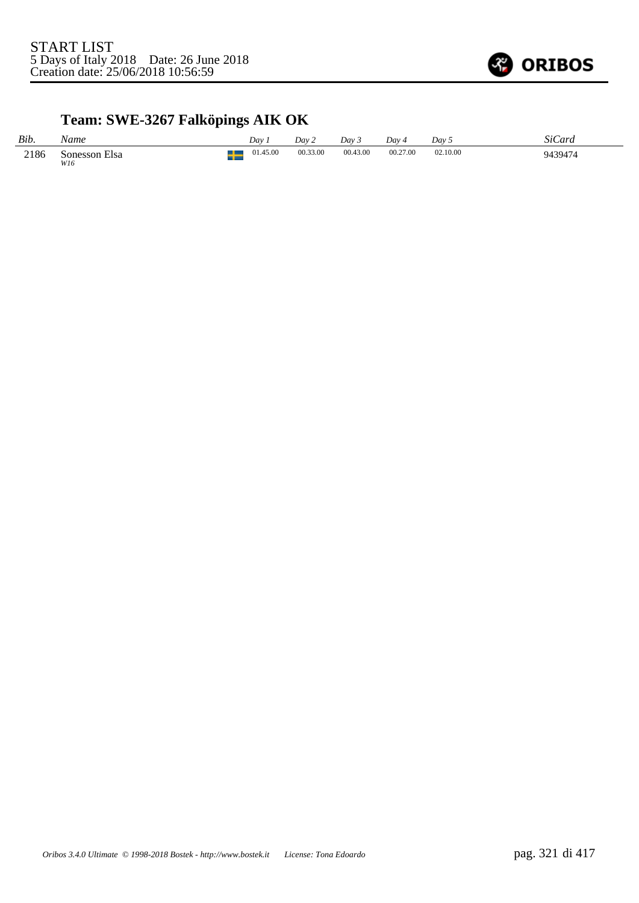## Team: SWE-3267 Falköpings AIK OK

| Bib. | Name | Day 1 | Day 2 | Day 3 | Day 4 | Day 5 | SiCard |
|---|---|---|---|---|---|---|---|
| 2186 | Sonesson Elsa<br>*W16* | 01.45.00 | 00.33.00 | 00.43.00 | 00.27.00 | 02.10.00 | 9439474 |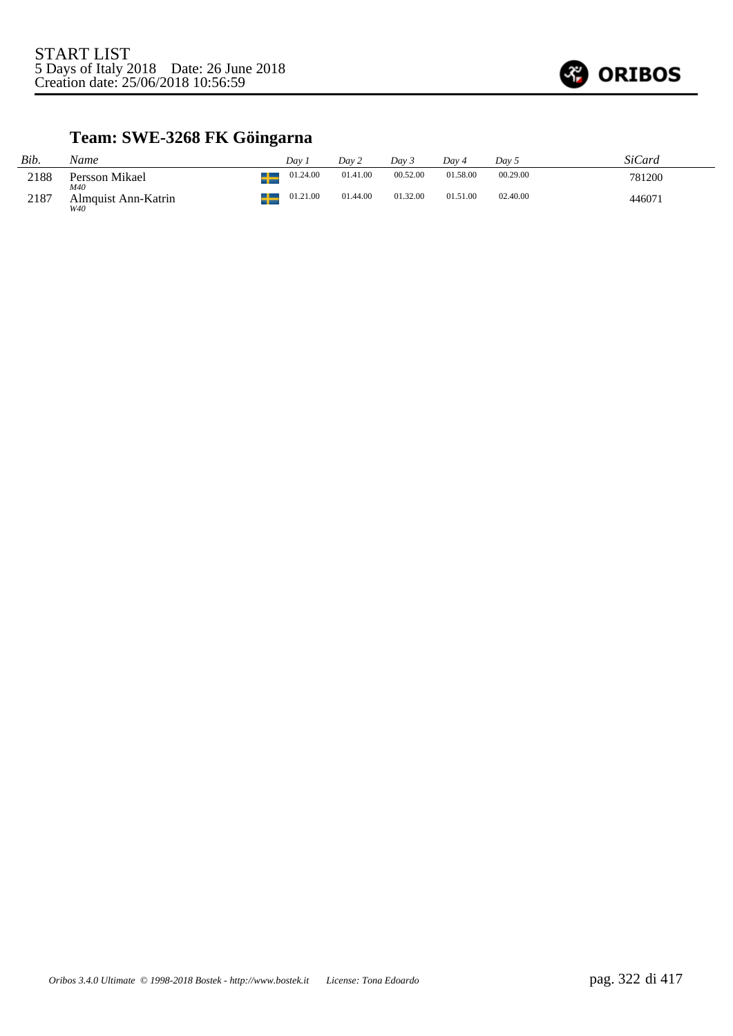START LIST
5 Days of Italy 2018 Date: 26 June 2018
Creation date: 25/06/2018 10:56:59

## Team: SWE-3268 FK Göingarna

| Bib. | Name | | Day 1 | Day 2 | Day 3 | Day 4 | Day 5 | SiCard |
|---|---|---|---|---|---|---|---|---|
| 2188 | Persson Mikael *M40* | | 01.24.00 | 01.41.00 | 00.52.00 | 01.58.00 | 00.29.00 | 781200 |
| 2187 | Almquist Ann-Katrin *W40* | | 01.21.00 | 01.44.00 | 01.32.00 | 01.51.00 | 02.40.00 | 446071 |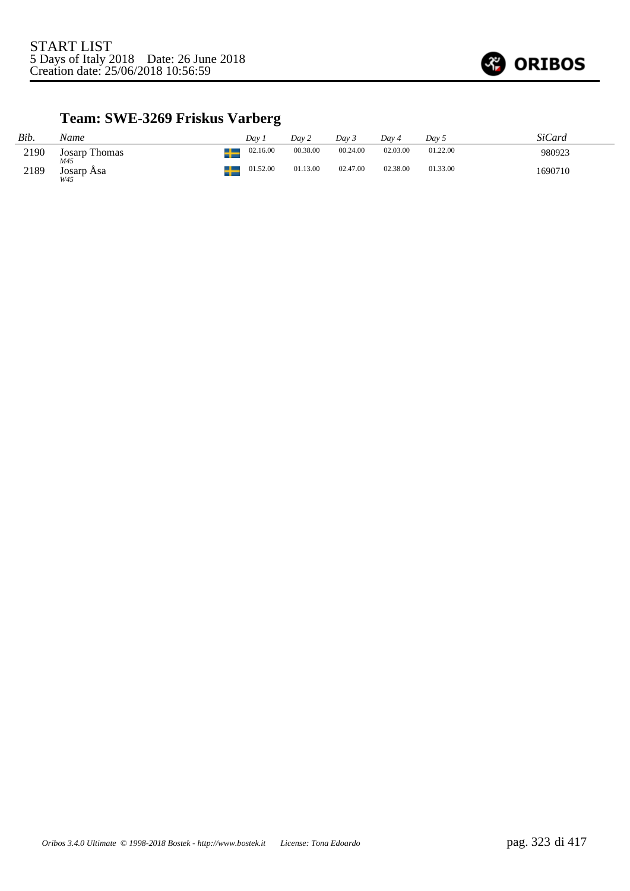START LIST
5 Days of Italy 2018 Date: 26 June 2018
Creation date: 25/06/2018 10:56:59

## Team: SWE-3269 Friskus Varberg

| Bib. | Name | | Day 1 | Day 2 | Day 3 | Day 4 | Day 5 | SiCard |
|---|---|---|---|---|---|---|---|---|
| 2190 | Josarp Thomas *M45* | SWE | 02.16.00 | 00.38.00 | 00.24.00 | 02.03.00 | 01.22.00 | 980923 |
| 2189 | Josarp Åsa *W45* | SWE | 01.52.00 | 01.13.00 | 02.47.00 | 02.38.00 | 01.33.00 | 1690710 |

*Oribos 3.4.0 Ultimate © 1998-2018 Bostek - http://www.bostek.it License: Tona Edoardo*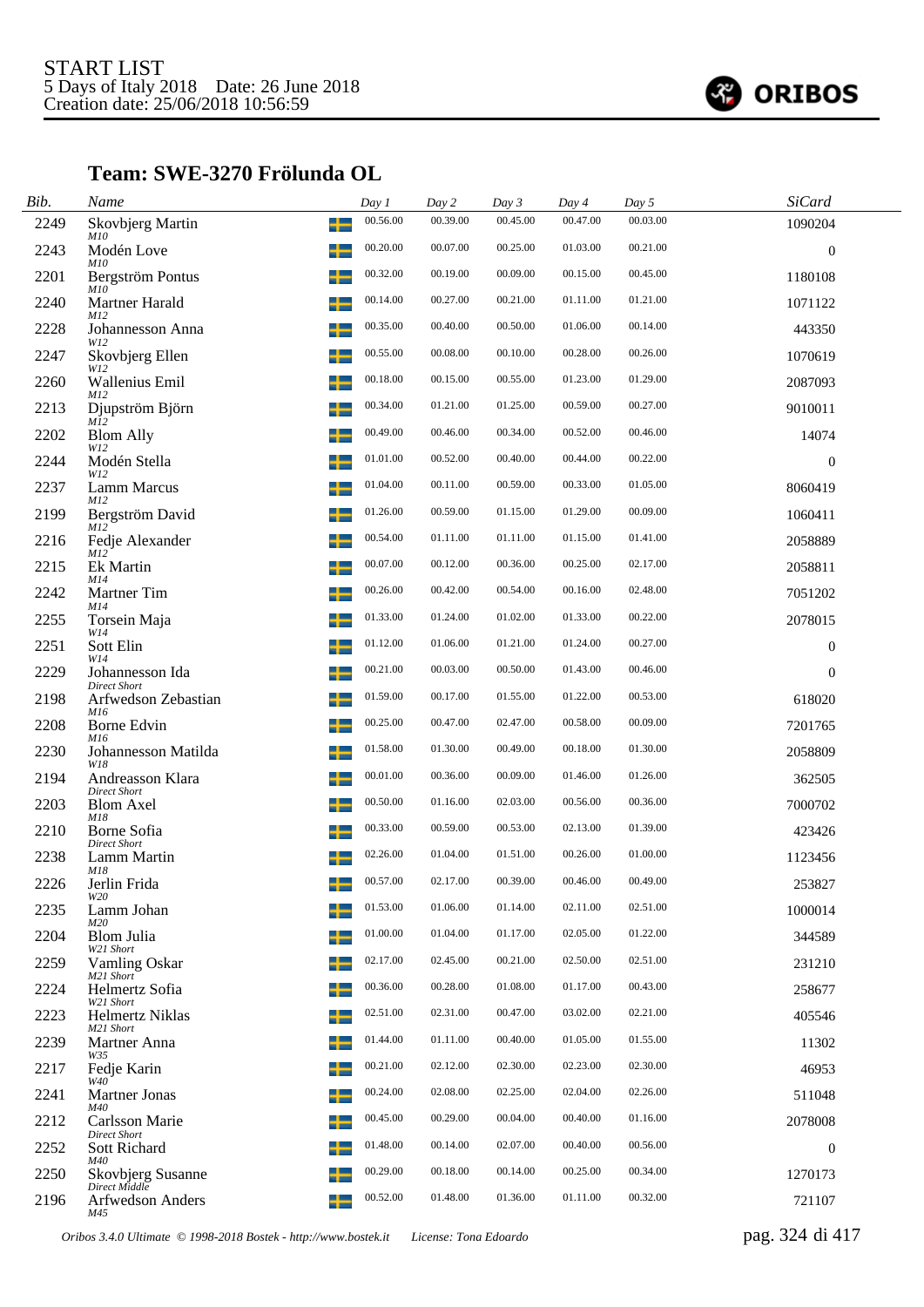START LIST
5 Days of Italy 2018 Date: 26 June 2018
Creation date: 25/06/2018 10:56:59

## Team: SWE-3270 Frölunda OL

| Bib. | Name | Day 1 | Day 2 | Day 3 | Day 4 | Day 5 | SiCard |
|---|---|---|---|---|---|---|---|
| 2249 | Skovbjerg Martin<br>*M10* | 00.56.00 | 00.39.00 | 00.45.00 | 00.47.00 | 00.03.00 | 1090204 |
| 2243 | Modén Love<br>*M10* | 00.20.00 | 00.07.00 | 00.25.00 | 01.03.00 | 00.21.00 | 0 |
| 2201 | Bergström Pontus<br>*M10* | 00.32.00 | 00.19.00 | 00.09.00 | 00.15.00 | 00.45.00 | 1180108 |
| 2240 | Martner Harald<br>*M12* | 00.14.00 | 00.27.00 | 00.21.00 | 01.11.00 | 01.21.00 | 1071122 |
| 2228 | Johannesson Anna<br>*W12* | 00.35.00 | 00.40.00 | 00.50.00 | 01.06.00 | 00.14.00 | 443350 |
| 2247 | Skovbjerg Ellen<br>*W12* | 00.55.00 | 00.08.00 | 00.10.00 | 00.28.00 | 00.26.00 | 1070619 |
| 2260 | Wallenius Emil<br>*M12* | 00.18.00 | 00.15.00 | 00.55.00 | 01.23.00 | 01.29.00 | 2087093 |
| 2213 | Djupström Björn<br>*M12* | 00.34.00 | 01.21.00 | 01.25.00 | 00.59.00 | 00.27.00 | 9010011 |
| 2202 | Blom Ally<br>*W12* | 00.49.00 | 00.46.00 | 00.34.00 | 00.52.00 | 00.46.00 | 14074 |
| 2244 | Modén Stella<br>*W12* | 01.01.00 | 00.52.00 | 00.40.00 | 00.44.00 | 00.22.00 | 0 |
| 2237 | Lamm Marcus<br>*M12* | 01.04.00 | 00.11.00 | 00.59.00 | 00.33.00 | 01.05.00 | 8060419 |
| 2199 | Bergström David<br>*M12* | 01.26.00 | 00.59.00 | 01.15.00 | 01.29.00 | 00.09.00 | 1060411 |
| 2216 | Fedje Alexander<br>*M12* | 00.54.00 | 01.11.00 | 01.11.00 | 01.15.00 | 01.41.00 | 2058889 |
| 2215 | Ek Martin<br>*M14* | 00.07.00 | 00.12.00 | 00.36.00 | 00.25.00 | 02.17.00 | 2058811 |
| 2242 | Martner Tim<br>*M14* | 00.26.00 | 00.42.00 | 00.54.00 | 00.16.00 | 02.48.00 | 7051202 |
| 2255 | Torsein Maja<br>*W14* | 01.33.00 | 01.24.00 | 01.02.00 | 01.33.00 | 00.22.00 | 2078015 |
| 2251 | Sott Elin<br>*W14* | 01.12.00 | 01.06.00 | 01.21.00 | 01.24.00 | 00.27.00 | 0 |
| 2229 | Johannesson Ida<br>*Direct Short* | 00.21.00 | 00.03.00 | 00.50.00 | 01.43.00 | 00.46.00 | 0 |
| 2198 | Arfwedson Zebastian<br>*M16* | 01.59.00 | 00.17.00 | 01.55.00 | 01.22.00 | 00.53.00 | 618020 |
| 2208 | Borne Edvin<br>*M16* | 00.25.00 | 00.47.00 | 02.47.00 | 00.58.00 | 00.09.00 | 7201765 |
| 2230 | Johannesson Matilda<br>*W18* | 01.58.00 | 01.30.00 | 00.49.00 | 00.18.00 | 01.30.00 | 2058809 |
| 2194 | Andreasson Klara<br>*Direct Short* | 00.01.00 | 00.36.00 | 00.09.00 | 01.46.00 | 01.26.00 | 362505 |
| 2203 | Blom Axel<br>*M18* | 00.50.00 | 01.16.00 | 02.03.00 | 00.56.00 | 00.36.00 | 7000702 |
| 2210 | Borne Sofia<br>*Direct Short* | 00.33.00 | 00.59.00 | 00.53.00 | 02.13.00 | 01.39.00 | 423426 |
| 2238 | Lamm Martin<br>*M18* | 02.26.00 | 01.04.00 | 01.51.00 | 00.26.00 | 01.00.00 | 1123456 |
| 2226 | Jerlin Frida<br>*W20* | 00.57.00 | 02.17.00 | 00.39.00 | 00.46.00 | 00.49.00 | 253827 |
| 2235 | Lamm Johan<br>*M20* | 01.53.00 | 01.06.00 | 01.14.00 | 02.11.00 | 02.51.00 | 1000014 |
| 2204 | Blom Julia<br>*W21 Short* | 01.00.00 | 01.04.00 | 01.17.00 | 02.05.00 | 01.22.00 | 344589 |
| 2259 | Vamling Oskar<br>*M21 Short* | 02.17.00 | 02.45.00 | 00.21.00 | 02.50.00 | 02.51.00 | 231210 |
| 2224 | Helmertz Sofia<br>*W21 Short* | 00.36.00 | 00.28.00 | 01.08.00 | 01.17.00 | 00.43.00 | 258677 |
| 2223 | Helmertz Niklas<br>*M21 Short* | 02.51.00 | 02.31.00 | 00.47.00 | 03.02.00 | 02.21.00 | 405546 |
| 2239 | Martner Anna<br>*W35* | 01.44.00 | 01.11.00 | 00.40.00 | 01.05.00 | 01.55.00 | 11302 |
| 2217 | Fedje Karin<br>*W40* | 00.21.00 | 02.12.00 | 02.30.00 | 02.23.00 | 02.30.00 | 46953 |
| 2241 | Martner Jonas<br>*M40* | 00.24.00 | 02.08.00 | 02.25.00 | 02.04.00 | 02.26.00 | 511048 |
| 2212 | Carlsson Marie<br>*Direct Short* | 00.45.00 | 00.29.00 | 00.04.00 | 00.40.00 | 01.16.00 | 2078008 |
| 2252 | Sott Richard<br>*M40* | 01.48.00 | 00.14.00 | 02.07.00 | 00.40.00 | 00.56.00 | 0 |
| 2250 | Skovbjerg Susanne<br>*Direct Middle* | 00.29.00 | 00.18.00 | 00.14.00 | 00.25.00 | 00.34.00 | 1270173 |
| 2196 | Arfwedson Anders<br>*M45* | 00.52.00 | 01.48.00 | 01.36.00 | 01.11.00 | 00.32.00 | 721107 |

*Oribos 3.4.0 Ultimate © 1998-2018 Bostek - http://www.bostek.it License: Tona Edoardo*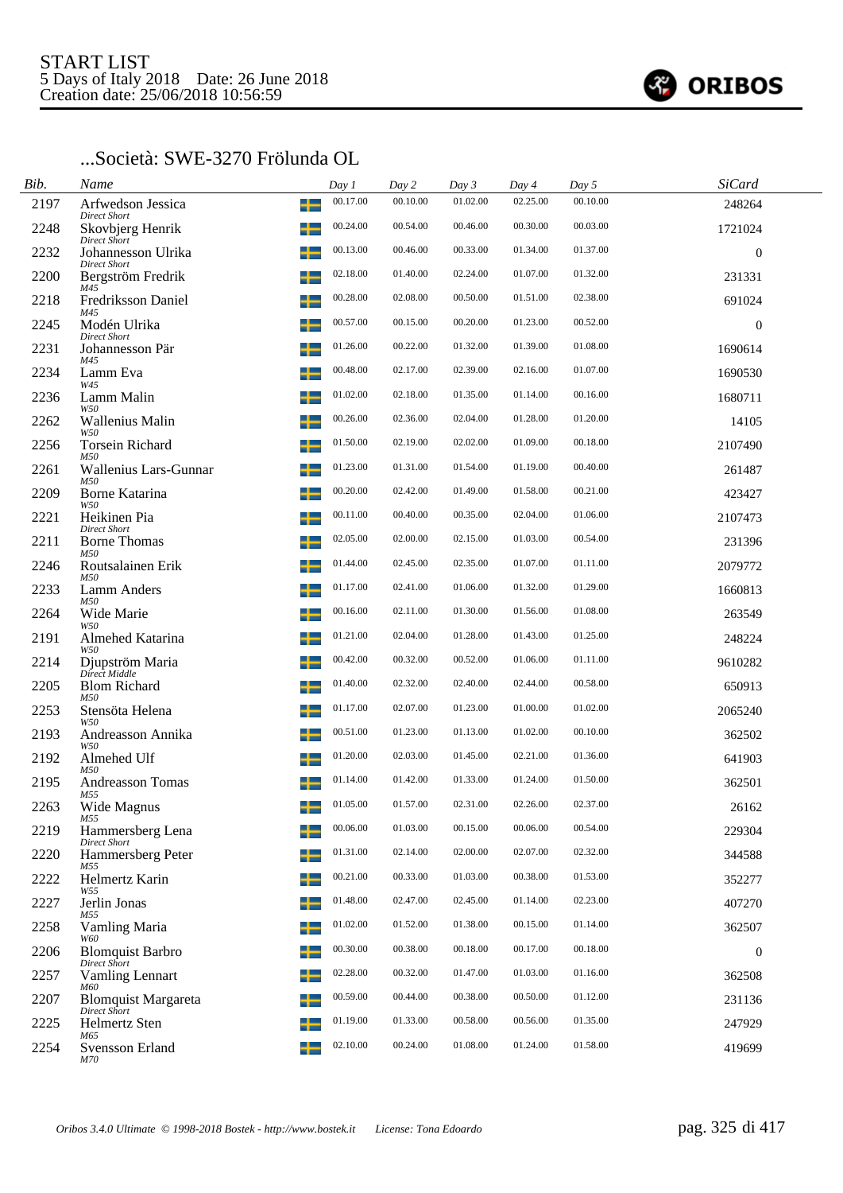START LIST
5 Days of Italy 2018    Date: 26 June 2018
Creation date: 25/06/2018 10:56:59

## ...Società: SWE-3270 Frölunda OL

| Bib. | Name | | Day 1 | Day 2 | Day 3 | Day 4 | Day 5 | SiCard |
|---|---|---|---|---|---|---|---|---|
| 2197 | Arfwedson Jessica<br>*Direct Short* | SWE | 00.17.00 | 00.10.00 | 01.02.00 | 02.25.00 | 00.10.00 | 248264 |
| 2248 | Skovbjerg Henrik<br>*Direct Short* | SWE | 00.24.00 | 00.54.00 | 00.46.00 | 00.30.00 | 00.03.00 | 1721024 |
| 2232 | Johannesson Ulrika<br>*Direct Short* | SWE | 00.13.00 | 00.46.00 | 00.33.00 | 01.34.00 | 01.37.00 | 0 |
| 2200 | Bergström Fredrik<br>*M45* | SWE | 02.18.00 | 01.40.00 | 02.24.00 | 01.07.00 | 01.32.00 | 231331 |
| 2218 | Fredriksson Daniel<br>*M45* | SWE | 00.28.00 | 02.08.00 | 00.50.00 | 01.51.00 | 02.38.00 | 691024 |
| 2245 | Modén Ulrika<br>*Direct Short* | SWE | 00.57.00 | 00.15.00 | 00.20.00 | 01.23.00 | 00.52.00 | 0 |
| 2231 | Johannesson Pär<br>*M45* | SWE | 01.26.00 | 00.22.00 | 01.32.00 | 01.39.00 | 01.08.00 | 1690614 |
| 2234 | Lamm Eva<br>*W45* | SWE | 00.48.00 | 02.17.00 | 02.39.00 | 02.16.00 | 01.07.00 | 1690530 |
| 2236 | Lamm Malin<br>*W50* | SWE | 01.02.00 | 02.18.00 | 01.35.00 | 01.14.00 | 00.16.00 | 1680711 |
| 2262 | Wallenius Malin<br>*W50* | SWE | 00.26.00 | 02.36.00 | 02.04.00 | 01.28.00 | 01.20.00 | 14105 |
| 2256 | Torsein Richard<br>*M50* | SWE | 01.50.00 | 02.19.00 | 02.02.00 | 01.09.00 | 00.18.00 | 2107490 |
| 2261 | Wallenius Lars-Gunnar<br>*M50* | SWE | 01.23.00 | 01.31.00 | 01.54.00 | 01.19.00 | 00.40.00 | 261487 |
| 2209 | Borne Katarina<br>*W50* | SWE | 00.20.00 | 02.42.00 | 01.49.00 | 01.58.00 | 00.21.00 | 423427 |
| 2221 | Heikinen Pia<br>*Direct Short* | SWE | 00.11.00 | 00.40.00 | 00.35.00 | 02.04.00 | 01.06.00 | 2107473 |
| 2211 | Borne Thomas<br>*M50* | SWE | 02.05.00 | 02.00.00 | 02.15.00 | 01.03.00 | 00.54.00 | 231396 |
| 2246 | Routsalainen Erik<br>*M50* | SWE | 01.44.00 | 02.45.00 | 02.35.00 | 01.07.00 | 01.11.00 | 2079772 |
| 2233 | Lamm Anders<br>*M50* | SWE | 01.17.00 | 02.41.00 | 01.06.00 | 01.32.00 | 01.29.00 | 1660813 |
| 2264 | Wide Marie<br>*W50* | SWE | 00.16.00 | 02.11.00 | 01.30.00 | 01.56.00 | 01.08.00 | 263549 |
| 2191 | Almehed Katarina<br>*W50* | SWE | 01.21.00 | 02.04.00 | 01.28.00 | 01.43.00 | 01.25.00 | 248224 |
| 2214 | Djupström Maria<br>*Direct Middle* | SWE | 00.42.00 | 00.32.00 | 00.52.00 | 01.06.00 | 01.11.00 | 9610282 |
| 2205 | Blom Richard<br>*M50* | SWE | 01.40.00 | 02.32.00 | 02.40.00 | 02.44.00 | 00.58.00 | 650913 |
| 2253 | Stensöta Helena<br>*W50* | SWE | 01.17.00 | 02.07.00 | 01.23.00 | 01.00.00 | 01.02.00 | 2065240 |
| 2193 | Andreasson Annika<br>*W50* | SWE | 00.51.00 | 01.23.00 | 01.13.00 | 01.02.00 | 00.10.00 | 362502 |
| 2192 | Almehed Ulf<br>*M50* | SWE | 01.20.00 | 02.03.00 | 01.45.00 | 02.21.00 | 01.36.00 | 641903 |
| 2195 | Andreasson Tomas<br>*M55* | SWE | 01.14.00 | 01.42.00 | 01.33.00 | 01.24.00 | 01.50.00 | 362501 |
| 2263 | Wide Magnus<br>*M55* | SWE | 01.05.00 | 01.57.00 | 02.31.00 | 02.26.00 | 02.37.00 | 26162 |
| 2219 | Hammersberg Lena<br>*Direct Short* | SWE | 00.06.00 | 01.03.00 | 00.15.00 | 00.06.00 | 00.54.00 | 229304 |
| 2220 | Hammersberg Peter<br>*M55* | SWE | 01.31.00 | 02.14.00 | 02.00.00 | 02.07.00 | 02.32.00 | 344588 |
| 2222 | Helmertz Karin<br>*W55* | SWE | 00.21.00 | 00.33.00 | 01.03.00 | 00.38.00 | 01.53.00 | 352277 |
| 2227 | Jerlin Jonas<br>*M55* | SWE | 01.48.00 | 02.47.00 | 02.45.00 | 01.14.00 | 02.23.00 | 407270 |
| 2258 | Vamling Maria<br>*W60* | SWE | 01.02.00 | 01.52.00 | 01.38.00 | 00.15.00 | 01.14.00 | 362507 |
| 2206 | Blomquist Barbro<br>*Direct Short* | SWE | 00.30.00 | 00.38.00 | 00.18.00 | 00.17.00 | 00.18.00 | 0 |
| 2257 | Vamling Lennart<br>*M60* | SWE | 02.28.00 | 00.32.00 | 01.47.00 | 01.03.00 | 01.16.00 | 362508 |
| 2207 | Blomquist Margareta<br>*Direct Short* | SWE | 00.59.00 | 00.44.00 | 00.38.00 | 00.50.00 | 01.12.00 | 231136 |
| 2225 | Helmertz Sten<br>*M65* | SWE | 01.19.00 | 01.33.00 | 00.58.00 | 00.56.00 | 01.35.00 | 247929 |
| 2254 | Svensson Erland<br>*M70* | SWE | 02.10.00 | 00.24.00 | 01.08.00 | 01.24.00 | 01.58.00 | 419699 |

*Oribos 3.4.0 Ultimate © 1998-2018 Bostek - http://www.bostek.it    License: Tona Edoardo*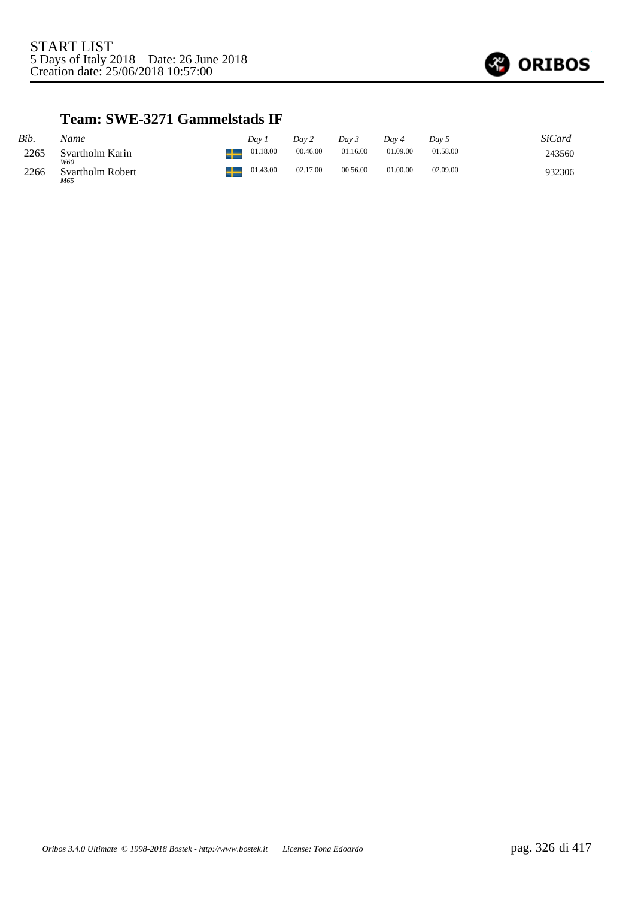START LIST
5 Days of Italy 2018    Date: 26 June 2018
Creation date: 25/06/2018 10:57:00

## Team: SWE-3271 Gammelstads IF

| Bib. | Name | | Day 1 | Day 2 | Day 3 | Day 4 | Day 5 | SiCard |
|---|---|---|---|---|---|---|---|---|
| 2265 | Svartholm Karin<br>*W60* | | 01.18.00 | 00.46.00 | 01.16.00 | 01.09.00 | 01.58.00 | 243560 |
| 2266 | Svartholm Robert<br>*M65* | | 01.43.00 | 02.17.00 | 00.56.00 | 01.00.00 | 02.09.00 | 932306 |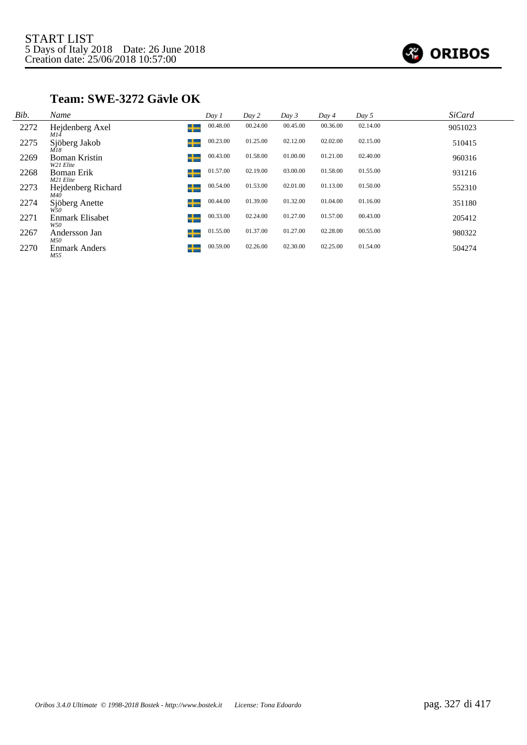START LIST
5 Days of Italy 2018 Date: 26 June 2018
Creation date: 25/06/2018 10:57:00

## Team: SWE-3272 Gävle OK

| Bib. | Name | | Day 1 | Day 2 | Day 3 | Day 4 | Day 5 | SiCard |
|---|---|---|---|---|---|---|---|---|
| 2272 | Hejdenberg Axel *M14* | | 00.48.00 | 00.24.00 | 00.45.00 | 00.36.00 | 02.14.00 | 9051023 |
| 2275 | Sjöberg Jakob *M18* | | 00.23.00 | 01.25.00 | 02.12.00 | 02.02.00 | 02.15.00 | 510415 |
| 2269 | Boman Kristin *W21 Elite* | | 00.43.00 | 01.58.00 | 01.00.00 | 01.21.00 | 02.40.00 | 960316 |
| 2268 | Boman Erik *M21 Elite* | | 01.57.00 | 02.19.00 | 03.00.00 | 01.58.00 | 01.55.00 | 931216 |
| 2273 | Hejdenberg Richard *M40* | | 00.54.00 | 01.53.00 | 02.01.00 | 01.13.00 | 01.50.00 | 552310 |
| 2274 | Sjöberg Anette *W50* | | 00.44.00 | 01.39.00 | 01.32.00 | 01.04.00 | 01.16.00 | 351180 |
| 2271 | Enmark Elisabet *W50* | | 00.33.00 | 02.24.00 | 01.27.00 | 01.57.00 | 00.43.00 | 205412 |
| 2267 | Andersson Jan *M50* | | 01.55.00 | 01.37.00 | 01.27.00 | 02.28.00 | 00.55.00 | 980322 |
| 2270 | Enmark Anders *M55* | | 00.59.00 | 02.26.00 | 02.30.00 | 02.25.00 | 01.54.00 | 504274 |

*Oribos 3.4.0 Ultimate © 1998-2018 Bostek - http://www.bostek.it License: Tona Edoardo*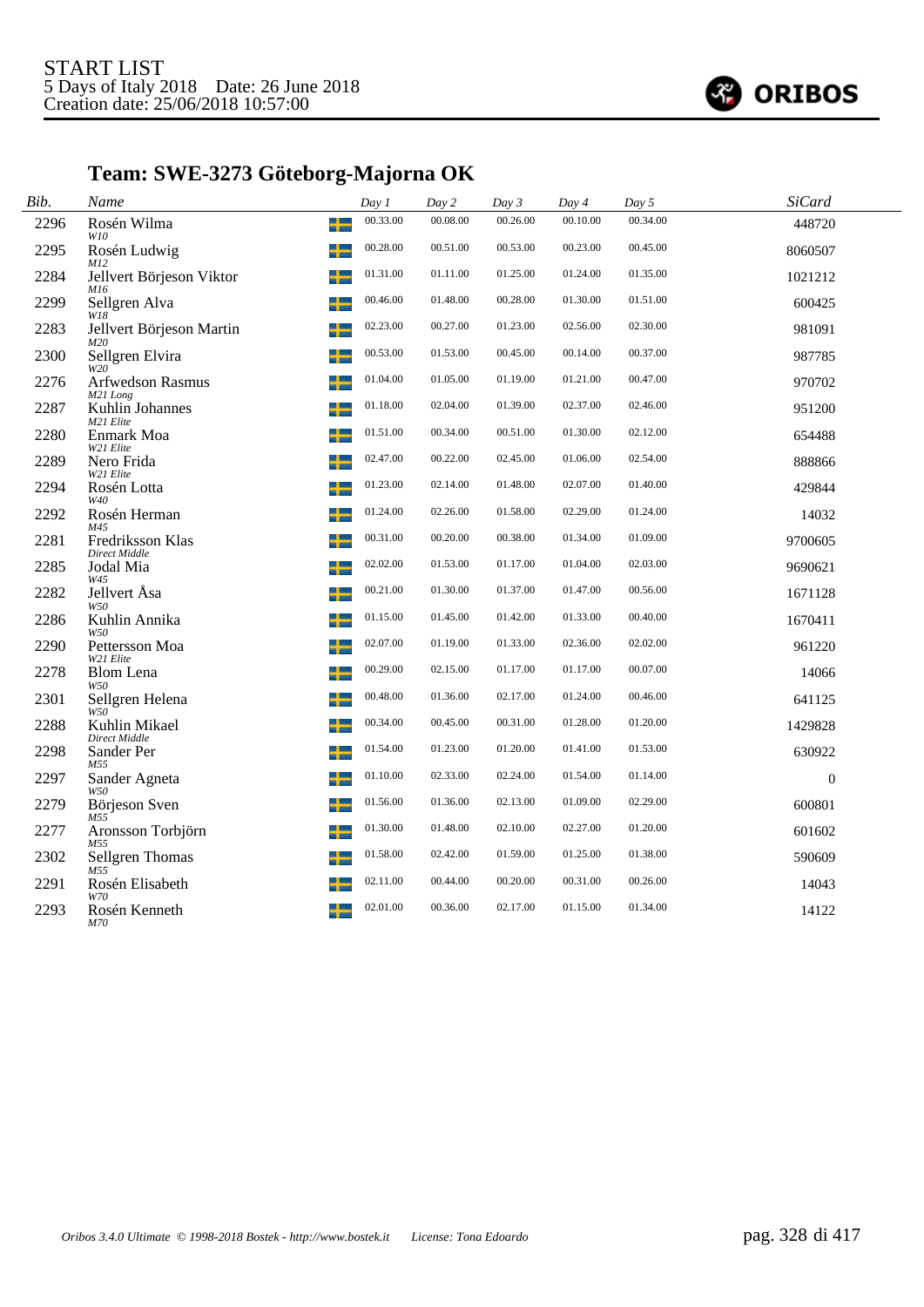START LIST
5 Days of Italy 2018 Date: 26 June 2018
Creation date: 25/06/2018 10:57:00

ORIBOS

## Team: SWE-3273 Göteborg-Majorna OK

| Bib. | Name | | Day 1 | Day 2 | Day 3 | Day 4 | Day 5 | SiCard |
|---|---|---|---|---|---|---|---|---|
| 2296 | Rosén Wilma *W10* | SWE | 00.33.00 | 00.08.00 | 00.26.00 | 00.10.00 | 00.34.00 | 448720 |
| 2295 | Rosén Ludwig *M12* | SWE | 00.28.00 | 00.51.00 | 00.53.00 | 00.23.00 | 00.45.00 | 8060507 |
| 2284 | Jellvert Börjeson Viktor *M16* | SWE | 01.31.00 | 01.11.00 | 01.25.00 | 01.24.00 | 01.35.00 | 1021212 |
| 2299 | Sellgren Alva *W18* | SWE | 00.46.00 | 01.48.00 | 00.28.00 | 01.30.00 | 01.51.00 | 600425 |
| 2283 | Jellvert Börjeson Martin *M20* | SWE | 02.23.00 | 00.27.00 | 01.23.00 | 02.56.00 | 02.30.00 | 981091 |
| 2300 | Sellgren Elvira *W20* | SWE | 00.53.00 | 01.53.00 | 00.45.00 | 00.14.00 | 00.37.00 | 987785 |
| 2276 | Arfwedson Rasmus *M21 Long* | SWE | 01.04.00 | 01.05.00 | 01.19.00 | 01.21.00 | 00.47.00 | 970702 |
| 2287 | Kuhlin Johannes *M21 Elite* | SWE | 01.18.00 | 02.04.00 | 01.39.00 | 02.37.00 | 02.46.00 | 951200 |
| 2280 | Enmark Moa *W21 Elite* | SWE | 01.51.00 | 00.34.00 | 00.51.00 | 01.30.00 | 02.12.00 | 654488 |
| 2289 | Nero Frida *W21 Elite* | SWE | 02.47.00 | 00.22.00 | 02.45.00 | 01.06.00 | 02.54.00 | 888866 |
| 2294 | Rosén Lotta *W40* | SWE | 01.23.00 | 02.14.00 | 01.48.00 | 02.07.00 | 01.40.00 | 429844 |
| 2292 | Rosén Herman *M45* | SWE | 01.24.00 | 02.26.00 | 01.58.00 | 02.29.00 | 01.24.00 | 14032 |
| 2281 | Fredriksson Klas *Direct Middle* | SWE | 00.31.00 | 00.20.00 | 00.38.00 | 01.34.00 | 01.09.00 | 9700605 |
| 2285 | Jodal Mia *W45* | SWE | 02.02.00 | 01.53.00 | 01.17.00 | 01.04.00 | 02.03.00 | 9690621 |
| 2282 | Jellvert Åsa *W50* | SWE | 00.21.00 | 01.30.00 | 01.37.00 | 01.47.00 | 00.56.00 | 1671128 |
| 2286 | Kuhlin Annika *W50* | SWE | 01.15.00 | 01.45.00 | 01.42.00 | 01.33.00 | 00.40.00 | 1670411 |
| 2290 | Pettersson Moa *W21 Elite* | SWE | 02.07.00 | 01.19.00 | 01.33.00 | 02.36.00 | 02.02.00 | 961220 |
| 2278 | Blom Lena *W50* | SWE | 00.29.00 | 02.15.00 | 01.17.00 | 01.17.00 | 00.07.00 | 14066 |
| 2301 | Sellgren Helena *W50* | SWE | 00.48.00 | 01.36.00 | 02.17.00 | 01.24.00 | 00.46.00 | 641125 |
| 2288 | Kuhlin Mikael *Direct Middle* | SWE | 00.34.00 | 00.45.00 | 00.31.00 | 01.28.00 | 01.20.00 | 1429828 |
| 2298 | Sander Per *M55* | SWE | 01.54.00 | 01.23.00 | 01.20.00 | 01.41.00 | 01.53.00 | 630922 |
| 2297 | Sander Agneta *W50* | SWE | 01.10.00 | 02.33.00 | 02.24.00 | 01.54.00 | 01.14.00 | 0 |
| 2279 | Börjeson Sven *M55* | SWE | 01.56.00 | 01.36.00 | 02.13.00 | 01.09.00 | 02.29.00 | 600801 |
| 2277 | Aronsson Torbjörn *M55* | SWE | 01.30.00 | 01.48.00 | 02.10.00 | 02.27.00 | 01.20.00 | 601602 |
| 2302 | Sellgren Thomas *M55* | SWE | 01.58.00 | 02.42.00 | 01.59.00 | 01.25.00 | 01.38.00 | 590609 |
| 2291 | Rosén Elisabeth *W70* | SWE | 02.11.00 | 00.44.00 | 00.20.00 | 00.31.00 | 00.26.00 | 14043 |
| 2293 | Rosén Kenneth *M70* | SWE | 02.01.00 | 00.36.00 | 02.17.00 | 01.15.00 | 01.34.00 | 14122 |

Oribos 3.4.0 Ultimate © 1998-2018 Bostek - http://www.bostek.it License: Tona Edoardo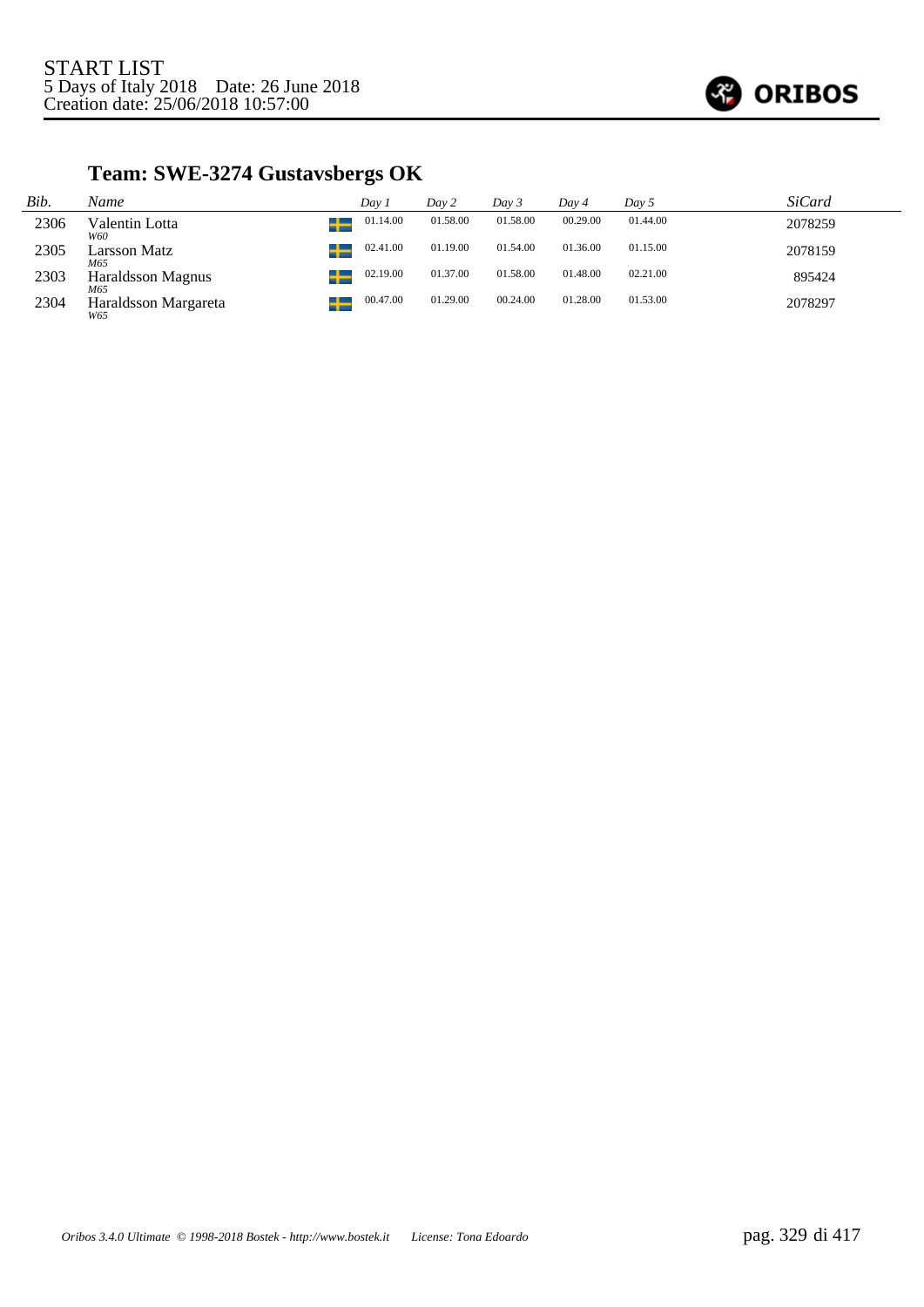START LIST
5 Days of Italy 2018 Date: 26 June 2018
Creation date: 25/06/2018 10:57:00

## Team: SWE-3274 Gustavsbergs OK

| *Bib.* | *Name* | | *Day 1* | *Day 2* | *Day 3* | *Day 4* | *Day 5* | *SiCard* |
|---|---|---|---|---|---|---|---|---|
| 2306 | Valentin Lotta<br>*W60* | SWE | 01.14.00 | 01.58.00 | 01.58.00 | 00.29.00 | 01.44.00 | 2078259 |
| 2305 | Larsson Matz<br>*M65* | SWE | 02.41.00 | 01.19.00 | 01.54.00 | 01.36.00 | 01.15.00 | 2078159 |
| 2303 | Haraldsson Magnus<br>*M65* | SWE | 02.19.00 | 01.37.00 | 01.58.00 | 01.48.00 | 02.21.00 | 895424 |
| 2304 | Haraldsson Margareta<br>*W65* | SWE | 00.47.00 | 01.29.00 | 00.24.00 | 01.28.00 | 01.53.00 | 2078297 |

*Oribos 3.4.0 Ultimate © 1998-2018 Bostek - http://www.bostek.it License: Tona Edoardo*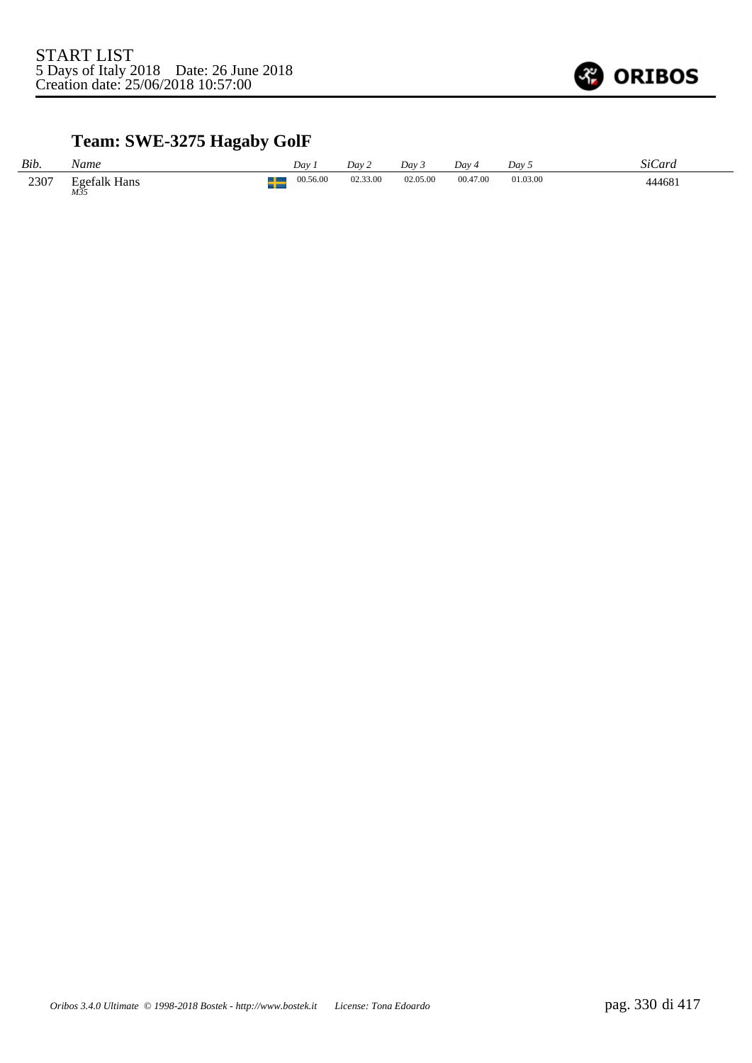START LIST
5 Days of Italy 2018    Date: 26 June 2018
Creation date: 25/06/2018 10:57:00

## Team: SWE-3275 Hagaby GolF

| *Bib.* | *Name* | | *Day 1* | *Day 2* | *Day 3* | *Day 4* | *Day 5* | *SiCard* |
|---|---|---|---|---|---|---|---|---|
| 2307 | Egefalk Hans *M35* | SWE | 00.56.00 | 02.33.00 | 02.05.00 | 00.47.00 | 01.03.00 | 444681 |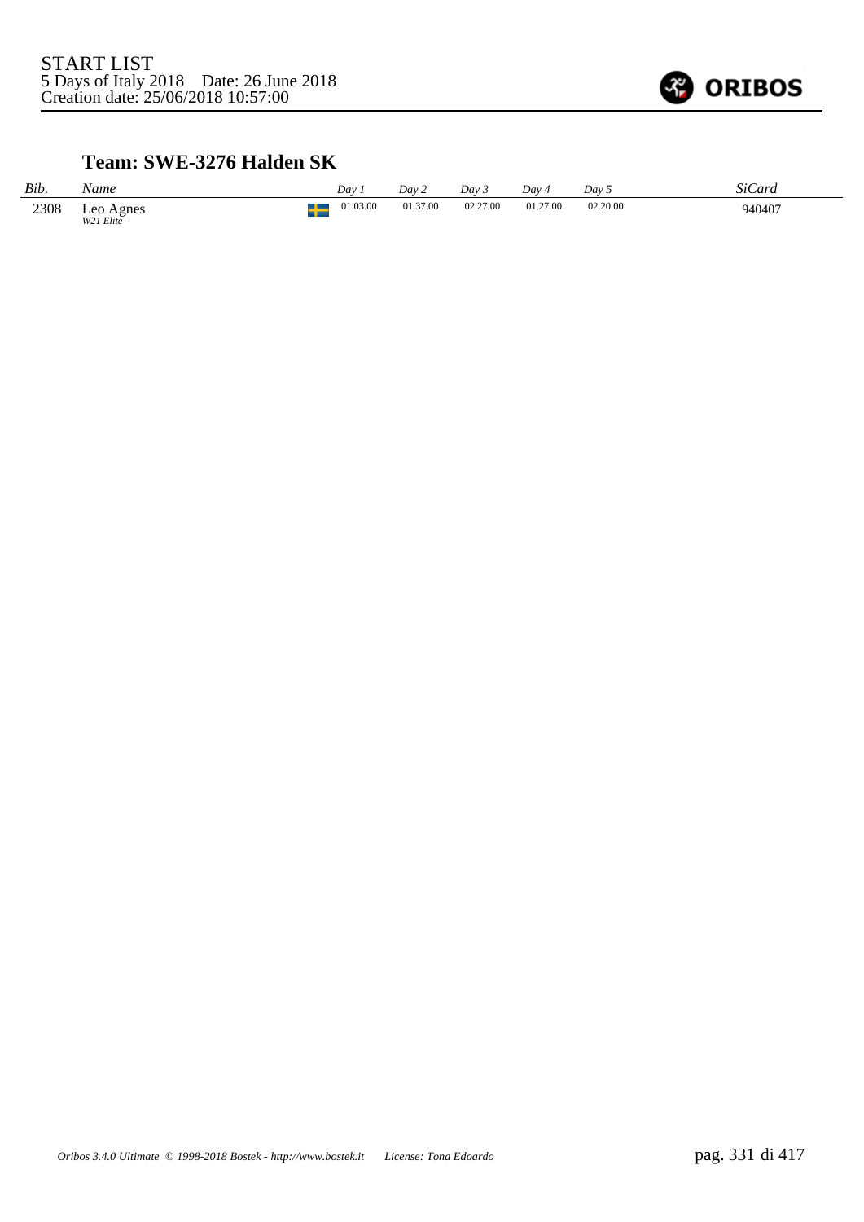START LIST
5 Days of Italy 2018    Date: 26 June 2018
Creation date: 25/06/2018 10:57:00

## Team: SWE-3276 Halden SK

| *Bib.* | *Name* | | *Day 1* | *Day 2* | *Day 3* | *Day 4* | *Day 5* | *SiCard* |
|---|---|---|---|---|---|---|---|---|
| 2308 | Leo Agnes *W21 Elite* | SWE | 01.03.00 | 01.37.00 | 02.27.00 | 01.27.00 | 02.20.00 | 940407 |

*Oribos 3.4.0 Ultimate © 1998-2018 Bostek - http://www.bostek.it    License: Tona Edoardo*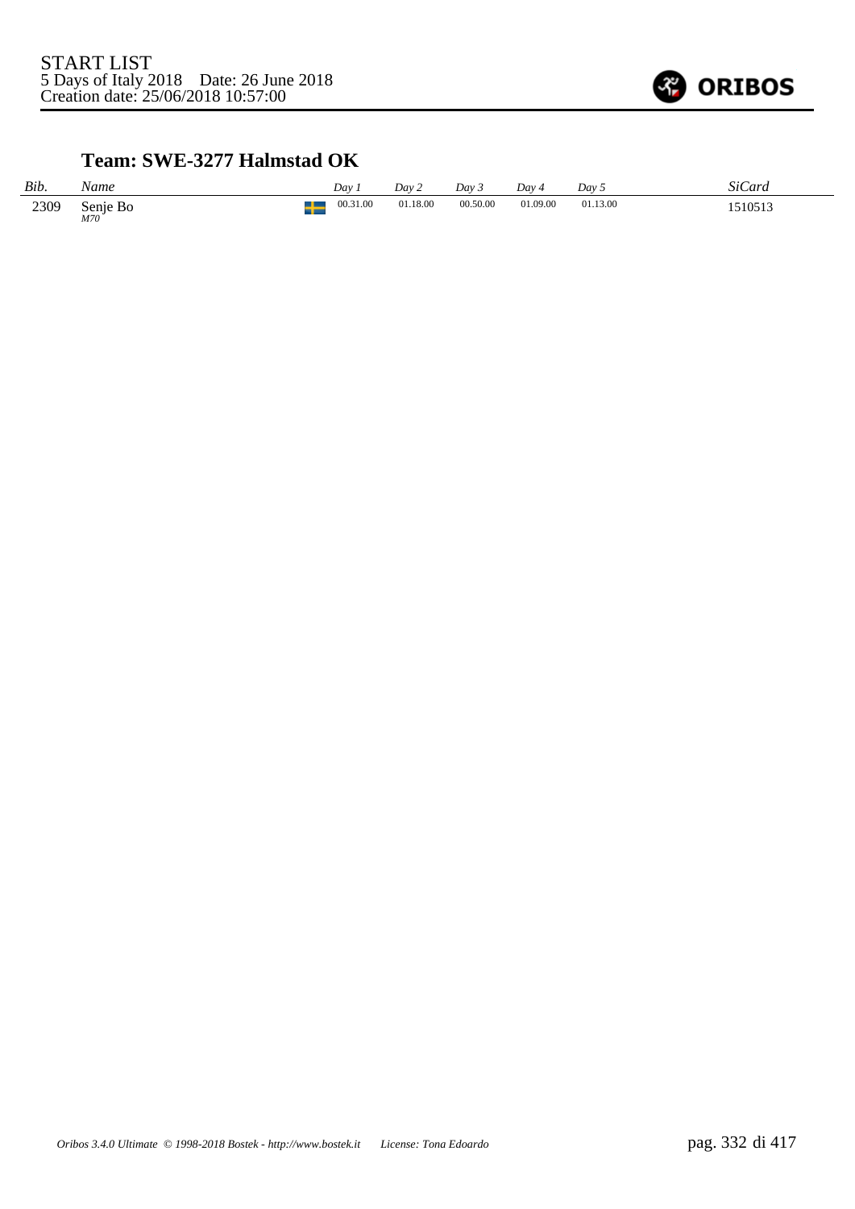START LIST
5 Days of Italy 2018 Date: 26 June 2018
Creation date: 25/06/2018 10:57:00

### Team: SWE-3277 Halmstad OK

| *Bib.* | *Name* | *Day 1* | *Day 2* | *Day 3* | *Day 4* | *Day 5* | *SiCard* |
|---|---|---|---|---|---|---|---|
| 2309 | Senje Bo *M70* | 00.31.00 | 01.18.00 | 00.50.00 | 01.09.00 | 01.13.00 | 1510513 |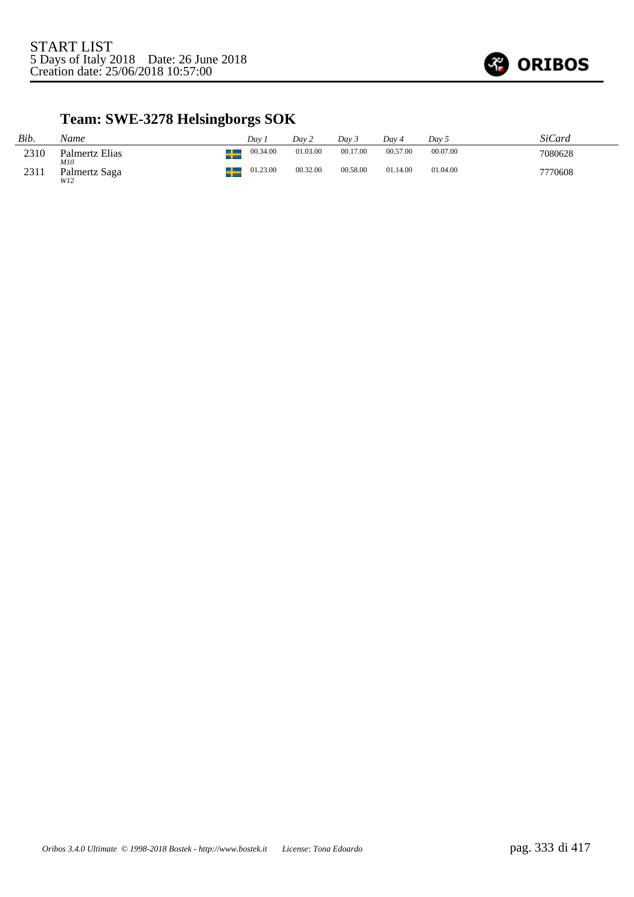START LIST
5 Days of Italy 2018    Date: 26 June 2018
Creation date: 25/06/2018 10:57:00

## Team: SWE-3278 Helsingborgs SOK

| *Bib.* | *Name* | *Day 1* | *Day 2* | *Day 3* | *Day 4* | *Day 5* | *SiCard* |
|---|---|---|---|---|---|---|---|
| 2310 | Palmertz Elias *M10* | 00.34.00 | 01.03.00 | 00.17.00 | 00.57.00 | 00.07.00 | 7080628 |
| 2311 | Palmertz Saga *W12* | 01.23.00 | 00.32.00 | 00.58.00 | 01.14.00 | 01.04.00 | 7770608 |

*Oribos 3.4.0 Ultimate © 1998-2018 Bostek - http://www.bostek.it    License: Tona Edoardo*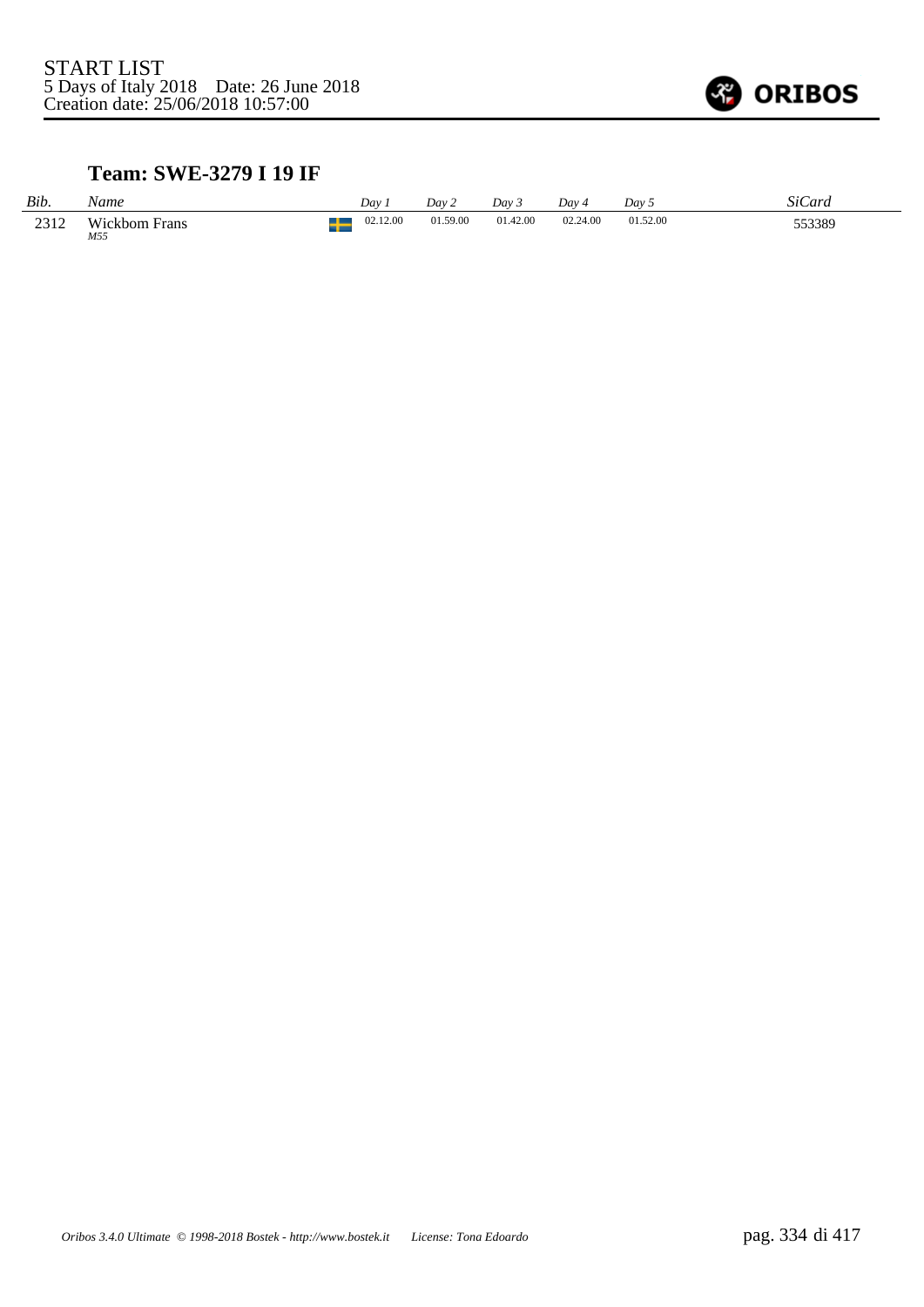START LIST
5 Days of Italy 2018 Date: 26 June 2018
Creation date: 25/06/2018 10:57:00

## Team: SWE-3279 I 19 IF

| Bib. | Name | Day 1 | Day 2 | Day 3 | Day 4 | Day 5 | SiCard |
|---|---|---|---|---|---|---|---|
| 2312 | Wickbom Frans *M55* | 02.12.00 | 01.59.00 | 01.42.00 | 02.24.00 | 01.52.00 | 553389 |

*Oribos 3.4.0 Ultimate © 1998-2018 Bostek - http://www.bostek.it License: Tona Edoardo*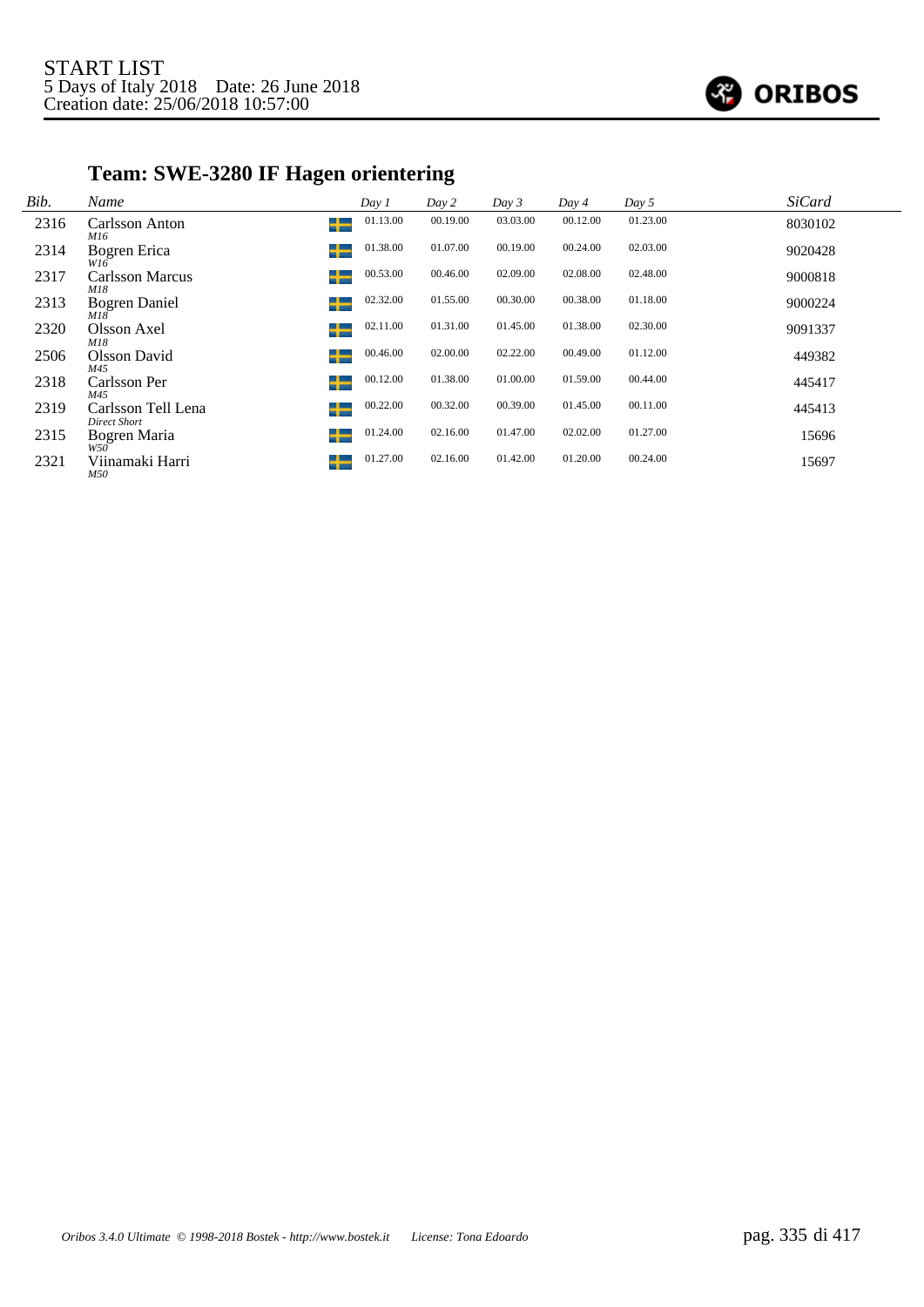START LIST
5 Days of Italy 2018 Date: 26 June 2018
Creation date: 25/06/2018 10:57:00

## Team: SWE-3280 IF Hagen orientering

| Bib. | Name | | Day 1 | Day 2 | Day 3 | Day 4 | Day 5 | SiCard |
|---|---|---|---|---|---|---|---|---|
| 2316 | Carlsson Anton *M16* | SWE | 01.13.00 | 00.19.00 | 03.03.00 | 00.12.00 | 01.23.00 | 8030102 |
| 2314 | Bogren Erica *W16* | SWE | 01.38.00 | 01.07.00 | 00.19.00 | 00.24.00 | 02.03.00 | 9020428 |
| 2317 | Carlsson Marcus *M18* | SWE | 00.53.00 | 00.46.00 | 02.09.00 | 02.08.00 | 02.48.00 | 9000818 |
| 2313 | Bogren Daniel *M18* | SWE | 02.32.00 | 01.55.00 | 00.30.00 | 00.38.00 | 01.18.00 | 9000224 |
| 2320 | Olsson Axel *M18* | SWE | 02.11.00 | 01.31.00 | 01.45.00 | 01.38.00 | 02.30.00 | 9091337 |
| 2506 | Olsson David *M45* | SWE | 00.46.00 | 02.00.00 | 02.22.00 | 00.49.00 | 01.12.00 | 449382 |
| 2318 | Carlsson Per *M45* | SWE | 00.12.00 | 01.38.00 | 01.00.00 | 01.59.00 | 00.44.00 | 445417 |
| 2319 | Carlsson Tell Lena *Direct Short* | SWE | 00.22.00 | 00.32.00 | 00.39.00 | 01.45.00 | 00.11.00 | 445413 |
| 2315 | Bogren Maria *W50* | SWE | 01.24.00 | 02.16.00 | 01.47.00 | 02.02.00 | 01.27.00 | 15696 |
| 2321 | Viinamaki Harri *M50* | SWE | 01.27.00 | 02.16.00 | 01.42.00 | 01.20.00 | 00.24.00 | 15697 |

*Oribos 3.4.0 Ultimate © 1998-2018 Bostek - http://www.bostek.it License: Tona Edoardo*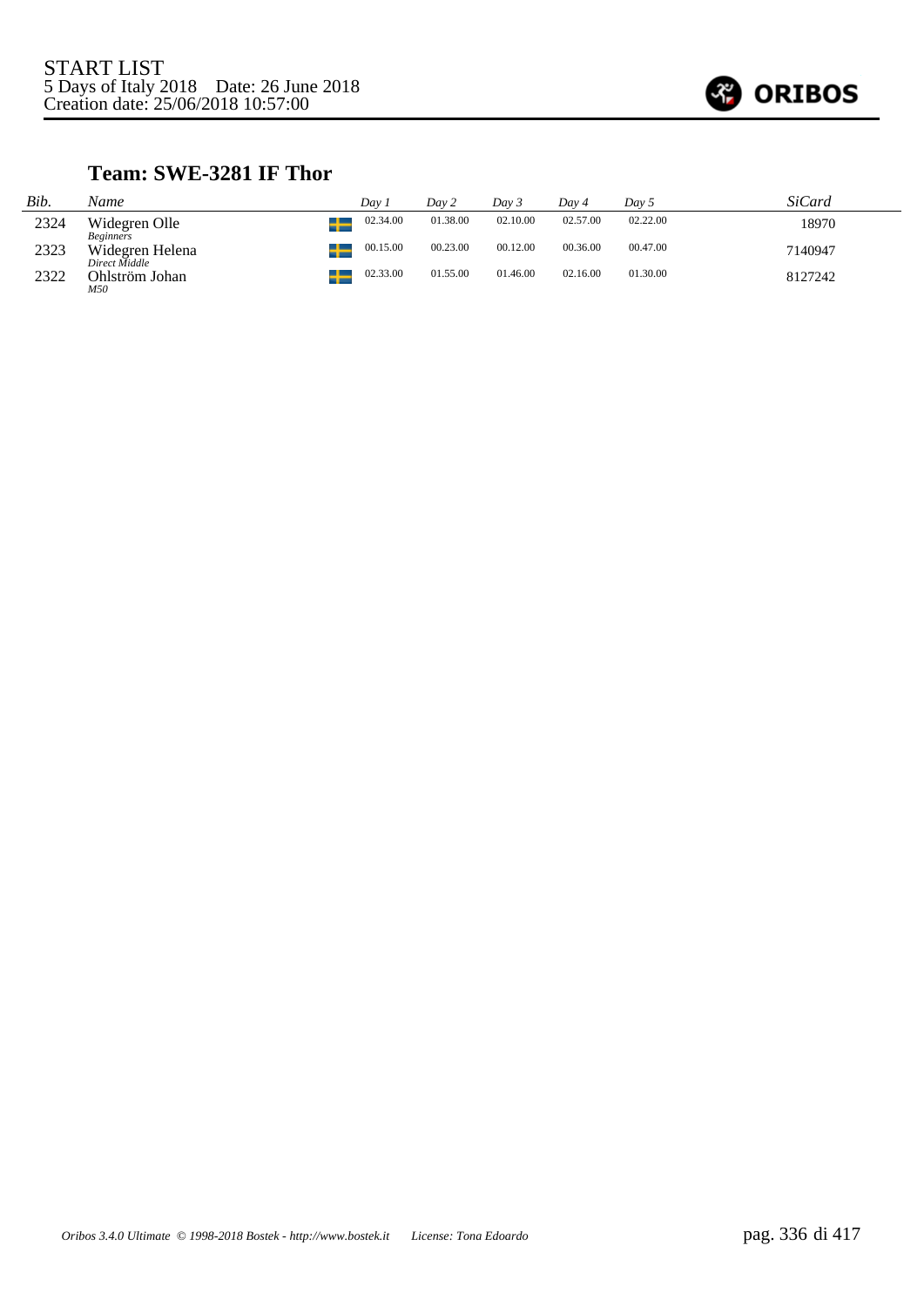START LIST
5 Days of Italy 2018    Date: 26 June 2018
Creation date: 25/06/2018 10:57:00

## Team: SWE-3281 IF Thor

| Bib. | Name | Day 1 | Day 2 | Day 3 | Day 4 | Day 5 | SiCard |
|---|---|---|---|---|---|---|---|
| 2324 | Widegren Olle *Beginners* | 02.34.00 | 01.38.00 | 02.10.00 | 02.57.00 | 02.22.00 | 18970 |
| 2323 | Widegren Helena *Direct Middle* | 00.15.00 | 00.23.00 | 00.12.00 | 00.36.00 | 00.47.00 | 7140947 |
| 2322 | Ohlström Johan *M50* | 02.33.00 | 01.55.00 | 01.46.00 | 02.16.00 | 01.30.00 | 8127242 |

*Oribos 3.4.0 Ultimate © 1998-2018 Bostek - http://www.bostek.it    License: Tona Edoardo*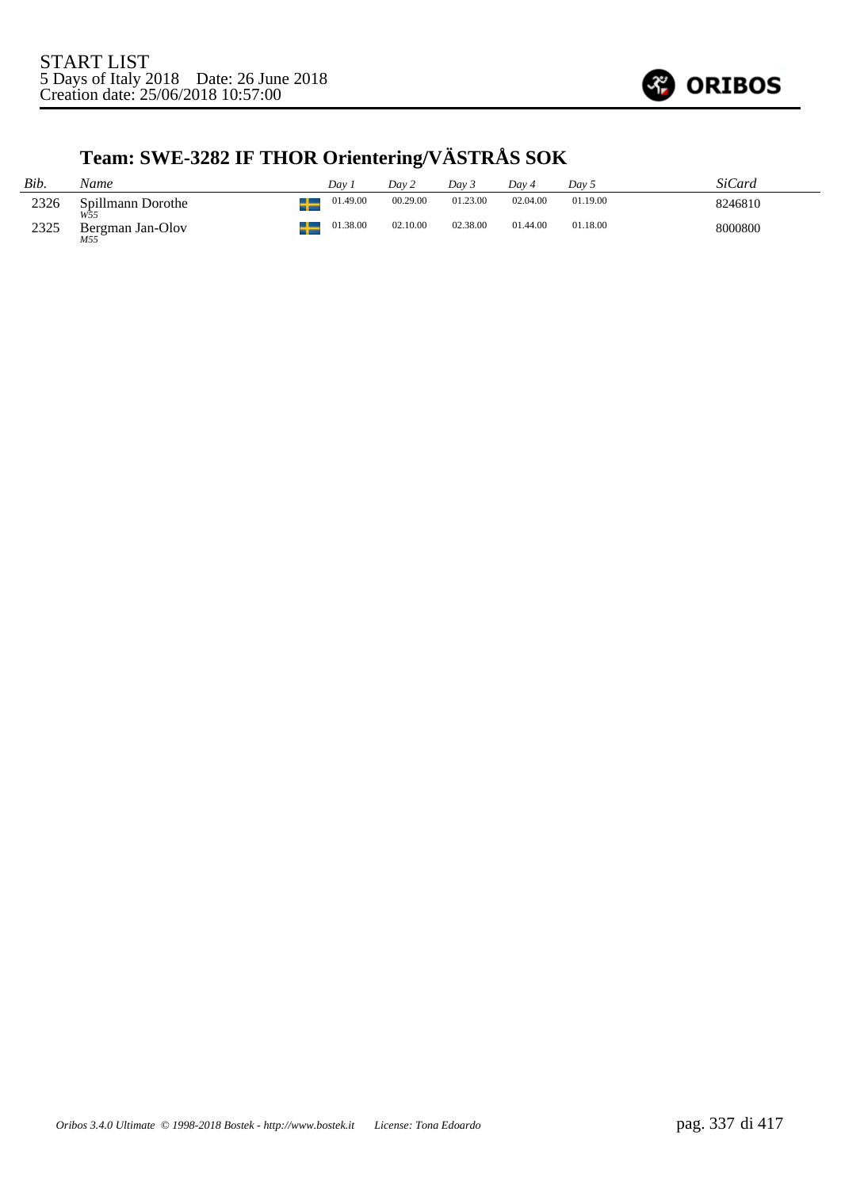START LIST
5 Days of Italy 2018 Date: 26 June 2018
Creation date: 25/06/2018 10:57:00

## Team: SWE-3282 IF THOR Orientering/VÄSTRÅS SOK

| *Bib.* | *Name* | | *Day 1* | *Day 2* | *Day 3* | *Day 4* | *Day 5* | *SiCard* |
|---|---|---|---|---|---|---|---|---|
| 2326 | Spillmann Dorothe *W55* | SWE | 01.49.00 | 00.29.00 | 01.23.00 | 02.04.00 | 01.19.00 | 8246810 |
| 2325 | Bergman Jan-Olov *M55* | SWE | 01.38.00 | 02.10.00 | 02.38.00 | 01.44.00 | 01.18.00 | 8000800 |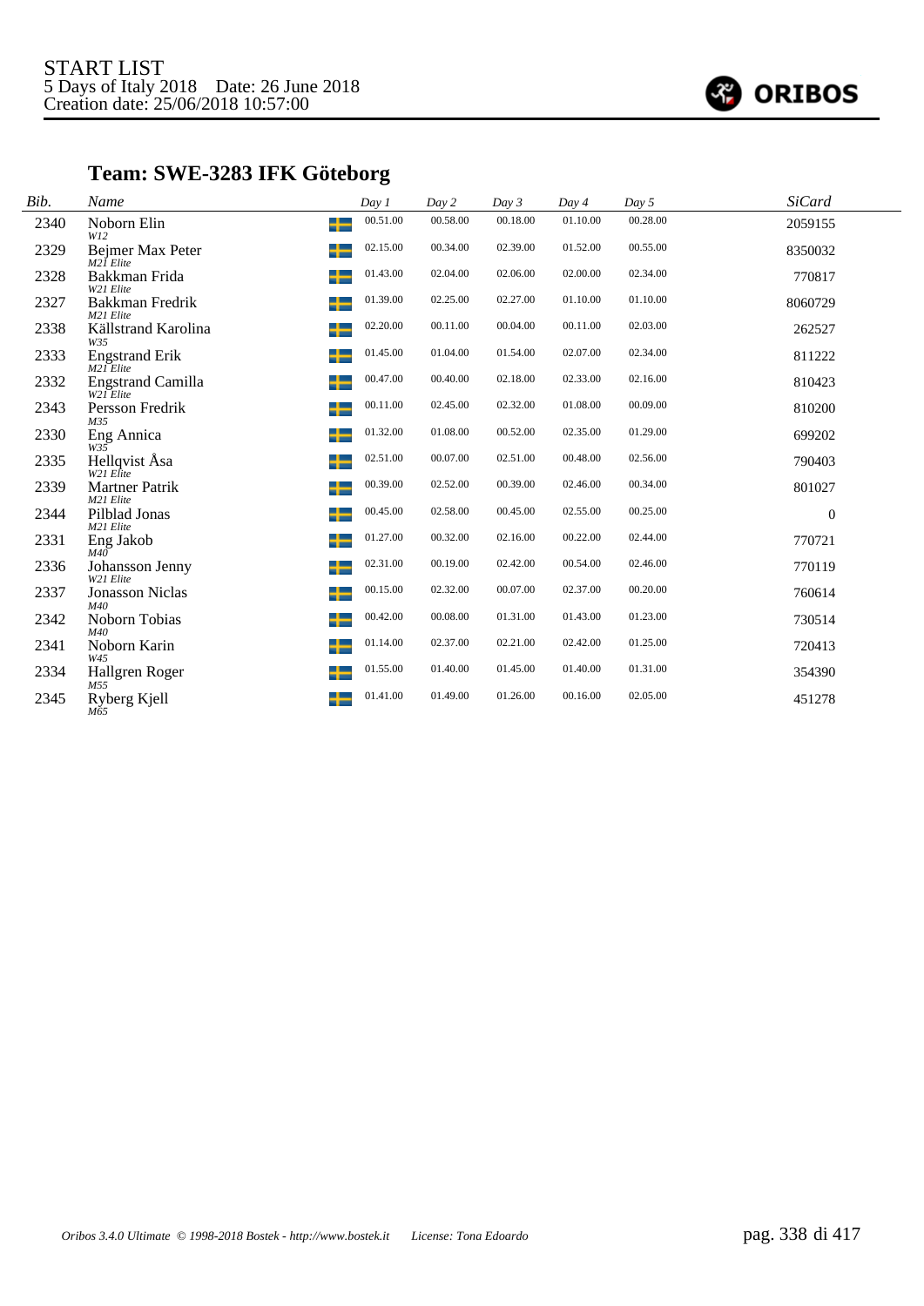START LIST
5 Days of Italy 2018 Date: 26 June 2018
Creation date: 25/06/2018 10:57:00

ORIBOS

## Team: SWE-3283 IFK Göteborg

| Bib. | Name | | Day 1 | Day 2 | Day 3 | Day 4 | Day 5 | SiCard |
|---|---|---|---|---|---|---|---|---|
| 2340 | Noborn Elin *W12* | SWE | 00.51.00 | 00.58.00 | 00.18.00 | 01.10.00 | 00.28.00 | 2059155 |
| 2329 | Bejmer Max Peter *M21 Elite* | SWE | 02.15.00 | 00.34.00 | 02.39.00 | 01.52.00 | 00.55.00 | 8350032 |
| 2328 | Bakkman Frida *W21 Elite* | SWE | 01.43.00 | 02.04.00 | 02.06.00 | 02.00.00 | 02.34.00 | 770817 |
| 2327 | Bakkman Fredrik *M21 Elite* | SWE | 01.39.00 | 02.25.00 | 02.27.00 | 01.10.00 | 01.10.00 | 8060729 |
| 2338 | Källstrand Karolina *W35* | SWE | 02.20.00 | 00.11.00 | 00.04.00 | 00.11.00 | 02.03.00 | 262527 |
| 2333 | Engstrand Erik *M21 Elite* | SWE | 01.45.00 | 01.04.00 | 01.54.00 | 02.07.00 | 02.34.00 | 811222 |
| 2332 | Engstrand Camilla *W21 Elite* | SWE | 00.47.00 | 00.40.00 | 02.18.00 | 02.33.00 | 02.16.00 | 810423 |
| 2343 | Persson Fredrik *M35* | SWE | 00.11.00 | 02.45.00 | 02.32.00 | 01.08.00 | 00.09.00 | 810200 |
| 2330 | Eng Annica *W35* | SWE | 01.32.00 | 01.08.00 | 00.52.00 | 02.35.00 | 01.29.00 | 699202 |
| 2335 | Hellqvist Åsa *W21 Elite* | SWE | 02.51.00 | 00.07.00 | 02.51.00 | 00.48.00 | 02.56.00 | 790403 |
| 2339 | Martner Patrik *M21 Elite* | SWE | 00.39.00 | 02.52.00 | 00.39.00 | 02.46.00 | 00.34.00 | 801027 |
| 2344 | Pilblad Jonas *M21 Elite* | SWE | 00.45.00 | 02.58.00 | 00.45.00 | 02.55.00 | 00.25.00 | 0 |
| 2331 | Eng Jakob *M40* | SWE | 01.27.00 | 00.32.00 | 02.16.00 | 00.22.00 | 02.44.00 | 770721 |
| 2336 | Johansson Jenny *W21 Elite* | SWE | 02.31.00 | 00.19.00 | 02.42.00 | 00.54.00 | 02.46.00 | 770119 |
| 2337 | Jonasson Niclas *M40* | SWE | 00.15.00 | 02.32.00 | 00.07.00 | 02.37.00 | 00.20.00 | 760614 |
| 2342 | Noborn Tobias *M40* | SWE | 00.42.00 | 00.08.00 | 01.31.00 | 01.43.00 | 01.23.00 | 730514 |
| 2341 | Noborn Karin *W45* | SWE | 01.14.00 | 02.37.00 | 02.21.00 | 02.42.00 | 01.25.00 | 720413 |
| 2334 | Hallgren Roger *M55* | SWE | 01.55.00 | 01.40.00 | 01.45.00 | 01.40.00 | 01.31.00 | 354390 |
| 2345 | Ryberg Kjell *M65* | SWE | 01.41.00 | 01.49.00 | 01.26.00 | 00.16.00 | 02.05.00 | 451278 |

*Oribos 3.4.0 Ultimate © 1998-2018 Bostek - http://www.bostek.it* *License: Tona Edoardo*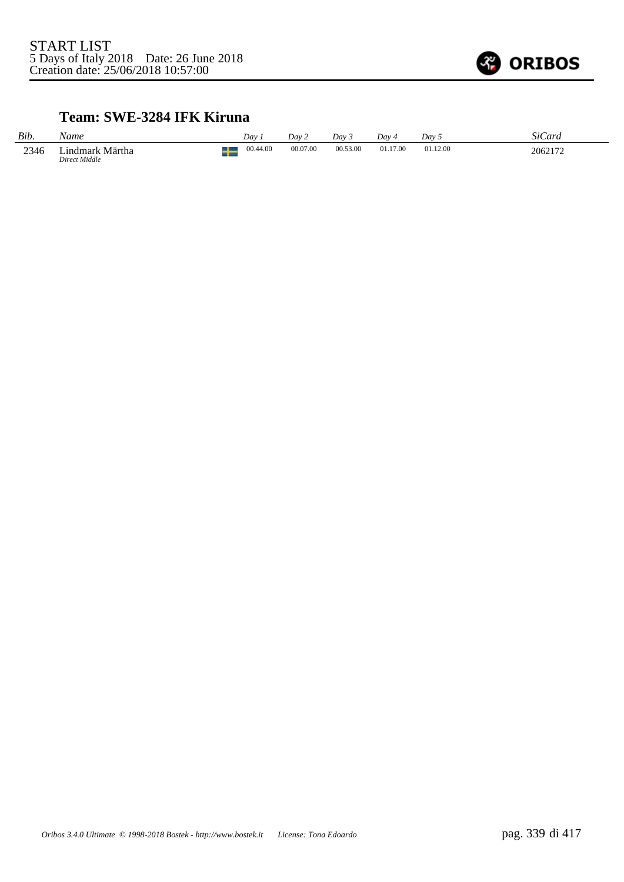START LIST
5 Days of Italy 2018    Date: 26 June 2018
Creation date: 25/06/2018 10:57:00

## Team: SWE-3284 IFK Kiruna

| Bib. | Name | | Day 1 | Day 2 | Day 3 | Day 4 | Day 5 | SiCard |
|---|---|---|---|---|---|---|---|---|
| 2346 | Lindmark Märtha *Direct Middle* | SWE | 00.44.00 | 00.07.00 | 00.53.00 | 01.17.00 | 01.12.00 | 2062172 |

*Oribos 3.4.0 Ultimate © 1998-2018 Bostek - http://www.bostek.it    License: Tona Edoardo*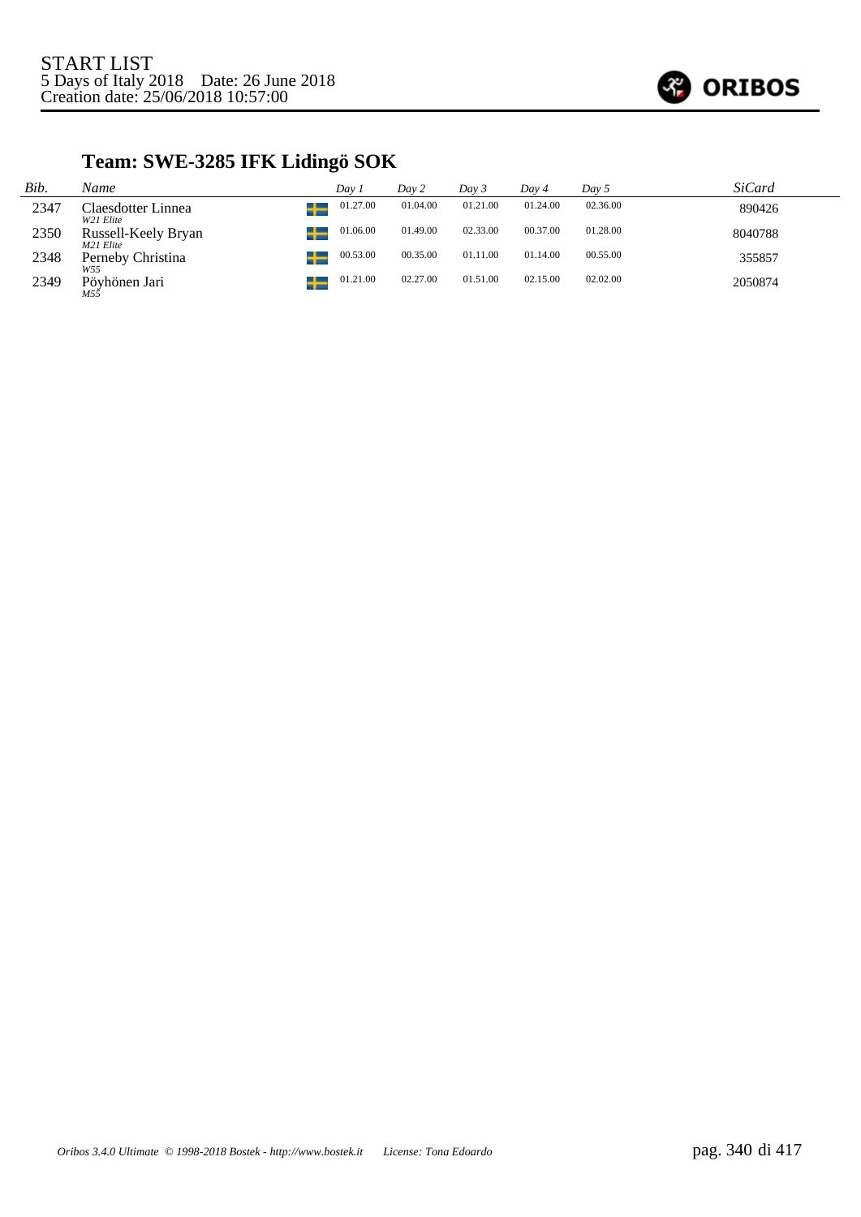START LIST
5 Days of Italy 2018 Date: 26 June 2018
Creation date: 25/06/2018 10:57:00

## Team: SWE-3285 IFK Lidingö SOK

| *Bib.* | *Name* | | *Day 1* | *Day 2* | *Day 3* | *Day 4* | *Day 5* | *SiCard* |
|---|---|---|---|---|---|---|---|---|
| 2347 | Claesdotter Linnea *W21 Elite* | SWE | 01.27.00 | 01.04.00 | 01.21.00 | 01.24.00 | 02.36.00 | 890426 |
| 2350 | Russell-Keely Bryan *M21 Elite* | SWE | 01.06.00 | 01.49.00 | 02.33.00 | 00.37.00 | 01.28.00 | 8040788 |
| 2348 | Perneby Christina *W55* | SWE | 00.53.00 | 00.35.00 | 01.11.00 | 01.14.00 | 00.55.00 | 355857 |
| 2349 | Pöyhönen Jari *M55* | SWE | 01.21.00 | 02.27.00 | 01.51.00 | 02.15.00 | 02.02.00 | 2050874 |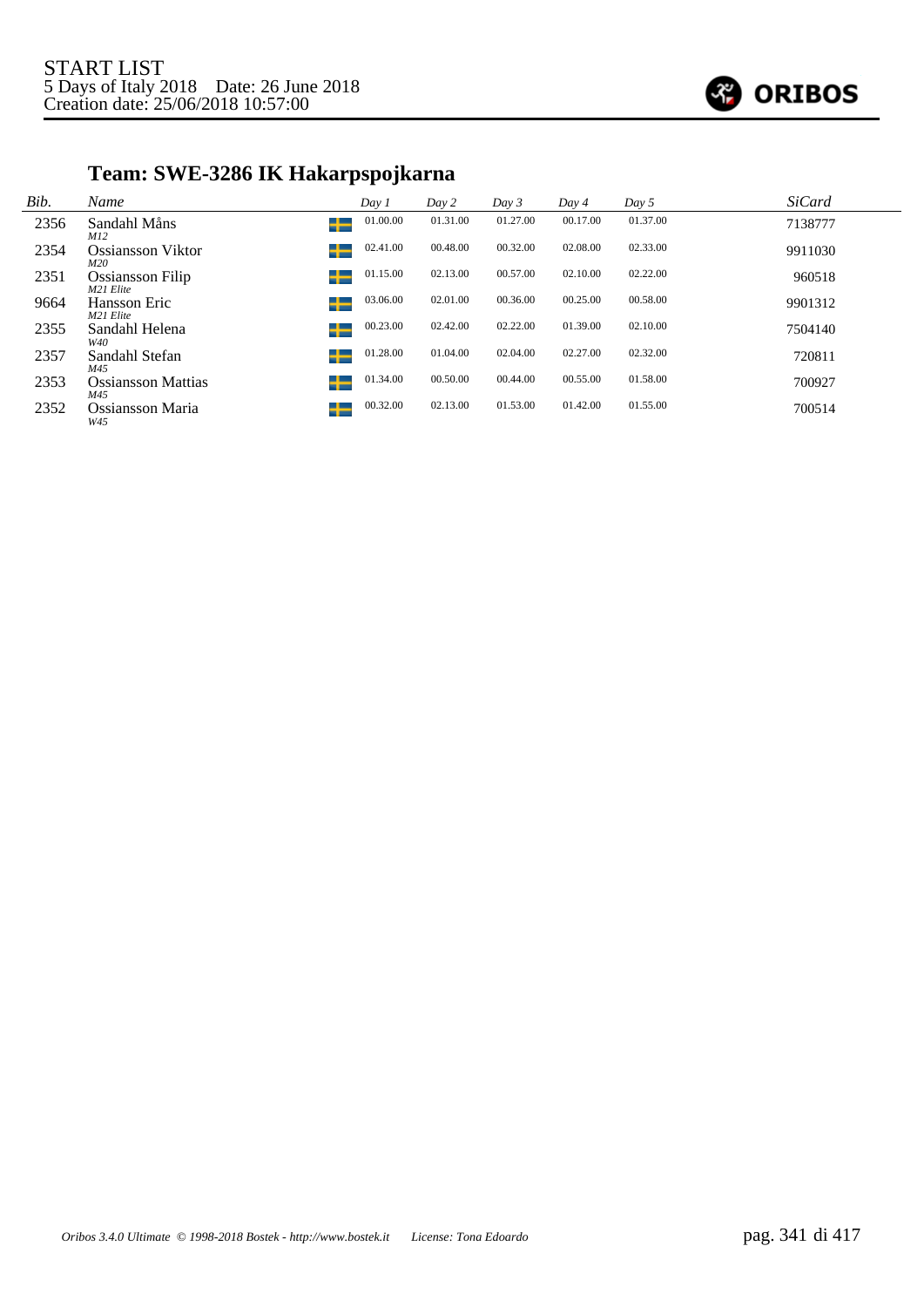START LIST
5 Days of Italy 2018 Date: 26 June 2018
Creation date: 25/06/2018 10:57:00

## Team: SWE-3286 IK Hakarpspojkarna

| Bib. | Name | | Day 1 | Day 2 | Day 3 | Day 4 | Day 5 | SiCard |
|---|---|---|---|---|---|---|---|---|
| 2356 | Sandahl Måns<br>*M12* | SWE | 01.00.00 | 01.31.00 | 01.27.00 | 00.17.00 | 01.37.00 | 7138777 |
| 2354 | Ossiansson Viktor<br>*M20* | SWE | 02.41.00 | 00.48.00 | 00.32.00 | 02.08.00 | 02.33.00 | 9911030 |
| 2351 | Ossiansson Filip<br>*M21 Elite* | SWE | 01.15.00 | 02.13.00 | 00.57.00 | 02.10.00 | 02.22.00 | 960518 |
| 9664 | Hansson Eric<br>*M21 Elite* | SWE | 03.06.00 | 02.01.00 | 00.36.00 | 00.25.00 | 00.58.00 | 9901312 |
| 2355 | Sandahl Helena<br>*W40* | SWE | 00.23.00 | 02.42.00 | 02.22.00 | 01.39.00 | 02.10.00 | 7504140 |
| 2357 | Sandahl Stefan<br>*M45* | SWE | 01.28.00 | 01.04.00 | 02.04.00 | 02.27.00 | 02.32.00 | 720811 |
| 2353 | Ossiansson Mattias<br>*M45* | SWE | 01.34.00 | 00.50.00 | 00.44.00 | 00.55.00 | 01.58.00 | 700927 |
| 2352 | Ossiansson Maria<br>*W45* | SWE | 00.32.00 | 02.13.00 | 01.53.00 | 01.42.00 | 01.55.00 | 700514 |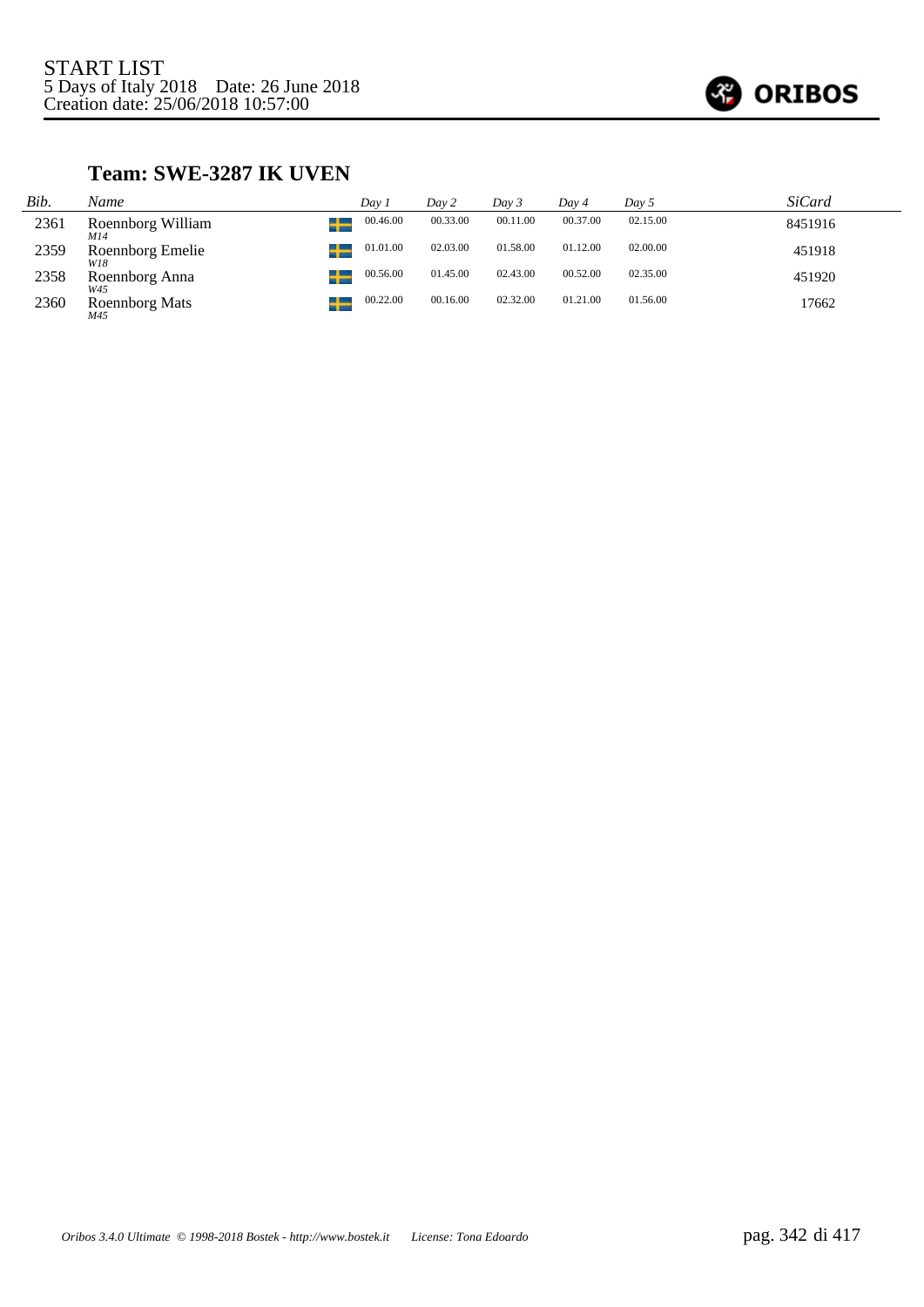START LIST
5 Days of Italy 2018 Date: 26 June 2018
Creation date: 25/06/2018 10:57:00

## Team: SWE-3287 IK UVEN

| Bib. | Name | | Day 1 | Day 2 | Day 3 | Day 4 | Day 5 | SiCard |
|---|---|---|---|---|---|---|---|---|
| 2361 | Roennborg William *M14* | SWE | 00.46.00 | 00.33.00 | 00.11.00 | 00.37.00 | 02.15.00 | 8451916 |
| 2359 | Roennborg Emelie *W18* | SWE | 01.01.00 | 02.03.00 | 01.58.00 | 01.12.00 | 02.00.00 | 451918 |
| 2358 | Roennborg Anna *W45* | SWE | 00.56.00 | 01.45.00 | 02.43.00 | 00.52.00 | 02.35.00 | 451920 |
| 2360 | Roennborg Mats *M45* | SWE | 00.22.00 | 00.16.00 | 02.32.00 | 01.21.00 | 01.56.00 | 17662 |

*Oribos 3.4.0 Ultimate © 1998-2018 Bostek - http://www.bostek.it License: Tona Edoardo*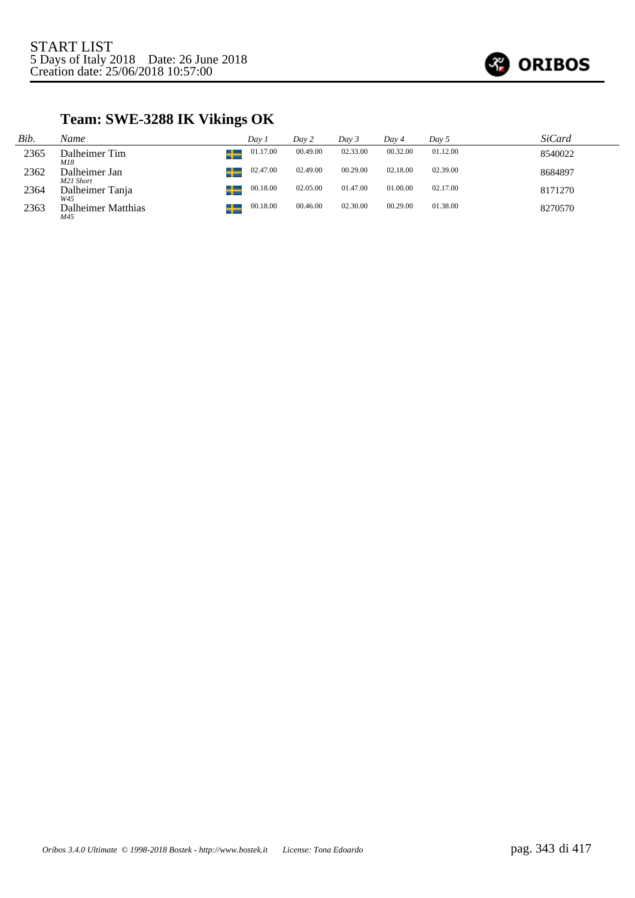START LIST
5 Days of Italy 2018    Date: 26 June 2018
Creation date: 25/06/2018 10:57:00

## Team: SWE-3288 IK Vikings OK

| Bib. | Name | Day 1 | Day 2 | Day 3 | Day 4 | Day 5 | SiCard |
|---|---|---|---|---|---|---|---|
| 2365 | Dalheimer Tim *M18* | 01.17.00 | 00.49.00 | 02.33.00 | 00.32.00 | 01.12.00 | 8540022 |
| 2362 | Dalheimer Jan *M21 Short* | 02.47.00 | 02.49.00 | 00.29.00 | 02.18.00 | 02.39.00 | 8684897 |
| 2364 | Dalheimer Tanja *W45* | 00.18.00 | 02.05.00 | 01.47.00 | 01.00.00 | 02.17.00 | 8171270 |
| 2363 | Dalheimer Matthias *M45* | 00.18.00 | 00.46.00 | 02.30.00 | 00.29.00 | 01.38.00 | 8270570 |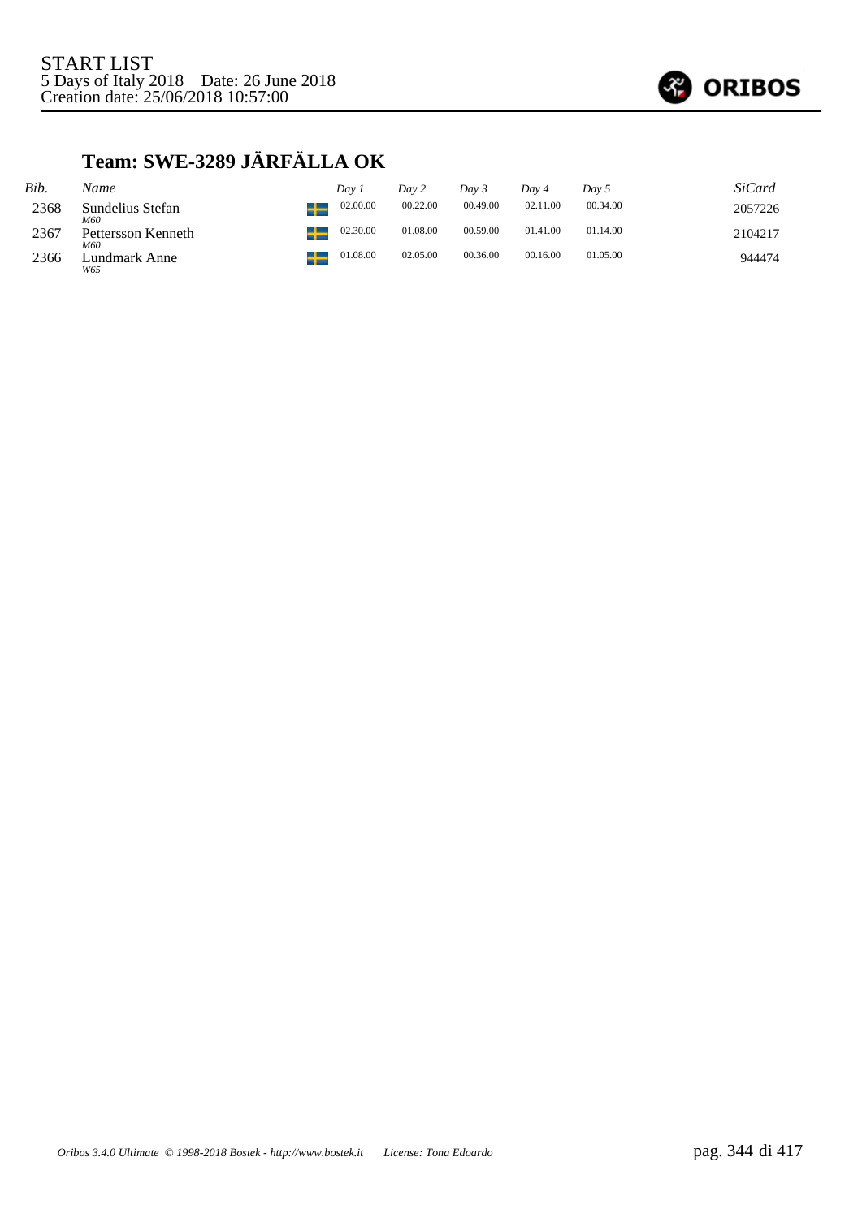START LIST
5 Days of Italy 2018 Date: 26 June 2018
Creation date: 25/06/2018 10:57:00

## Team: SWE-3289 JÄRFÄLLA OK

| Bib. | Name | | Day 1 | Day 2 | Day 3 | Day 4 | Day 5 | SiCard |
|---|---|---|---|---|---|---|---|---|
| 2368 | Sundelius Stefan *M60* | SWE | 02.00.00 | 00.22.00 | 00.49.00 | 02.11.00 | 00.34.00 | 2057226 |
| 2367 | Pettersson Kenneth *M60* | SWE | 02.30.00 | 01.08.00 | 00.59.00 | 01.41.00 | 01.14.00 | 2104217 |
| 2366 | Lundmark Anne *W65* | SWE | 01.08.00 | 02.05.00 | 00.36.00 | 00.16.00 | 01.05.00 | 944474 |

*Oribos 3.4.0 Ultimate © 1998-2018 Bostek - http://www.bostek.it License: Tona Edoardo*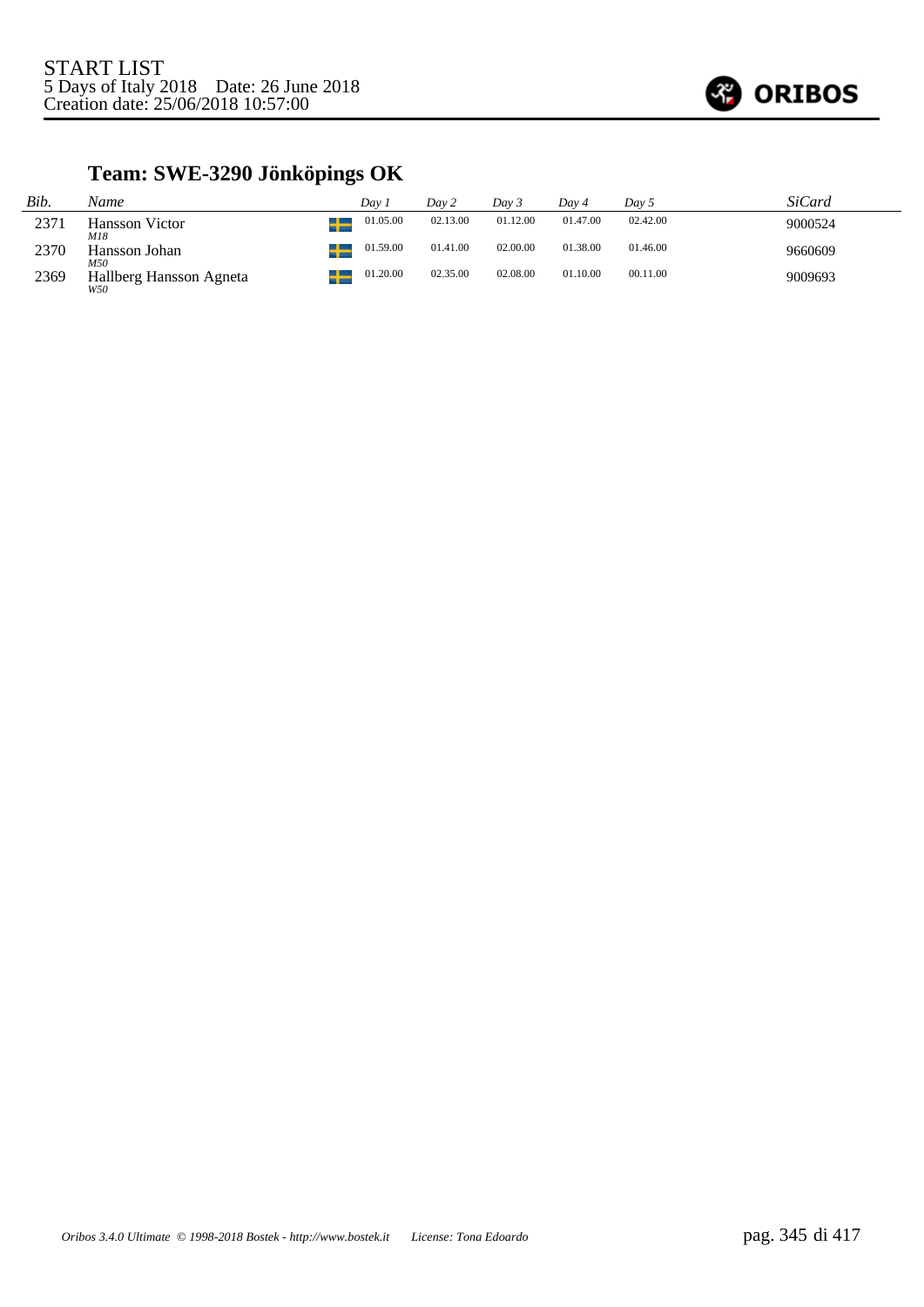START LIST
5 Days of Italy 2018 Date: 26 June 2018
Creation date: 25/06/2018 10:57:00

## Team: SWE-3290 Jönköpings OK

| *Bib.* | *Name* | | *Day 1* | *Day 2* | *Day 3* | *Day 4* | *Day 5* | *SiCard* |
|---|---|---|---|---|---|---|---|---|
| 2371 | Hansson Victor<br>*M18* | SWE | 01.05.00 | 02.13.00 | 01.12.00 | 01.47.00 | 02.42.00 | 9000524 |
| 2370 | Hansson Johan<br>*M50* | SWE | 01.59.00 | 01.41.00 | 02.00.00 | 01.38.00 | 01.46.00 | 9660609 |
| 2369 | Hallberg Hansson Agneta<br>*W50* | SWE | 01.20.00 | 02.35.00 | 02.08.00 | 01.10.00 | 00.11.00 | 9009693 |

*Oribos 3.4.0 Ultimate © 1998-2018 Bostek - http://www.bostek.it License: Tona Edoardo*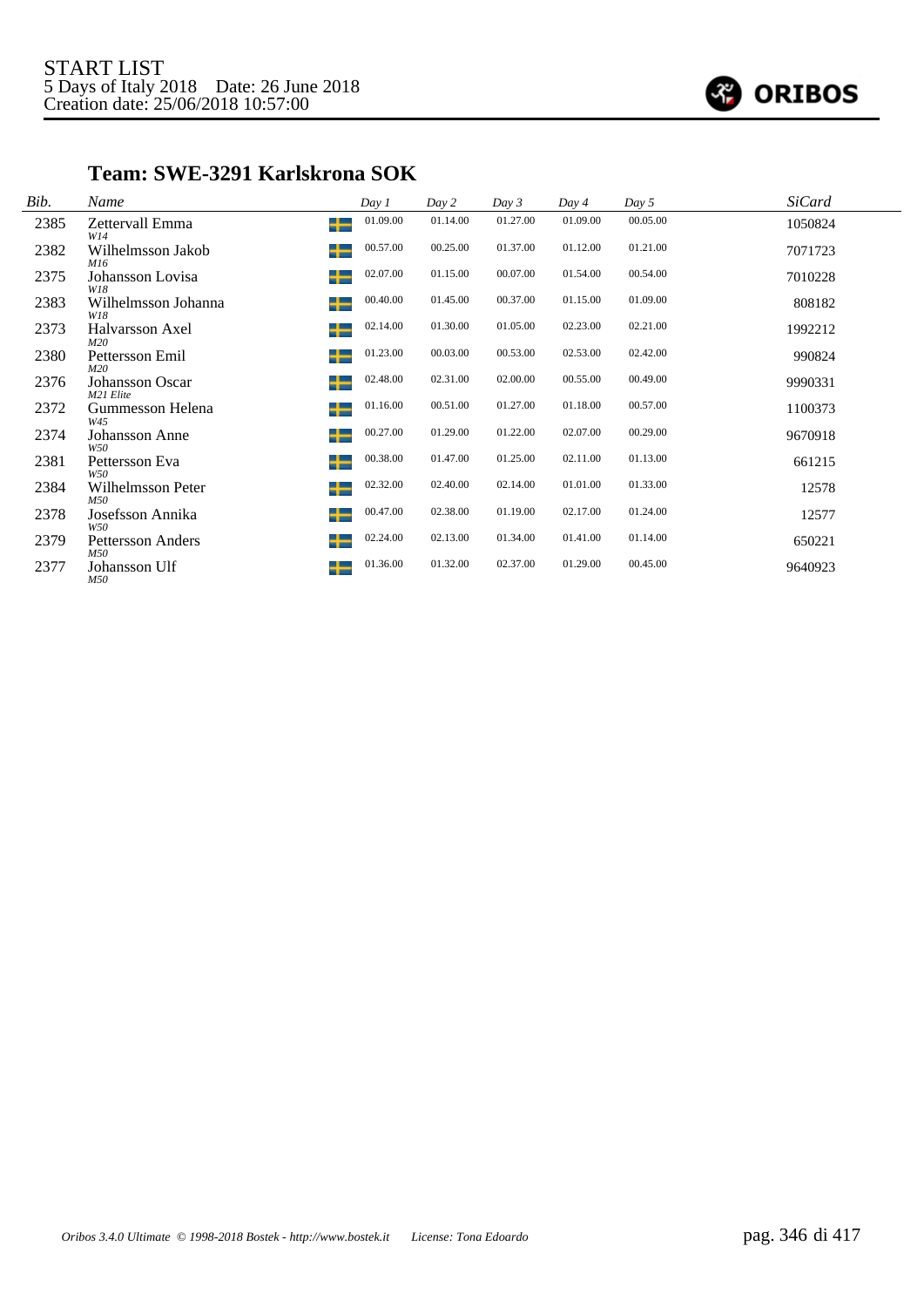START LIST
5 Days of Italy 2018 Date: 26 June 2018
Creation date: 25/06/2018 10:57:00

ORIBOS

## Team: SWE-3291 Karlskrona SOK

| Bib. | Name | | Day 1 | Day 2 | Day 3 | Day 4 | Day 5 | SiCard |
|---|---|---|---|---|---|---|---|---|
| 2385 | Zettervall Emma<br>*W14* | SWE | 01.09.00 | 01.14.00 | 01.27.00 | 01.09.00 | 00.05.00 | 1050824 |
| 2382 | Wilhelmsson Jakob<br>*M16* | SWE | 00.57.00 | 00.25.00 | 01.37.00 | 01.12.00 | 01.21.00 | 7071723 |
| 2375 | Johansson Lovisa<br>*W18* | SWE | 02.07.00 | 01.15.00 | 00.07.00 | 01.54.00 | 00.54.00 | 7010228 |
| 2383 | Wilhelmsson Johanna<br>*W18* | SWE | 00.40.00 | 01.45.00 | 00.37.00 | 01.15.00 | 01.09.00 | 808182 |
| 2373 | Halvarsson Axel<br>*M20* | SWE | 02.14.00 | 01.30.00 | 01.05.00 | 02.23.00 | 02.21.00 | 1992212 |
| 2380 | Pettersson Emil<br>*M20* | SWE | 01.23.00 | 00.03.00 | 00.53.00 | 02.53.00 | 02.42.00 | 990824 |
| 2376 | Johansson Oscar<br>*M21 Elite* | SWE | 02.48.00 | 02.31.00 | 02.00.00 | 00.55.00 | 00.49.00 | 9990331 |
| 2372 | Gummesson Helena<br>*W45* | SWE | 01.16.00 | 00.51.00 | 01.27.00 | 01.18.00 | 00.57.00 | 1100373 |
| 2374 | Johansson Anne<br>*W50* | SWE | 00.27.00 | 01.29.00 | 01.22.00 | 02.07.00 | 00.29.00 | 9670918 |
| 2381 | Pettersson Eva<br>*W50* | SWE | 00.38.00 | 01.47.00 | 01.25.00 | 02.11.00 | 01.13.00 | 661215 |
| 2384 | Wilhelmsson Peter<br>*M50* | SWE | 02.32.00 | 02.40.00 | 02.14.00 | 01.01.00 | 01.33.00 | 12578 |
| 2378 | Josefsson Annika<br>*W50* | SWE | 00.47.00 | 02.38.00 | 01.19.00 | 02.17.00 | 01.24.00 | 12577 |
| 2379 | Pettersson Anders<br>*M50* | SWE | 02.24.00 | 02.13.00 | 01.34.00 | 01.41.00 | 01.14.00 | 650221 |
| 2377 | Johansson Ulf<br>*M50* | SWE | 01.36.00 | 01.32.00 | 02.37.00 | 01.29.00 | 00.45.00 | 9640923 |

*Oribos 3.4.0 Ultimate © 1998-2018 Bostek - http://www.bostek.it License: Tona Edoardo*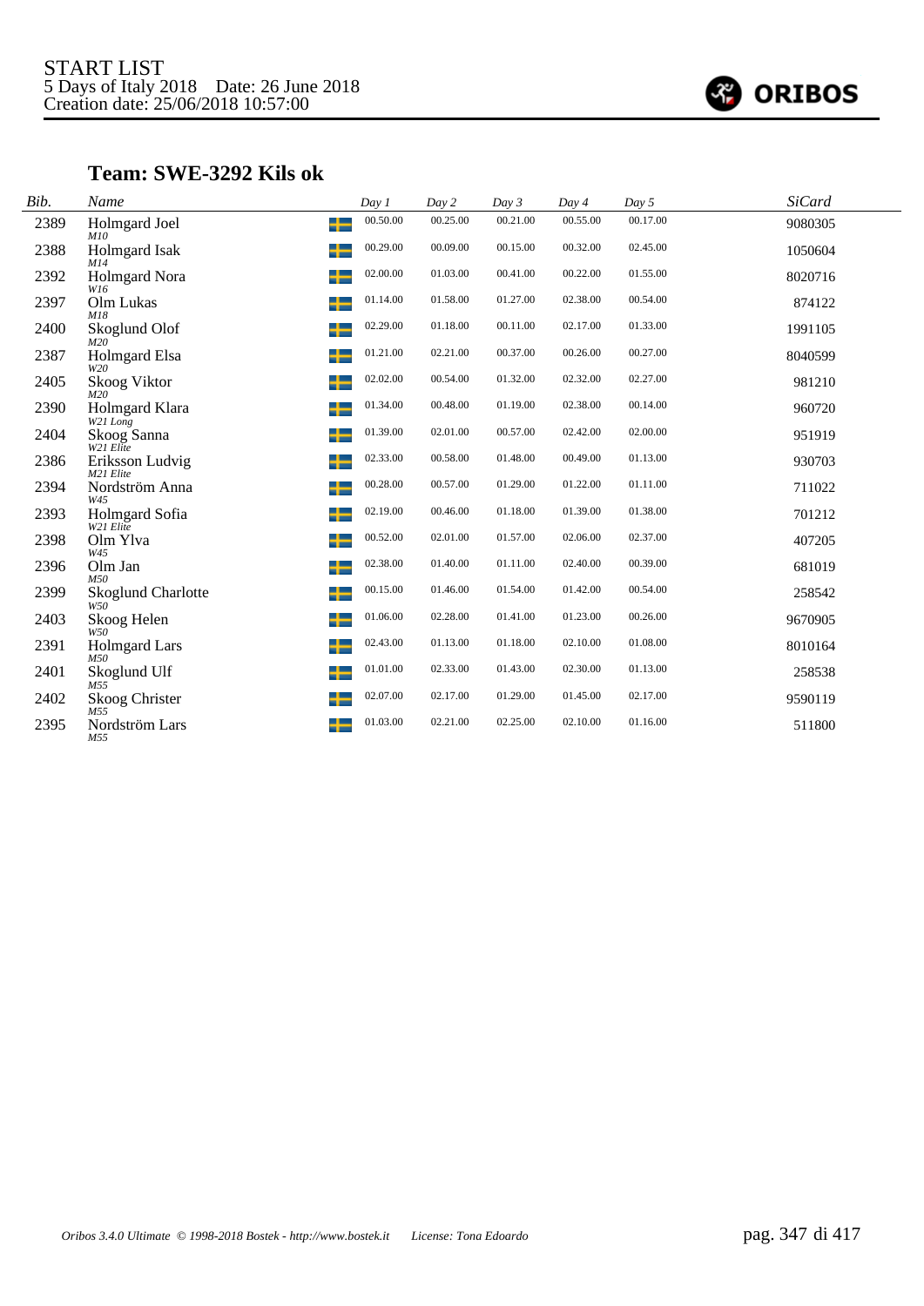START LIST
5 Days of Italy 2018 Date: 26 June 2018
Creation date: 25/06/2018 10:57:00

## Team: SWE-3292 Kils ok

| Bib. | Name | | Day 1 | Day 2 | Day 3 | Day 4 | Day 5 | SiCard |
|---|---|---|---|---|---|---|---|---|
| 2389 | Holmgard Joel *M10* | SWE | 00.50.00 | 00.25.00 | 00.21.00 | 00.55.00 | 00.17.00 | 9080305 |
| 2388 | Holmgard Isak *M14* | SWE | 00.29.00 | 00.09.00 | 00.15.00 | 00.32.00 | 02.45.00 | 1050604 |
| 2392 | Holmgard Nora *W16* | SWE | 02.00.00 | 01.03.00 | 00.41.00 | 00.22.00 | 01.55.00 | 8020716 |
| 2397 | Olm Lukas *M18* | SWE | 01.14.00 | 01.58.00 | 01.27.00 | 02.38.00 | 00.54.00 | 874122 |
| 2400 | Skoglund Olof *M20* | SWE | 02.29.00 | 01.18.00 | 00.11.00 | 02.17.00 | 01.33.00 | 1991105 |
| 2387 | Holmgard Elsa *W20* | SWE | 01.21.00 | 02.21.00 | 00.37.00 | 00.26.00 | 00.27.00 | 8040599 |
| 2405 | Skoog Viktor *M20* | SWE | 02.02.00 | 00.54.00 | 01.32.00 | 02.32.00 | 02.27.00 | 981210 |
| 2390 | Holmgard Klara *W21 Long* | SWE | 01.34.00 | 00.48.00 | 01.19.00 | 02.38.00 | 00.14.00 | 960720 |
| 2404 | Skoog Sanna *W21 Elite* | SWE | 01.39.00 | 02.01.00 | 00.57.00 | 02.42.00 | 02.00.00 | 951919 |
| 2386 | Eriksson Ludvig *M21 Elite* | SWE | 02.33.00 | 00.58.00 | 01.48.00 | 00.49.00 | 01.13.00 | 930703 |
| 2394 | Nordström Anna *W45* | SWE | 00.28.00 | 00.57.00 | 01.29.00 | 01.22.00 | 01.11.00 | 711022 |
| 2393 | Holmgard Sofia *W21 Elite* | SWE | 02.19.00 | 00.46.00 | 01.18.00 | 01.39.00 | 01.38.00 | 701212 |
| 2398 | Olm Ylva *W45* | SWE | 00.52.00 | 02.01.00 | 01.57.00 | 02.06.00 | 02.37.00 | 407205 |
| 2396 | Olm Jan *M50* | SWE | 02.38.00 | 01.40.00 | 01.11.00 | 02.40.00 | 00.39.00 | 681019 |
| 2399 | Skoglund Charlotte *W50* | SWE | 00.15.00 | 01.46.00 | 01.54.00 | 01.42.00 | 00.54.00 | 258542 |
| 2403 | Skoog Helen *W50* | SWE | 01.06.00 | 02.28.00 | 01.41.00 | 01.23.00 | 00.26.00 | 9670905 |
| 2391 | Holmgard Lars *M50* | SWE | 02.43.00 | 01.13.00 | 01.18.00 | 02.10.00 | 01.08.00 | 8010164 |
| 2401 | Skoglund Ulf *M55* | SWE | 01.01.00 | 02.33.00 | 01.43.00 | 02.30.00 | 01.13.00 | 258538 |
| 2402 | Skoog Christer *M55* | SWE | 02.07.00 | 02.17.00 | 01.29.00 | 01.45.00 | 02.17.00 | 9590119 |
| 2395 | Nordström Lars *M55* | SWE | 01.03.00 | 02.21.00 | 02.25.00 | 02.10.00 | 01.16.00 | 511800 |

*Oribos 3.4.0 Ultimate © 1998-2018 Bostek - http://www.bostek.it License: Tona Edoardo*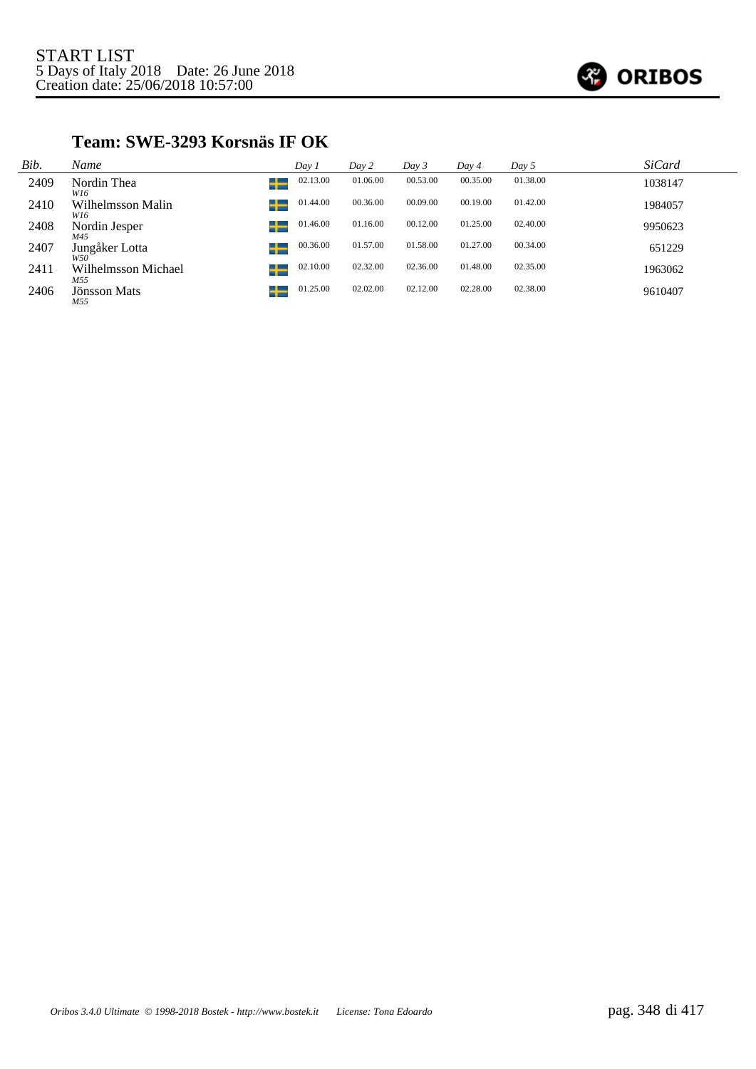START LIST
5 Days of Italy 2018 Date: 26 June 2018
Creation date: 25/06/2018 10:57:00

## Team: SWE-3293 Korsnäs IF OK

| Bib. | Name | | Day 1 | Day 2 | Day 3 | Day 4 | Day 5 | SiCard |
|---|---|---|---|---|---|---|---|---|
| 2409 | Nordin Thea *W16* | SWE | 02.13.00 | 01.06.00 | 00.53.00 | 00.35.00 | 01.38.00 | 1038147 |
| 2410 | Wilhelmsson Malin *W16* | SWE | 01.44.00 | 00.36.00 | 00.09.00 | 00.19.00 | 01.42.00 | 1984057 |
| 2408 | Nordin Jesper *M45* | SWE | 01.46.00 | 01.16.00 | 00.12.00 | 01.25.00 | 02.40.00 | 9950623 |
| 2407 | Jungåker Lotta *W50* | SWE | 00.36.00 | 01.57.00 | 01.58.00 | 01.27.00 | 00.34.00 | 651229 |
| 2411 | Wilhelmsson Michael *M55* | SWE | 02.10.00 | 02.32.00 | 02.36.00 | 01.48.00 | 02.35.00 | 1963062 |
| 2406 | Jönsson Mats *M55* | SWE | 01.25.00 | 02.02.00 | 02.12.00 | 02.28.00 | 02.38.00 | 9610407 |

*Oribos 3.4.0 Ultimate © 1998-2018 Bostek - http://www.bostek.it License: Tona Edoardo*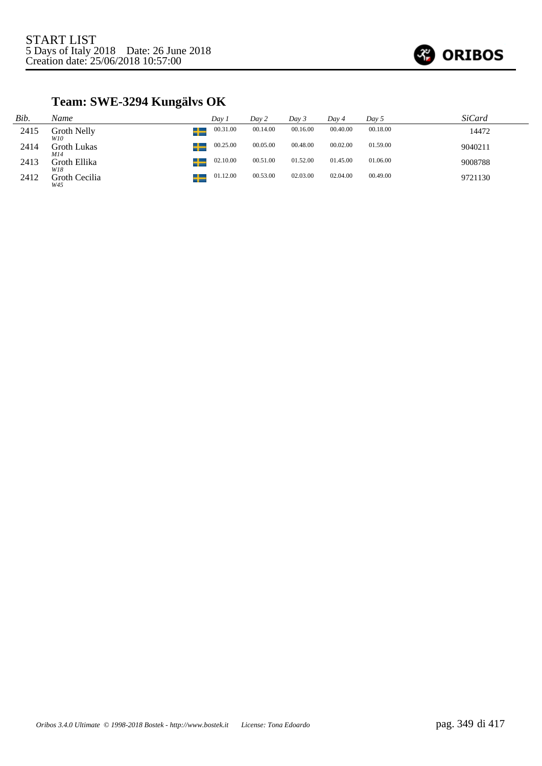START LIST
5 Days of Italy 2018 Date: 26 June 2018
Creation date: 25/06/2018 10:57:00

## Team: SWE-3294 Kungälvs OK

| Bib. | Name | Day 1 | Day 2 | Day 3 | Day 4 | Day 5 | SiCard |
|---|---|---|---|---|---|---|---|
| 2415 | Groth Nelly *W10* | 00.31.00 | 00.14.00 | 00.16.00 | 00.40.00 | 00.18.00 | 14472 |
| 2414 | Groth Lukas *M14* | 00.25.00 | 00.05.00 | 00.48.00 | 00.02.00 | 01.59.00 | 9040211 |
| 2413 | Groth Ellika *W18* | 02.10.00 | 00.51.00 | 01.52.00 | 01.45.00 | 01.06.00 | 9008788 |
| 2412 | Groth Cecilia *W45* | 01.12.00 | 00.53.00 | 02.03.00 | 02.04.00 | 00.49.00 | 9721130 |

*Oribos 3.4.0 Ultimate © 1998-2018 Bostek - http://www.bostek.it License: Tona Edoardo*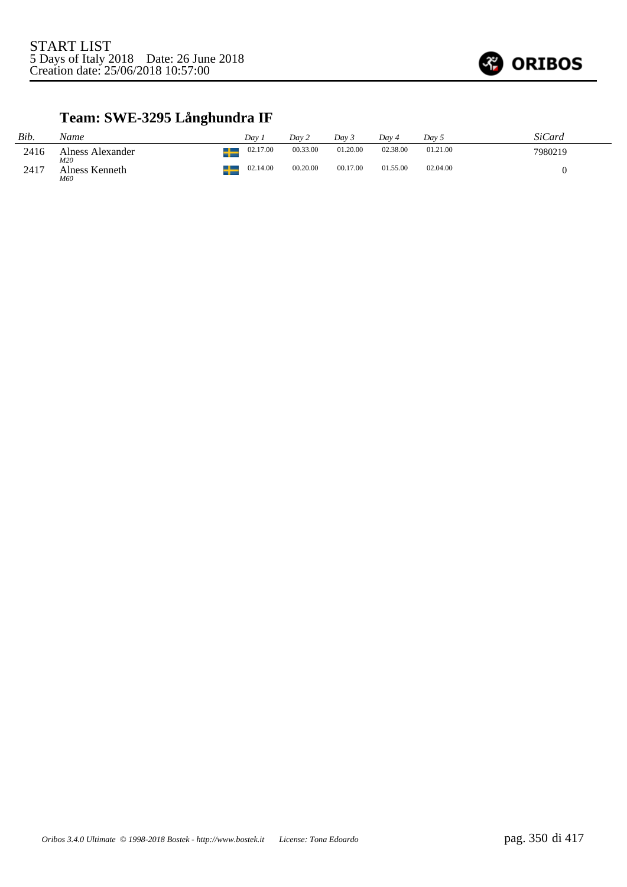START LIST
5 Days of Italy 2018 Date: 26 June 2018
Creation date: 25/06/2018 10:57:00

## Team: SWE-3295 Långhundra IF

| *Bib.* | *Name* | | *Day 1* | *Day 2* | *Day 3* | *Day 4* | *Day 5* | *SiCard* |
|---|---|---|---|---|---|---|---|---|
| 2416 | Alness Alexander *M20* | SWE | 02.17.00 | 00.33.00 | 01.20.00 | 02.38.00 | 01.21.00 | 7980219 |
| 2417 | Alness Kenneth *M60* | SWE | 02.14.00 | 00.20.00 | 00.17.00 | 01.55.00 | 02.04.00 | 0 |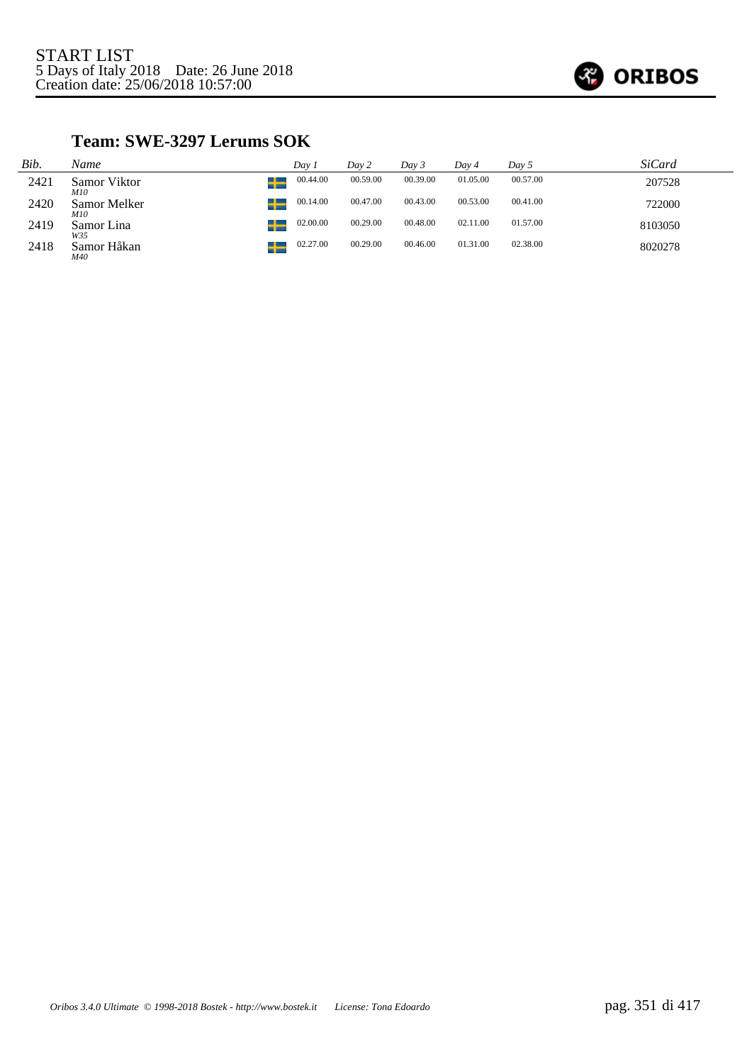START LIST
5 Days of Italy 2018 Date: 26 June 2018
Creation date: 25/06/2018 10:57:00

ORIBOS

### Team: SWE-3297 Lerums SOK

| *Bib.* | *Name* | | *Day 1* | *Day 2* | *Day 3* | *Day 4* | *Day 5* | *SiCard* |
|---|---|---|---|---|---|---|---|---|
| 2421 | Samor Viktor *M10* | | 00.44.00 | 00.59.00 | 00.39.00 | 01.05.00 | 00.57.00 | 207528 |
| 2420 | Samor Melker *M10* | | 00.14.00 | 00.47.00 | 00.43.00 | 00.53.00 | 00.41.00 | 722000 |
| 2419 | Samor Lina *W35* | | 02.00.00 | 00.29.00 | 00.48.00 | 02.11.00 | 01.57.00 | 8103050 |
| 2418 | Samor Håkan *M40* | | 02.27.00 | 00.29.00 | 00.46.00 | 01.31.00 | 02.38.00 | 8020278 |

*Oribos 3.4.0 Ultimate © 1998-2018 Bostek - http://www.bostek.it License: Tona Edoardo*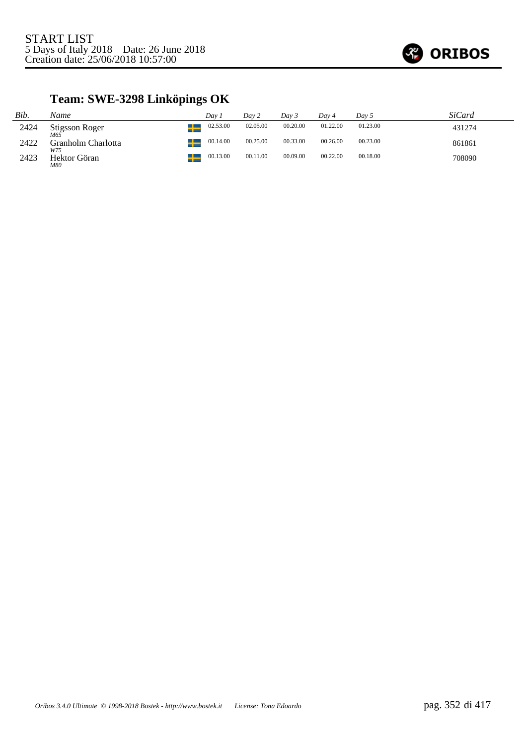START LIST
5 Days of Italy 2018 Date: 26 June 2018
Creation date: 25/06/2018 10:57:00

## Team: SWE-3298 Linköpings OK

| Bib. | Name | Day 1 | Day 2 | Day 3 | Day 4 | Day 5 | SiCard |
|---|---|---|---|---|---|---|---|
| 2424 | Stigsson Roger *M65* | 02.53.00 | 02.05.00 | 00.20.00 | 01.22.00 | 01.23.00 | 431274 |
| 2422 | Granholm Charlotta *W75* | 00.14.00 | 00.25.00 | 00.33.00 | 00.26.00 | 00.23.00 | 861861 |
| 2423 | Hektor Göran *M80* | 00.13.00 | 00.11.00 | 00.09.00 | 00.22.00 | 00.18.00 | 708090 |

*Oribos 3.4.0 Ultimate © 1998-2018 Bostek - http://www.bostek.it License: Tona Edoardo*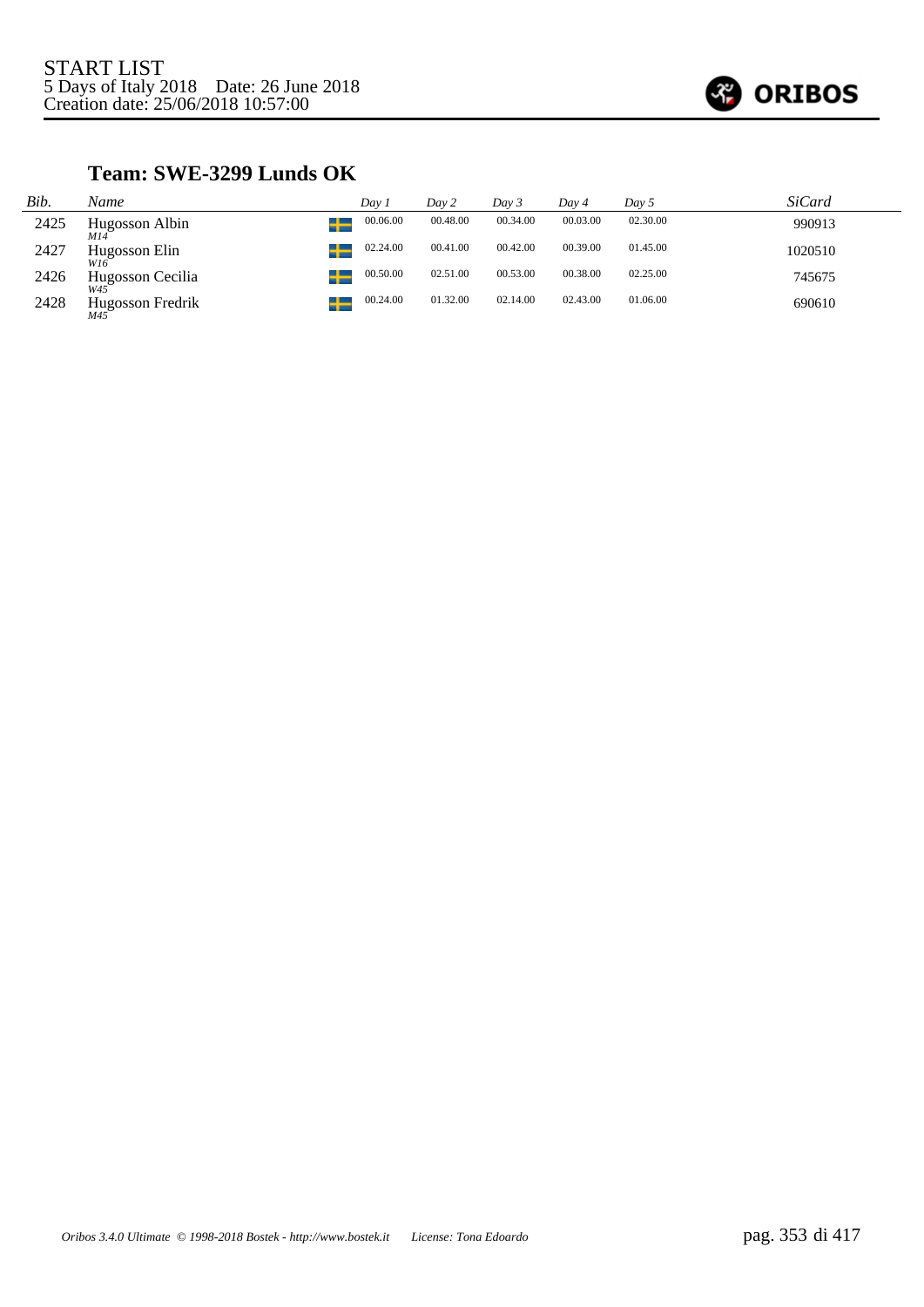START LIST
5 Days of Italy 2018    Date: 26 June 2018
Creation date: 25/06/2018 10:57:00

ORIBOS

## Team: SWE-3299 Lunds OK

| Bib. | Name | | Day 1 | Day 2 | Day 3 | Day 4 | Day 5 | SiCard |
|---|---|---|---|---|---|---|---|---|
| 2425 | Hugosson Albin *M14* | SWE | 00.06.00 | 00.48.00 | 00.34.00 | 00.03.00 | 02.30.00 | 990913 |
| 2427 | Hugosson Elin *W16* | SWE | 02.24.00 | 00.41.00 | 00.42.00 | 00.39.00 | 01.45.00 | 1020510 |
| 2426 | Hugosson Cecilia *W45* | SWE | 00.50.00 | 02.51.00 | 00.53.00 | 00.38.00 | 02.25.00 | 745675 |
| 2428 | Hugosson Fredrik *M45* | SWE | 00.24.00 | 01.32.00 | 02.14.00 | 02.43.00 | 01.06.00 | 690610 |

*Oribos 3.4.0 Ultimate © 1998-2018 Bostek - http://www.bostek.it    License: Tona Edoardo*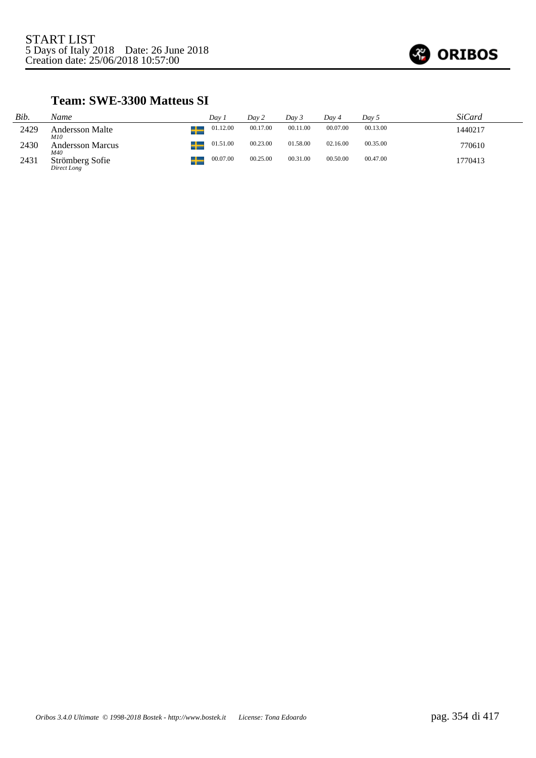START LIST
5 Days of Italy 2018 Date: 26 June 2018
Creation date: 25/06/2018 10:57:00

## Team: SWE-3300 Matteus SI

| Bib. | Name | | Day 1 | Day 2 | Day 3 | Day 4 | Day 5 | SiCard |
|---|---|---|---|---|---|---|---|---|
| 2429 | Andersson Malte<br>*M10* | SWE | 01.12.00 | 00.17.00 | 00.11.00 | 00.07.00 | 00.13.00 | 1440217 |
| 2430 | Andersson Marcus<br>*M40* | SWE | 01.51.00 | 00.23.00 | 01.58.00 | 02.16.00 | 00.35.00 | 770610 |
| 2431 | Strömberg Sofie<br>*Direct Long* | SWE | 00.07.00 | 00.25.00 | 00.31.00 | 00.50.00 | 00.47.00 | 1770413 |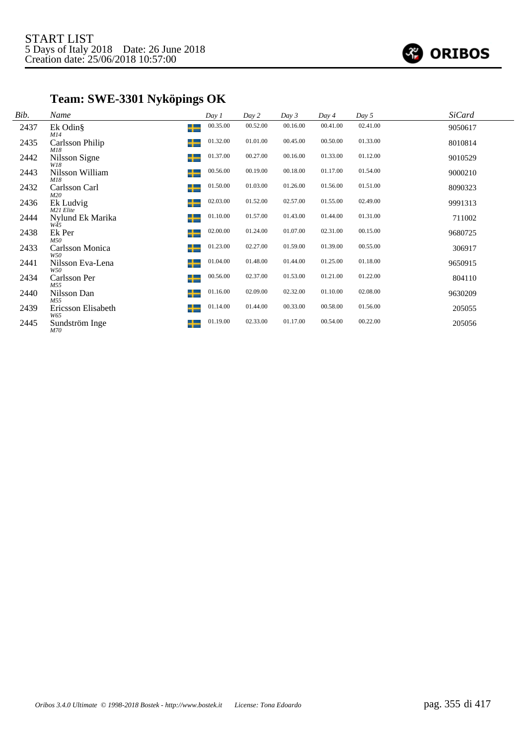START LIST
5 Days of Italy 2018 Date: 26 June 2018
Creation date: 25/06/2018 10:57:00

## Team: SWE-3301 Nyköpings OK

| Bib. | Name | | Day 1 | Day 2 | Day 3 | Day 4 | Day 5 | SiCard |
|---|---|---|---|---|---|---|---|---|
| 2437 | Ek Odin§ *M14* | SWE | 00.35.00 | 00.52.00 | 00.16.00 | 00.41.00 | 02.41.00 | 9050617 |
| 2435 | Carlsson Philip *M18* | SWE | 01.32.00 | 01.01.00 | 00.45.00 | 00.50.00 | 01.33.00 | 8010814 |
| 2442 | Nilsson Signe *W18* | SWE | 01.37.00 | 00.27.00 | 00.16.00 | 01.33.00 | 01.12.00 | 9010529 |
| 2443 | Nilsson William *M18* | SWE | 00.56.00 | 00.19.00 | 00.18.00 | 01.17.00 | 01.54.00 | 9000210 |
| 2432 | Carlsson Carl *M20* | SWE | 01.50.00 | 01.03.00 | 01.26.00 | 01.56.00 | 01.51.00 | 8090323 |
| 2436 | Ek Ludvig *M21 Elite* | SWE | 02.03.00 | 01.52.00 | 02.57.00 | 01.55.00 | 02.49.00 | 9991313 |
| 2444 | Nylund Ek Marika *W45* | SWE | 01.10.00 | 01.57.00 | 01.43.00 | 01.44.00 | 01.31.00 | 711002 |
| 2438 | Ek Per *M50* | SWE | 02.00.00 | 01.24.00 | 01.07.00 | 02.31.00 | 00.15.00 | 9680725 |
| 2433 | Carlsson Monica *W50* | SWE | 01.23.00 | 02.27.00 | 01.59.00 | 01.39.00 | 00.55.00 | 306917 |
| 2441 | Nilsson Eva-Lena *W50* | SWE | 01.04.00 | 01.48.00 | 01.44.00 | 01.25.00 | 01.18.00 | 9650915 |
| 2434 | Carlsson Per *M55* | SWE | 00.56.00 | 02.37.00 | 01.53.00 | 01.21.00 | 01.22.00 | 804110 |
| 2440 | Nilsson Dan *M55* | SWE | 01.16.00 | 02.09.00 | 02.32.00 | 01.10.00 | 02.08.00 | 9630209 |
| 2439 | Ericsson Elisabeth *W65* | SWE | 01.14.00 | 01.44.00 | 00.33.00 | 00.58.00 | 01.56.00 | 205055 |
| 2445 | Sundström Inge *M70* | SWE | 01.19.00 | 02.33.00 | 01.17.00 | 00.54.00 | 00.22.00 | 205056 |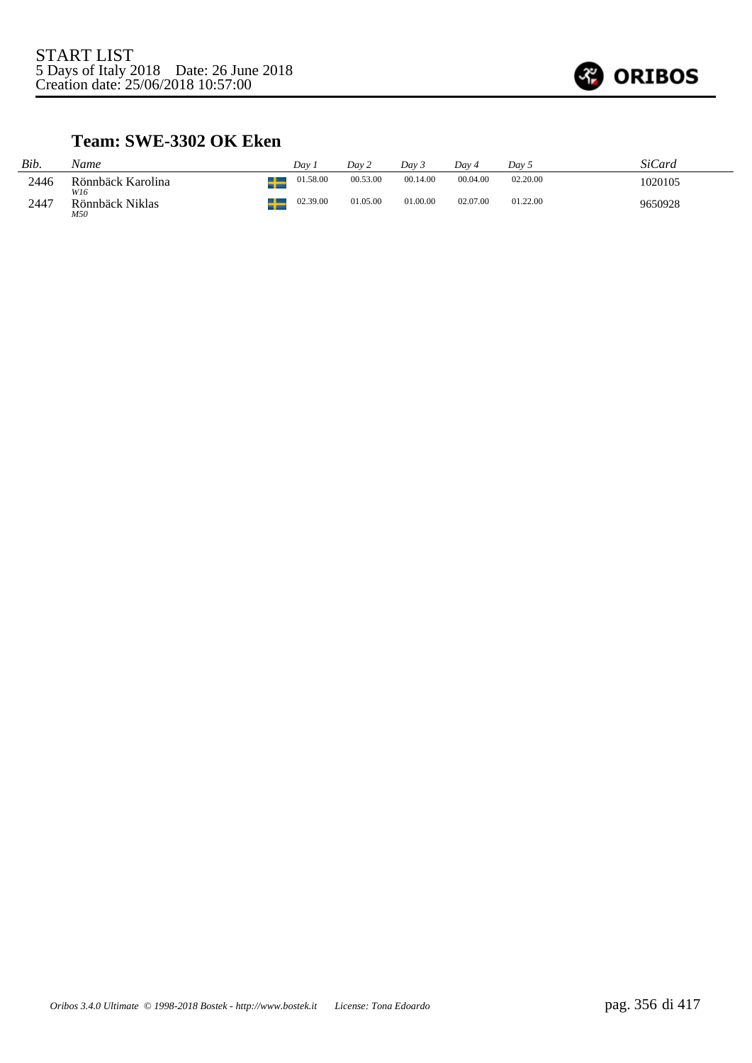START LIST
5 Days of Italy 2018    Date: 26 June 2018
Creation date: 25/06/2018 10:57:00

## Team: SWE-3302 OK Eken

| Bib. | Name | | Day 1 | Day 2 | Day 3 | Day 4 | Day 5 | SiCard |
|---|---|---|---|---|---|---|---|---|
| 2446 | Rönnbäck Karolina<br>*W16* | | 01.58.00 | 00.53.00 | 00.14.00 | 00.04.00 | 02.20.00 | 1020105 |
| 2447 | Rönnbäck Niklas<br>*M50* | | 02.39.00 | 01.05.00 | 01.00.00 | 02.07.00 | 01.22.00 | 9650928 |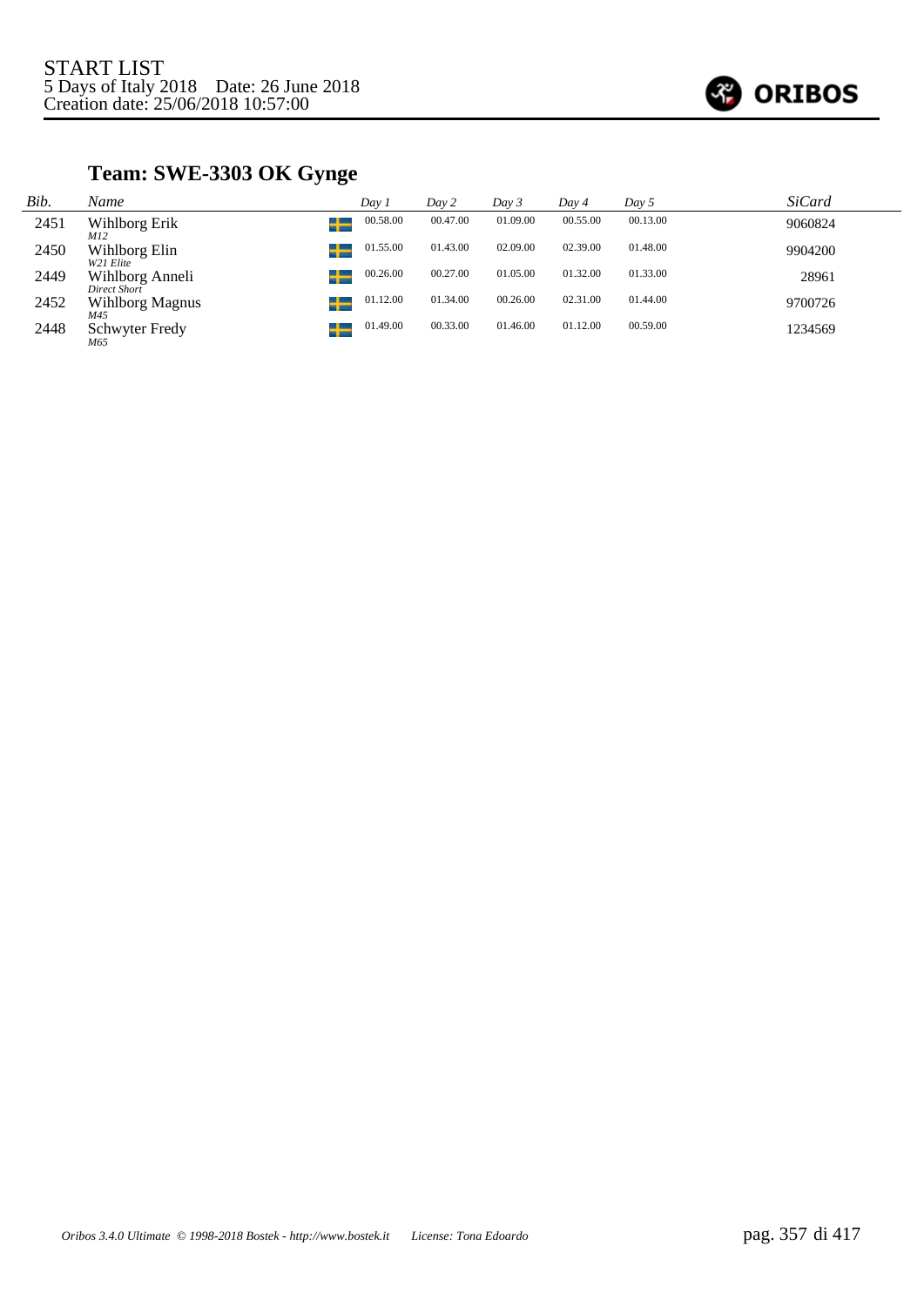START LIST
5 Days of Italy 2018    Date: 26 June 2018
Creation date: 25/06/2018 10:57:00

## Team: SWE-3303 OK Gynge

| Bib. | Name | Day 1 | Day 2 | Day 3 | Day 4 | Day 5 | SiCard |
|---|---|---|---|---|---|---|---|
| 2451 | Wihlborg Erik *M12* | 00.58.00 | 00.47.00 | 01.09.00 | 00.55.00 | 00.13.00 | 9060824 |
| 2450 | Wihlborg Elin *W21 Elite* | 01.55.00 | 01.43.00 | 02.09.00 | 02.39.00 | 01.48.00 | 9904200 |
| 2449 | Wihlborg Anneli *Direct Short* | 00.26.00 | 00.27.00 | 01.05.00 | 01.32.00 | 01.33.00 | 28961 |
| 2452 | Wihlborg Magnus *M45* | 01.12.00 | 01.34.00 | 00.26.00 | 02.31.00 | 01.44.00 | 9700726 |
| 2448 | Schwyter Fredy *M65* | 01.49.00 | 00.33.00 | 01.46.00 | 01.12.00 | 00.59.00 | 1234569 |

*Oribos 3.4.0 Ultimate © 1998-2018 Bostek - http://www.bostek.it    License: Tona Edoardo*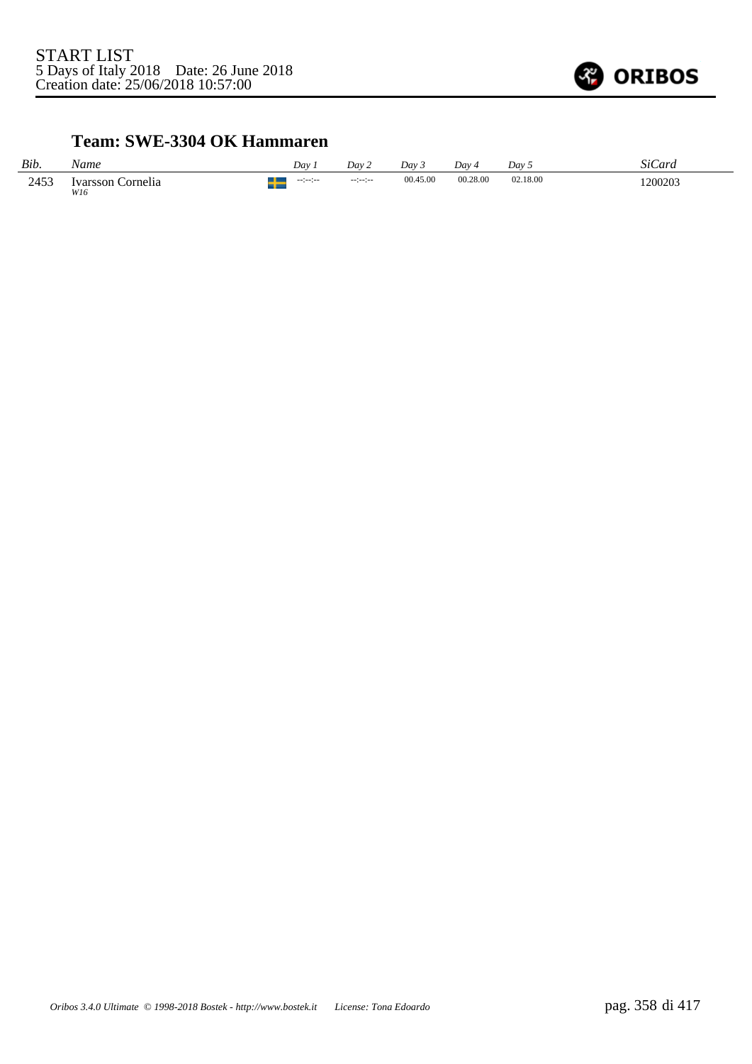START LIST
5 Days of Italy 2018 Date: 26 June 2018
Creation date: 25/06/2018 10:57:00

### Team: SWE-3304 OK Hammaren

| *Bib.* | *Name* | | *Day 1* | *Day 2* | *Day 3* | *Day 4* | *Day 5* | *SiCard* |
|---|---|---|---|---|---|---|---|---|
| 2453 | Ivarsson Cornelia *W16* | SWE | --:--:-- | --:--:-- | 00.45.00 | 00.28.00 | 02.18.00 | 1200203 |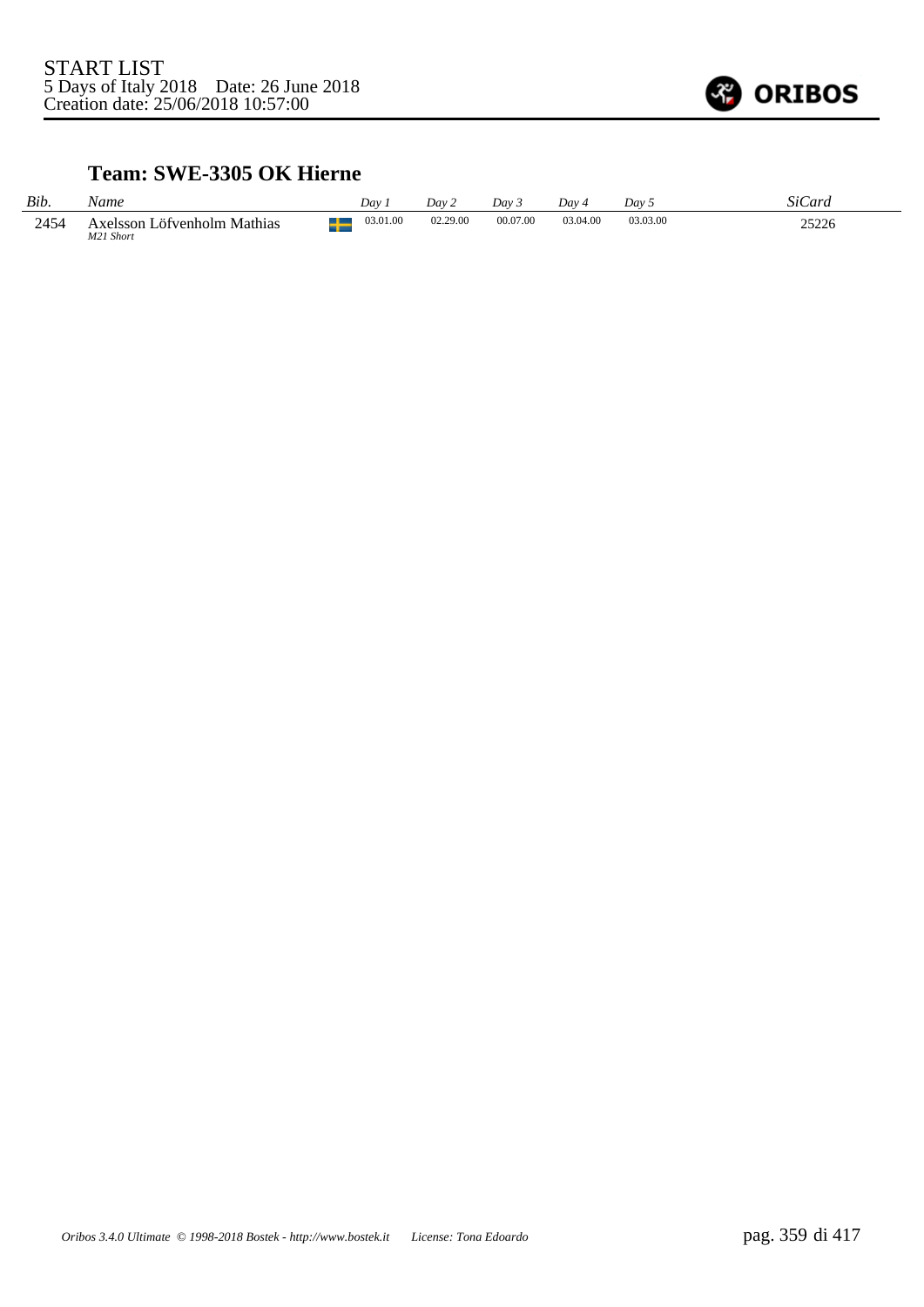START LIST
5 Days of Italy 2018 Date: 26 June 2018
Creation date: 25/06/2018 10:57:00

## Team: SWE-3305 OK Hierne

| *Bib.* | *Name* | | *Day 1* | *Day 2* | *Day 3* | *Day 4* | *Day 5* | *SiCard* |
|---|---|---|---|---|---|---|---|---|
| 2454 | Axelsson Löfvenholm Mathias *M21 Short* | SWE | 03.01.00 | 02.29.00 | 00.07.00 | 03.04.00 | 03.03.00 | 25226 |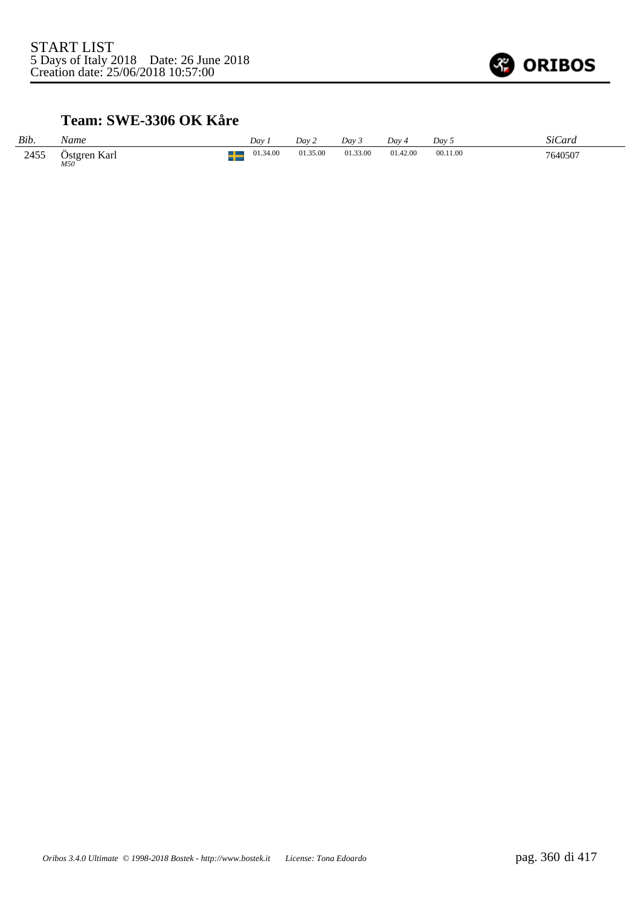START LIST
5 Days of Italy 2018    Date: 26 June 2018
Creation date: 25/06/2018 10:57:00

## Team: SWE-3306 OK Kåre

| *Bib.* | *Name* | | *Day 1* | *Day 2* | *Day 3* | *Day 4* | *Day 5* | *SiCard* |
|---|---|---|---|---|---|---|---|---|
| 2455 | Östgren Karl *M50* | | 01.34.00 | 01.35.00 | 01.33.00 | 01.42.00 | 00.11.00 | 7640507 |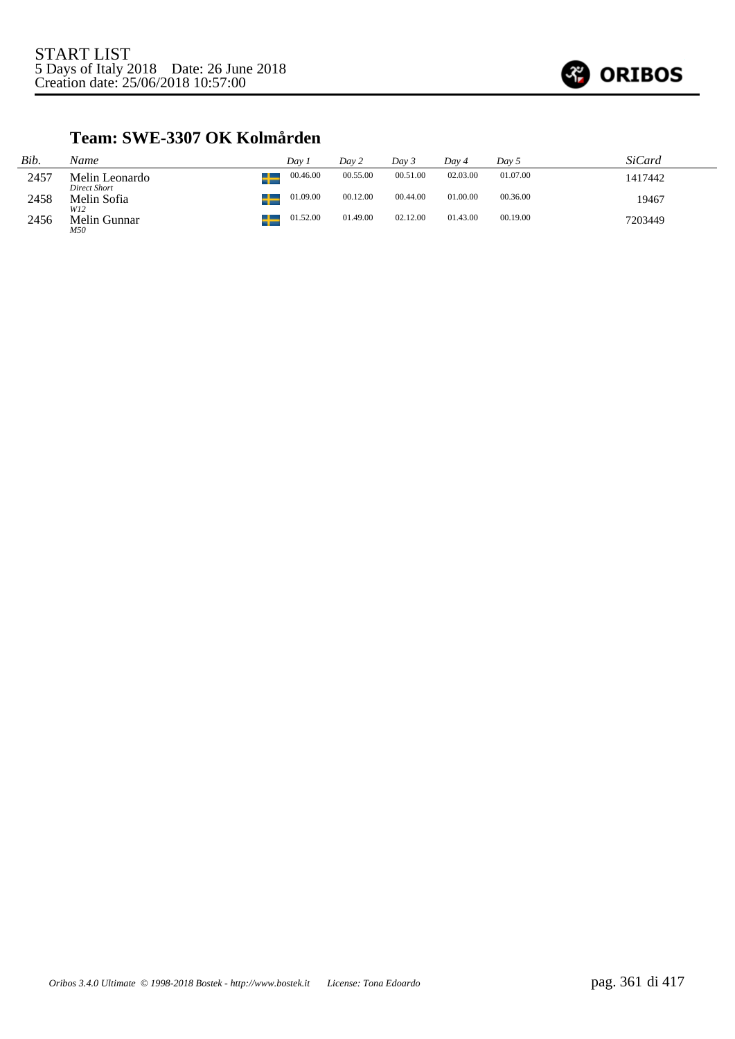START LIST
5 Days of Italy 2018 Date: 26 June 2018
Creation date: 25/06/2018 10:57:00

## Team: SWE-3307 OK Kolmården

| Bib. | Name | | Day 1 | Day 2 | Day 3 | Day 4 | Day 5 | SiCard |
|---|---|---|---|---|---|---|---|---|
| 2457 | Melin Leonardo<br>*Direct Short* | SWE | 00.46.00 | 00.55.00 | 00.51.00 | 02.03.00 | 01.07.00 | 1417442 |
| 2458 | Melin Sofia<br>*W12* | SWE | 01.09.00 | 00.12.00 | 00.44.00 | 01.00.00 | 00.36.00 | 19467 |
| 2456 | Melin Gunnar<br>*M50* | SWE | 01.52.00 | 01.49.00 | 02.12.00 | 01.43.00 | 00.19.00 | 7203449 |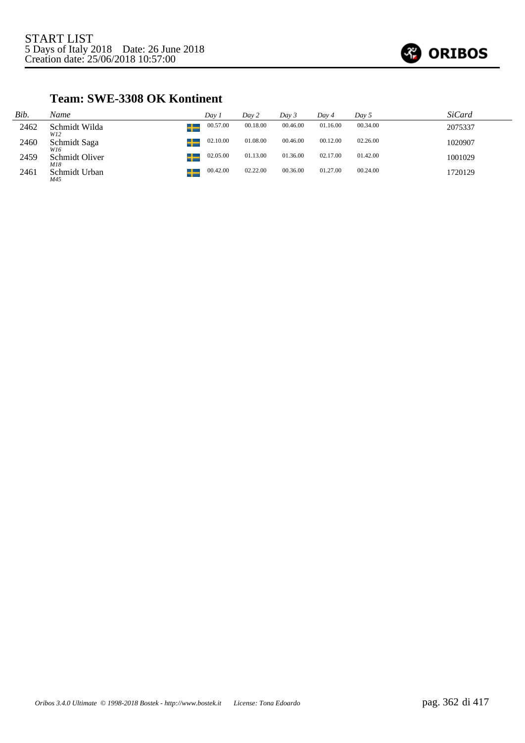START LIST
5 Days of Italy 2018    Date: 26 June 2018
Creation date: 25/06/2018 10:57:00

### Team: SWE-3308 OK Kontinent

| Bib. | Name | Day 1 | Day 2 | Day 3 | Day 4 | Day 5 | SiCard |
|---|---|---|---|---|---|---|---|
| 2462 | Schmidt Wilda *W12* | 00.57.00 | 00.18.00 | 00.46.00 | 01.16.00 | 00.34.00 | 2075337 |
| 2460 | Schmidt Saga *W16* | 02.10.00 | 01.08.00 | 00.46.00 | 00.12.00 | 02.26.00 | 1020907 |
| 2459 | Schmidt Oliver *M18* | 02.05.00 | 01.13.00 | 01.36.00 | 02.17.00 | 01.42.00 | 1001029 |
| 2461 | Schmidt Urban *M45* | 00.42.00 | 02.22.00 | 00.36.00 | 01.27.00 | 00.24.00 | 1720129 |

*Oribos 3.4.0 Ultimate © 1998-2018 Bostek - http://www.bostek.it    License: Tona Edoardo*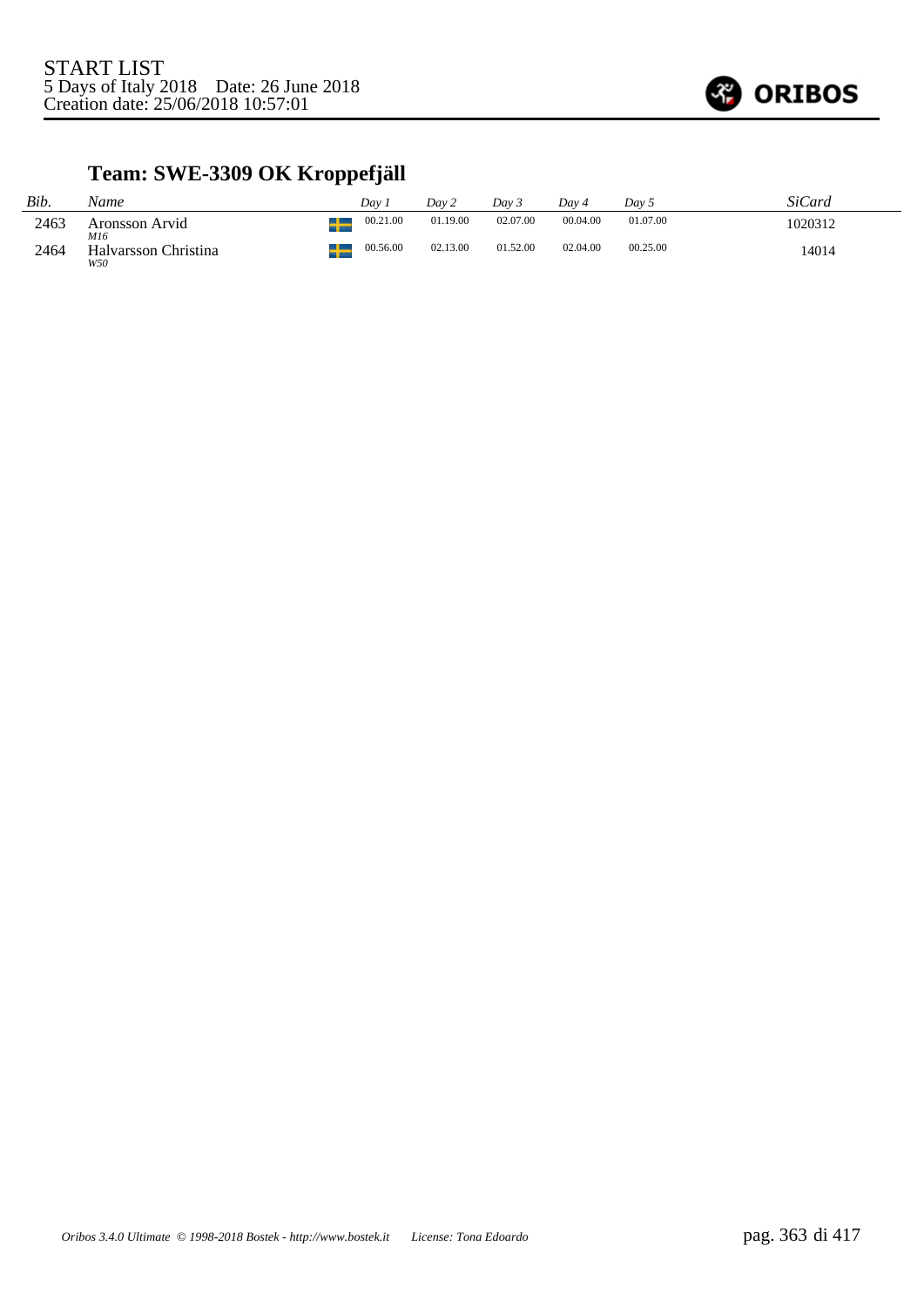START LIST
5 Days of Italy 2018 Date: 26 June 2018
Creation date: 25/06/2018 10:57:01

## Team: SWE-3309 OK Kroppefjäll

| *Bib.* | *Name* | | *Day 1* | *Day 2* | *Day 3* | *Day 4* | *Day 5* | *SiCard* |
|---|---|---|---|---|---|---|---|---|
| 2463 | Aronsson Arvid *M16* | | 00.21.00 | 01.19.00 | 02.07.00 | 00.04.00 | 01.07.00 | 1020312 |
| 2464 | Halvarsson Christina *W50* | | 00.56.00 | 02.13.00 | 01.52.00 | 02.04.00 | 00.25.00 | 14014 |

*Oribos 3.4.0 Ultimate © 1998-2018 Bostek - http://www.bostek.it License: Tona Edoardo*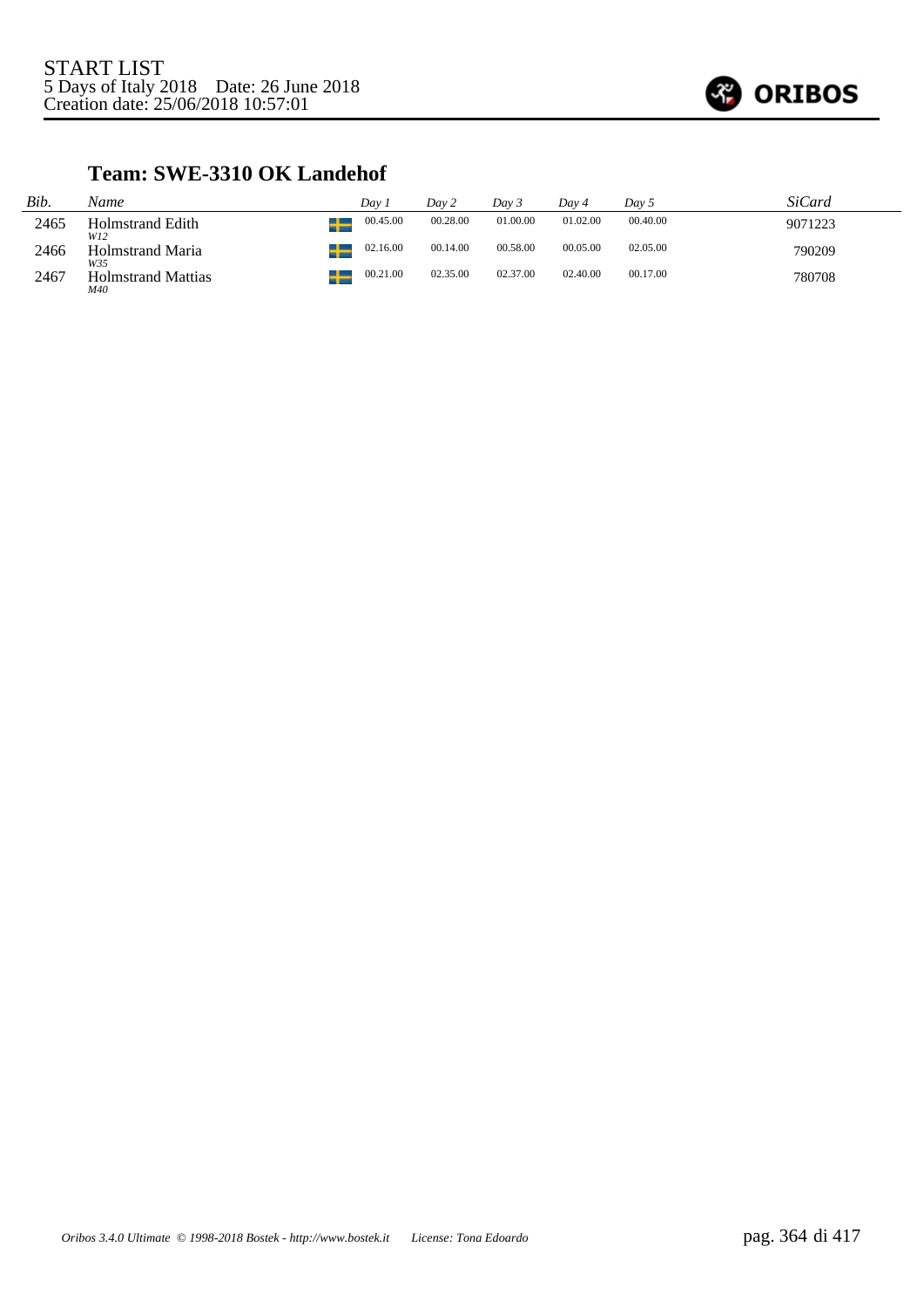START LIST
5 Days of Italy 2018 Date: 26 June 2018
Creation date: 25/06/2018 10:57:01

## Team: SWE-3310 OK Landehof

| Bib. | Name | Day 1 | Day 2 | Day 3 | Day 4 | Day 5 | SiCard |
|---|---|---|---|---|---|---|---|
| 2465 | Holmstrand Edith *W12* | 00.45.00 | 00.28.00 | 01.00.00 | 01.02.00 | 00.40.00 | 9071223 |
| 2466 | Holmstrand Maria *W35* | 02.16.00 | 00.14.00 | 00.58.00 | 00.05.00 | 02.05.00 | 790209 |
| 2467 | Holmstrand Mattias *M40* | 00.21.00 | 02.35.00 | 02.37.00 | 02.40.00 | 00.17.00 | 780708 |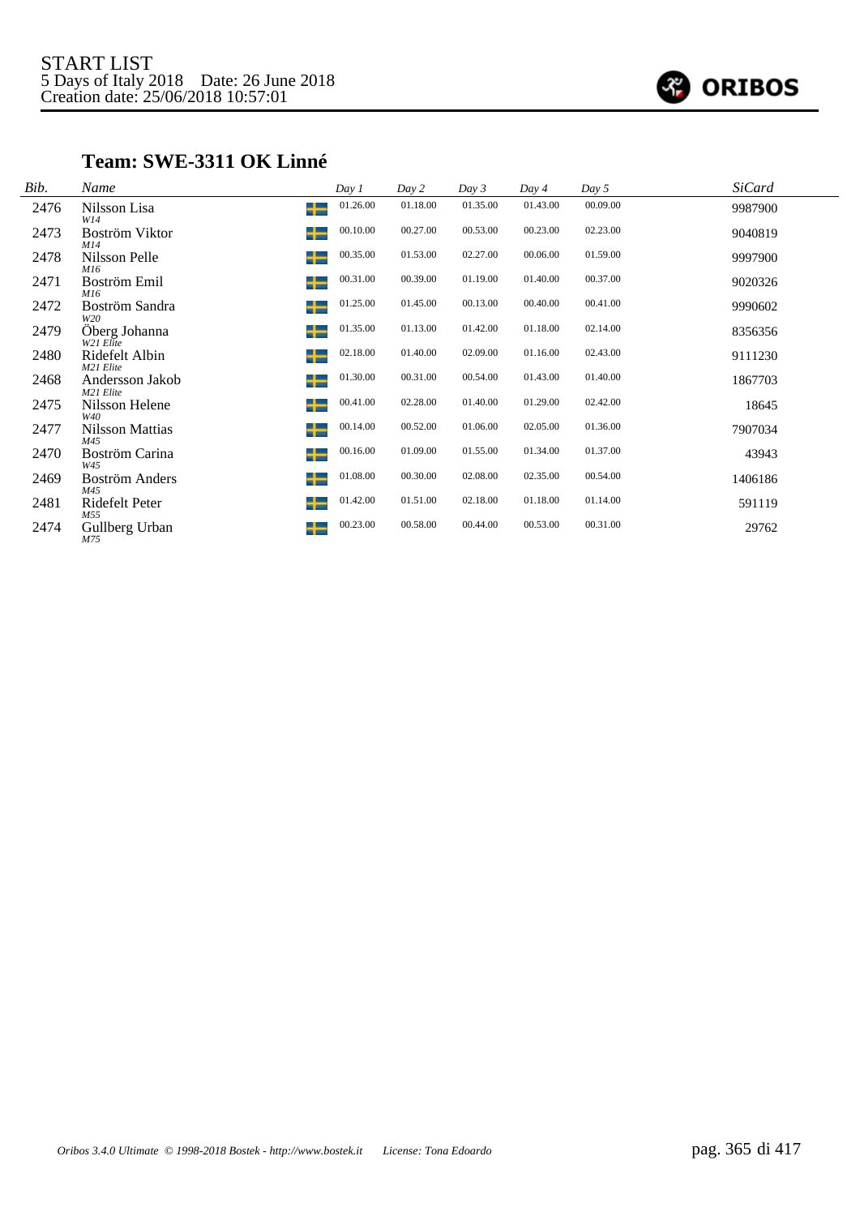START LIST
5 Days of Italy 2018 Date: 26 June 2018
Creation date: 25/06/2018 10:57:01

ORIBOS

## Team: SWE-3311 OK Linné

| Bib. | Name | Day 1 | Day 2 | Day 3 | Day 4 | Day 5 | SiCard |
|---|---|---|---|---|---|---|---|
| 2476 | Nilsson Lisa *W14* | 01.26.00 | 01.18.00 | 01.35.00 | 01.43.00 | 00.09.00 | 9987900 |
| 2473 | Boström Viktor *M14* | 00.10.00 | 00.27.00 | 00.53.00 | 00.23.00 | 02.23.00 | 9040819 |
| 2478 | Nilsson Pelle *M16* | 00.35.00 | 01.53.00 | 02.27.00 | 00.06.00 | 01.59.00 | 9997900 |
| 2471 | Boström Emil *M16* | 00.31.00 | 00.39.00 | 01.19.00 | 01.40.00 | 00.37.00 | 9020326 |
| 2472 | Boström Sandra *W20* | 01.25.00 | 01.45.00 | 00.13.00 | 00.40.00 | 00.41.00 | 9990602 |
| 2479 | Öberg Johanna *W21 Elite* | 01.35.00 | 01.13.00 | 01.42.00 | 01.18.00 | 02.14.00 | 8356356 |
| 2480 | Ridefelt Albin *M21 Elite* | 02.18.00 | 01.40.00 | 02.09.00 | 01.16.00 | 02.43.00 | 9111230 |
| 2468 | Andersson Jakob *M21 Elite* | 01.30.00 | 00.31.00 | 00.54.00 | 01.43.00 | 01.40.00 | 1867703 |
| 2475 | Nilsson Helene *W40* | 00.41.00 | 02.28.00 | 01.40.00 | 01.29.00 | 02.42.00 | 18645 |
| 2477 | Nilsson Mattias *M45* | 00.14.00 | 00.52.00 | 01.06.00 | 02.05.00 | 01.36.00 | 7907034 |
| 2470 | Boström Carina *W45* | 00.16.00 | 01.09.00 | 01.55.00 | 01.34.00 | 01.37.00 | 43943 |
| 2469 | Boström Anders *M45* | 01.08.00 | 00.30.00 | 02.08.00 | 02.35.00 | 00.54.00 | 1406186 |
| 2481 | Ridefelt Peter *M55* | 01.42.00 | 01.51.00 | 02.18.00 | 01.18.00 | 01.14.00 | 591119 |
| 2474 | Gullberg Urban *M75* | 00.23.00 | 00.58.00 | 00.44.00 | 00.53.00 | 00.31.00 | 29762 |

*Oribos 3.4.0 Ultimate © 1998-2018 Bostek - http://www.bostek.it License: Tona Edoardo*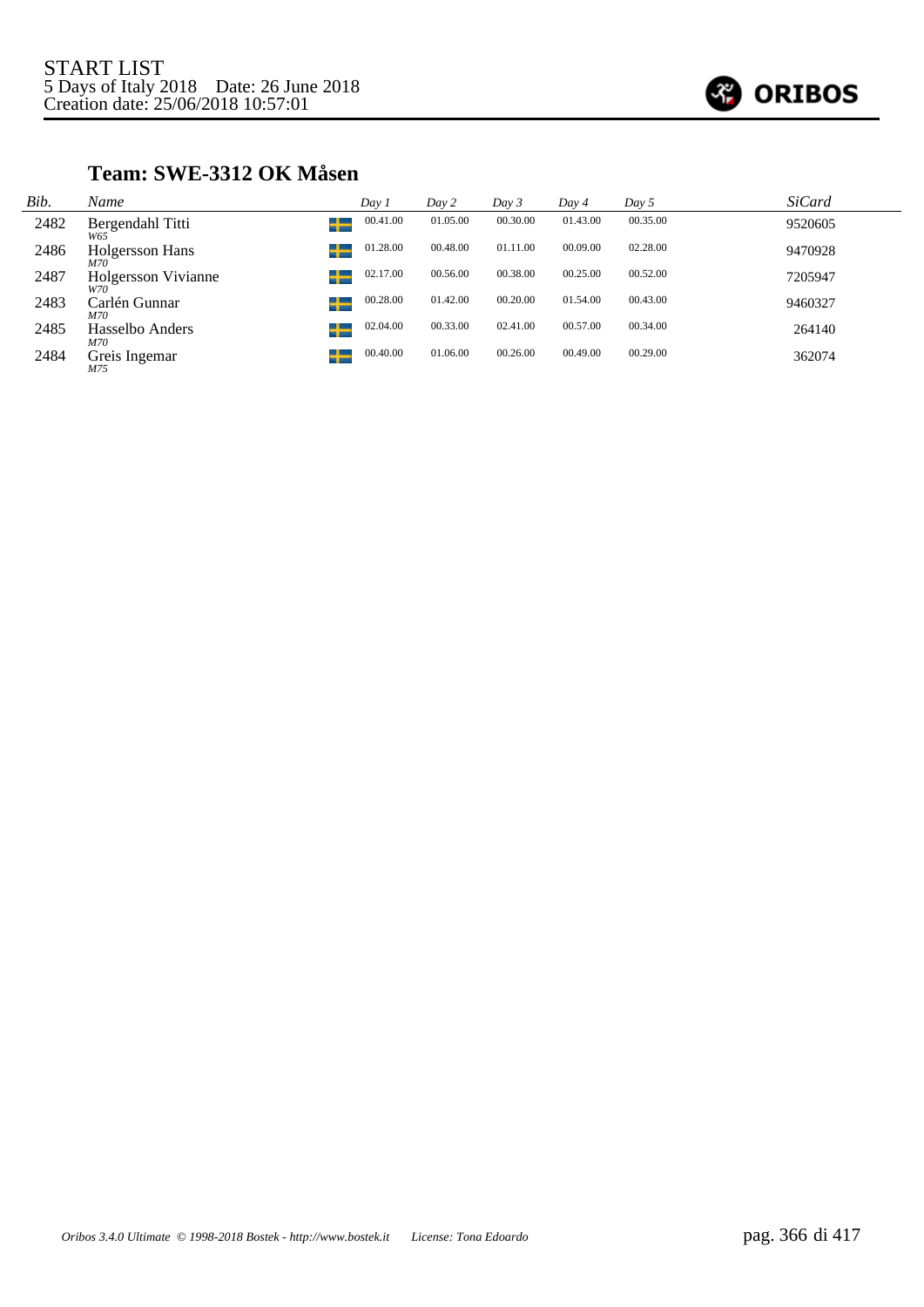START LIST
5 Days of Italy 2018    Date: 26 June 2018
Creation date: 25/06/2018 10:57:01

## Team: SWE-3312 OK Måsen

| Bib. | Name | | Day 1 | Day 2 | Day 3 | Day 4 | Day 5 | SiCard |
|---|---|---|---|---|---|---|---|---|
| 2482 | Bergendahl Titti *W65* | SWE | 00.41.00 | 01.05.00 | 00.30.00 | 01.43.00 | 00.35.00 | 9520605 |
| 2486 | Holgersson Hans *M70* | SWE | 01.28.00 | 00.48.00 | 01.11.00 | 00.09.00 | 02.28.00 | 9470928 |
| 2487 | Holgersson Vivianne *W70* | SWE | 02.17.00 | 00.56.00 | 00.38.00 | 00.25.00 | 00.52.00 | 7205947 |
| 2483 | Carlén Gunnar *M70* | SWE | 00.28.00 | 01.42.00 | 00.20.00 | 01.54.00 | 00.43.00 | 9460327 |
| 2485 | Hasselbo Anders *M70* | SWE | 02.04.00 | 00.33.00 | 02.41.00 | 00.57.00 | 00.34.00 | 264140 |
| 2484 | Greis Ingemar *M75* | SWE | 00.40.00 | 01.06.00 | 00.26.00 | 00.49.00 | 00.29.00 | 362074 |

*Oribos 3.4.0 Ultimate © 1998-2018 Bostek - http://www.bostek.it*    *License: Tona Edoardo*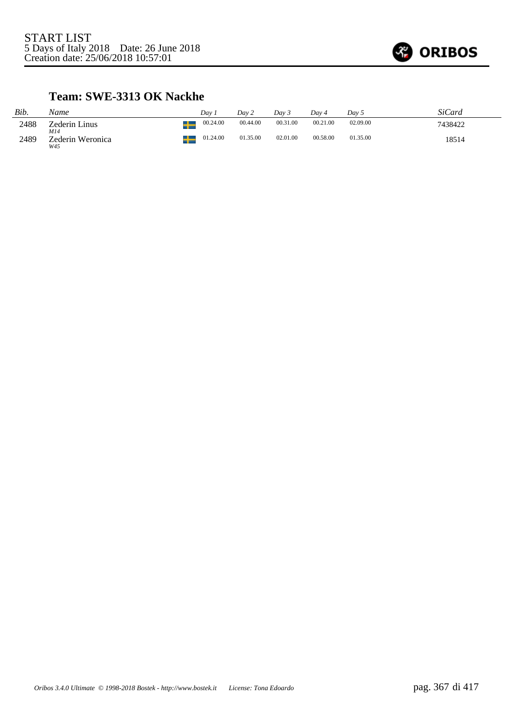START LIST
5 Days of Italy 2018    Date: 26 June 2018
Creation date: 25/06/2018 10:57:01

## Team: SWE-3313 OK Nackhe

| *Bib.* | *Name* | | *Day 1* | *Day 2* | *Day 3* | *Day 4* | *Day 5* | *SiCard* |
|---|---|---|---|---|---|---|---|---|
| 2488 | Zederin Linus *M14* | SWE | 00.24.00 | 00.44.00 | 00.31.00 | 00.21.00 | 02.09.00 | 7438422 |
| 2489 | Zederin Weronica *W45* | SWE | 01.24.00 | 01.35.00 | 02.01.00 | 00.58.00 | 01.35.00 | 18514 |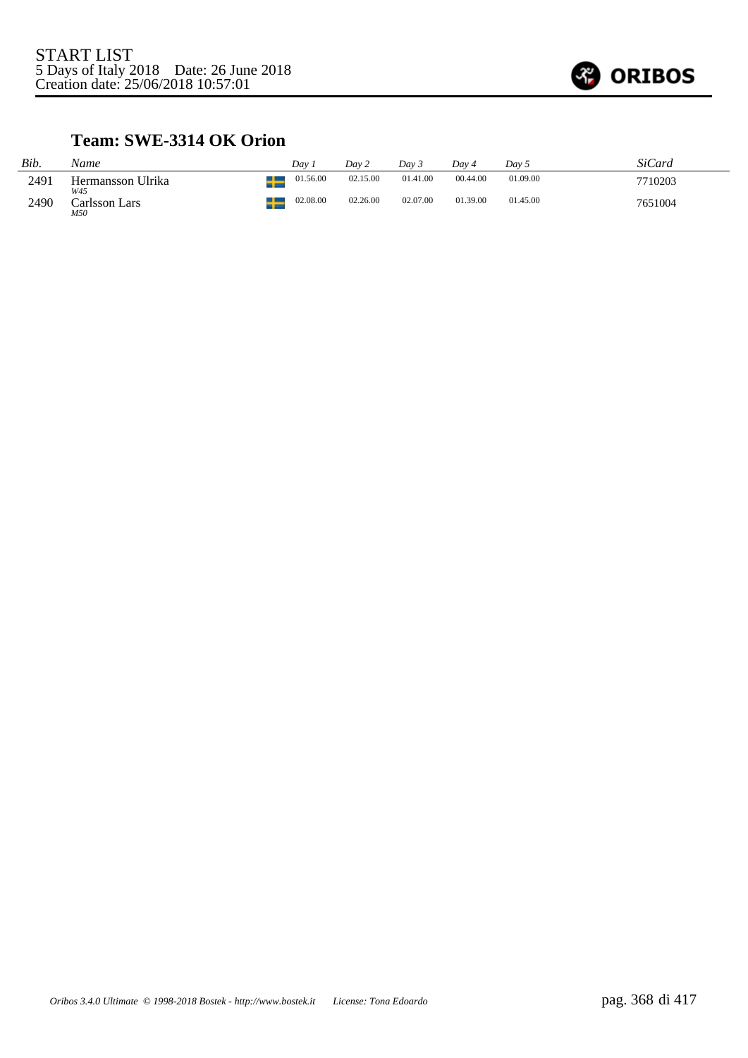START LIST
5 Days of Italy 2018 Date: 26 June 2018
Creation date: 25/06/2018 10:57:01

## Team: SWE-3314 OK Orion

| Bib. | Name | Day 1 | Day 2 | Day 3 | Day 4 | Day 5 | SiCard |
|---|---|---|---|---|---|---|---|
| 2491 | Hermansson Ulrika *W45* | 01.56.00 | 02.15.00 | 01.41.00 | 00.44.00 | 01.09.00 | 7710203 |
| 2490 | Carlsson Lars *M50* | 02.08.00 | 02.26.00 | 02.07.00 | 01.39.00 | 01.45.00 | 7651004 |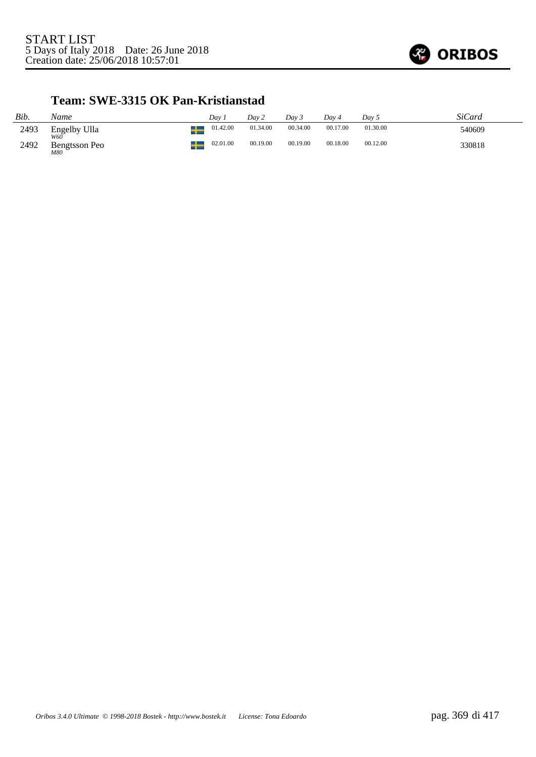START LIST
5 Days of Italy 2018 Date: 26 June 2018
Creation date: 25/06/2018 10:57:01

## Team: SWE-3315 OK Pan-Kristianstad

| *Bib.* | *Name* | | *Day 1* | *Day 2* | *Day 3* | *Day 4* | *Day 5* | *SiCard* |
|---|---|---|---|---|---|---|---|---|
| 2493 | Engelby Ulla *W60* | SWE | 01.42.00 | 01.34.00 | 00.34.00 | 00.17.00 | 01.30.00 | 540609 |
| 2492 | Bengtsson Peo *M80* | SWE | 02.01.00 | 00.19.00 | 00.19.00 | 00.18.00 | 00.12.00 | 330818 |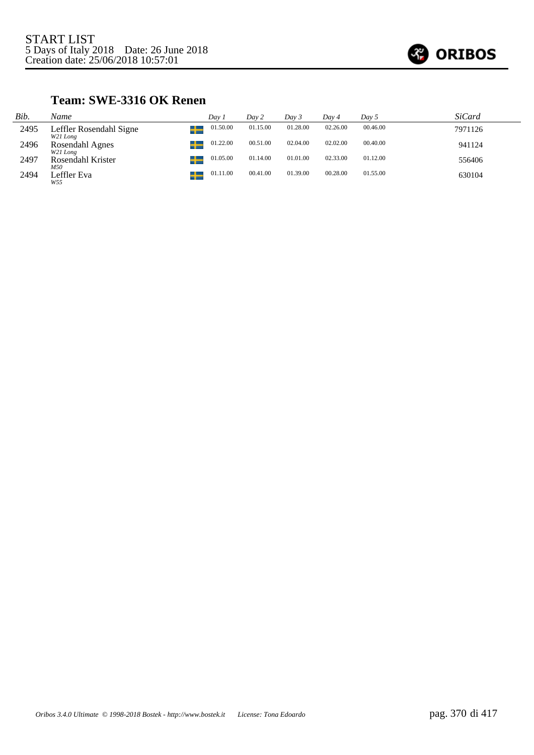START LIST
5 Days of Italy 2018    Date: 26 June 2018
Creation date: 25/06/2018 10:57:01

## Team: SWE-3316 OK Renen

| *Bib.* | *Name* | | *Day 1* | *Day 2* | *Day 3* | *Day 4* | *Day 5* | *SiCard* |
|---|---|---|---|---|---|---|---|---|
| 2495 | Leffler Rosendahl Signe<br>*W21 Long* | SWE | 01.50.00 | 01.15.00 | 01.28.00 | 02.26.00 | 00.46.00 | 7971126 |
| 2496 | Rosendahl Agnes<br>*W21 Long* | SWE | 01.22.00 | 00.51.00 | 02.04.00 | 02.02.00 | 00.40.00 | 941124 |
| 2497 | Rosendahl Krister<br>*M50* | SWE | 01.05.00 | 01.14.00 | 01.01.00 | 02.33.00 | 01.12.00 | 556406 |
| 2494 | Leffler Eva<br>*W55* | SWE | 01.11.00 | 00.41.00 | 01.39.00 | 00.28.00 | 01.55.00 | 630104 |

*Oribos 3.4.0 Ultimate © 1998-2018 Bostek - http://www.bostek.it    License: Tona Edoardo*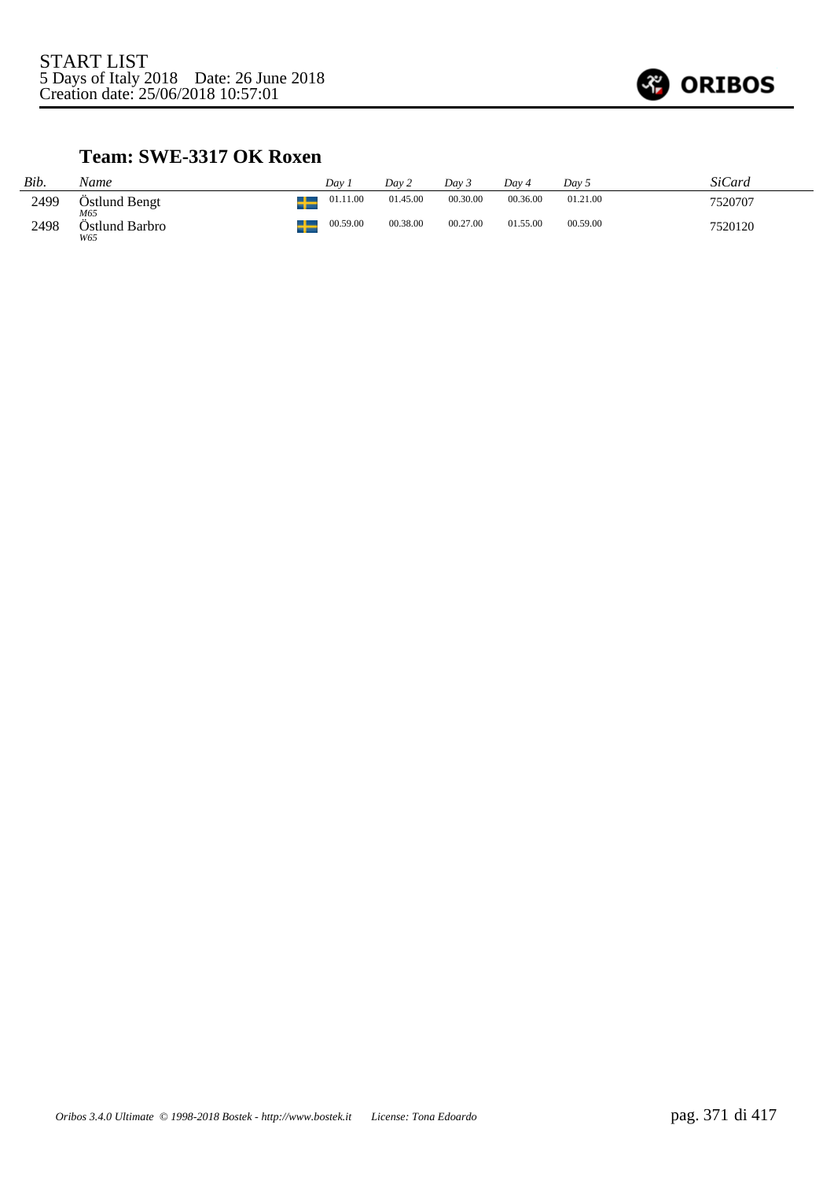START LIST
5 Days of Italy 2018 Date: 26 June 2018
Creation date: 25/06/2018 10:57:01

## Team: SWE-3317 OK Roxen

| *Bib.* | *Name* | | *Day 1* | *Day 2* | *Day 3* | *Day 4* | *Day 5* | *SiCard* |
|---|---|---|---|---|---|---|---|---|
| 2499 | Östlund Bengt *M65* | | 01.11.00 | 01.45.00 | 00.30.00 | 00.36.00 | 01.21.00 | 7520707 |
| 2498 | Östlund Barbro *W65* | | 00.59.00 | 00.38.00 | 00.27.00 | 01.55.00 | 00.59.00 | 7520120 |

*Oribos 3.4.0 Ultimate © 1998-2018 Bostek - http://www.bostek.it License: Tona Edoardo*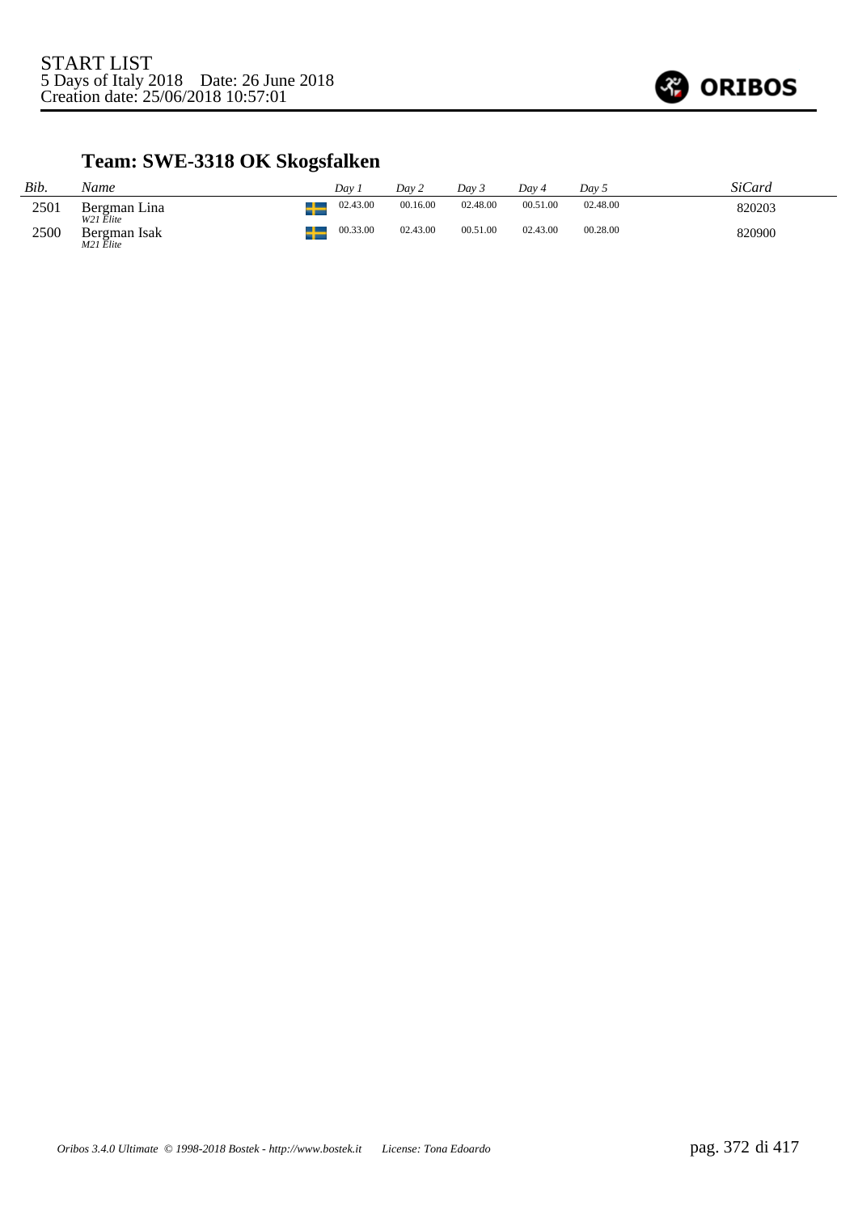START LIST
5 Days of Italy 2018 Date: 26 June 2018
Creation date: 25/06/2018 10:57:01

## Team: SWE-3318 OK Skogsfalken

| *Bib.* | *Name* | | *Day 1* | *Day 2* | *Day 3* | *Day 4* | *Day 5* | *SiCard* |
|---|---|---|---|---|---|---|---|---|
| 2501 | Bergman Lina *W21 Elite* | | 02.43.00 | 00.16.00 | 02.48.00 | 00.51.00 | 02.48.00 | 820203 |
| 2500 | Bergman Isak *M21 Elite* | | 00.33.00 | 02.43.00 | 00.51.00 | 02.43.00 | 00.28.00 | 820900 |

*Oribos 3.4.0 Ultimate © 1998-2018 Bostek - http://www.bostek.it License: Tona Edoardo*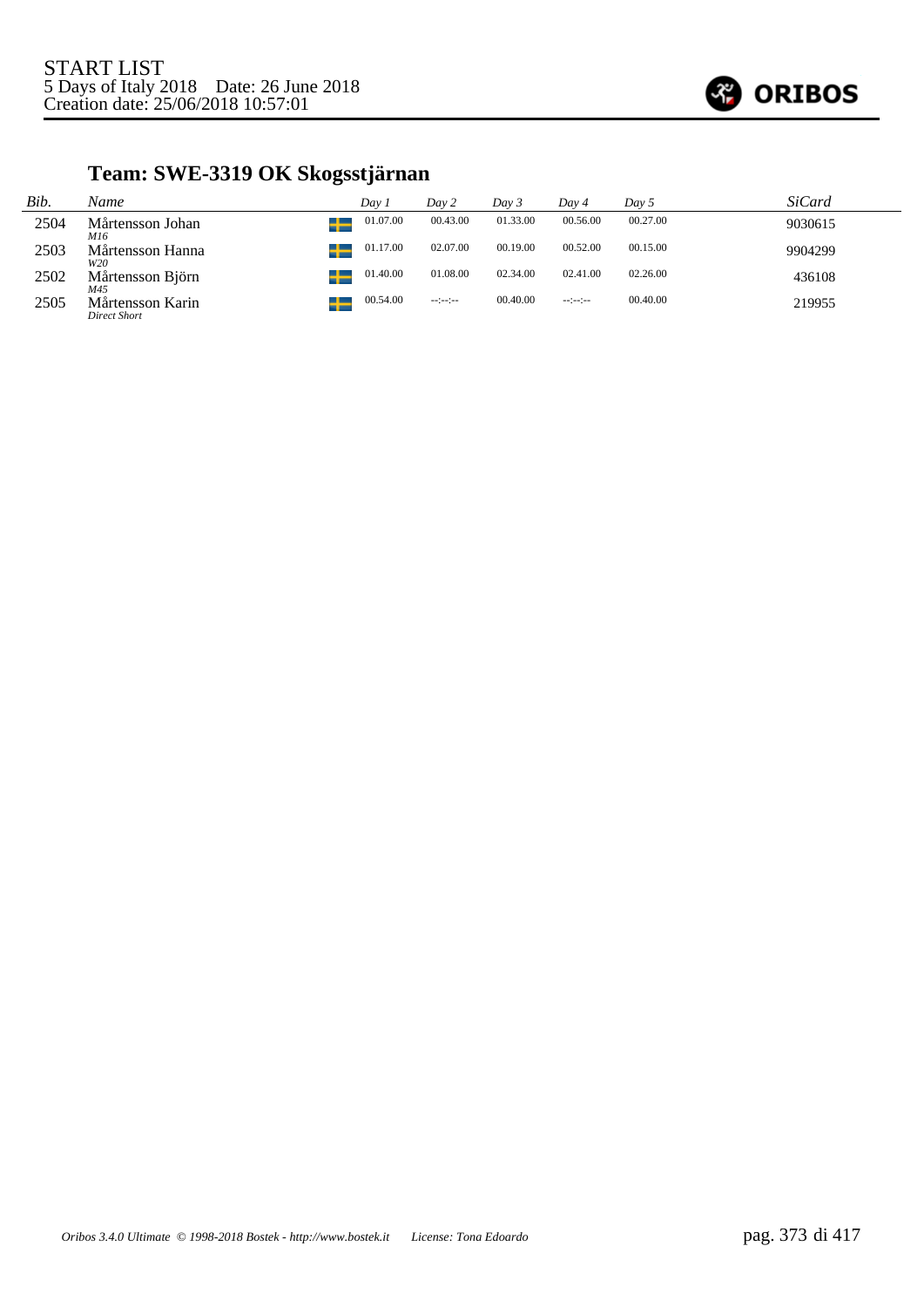START LIST
5 Days of Italy 2018 Date: 26 June 2018
Creation date: 25/06/2018 10:57:01

## Team: SWE-3319 OK Skogsstjärnan

| Bib. | Name | | Day 1 | Day 2 | Day 3 | Day 4 | Day 5 | SiCard |
|---|---|---|---|---|---|---|---|---|
| 2504 | Mårtensson Johan<br>*M16* | SWE | 01.07.00 | 00.43.00 | 01.33.00 | 00.56.00 | 00.27.00 | 9030615 |
| 2503 | Mårtensson Hanna<br>*W20* | SWE | 01.17.00 | 02.07.00 | 00.19.00 | 00.52.00 | 00.15.00 | 9904299 |
| 2502 | Mårtensson Björn<br>*M45* | SWE | 01.40.00 | 01.08.00 | 02.34.00 | 02.41.00 | 02.26.00 | 436108 |
| 2505 | Mårtensson Karin<br>*Direct Short* | SWE | 00.54.00 | --:--:-- | 00.40.00 | --:--:-- | 00.40.00 | 219955 |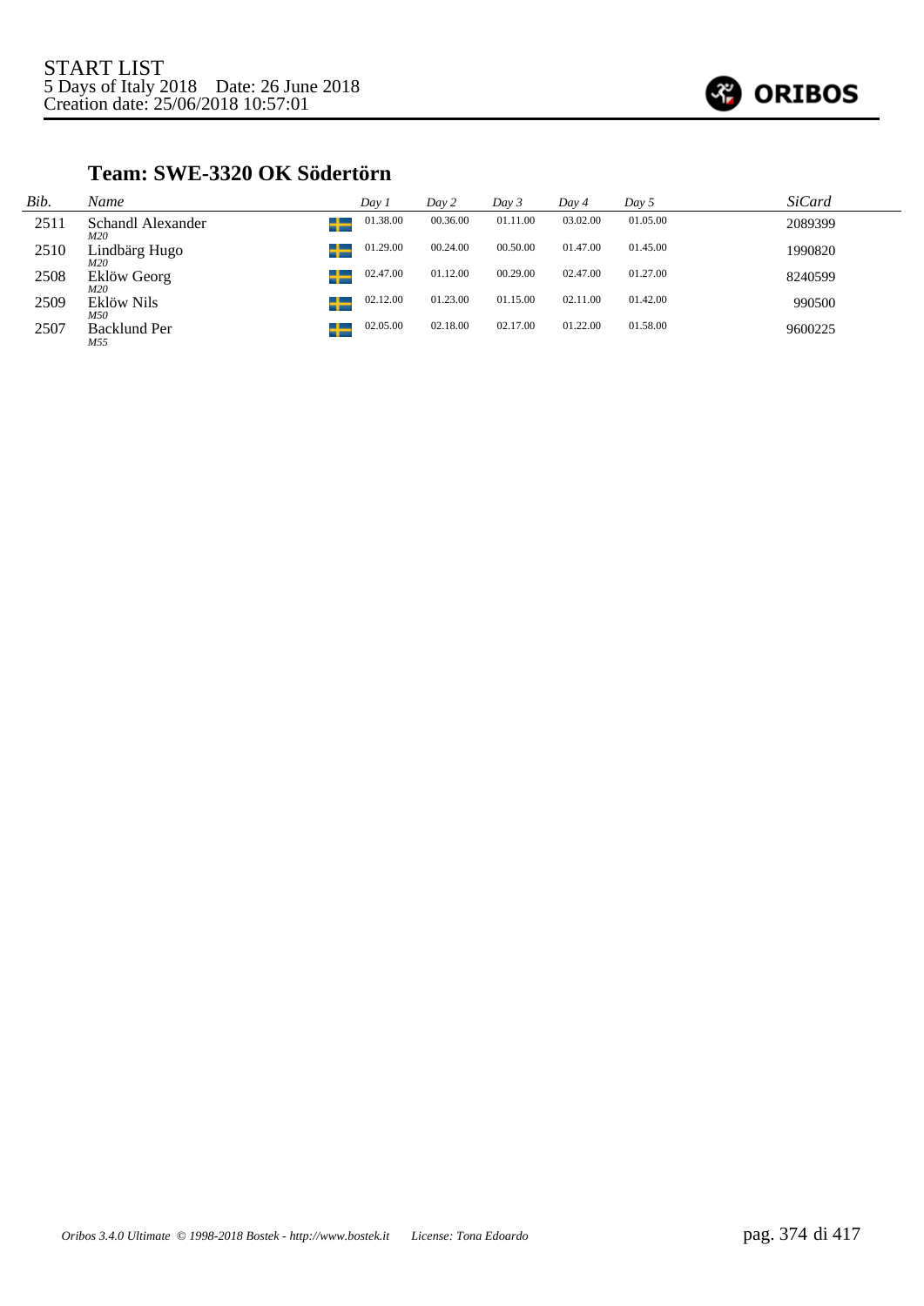START LIST
5 Days of Italy 2018 Date: 26 June 2018
Creation date: 25/06/2018 10:57:01

## Team: SWE-3320 OK Södertörn

| Bib. | Name | Day 1 | Day 2 | Day 3 | Day 4 | Day 5 | SiCard |
|---|---|---|---|---|---|---|---|
| 2511 | Schandl Alexander<br>*M20* | 01.38.00 | 00.36.00 | 01.11.00 | 03.02.00 | 01.05.00 | 2089399 |
| 2510 | Lindbärg Hugo<br>*M20* | 01.29.00 | 00.24.00 | 00.50.00 | 01.47.00 | 01.45.00 | 1990820 |
| 2508 | Eklöw Georg<br>*M20* | 02.47.00 | 01.12.00 | 00.29.00 | 02.47.00 | 01.27.00 | 8240599 |
| 2509 | Eklöw Nils<br>*M50* | 02.12.00 | 01.23.00 | 01.15.00 | 02.11.00 | 01.42.00 | 990500 |
| 2507 | Backlund Per<br>*M55* | 02.05.00 | 02.18.00 | 02.17.00 | 01.22.00 | 01.58.00 | 9600225 |

*Oribos 3.4.0 Ultimate © 1998-2018 Bostek - http://www.bostek.it License: Tona Edoardo*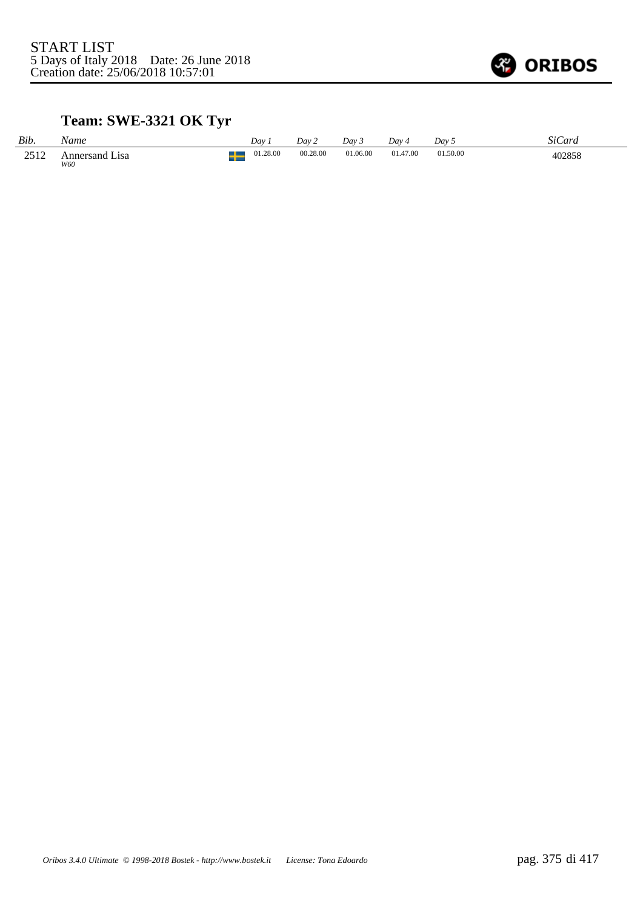START LIST
5 Days of Italy 2018 Date: 26 June 2018
Creation date: 25/06/2018 10:57:01

## Team: SWE-3321 OK Tyr

| *Bib.* | *Name* | | *Day 1* | *Day 2* | *Day 3* | *Day 4* | *Day 5* | *SiCard* |
|---|---|---|---|---|---|---|---|---|
| 2512 | Annersand Lisa *W60* | | 01.28.00 | 00.28.00 | 01.06.00 | 01.47.00 | 01.50.00 | 402858 |

*Oribos 3.4.0 Ultimate © 1998-2018 Bostek - http://www.bostek.it License: Tona Edoardo*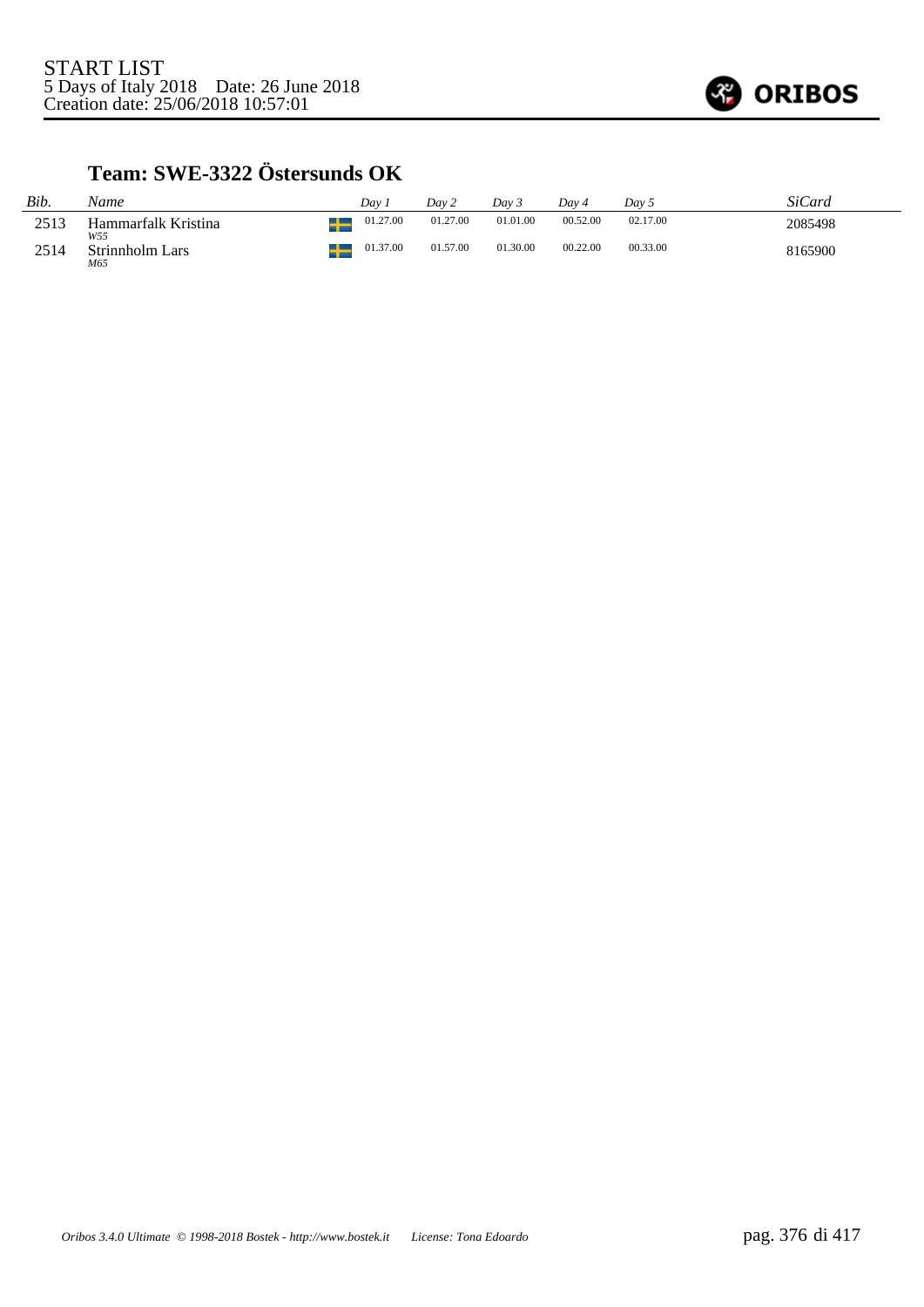START LIST
5 Days of Italy 2018 Date: 26 June 2018
Creation date: 25/06/2018 10:57:01

## Team: SWE-3322 Östersunds OK

| Bib. | Name | Day 1 | Day 2 | Day 3 | Day 4 | Day 5 | SiCard |
|---|---|---|---|---|---|---|---|
| 2513 | Hammarfalk Kristina *W55* | 01.27.00 | 01.27.00 | 01.01.00 | 00.52.00 | 02.17.00 | 2085498 |
| 2514 | Strinnholm Lars *M65* | 01.37.00 | 01.57.00 | 01.30.00 | 00.22.00 | 00.33.00 | 8165900 |

*Oribos 3.4.0 Ultimate © 1998-2018 Bostek - http://www.bostek.it License: Tona Edoardo*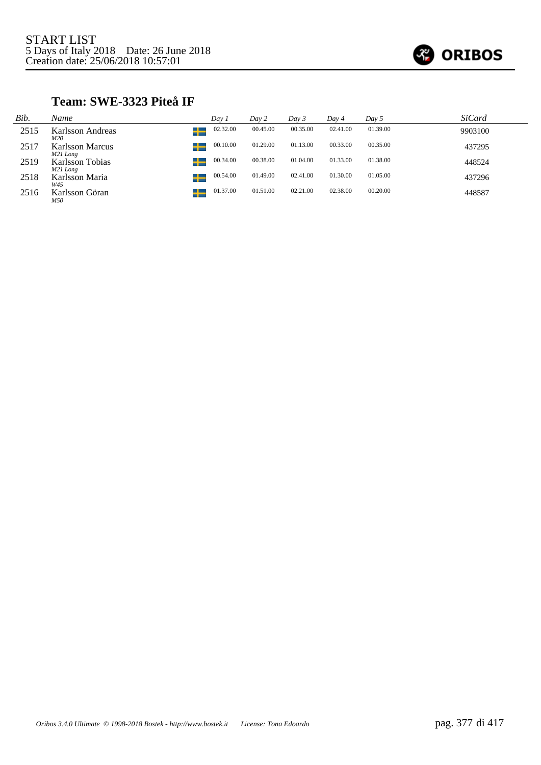START LIST
5 Days of Italy 2018 Date: 26 June 2018
Creation date: 25/06/2018 10:57:01

## Team: SWE-3323 Piteå IF

| Bib. | Name | Day 1 | Day 2 | Day 3 | Day 4 | Day 5 | SiCard |
|---|---|---|---|---|---|---|---|
| 2515 | Karlsson Andreas *M20* | 02.32.00 | 00.45.00 | 00.35.00 | 02.41.00 | 01.39.00 | 9903100 |
| 2517 | Karlsson Marcus *M21 Long* | 00.10.00 | 01.29.00 | 01.13.00 | 00.33.00 | 00.35.00 | 437295 |
| 2519 | Karlsson Tobias *M21 Long* | 00.34.00 | 00.38.00 | 01.04.00 | 01.33.00 | 01.38.00 | 448524 |
| 2518 | Karlsson Maria *W45* | 00.54.00 | 01.49.00 | 02.41.00 | 01.30.00 | 01.05.00 | 437296 |
| 2516 | Karlsson Göran *M50* | 01.37.00 | 01.51.00 | 02.21.00 | 02.38.00 | 00.20.00 | 448587 |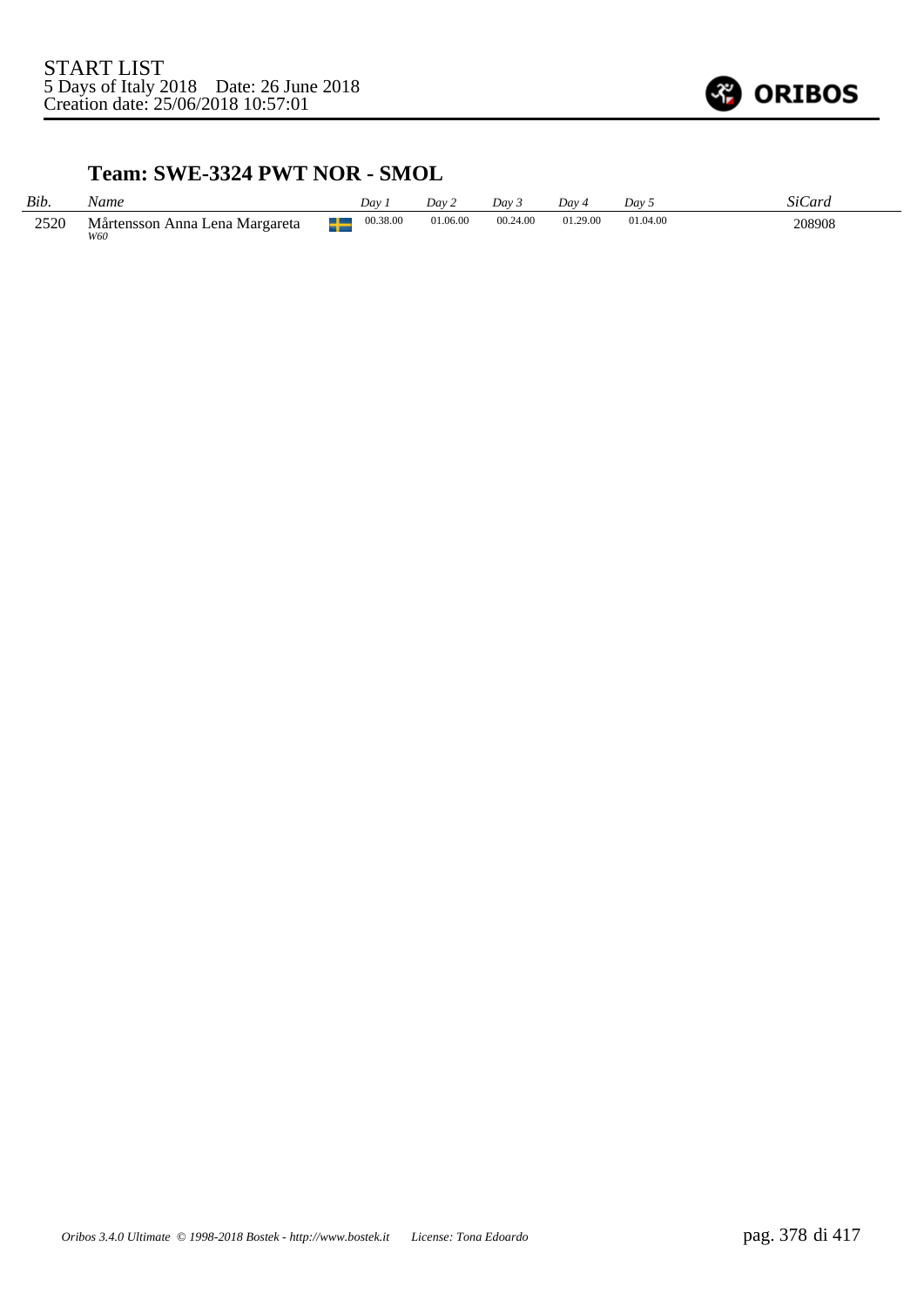START LIST
5 Days of Italy 2018 Date: 26 June 2018
Creation date: 25/06/2018 10:57:01

## Team: SWE-3324 PWT NOR - SMOL

| Bib. | Name | | Day 1 | Day 2 | Day 3 | Day 4 | Day 5 | SiCard |
|---|---|---|---|---|---|---|---|---|
| 2520 | Mårtensson Anna Lena Margareta *W60* | SWE | 00.38.00 | 01.06.00 | 00.24.00 | 01.29.00 | 01.04.00 | 208908 |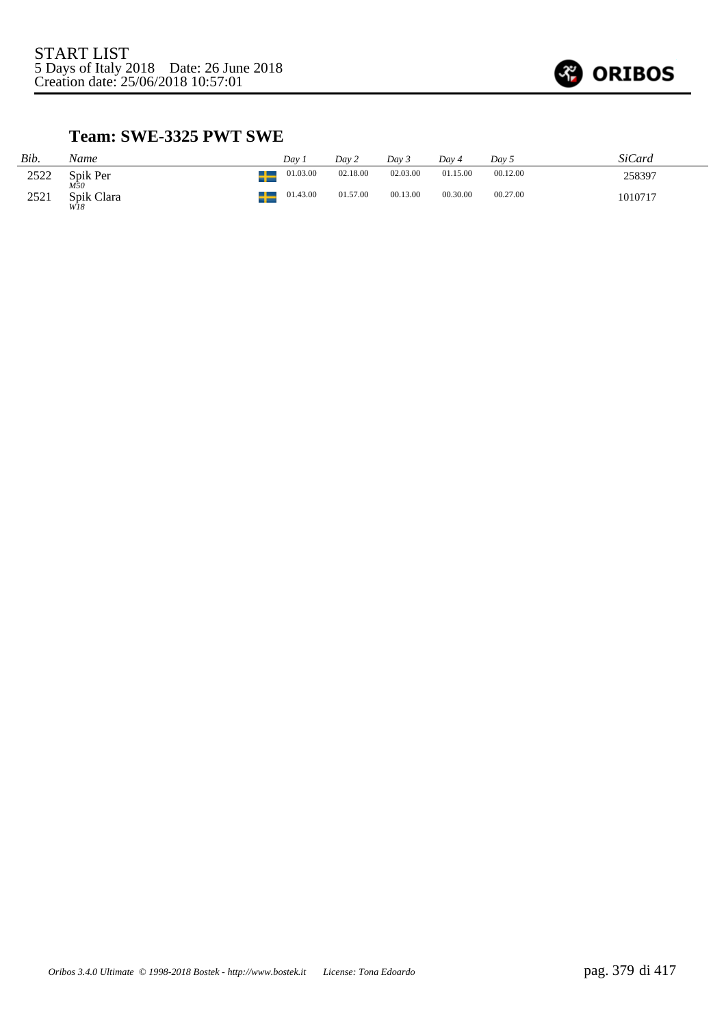START LIST
5 Days of Italy 2018 Date: 26 June 2018
Creation date: 25/06/2018 10:57:01

## Team: SWE-3325 PWT SWE

| *Bib.* | *Name* | | *Day 1* | *Day 2* | *Day 3* | *Day 4* | *Day 5* | *SiCard* |
|---|---|---|---|---|---|---|---|---|
| 2522 | Spik Per *M50* | SWE | 01.03.00 | 02.18.00 | 02.03.00 | 01.15.00 | 00.12.00 | 258397 |
| 2521 | Spik Clara *W18* | SWE | 01.43.00 | 01.57.00 | 00.13.00 | 00.30.00 | 00.27.00 | 1010717 |

*Oribos 3.4.0 Ultimate © 1998-2018 Bostek - http://www.bostek.it License: Tona Edoardo*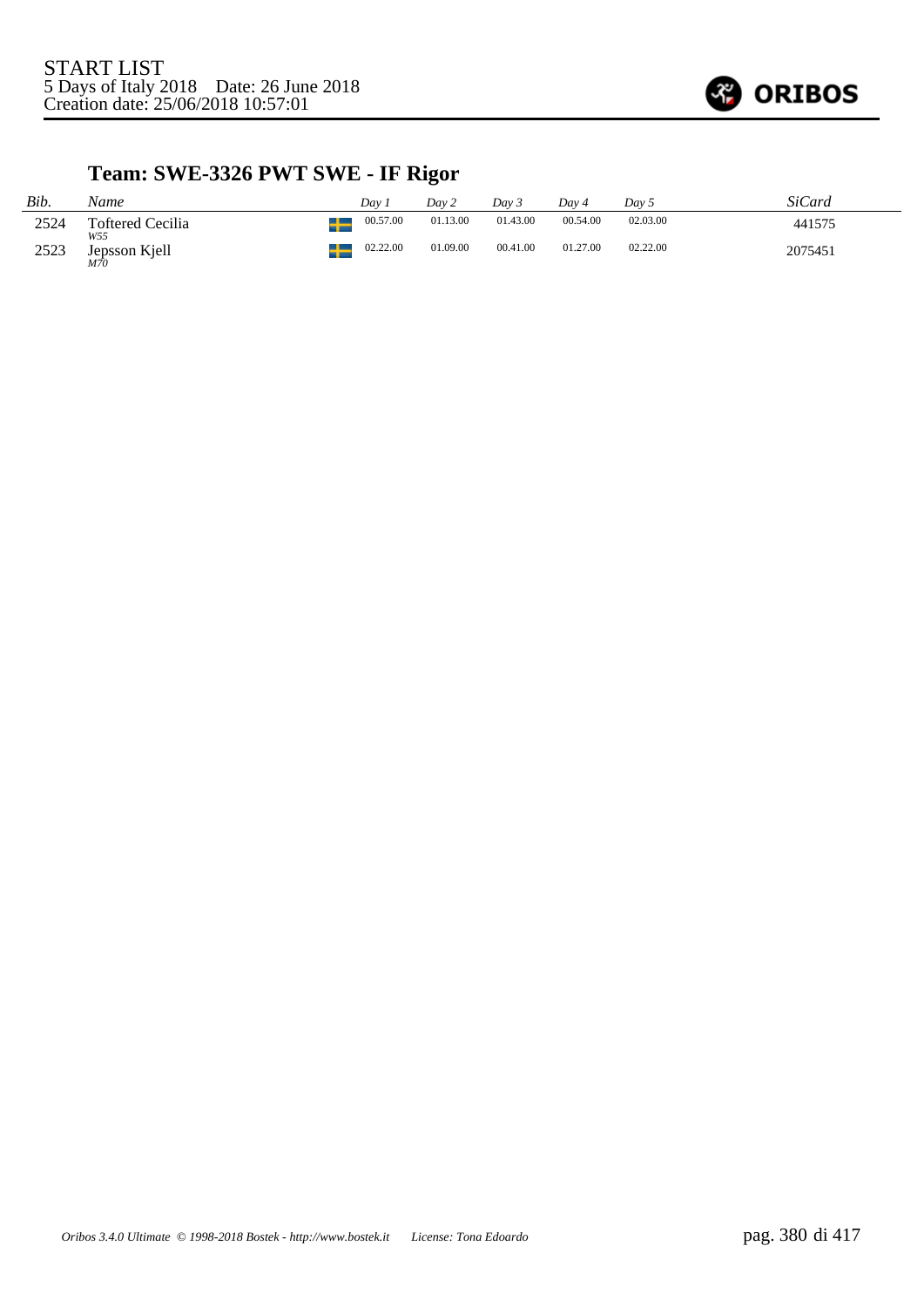START LIST
5 Days of Italy 2018 Date: 26 June 2018
Creation date: 25/06/2018 10:57:01

## Team: SWE-3326 PWT SWE - IF Rigor

| Bib. | Name | Day 1 | Day 2 | Day 3 | Day 4 | Day 5 | SiCard |
|---|---|---|---|---|---|---|---|
| 2524 | Toftered Cecilia *W55* | 00.57.00 | 01.13.00 | 01.43.00 | 00.54.00 | 02.03.00 | 441575 |
| 2523 | Jepsson Kjell *M70* | 02.22.00 | 01.09.00 | 00.41.00 | 01.27.00 | 02.22.00 | 2075451 |

*Oribos 3.4.0 Ultimate © 1998-2018 Bostek - http://www.bostek.it License: Tona Edoardo*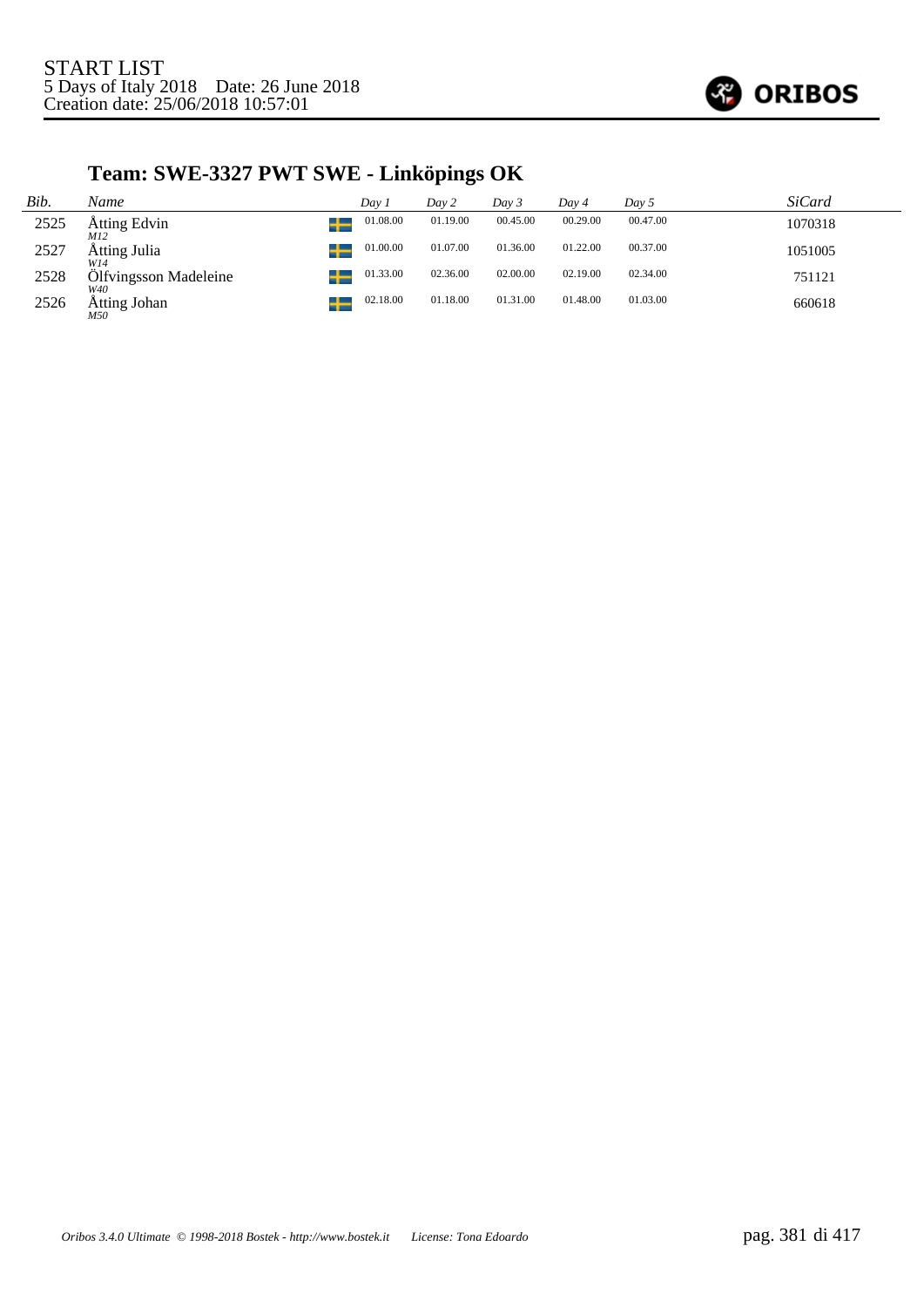START LIST
5 Days of Italy 2018 Date: 26 June 2018
Creation date: 25/06/2018 10:57:01

## Team: SWE-3327 PWT SWE - Linköpings OK

| Bib. | Name | | Day 1 | Day 2 | Day 3 | Day 4 | Day 5 | SiCard |
|---|---|---|---|---|---|---|---|---|
| 2525 | Åtting Edvin<br>M12 | SWE | 01.08.00 | 01.19.00 | 00.45.00 | 00.29.00 | 00.47.00 | 1070318 |
| 2527 | Åtting Julia<br>W14 | SWE | 01.00.00 | 01.07.00 | 01.36.00 | 01.22.00 | 00.37.00 | 1051005 |
| 2528 | Ölfvingsson Madeleine<br>W40 | SWE | 01.33.00 | 02.36.00 | 02.00.00 | 02.19.00 | 02.34.00 | 751121 |
| 2526 | Åtting Johan<br>M50 | SWE | 02.18.00 | 01.18.00 | 01.31.00 | 01.48.00 | 01.03.00 | 660618 |

*Oribos 3.4.0 Ultimate © 1998-2018 Bostek - http://www.bostek.it License: Tona Edoardo*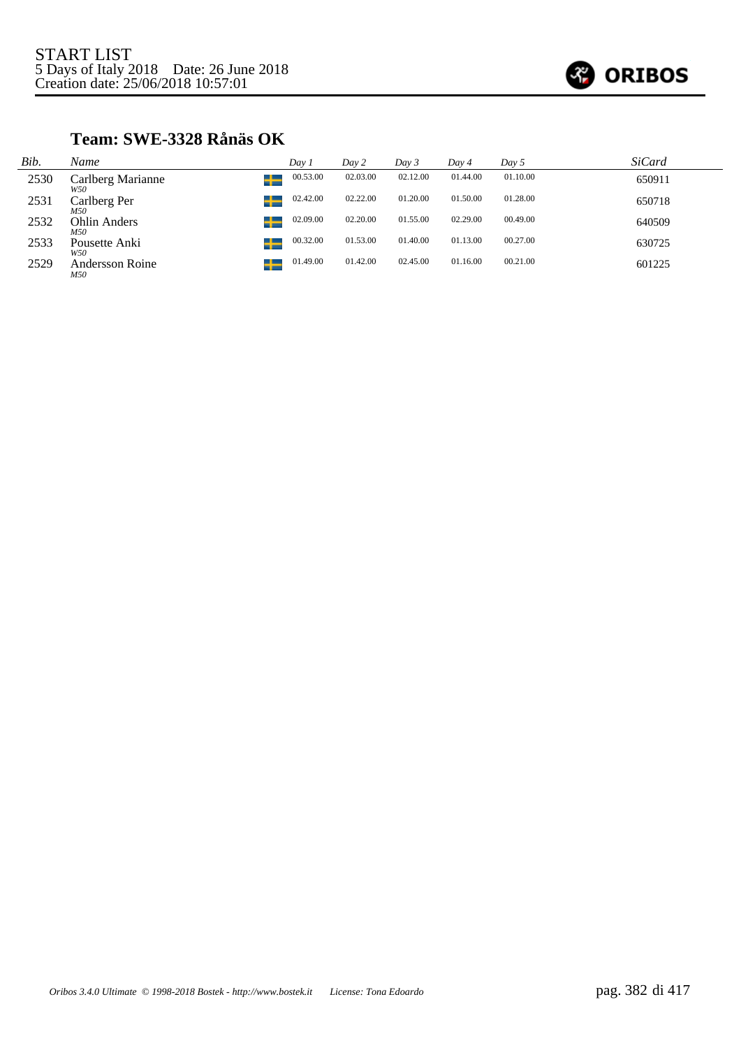START LIST
5 Days of Italy 2018 Date: 26 June 2018
Creation date: 25/06/2018 10:57:01

## Team: SWE-3328 Rånäs OK

| Bib. | Name | | Day 1 | Day 2 | Day 3 | Day 4 | Day 5 | SiCard |
|---|---|---|---|---|---|---|---|---|
| 2530 | Carlberg Marianne *W50* | SWE | 00.53.00 | 02.03.00 | 02.12.00 | 01.44.00 | 01.10.00 | 650911 |
| 2531 | Carlberg Per *M50* | SWE | 02.42.00 | 02.22.00 | 01.20.00 | 01.50.00 | 01.28.00 | 650718 |
| 2532 | Ohlin Anders *M50* | SWE | 02.09.00 | 02.20.00 | 01.55.00 | 02.29.00 | 00.49.00 | 640509 |
| 2533 | Pousette Anki *W50* | SWE | 00.32.00 | 01.53.00 | 01.40.00 | 01.13.00 | 00.27.00 | 630725 |
| 2529 | Andersson Roine *M50* | SWE | 01.49.00 | 01.42.00 | 02.45.00 | 01.16.00 | 00.21.00 | 601225 |

*Oribos 3.4.0 Ultimate © 1998-2018 Bostek - http://www.bostek.it License: Tona Edoardo*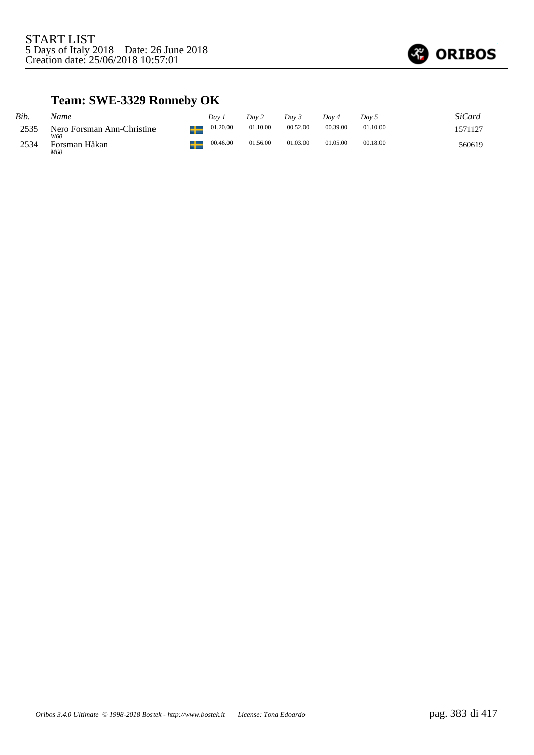START LIST
5 Days of Italy 2018    Date: 26 June 2018
Creation date: 25/06/2018 10:57:01

## Team: SWE-3329 Ronneby OK

| *Bib.* | *Name* | | *Day 1* | *Day 2* | *Day 3* | *Day 4* | *Day 5* | *SiCard* |
|---|---|---|---|---|---|---|---|---|
| 2535 | Nero Forsman Ann-Christine *W60* | SWE | 01.20.00 | 01.10.00 | 00.52.00 | 00.39.00 | 01.10.00 | 1571127 |
| 2534 | Forsman Håkan *M60* | SWE | 00.46.00 | 01.56.00 | 01.03.00 | 01.05.00 | 00.18.00 | 560619 |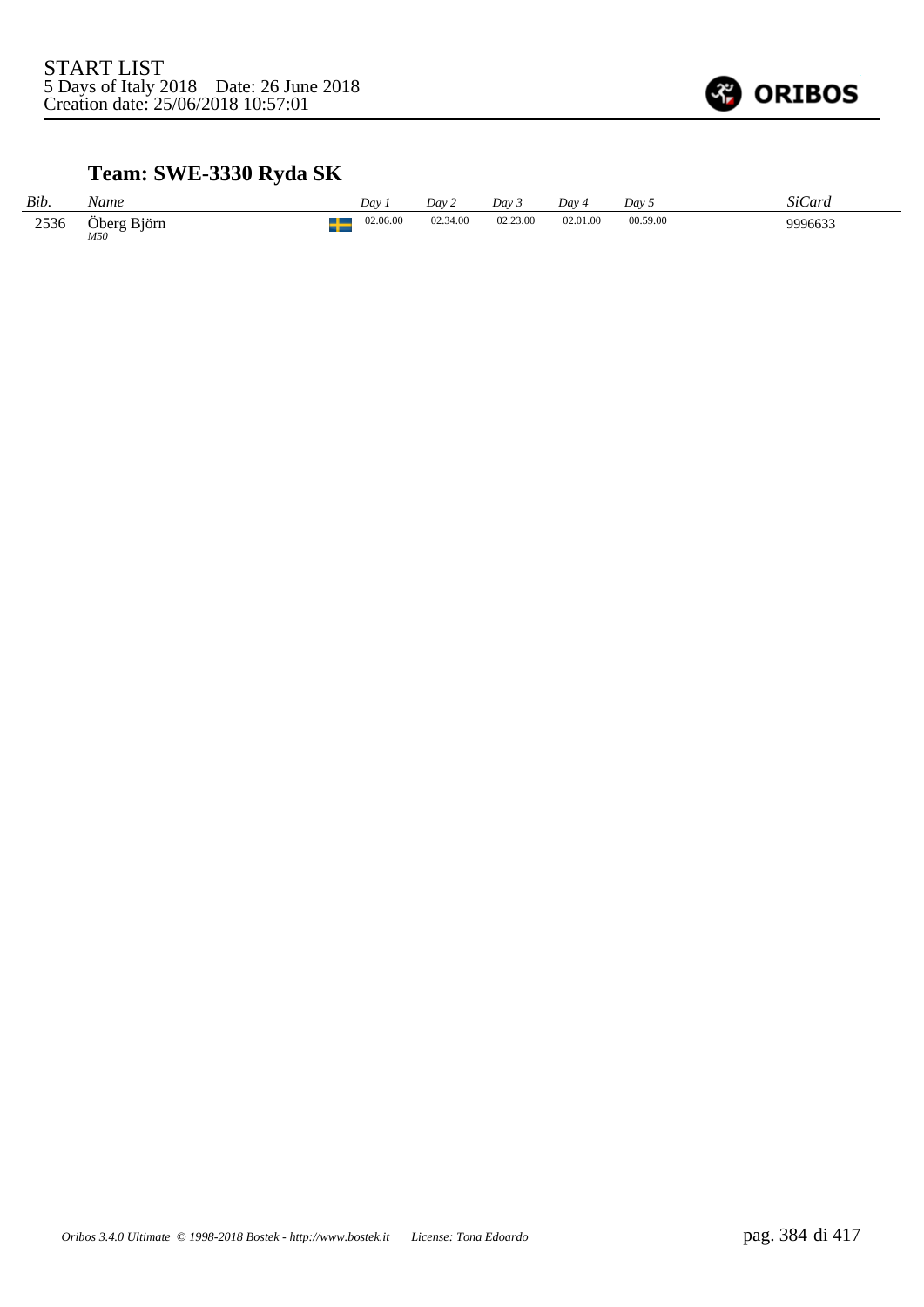START LIST
5 Days of Italy 2018    Date: 26 June 2018
Creation date: 25/06/2018 10:57:01

## Team: SWE-3330 Ryda SK

| Bib. | Name | | Day 1 | Day 2 | Day 3 | Day 4 | Day 5 | SiCard |
|---|---|---|---|---|---|---|---|---|
| 2536 | Öberg Björn *M50* | SWE | 02.06.00 | 02.34.00 | 02.23.00 | 02.01.00 | 00.59.00 | 9996633 |

*Oribos 3.4.0 Ultimate © 1998-2018 Bostek - http://www.bostek.it    License: Tona Edoardo*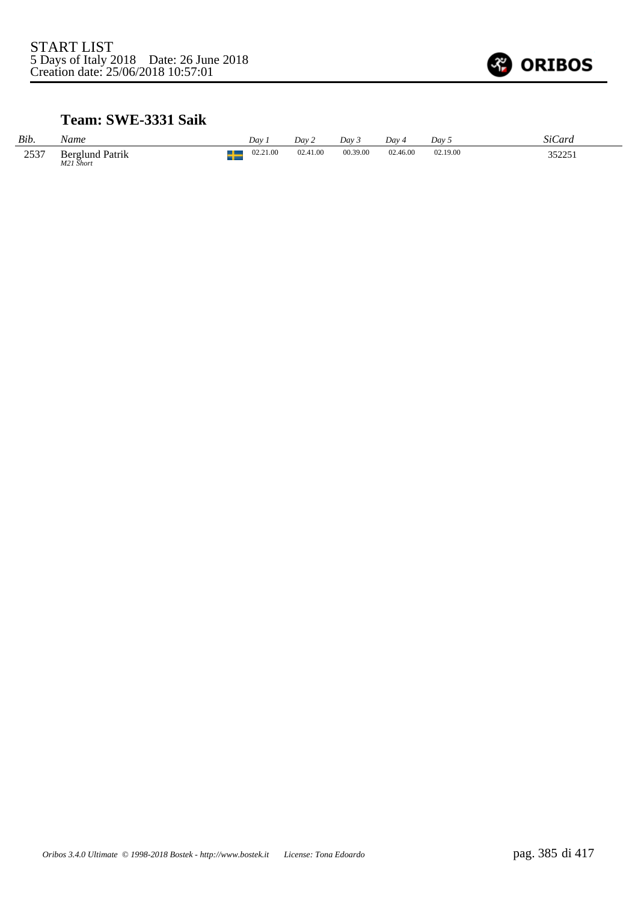START LIST
5 Days of Italy 2018    Date: 26 June 2018
Creation date: 25/06/2018 10:57:01

## Team: SWE-3331 Saik

| Bib. | Name | | Day 1 | Day 2 | Day 3 | Day 4 | Day 5 | SiCard |
|---|---|---|---|---|---|---|---|---|
| 2537 | Berglund Patrik<br>*M21 Short* | SWE | 02.21.00 | 02.41.00 | 00.39.00 | 02.46.00 | 02.19.00 | 352251 |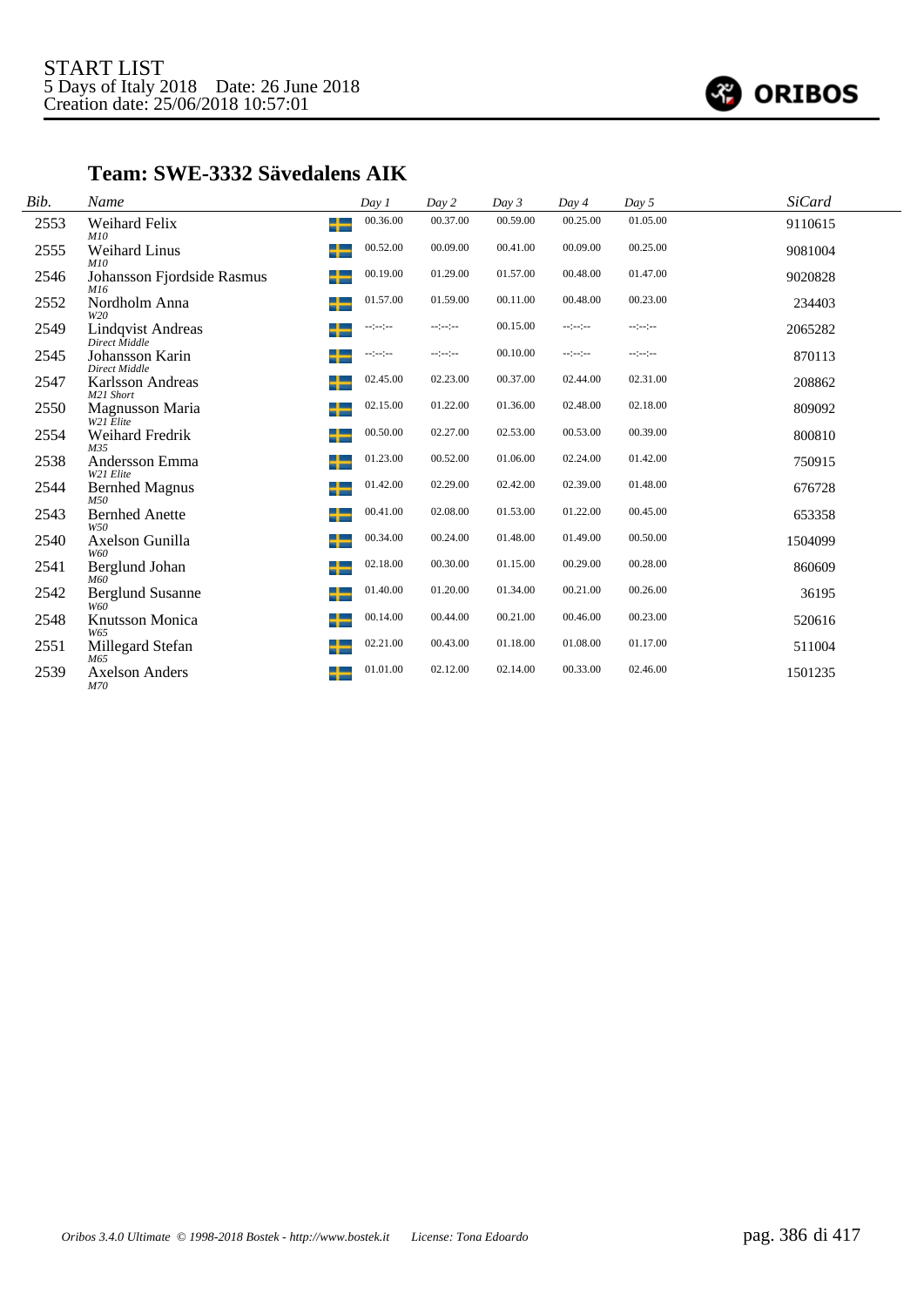START LIST
5 Days of Italy 2018    Date: 26 June 2018
Creation date: 25/06/2018 10:57:01

## Team: SWE-3332 Sävedalens AIK

| Bib. | Name | Day 1 | Day 2 | Day 3 | Day 4 | Day 5 | SiCard |
|---|---|---|---|---|---|---|---|
| 2553 | Weihard Felix<br>*M10* | 00.36.00 | 00.37.00 | 00.59.00 | 00.25.00 | 01.05.00 | 9110615 |
| 2555 | Weihard Linus<br>*M10* | 00.52.00 | 00.09.00 | 00.41.00 | 00.09.00 | 00.25.00 | 9081004 |
| 2546 | Johansson Fjordside Rasmus<br>*M16* | 00.19.00 | 01.29.00 | 01.57.00 | 00.48.00 | 01.47.00 | 9020828 |
| 2552 | Nordholm Anna<br>*W20* | 01.57.00 | 01.59.00 | 00.11.00 | 00.48.00 | 00.23.00 | 234403 |
| 2549 | Lindqvist Andreas<br>*Direct Middle* | --:--:-- | --:--:-- | 00.15.00 | --:--:-- | --:--:-- | 2065282 |
| 2545 | Johansson Karin<br>*Direct Middle* | --:--:-- | --:--:-- | 00.10.00 | --:--:-- | --:--:-- | 870113 |
| 2547 | Karlsson Andreas<br>*M21 Short* | 02.45.00 | 02.23.00 | 00.37.00 | 02.44.00 | 02.31.00 | 208862 |
| 2550 | Magnusson Maria<br>*W21 Elite* | 02.15.00 | 01.22.00 | 01.36.00 | 02.48.00 | 02.18.00 | 809092 |
| 2554 | Weihard Fredrik<br>*M35* | 00.50.00 | 02.27.00 | 02.53.00 | 00.53.00 | 00.39.00 | 800810 |
| 2538 | Andersson Emma<br>*W21 Elite* | 01.23.00 | 00.52.00 | 01.06.00 | 02.24.00 | 01.42.00 | 750915 |
| 2544 | Bernhed Magnus<br>*M50* | 01.42.00 | 02.29.00 | 02.42.00 | 02.39.00 | 01.48.00 | 676728 |
| 2543 | Bernhed Anette<br>*W50* | 00.41.00 | 02.08.00 | 01.53.00 | 01.22.00 | 00.45.00 | 653358 |
| 2540 | Axelson Gunilla<br>*W60* | 00.34.00 | 00.24.00 | 01.48.00 | 01.49.00 | 00.50.00 | 1504099 |
| 2541 | Berglund Johan<br>*M60* | 02.18.00 | 00.30.00 | 01.15.00 | 00.29.00 | 00.28.00 | 860609 |
| 2542 | Berglund Susanne<br>*W60* | 01.40.00 | 01.20.00 | 01.34.00 | 00.21.00 | 00.26.00 | 36195 |
| 2548 | Knutsson Monica<br>*W65* | 00.14.00 | 00.44.00 | 00.21.00 | 00.46.00 | 00.23.00 | 520616 |
| 2551 | Millegard Stefan<br>*M65* | 02.21.00 | 00.43.00 | 01.18.00 | 01.08.00 | 01.17.00 | 511004 |
| 2539 | Axelson Anders<br>*M70* | 01.01.00 | 02.12.00 | 02.14.00 | 00.33.00 | 02.46.00 | 1501235 |

*Oribos 3.4.0 Ultimate © 1998-2018 Bostek - http://www.bostek.it    License: Tona Edoardo*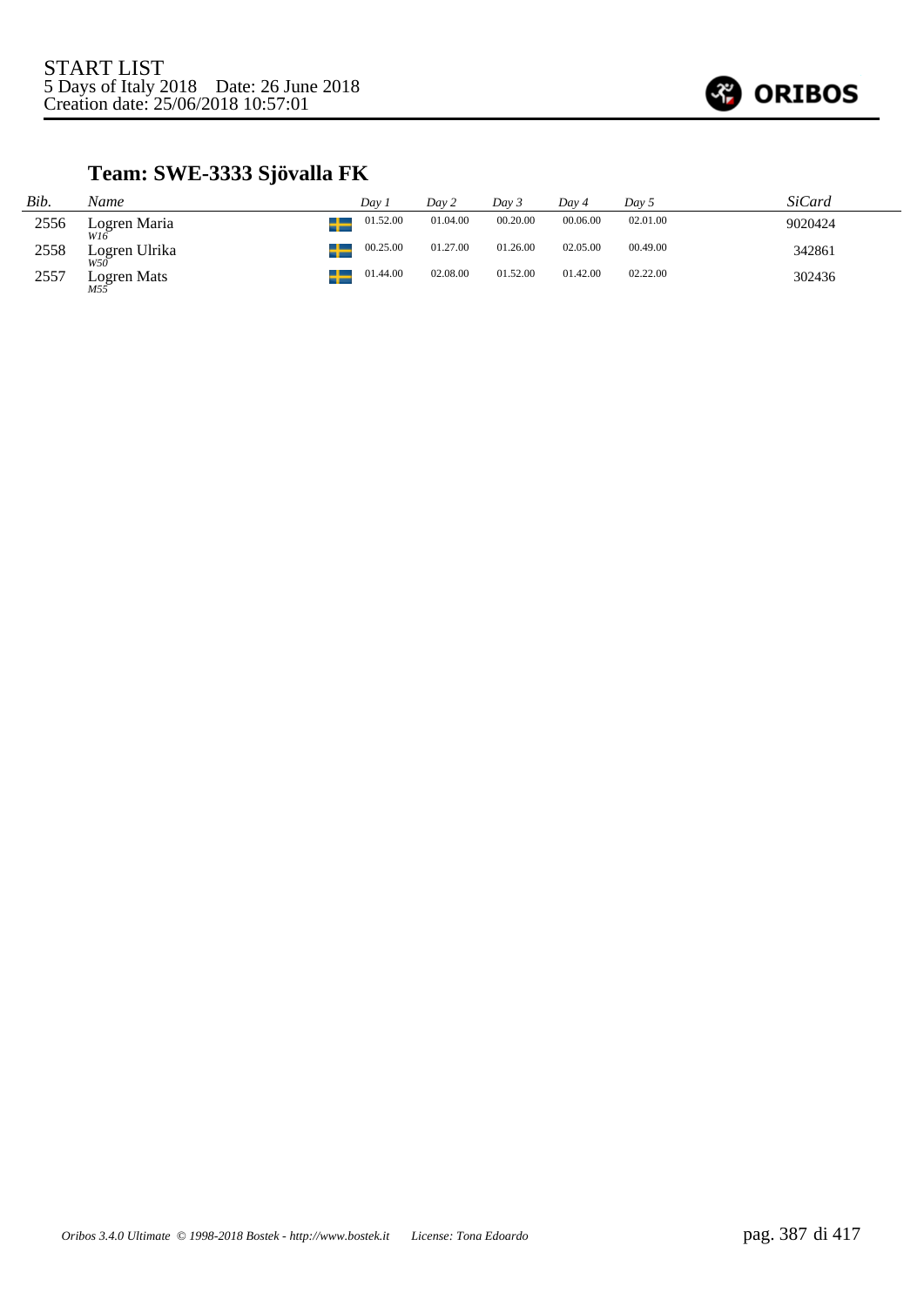START LIST
5 Days of Italy 2018 Date: 26 June 2018
Creation date: 25/06/2018 10:57:01

## Team: SWE-3333 Sjövalla FK

| *Bib.* | *Name* | | *Day 1* | *Day 2* | *Day 3* | *Day 4* | *Day 5* | *SiCard* |
|---|---|---|---|---|---|---|---|---|
| 2556 | Logren Maria *W16* | SWE | 01.52.00 | 01.04.00 | 00.20.00 | 00.06.00 | 02.01.00 | 9020424 |
| 2558 | Logren Ulrika *W50* | SWE | 00.25.00 | 01.27.00 | 01.26.00 | 02.05.00 | 00.49.00 | 342861 |
| 2557 | Logren Mats *M55* | SWE | 01.44.00 | 02.08.00 | 01.52.00 | 01.42.00 | 02.22.00 | 302436 |

*Oribos 3.4.0 Ultimate © 1998-2018 Bostek - http://www.bostek.it License: Tona Edoardo*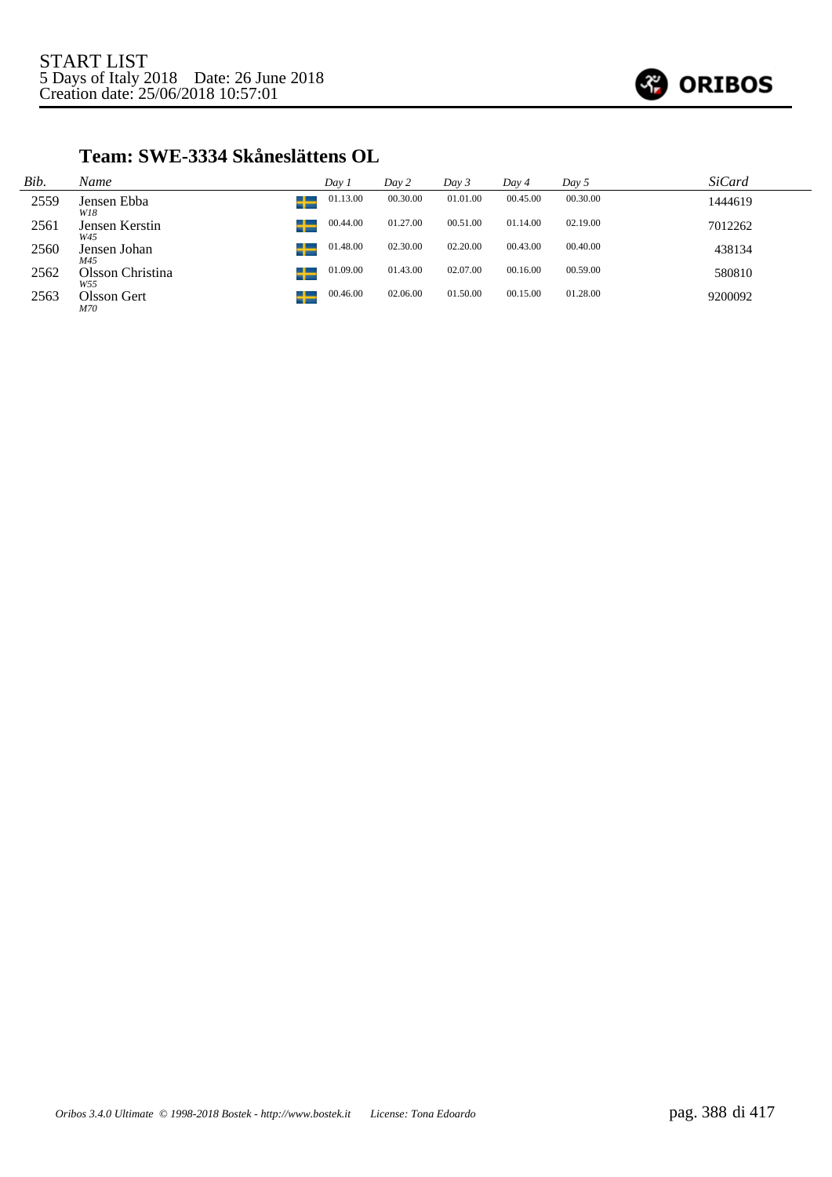START LIST
5 Days of Italy 2018 Date: 26 June 2018
Creation date: 25/06/2018 10:57:01

## Team: SWE-3334 Skåneslättens OL

| Bib. | Name | Day 1 | Day 2 | Day 3 | Day 4 | Day 5 | SiCard |
|---|---|---|---|---|---|---|---|
| 2559 | Jensen Ebba *W18* | 01.13.00 | 00.30.00 | 01.01.00 | 00.45.00 | 00.30.00 | 1444619 |
| 2561 | Jensen Kerstin *W45* | 00.44.00 | 01.27.00 | 00.51.00 | 01.14.00 | 02.19.00 | 7012262 |
| 2560 | Jensen Johan *M45* | 01.48.00 | 02.30.00 | 02.20.00 | 00.43.00 | 00.40.00 | 438134 |
| 2562 | Olsson Christina *W55* | 01.09.00 | 01.43.00 | 02.07.00 | 00.16.00 | 00.59.00 | 580810 |
| 2563 | Olsson Gert *M70* | 00.46.00 | 02.06.00 | 01.50.00 | 00.15.00 | 01.28.00 | 9200092 |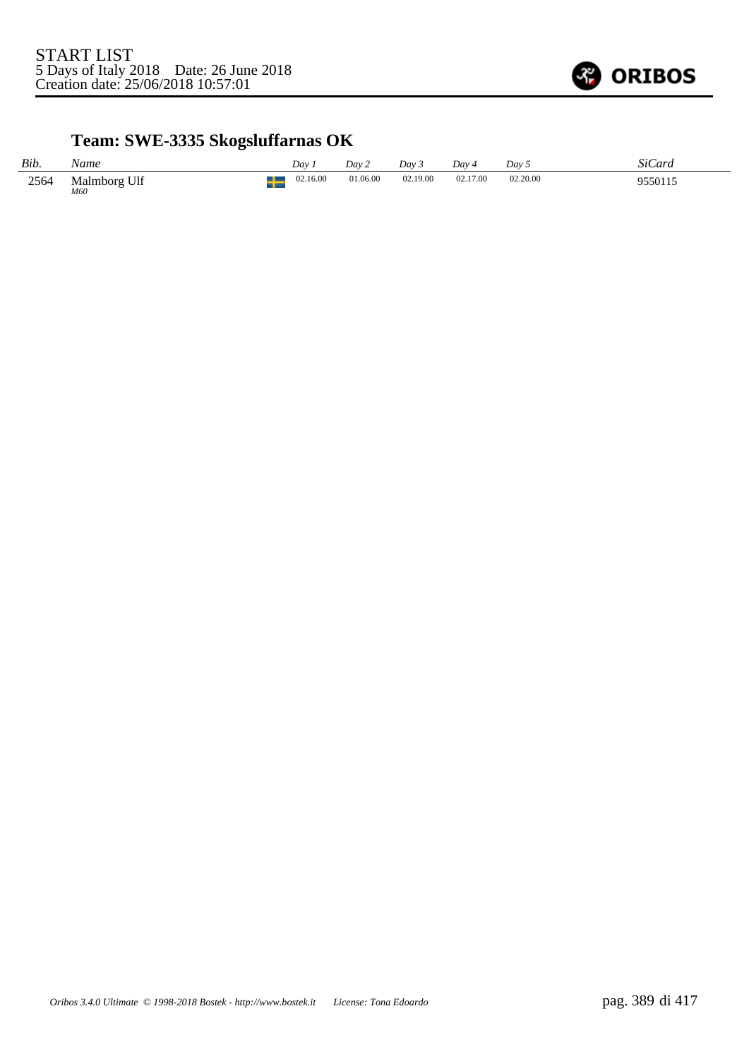START LIST
5 Days of Italy 2018    Date: 26 June 2018
Creation date: 25/06/2018 10:57:01

## Team: SWE-3335 Skogsluffarnas OK

| *Bib.* | *Name* | | *Day 1* | *Day 2* | *Day 3* | *Day 4* | *Day 5* | *SiCard* |
|---|---|---|---|---|---|---|---|---|
| 2564 | Malmborg Ulf *M60* | | 02.16.00 | 01.06.00 | 02.19.00 | 02.17.00 | 02.20.00 | 9550115 |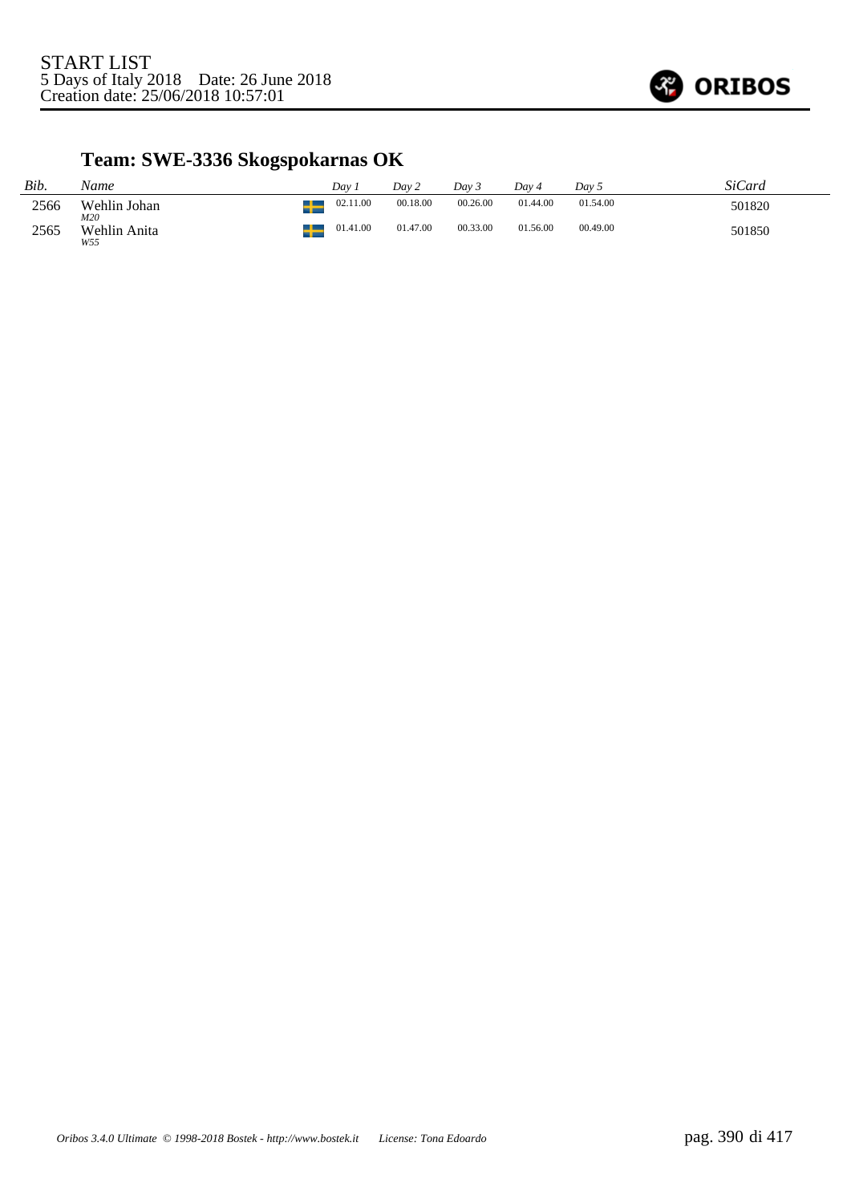START LIST
5 Days of Italy 2018    Date: 26 June 2018
Creation date: 25/06/2018 10:57:01

## Team: SWE-3336 Skogspokarnas OK

| *Bib.* | *Name* | | *Day 1* | *Day 2* | *Day 3* | *Day 4* | *Day 5* | *SiCard* |
|---|---|---|---|---|---|---|---|---|
| 2566 | Wehlin Johan<br>*M20* | SWE | 02.11.00 | 00.18.00 | 00.26.00 | 01.44.00 | 01.54.00 | 501820 |
| 2565 | Wehlin Anita<br>*W55* | SWE | 01.41.00 | 01.47.00 | 00.33.00 | 01.56.00 | 00.49.00 | 501850 |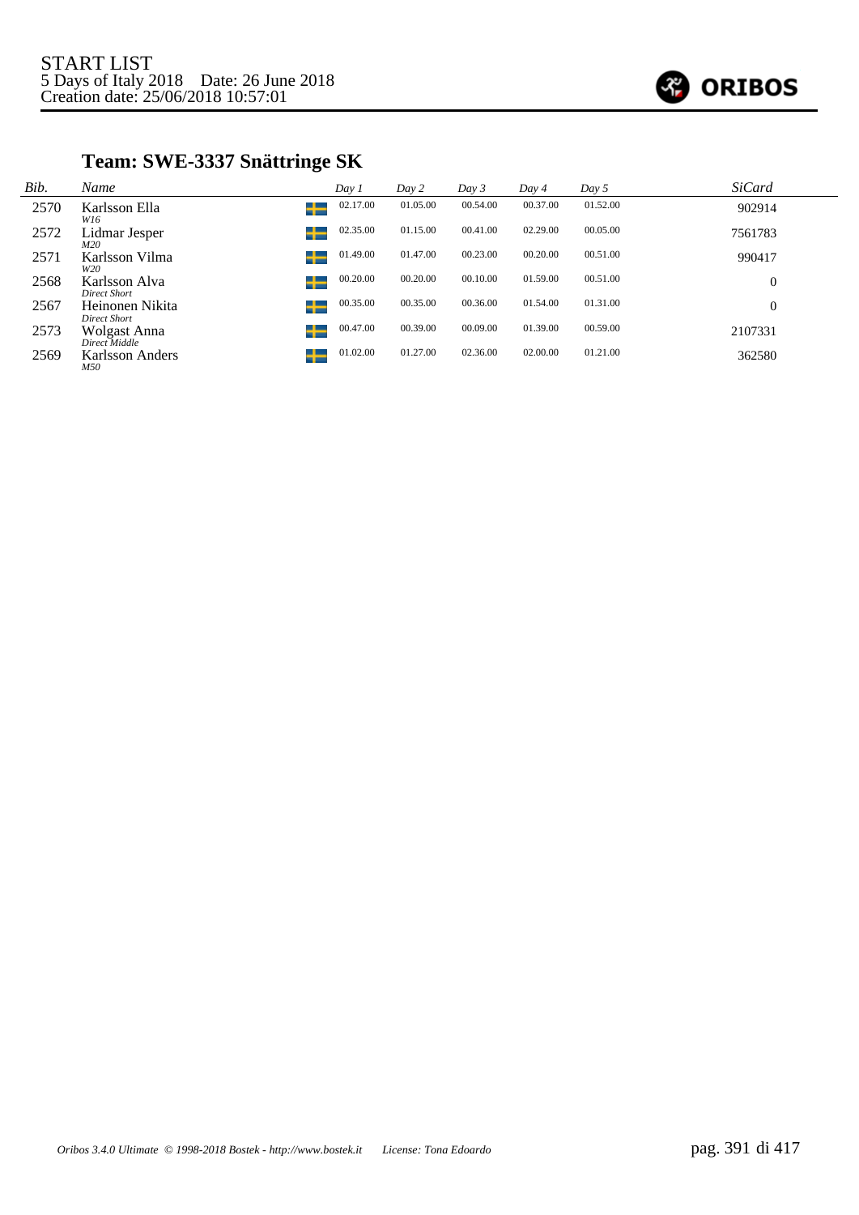START LIST
5 Days of Italy 2018 Date: 26 June 2018
Creation date: 25/06/2018 10:57:01

## Team: SWE-3337 Snättringe SK

| Bib. | Name | Day 1 | Day 2 | Day 3 | Day 4 | Day 5 | SiCard |
|---|---|---|---|---|---|---|---|
| 2570 | Karlsson Ella *W16* | 02.17.00 | 01.05.00 | 00.54.00 | 00.37.00 | 01.52.00 | 902914 |
| 2572 | Lidmar Jesper *M20* | 02.35.00 | 01.15.00 | 00.41.00 | 02.29.00 | 00.05.00 | 7561783 |
| 2571 | Karlsson Vilma *W20* | 01.49.00 | 01.47.00 | 00.23.00 | 00.20.00 | 00.51.00 | 990417 |
| 2568 | Karlsson Alva *Direct Short* | 00.20.00 | 00.20.00 | 00.10.00 | 01.59.00 | 00.51.00 | 0 |
| 2567 | Heinonen Nikita *Direct Short* | 00.35.00 | 00.35.00 | 00.36.00 | 01.54.00 | 01.31.00 | 0 |
| 2573 | Wolgast Anna *Direct Middle* | 00.47.00 | 00.39.00 | 00.09.00 | 01.39.00 | 00.59.00 | 2107331 |
| 2569 | Karlsson Anders *M50* | 01.02.00 | 01.27.00 | 02.36.00 | 02.00.00 | 01.21.00 | 362580 |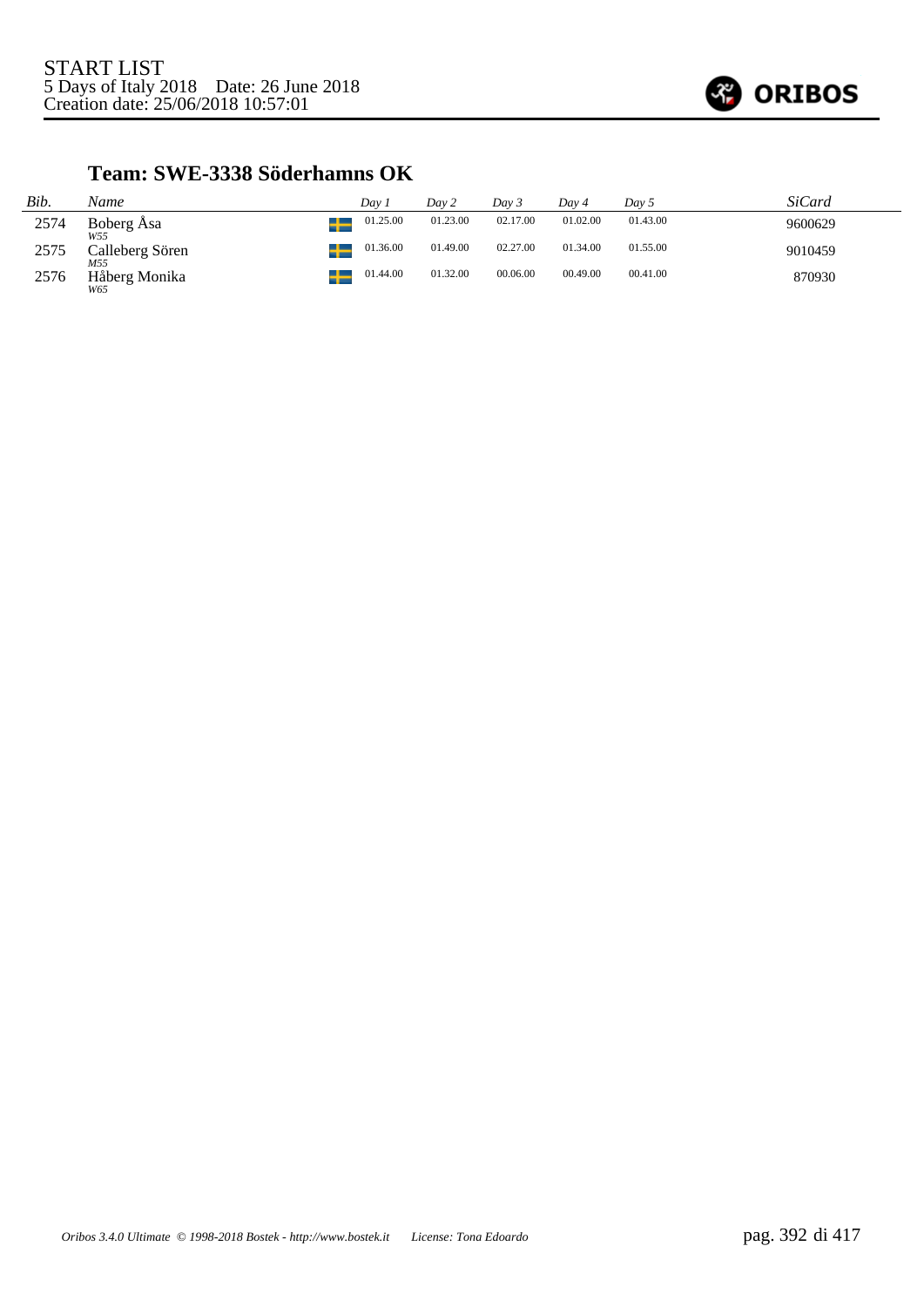START LIST
5 Days of Italy 2018    Date: 26 June 2018
Creation date: 25/06/2018 10:57:01

## Team: SWE-3338 Söderhamns OK

| Bib. | Name | | Day 1 | Day 2 | Day 3 | Day 4 | Day 5 | SiCard |
|---|---|---|---|---|---|---|---|---|
| 2574 | Boberg Åsa<br>*W55* | SWE | 01.25.00 | 01.23.00 | 02.17.00 | 01.02.00 | 01.43.00 | 9600629 |
| 2575 | Calleberg Sören<br>*M55* | SWE | 01.36.00 | 01.49.00 | 02.27.00 | 01.34.00 | 01.55.00 | 9010459 |
| 2576 | Håberg Monika<br>*W65* | SWE | 01.44.00 | 01.32.00 | 00.06.00 | 00.49.00 | 00.41.00 | 870930 |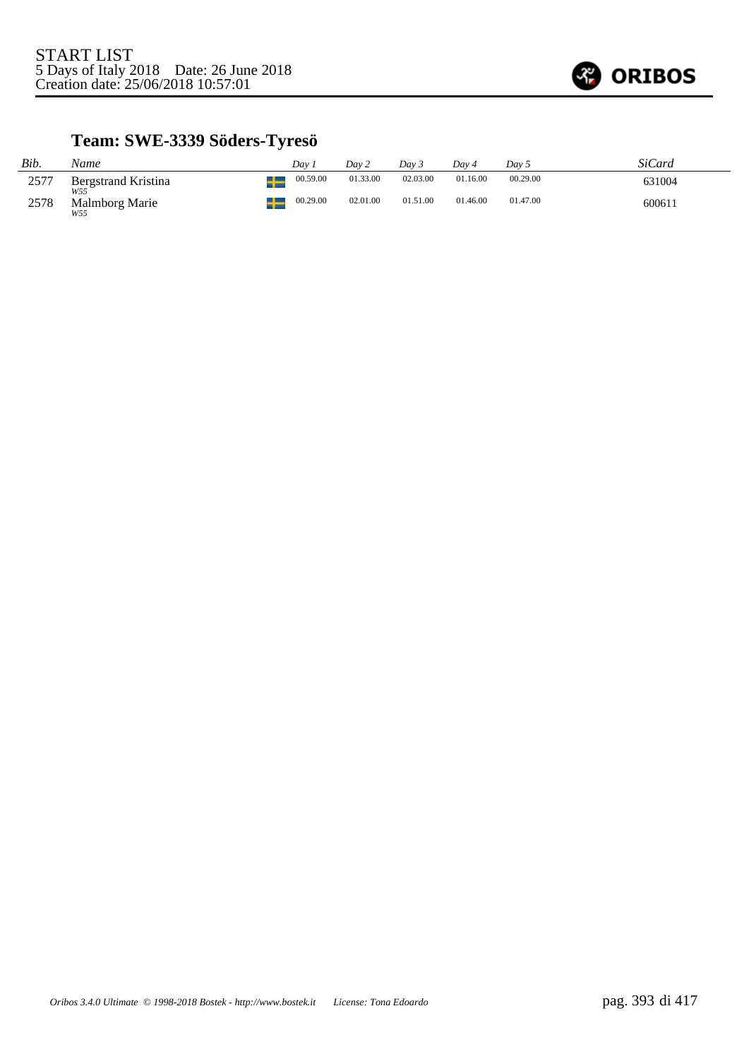START LIST
5 Days of Italy 2018 Date: 26 June 2018
Creation date: 25/06/2018 10:57:01

## Team: SWE-3339 Söders-Tyresö

| Bib. | Name | | Day 1 | Day 2 | Day 3 | Day 4 | Day 5 | SiCard |
|---|---|---|---|---|---|---|---|---|
| 2577 | Bergstrand Kristina *W55* | SWE | 00.59.00 | 01.33.00 | 02.03.00 | 01.16.00 | 00.29.00 | 631004 |
| 2578 | Malmborg Marie *W55* | SWE | 00.29.00 | 02.01.00 | 01.51.00 | 01.46.00 | 01.47.00 | 600611 |

*Oribos 3.4.0 Ultimate © 1998-2018 Bostek - http://www.bostek.it License: Tona Edoardo*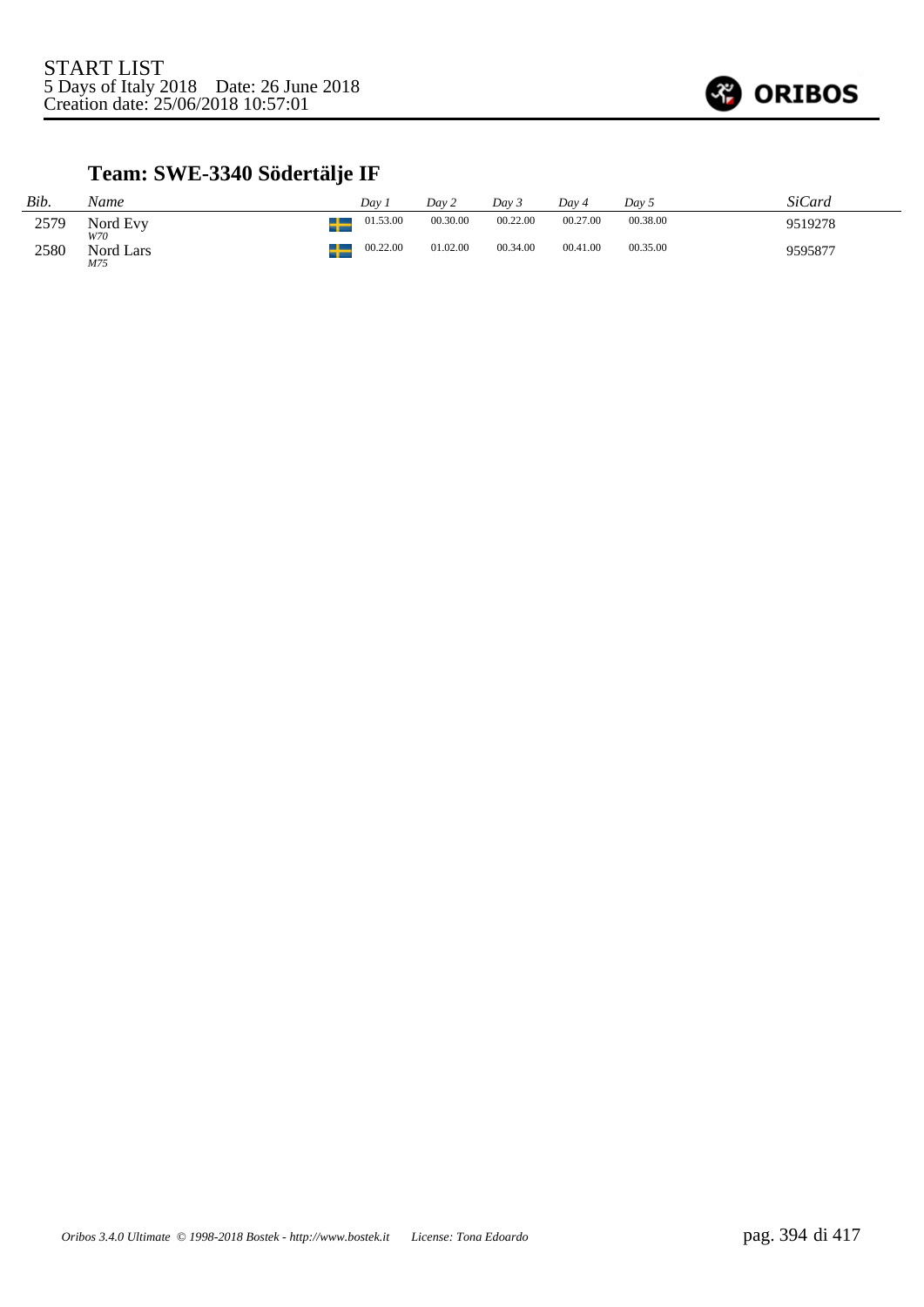START LIST
5 Days of Italy 2018    Date: 26 June 2018
Creation date: 25/06/2018 10:57:01

## Team: SWE-3340 Södertälje IF

| Bib. | Name | | Day 1 | Day 2 | Day 3 | Day 4 | Day 5 | SiCard |
|---|---|---|---|---|---|---|---|---|
| 2579 | Nord Evy *W70* | | 01.53.00 | 00.30.00 | 00.22.00 | 00.27.00 | 00.38.00 | 9519278 |
| 2580 | Nord Lars *M75* | | 00.22.00 | 01.02.00 | 00.34.00 | 00.41.00 | 00.35.00 | 9595877 |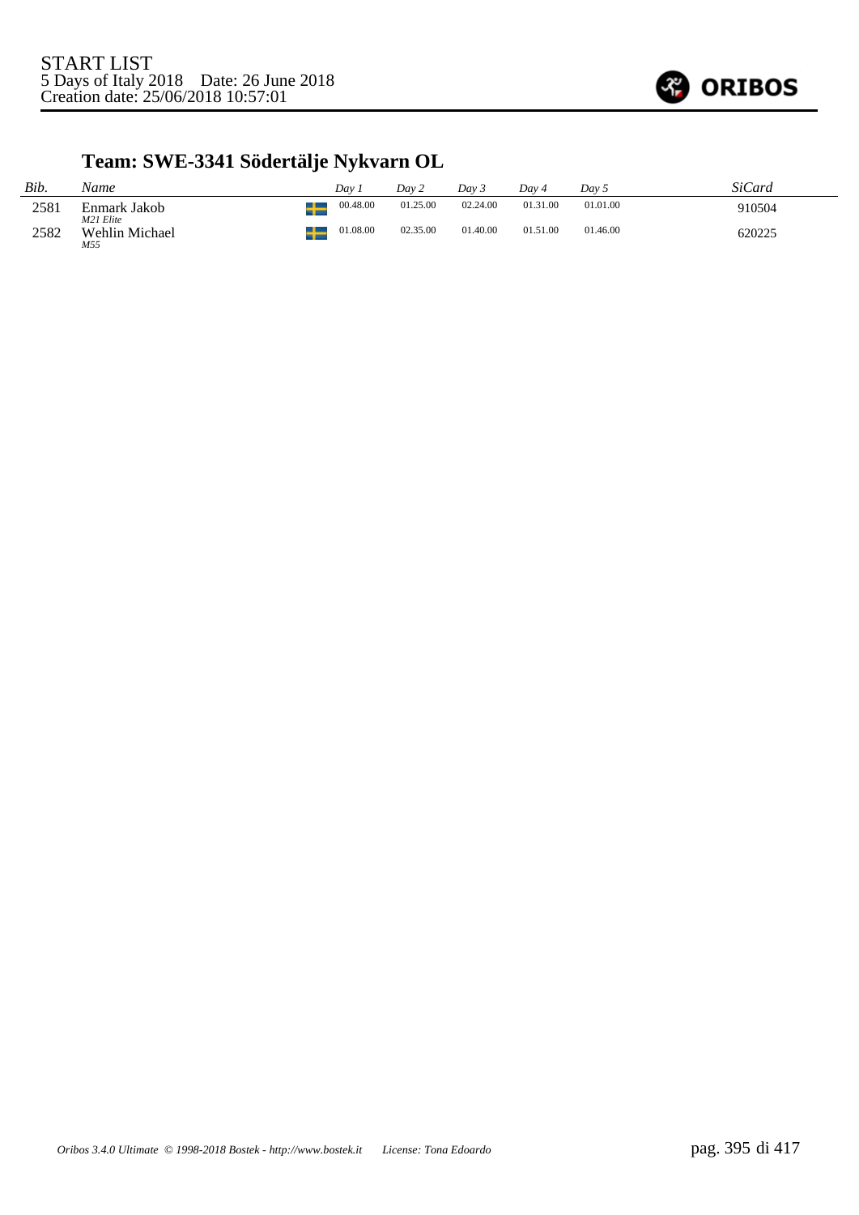START LIST
5 Days of Italy 2018    Date: 26 June 2018
Creation date: 25/06/2018 10:57:01

## Team: SWE-3341 Södertälje Nykvarn OL

| Bib. | Name | | Day 1 | Day 2 | Day 3 | Day 4 | Day 5 | SiCard |
|---|---|---|---|---|---|---|---|---|
| 2581 | Enmark Jakob *M21 Elite* | | 00.48.00 | 01.25.00 | 02.24.00 | 01.31.00 | 01.01.00 | 910504 |
| 2582 | Wehlin Michael *M55* | | 01.08.00 | 02.35.00 | 01.40.00 | 01.51.00 | 01.46.00 | 620225 |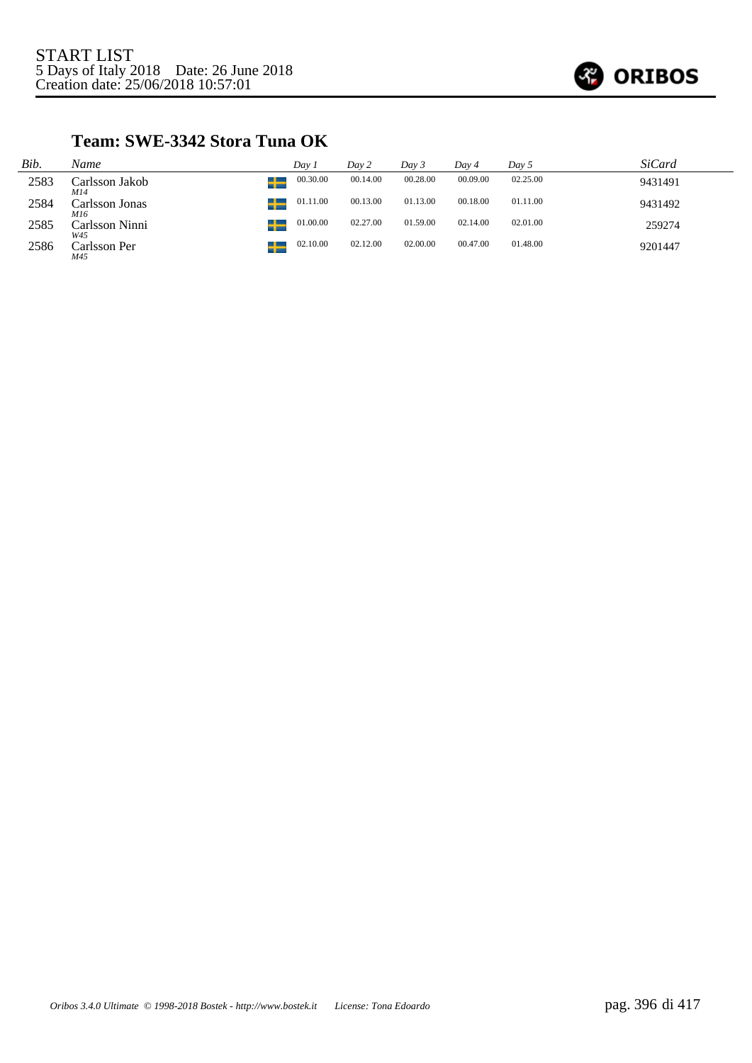START LIST
5 Days of Italy 2018    Date: 26 June 2018
Creation date: 25/06/2018 10:57:01

## Team: SWE-3342 Stora Tuna OK

| Bib. | Name | Day 1 | Day 2 | Day 3 | Day 4 | Day 5 | SiCard |
|---|---|---|---|---|---|---|---|
| 2583 | Carlsson Jakob *M14* | 00.30.00 | 00.14.00 | 00.28.00 | 00.09.00 | 02.25.00 | 9431491 |
| 2584 | Carlsson Jonas *M16* | 01.11.00 | 00.13.00 | 01.13.00 | 00.18.00 | 01.11.00 | 9431492 |
| 2585 | Carlsson Ninni *W45* | 01.00.00 | 02.27.00 | 01.59.00 | 02.14.00 | 02.01.00 | 259274 |
| 2586 | Carlsson Per *M45* | 02.10.00 | 02.12.00 | 02.00.00 | 00.47.00 | 01.48.00 | 9201447 |

*Oribos 3.4.0 Ultimate © 1998-2018 Bostek - http://www.bostek.it    License: Tona Edoardo*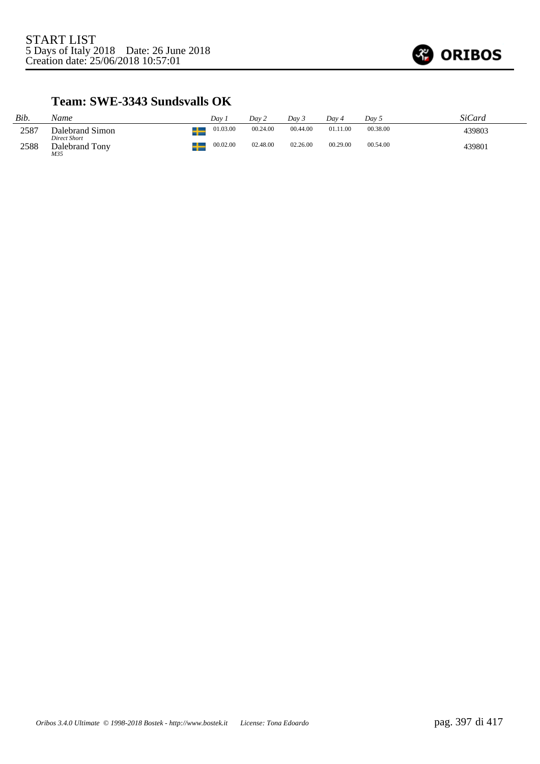START LIST
5 Days of Italy 2018    Date: 26 June 2018
Creation date: 25/06/2018 10:57:01

### Team: SWE-3343 Sundsvalls OK

| Bib. | Name | Day 1 | Day 2 | Day 3 | Day 4 | Day 5 | SiCard |
|---|---|---|---|---|---|---|---|
| 2587 | Dalebrand Simon *Direct Short* | 01.03.00 | 00.24.00 | 00.44.00 | 01.11.00 | 00.38.00 | 439803 |
| 2588 | Dalebrand Tony *M35* | 00.02.00 | 02.48.00 | 02.26.00 | 00.29.00 | 00.54.00 | 439801 |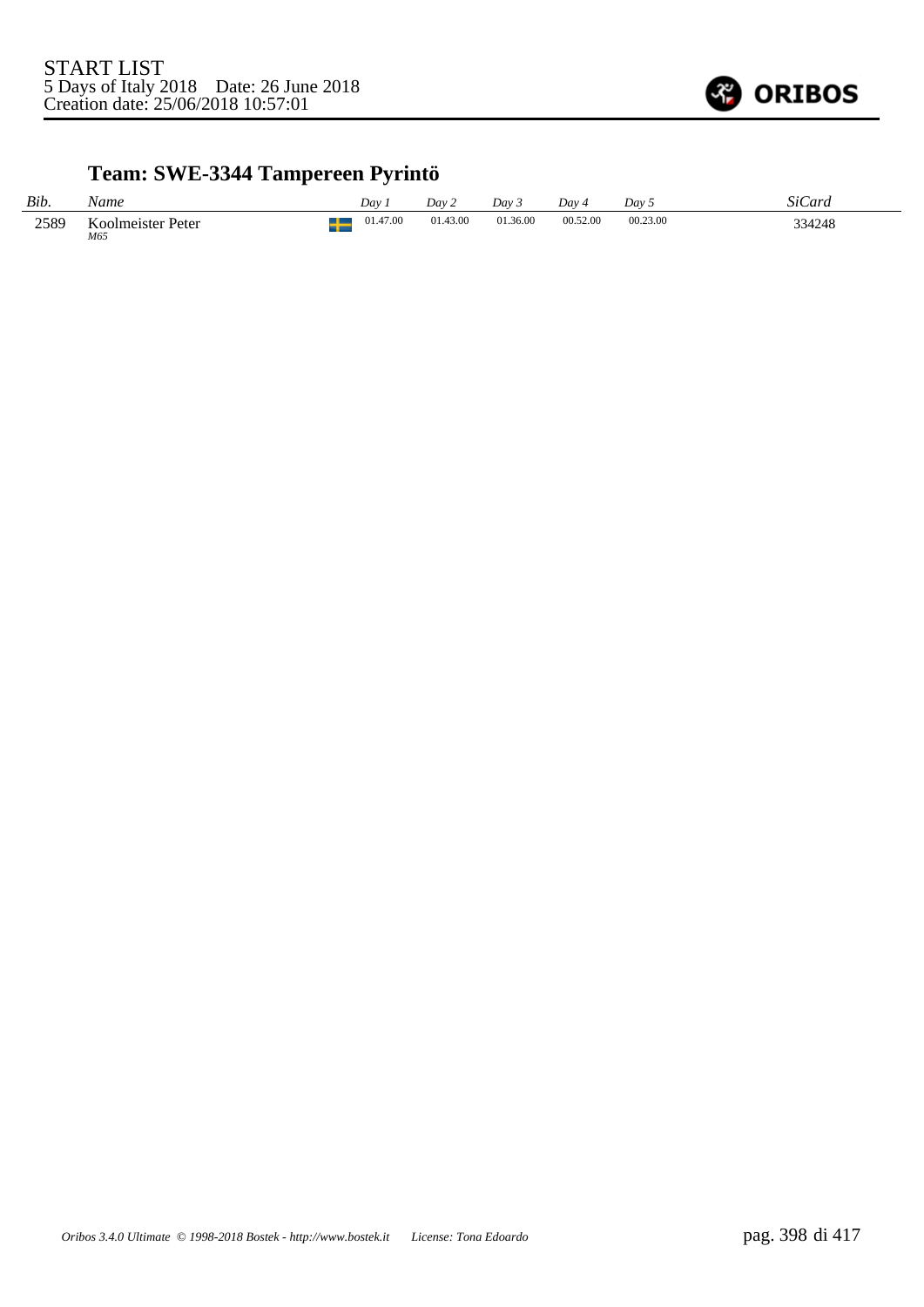START LIST
5 Days of Italy 2018    Date: 26 June 2018
Creation date: 25/06/2018 10:57:01

## Team: SWE-3344 Tampereen Pyrintö

| *Bib.* | *Name* | | *Day 1* | *Day 2* | *Day 3* | *Day 4* | *Day 5* | *SiCard* |
|---|---|---|---|---|---|---|---|---|
| 2589 | Koolmeister Peter *M65* | | 01.47.00 | 01.43.00 | 01.36.00 | 00.52.00 | 00.23.00 | 334248 |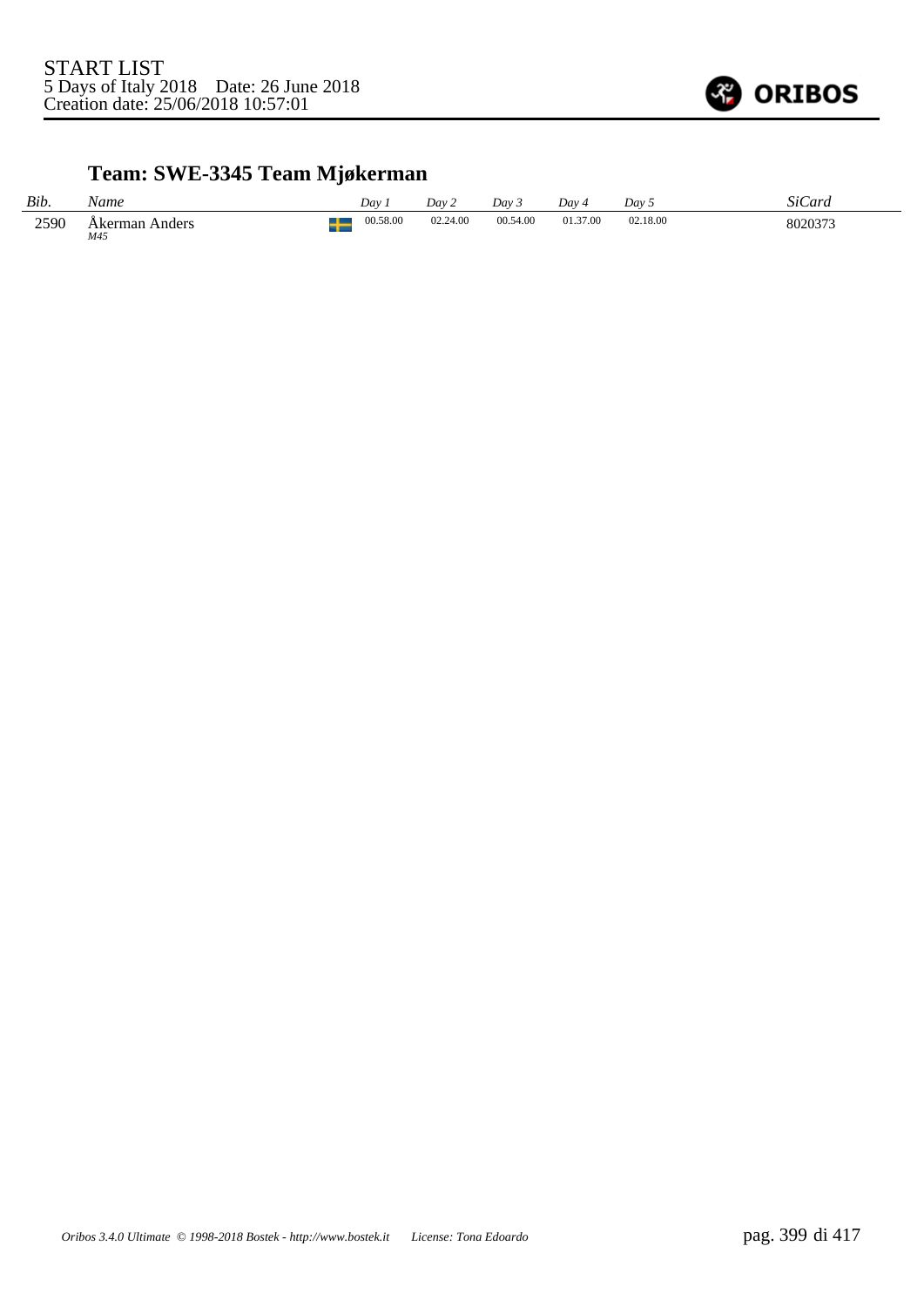START LIST
5 Days of Italy 2018    Date: 26 June 2018
Creation date: 25/06/2018 10:57:01

## Team: SWE-3345 Team Mjøkerman

| Bib. | Name | | Day 1 | Day 2 | Day 3 | Day 4 | Day 5 | SiCard |
|---|---|---|---|---|---|---|---|---|
| 2590 | Åkerman Anders *M45* | SWE | 00.58.00 | 02.24.00 | 00.54.00 | 01.37.00 | 02.18.00 | 8020373 |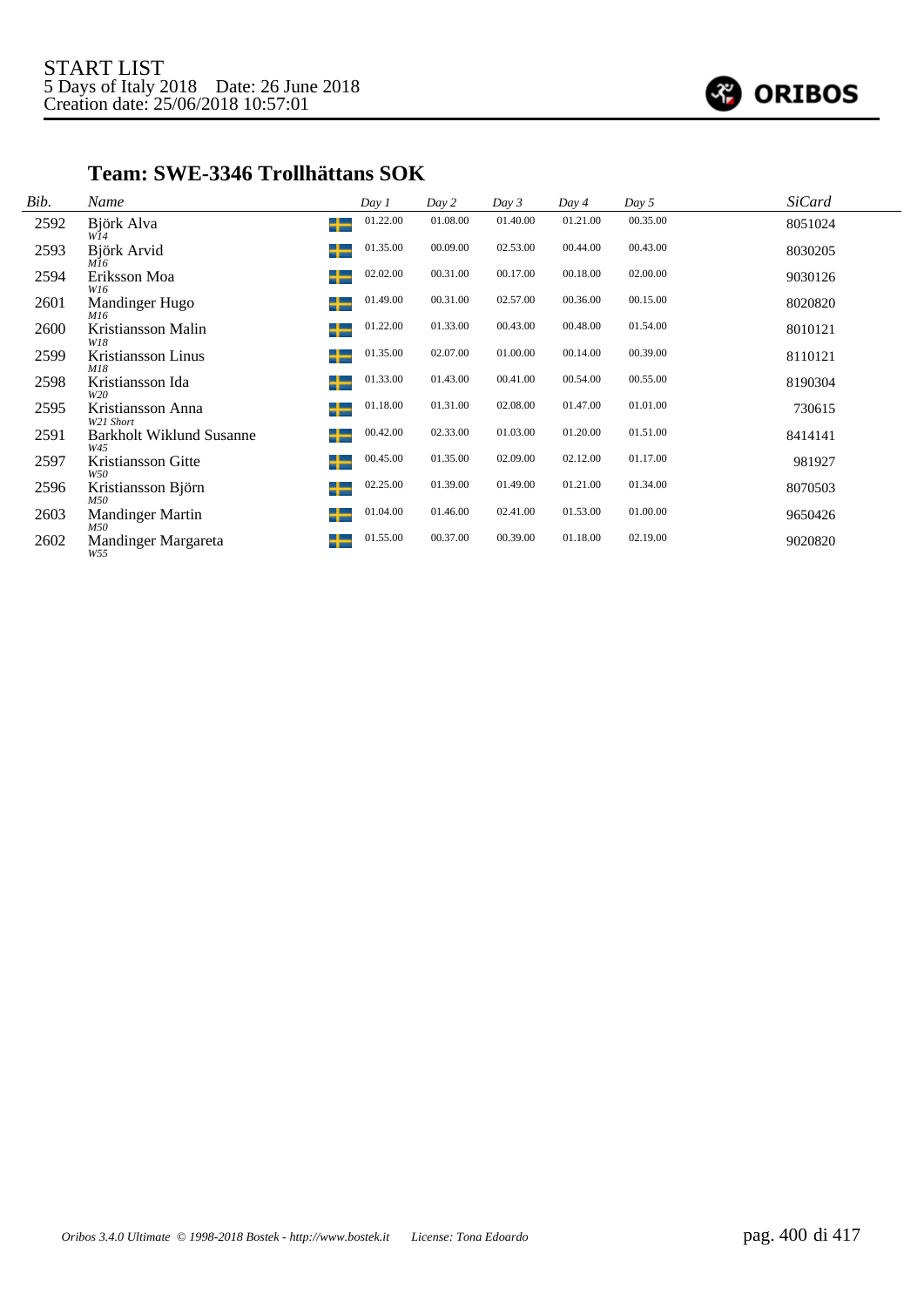START LIST
5 Days of Italy 2018 Date: 26 June 2018
Creation date: 25/06/2018 10:57:01

## Team: SWE-3346 Trollhättans SOK

| Bib. | Name | | Day 1 | Day 2 | Day 3 | Day 4 | Day 5 | SiCard |
|---|---|---|---|---|---|---|---|---|
| 2592 | Björk Alva<br>W14 | SWE | 01.22.00 | 01.08.00 | 01.40.00 | 01.21.00 | 00.35.00 | 8051024 |
| 2593 | Björk Arvid<br>M16 | SWE | 01.35.00 | 00.09.00 | 02.53.00 | 00.44.00 | 00.43.00 | 8030205 |
| 2594 | Eriksson Moa<br>W16 | SWE | 02.02.00 | 00.31.00 | 00.17.00 | 00.18.00 | 02.00.00 | 9030126 |
| 2601 | Mandinger Hugo<br>M16 | SWE | 01.49.00 | 00.31.00 | 02.57.00 | 00.36.00 | 00.15.00 | 8020820 |
| 2600 | Kristiansson Malin<br>W18 | SWE | 01.22.00 | 01.33.00 | 00.43.00 | 00.48.00 | 01.54.00 | 8010121 |
| 2599 | Kristiansson Linus<br>M18 | SWE | 01.35.00 | 02.07.00 | 01.00.00 | 00.14.00 | 00.39.00 | 8110121 |
| 2598 | Kristiansson Ida<br>W20 | SWE | 01.33.00 | 01.43.00 | 00.41.00 | 00.54.00 | 00.55.00 | 8190304 |
| 2595 | Kristiansson Anna<br>W21 Short | SWE | 01.18.00 | 01.31.00 | 02.08.00 | 01.47.00 | 01.01.00 | 730615 |
| 2591 | Barkholt Wiklund Susanne<br>W45 | SWE | 00.42.00 | 02.33.00 | 01.03.00 | 01.20.00 | 01.51.00 | 8414141 |
| 2597 | Kristiansson Gitte<br>W50 | SWE | 00.45.00 | 01.35.00 | 02.09.00 | 02.12.00 | 01.17.00 | 981927 |
| 2596 | Kristiansson Björn<br>M50 | SWE | 02.25.00 | 01.39.00 | 01.49.00 | 01.21.00 | 01.34.00 | 8070503 |
| 2603 | Mandinger Martin<br>M50 | SWE | 01.04.00 | 01.46.00 | 02.41.00 | 01.53.00 | 01.00.00 | 9650426 |
| 2602 | Mandinger Margareta<br>W55 | SWE | 01.55.00 | 00.37.00 | 00.39.00 | 01.18.00 | 02.19.00 | 9020820 |

Oribos 3.4.0 Ultimate © 1998-2018 Bostek - http://www.bostek.it License: Tona Edoardo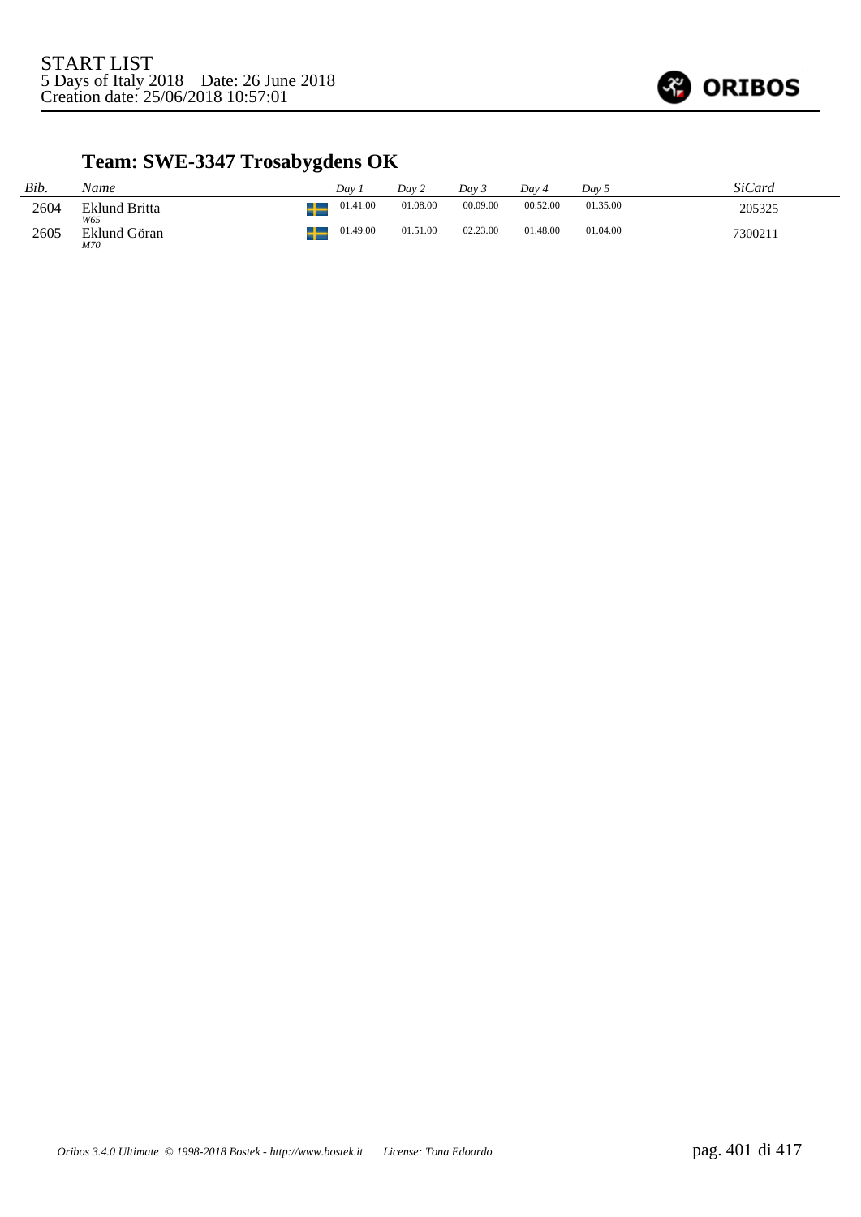START LIST
5 Days of Italy 2018 Date: 26 June 2018
Creation date: 25/06/2018 10:57:01

## Team: SWE-3347 Trosabygdens OK

| *Bib.* | *Name* | | *Day 1* | *Day 2* | *Day 3* | *Day 4* | *Day 5* | *SiCard* |
|---|---|---|---|---|---|---|---|---|
| 2604 | Eklund Britta *W65* | | 01.41.00 | 01.08.00 | 00.09.00 | 00.52.00 | 01.35.00 | 205325 |
| 2605 | Eklund Göran *M70* | | 01.49.00 | 01.51.00 | 02.23.00 | 01.48.00 | 01.04.00 | 7300211 |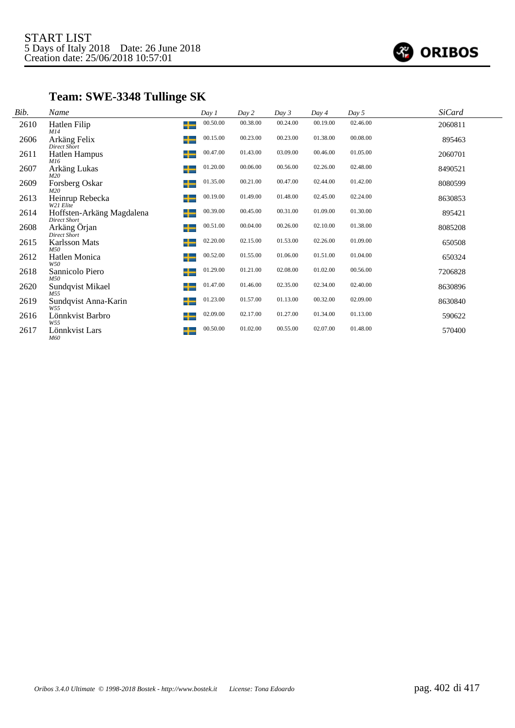START LIST
5 Days of Italy 2018 Date: 26 June 2018
Creation date: 25/06/2018 10:57:01

## Team: SWE-3348 Tullinge SK

| Bib. | Name | | Day 1 | Day 2 | Day 3 | Day 4 | Day 5 | SiCard |
|---|---|---|---|---|---|---|---|---|
| 2610 | Hatlen Filip<br>*M14* | | 00.50.00 | 00.38.00 | 00.24.00 | 00.19.00 | 02.46.00 | 2060811 |
| 2606 | Arkäng Felix<br>*Direct Short* | | 00.15.00 | 00.23.00 | 00.23.00 | 01.38.00 | 00.08.00 | 895463 |
| 2611 | Hatlen Hampus<br>*M16* | | 00.47.00 | 01.43.00 | 03.09.00 | 00.46.00 | 01.05.00 | 2060701 |
| 2607 | Arkäng Lukas<br>*M20* | | 01.20.00 | 00.06.00 | 00.56.00 | 02.26.00 | 02.48.00 | 8490521 |
| 2609 | Forsberg Oskar<br>*M20* | | 01.35.00 | 00.21.00 | 00.47.00 | 02.44.00 | 01.42.00 | 8080599 |
| 2613 | Heinrup Rebecka<br>*W21 Elite* | | 00.19.00 | 01.49.00 | 01.48.00 | 02.45.00 | 02.24.00 | 8630853 |
| 2614 | Hoffsten-Arkäng Magdalena<br>*Direct Short* | | 00.39.00 | 00.45.00 | 00.31.00 | 01.09.00 | 01.30.00 | 895421 |
| 2608 | Arkäng Örjan<br>*Direct Short* | | 00.51.00 | 00.04.00 | 00.26.00 | 02.10.00 | 01.38.00 | 8085208 |
| 2615 | Karlsson Mats<br>*M50* | | 02.20.00 | 02.15.00 | 01.53.00 | 02.26.00 | 01.09.00 | 650508 |
| 2612 | Hatlen Monica<br>*W50* | | 00.52.00 | 01.55.00 | 01.06.00 | 01.51.00 | 01.04.00 | 650324 |
| 2618 | Sannicolo Piero<br>*M50* | | 01.29.00 | 01.21.00 | 02.08.00 | 01.02.00 | 00.56.00 | 7206828 |
| 2620 | Sundqvist Mikael<br>*M55* | | 01.47.00 | 01.46.00 | 02.35.00 | 02.34.00 | 02.40.00 | 8630896 |
| 2619 | Sundqvist Anna-Karin<br>*W55* | | 01.23.00 | 01.57.00 | 01.13.00 | 00.32.00 | 02.09.00 | 8630840 |
| 2616 | Lönnkvist Barbro<br>*W55* | | 02.09.00 | 02.17.00 | 01.27.00 | 01.34.00 | 01.13.00 | 590622 |
| 2617 | Lönnkvist Lars<br>*M60* | | 00.50.00 | 01.02.00 | 00.55.00 | 02.07.00 | 01.48.00 | 570400 |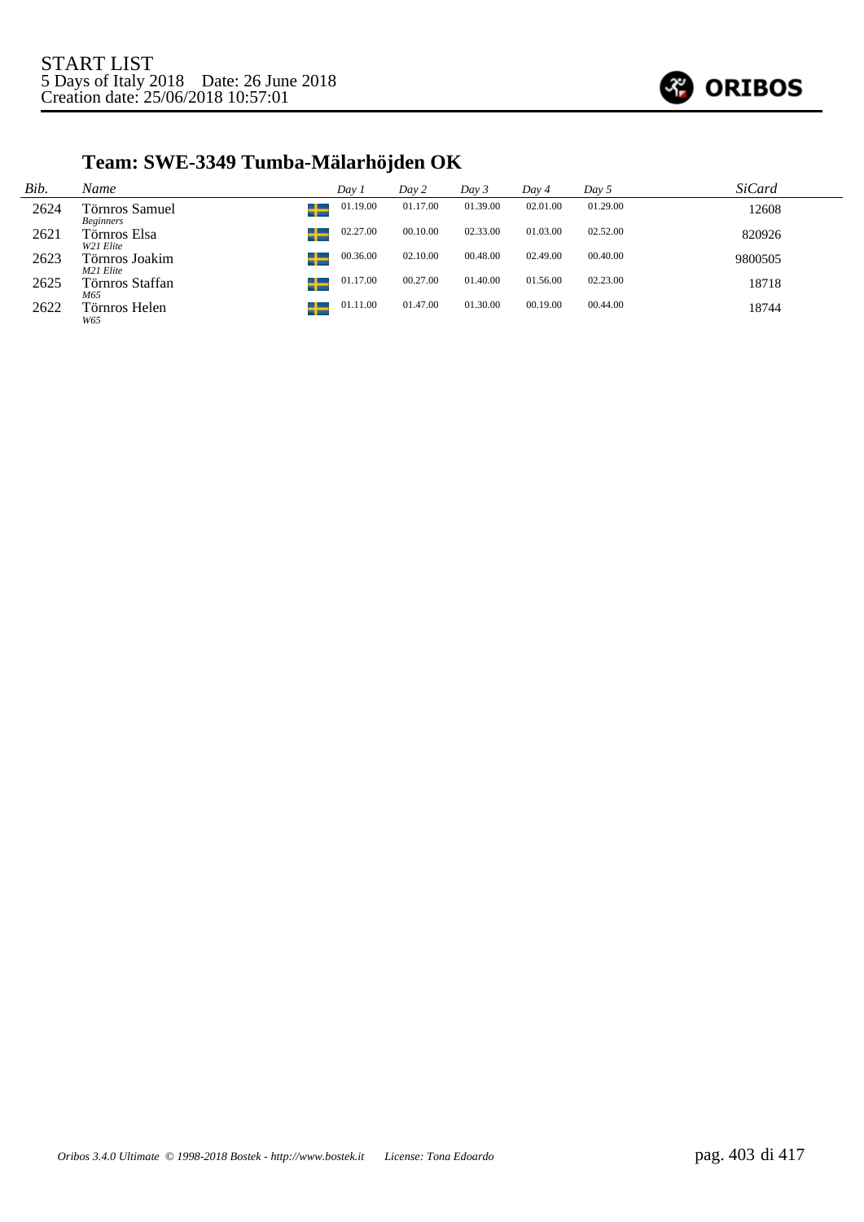START LIST
5 Days of Italy 2018    Date: 26 June 2018
Creation date: 25/06/2018 10:57:01

## Team: SWE-3349 Tumba-Mälarhöjden OK

| Bib. | Name | | Day 1 | Day 2 | Day 3 | Day 4 | Day 5 | SiCard |
|---|---|---|---|---|---|---|---|---|
| 2624 | Törnros Samuel *Beginners* | SWE | 01.19.00 | 01.17.00 | 01.39.00 | 02.01.00 | 01.29.00 | 12608 |
| 2621 | Törnros Elsa *W21 Elite* | SWE | 02.27.00 | 00.10.00 | 02.33.00 | 01.03.00 | 02.52.00 | 820926 |
| 2623 | Törnros Joakim *M21 Elite* | SWE | 00.36.00 | 02.10.00 | 00.48.00 | 02.49.00 | 00.40.00 | 9800505 |
| 2625 | Törnros Staffan *M65* | SWE | 01.17.00 | 00.27.00 | 01.40.00 | 01.56.00 | 02.23.00 | 18718 |
| 2622 | Törnros Helen *W65* | SWE | 01.11.00 | 01.47.00 | 01.30.00 | 00.19.00 | 00.44.00 | 18744 |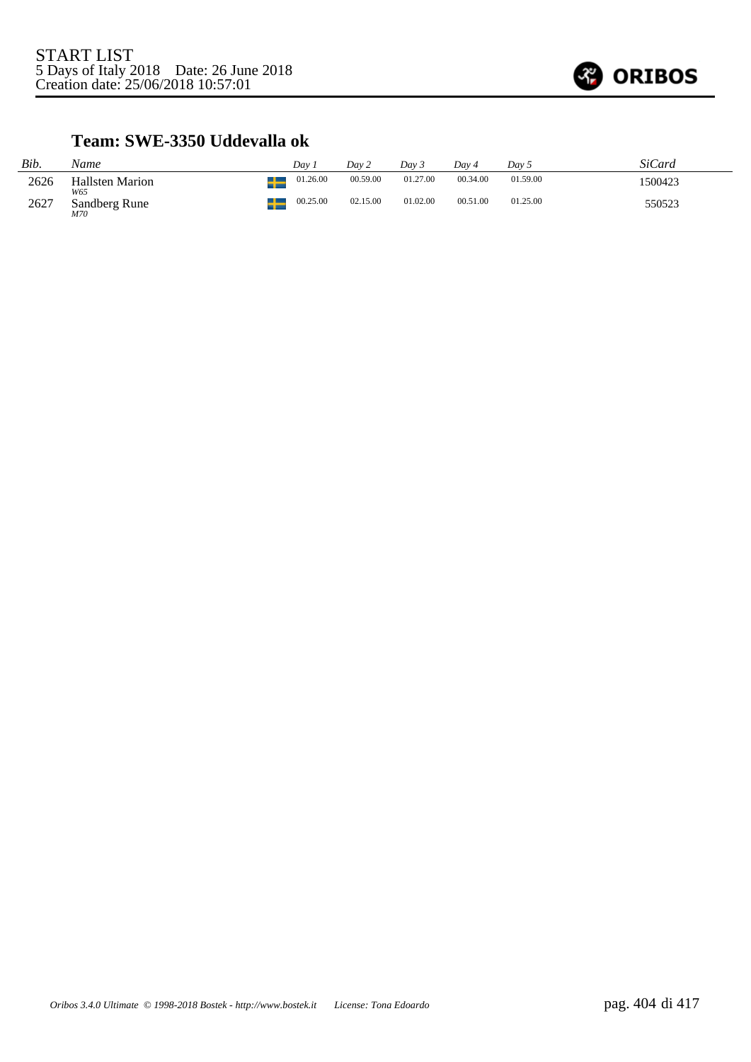START LIST
5 Days of Italy 2018 Date: 26 June 2018
Creation date: 25/06/2018 10:57:01

## Team: SWE-3350 Uddevalla ok

| *Bib.* | *Name* | | *Day 1* | *Day 2* | *Day 3* | *Day 4* | *Day 5* | *SiCard* |
|---|---|---|---|---|---|---|---|---|
| 2626 | Hallsten Marion *W65* | SWE | 01.26.00 | 00.59.00 | 01.27.00 | 00.34.00 | 01.59.00 | 1500423 |
| 2627 | Sandberg Rune *M70* | SWE | 00.25.00 | 02.15.00 | 01.02.00 | 00.51.00 | 01.25.00 | 550523 |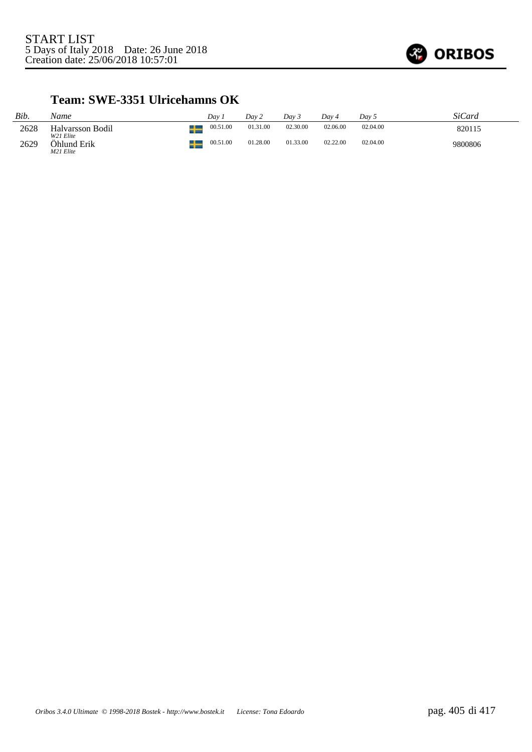START LIST
5 Days of Italy 2018 Date: 26 June 2018
Creation date: 25/06/2018 10:57:01

## Team: SWE-3351 Ulricehamns OK

| *Bib.* | *Name* | | *Day 1* | *Day 2* | *Day 3* | *Day 4* | *Day 5* | *SiCard* |
|---|---|---|---|---|---|---|---|---|
| 2628 | Halvarsson Bodil *W21 Elite* | SWE | 00.51.00 | 01.31.00 | 02.30.00 | 02.06.00 | 02.04.00 | 820115 |
| 2629 | Öhlund Erik *M21 Elite* | SWE | 00.51.00 | 01.28.00 | 01.33.00 | 02.22.00 | 02.04.00 | 9800806 |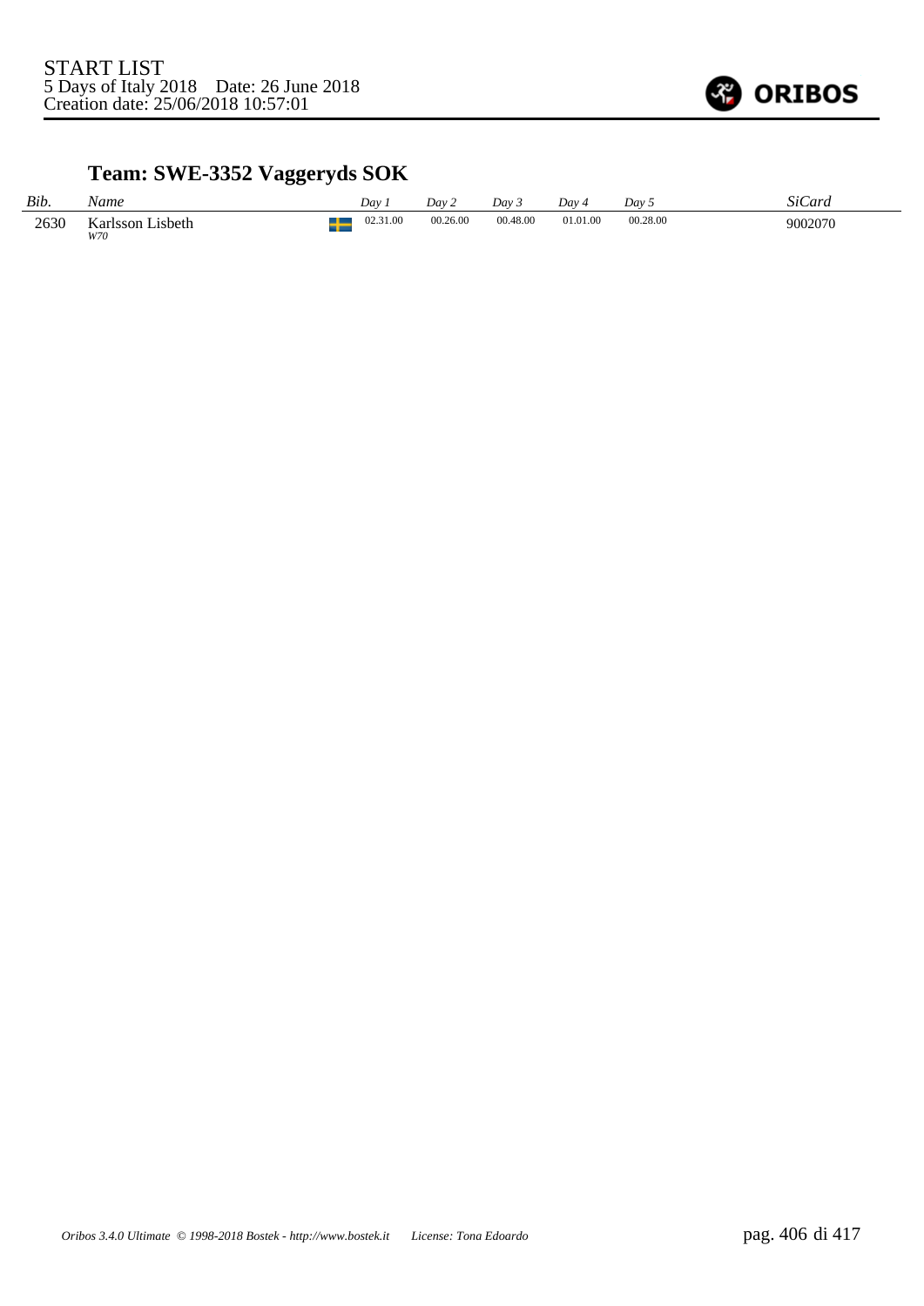START LIST
5 Days of Italy 2018 Date: 26 June 2018
Creation date: 25/06/2018 10:57:01

## Team: SWE-3352 Vaggeryds SOK

| Bib. | Name | Day 1 | Day 2 | Day 3 | Day 4 | Day 5 | SiCard |
|---|---|---|---|---|---|---|---|
| 2630 | Karlsson Lisbeth *W70* | 02.31.00 | 00.26.00 | 00.48.00 | 01.01.00 | 00.28.00 | 9002070 |

*Oribos 3.4.0 Ultimate © 1998-2018 Bostek - http://www.bostek.it License: Tona Edoardo*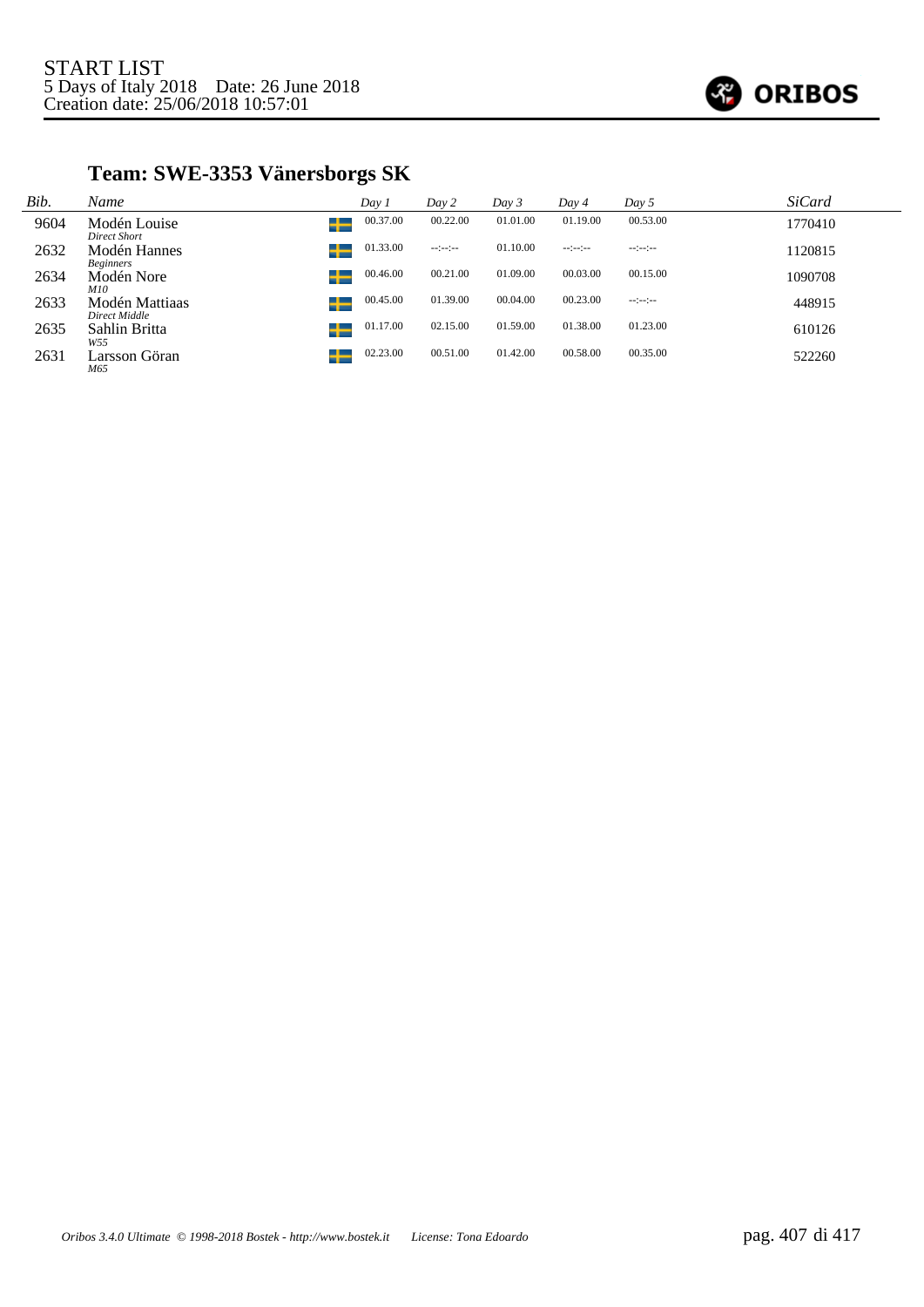START LIST
5 Days of Italy 2018 Date: 26 June 2018
Creation date: 25/06/2018 10:57:01

## Team: SWE-3353 Vänersborgs SK

| Bib. | Name | Day 1 | Day 2 | Day 3 | Day 4 | Day 5 | SiCard |
|---|---|---|---|---|---|---|---|
| 9604 | Modén Louise *Direct Short* | 00.37.00 | 00.22.00 | 01.01.00 | 01.19.00 | 00.53.00 | 1770410 |
| 2632 | Modén Hannes *Beginners* | 01.33.00 | --:--:-- | 01.10.00 | --:--:-- | --:--:-- | 1120815 |
| 2634 | Modén Nore *M10* | 00.46.00 | 00.21.00 | 01.09.00 | 00.03.00 | 00.15.00 | 1090708 |
| 2633 | Modén Mattiaas *Direct Middle* | 00.45.00 | 01.39.00 | 00.04.00 | 00.23.00 | --:--:-- | 448915 |
| 2635 | Sahlin Britta *W55* | 01.17.00 | 02.15.00 | 01.59.00 | 01.38.00 | 01.23.00 | 610126 |
| 2631 | Larsson Göran *M65* | 02.23.00 | 00.51.00 | 01.42.00 | 00.58.00 | 00.35.00 | 522260 |

*Oribos 3.4.0 Ultimate © 1998-2018 Bostek - http://www.bostek.it License: Tona Edoardo*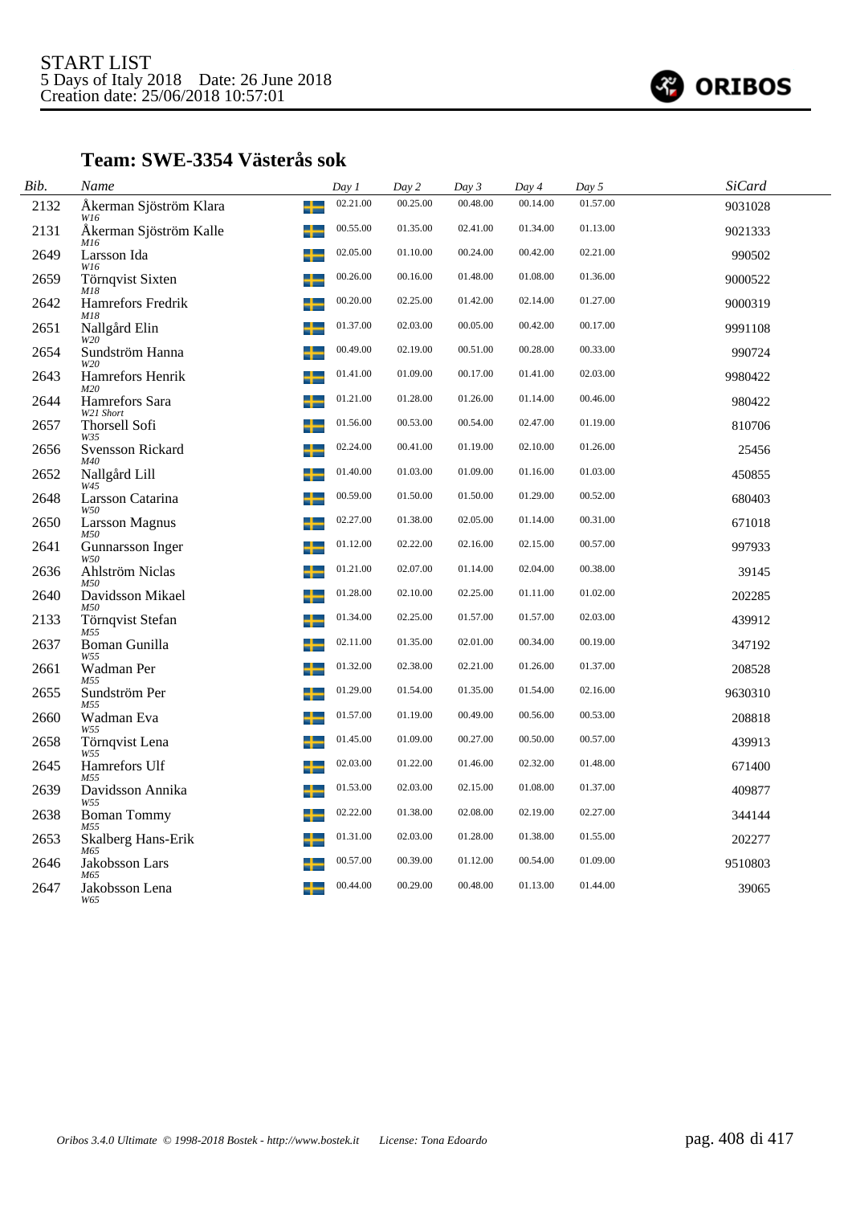START LIST
5 Days of Italy 2018 Date: 26 June 2018
Creation date: 25/06/2018 10:57:01

## Team: SWE-3354 Västerås sok

| Bib. | Name | Day 1 | Day 2 | Day 3 | Day 4 | Day 5 | SiCard |
|---|---|---|---|---|---|---|---|
| 2132 | Åkerman Sjöström Klara *W16* | 02.21.00 | 00.25.00 | 00.48.00 | 00.14.00 | 01.57.00 | 9031028 |
| 2131 | Åkerman Sjöström Kalle *M16* | 00.55.00 | 01.35.00 | 02.41.00 | 01.34.00 | 01.13.00 | 9021333 |
| 2649 | Larsson Ida *W16* | 02.05.00 | 01.10.00 | 00.24.00 | 00.42.00 | 02.21.00 | 990502 |
| 2659 | Törnqvist Sixten *M18* | 00.26.00 | 00.16.00 | 01.48.00 | 01.08.00 | 01.36.00 | 9000522 |
| 2642 | Hamrefors Fredrik *M18* | 00.20.00 | 02.25.00 | 01.42.00 | 02.14.00 | 01.27.00 | 9000319 |
| 2651 | Nallgård Elin *W20* | 01.37.00 | 02.03.00 | 00.05.00 | 00.42.00 | 00.17.00 | 9991108 |
| 2654 | Sundström Hanna *W20* | 00.49.00 | 02.19.00 | 00.51.00 | 00.28.00 | 00.33.00 | 990724 |
| 2643 | Hamrefors Henrik *M20* | 01.41.00 | 01.09.00 | 00.17.00 | 01.41.00 | 02.03.00 | 9980422 |
| 2644 | Hamrefors Sara *W21 Short* | 01.21.00 | 01.28.00 | 01.26.00 | 01.14.00 | 00.46.00 | 980422 |
| 2657 | Thorsell Sofi *W35* | 01.56.00 | 00.53.00 | 00.54.00 | 02.47.00 | 01.19.00 | 810706 |
| 2656 | Svensson Rickard *M40* | 02.24.00 | 00.41.00 | 01.19.00 | 02.10.00 | 01.26.00 | 25456 |
| 2652 | Nallgård Lill *W45* | 01.40.00 | 01.03.00 | 01.09.00 | 01.16.00 | 01.03.00 | 450855 |
| 2648 | Larsson Catarina *W50* | 00.59.00 | 01.50.00 | 01.50.00 | 01.29.00 | 00.52.00 | 680403 |
| 2650 | Larsson Magnus *M50* | 02.27.00 | 01.38.00 | 02.05.00 | 01.14.00 | 00.31.00 | 671018 |
| 2641 | Gunnarsson Inger *W50* | 01.12.00 | 02.22.00 | 02.16.00 | 02.15.00 | 00.57.00 | 997933 |
| 2636 | Ahlström Niclas *M50* | 01.21.00 | 02.07.00 | 01.14.00 | 02.04.00 | 00.38.00 | 39145 |
| 2640 | Davidsson Mikael *M50* | 01.28.00 | 02.10.00 | 02.25.00 | 01.11.00 | 01.02.00 | 202285 |
| 2133 | Törnqvist Stefan *M55* | 01.34.00 | 02.25.00 | 01.57.00 | 01.57.00 | 02.03.00 | 439912 |
| 2637 | Boman Gunilla *W55* | 02.11.00 | 01.35.00 | 02.01.00 | 00.34.00 | 00.19.00 | 347192 |
| 2661 | Wadman Per *M55* | 01.32.00 | 02.38.00 | 02.21.00 | 01.26.00 | 01.37.00 | 208528 |
| 2655 | Sundström Per *M55* | 01.29.00 | 01.54.00 | 01.35.00 | 01.54.00 | 02.16.00 | 9630310 |
| 2660 | Wadman Eva *W55* | 01.57.00 | 01.19.00 | 00.49.00 | 00.56.00 | 00.53.00 | 208818 |
| 2658 | Törnqvist Lena *W55* | 01.45.00 | 01.09.00 | 00.27.00 | 00.50.00 | 00.57.00 | 439913 |
| 2645 | Hamrefors Ulf *M55* | 02.03.00 | 01.22.00 | 01.46.00 | 02.32.00 | 01.48.00 | 671400 |
| 2639 | Davidsson Annika *W55* | 01.53.00 | 02.03.00 | 02.15.00 | 01.08.00 | 01.37.00 | 409877 |
| 2638 | Boman Tommy *M55* | 02.22.00 | 01.38.00 | 02.08.00 | 02.19.00 | 02.27.00 | 344144 |
| 2653 | Skalberg Hans-Erik *M65* | 01.31.00 | 02.03.00 | 01.28.00 | 01.38.00 | 01.55.00 | 202277 |
| 2646 | Jakobsson Lars *M65* | 00.57.00 | 00.39.00 | 01.12.00 | 00.54.00 | 01.09.00 | 9510803 |
| 2647 | Jakobsson Lena *W65* | 00.44.00 | 00.29.00 | 00.48.00 | 01.13.00 | 01.44.00 | 39065 |

Oribos 3.4.0 Ultimate © 1998-2018 Bostek - http://www.bostek.it License: Tona Edoardo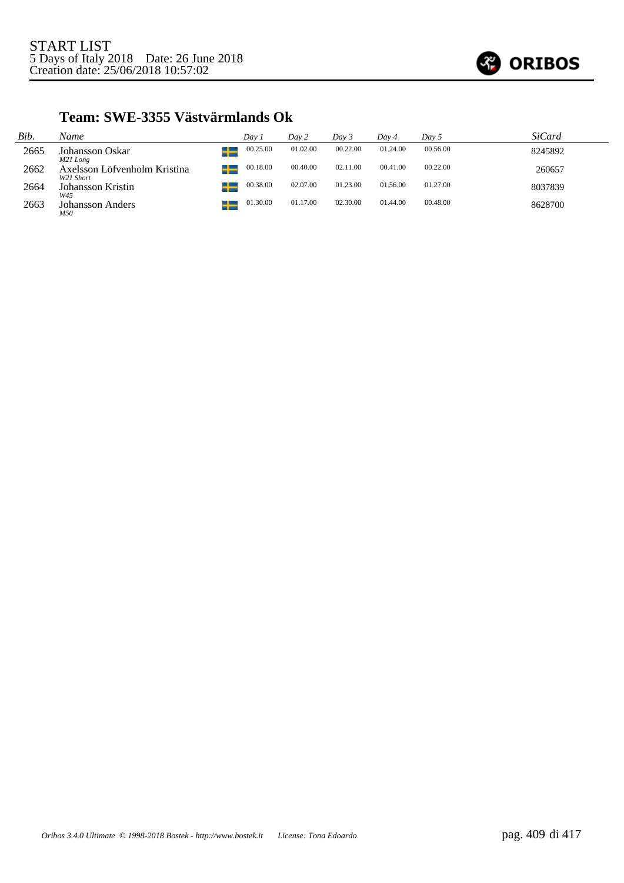START LIST
5 Days of Italy 2018 Date: 26 June 2018
Creation date: 25/06/2018 10:57:02

## Team: SWE-3355 Västvärmlands Ok

| Bib. | Name | | Day 1 | Day 2 | Day 3 | Day 4 | Day 5 | SiCard |
|---|---|---|---|---|---|---|---|---|
| 2665 | Johansson Oskar<br>*M21 Long* | SWE | 00.25.00 | 01.02.00 | 00.22.00 | 01.24.00 | 00.56.00 | 8245892 |
| 2662 | Axelsson Löfvenholm Kristina<br>*W21 Short* | SWE | 00.18.00 | 00.40.00 | 02.11.00 | 00.41.00 | 00.22.00 | 260657 |
| 2664 | Johansson Kristin<br>*W45* | SWE | 00.38.00 | 02.07.00 | 01.23.00 | 01.56.00 | 01.27.00 | 8037839 |
| 2663 | Johansson Anders<br>*M50* | SWE | 01.30.00 | 01.17.00 | 02.30.00 | 01.44.00 | 00.48.00 | 8628700 |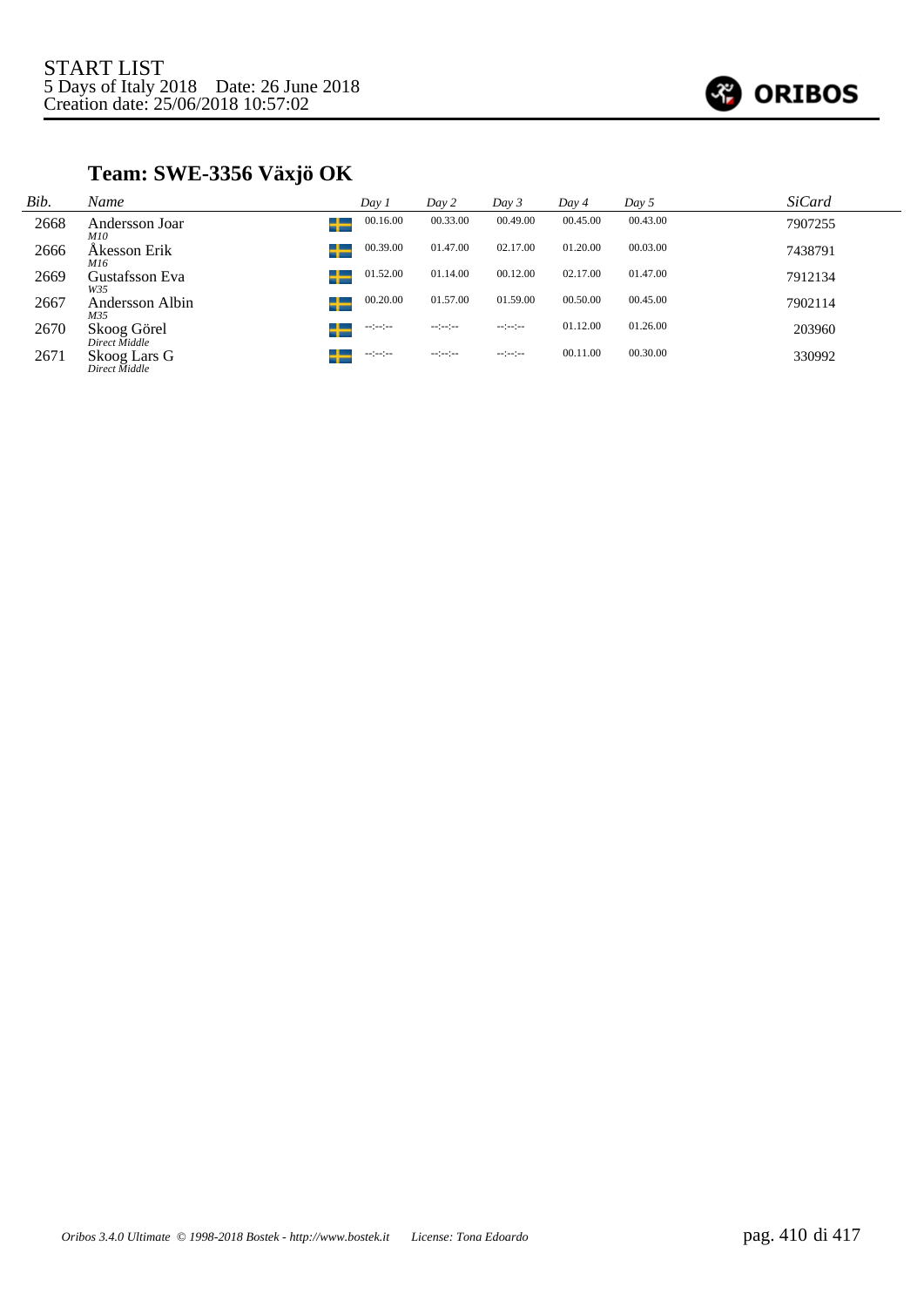START LIST
5 Days of Italy 2018 Date: 26 June 2018
Creation date: 25/06/2018 10:57:02

## Team: SWE-3356 Växjö OK

| Bib. | Name | | Day 1 | Day 2 | Day 3 | Day 4 | Day 5 | SiCard |
|---|---|---|---|---|---|---|---|---|
| 2668 | Andersson Joar *M10* | SWE | 00.16.00 | 00.33.00 | 00.49.00 | 00.45.00 | 00.43.00 | 7907255 |
| 2666 | Åkesson Erik *M16* | SWE | 00.39.00 | 01.47.00 | 02.17.00 | 01.20.00 | 00.03.00 | 7438791 |
| 2669 | Gustafsson Eva *W35* | SWE | 01.52.00 | 01.14.00 | 00.12.00 | 02.17.00 | 01.47.00 | 7912134 |
| 2667 | Andersson Albin *M35* | SWE | 00.20.00 | 01.57.00 | 01.59.00 | 00.50.00 | 00.45.00 | 7902114 |
| 2670 | Skoog Görel *Direct Middle* | SWE | --:--:-- | --:--:-- | --:--:-- | 01.12.00 | 01.26.00 | 203960 |
| 2671 | Skoog Lars G *Direct Middle* | SWE | --:--:-- | --:--:-- | --:--:-- | 00.11.00 | 00.30.00 | 330992 |

*Oribos 3.4.0 Ultimate © 1998-2018 Bostek - http://www.bostek.it License: Tona Edoardo*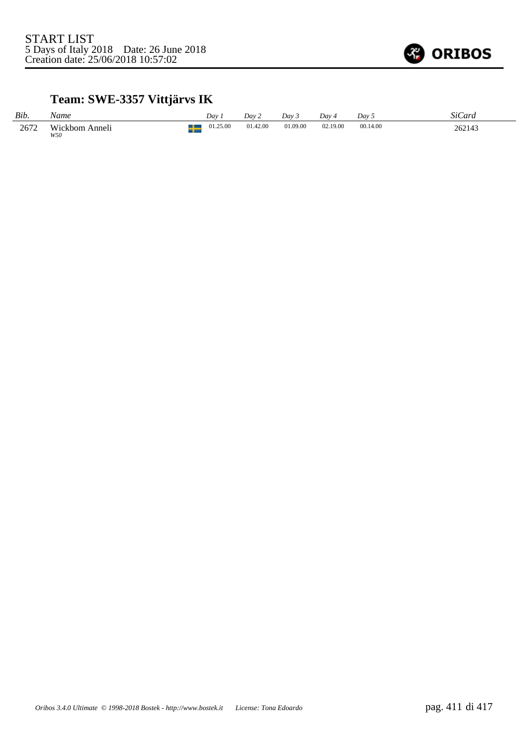START LIST
5 Days of Italy 2018 Date: 26 June 2018
Creation date: 25/06/2018 10:57:02

## Team: SWE-3357 Vittjärvs IK

| Bib. | Name | | Day 1 | Day 2 | Day 3 | Day 4 | Day 5 | SiCard |
|---|---|---|---|---|---|---|---|---|
| 2672 | Wickbom Anneli *W50* | | 01.25.00 | 01.42.00 | 01.09.00 | 02.19.00 | 00.14.00 | 262143 |

*Oribos 3.4.0 Ultimate © 1998-2018 Bostek - http://www.bostek.it License: Tona Edoardo*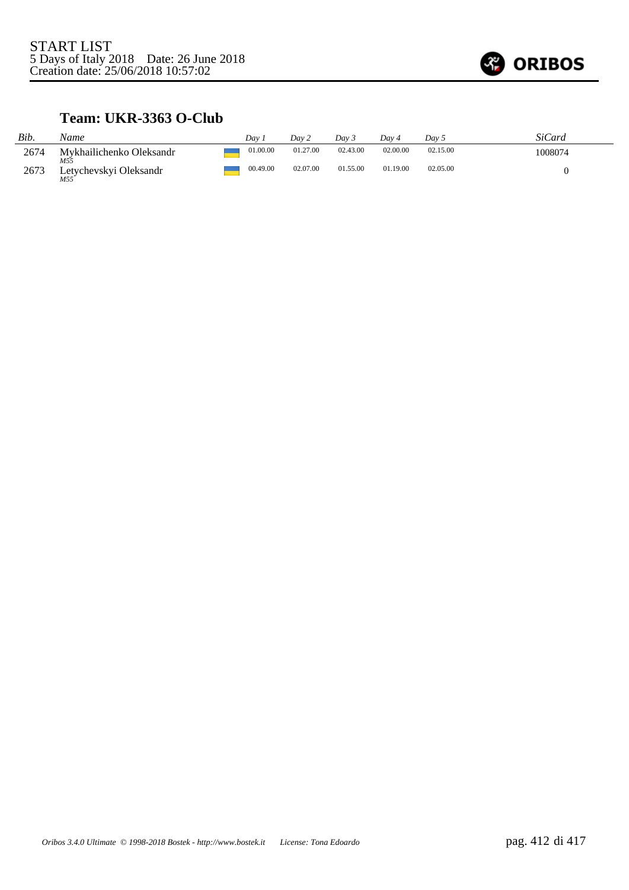START LIST
5 Days of Italy 2018    Date: 26 June 2018
Creation date: 25/06/2018 10:57:02

ORIBOS

## Team: UKR-3363 O-Club

| *Bib.* | *Name* | | *Day 1* | *Day 2* | *Day 3* | *Day 4* | *Day 5* | *SiCard* |
|---|---|---|---|---|---|---|---|---|
| 2674 | Mykhailichenko Oleksandr *M55* | | 01.00.00 | 01.27.00 | 02.43.00 | 02.00.00 | 02.15.00 | 1008074 |
| 2673 | Letychevskyi Oleksandr *M55* | | 00.49.00 | 02.07.00 | 01.55.00 | 01.19.00 | 02.05.00 | 0 |

*Oribos 3.4.0 Ultimate © 1998-2018 Bostek - http://www.bostek.it    License: Tona Edoardo*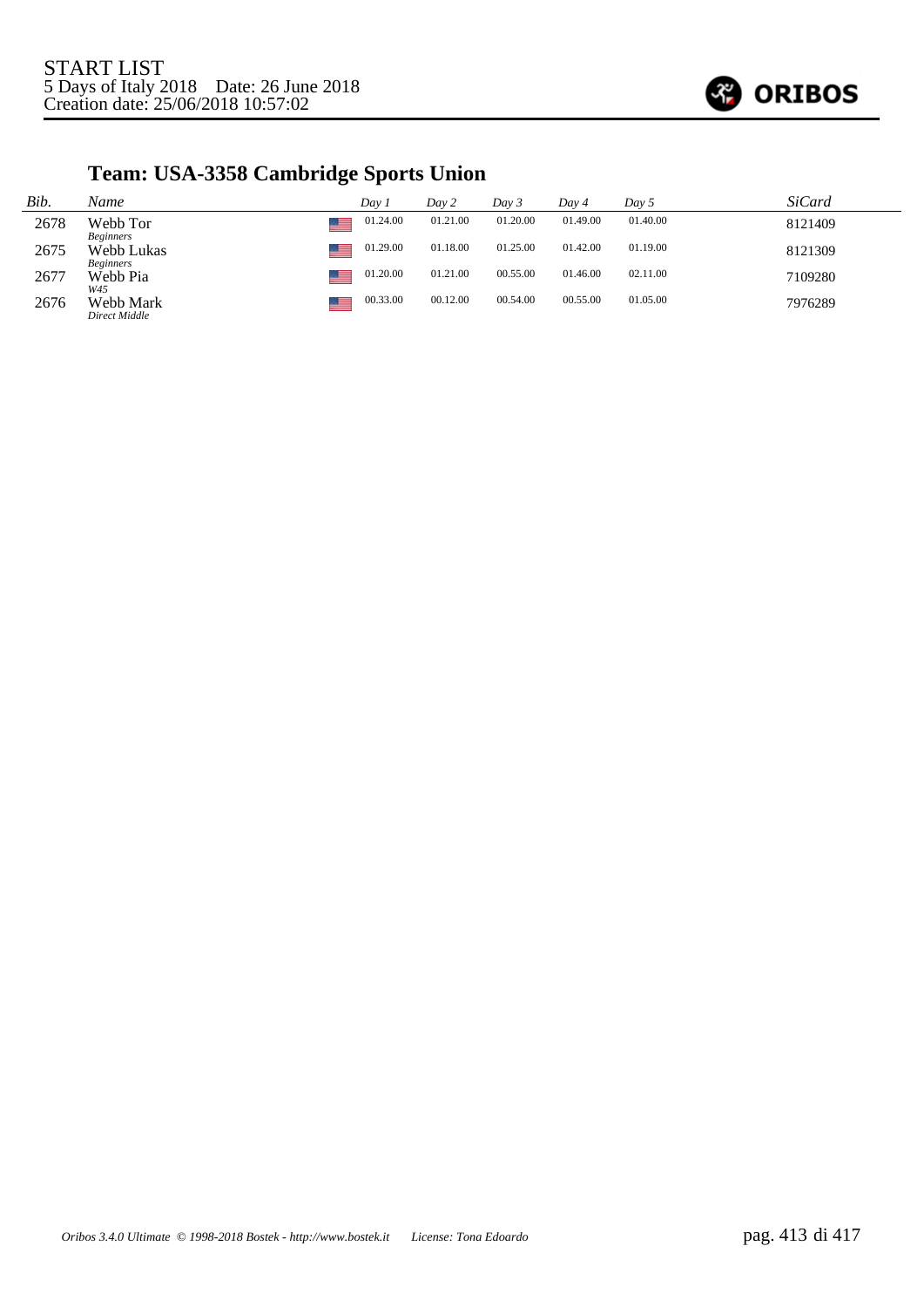START LIST
5 Days of Italy 2018 Date: 26 June 2018
Creation date: 25/06/2018 10:57:02

## Team: USA-3358 Cambridge Sports Union

| Bib. | Name | | Day 1 | Day 2 | Day 3 | Day 4 | Day 5 | SiCard |
|---|---|---|---|---|---|---|---|---|
| 2678 | Webb Tor *Beginners* | | 01.24.00 | 01.21.00 | 01.20.00 | 01.49.00 | 01.40.00 | 8121409 |
| 2675 | Webb Lukas *Beginners* | | 01.29.00 | 01.18.00 | 01.25.00 | 01.42.00 | 01.19.00 | 8121309 |
| 2677 | Webb Pia *W45* | | 01.20.00 | 01.21.00 | 00.55.00 | 01.46.00 | 02.11.00 | 7109280 |
| 2676 | Webb Mark *Direct Middle* | | 00.33.00 | 00.12.00 | 00.54.00 | 00.55.00 | 01.05.00 | 7976289 |

*Oribos 3.4.0 Ultimate © 1998-2018 Bostek - http://www.bostek.it License: Tona Edoardo*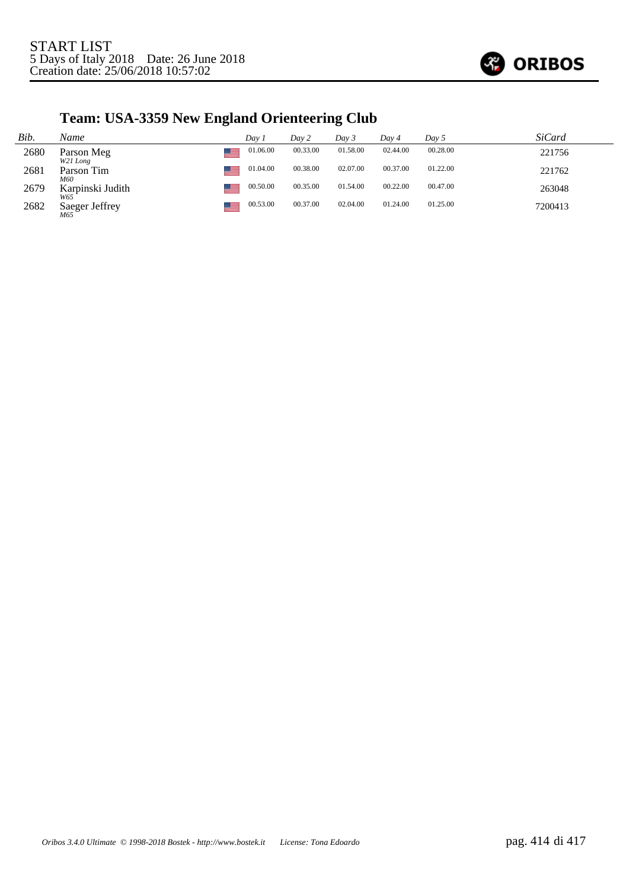START LIST
5 Days of Italy 2018 Date: 26 June 2018
Creation date: 25/06/2018 10:57:02

## Team: USA-3359 New England Orienteering Club

| *Bib.* | *Name* | | *Day 1* | *Day 2* | *Day 3* | *Day 4* | *Day 5* | *SiCard* |
|---|---|---|---|---|---|---|---|---|
| 2680 | Parson Meg *W21 Long* | | 01.06.00 | 00.33.00 | 01.58.00 | 02.44.00 | 00.28.00 | 221756 |
| 2681 | Parson Tim *M60* | | 01.04.00 | 00.38.00 | 02.07.00 | 00.37.00 | 01.22.00 | 221762 |
| 2679 | Karpinski Judith *W65* | | 00.50.00 | 00.35.00 | 01.54.00 | 00.22.00 | 00.47.00 | 263048 |
| 2682 | Saeger Jeffrey *M65* | | 00.53.00 | 00.37.00 | 02.04.00 | 01.24.00 | 01.25.00 | 7200413 |

*Oribos 3.4.0 Ultimate © 1998-2018 Bostek - http://www.bostek.it License: Tona Edoardo*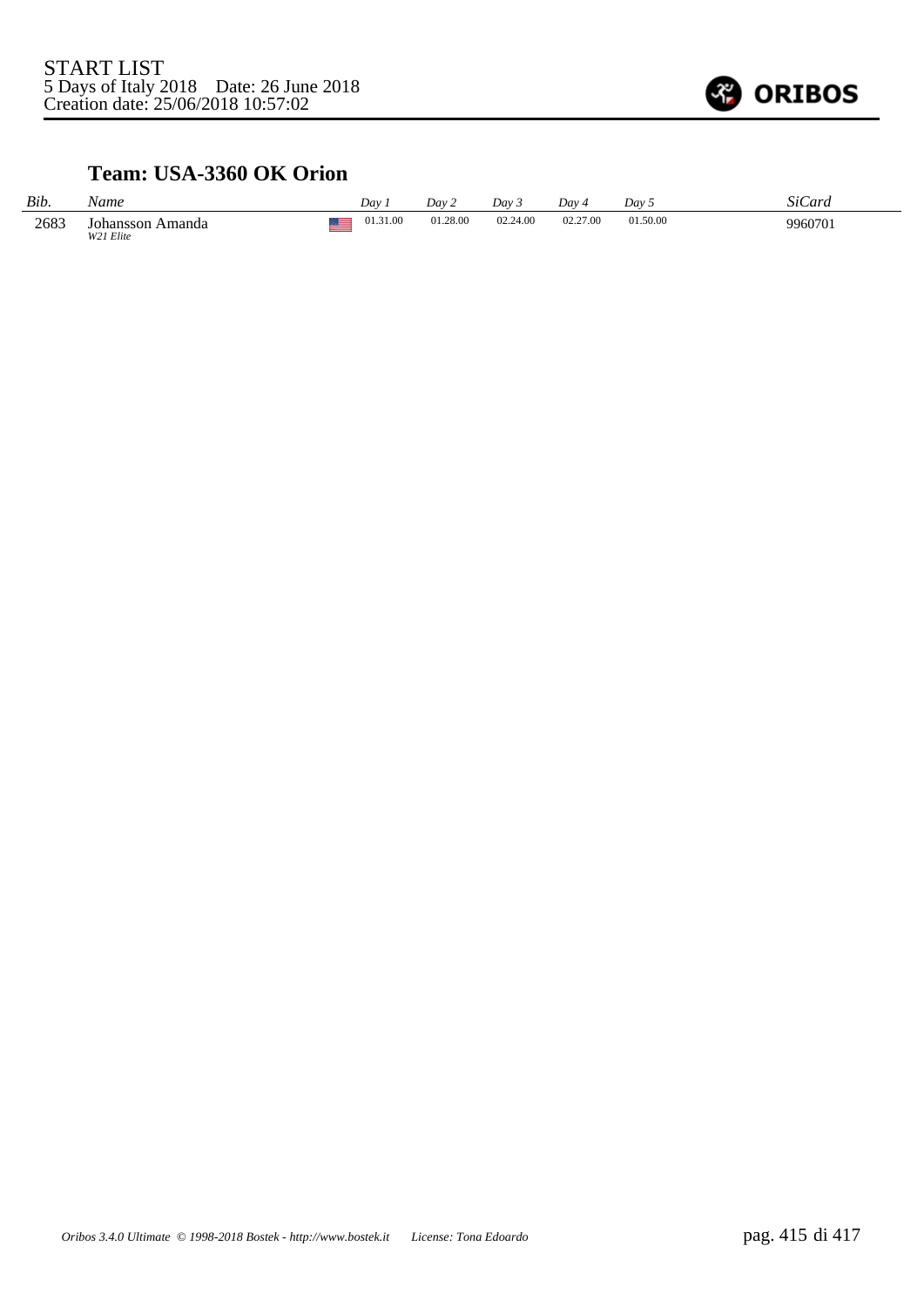START LIST
5 Days of Italy 2018    Date: 26 June 2018
Creation date: 25/06/2018 10:57:02

### Team: USA-3360 OK Orion

| *Bib.* | *Name* | | *Day 1* | *Day 2* | *Day 3* | *Day 4* | *Day 5* | *SiCard* |
|---|---|---|---|---|---|---|---|---|
| 2683 | Johansson Amanda<br>*W21 Elite* | | 01.31.00 | 01.28.00 | 02.24.00 | 02.27.00 | 01.50.00 | 9960701 |

*Oribos 3.4.0 Ultimate © 1998-2018 Bostek - http://www.bostek.it    License: Tona Edoardo*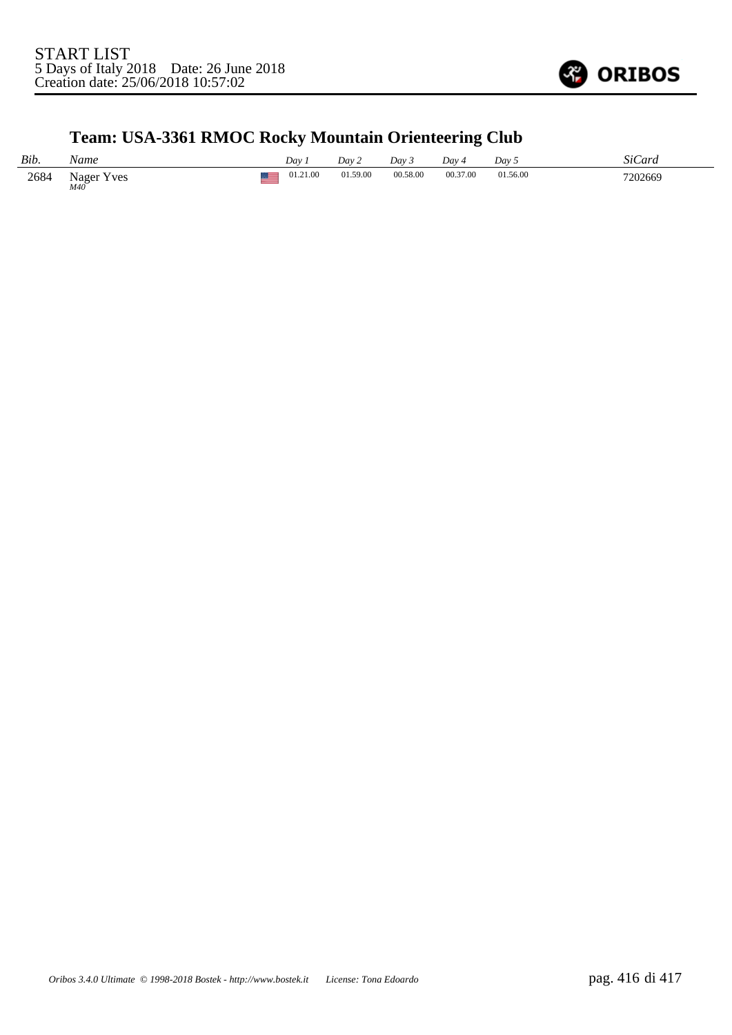START LIST
5 Days of Italy 2018    Date: 26 June 2018
Creation date: 25/06/2018 10:57:02

## Team: USA-3361 RMOC Rocky Mountain Orienteering Club

| *Bib.* | *Name* | | *Day 1* | *Day 2* | *Day 3* | *Day 4* | *Day 5* | *SiCard* |
|---|---|---|---|---|---|---|---|---|
| 2684 | Nager Yves *M40* | | 01.21.00 | 01.59.00 | 00.58.00 | 00.37.00 | 01.56.00 | 7202669 |

*Oribos 3.4.0 Ultimate © 1998-2018 Bostek - http://www.bostek.it    License: Tona Edoardo*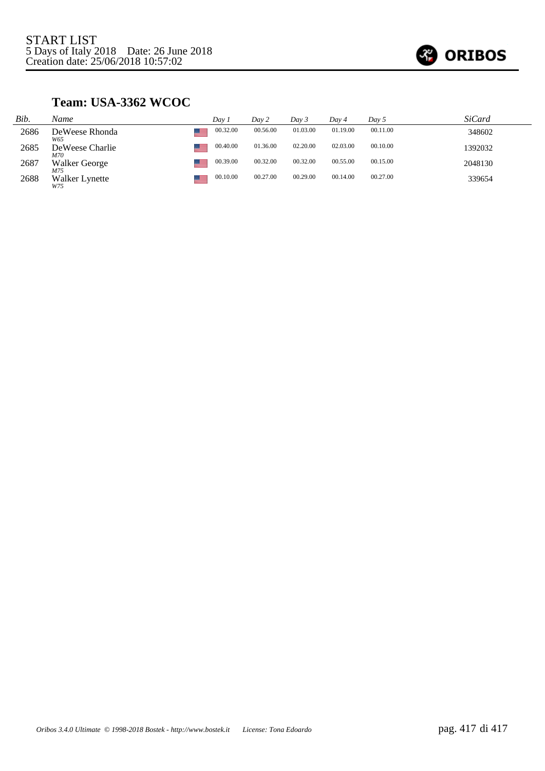START LIST
5 Days of Italy 2018 Date: 26 June 2018
Creation date: 25/06/2018 10:57:02

## Team: USA-3362 WCOC

| *Bib.* | *Name* | | *Day 1* | *Day 2* | *Day 3* | *Day 4* | *Day 5* | *SiCard* |
|---|---|---|---|---|---|---|---|---|
| 2686 | DeWeese Rhonda *W65* | USA | 00.32.00 | 00.56.00 | 01.03.00 | 01.19.00 | 00.11.00 | 348602 |
| 2685 | DeWeese Charlie *M70* | USA | 00.40.00 | 01.36.00 | 02.20.00 | 02.03.00 | 00.10.00 | 1392032 |
| 2687 | Walker George *M75* | USA | 00.39.00 | 00.32.00 | 00.32.00 | 00.55.00 | 00.15.00 | 2048130 |
| 2688 | Walker Lynette *W75* | USA | 00.10.00 | 00.27.00 | 00.29.00 | 00.14.00 | 00.27.00 | 339654 |

*Oribos 3.4.0 Ultimate © 1998-2018 Bostek - http://www.bostek.it License: Tona Edoardo*